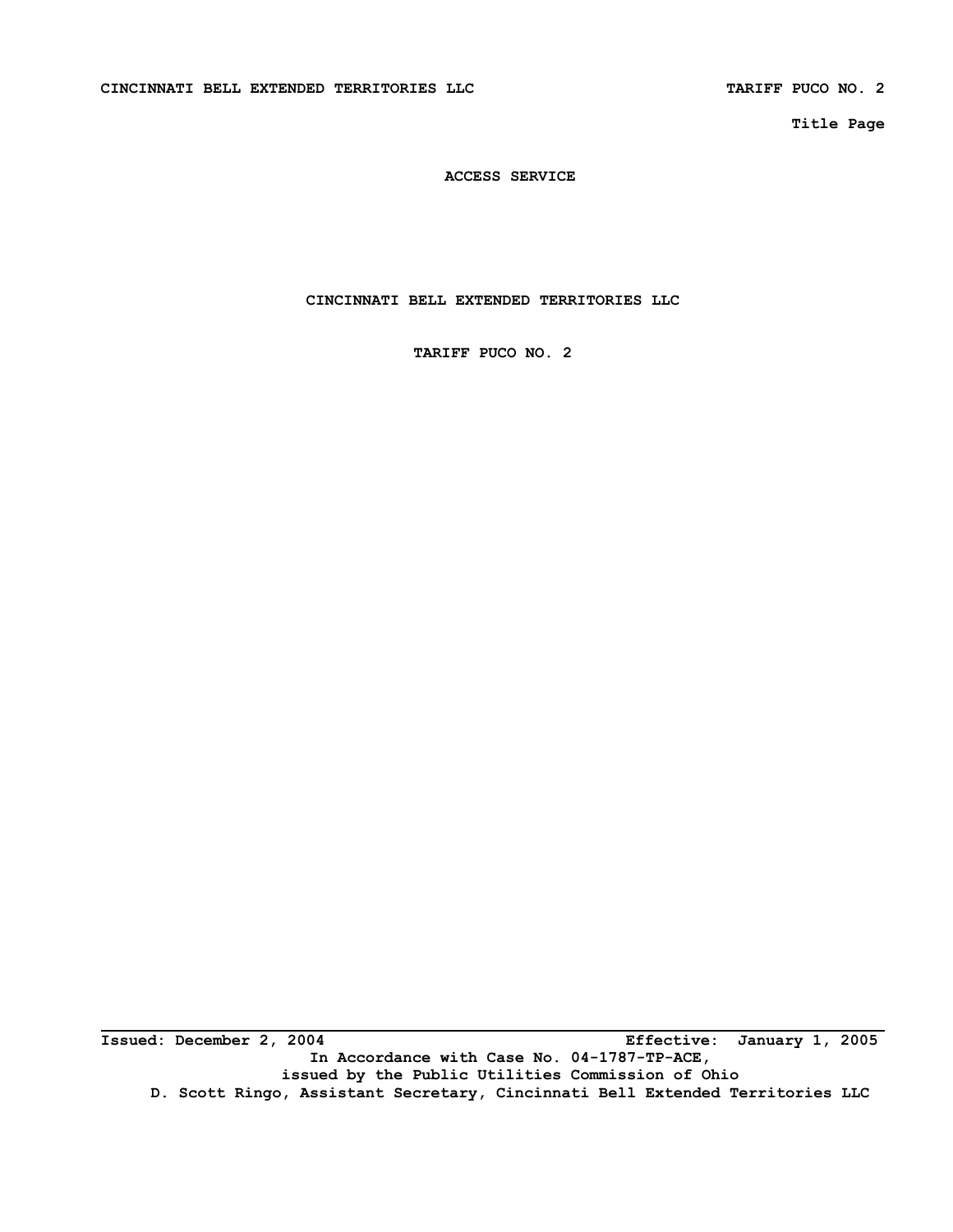**Title Page**

# ACCESS SERVICE

## CINCINNATI BELL EXTENDED TERRITORIES LLC

## TARIFF PUCO NO. 2

---

**Issued: December 2, 2004** **Effective: January 1, 2005**

**In Accordance with Case No. 04-1787-TP-ACE,**
**issued by the Public Utilities Commission of Ohio**
**D. Scott Ringo, Assistant Secretary, Cincinnati Bell Extended Territories LLC**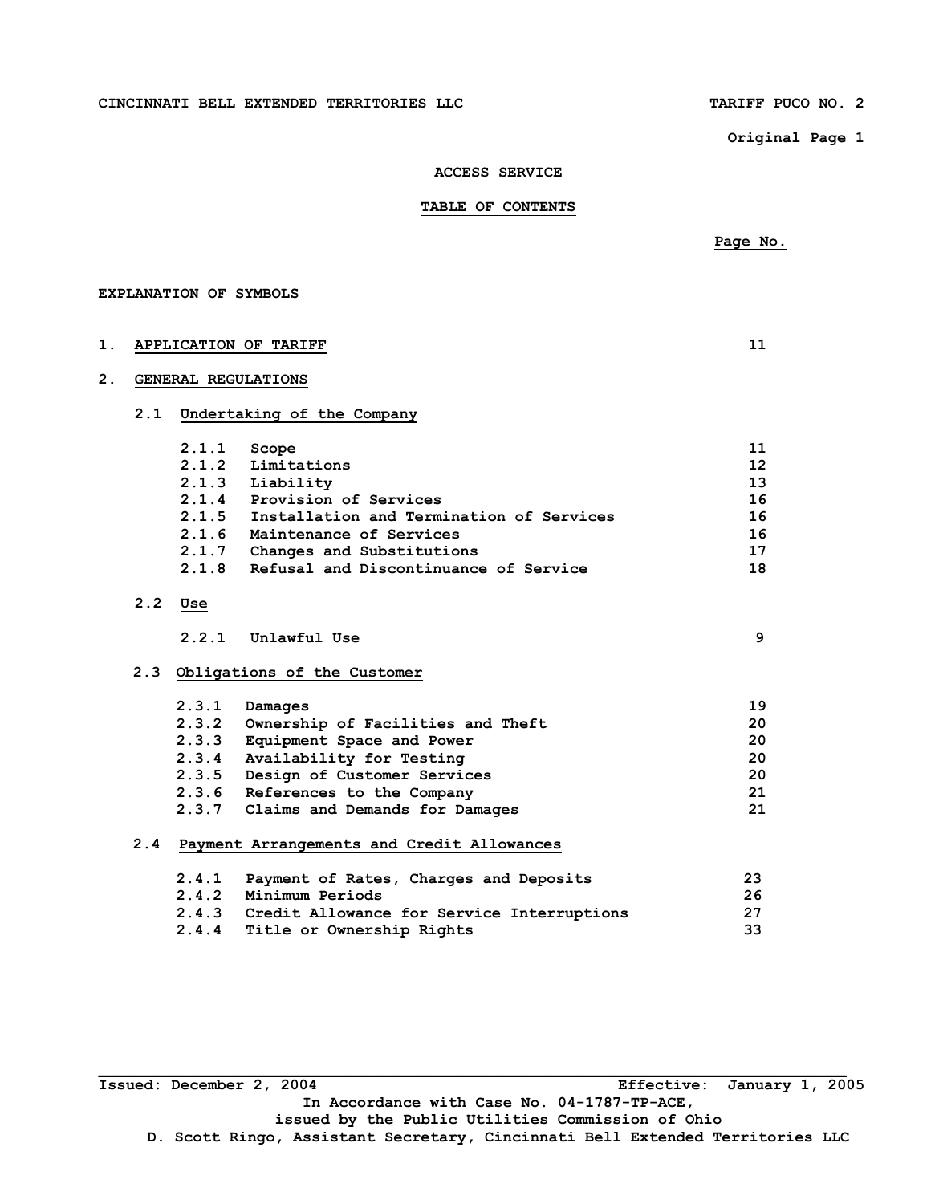# ACCESS SERVICE

## TABLE OF CONTENTS

| | Page No. |
|---|---|
| EXPLANATION OF SYMBOLS | |
| 1. APPLICATION OF TARIFF | 11 |
| 2. GENERAL REGULATIONS | |
| 2.1 Undertaking of the Company | |
| 2.1.1 Scope | 11 |
| 2.1.2 Limitations | 12 |
| 2.1.3 Liability | 13 |
| 2.1.4 Provision of Services | 16 |
| 2.1.5 Installation and Termination of Services | 16 |
| 2.1.6 Maintenance of Services | 16 |
| 2.1.7 Changes and Substitutions | 17 |
| 2.1.8 Refusal and Discontinuance of Service | 18 |
| 2.2 Use | |
| 2.2.1 Unlawful Use | 9 |
| 2.3 Obligations of the Customer | |
| 2.3.1 Damages | 19 |
| 2.3.2 Ownership of Facilities and Theft | 20 |
| 2.3.3 Equipment Space and Power | 20 |
| 2.3.4 Availability for Testing | 20 |
| 2.3.5 Design of Customer Services | 20 |
| 2.3.6 References to the Company | 21 |
| 2.3.7 Claims and Demands for Damages | 21 |
| 2.4 Payment Arrangements and Credit Allowances | |
| 2.4.1 Payment of Rates, Charges and Deposits | 23 |
| 2.4.2 Minimum Periods | 26 |
| 2.4.3 Credit Allowance for Service Interruptions | 27 |
| 2.4.4 Title or Ownership Rights | 33 |

Issued: December 2, 2004 Effective: January 1, 2005

In Accordance with Case No. 04-1787-TP-ACE, issued by the Public Utilities Commission of Ohio

D. Scott Ringo, Assistant Secretary, Cincinnati Bell Extended Territories LLC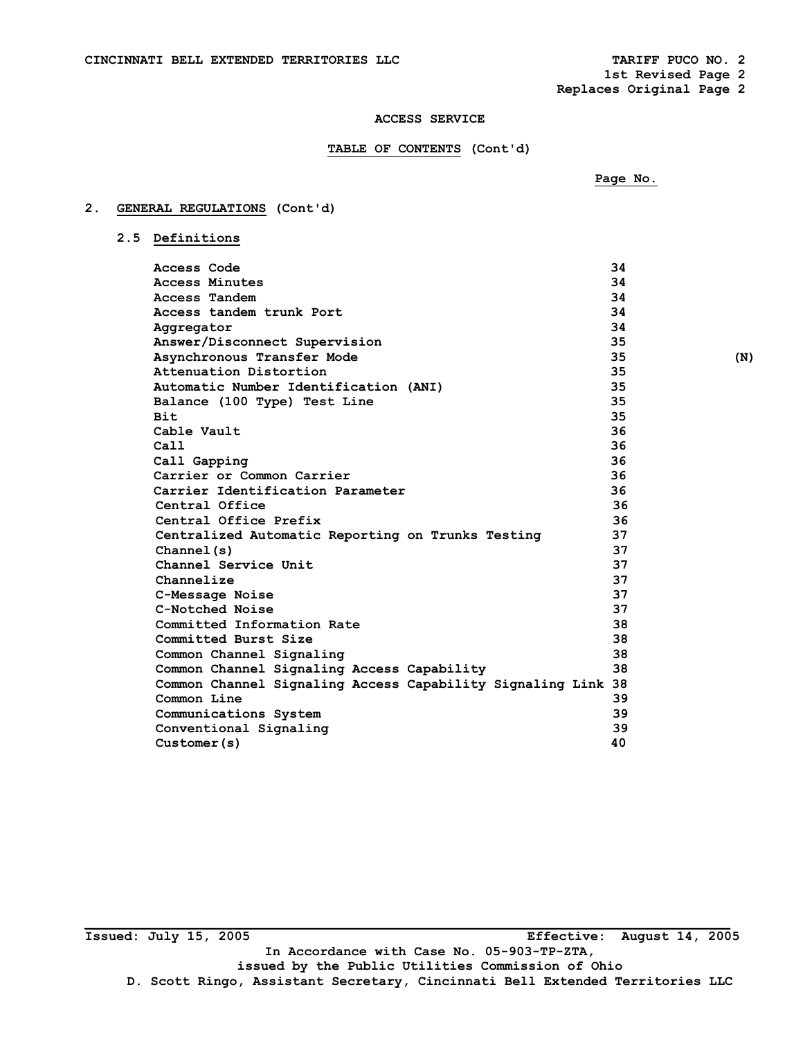ACCESS SERVICE

TABLE OF CONTENTS (Cont'd)

2. GENERAL REGULATIONS (Cont'd)

2.5 Definitions

| | Page No. | |
|---|---|---|
| Access Code | 34 | |
| Access Minutes | 34 | |
| Access Tandem | 34 | |
| Access tandem trunk Port | 34 | |
| Aggregator | 34 | |
| Answer/Disconnect Supervision | 35 | |
| Asynchronous Transfer Mode | 35 | (N) |
| Attenuation Distortion | 35 | |
| Automatic Number Identification (ANI) | 35 | |
| Balance (100 Type) Test Line | 35 | |
| Bit | 35 | |
| Cable Vault | 36 | |
| Call | 36 | |
| Call Gapping | 36 | |
| Carrier or Common Carrier | 36 | |
| Carrier Identification Parameter | 36 | |
| Central Office | 36 | |
| Central Office Prefix | 36 | |
| Centralized Automatic Reporting on Trunks Testing | 37 | |
| Channel(s) | 37 | |
| Channel Service Unit | 37 | |
| Channelize | 37 | |
| C-Message Noise | 37 | |
| C-Notched Noise | 37 | |
| Committed Information Rate | 38 | |
| Committed Burst Size | 38 | |
| Common Channel Signaling | 38 | |
| Common Channel Signaling Access Capability | 38 | |
| Common Channel Signaling Access Capability Signaling Link | 38 | |
| Common Line | 39 | |
| Communications System | 39 | |
| Conventional Signaling | 39 | |
| Customer(s) | 40 | |

Issued: July 15, 2005 Effective: August 14, 2005

In Accordance with Case No. 05-903-TP-ZTA, issued by the Public Utilities Commission of Ohio

D. Scott Ringo, Assistant Secretary, Cincinnati Bell Extended Territories LLC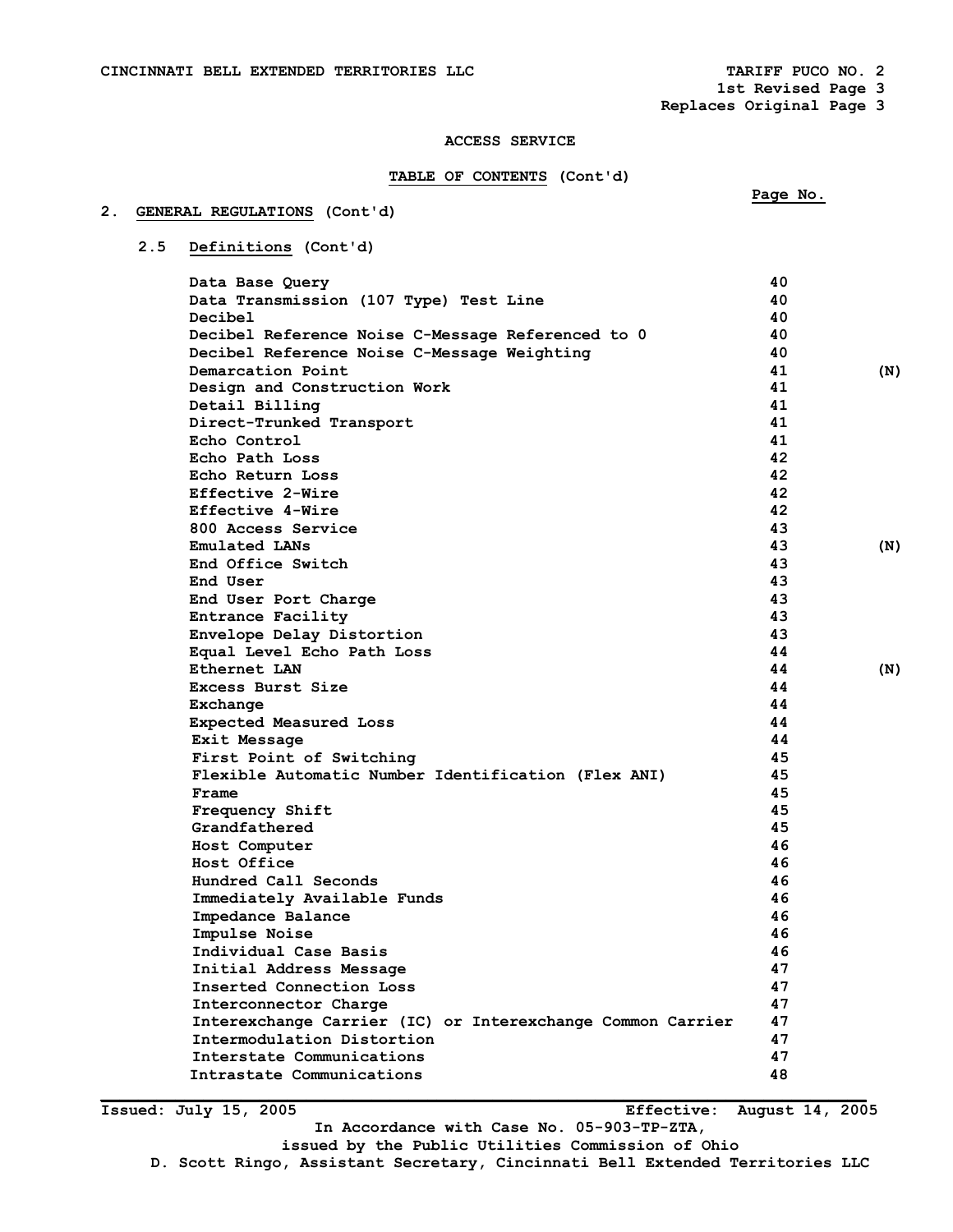CINCINNATI BELL EXTENDED TERRITORIES LLC

TARIFF PUCO NO. 2
1st Revised Page 3
Replaces Original Page 3

ACCESS SERVICE

TABLE OF CONTENTS (Cont'd)

2. GENERAL REGULATIONS (Cont'd)

2.5 Definitions (Cont'd)

| | Page No. | |
|---|---|---|
| Data Base Query | 40 | |
| Data Transmission (107 Type) Test Line | 40 | |
| Decibel | 40 | |
| Decibel Reference Noise C-Message Referenced to 0 | 40 | |
| Decibel Reference Noise C-Message Weighting | 40 | |
| Demarcation Point | 41 | (N) |
| Design and Construction Work | 41 | |
| Detail Billing | 41 | |
| Direct-Trunked Transport | 41 | |
| Echo Control | 41 | |
| Echo Path Loss | 42 | |
| Echo Return Loss | 42 | |
| Effective 2-Wire | 42 | |
| Effective 4-Wire | 42 | |
| 800 Access Service | 43 | |
| Emulated LANs | 43 | (N) |
| End Office Switch | 43 | |
| End User | 43 | |
| End User Port Charge | 43 | |
| Entrance Facility | 43 | |
| Envelope Delay Distortion | 43 | |
| Equal Level Echo Path Loss | 44 | |
| Ethernet LAN | 44 | (N) |
| Excess Burst Size | 44 | |
| Exchange | 44 | |
| Expected Measured Loss | 44 | |
| Exit Message | 44 | |
| First Point of Switching | 45 | |
| Flexible Automatic Number Identification (Flex ANI) | 45 | |
| Frame | 45 | |
| Frequency Shift | 45 | |
| Grandfathered | 45 | |
| Host Computer | 46 | |
| Host Office | 46 | |
| Hundred Call Seconds | 46 | |
| Immediately Available Funds | 46 | |
| Impedance Balance | 46 | |
| Impulse Noise | 46 | |
| Individual Case Basis | 46 | |
| Initial Address Message | 47 | |
| Inserted Connection Loss | 47 | |
| Interconnector Charge | 47 | |
| Interexchange Carrier (IC) or Interexchange Common Carrier | 47 | |
| Intermodulation Distortion | 47 | |
| Interstate Communications | 47 | |
| Intrastate Communications | 48 | |

Issued: July 15, 2005 Effective: August 14, 2005

In Accordance with Case No. 05-903-TP-ZTA,
issued by the Public Utilities Commission of Ohio
D. Scott Ringo, Assistant Secretary, Cincinnati Bell Extended Territories LLC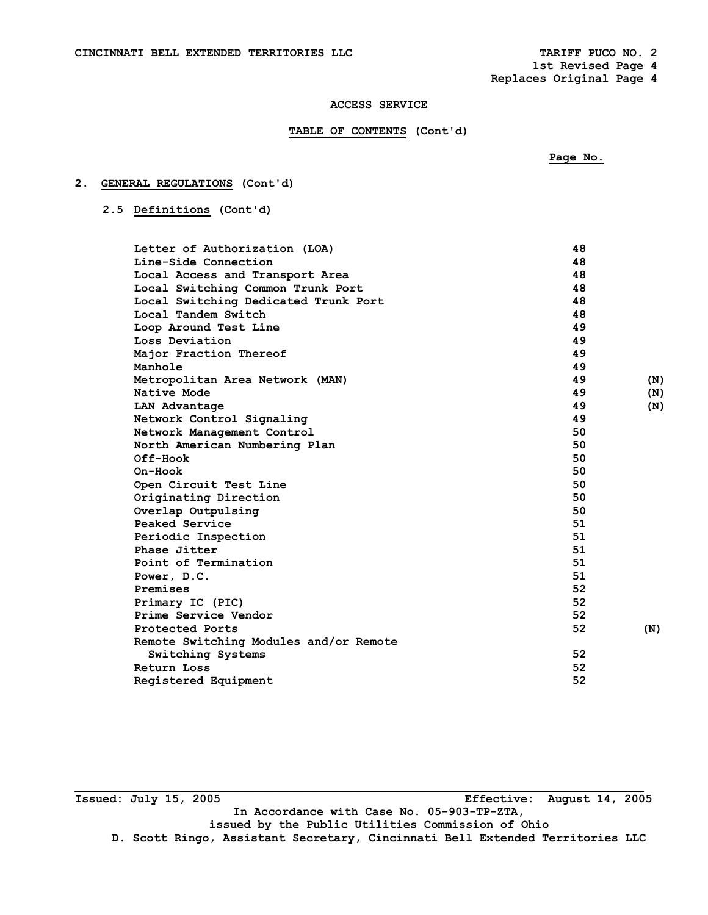CINCINNATI BELL EXTENDED TERRITORIES LLC

TARIFF PUCO NO. 2
1st Revised Page 4
Replaces Original Page 4

## ACCESS SERVICE

### TABLE OF CONTENTS (Cont'd)

**2. GENERAL REGULATIONS (Cont'd)**

**2.5 Definitions (Cont'd)**

| | Page No. | |
|---|---|---|
| Letter of Authorization (LOA) | 48 | |
| Line-Side Connection | 48 | |
| Local Access and Transport Area | 48 | |
| Local Switching Common Trunk Port | 48 | |
| Local Switching Dedicated Trunk Port | 48 | |
| Local Tandem Switch | 48 | |
| Loop Around Test Line | 49 | |
| Loss Deviation | 49 | |
| Major Fraction Thereof | 49 | |
| Manhole | 49 | |
| Metropolitan Area Network (MAN) | 49 | (N) |
| Native Mode | 49 | (N) |
| LAN Advantage | 49 | (N) |
| Network Control Signaling | 49 | |
| Network Management Control | 50 | |
| North American Numbering Plan | 50 | |
| Off-Hook | 50 | |
| On-Hook | 50 | |
| Open Circuit Test Line | 50 | |
| Originating Direction | 50 | |
| Overlap Outpulsing | 50 | |
| Peaked Service | 51 | |
| Periodic Inspection | 51 | |
| Phase Jitter | 51 | |
| Point of Termination | 51 | |
| Power, D.C. | 51 | |
| Premises | 52 | |
| Primary IC (PIC) | 52 | |
| Prime Service Vendor | 52 | |
| Protected Ports | 52 | (N) |
| Remote Switching Modules and/or Remote Switching Systems | 52 | |
| Return Loss | 52 | |
| Registered Equipment | 52 | |

Issued: July 15, 2005 Effective: August 14, 2005
In Accordance with Case No. 05-903-TP-ZTA,
issued by the Public Utilities Commission of Ohio
D. Scott Ringo, Assistant Secretary, Cincinnati Bell Extended Territories LLC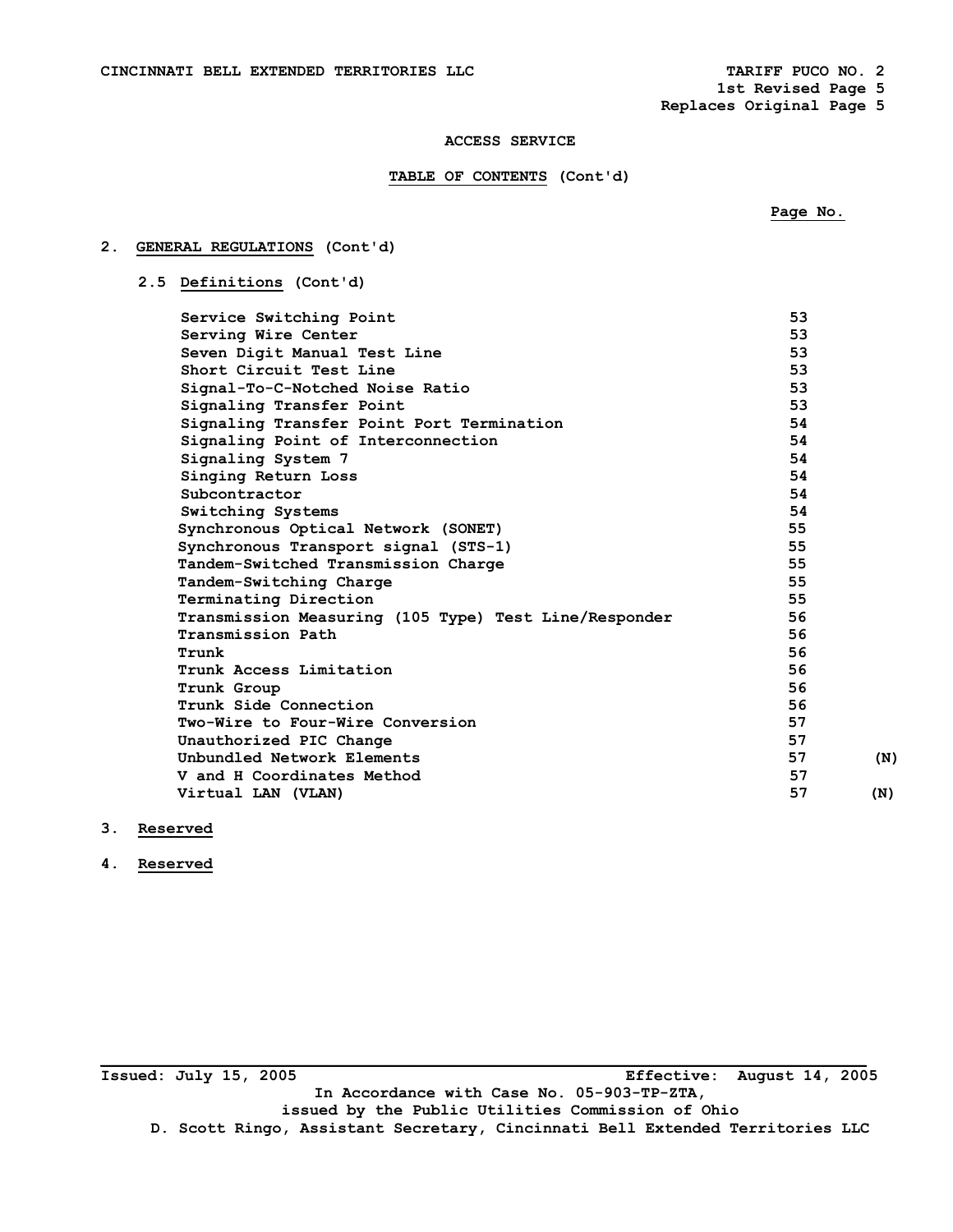## ACCESS SERVICE

### TABLE OF CONTENTS (Cont'd)

| | Page No. | |
|---|---|---|
| **2. GENERAL REGULATIONS (Cont'd)** | | |
| 2.5 Definitions (Cont'd) | | |
| Service Switching Point | 53 | |
| Serving Wire Center | 53 | |
| Seven Digit Manual Test Line | 53 | |
| Short Circuit Test Line | 53 | |
| Signal-To-C-Notched Noise Ratio | 53 | |
| Signaling Transfer Point | 53 | |
| Signaling Transfer Point Port Termination | 54 | |
| Signaling Point of Interconnection | 54 | |
| Signaling System 7 | 54 | |
| Singing Return Loss | 54 | |
| Subcontractor | 54 | |
| Switching Systems | 54 | |
| Synchronous Optical Network (SONET) | 55 | |
| Synchronous Transport signal (STS-1) | 55 | |
| Tandem-Switched Transmission Charge | 55 | |
| Tandem-Switching Charge | 55 | |
| Terminating Direction | 55 | |
| Transmission Measuring (105 Type) Test Line/Responder | 56 | |
| Transmission Path | 56 | |
| Trunk | 56 | |
| Trunk Access Limitation | 56 | |
| Trunk Group | 56 | |
| Trunk Side Connection | 56 | |
| Two-Wire to Four-Wire Conversion | 57 | |
| Unauthorized PIC Change | 57 | |
| Unbundled Network Elements | 57 | (N) |
| V and H Coordinates Method | 57 | |
| Virtual LAN (VLAN) | 57 | (N) |

3. **Reserved**

4. **Reserved**

Issued: July 15, 2005 Effective: August 14, 2005

In Accordance with Case No. 05-903-TP-ZTA,
issued by the Public Utilities Commission of Ohio

D. Scott Ringo, Assistant Secretary, Cincinnati Bell Extended Territories LLC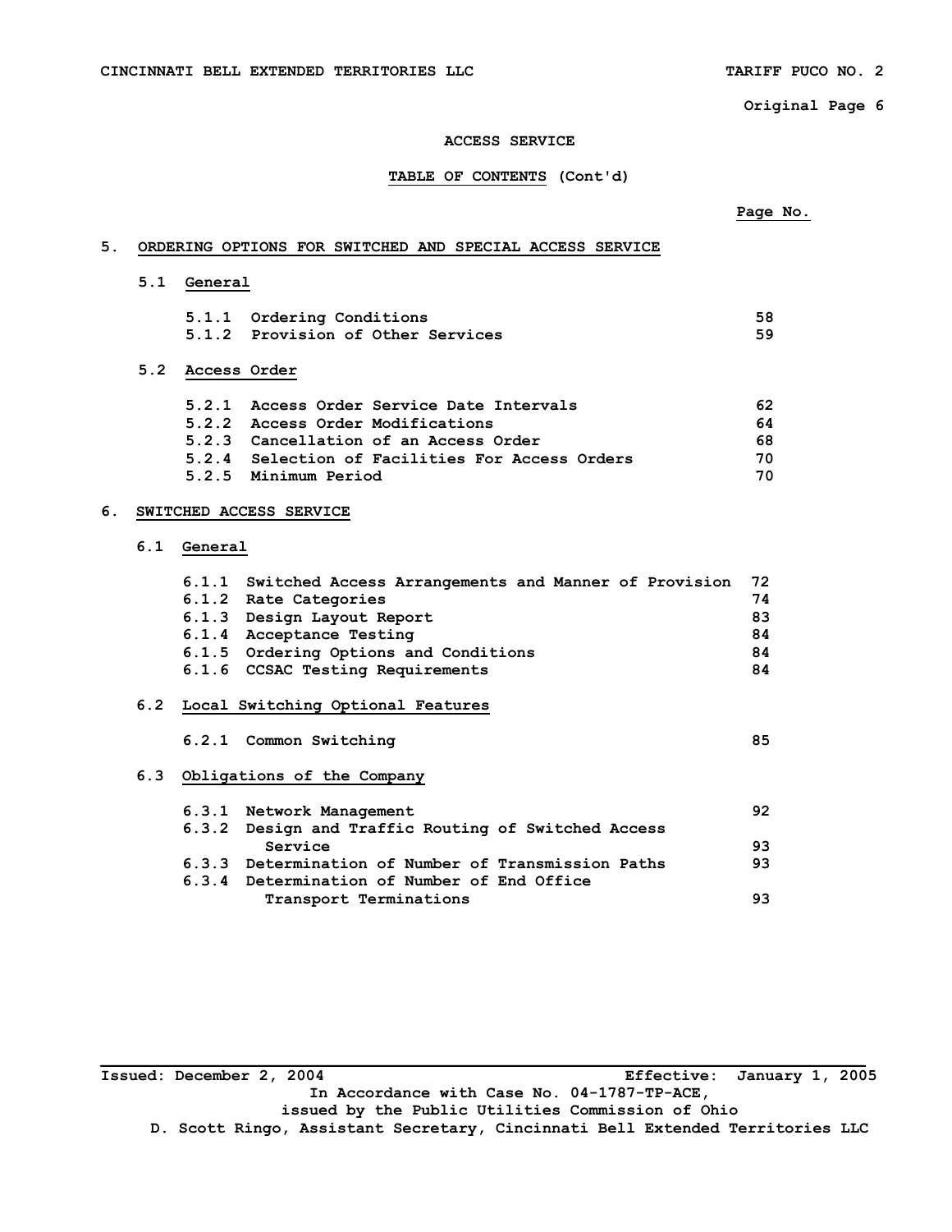# ACCESS SERVICE

## TABLE OF CONTENTS (Cont'd)

| | Page No. |
|---|---|
| **5. ORDERING OPTIONS FOR SWITCHED AND SPECIAL ACCESS SERVICE** | |
| **5.1 General** | |
| 5.1.1 Ordering Conditions | 58 |
| 5.1.2 Provision of Other Services | 59 |
| **5.2 Access Order** | |
| 5.2.1 Access Order Service Date Intervals | 62 |
| 5.2.2 Access Order Modifications | 64 |
| 5.2.3 Cancellation of an Access Order | 68 |
| 5.2.4 Selection of Facilities For Access Orders | 70 |
| 5.2.5 Minimum Period | 70 |
| **6. SWITCHED ACCESS SERVICE** | |
| **6.1 General** | |
| 6.1.1 Switched Access Arrangements and Manner of Provision | 72 |
| 6.1.2 Rate Categories | 74 |
| 6.1.3 Design Layout Report | 83 |
| 6.1.4 Acceptance Testing | 84 |
| 6.1.5 Ordering Options and Conditions | 84 |
| 6.1.6 CCSAC Testing Requirements | 84 |
| **6.2 Local Switching Optional Features** | |
| 6.2.1 Common Switching | 85 |
| **6.3 Obligations of the Company** | |
| 6.3.1 Network Management | 92 |
| 6.3.2 Design and Traffic Routing of Switched Access Service | 93 |
| 6.3.3 Determination of Number of Transmission Paths | 93 |
| 6.3.4 Determination of Number of End Office Transport Terminations | 93 |

Issued: December 2, 2004 Effective: January 1, 2005
In Accordance with Case No. 04-1787-TP-ACE,
issued by the Public Utilities Commission of Ohio
D. Scott Ringo, Assistant Secretary, Cincinnati Bell Extended Territories LLC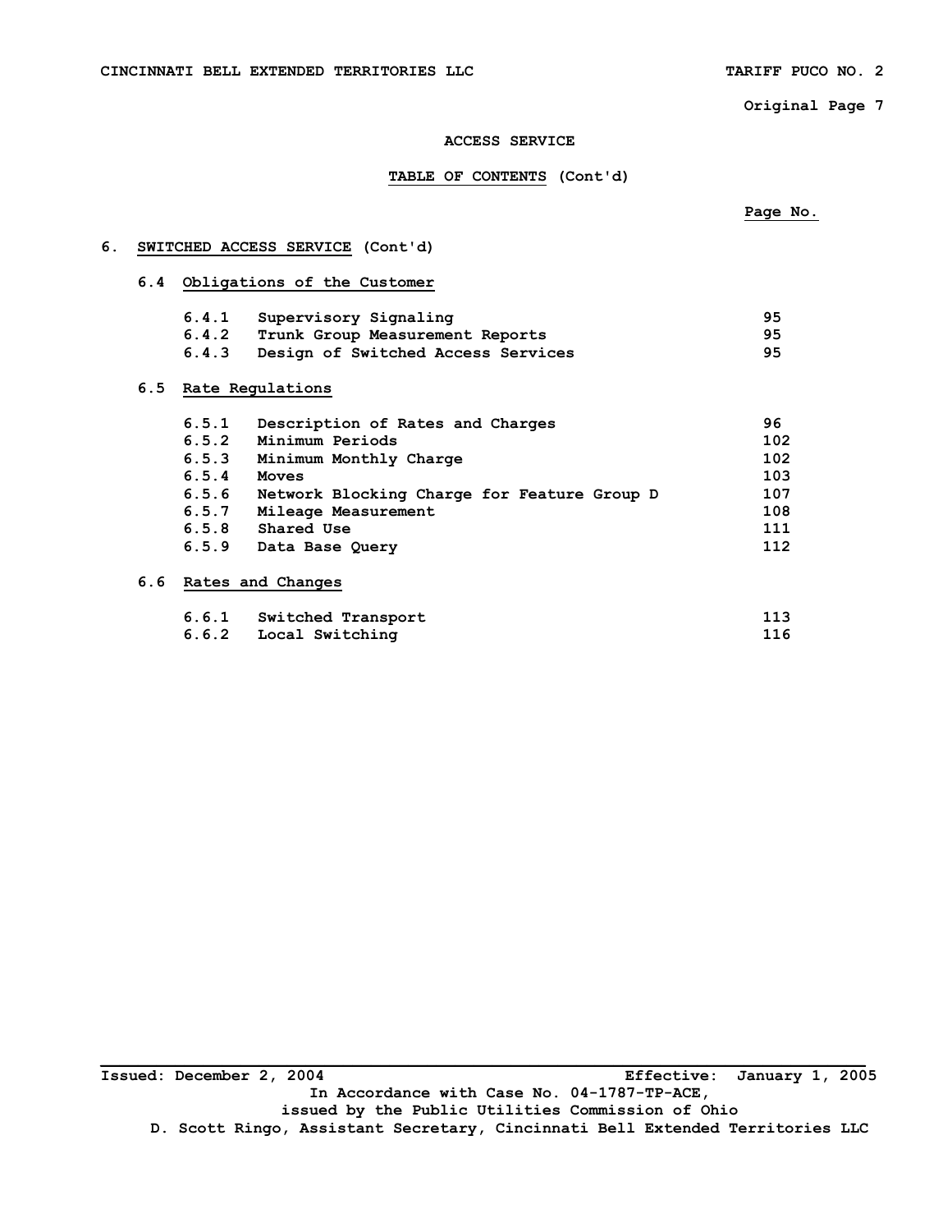# ACCESS SERVICE

## TABLE OF CONTENTS (Cont'd)

| | | Page No. |
|---|---|---|
| **6.** | **SWITCHED ACCESS SERVICE (Cont'd)** | |
| **6.4** | **Obligations of the Customer** | |
| 6.4.1 | Supervisory Signaling | 95 |
| 6.4.2 | Trunk Group Measurement Reports | 95 |
| 6.4.3 | Design of Switched Access Services | 95 |
| **6.5** | **Rate Regulations** | |
| 6.5.1 | Description of Rates and Charges | 96 |
| 6.5.2 | Minimum Periods | 102 |
| 6.5.3 | Minimum Monthly Charge | 102 |
| 6.5.4 | Moves | 103 |
| 6.5.6 | Network Blocking Charge for Feature Group D | 107 |
| 6.5.7 | Mileage Measurement | 108 |
| 6.5.8 | Shared Use | 111 |
| 6.5.9 | Data Base Query | 112 |
| **6.6** | **Rates and Changes** | |
| 6.6.1 | Switched Transport | 113 |
| 6.6.2 | Local Switching | 116 |

Issued: December 2, 2004 Effective: January 1, 2005

In Accordance with Case No. 04-1787-TP-ACE,
issued by the Public Utilities Commission of Ohio

D. Scott Ringo, Assistant Secretary, Cincinnati Bell Extended Territories LLC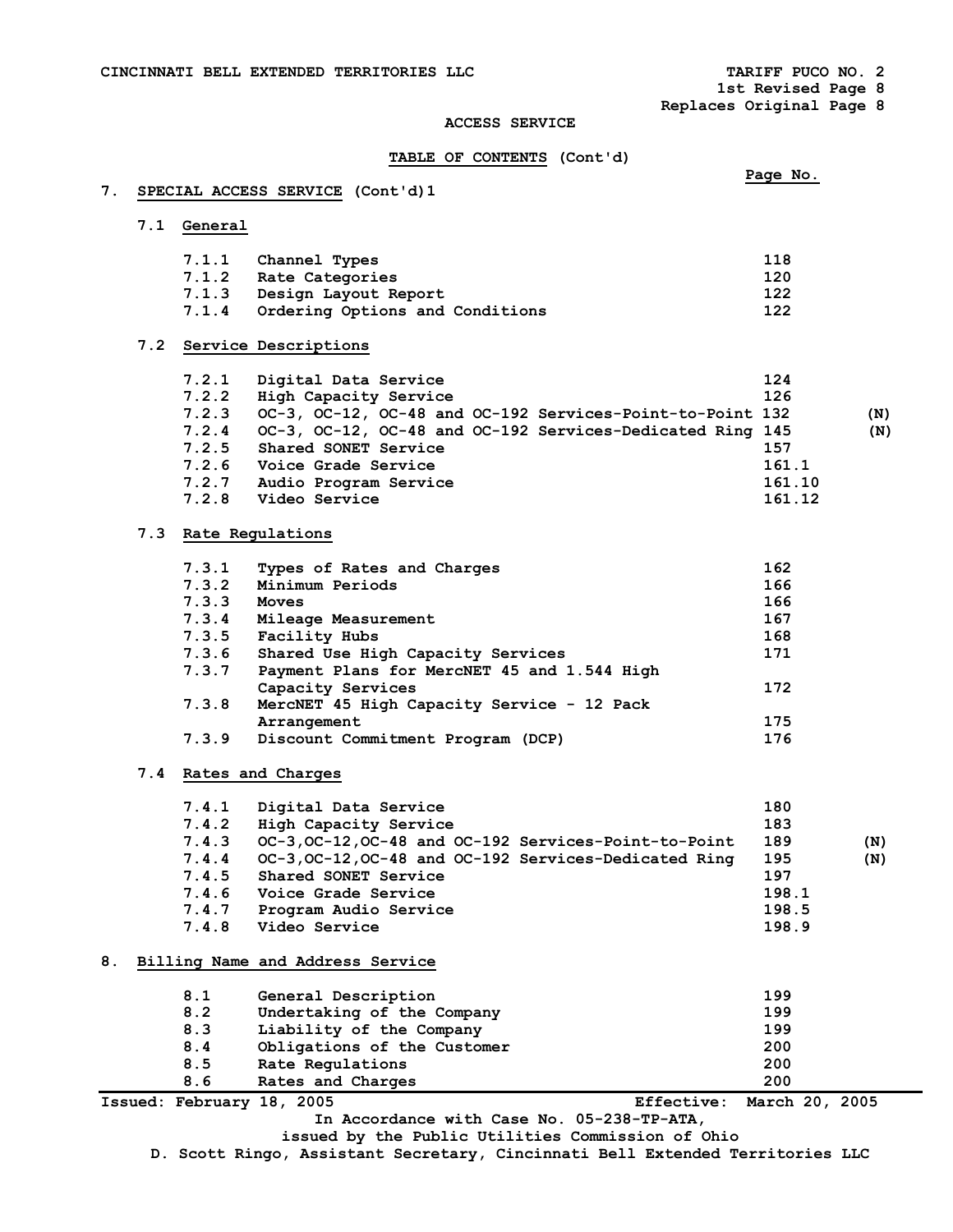CINCINNATI BELL EXTENDED TERRITORIES LLC

TARIFF PUCO NO. 2
1st Revised Page 8
Replaces Original Page 8

ACCESS SERVICE

**TABLE OF CONTENTS (Cont'd)**

| | | Page No. | |
|---|---|---|---|
| **7. SPECIAL ACCESS SERVICE (Cont'd)1** | | | |
| **7.1 General** | | | |
| 7.1.1 | Channel Types | 118 | |
| 7.1.2 | Rate Categories | 120 | |
| 7.1.3 | Design Layout Report | 122 | |
| 7.1.4 | Ordering Options and Conditions | 122 | |
| **7.2 Service Descriptions** | | | |
| 7.2.1 | Digital Data Service | 124 | |
| 7.2.2 | High Capacity Service | 126 | |
| 7.2.3 | OC-3, OC-12, OC-48 and OC-192 Services-Point-to-Point | 132 | (N) |
| 7.2.4 | OC-3, OC-12, OC-48 and OC-192 Services-Dedicated Ring | 145 | (N) |
| 7.2.5 | Shared SONET Service | 157 | |
| 7.2.6 | Voice Grade Service | 161.1 | |
| 7.2.7 | Audio Program Service | 161.10 | |
| 7.2.8 | Video Service | 161.12 | |
| **7.3 Rate Regulations** | | | |
| 7.3.1 | Types of Rates and Charges | 162 | |
| 7.3.2 | Minimum Periods | 166 | |
| 7.3.3 | Moves | 166 | |
| 7.3.4 | Mileage Measurement | 167 | |
| 7.3.5 | Facility Hubs | 168 | |
| 7.3.6 | Shared Use High Capacity Services | 171 | |
| 7.3.7 | Payment Plans for MercNET 45 and 1.544 High Capacity Services | 172 | |
| 7.3.8 | MercNET 45 High Capacity Service - 12 Pack Arrangement | 175 | |
| 7.3.9 | Discount Commitment Program (DCP) | 176 | |
| **7.4 Rates and Charges** | | | |
| 7.4.1 | Digital Data Service | 180 | |
| 7.4.2 | High Capacity Service | 183 | |
| 7.4.3 | OC-3,OC-12,OC-48 and OC-192 Services-Point-to-Point | 189 | (N) |
| 7.4.4 | OC-3,OC-12,OC-48 and OC-192 Services-Dedicated Ring | 195 | (N) |
| 7.4.5 | Shared SONET Service | 197 | |
| 7.4.6 | Voice Grade Service | 198.1 | |
| 7.4.7 | Program Audio Service | 198.5 | |
| 7.4.8 | Video Service | 198.9 | |
| **8. Billing Name and Address Service** | | | |
| 8.1 | General Description | 199 | |
| 8.2 | Undertaking of the Company | 199 | |
| 8.3 | Liability of the Company | 199 | |
| 8.4 | Obligations of the Customer | 200 | |
| 8.5 | Rate Regulations | 200 | |
| 8.6 | Rates and Charges | 200 | |

Issued: February 18, 2005 Effective: March 20, 2005

In Accordance with Case No. 05-238-TP-ATA,
issued by the Public Utilities Commission of Ohio

D. Scott Ringo, Assistant Secretary, Cincinnati Bell Extended Territories LLC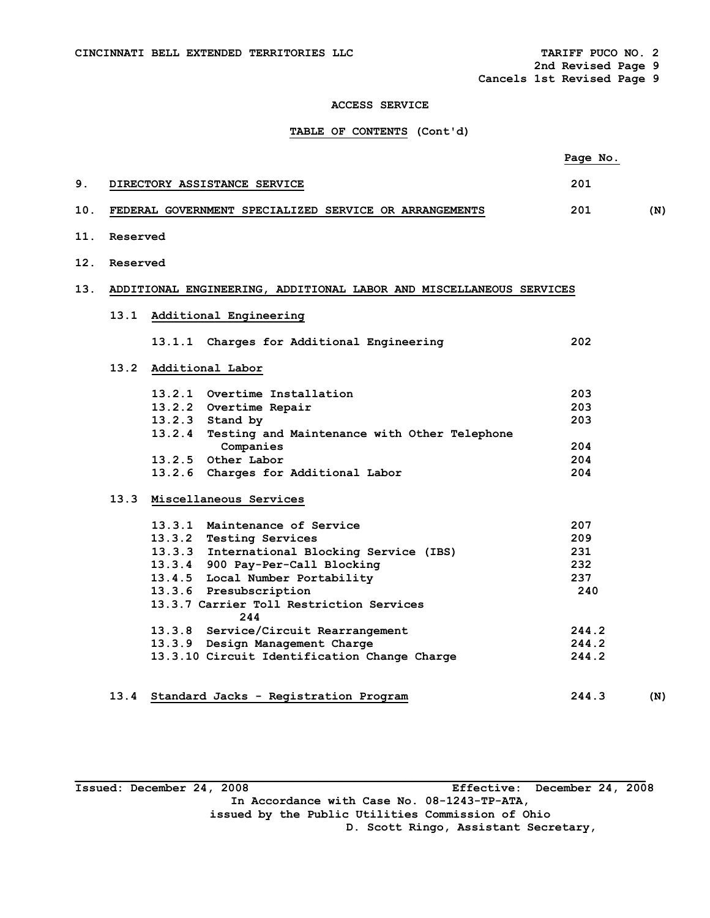CINCINNATI BELL EXTENDED TERRITORIES LLC — TARIFF PUCO NO. 2
2nd Revised Page 9
Cancels 1st Revised Page 9

## ACCESS SERVICE

### TABLE OF CONTENTS (Cont'd)

| | | Page No. | |
|---|---|---|---|
| 9. | DIRECTORY ASSISTANCE SERVICE | 201 | |
| 10. | FEDERAL GOVERNMENT SPECIALIZED SERVICE OR ARRANGEMENTS | 201 | (N) |
| 11. | Reserved | | |
| 12. | Reserved | | |
| 13. | ADDITIONAL ENGINEERING, ADDITIONAL LABOR AND MISCELLANEOUS SERVICES | | |
| | 13.1 Additional Engineering | | |
| | 13.1.1 Charges for Additional Engineering | 202 | |
| | 13.2 Additional Labor | | |
| | 13.2.1 Overtime Installation | 203 | |
| | 13.2.2 Overtime Repair | 203 | |
| | 13.2.3 Stand by | 203 | |
| | 13.2.4 Testing and Maintenance with Other Telephone Companies | 204 | |
| | 13.2.5 Other Labor | 204 | |
| | 13.2.6 Charges for Additional Labor | 204 | |
| | 13.3 Miscellaneous Services | | |
| | 13.3.1 Maintenance of Service | 207 | |
| | 13.3.2 Testing Services | 209 | |
| | 13.3.3 International Blocking Service (IBS) | 231 | |
| | 13.3.4 900 Pay-Per-Call Blocking | 232 | |
| | 13.4.5 Local Number Portability | 237 | |
| | 13.3.6 Presubscription | 240 | |
| | 13.3.7 Carrier Toll Restriction Services | 244 | |
| | 13.3.8 Service/Circuit Rearrangement | 244.2 | |
| | 13.3.9 Design Management Charge | 244.2 | |
| | 13.3.10 Circuit Identification Change Charge | 244.2 | |
| | 13.4 Standard Jacks - Registration Program | 244.3 | (N) |

Issued: December 24, 2008 — Effective: December 24, 2008

In Accordance with Case No. 08-1243-TP-ATA,
issued by the Public Utilities Commission of Ohio
D. Scott Ringo, Assistant Secretary,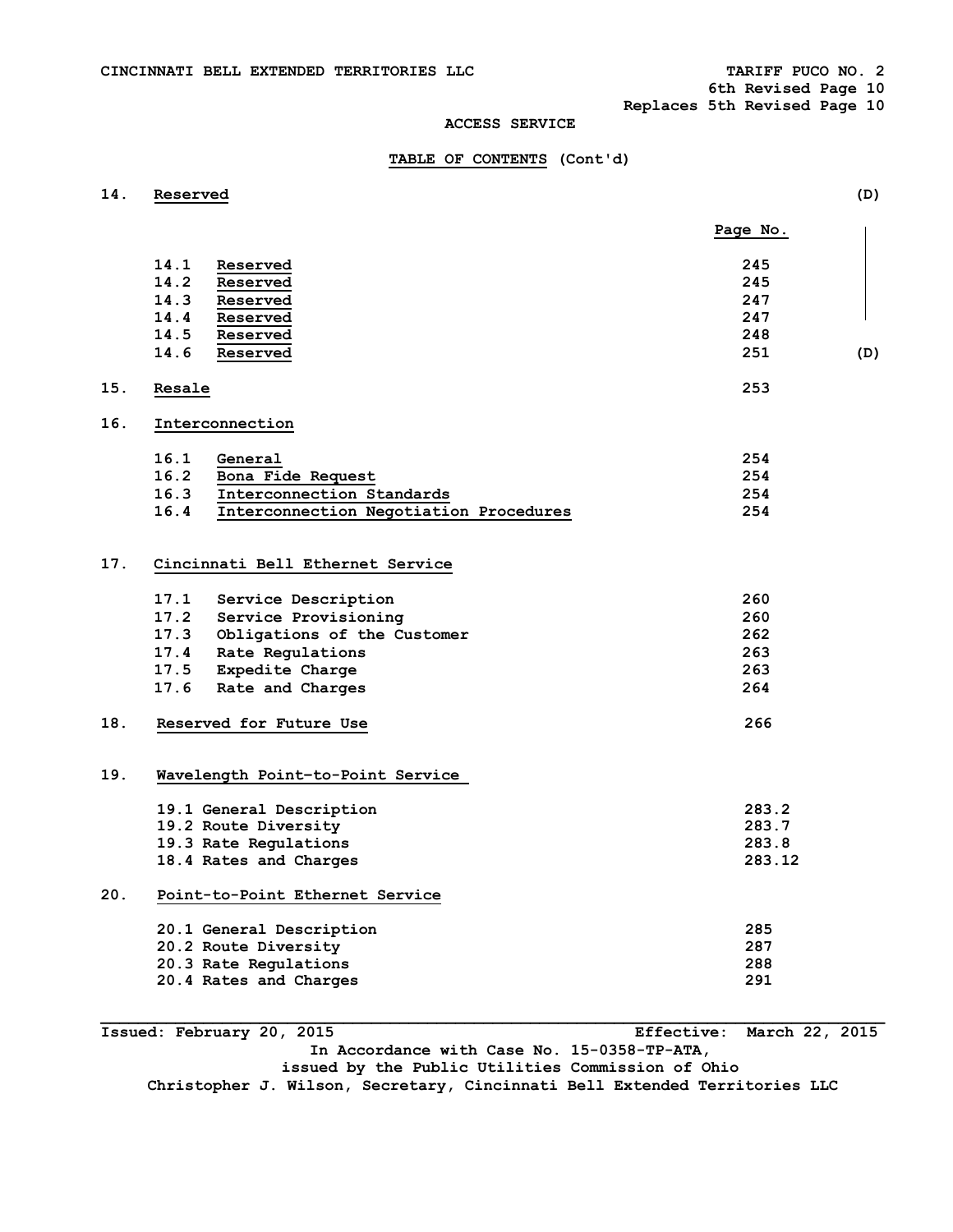CINCINNATI BELL EXTENDED TERRITORIES LLC TARIFF PUCO NO. 2

6th Revised Page 10

Replaces 5th Revised Page 10

ACCESS SERVICE

**TABLE OF CONTENTS (Cont'd)**

| | | Page No. | |
|---|---|---|---|
| **14.** | **Reserved** | | (D) |
| 14.1 | Reserved | 245 | \| |
| 14.2 | Reserved | 245 | \| |
| 14.3 | Reserved | 247 | \| |
| 14.4 | Reserved | 247 | \| |
| 14.5 | Reserved | 248 | \| |
| 14.6 | Reserved | 251 | (D) |
| **15.** | **Resale** | 253 | |
| **16.** | **Interconnection** | | |
| 16.1 | General | 254 | |
| 16.2 | Bona Fide Request | 254 | |
| 16.3 | Interconnection Standards | 254 | |
| 16.4 | Interconnection Negotiation Procedures | 254 | |
| **17.** | **Cincinnati Bell Ethernet Service** | | |
| 17.1 | Service Description | 260 | |
| 17.2 | Service Provisioning | 260 | |
| 17.3 | Obligations of the Customer | 262 | |
| 17.4 | Rate Regulations | 263 | |
| 17.5 | Expedite Charge | 263 | |
| 17.6 | Rate and Charges | 264 | |
| **18.** | **Reserved for Future Use** | 266 | |
| **19.** | **Wavelength Point-to-Point Service** | | |
| 19.1 | General Description | 283.2 | |
| 19.2 | Route Diversity | 283.7 | |
| 19.3 | Rate Regulations | 283.8 | |
| 18.4 | Rates and Charges | 283.12 | |
| **20.** | **Point-to-Point Ethernet Service** | | |
| 20.1 | General Description | 285 | |
| 20.2 | Route Diversity | 287 | |
| 20.3 | Rate Regulations | 288 | |
| 20.4 | Rates and Charges | 291 | |

Issued: February 20, 2015 Effective: March 22, 2015

In Accordance with Case No. 15-0358-TP-ATA,
issued by the Public Utilities Commission of Ohio
Christopher J. Wilson, Secretary, Cincinnati Bell Extended Territories LLC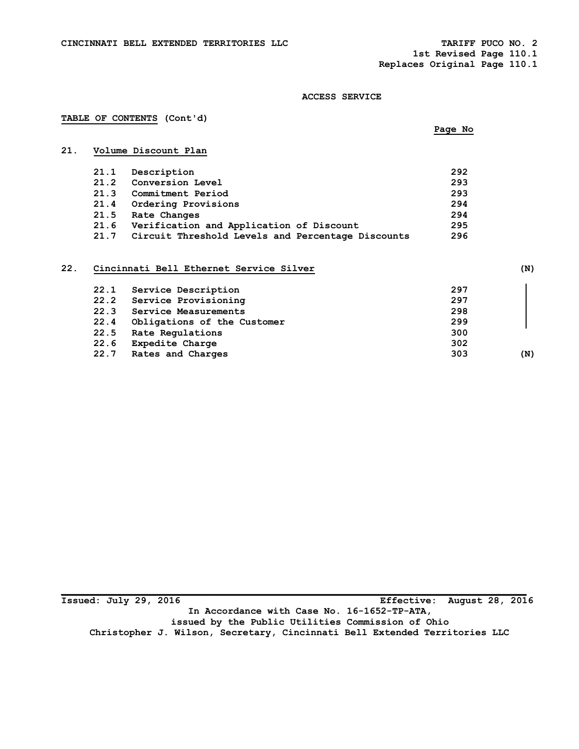CINCINNATI BELL EXTENDED TERRITORIES LLC — TARIFF PUCO NO. 2
1st Revised Page 110.1
Replaces Original Page 110.1

## ACCESS SERVICE

**TABLE OF CONTENTS (Cont'd)**

| | | Page No | |
|---|---|---|---|
| **21.** | **Volume Discount Plan** | | |
| 21.1 | Description | 292 | |
| 21.2 | Conversion Level | 293 | |
| 21.3 | Commitment Period | 293 | |
| 21.4 | Ordering Provisions | 294 | |
| 21.5 | Rate Changes | 294 | |
| 21.6 | Verification and Application of Discount | 295 | |
| 21.7 | Circuit Threshold Levels and Percentage Discounts | 296 | |
| **22.** | **Cincinnati Bell Ethernet Service Silver** | | (N) |
| 22.1 | Service Description | 297 | |
| 22.2 | Service Provisioning | 297 | |
| 22.3 | Service Measurements | 298 | |
| 22.4 | Obligations of the Customer | 299 | |
| 22.5 | Rate Regulations | 300 | |
| 22.6 | Expedite Charge | 302 | |
| 22.7 | Rates and Charges | 303 | (N) |

Issued: July 29, 2016 — Effective: August 28, 2016

In Accordance with Case No. 16-1652-TP-ATA, issued by the Public Utilities Commission of Ohio

Christopher J. Wilson, Secretary, Cincinnati Bell Extended Territories LLC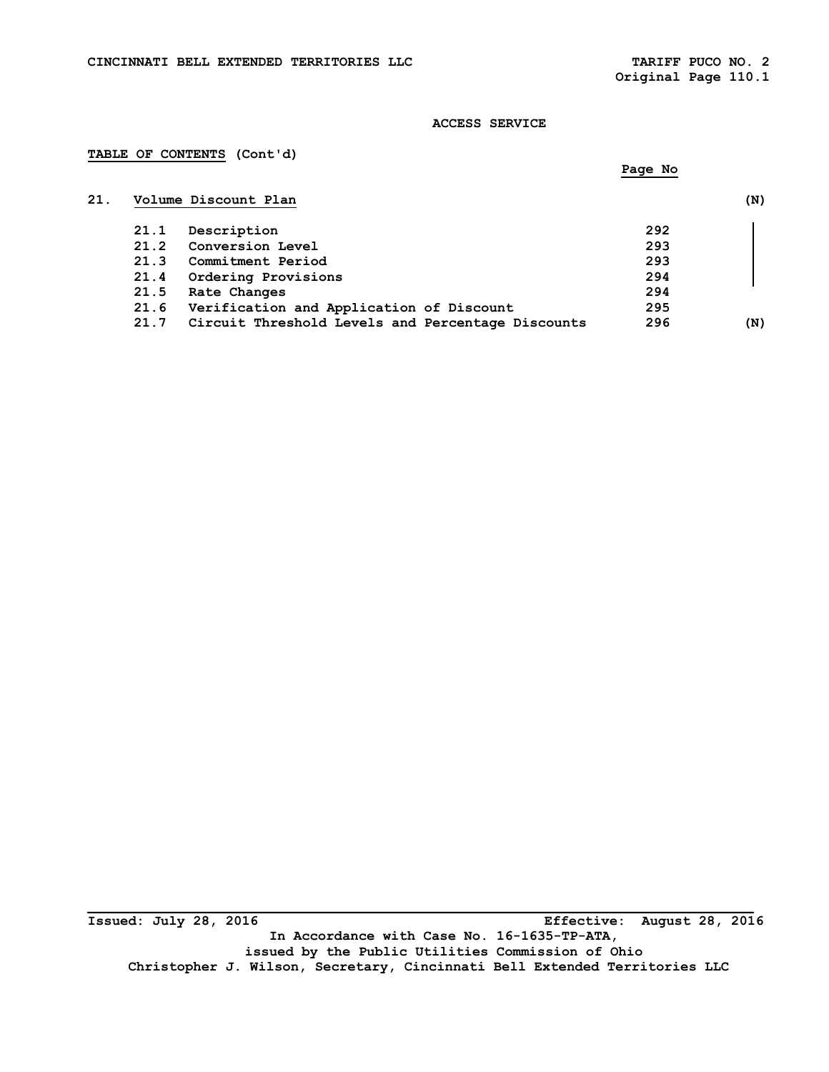# ACCESS SERVICE

**TABLE OF CONTENTS** (Cont'd)

| | | Page No | |
|---|---|---|---|
| 21. | **Volume Discount Plan** | | (N) |
| 21.1 | Description | 292 | |
| 21.2 | Conversion Level | 293 | |
| 21.3 | Commitment Period | 293 | |
| 21.4 | Ordering Provisions | 294 | |
| 21.5 | Rate Changes | 294 | |
| 21.6 | Verification and Application of Discount | 295 | |
| 21.7 | Circuit Threshold Levels and Percentage Discounts | 296 | (N) |

Issued: July 28, 2016 Effective: August 28, 2016

In Accordance with Case No. 16-1635-TP-ATA,
issued by the Public Utilities Commission of Ohio
Christopher J. Wilson, Secretary, Cincinnati Bell Extended Territories LLC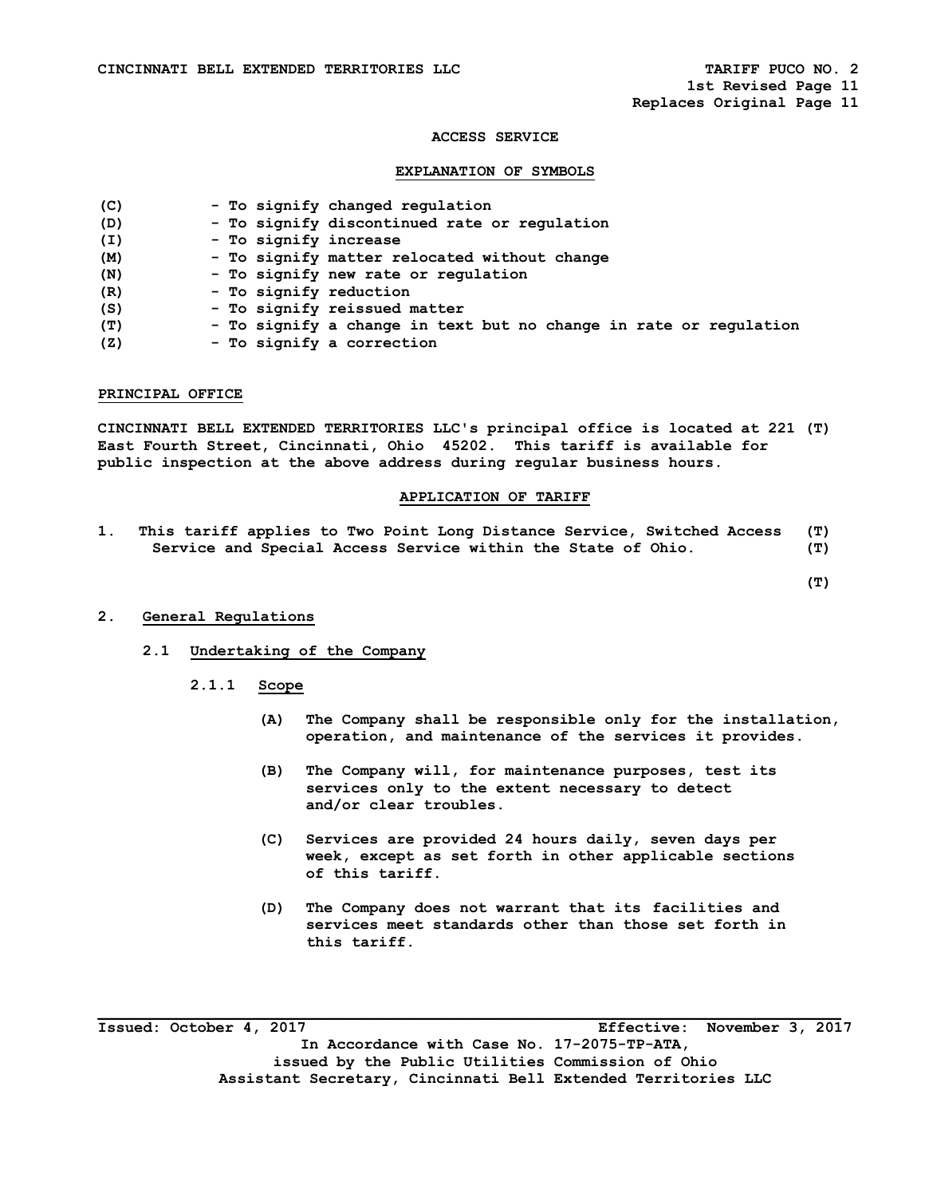## ACCESS SERVICE

### EXPLANATION OF SYMBOLS

| | |
|---|---|
| (C) | - To signify changed regulation |
| (D) | - To signify discontinued rate or regulation |
| (I) | - To signify increase |
| (M) | - To signify matter relocated without change |
| (N) | - To signify new rate or regulation |
| (R) | - To signify reduction |
| (S) | - To signify reissued matter |
| (T) | - To signify a change in text but no change in rate or regulation |
| (Z) | - To signify a correction |

### PRINCIPAL OFFICE

CINCINNATI BELL EXTENDED TERRITORIES LLC's principal office is located at 221 East Fourth Street, Cincinnati, Ohio 45202. This tariff is available for public inspection at the above address during regular business hours. (T)

### APPLICATION OF TARIFF

1. This tariff applies to Two Point Long Distance Service, Switched Access Service and Special Access Service within the State of Ohio. (T) (T)

(T)

2. **General Regulations**

   2.1 **Undertaking of the Company**

   2.1.1 **Scope**

   (A) The Company shall be responsible only for the installation, operation, and maintenance of the services it provides.

   (B) The Company will, for maintenance purposes, test its services only to the extent necessary to detect and/or clear troubles.

   (C) Services are provided 24 hours daily, seven days per week, except as set forth in other applicable sections of this tariff.

   (D) The Company does not warrant that its facilities and services meet standards other than those set forth in this tariff.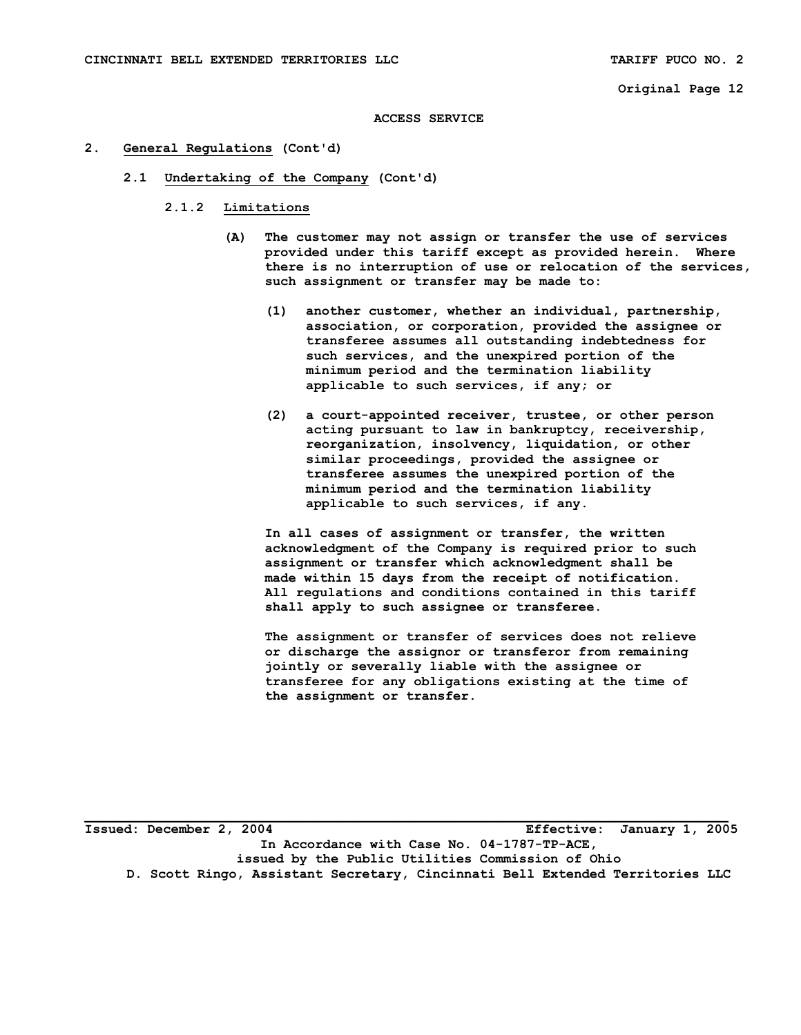## ACCESS SERVICE

## 2. General Regulations (Cont'd)

### 2.1 Undertaking of the Company (Cont'd)

#### 2.1.2 Limitations

(A) The customer may not assign or transfer the use of services provided under this tariff except as provided herein. Where there is no interruption of use or relocation of the services, such assignment or transfer may be made to:

(1) another customer, whether an individual, partnership, association, or corporation, provided the assignee or transferee assumes all outstanding indebtedness for such services, and the unexpired portion of the minimum period and the termination liability applicable to such services, if any; or

(2) a court-appointed receiver, trustee, or other person acting pursuant to law in bankruptcy, receivership, reorganization, insolvency, liquidation, or other similar proceedings, provided the assignee or transferee assumes the unexpired portion of the minimum period and the termination liability applicable to such services, if any.

In all cases of assignment or transfer, the written acknowledgment of the Company is required prior to such assignment or transfer which acknowledgment shall be made within 15 days from the receipt of notification. All regulations and conditions contained in this tariff shall apply to such assignee or transferee.

The assignment or transfer of services does not relieve or discharge the assignor or transferor from remaining jointly or severally liable with the assignee or transferee for any obligations existing at the time of the assignment or transfer.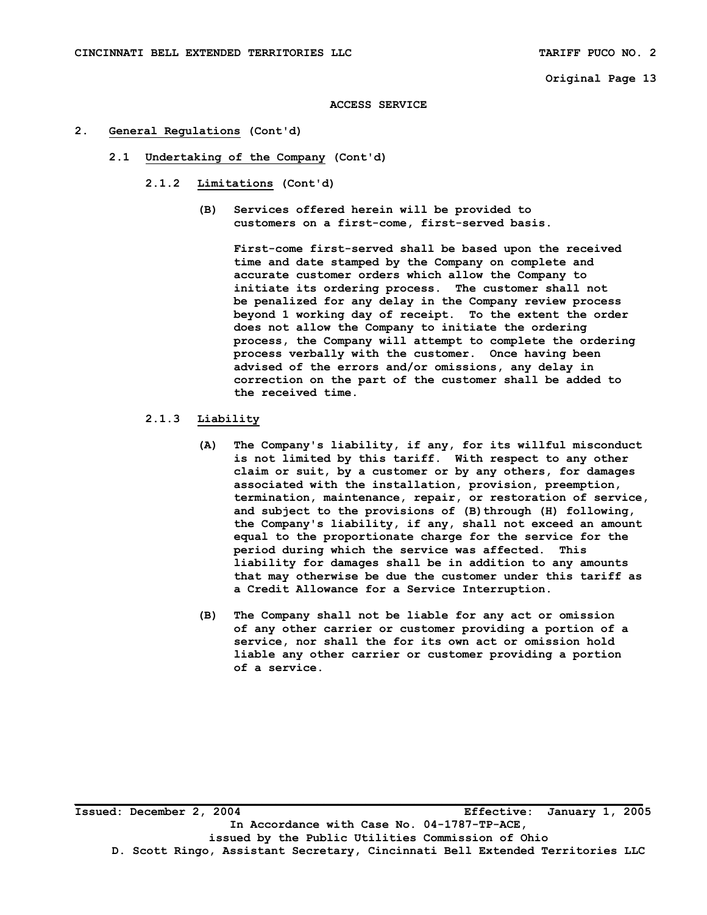ACCESS SERVICE

2. General Regulations (Cont'd)

2.1 Undertaking of the Company (Cont'd)

2.1.2 Limitations (Cont'd)

(B) Services offered herein will be provided to customers on a first-come, first-served basis.

First-come first-served shall be based upon the received time and date stamped by the Company on complete and accurate customer orders which allow the Company to initiate its ordering process. The customer shall not be penalized for any delay in the Company review process beyond 1 working day of receipt. To the extent the order does not allow the Company to initiate the ordering process, the Company will attempt to complete the ordering process verbally with the customer. Once having been advised of the errors and/or omissions, any delay in correction on the part of the customer shall be added to the received time.

2.1.3 Liability

(A) The Company's liability, if any, for its willful misconduct is not limited by this tariff. With respect to any other claim or suit, by a customer or by any others, for damages associated with the installation, provision, preemption, termination, maintenance, repair, or restoration of service, and subject to the provisions of (B) through (H) following, the Company's liability, if any, shall not exceed an amount equal to the proportionate charge for the service for the period during which the service was affected. This liability for damages shall be in addition to any amounts that may otherwise be due the customer under this tariff as a Credit Allowance for a Service Interruption.

(B) The Company shall not be liable for any act or omission of any other carrier or customer providing a portion of a service, nor shall the for its own act or omission hold liable any other carrier or customer providing a portion of a service.

Issued: December 2, 2004 Effective: January 1, 2005

In Accordance with Case No. 04-1787-TP-ACE, issued by the Public Utilities Commission of Ohio

D. Scott Ringo, Assistant Secretary, Cincinnati Bell Extended Territories LLC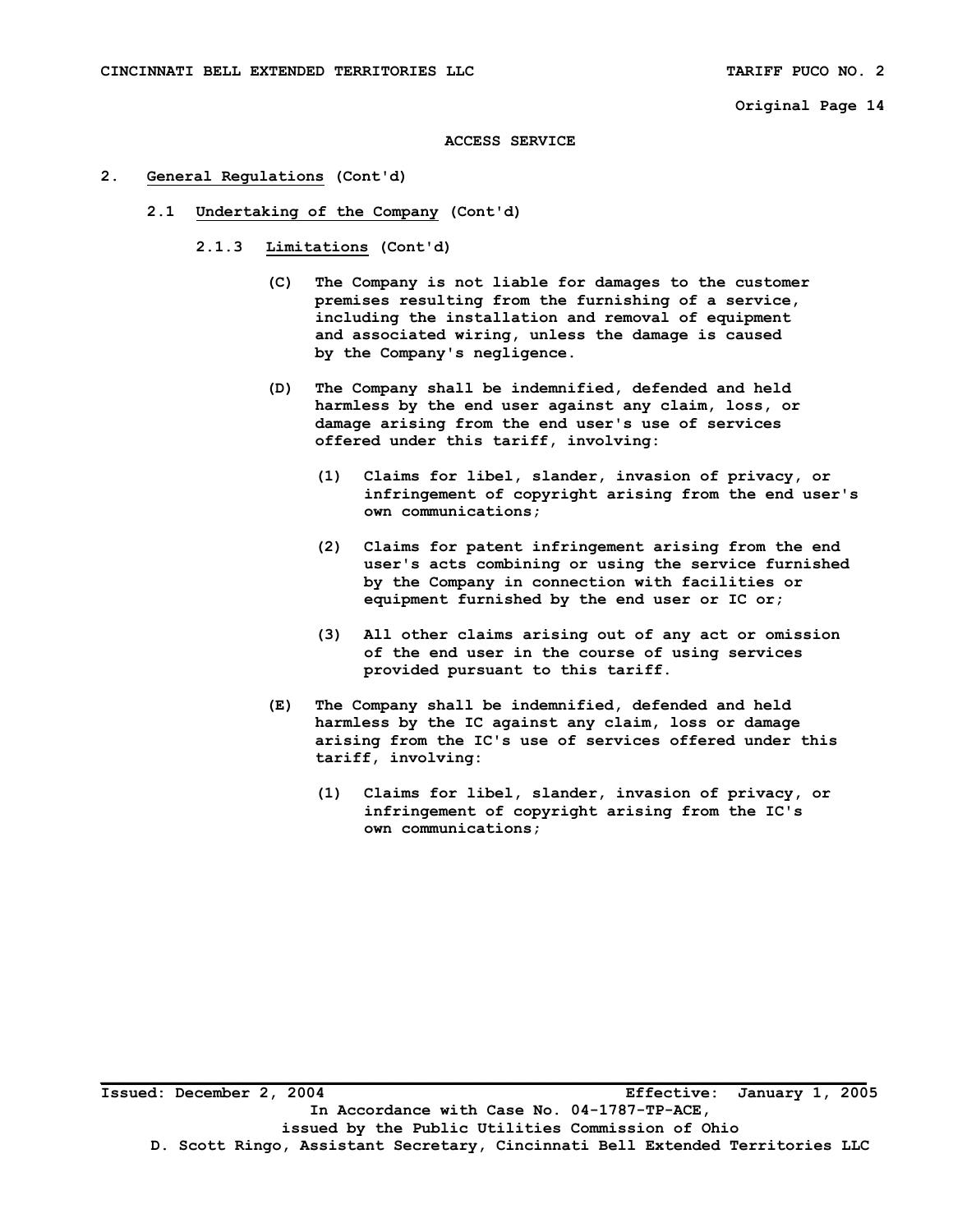ACCESS SERVICE

2. General Regulations (Cont'd)

2.1 Undertaking of the Company (Cont'd)

2.1.3 Limitations (Cont'd)

(C) The Company is not liable for damages to the customer premises resulting from the furnishing of a service, including the installation and removal of equipment and associated wiring, unless the damage is caused by the Company's negligence.

(D) The Company shall be indemnified, defended and held harmless by the end user against any claim, loss, or damage arising from the end user's use of services offered under this tariff, involving:

(1) Claims for libel, slander, invasion of privacy, or infringement of copyright arising from the end user's own communications;

(2) Claims for patent infringement arising from the end user's acts combining or using the service furnished by the Company in connection with facilities or equipment furnished by the end user or IC or;

(3) All other claims arising out of any act or omission of the end user in the course of using services provided pursuant to this tariff.

(E) The Company shall be indemnified, defended and held harmless by the IC against any claim, loss or damage arising from the IC's use of services offered under this tariff, involving:

(1) Claims for libel, slander, invasion of privacy, or infringement of copyright arising from the IC's own communications;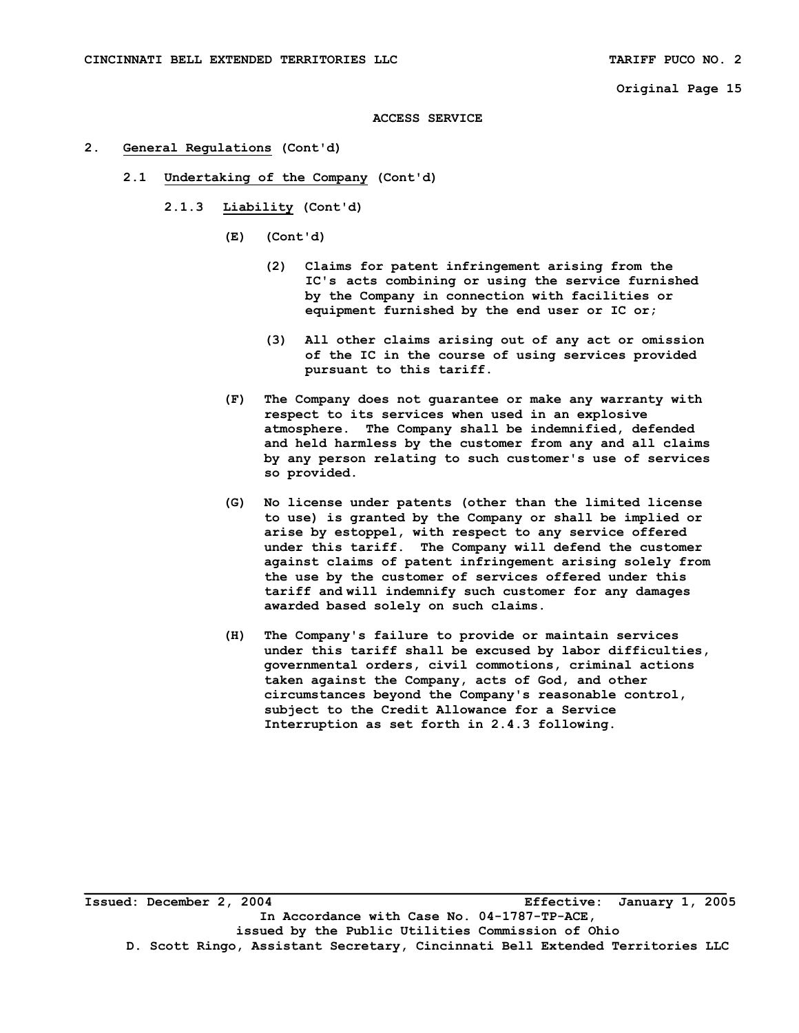ACCESS SERVICE

2. <u>General Regulations</u> (Cont'd)

   2.1 <u>Undertaking of the Company</u> (Cont'd)

      2.1.3 <u>Liability</u> (Cont'd)

         (E) (Cont'd)

            (2) Claims for patent infringement arising from the IC's acts combining or using the service furnished by the Company in connection with facilities or equipment furnished by the end user or IC or;

            (3) All other claims arising out of any act or omission of the IC in the course of using services provided pursuant to this tariff.

         (F) The Company does not guarantee or make any warranty with respect to its services when used in an explosive atmosphere. The Company shall be indemnified, defended and held harmless by the customer from any and all claims by any person relating to such customer's use of services so provided.

         (G) No license under patents (other than the limited license to use) is granted by the Company or shall be implied or arise by estoppel, with respect to any service offered under this tariff. The Company will defend the customer against claims of patent infringement arising solely from the use by the customer of services offered under this tariff and will indemnify such customer for any damages awarded based solely on such claims.

         (H) The Company's failure to provide or maintain services under this tariff shall be excused by labor difficulties, governmental orders, civil commotions, criminal actions taken against the Company, acts of God, and other circumstances beyond the Company's reasonable control, subject to the Credit Allowance for a Service Interruption as set forth in 2.4.3 following.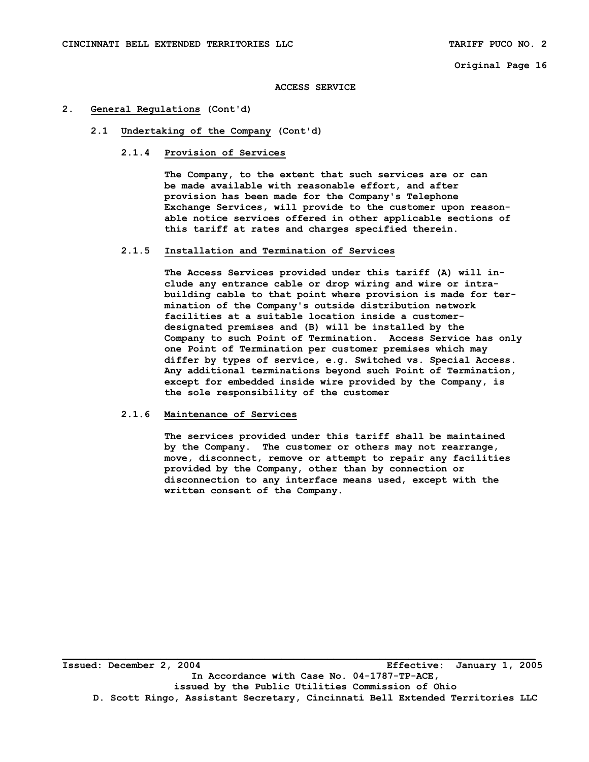ACCESS SERVICE

## 2. General Regulations (Cont'd)

### 2.1 Undertaking of the Company (Cont'd)

#### 2.1.4 Provision of Services

The Company, to the extent that such services are or can be made available with reasonable effort, and after provision has been made for the Company's Telephone Exchange Services, will provide to the customer upon reasonable notice services offered in other applicable sections of this tariff at rates and charges specified therein.

#### 2.1.5 Installation and Termination of Services

The Access Services provided under this tariff (A) will include any entrance cable or drop wiring and wire or intra-building cable to that point where provision is made for termination of the Company's outside distribution network facilities at a suitable location inside a customer-designated premises and (B) will be installed by the Company to such Point of Termination. Access Service has only one Point of Termination per customer premises which may differ by types of service, e.g. Switched vs. Special Access. Any additional terminations beyond such Point of Termination, except for embedded inside wire provided by the Company, is the sole responsibility of the customer

#### 2.1.6 Maintenance of Services

The services provided under this tariff shall be maintained by the Company. The customer or others may not rearrange, move, disconnect, remove or attempt to repair any facilities provided by the Company, other than by connection or disconnection to any interface means used, except with the written consent of the Company.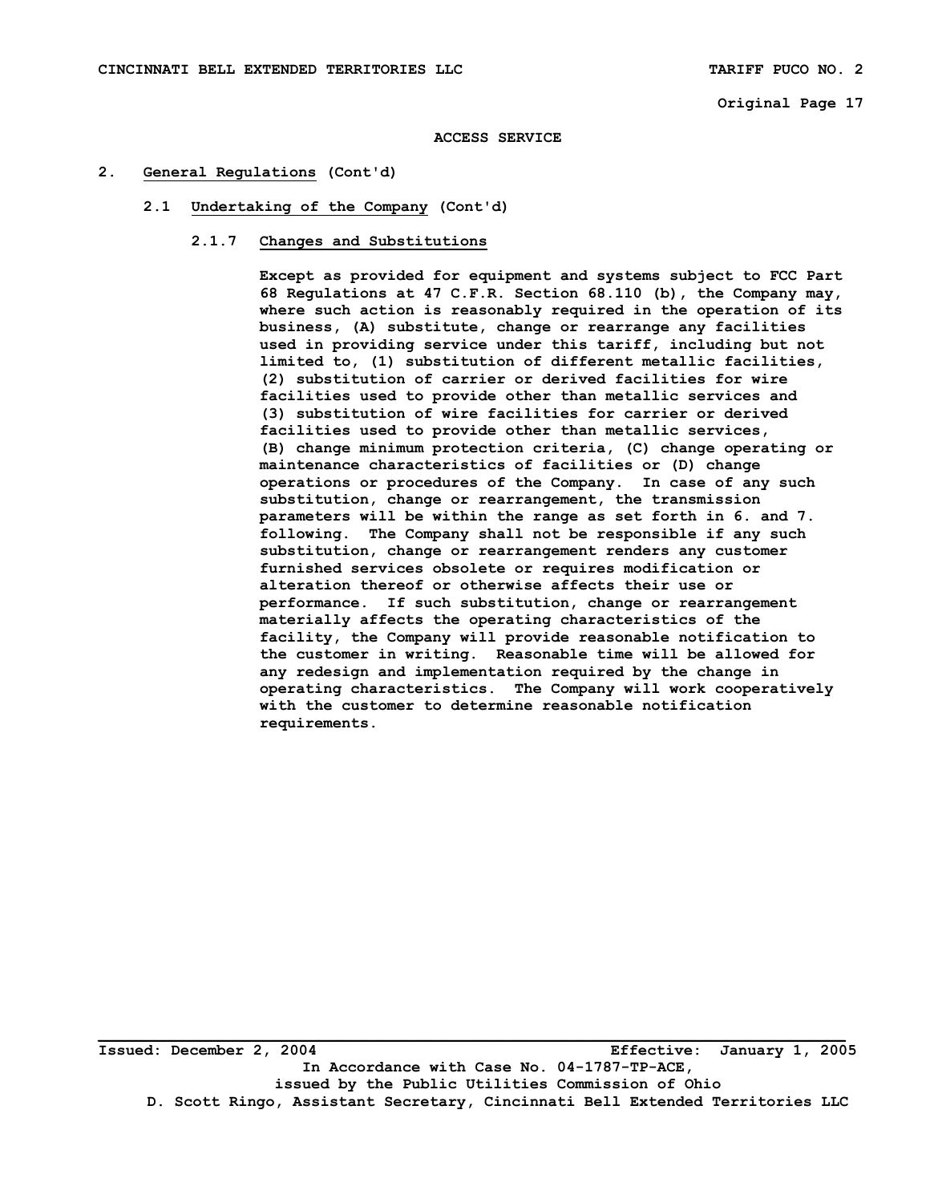ACCESS SERVICE

## 2. General Regulations (Cont'd)

### 2.1 Undertaking of the Company (Cont'd)

#### 2.1.7 Changes and Substitutions

Except as provided for equipment and systems subject to FCC Part 68 Regulations at 47 C.F.R. Section 68.110 (b), the Company may, where such action is reasonably required in the operation of its business, (A) substitute, change or rearrange any facilities used in providing service under this tariff, including but not limited to, (1) substitution of different metallic facilities, (2) substitution of carrier or derived facilities for wire facilities used to provide other than metallic services and (3) substitution of wire facilities for carrier or derived facilities used to provide other than metallic services, (B) change minimum protection criteria, (C) change operating or maintenance characteristics of facilities or (D) change operations or procedures of the Company. In case of any such substitution, change or rearrangement, the transmission parameters will be within the range as set forth in 6. and 7. following. The Company shall not be responsible if any such substitution, change or rearrangement renders any customer furnished services obsolete or requires modification or alteration thereof or otherwise affects their use or performance. If such substitution, change or rearrangement materially affects the operating characteristics of the facility, the Company will provide reasonable notification to the customer in writing. Reasonable time will be allowed for any redesign and implementation required by the change in operating characteristics. The Company will work cooperatively with the customer to determine reasonable notification requirements.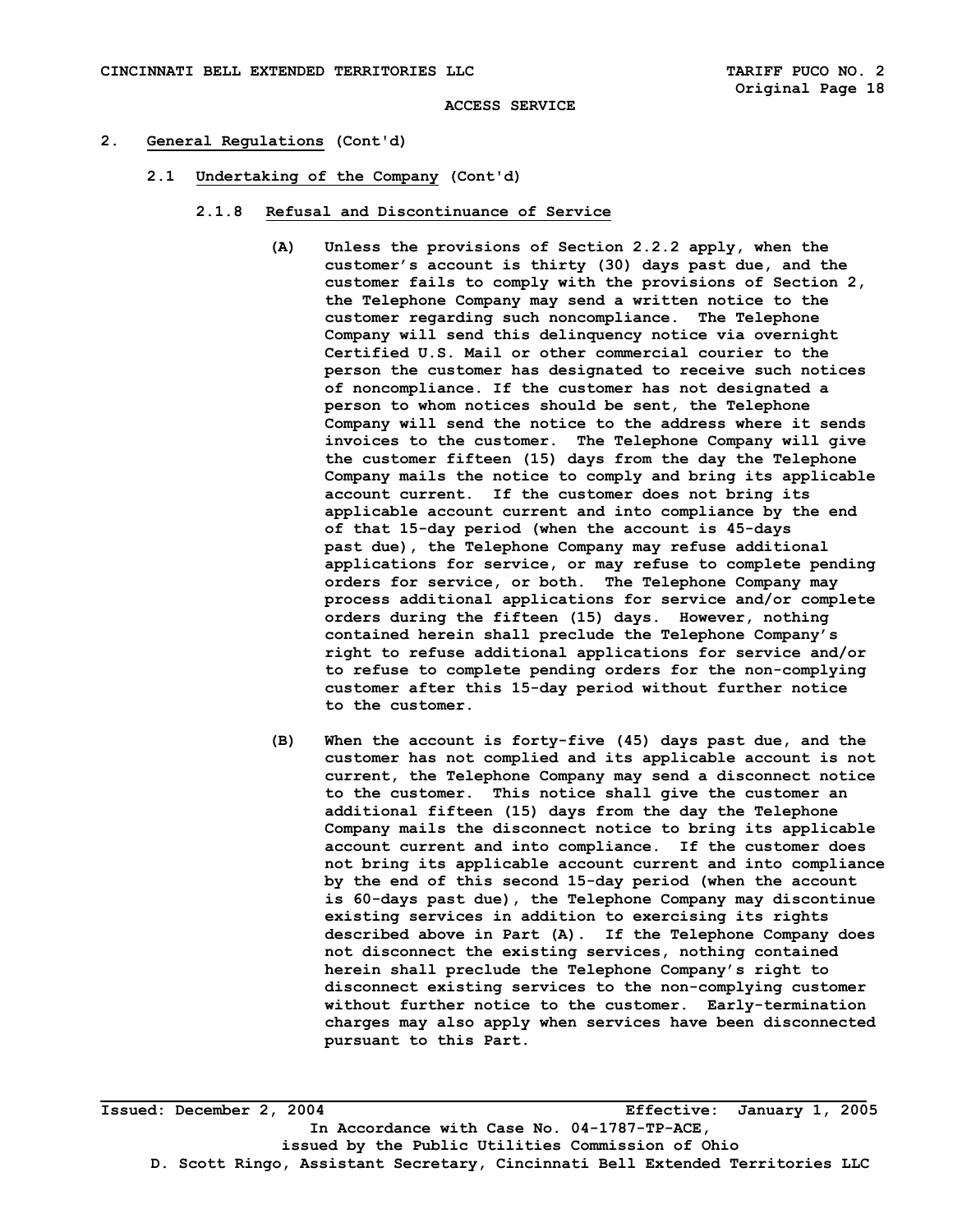# 2. General Regulations (Cont'd)

## 2.1 Undertaking of the Company (Cont'd)

### 2.1.8 Refusal and Discontinuance of Service

(A) Unless the provisions of Section 2.2.2 apply, when the customer's account is thirty (30) days past due, and the customer fails to comply with the provisions of Section 2, the Telephone Company may send a written notice to the customer regarding such noncompliance. The Telephone Company will send this delinquency notice via overnight Certified U.S. Mail or other commercial courier to the person the customer has designated to receive such notices of noncompliance. If the customer has not designated a person to whom notices should be sent, the Telephone Company will send the notice to the address where it sends invoices to the customer. The Telephone Company will give the customer fifteen (15) days from the day the Telephone Company mails the notice to comply and bring its applicable account current. If the customer does not bring its applicable account current and into compliance by the end of that 15-day period (when the account is 45-days past due), the Telephone Company may refuse additional applications for service, or may refuse to complete pending orders for service, or both. The Telephone Company may process additional applications for service and/or complete orders during the fifteen (15) days. However, nothing contained herein shall preclude the Telephone Company's right to refuse additional applications for service and/or to refuse to complete pending orders for the non-complying customer after this 15-day period without further notice to the customer.

(B) When the account is forty-five (45) days past due, and the customer has not complied and its applicable account is not current, the Telephone Company may send a disconnect notice to the customer. This notice shall give the customer an additional fifteen (15) days from the day the Telephone Company mails the disconnect notice to bring its applicable account current and into compliance. If the customer does not bring its applicable account current and into compliance by the end of this second 15-day period (when the account is 60-days past due), the Telephone Company may discontinue existing services in addition to exercising its rights described above in Part (A). If the Telephone Company does not disconnect the existing services, nothing contained herein shall preclude the Telephone Company's right to disconnect existing services to the non-complying customer without further notice to the customer. Early-termination charges may also apply when services have been disconnected pursuant to this Part.

Issued: December 2, 2004 Effective: January 1, 2005

In Accordance with Case No. 04-1787-TP-ACE, issued by the Public Utilities Commission of Ohio

D. Scott Ringo, Assistant Secretary, Cincinnati Bell Extended Territories LLC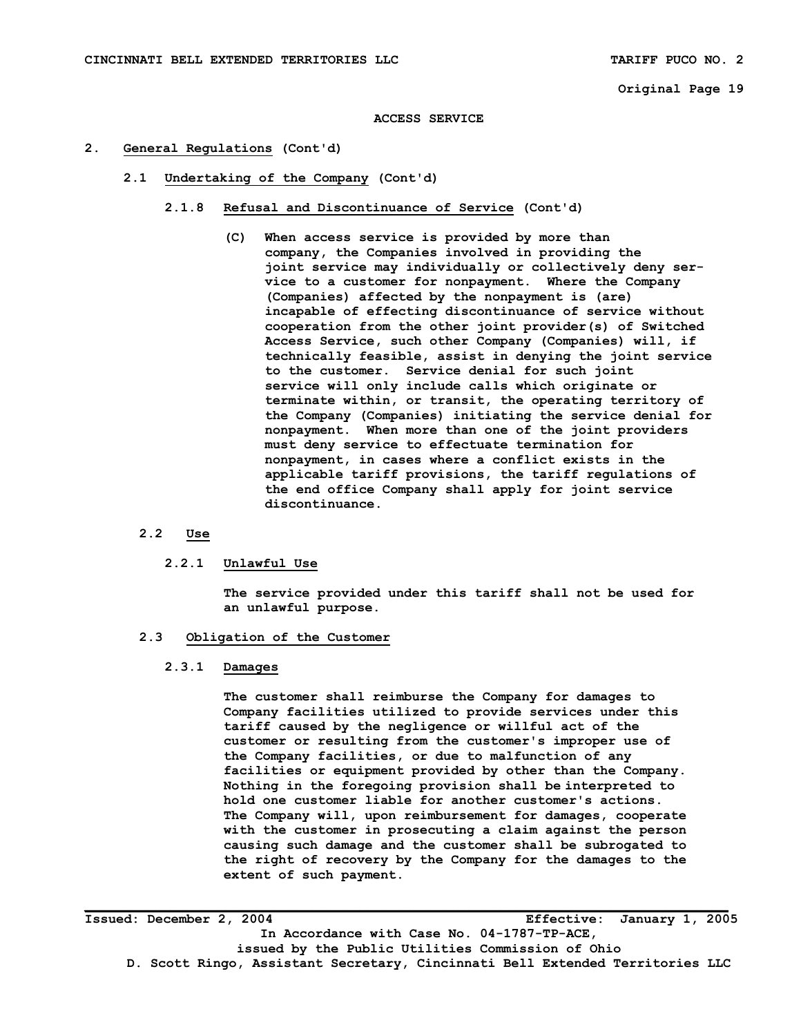ACCESS SERVICE

## 2. General Regulations (Cont'd)

### 2.1 Undertaking of the Company (Cont'd)

#### 2.1.8 Refusal and Discontinuance of Service (Cont'd)

(C) When access service is provided by more than company, the Companies involved in providing the joint service may individually or collectively deny service to a customer for nonpayment. Where the Company (Companies) affected by the nonpayment is (are) incapable of effecting discontinuance of service without cooperation from the other joint provider(s) of Switched Access Service, such other Company (Companies) will, if technically feasible, assist in denying the joint service to the customer. Service denial for such joint service will only include calls which originate or terminate within, or transit, the operating territory of the Company (Companies) initiating the service denial for nonpayment. When more than one of the joint providers must deny service to effectuate termination for nonpayment, in cases where a conflict exists in the applicable tariff provisions, the tariff regulations of the end office Company shall apply for joint service discontinuance.

### 2.2 Use

#### 2.2.1 Unlawful Use

The service provided under this tariff shall not be used for an unlawful purpose.

### 2.3 Obligation of the Customer

#### 2.3.1 Damages

The customer shall reimburse the Company for damages to Company facilities utilized to provide services under this tariff caused by the negligence or willful act of the customer or resulting from the customer's improper use of the Company facilities, or due to malfunction of any facilities or equipment provided by other than the Company. Nothing in the foregoing provision shall be interpreted to hold one customer liable for another customer's actions. The Company will, upon reimbursement for damages, cooperate with the customer in prosecuting a claim against the person causing such damage and the customer shall be subrogated to the right of recovery by the Company for the damages to the extent of such payment.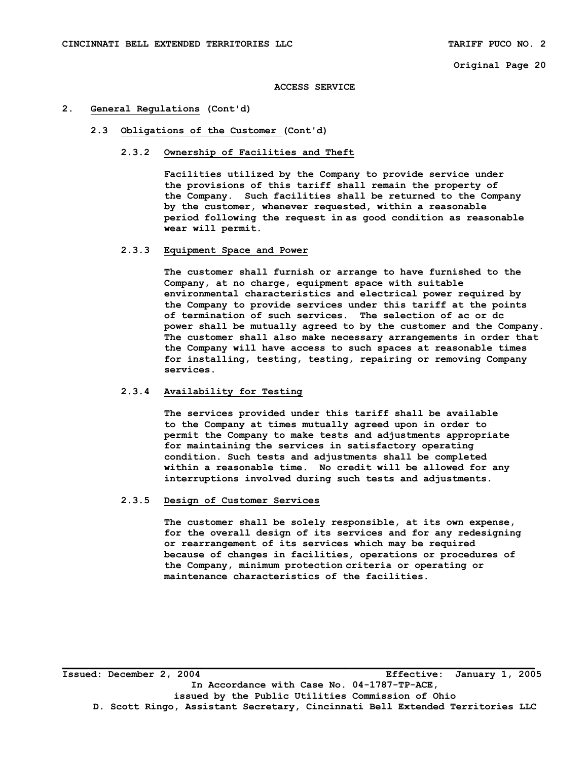ACCESS SERVICE

## 2. General Regulations (Cont'd)

### 2.3 Obligations of the Customer (Cont'd)

#### 2.3.2 Ownership of Facilities and Theft

Facilities utilized by the Company to provide service under the provisions of this tariff shall remain the property of the Company. Such facilities shall be returned to the Company by the customer, whenever requested, within a reasonable period following the request in as good condition as reasonable wear will permit.

#### 2.3.3 Equipment Space and Power

The customer shall furnish or arrange to have furnished to the Company, at no charge, equipment space with suitable environmental characteristics and electrical power required by the Company to provide services under this tariff at the points of termination of such services. The selection of ac or dc power shall be mutually agreed to by the customer and the Company. The customer shall also make necessary arrangements in order that the Company will have access to such spaces at reasonable times for installing, testing, testing, repairing or removing Company services.

#### 2.3.4 Availability for Testing

The services provided under this tariff shall be available to the Company at times mutually agreed upon in order to permit the Company to make tests and adjustments appropriate for maintaining the services in satisfactory operating condition. Such tests and adjustments shall be completed within a reasonable time. No credit will be allowed for any interruptions involved during such tests and adjustments.

#### 2.3.5 Design of Customer Services

The customer shall be solely responsible, at its own expense, for the overall design of its services and for any redesigning or rearrangement of its services which may be required because of changes in facilities, operations or procedures of the Company, minimum protection criteria or operating or maintenance characteristics of the facilities.

Issued: December 2, 2004 Effective: January 1, 2005

In Accordance with Case No. 04-1787-TP-ACE, issued by the Public Utilities Commission of Ohio

D. Scott Ringo, Assistant Secretary, Cincinnati Bell Extended Territories LLC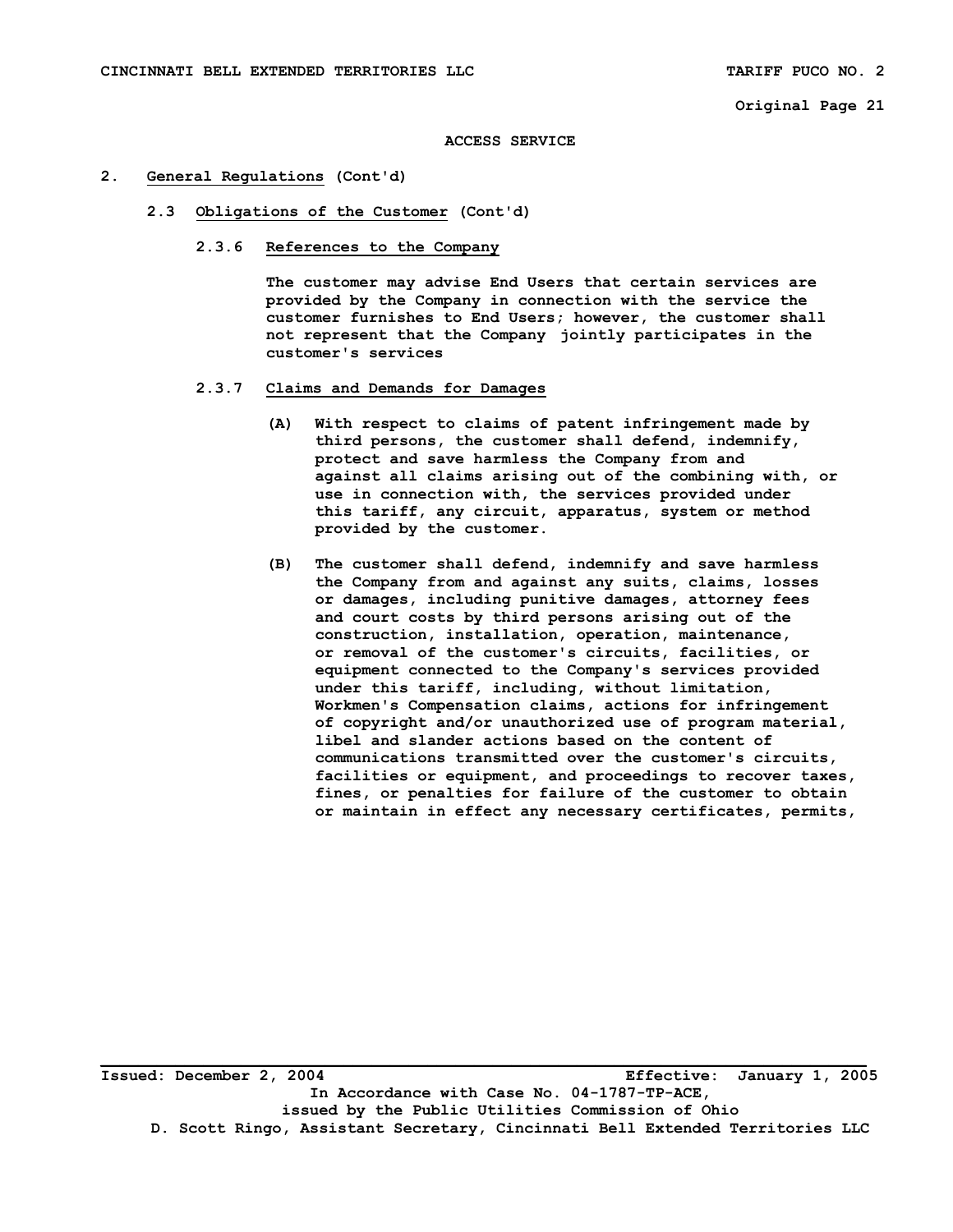ACCESS SERVICE

## 2. General Regulations (Cont'd)

### 2.3 Obligations of the Customer (Cont'd)

#### 2.3.6 References to the Company

The customer may advise End Users that certain services are provided by the Company in connection with the service the customer furnishes to End Users; however, the customer shall not represent that the Company jointly participates in the customer's services

#### 2.3.7 Claims and Demands for Damages

(A) With respect to claims of patent infringement made by third persons, the customer shall defend, indemnify, protect and save harmless the Company from and against all claims arising out of the combining with, or use in connection with, the services provided under this tariff, any circuit, apparatus, system or method provided by the customer.

(B) The customer shall defend, indemnify and save harmless the Company from and against any suits, claims, losses or damages, including punitive damages, attorney fees and court costs by third persons arising out of the construction, installation, operation, maintenance, or removal of the customer's circuits, facilities, or equipment connected to the Company's services provided under this tariff, including, without limitation, Workmen's Compensation claims, actions for infringement of copyright and/or unauthorized use of program material, libel and slander actions based on the content of communications transmitted over the customer's circuits, facilities or equipment, and proceedings to recover taxes, fines, or penalties for failure of the customer to obtain or maintain in effect any necessary certificates, permits,

Issued: December 2, 2004 Effective: January 1, 2005
In Accordance with Case No. 04-1787-TP-ACE,
issued by the Public Utilities Commission of Ohio
D. Scott Ringo, Assistant Secretary, Cincinnati Bell Extended Territories LLC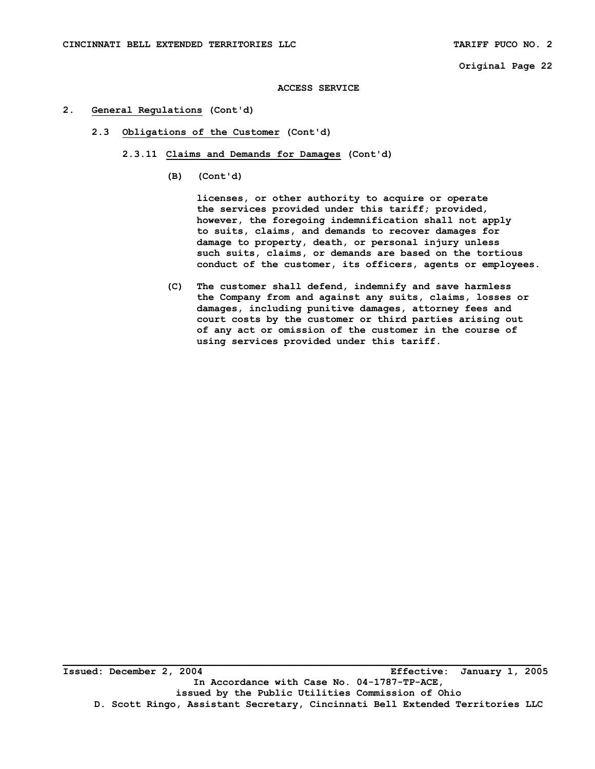ACCESS SERVICE

2. General Regulations (Cont'd)

2.3 Obligations of the Customer (Cont'd)

2.3.11 Claims and Demands for Damages (Cont'd)

(B) (Cont'd)

licenses, or other authority to acquire or operate the services provided under this tariff; provided, however, the foregoing indemnification shall not apply to suits, claims, and demands to recover damages for damage to property, death, or personal injury unless such suits, claims, or demands are based on the tortious conduct of the customer, its officers, agents or employees.

(C) The customer shall defend, indemnify and save harmless the Company from and against any suits, claims, losses or damages, including punitive damages, attorney fees and court costs by the customer or third parties arising out of any act or omission of the customer in the course of using services provided under this tariff.

Issued: December 2, 2004 Effective: January 1, 2005

In Accordance with Case No. 04-1787-TP-ACE, issued by the Public Utilities Commission of Ohio

D. Scott Ringo, Assistant Secretary, Cincinnati Bell Extended Territories LLC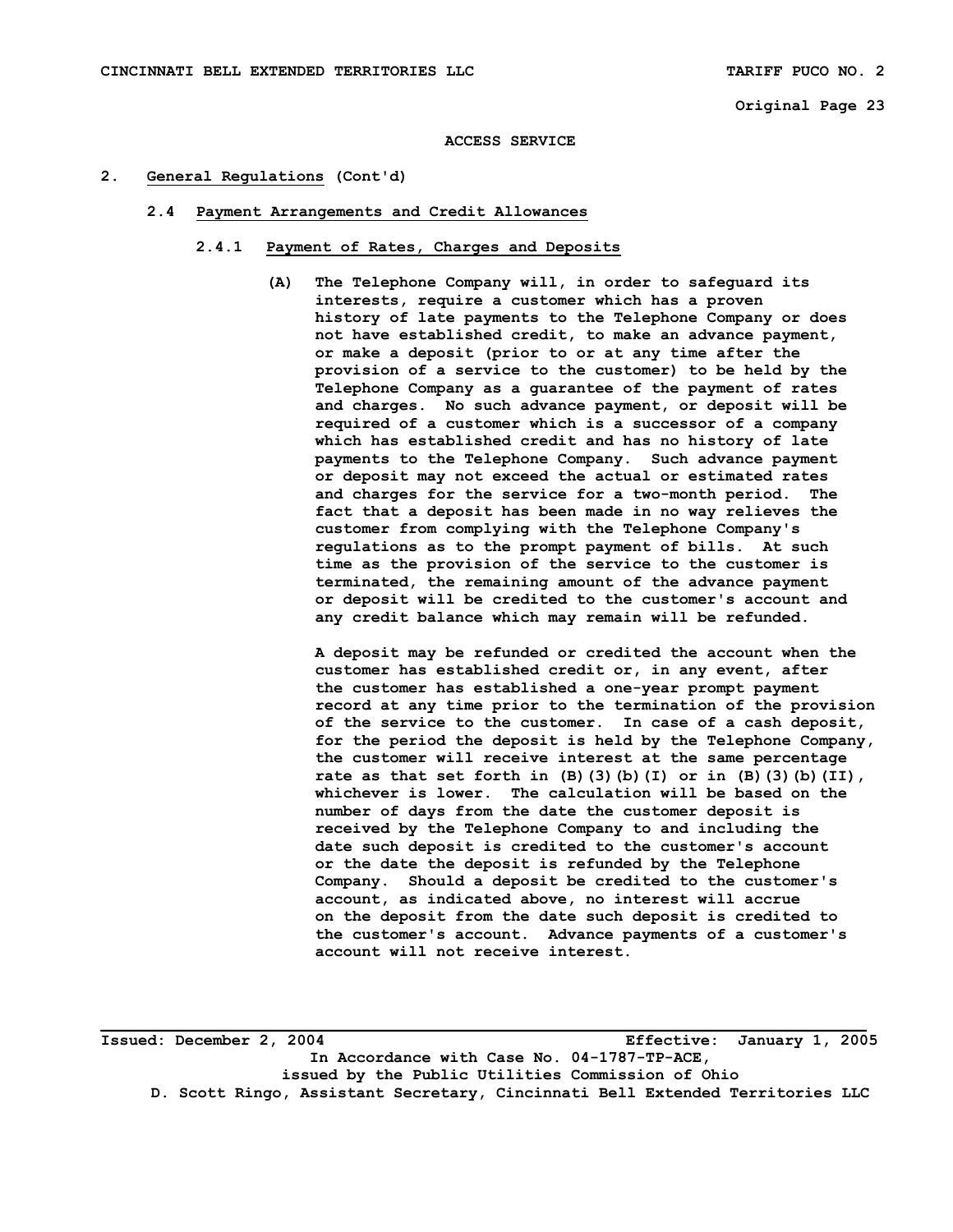ACCESS SERVICE

## 2. General Regulations (Cont'd)

### 2.4 Payment Arrangements and Credit Allowances

#### 2.4.1 Payment of Rates, Charges and Deposits

(A) The Telephone Company will, in order to safeguard its interests, require a customer which has a proven history of late payments to the Telephone Company or does not have established credit, to make an advance payment, or make a deposit (prior to or at any time after the provision of a service to the customer) to be held by the Telephone Company as a guarantee of the payment of rates and charges. No such advance payment, or deposit will be required of a customer which is a successor of a company which has established credit and has no history of late payments to the Telephone Company. Such advance payment or deposit may not exceed the actual or estimated rates and charges for the service for a two-month period. The fact that a deposit has been made in no way relieves the customer from complying with the Telephone Company's regulations as to the prompt payment of bills. At such time as the provision of the service to the customer is terminated, the remaining amount of the advance payment or deposit will be credited to the customer's account and any credit balance which may remain will be refunded.

A deposit may be refunded or credited the account when the customer has established credit or, in any event, after the customer has established a one-year prompt payment record at any time prior to the termination of the provision of the service to the customer. In case of a cash deposit, for the period the deposit is held by the Telephone Company, the customer will receive interest at the same percentage rate as that set forth in (B)(3)(b)(I) or in (B)(3)(b)(II), whichever is lower. The calculation will be based on the number of days from the date the customer deposit is received by the Telephone Company to and including the date such deposit is credited to the customer's account or the date the deposit is refunded by the Telephone Company. Should a deposit be credited to the customer's account, as indicated above, no interest will accrue on the deposit from the date such deposit is credited to the customer's account. Advance payments of a customer's account will not receive interest.

Issued: December 2, 2004 Effective: January 1, 2005

In Accordance with Case No. 04-1787-TP-ACE, issued by the Public Utilities Commission of Ohio

D. Scott Ringo, Assistant Secretary, Cincinnati Bell Extended Territories LLC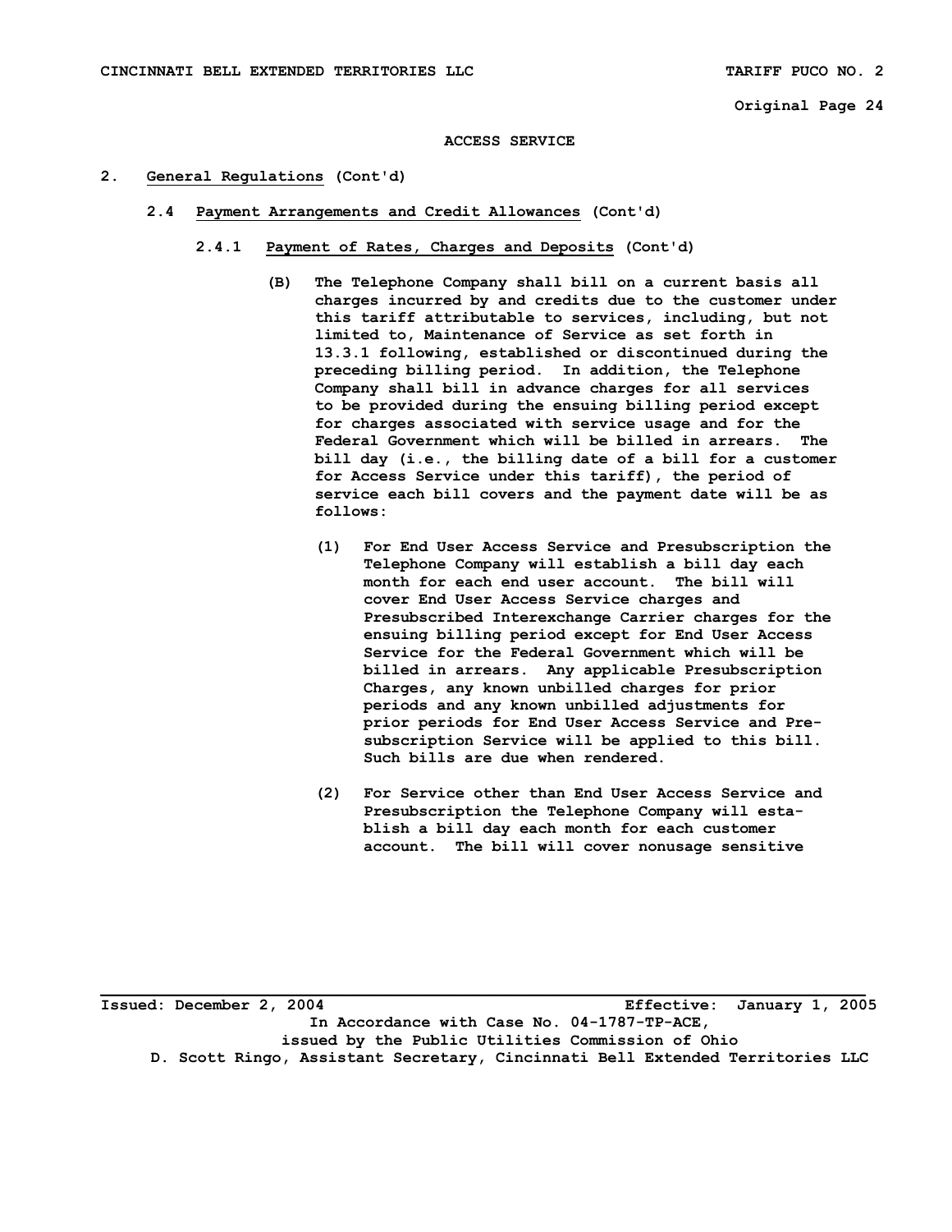ACCESS SERVICE

## 2. General Regulations (Cont'd)

### 2.4 Payment Arrangements and Credit Allowances (Cont'd)

#### 2.4.1 Payment of Rates, Charges and Deposits (Cont'd)

(B) The Telephone Company shall bill on a current basis all charges incurred by and credits due to the customer under this tariff attributable to services, including, but not limited to, Maintenance of Service as set forth in 13.3.1 following, established or discontinued during the preceding billing period. In addition, the Telephone Company shall bill in advance charges for all services to be provided during the ensuing billing period except for charges associated with service usage and for the Federal Government which will be billed in arrears. The bill day (i.e., the billing date of a bill for a customer for Access Service under this tariff), the period of service each bill covers and the payment date will be as follows:

(1) For End User Access Service and Presubscription the Telephone Company will establish a bill day each month for each end user account. The bill will cover End User Access Service charges and Presubscribed Interexchange Carrier charges for the ensuing billing period except for End User Access Service for the Federal Government which will be billed in arrears. Any applicable Presubscription Charges, any known unbilled charges for prior periods and any known unbilled adjustments for prior periods for End User Access Service and Presubscription Service will be applied to this bill. Such bills are due when rendered.

(2) For Service other than End User Access Service and Presubscription the Telephone Company will establish a bill day each month for each customer account. The bill will cover nonusage sensitive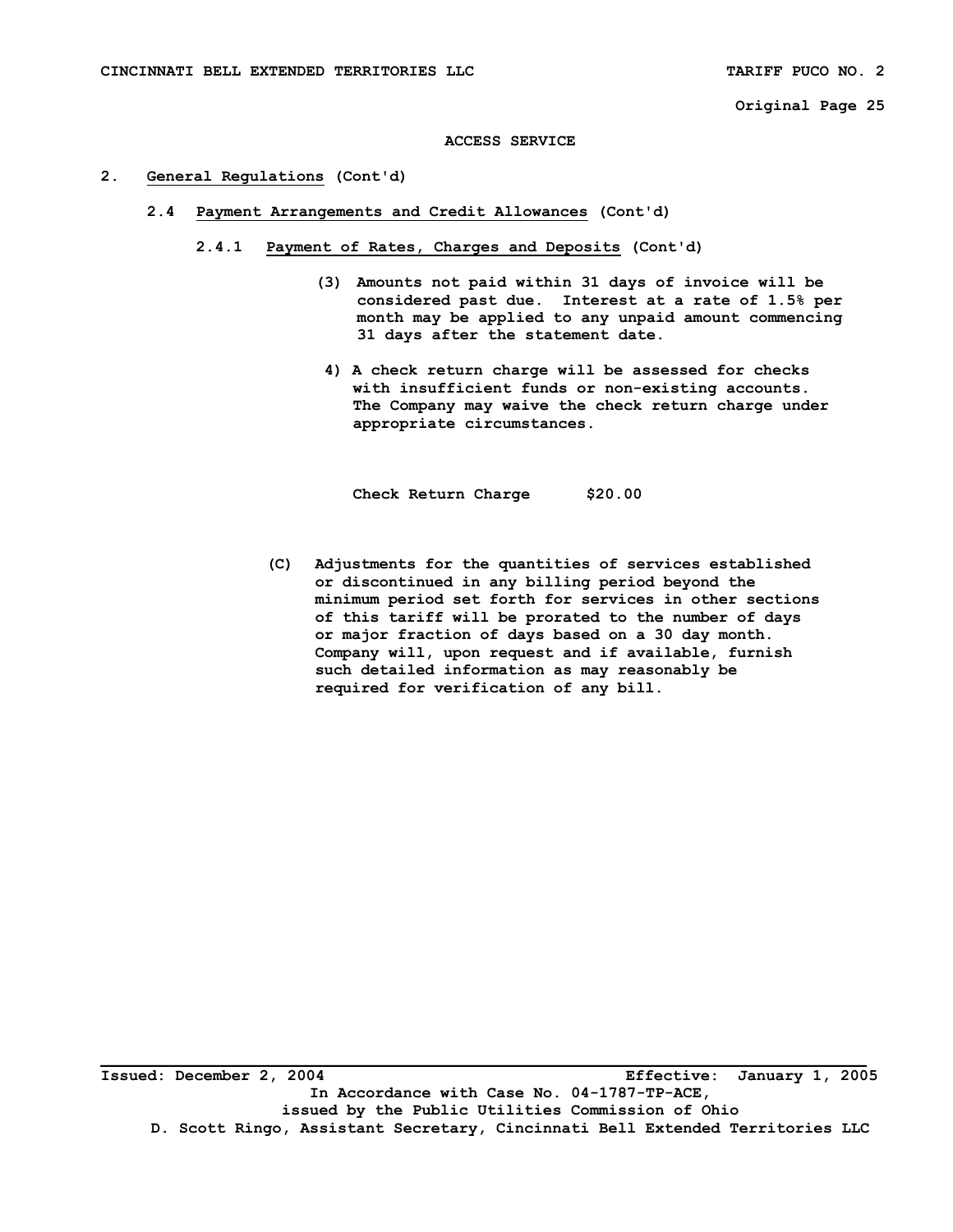ACCESS SERVICE

2. General Regulations (Cont'd)

2.4 Payment Arrangements and Credit Allowances (Cont'd)

2.4.1 Payment of Rates, Charges and Deposits (Cont'd)

(3) Amounts not paid within 31 days of invoice will be considered past due. Interest at a rate of 1.5% per month may be applied to any unpaid amount commencing 31 days after the statement date.

4) A check return charge will be assessed for checks with insufficient funds or non-existing accounts. The Company may waive the check return charge under appropriate circumstances.

Check Return Charge $20.00

(C) Adjustments for the quantities of services established or discontinued in any billing period beyond the minimum period set forth for services in other sections of this tariff will be prorated to the number of days or major fraction of days based on a 30 day month. Company will, upon request and if available, furnish such detailed information as may reasonably be required for verification of any bill.

Issued: December 2, 2004 Effective: January 1, 2005

In Accordance with Case No. 04-1787-TP-ACE, issued by the Public Utilities Commission of Ohio

D. Scott Ringo, Assistant Secretary, Cincinnati Bell Extended Territories LLC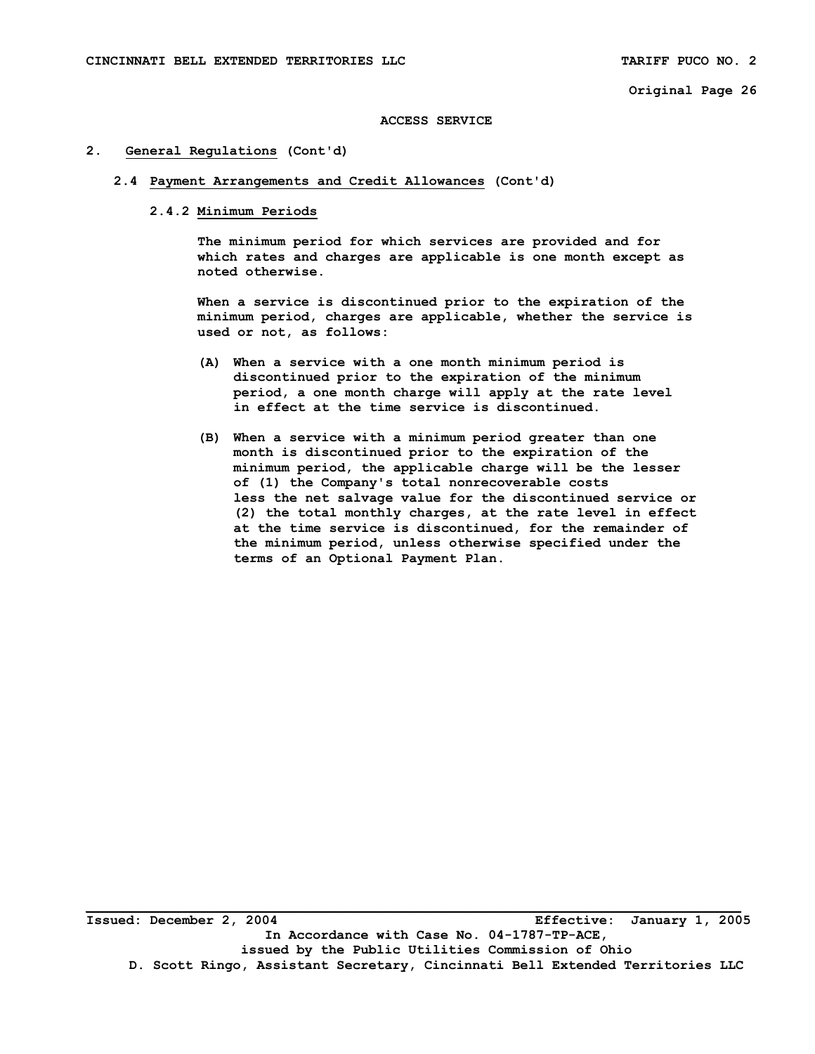ACCESS SERVICE

## 2. General Regulations (Cont'd)

### 2.4 Payment Arrangements and Credit Allowances (Cont'd)

#### 2.4.2 Minimum Periods

The minimum period for which services are provided and for which rates and charges are applicable is one month except as noted otherwise.

When a service is discontinued prior to the expiration of the minimum period, charges are applicable, whether the service is used or not, as follows:

(A) When a service with a one month minimum period is discontinued prior to the expiration of the minimum period, a one month charge will apply at the rate level in effect at the time service is discontinued.

(B) When a service with a minimum period greater than one month is discontinued prior to the expiration of the minimum period, the applicable charge will be the lesser of (1) the Company's total nonrecoverable costs less the net salvage value for the discontinued service or (2) the total monthly charges, at the rate level in effect at the time service is discontinued, for the remainder of the minimum period, unless otherwise specified under the terms of an Optional Payment Plan.

Issued: December 2, 2004 Effective: January 1, 2005

In Accordance with Case No. 04-1787-TP-ACE, issued by the Public Utilities Commission of Ohio

D. Scott Ringo, Assistant Secretary, Cincinnati Bell Extended Territories LLC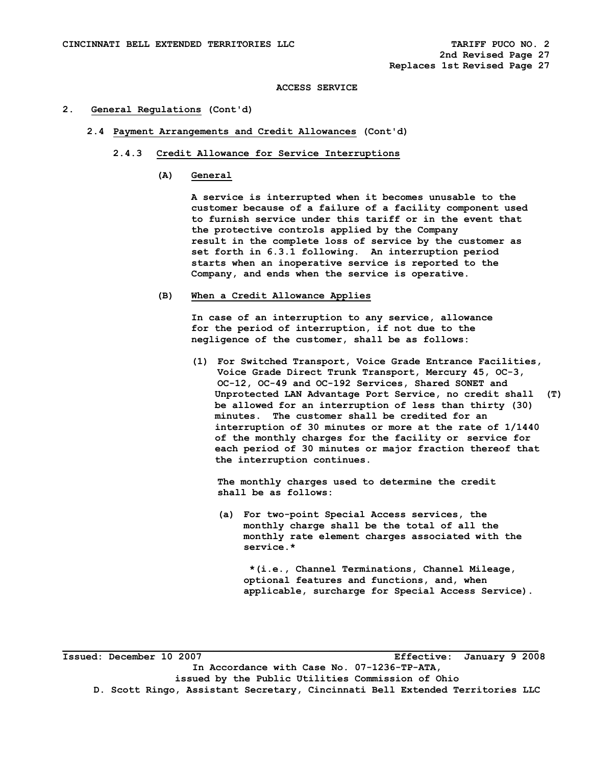ACCESS SERVICE

## 2. General Regulations (Cont'd)

### 2.4 Payment Arrangements and Credit Allowances (Cont'd)

#### 2.4.3 Credit Allowance for Service Interruptions

**(A) General**

A service is interrupted when it becomes unusable to the customer because of a failure of a facility component used to furnish service under this tariff or in the event that the protective controls applied by the Company result in the complete loss of service by the customer as set forth in 6.3.1 following. An interruption period starts when an inoperative service is reported to the Company, and ends when the service is operative.

**(B) When a Credit Allowance Applies**

In case of an interruption to any service, allowance for the period of interruption, if not due to the negligence of the customer, shall be as follows:

(1) For Switched Transport, Voice Grade Entrance Facilities, Voice Grade Direct Trunk Transport, Mercury 45, OC-3, OC-12, OC-49 and OC-192 Services, Shared SONET and Unprotected LAN Advantage Port Service, no credit shall (T) be allowed for an interruption of less than thirty (30) minutes. The customer shall be credited for an interruption of 30 minutes or more at the rate of 1/1440 of the monthly charges for the facility or service for each period of 30 minutes or major fraction thereof that the interruption continues.

The monthly charges used to determine the credit shall be as follows:

(a) For two-point Special Access services, the monthly charge shall be the total of all the monthly rate element charges associated with the service.*

*(i.e., Channel Terminations, Channel Mileage, optional features and functions, and, when applicable, surcharge for Special Access Service).

Issued: December 10 2007 Effective: January 9 2008
In Accordance with Case No. 07-1236-TP-ATA,
issued by the Public Utilities Commission of Ohio
D. Scott Ringo, Assistant Secretary, Cincinnati Bell Extended Territories LLC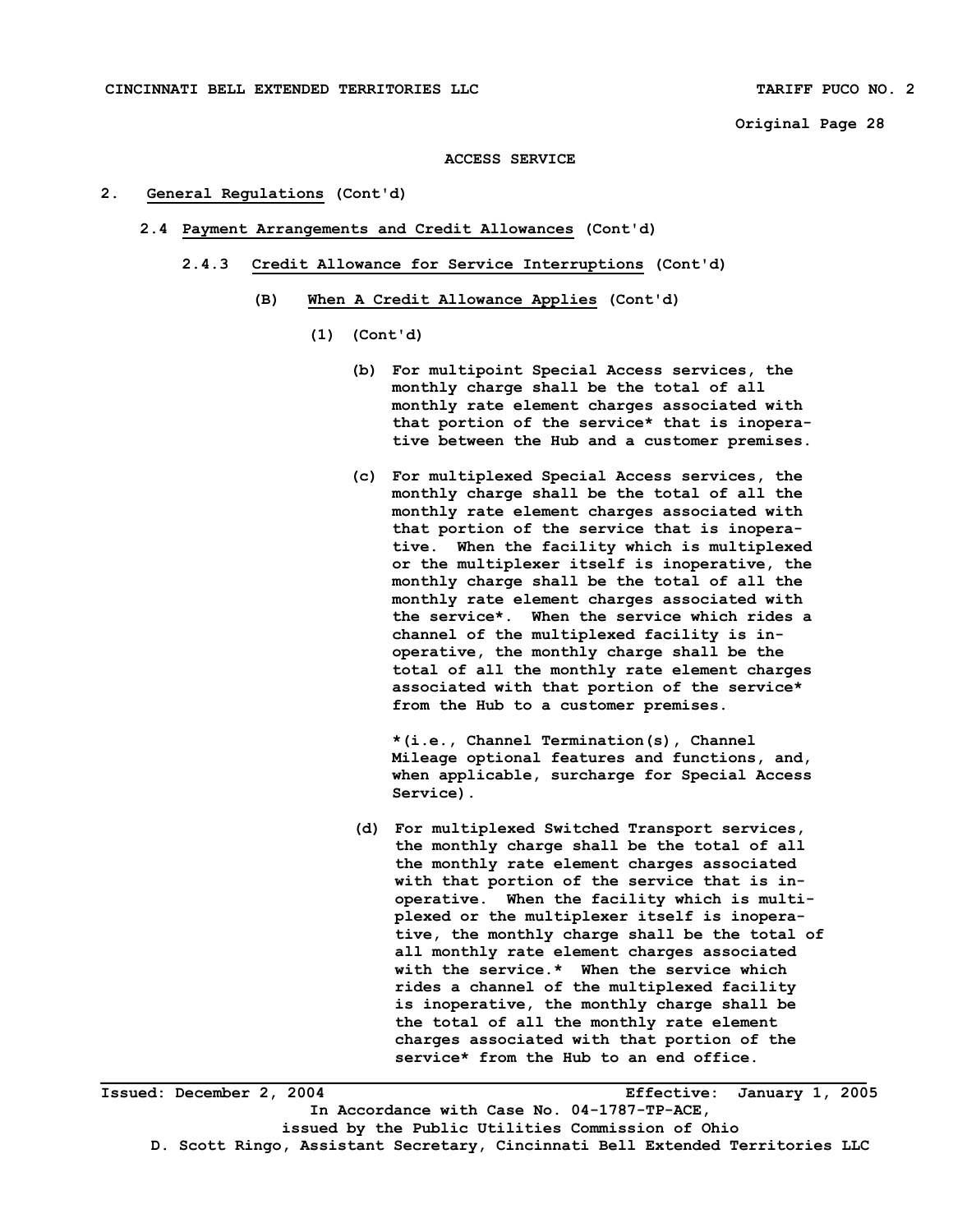ACCESS SERVICE

2. General Regulations (Cont'd)

2.4 Payment Arrangements and Credit Allowances (Cont'd)

2.4.3 Credit Allowance for Service Interruptions (Cont'd)

(B) When A Credit Allowance Applies (Cont'd)

(1) (Cont'd)

(b) For multipoint Special Access services, the monthly charge shall be the total of all monthly rate element charges associated with that portion of the service* that is inoperative between the Hub and a customer premises.

(c) For multiplexed Special Access services, the monthly charge shall be the total of all the monthly rate element charges associated with that portion of the service that is inoperative. When the facility which is multiplexed or the multiplexer itself is inoperative, the monthly charge shall be the total of all the monthly rate element charges associated with the service*. When the service which rides a channel of the multiplexed facility is inoperative, the monthly charge shall be the total of all the monthly rate element charges associated with that portion of the service* from the Hub to a customer premises.

*(i.e., Channel Termination(s), Channel Mileage optional features and functions, and, when applicable, surcharge for Special Access Service).

(d) For multiplexed Switched Transport services, the monthly charge shall be the total of all the monthly rate element charges associated with that portion of the service that is inoperative. When the facility which is multiplexed or the multiplexer itself is inoperative, the monthly charge shall be the total of all monthly rate element charges associated with the service.* When the service which rides a channel of the multiplexed facility is inoperative, the monthly charge shall be the total of all the monthly rate element charges associated with that portion of the service* from the Hub to an end office.

Issued: December 2, 2004 Effective: January 1, 2005

In Accordance with Case No. 04-1787-TP-ACE,
issued by the Public Utilities Commission of Ohio
D. Scott Ringo, Assistant Secretary, Cincinnati Bell Extended Territories LLC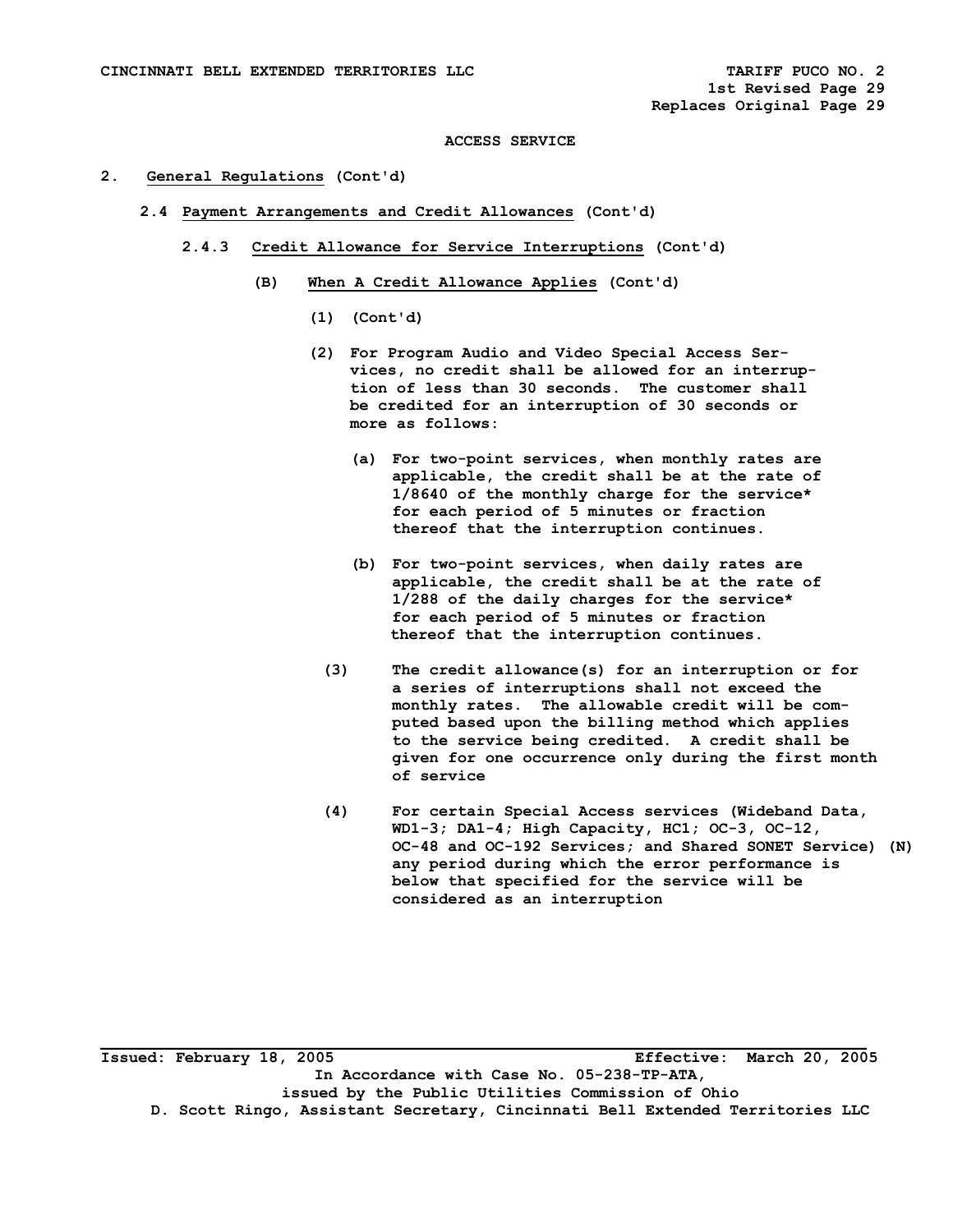CINCINNATI BELL EXTENDED TERRITORIES LLC

TARIFF PUCO NO. 2
1st Revised Page 29
Replaces Original Page 29

ACCESS SERVICE

2. General Regulations (Cont'd)

2.4 Payment Arrangements and Credit Allowances (Cont'd)

2.4.3 Credit Allowance for Service Interruptions (Cont'd)

(B) When A Credit Allowance Applies (Cont'd)

(1) (Cont'd)

(2) For Program Audio and Video Special Access Services, no credit shall be allowed for an interruption of less than 30 seconds. The customer shall be credited for an interruption of 30 seconds or more as follows:

(a) For two-point services, when monthly rates are applicable, the credit shall be at the rate of 1/8640 of the monthly charge for the service* for each period of 5 minutes or fraction thereof that the interruption continues.

(b) For two-point services, when daily rates are applicable, the credit shall be at the rate of 1/288 of the daily charges for the service* for each period of 5 minutes or fraction thereof that the interruption continues.

(3) The credit allowance(s) for an interruption or for a series of interruptions shall not exceed the monthly rates. The allowable credit will be computed based upon the billing method which applies to the service being credited. A credit shall be given for one occurrence only during the first month of service

(4) For certain Special Access services (Wideband Data, WD1-3; DA1-4; High Capacity, HC1; OC-3, OC-12, OC-48 and OC-192 Services; and Shared SONET Service) (N) any period during which the error performance is below that specified for the service will be considered as an interruption

Issued: February 18, 2005 Effective: March 20, 2005
In Accordance with Case No. 05-238-TP-ATA,
issued by the Public Utilities Commission of Ohio
D. Scott Ringo, Assistant Secretary, Cincinnati Bell Extended Territories LLC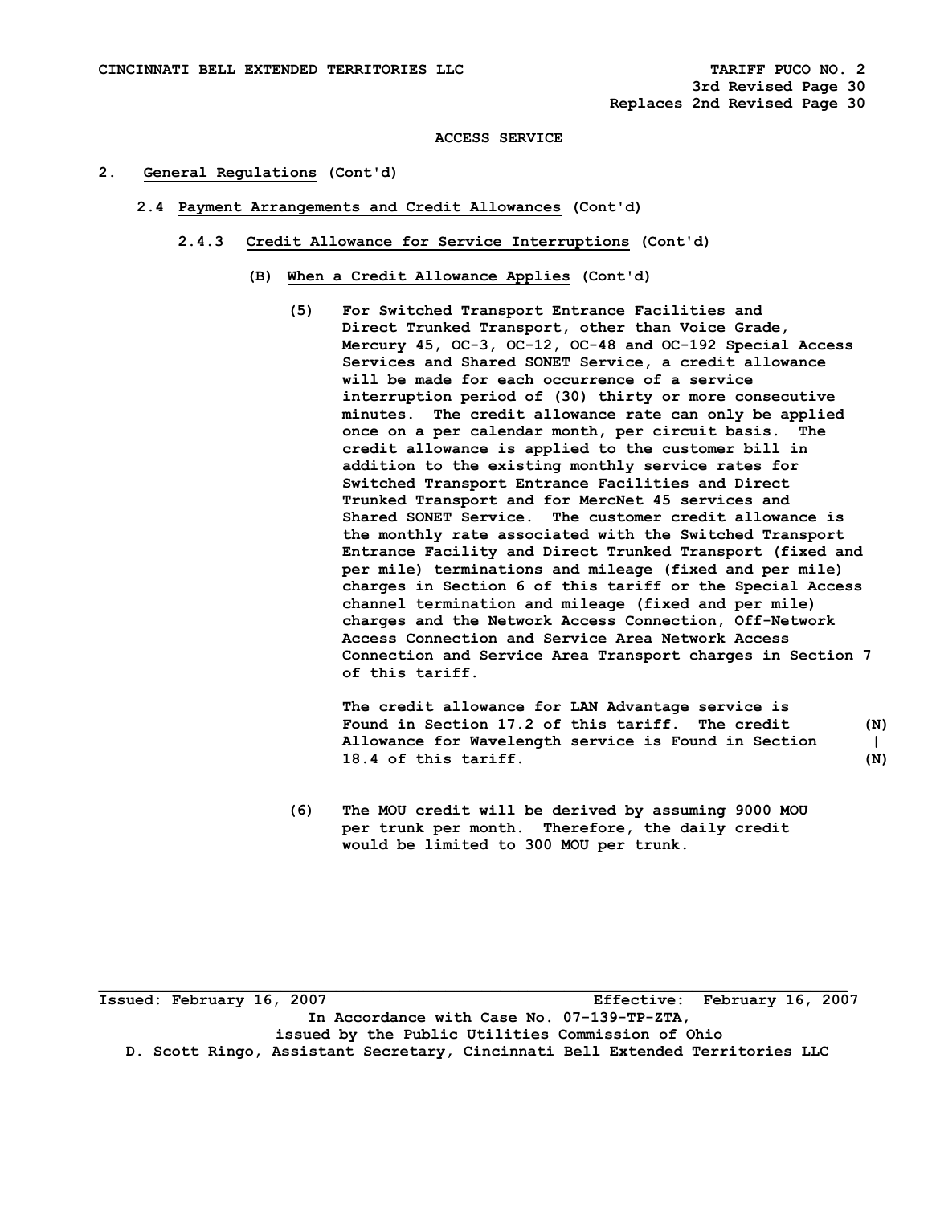ACCESS SERVICE

## 2. General Regulations (Cont'd)

### 2.4 Payment Arrangements and Credit Allowances (Cont'd)

#### 2.4.3 Credit Allowance for Service Interruptions (Cont'd)

**(B) When a Credit Allowance Applies (Cont'd)**

(5) For Switched Transport Entrance Facilities and Direct Trunked Transport, other than Voice Grade, Mercury 45, OC-3, OC-12, OC-48 and OC-192 Special Access Services and Shared SONET Service, a credit allowance will be made for each occurrence of a service interruption period of (30) thirty or more consecutive minutes. The credit allowance rate can only be applied once on a per calendar month, per circuit basis. The credit allowance is applied to the customer bill in addition to the existing monthly service rates for Switched Transport Entrance Facilities and Direct Trunked Transport and for MercNet 45 services and Shared SONET Service. The customer credit allowance is the monthly rate associated with the Switched Transport Entrance Facility and Direct Trunked Transport (fixed and per mile) terminations and mileage (fixed and per mile) charges in Section 6 of this tariff or the Special Access channel termination and mileage (fixed and per mile) charges and the Network Access Connection, Off-Network Access Connection and Service Area Network Access Connection and Service Area Transport charges in Section 7 of this tariff.

The credit allowance for LAN Advantage service is Found in Section 17.2 of this tariff. The credit Allowance for Wavelength service is Found in Section 18.4 of this tariff. (N)

(6) The MOU credit will be derived by assuming 9000 MOU per trunk per month. Therefore, the daily credit would be limited to 300 MOU per trunk.

Issued: February 16, 2007 Effective: February 16, 2007

In Accordance with Case No. 07-139-TP-ZTA, issued by the Public Utilities Commission of Ohio

D. Scott Ringo, Assistant Secretary, Cincinnati Bell Extended Territories LLC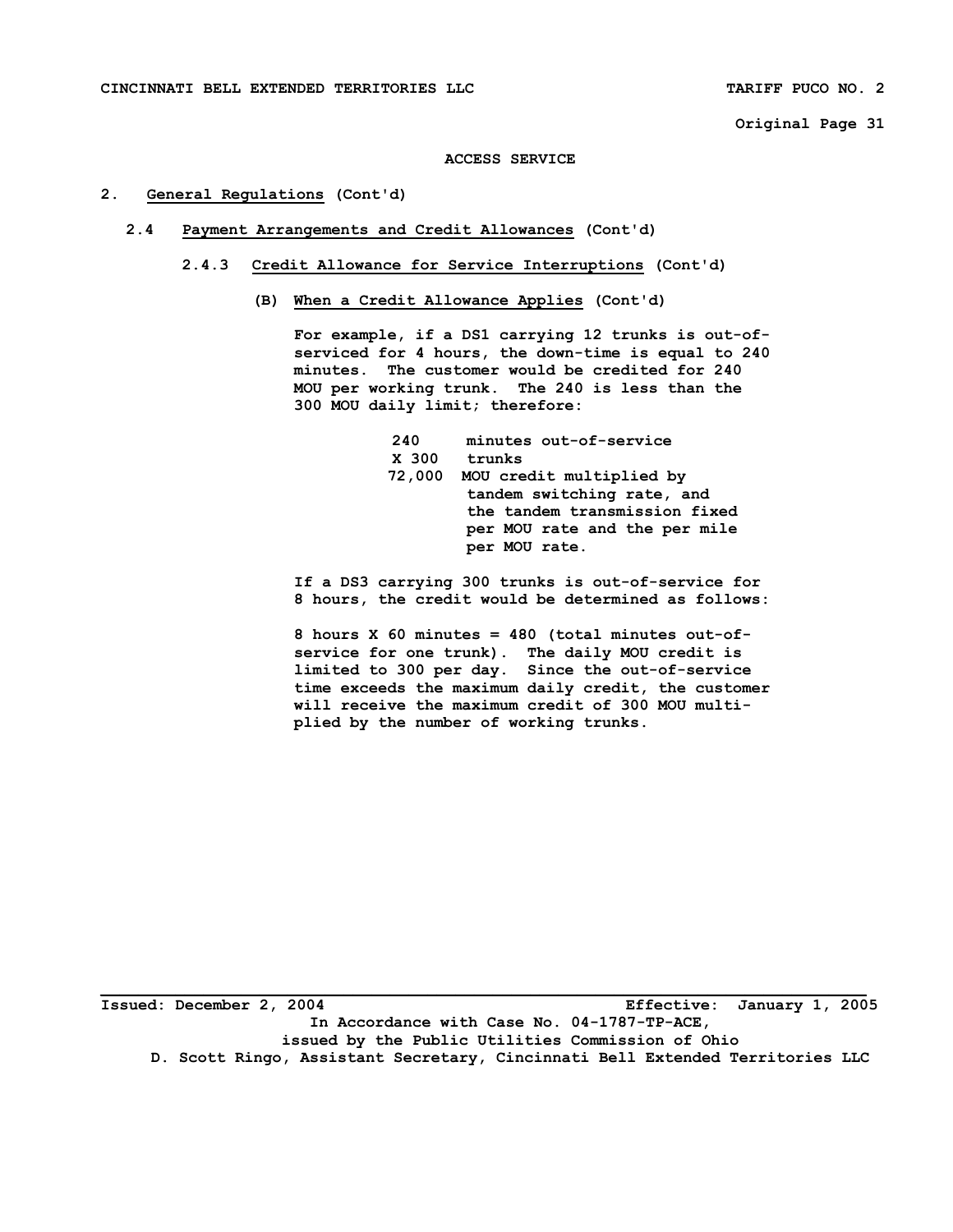ACCESS SERVICE

## 2. General Regulations (Cont'd)

### 2.4 Payment Arrangements and Credit Allowances (Cont'd)

#### 2.4.3 Credit Allowance for Service Interruptions (Cont'd)

##### (B) When a Credit Allowance Applies (Cont'd)

For example, if a DS1 carrying 12 trunks is out-of-serviced for 4 hours, the down-time is equal to 240 minutes. The customer would be credited for 240 MOU per working trunk. The 240 is less than the 300 MOU daily limit; therefore:

```
  240    minutes out-of-service
 X 300   trunks
72,000   MOU credit multiplied by
         tandem switching rate, and
         the tandem transmission fixed
         per MOU rate and the per mile
         per MOU rate.
```

If a DS3 carrying 300 trunks is out-of-service for 8 hours, the credit would be determined as follows:

8 hours X 60 minutes = 480 (total minutes out-of-service for one trunk). The daily MOU credit is limited to 300 per day. Since the out-of-service time exceeds the maximum daily credit, the customer will receive the maximum credit of 300 MOU multiplied by the number of working trunks.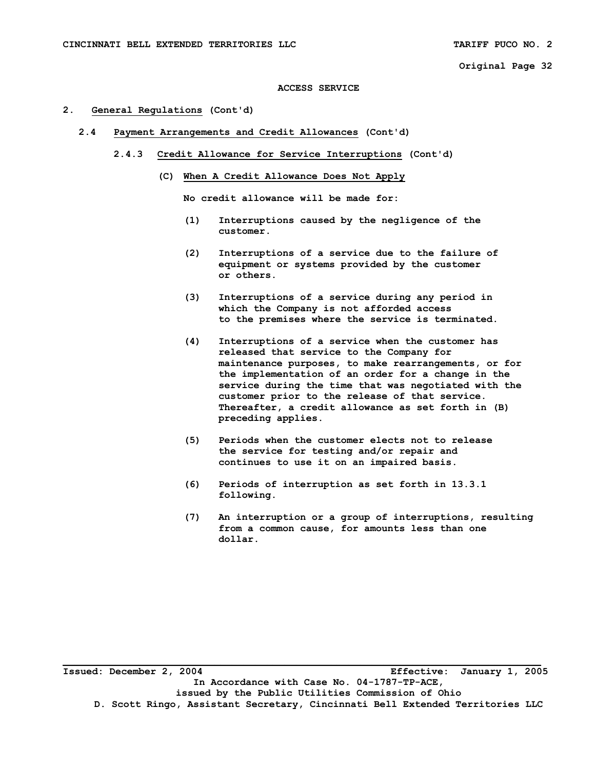ACCESS SERVICE

2. General Regulations (Cont'd)

2.4 Payment Arrangements and Credit Allowances (Cont'd)

2.4.3 Credit Allowance for Service Interruptions (Cont'd)

(C) When A Credit Allowance Does Not Apply

No credit allowance will be made for:

(1) Interruptions caused by the negligence of the customer.

(2) Interruptions of a service due to the failure of equipment or systems provided by the customer or others.

(3) Interruptions of a service during any period in which the Company is not afforded access to the premises where the service is terminated.

(4) Interruptions of a service when the customer has released that service to the Company for maintenance purposes, to make rearrangements, or for the implementation of an order for a change in the service during the time that was negotiated with the customer prior to the release of that service. Thereafter, a credit allowance as set forth in (B) preceding applies.

(5) Periods when the customer elects not to release the service for testing and/or repair and continues to use it on an impaired basis.

(6) Periods of interruption as set forth in 13.3.1 following.

(7) An interruption or a group of interruptions, resulting from a common cause, for amounts less than one dollar.

Issued: December 2, 2004 Effective: January 1, 2005

In Accordance with Case No. 04-1787-TP-ACE, issued by the Public Utilities Commission of Ohio

D. Scott Ringo, Assistant Secretary, Cincinnati Bell Extended Territories LLC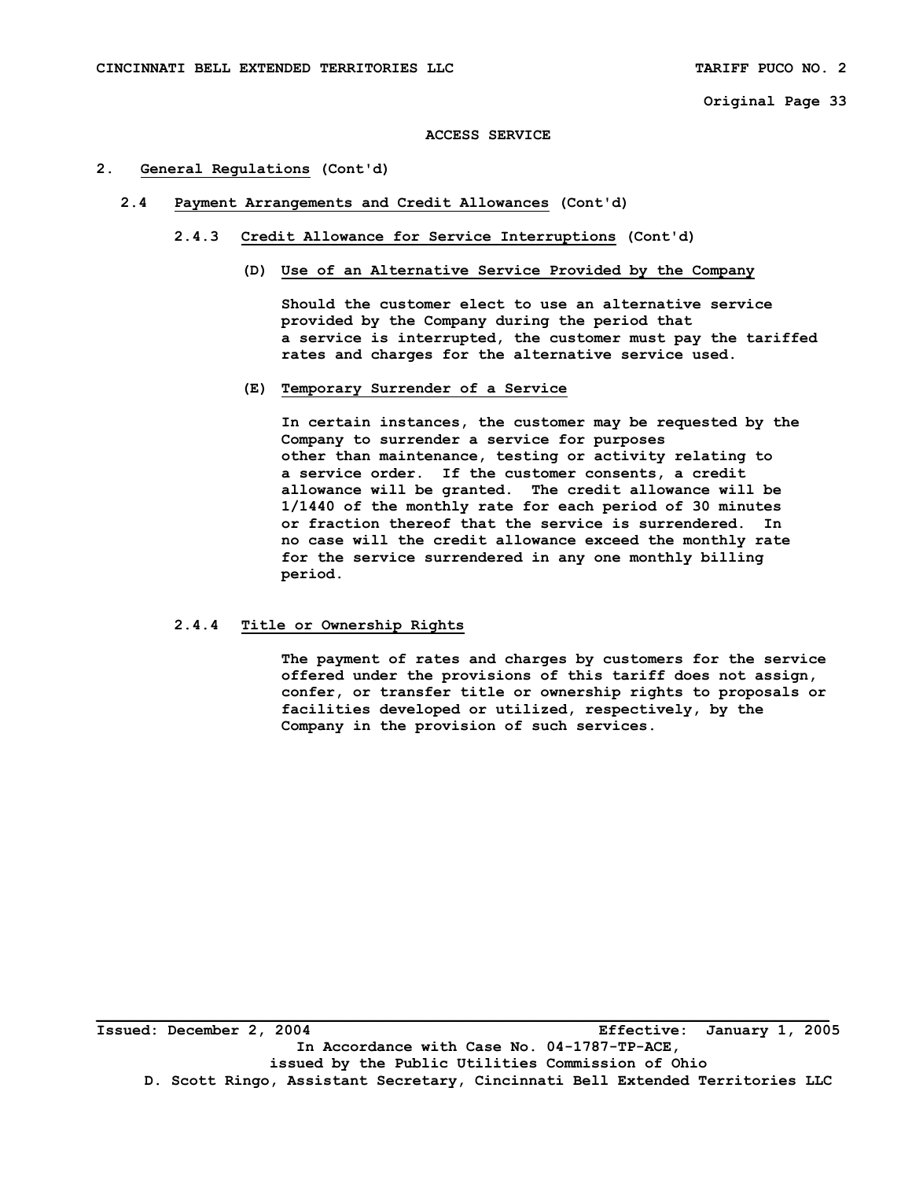ACCESS SERVICE

## 2. General Regulations (Cont'd)

### 2.4 Payment Arrangements and Credit Allowances (Cont'd)

#### 2.4.3 Credit Allowance for Service Interruptions (Cont'd)

**(D) Use of an Alternative Service Provided by the Company**

Should the customer elect to use an alternative service provided by the Company during the period that a service is interrupted, the customer must pay the tariffed rates and charges for the alternative service used.

**(E) Temporary Surrender of a Service**

In certain instances, the customer may be requested by the Company to surrender a service for purposes other than maintenance, testing or activity relating to a service order. If the customer consents, a credit allowance will be granted. The credit allowance will be 1/1440 of the monthly rate for each period of 30 minutes or fraction thereof that the service is surrendered. In no case will the credit allowance exceed the monthly rate for the service surrendered in any one monthly billing period.

#### 2.4.4 Title or Ownership Rights

The payment of rates and charges by customers for the service offered under the provisions of this tariff does not assign, confer, or transfer title or ownership rights to proposals or facilities developed or utilized, respectively, by the Company in the provision of such services.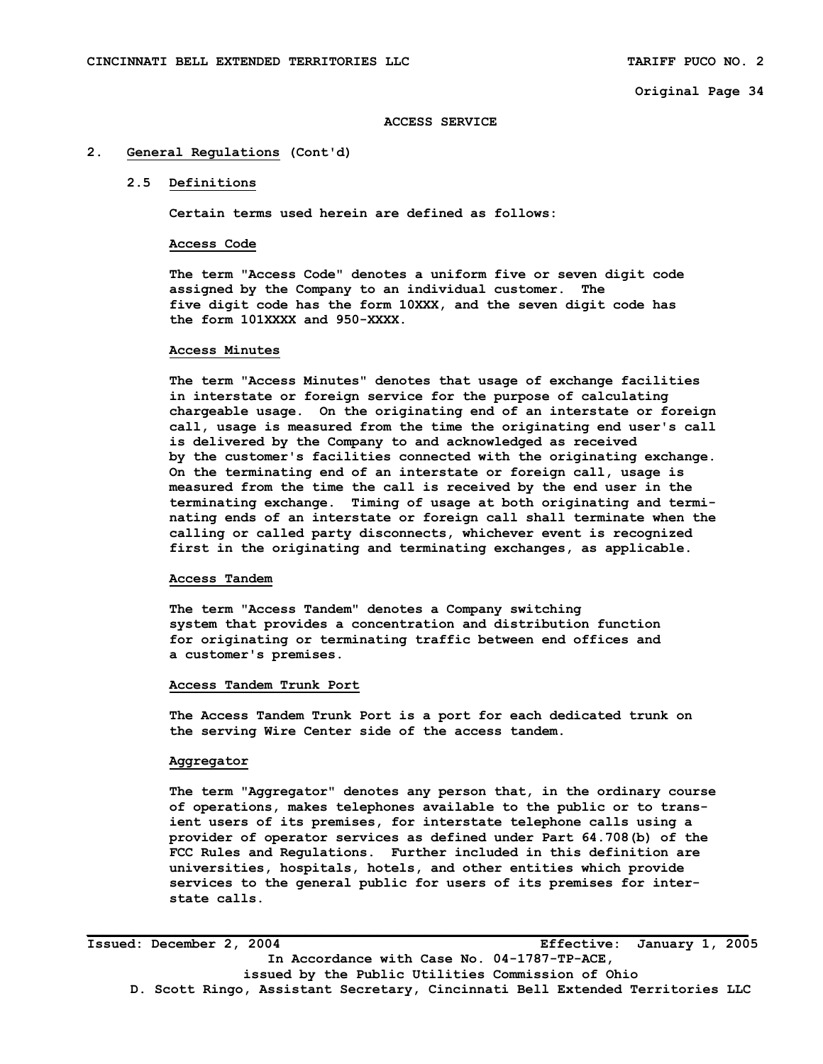## ACCESS SERVICE

## 2. General Regulations (Cont'd)

### 2.5 Definitions

Certain terms used herein are defined as follows:

**Access Code**

The term "Access Code" denotes a uniform five or seven digit code assigned by the Company to an individual customer. The five digit code has the form 10XXX, and the seven digit code has the form 101XXXX and 950-XXXX.

**Access Minutes**

The term "Access Minutes" denotes that usage of exchange facilities in interstate or foreign service for the purpose of calculating chargeable usage. On the originating end of an interstate or foreign call, usage is measured from the time the originating end user's call is delivered by the Company to and acknowledged as received by the customer's facilities connected with the originating exchange. On the terminating end of an interstate or foreign call, usage is measured from the time the call is received by the end user in the terminating exchange. Timing of usage at both originating and terminating ends of an interstate or foreign call shall terminate when the calling or called party disconnects, whichever event is recognized first in the originating and terminating exchanges, as applicable.

**Access Tandem**

The term "Access Tandem" denotes a Company switching system that provides a concentration and distribution function for originating or terminating traffic between end offices and a customer's premises.

**Access Tandem Trunk Port**

The Access Tandem Trunk Port is a port for each dedicated trunk on the serving Wire Center side of the access tandem.

**Aggregator**

The term "Aggregator" denotes any person that, in the ordinary course of operations, makes telephones available to the public or to transient users of its premises, for interstate telephone calls using a provider of operator services as defined under Part 64.708(b) of the FCC Rules and Regulations. Further included in this definition are universities, hospitals, hotels, and other entities which provide services to the general public for users of its premises for interstate calls.

Issued: December 2, 2004 Effective: January 1, 2005

In Accordance with Case No. 04-1787-TP-ACE,
issued by the Public Utilities Commission of Ohio
D. Scott Ringo, Assistant Secretary, Cincinnati Bell Extended Territories LLC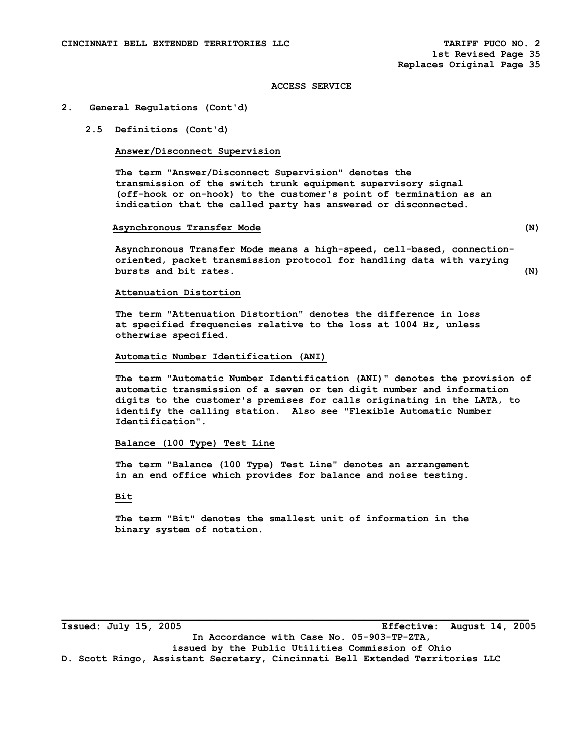ACCESS SERVICE

## 2. General Regulations (Cont'd)

### 2.5 Definitions (Cont'd)

**Answer/Disconnect Supervision**

The term "Answer/Disconnect Supervision" denotes the transmission of the switch trunk equipment supervisory signal (off-hook or on-hook) to the customer's point of termination as an indication that the called party has answered or disconnected.

**Asynchronous Transfer Mode** (N)

Asynchronous Transfer Mode means a high-speed, cell-based, connection-oriented, packet transmission protocol for handling data with varying bursts and bit rates. (N)

**Attenuation Distortion**

The term "Attenuation Distortion" denotes the difference in loss at specified frequencies relative to the loss at 1004 Hz, unless otherwise specified.

**Automatic Number Identification (ANI)**

The term "Automatic Number Identification (ANI)" denotes the provision of automatic transmission of a seven or ten digit number and information digits to the customer's premises for calls originating in the LATA, to identify the calling station. Also see "Flexible Automatic Number Identification".

**Balance (100 Type) Test Line**

The term "Balance (100 Type) Test Line" denotes an arrangement in an end office which provides for balance and noise testing.

**Bit**

The term "Bit" denotes the smallest unit of information in the binary system of notation.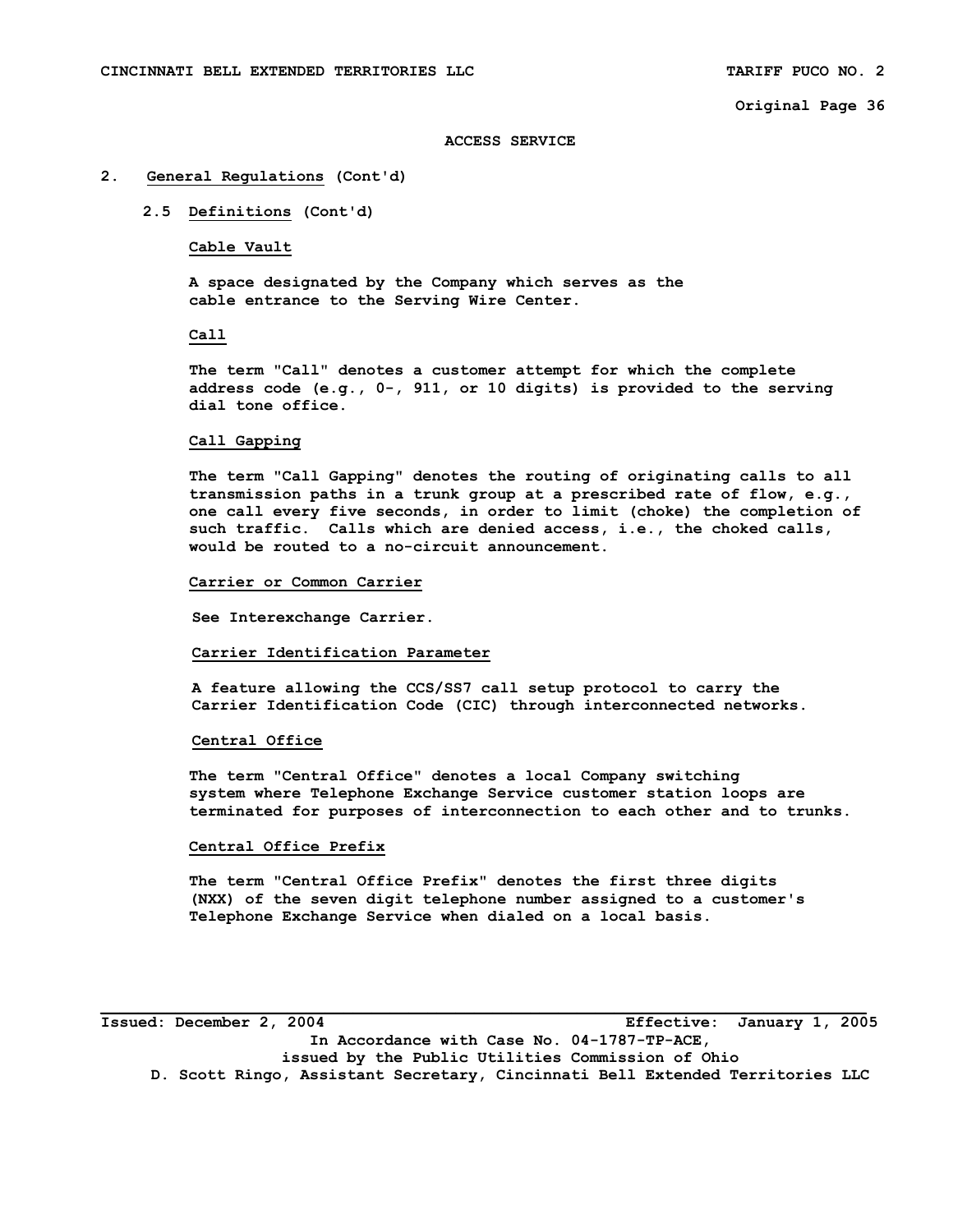ACCESS SERVICE

## 2. General Regulations (Cont'd)

### 2.5 Definitions (Cont'd)

**Cable Vault**

A space designated by the Company which serves as the cable entrance to the Serving Wire Center.

**Call**

The term "Call" denotes a customer attempt for which the complete address code (e.g., 0-, 911, or 10 digits) is provided to the serving dial tone office.

**Call Gapping**

The term "Call Gapping" denotes the routing of originating calls to all transmission paths in a trunk group at a prescribed rate of flow, e.g., one call every five seconds, in order to limit (choke) the completion of such traffic. Calls which are denied access, i.e., the choked calls, would be routed to a no-circuit announcement.

**Carrier or Common Carrier**

See Interexchange Carrier.

**Carrier Identification Parameter**

A feature allowing the CCS/SS7 call setup protocol to carry the Carrier Identification Code (CIC) through interconnected networks.

**Central Office**

The term "Central Office" denotes a local Company switching system where Telephone Exchange Service customer station loops are terminated for purposes of interconnection to each other and to trunks.

**Central Office Prefix**

The term "Central Office Prefix" denotes the first three digits (NXX) of the seven digit telephone number assigned to a customer's Telephone Exchange Service when dialed on a local basis.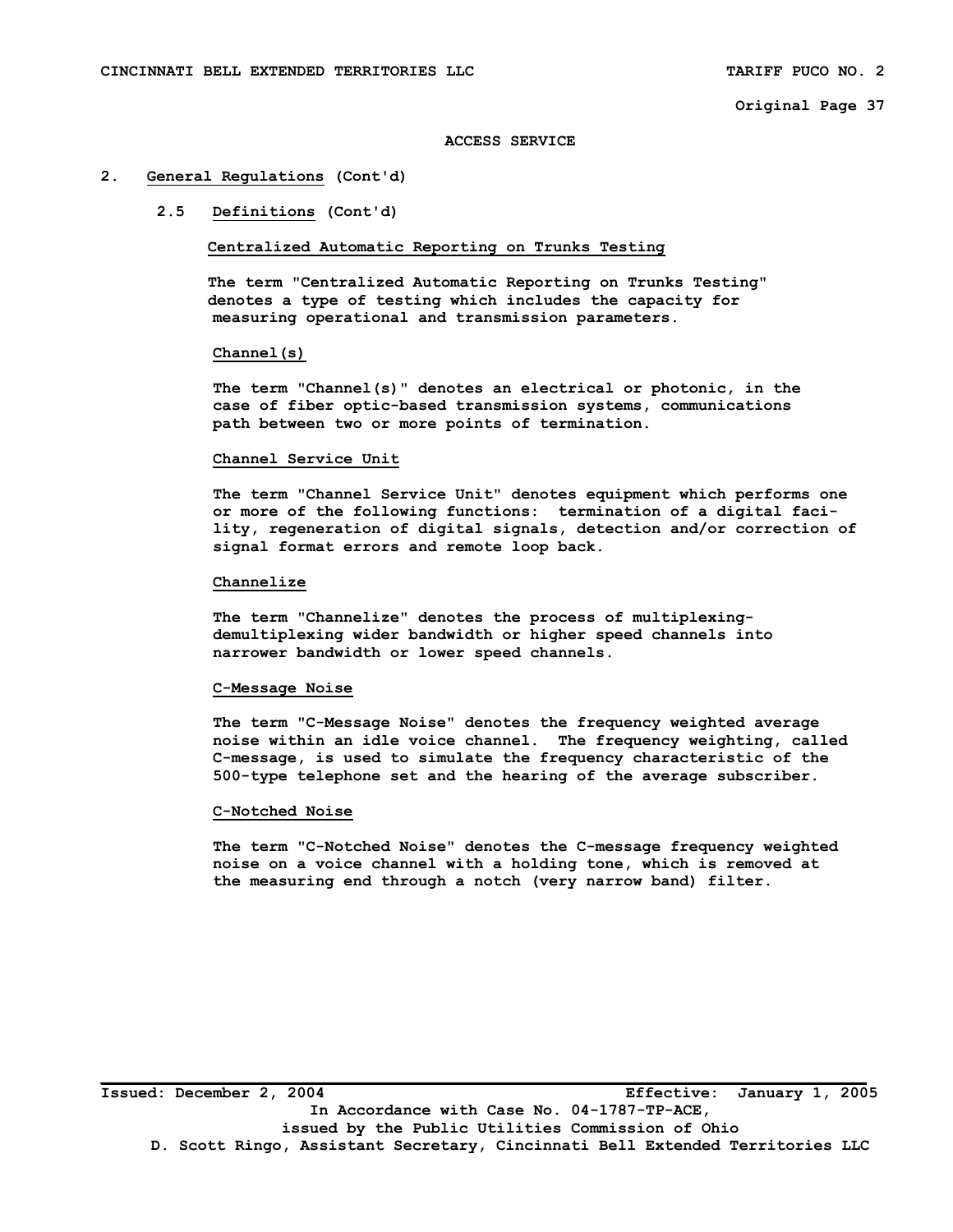# ACCESS SERVICE

## 2. General Regulations (Cont'd)

### 2.5 Definitions (Cont'd)

**Centralized Automatic Reporting on Trunks Testing**

The term "Centralized Automatic Reporting on Trunks Testing" denotes a type of testing which includes the capacity for measuring operational and transmission parameters.

**Channel(s)**

The term "Channel(s)" denotes an electrical or photonic, in the case of fiber optic-based transmission systems, communications path between two or more points of termination.

**Channel Service Unit**

The term "Channel Service Unit" denotes equipment which performs one or more of the following functions: termination of a digital facility, regeneration of digital signals, detection and/or correction of signal format errors and remote loop back.

**Channelize**

The term "Channelize" denotes the process of multiplexing-demultiplexing wider bandwidth or higher speed channels into narrower bandwidth or lower speed channels.

**C-Message Noise**

The term "C-Message Noise" denotes the frequency weighted average noise within an idle voice channel. The frequency weighting, called C-message, is used to simulate the frequency characteristic of the 500-type telephone set and the hearing of the average subscriber.

**C-Notched Noise**

The term "C-Notched Noise" denotes the C-message frequency weighted noise on a voice channel with a holding tone, which is removed at the measuring end through a notch (very narrow band) filter.

Issued: December 2, 2004 Effective: January 1, 2005

In Accordance with Case No. 04-1787-TP-ACE, issued by the Public Utilities Commission of Ohio

D. Scott Ringo, Assistant Secretary, Cincinnati Bell Extended Territories LLC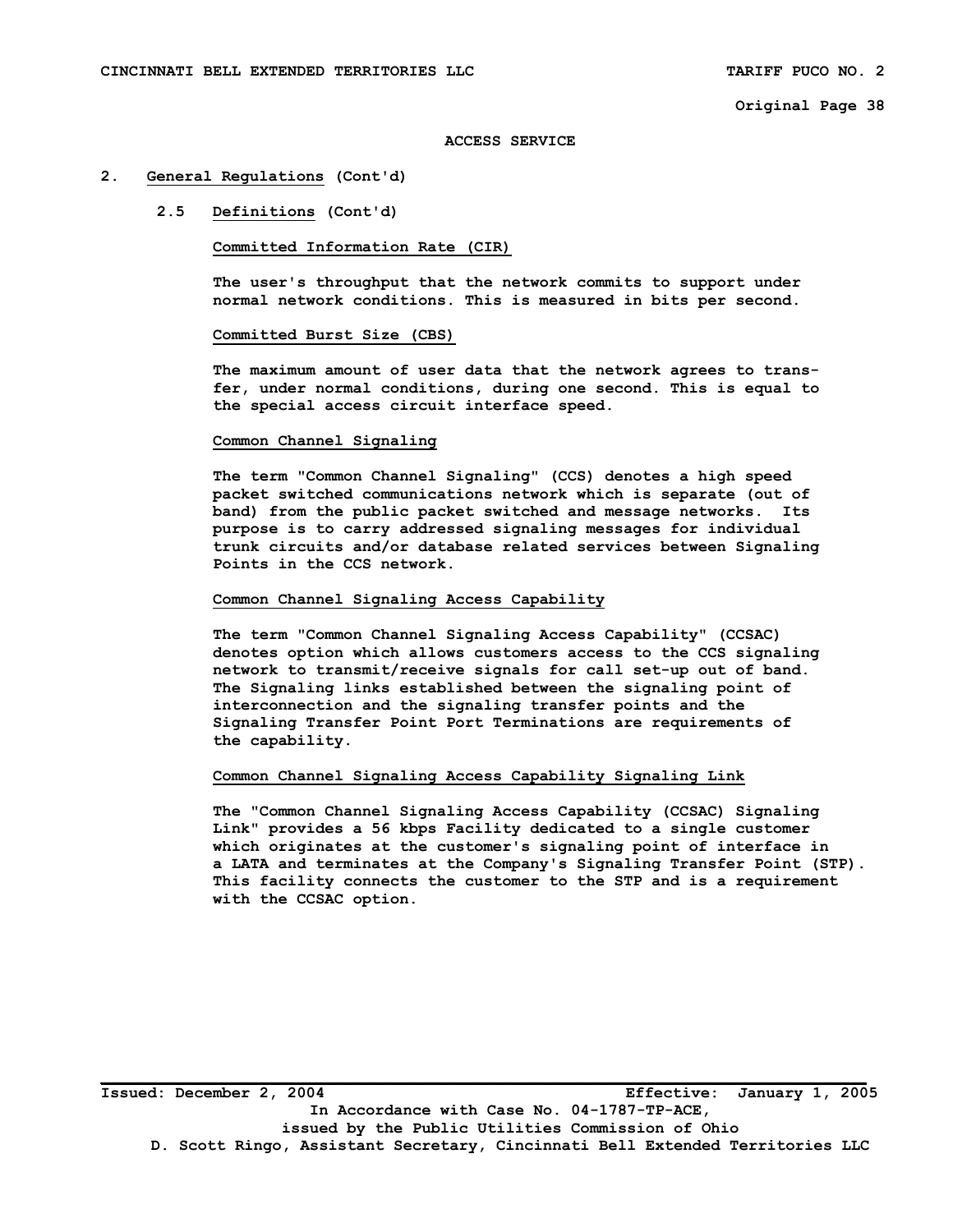ACCESS SERVICE

## 2. General Regulations (Cont'd)

### 2.5 Definitions (Cont'd)

**Committed Information Rate (CIR)**

The user's throughput that the network commits to support under normal network conditions. This is measured in bits per second.

**Committed Burst Size (CBS)**

The maximum amount of user data that the network agrees to transfer, under normal conditions, during one second. This is equal to the special access circuit interface speed.

**Common Channel Signaling**

The term "Common Channel Signaling" (CCS) denotes a high speed packet switched communications network which is separate (out of band) from the public packet switched and message networks. Its purpose is to carry addressed signaling messages for individual trunk circuits and/or database related services between Signaling Points in the CCS network.

**Common Channel Signaling Access Capability**

The term "Common Channel Signaling Access Capability" (CCSAC) denotes option which allows customers access to the CCS signaling network to transmit/receive signals for call set-up out of band. The Signaling links established between the signaling point of interconnection and the signaling transfer points and the Signaling Transfer Point Port Terminations are requirements of the capability.

**Common Channel Signaling Access Capability Signaling Link**

The "Common Channel Signaling Access Capability (CCSAC) Signaling Link" provides a 56 kbps Facility dedicated to a single customer which originates at the customer's signaling point of interface in a LATA and terminates at the Company's Signaling Transfer Point (STP). This facility connects the customer to the STP and is a requirement with the CCSAC option.

Issued: December 2, 2004 Effective: January 1, 2005
In Accordance with Case No. 04-1787-TP-ACE,
issued by the Public Utilities Commission of Ohio
D. Scott Ringo, Assistant Secretary, Cincinnati Bell Extended Territories LLC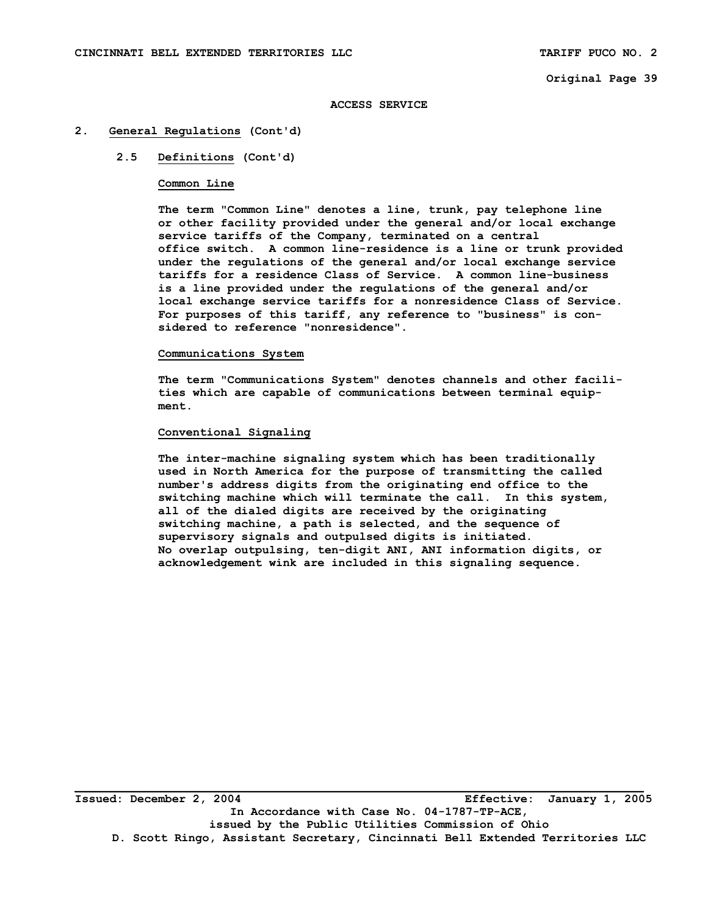ACCESS SERVICE

## 2. General Regulations (Cont'd)

### 2.5 Definitions (Cont'd)

**Common Line**

The term "Common Line" denotes a line, trunk, pay telephone line or other facility provided under the general and/or local exchange service tariffs of the Company, terminated on a central office switch. A common line-residence is a line or trunk provided under the regulations of the general and/or local exchange service tariffs for a residence Class of Service. A common line-business is a line provided under the regulations of the general and/or local exchange service tariffs for a nonresidence Class of Service. For purposes of this tariff, any reference to "business" is considered to reference "nonresidence".

**Communications System**

The term "Communications System" denotes channels and other facilities which are capable of communications between terminal equipment.

**Conventional Signaling**

The inter-machine signaling system which has been traditionally used in North America for the purpose of transmitting the called number's address digits from the originating end office to the switching machine which will terminate the call. In this system, all of the dialed digits are received by the originating switching machine, a path is selected, and the sequence of supervisory signals and outpulsed digits is initiated. No overlap outpulsing, ten-digit ANI, ANI information digits, or acknowledgement wink are included in this signaling sequence.

Issued: December 2, 2004 Effective: January 1, 2005

In Accordance with Case No. 04-1787-TP-ACE, issued by the Public Utilities Commission of Ohio

D. Scott Ringo, Assistant Secretary, Cincinnati Bell Extended Territories LLC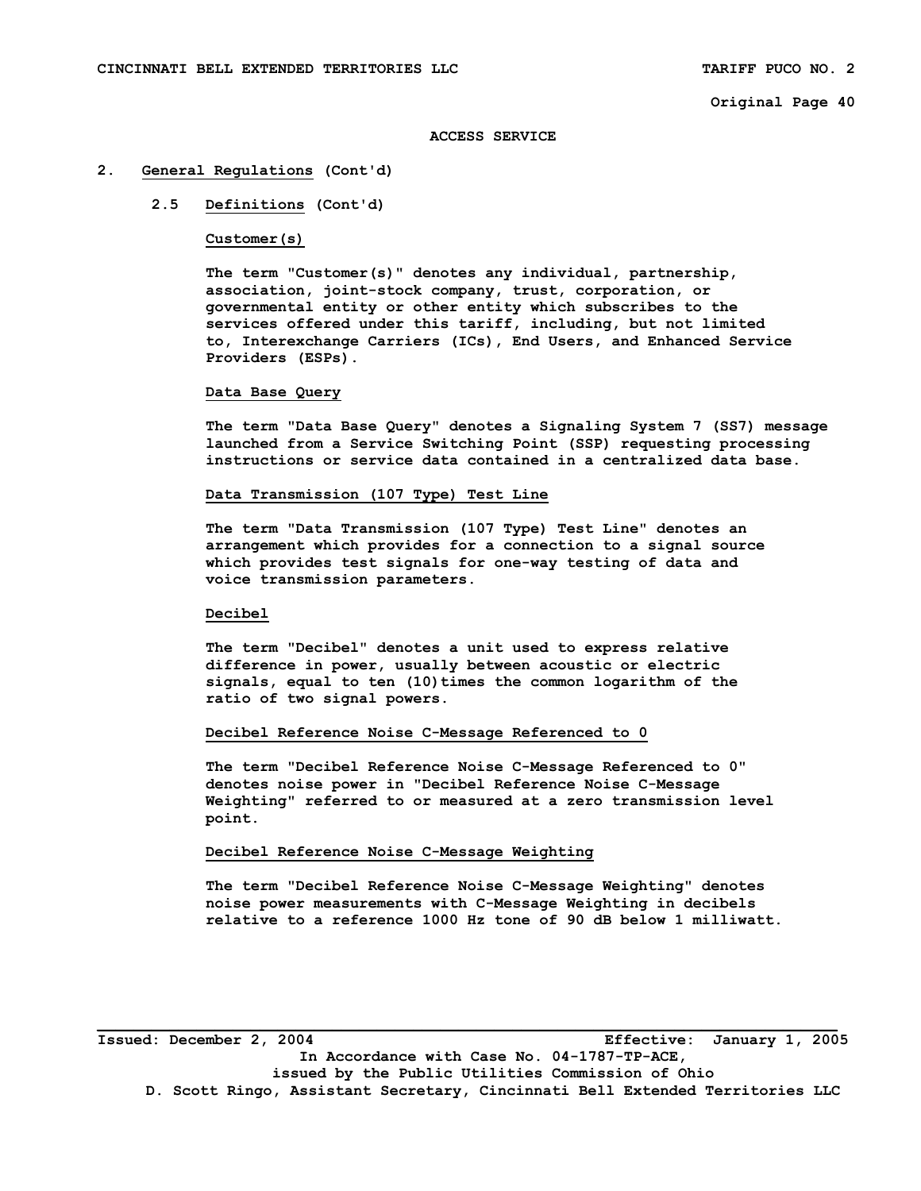ACCESS SERVICE

## 2. General Regulations (Cont'd)

### 2.5 Definitions (Cont'd)

**Customer(s)**

The term "Customer(s)" denotes any individual, partnership, association, joint-stock company, trust, corporation, or governmental entity or other entity which subscribes to the services offered under this tariff, including, but not limited to, Interexchange Carriers (ICs), End Users, and Enhanced Service Providers (ESPs).

**Data Base Query**

The term "Data Base Query" denotes a Signaling System 7 (SS7) message launched from a Service Switching Point (SSP) requesting processing instructions or service data contained in a centralized data base.

**Data Transmission (107 Type) Test Line**

The term "Data Transmission (107 Type) Test Line" denotes an arrangement which provides for a connection to a signal source which provides test signals for one-way testing of data and voice transmission parameters.

**Decibel**

The term "Decibel" denotes a unit used to express relative difference in power, usually between acoustic or electric signals, equal to ten (10)times the common logarithm of the ratio of two signal powers.

**Decibel Reference Noise C-Message Referenced to 0**

The term "Decibel Reference Noise C-Message Referenced to 0" denotes noise power in "Decibel Reference Noise C-Message Weighting" referred to or measured at a zero transmission level point.

**Decibel Reference Noise C-Message Weighting**

The term "Decibel Reference Noise C-Message Weighting" denotes noise power measurements with C-Message Weighting in decibels relative to a reference 1000 Hz tone of 90 dB below 1 milliwatt.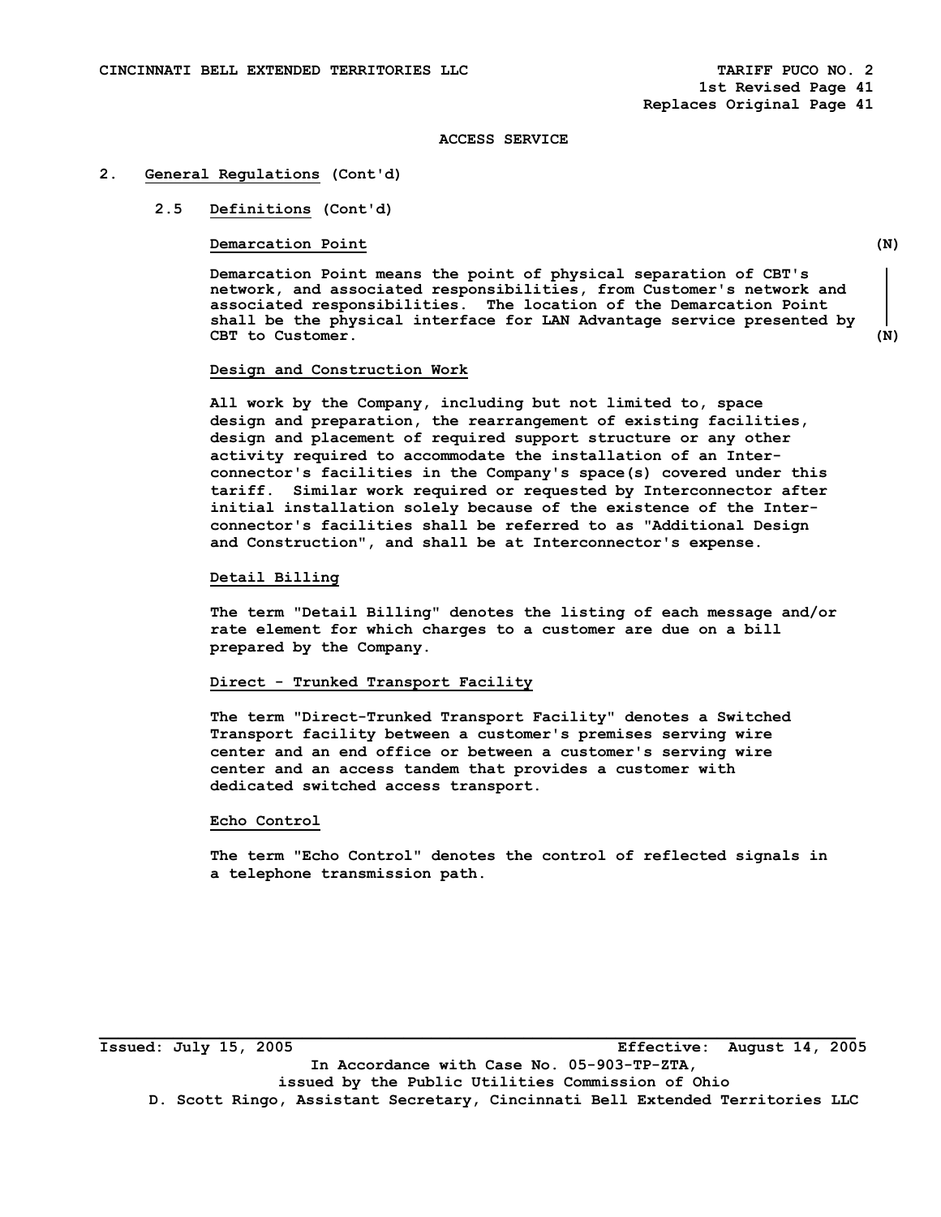ACCESS SERVICE

## 2. General Regulations (Cont'd)

### 2.5 Definitions (Cont'd)

**Demarcation Point** (N)

Demarcation Point means the point of physical separation of CBT's network, and associated responsibilities, from Customer's network and associated responsibilities. The location of the Demarcation Point shall be the physical interface for LAN Advantage service presented by CBT to Customer. (N)

**Design and Construction Work**

All work by the Company, including but not limited to, space design and preparation, the rearrangement of existing facilities, design and placement of required support structure or any other activity required to accommodate the installation of an Interconnector's facilities in the Company's space(s) covered under this tariff. Similar work required or requested by Interconnector after initial installation solely because of the existence of the Interconnector's facilities shall be referred to as "Additional Design and Construction", and shall be at Interconnector's expense.

**Detail Billing**

The term "Detail Billing" denotes the listing of each message and/or rate element for which charges to a customer are due on a bill prepared by the Company.

**Direct - Trunked Transport Facility**

The term "Direct-Trunked Transport Facility" denotes a Switched Transport facility between a customer's premises serving wire center and an end office or between a customer's serving wire center and an access tandem that provides a customer with dedicated switched access transport.

**Echo Control**

The term "Echo Control" denotes the control of reflected signals in a telephone transmission path.

Issued: July 15, 2005 Effective: August 14, 2005

In Accordance with Case No. 05-903-TP-ZTA, issued by the Public Utilities Commission of Ohio

D. Scott Ringo, Assistant Secretary, Cincinnati Bell Extended Territories LLC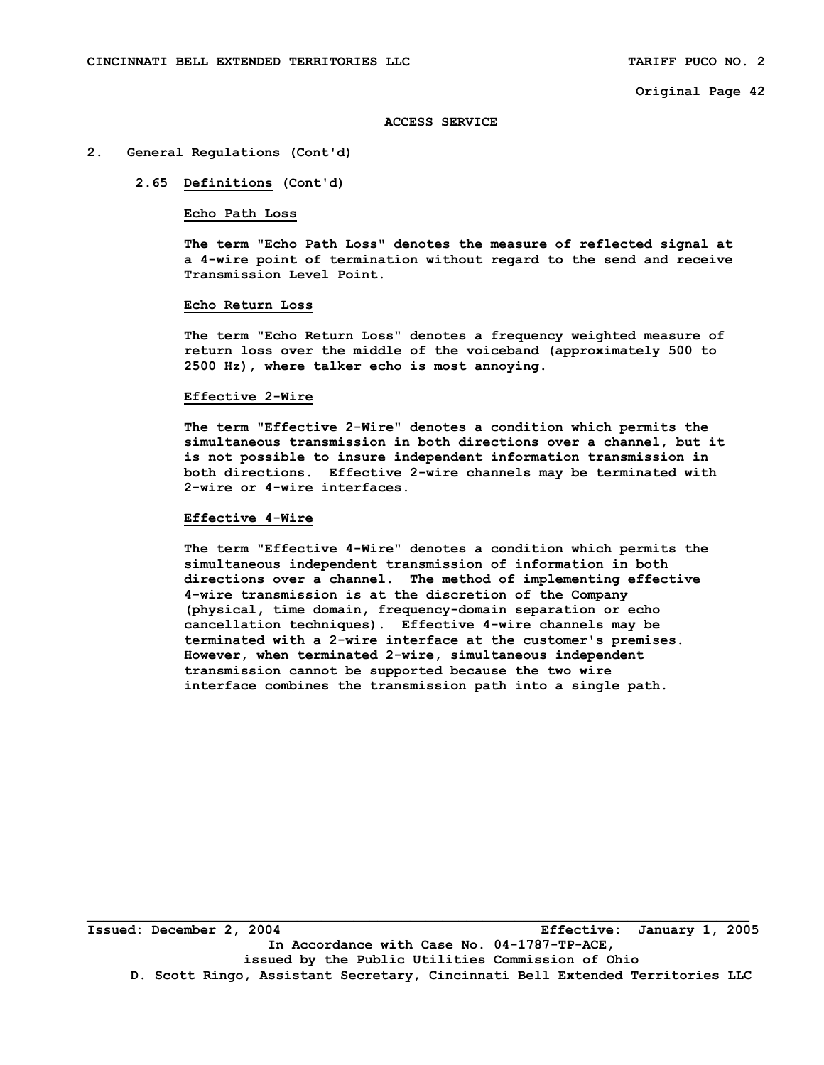**ACCESS SERVICE**

## 2. General Regulations (Cont'd)

### 2.65 Definitions (Cont'd)

**Echo Path Loss**

The term "Echo Path Loss" denotes the measure of reflected signal at a 4-wire point of termination without regard to the send and receive Transmission Level Point.

**Echo Return Loss**

The term "Echo Return Loss" denotes a frequency weighted measure of return loss over the middle of the voiceband (approximately 500 to 2500 Hz), where talker echo is most annoying.

**Effective 2-Wire**

The term "Effective 2-Wire" denotes a condition which permits the simultaneous transmission in both directions over a channel, but it is not possible to insure independent information transmission in both directions. Effective 2-wire channels may be terminated with 2-wire or 4-wire interfaces.

**Effective 4-Wire**

The term "Effective 4-Wire" denotes a condition which permits the simultaneous independent transmission of information in both directions over a channel. The method of implementing effective 4-wire transmission is at the discretion of the Company (physical, time domain, frequency-domain separation or echo cancellation techniques). Effective 4-wire channels may be terminated with a 2-wire interface at the customer's premises. However, when terminated 2-wire, simultaneous independent transmission cannot be supported because the two wire interface combines the transmission path into a single path.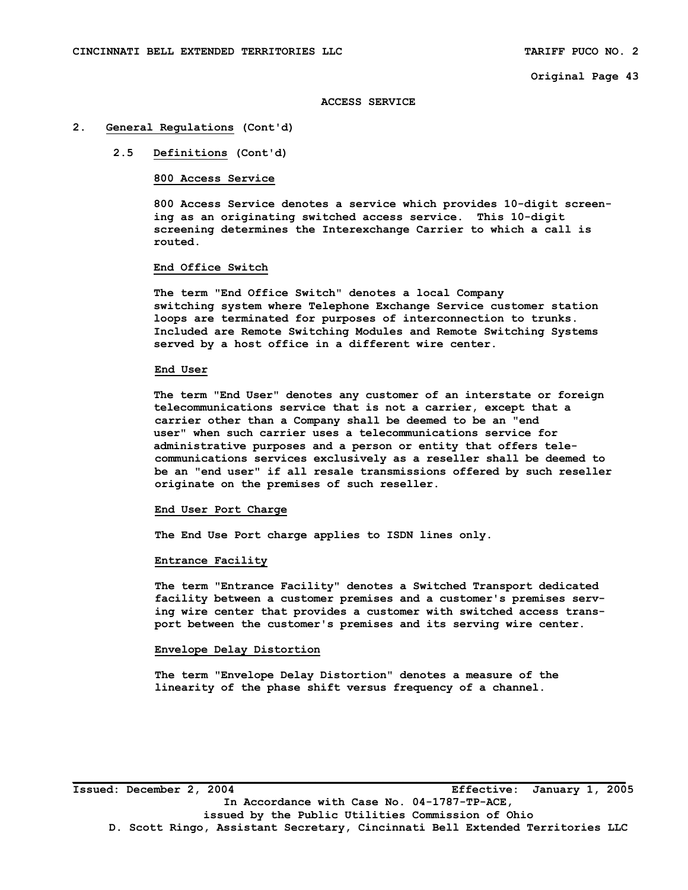## ACCESS SERVICE

## 2. General Regulations (Cont'd)

### 2.5 Definitions (Cont'd)

**800 Access Service**

800 Access Service denotes a service which provides 10-digit screening as an originating switched access service. This 10-digit screening determines the Interexchange Carrier to which a call is routed.

**End Office Switch**

The term "End Office Switch" denotes a local Company switching system where Telephone Exchange Service customer station loops are terminated for purposes of interconnection to trunks. Included are Remote Switching Modules and Remote Switching Systems served by a host office in a different wire center.

**End User**

The term "End User" denotes any customer of an interstate or foreign telecommunications service that is not a carrier, except that a carrier other than a Company shall be deemed to be an "end user" when such carrier uses a telecommunications service for administrative purposes and a person or entity that offers telecommunications services exclusively as a reseller shall be deemed to be an "end user" if all resale transmissions offered by such reseller originate on the premises of such reseller.

**End User Port Charge**

The End Use Port charge applies to ISDN lines only.

**Entrance Facility**

The term "Entrance Facility" denotes a Switched Transport dedicated facility between a customer premises and a customer's premises serving wire center that provides a customer with switched access transport between the customer's premises and its serving wire center.

**Envelope Delay Distortion**

The term "Envelope Delay Distortion" denotes a measure of the linearity of the phase shift versus frequency of a channel.

Issued: December 2, 2004 Effective: January 1, 2005

In Accordance with Case No. 04-1787-TP-ACE, issued by the Public Utilities Commission of Ohio

D. Scott Ringo, Assistant Secretary, Cincinnati Bell Extended Territories LLC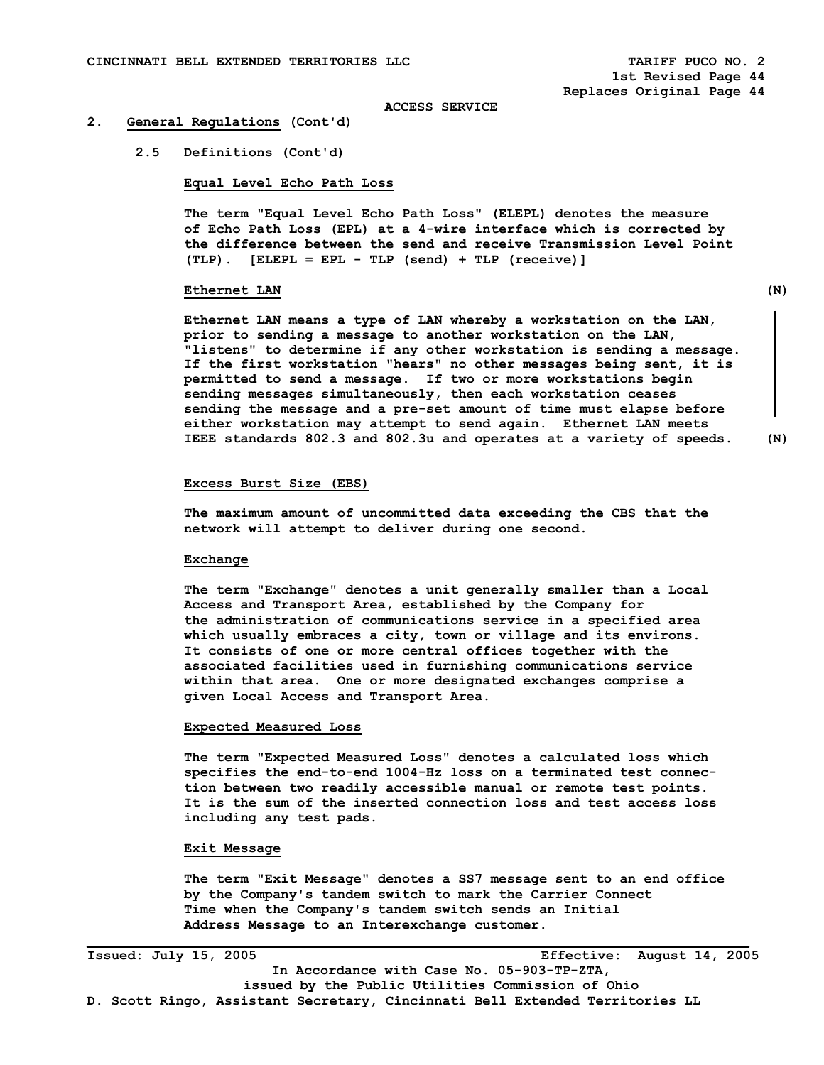ACCESS SERVICE

## 2. General Regulations (Cont'd)

### 2.5 Definitions (Cont'd)

**Equal Level Echo Path Loss**

The term "Equal Level Echo Path Loss" (ELEPL) denotes the measure of Echo Path Loss (EPL) at a 4-wire interface which is corrected by the difference between the send and receive Transmission Level Point (TLP). [ELEPL = EPL - TLP (send) + TLP (receive)]

**Ethernet LAN** (N)

Ethernet LAN means a type of LAN whereby a workstation on the LAN, prior to sending a message to another workstation on the LAN, "listens" to determine if any other workstation is sending a message. If the first workstation "hears" no other messages being sent, it is permitted to send a message. If two or more workstations begin sending messages simultaneously, then each workstation ceases sending the message and a pre-set amount of time must elapse before either workstation may attempt to send again. Ethernet LAN meets IEEE standards 802.3 and 802.3u and operates at a variety of speeds. (N)

**Excess Burst Size (EBS)**

The maximum amount of uncommitted data exceeding the CBS that the network will attempt to deliver during one second.

**Exchange**

The term "Exchange" denotes a unit generally smaller than a Local Access and Transport Area, established by the Company for the administration of communications service in a specified area which usually embraces a city, town or village and its environs. It consists of one or more central offices together with the associated facilities used in furnishing communications service within that area. One or more designated exchanges comprise a given Local Access and Transport Area.

**Expected Measured Loss**

The term "Expected Measured Loss" denotes a calculated loss which specifies the end-to-end 1004-Hz loss on a terminated test connection between two readily accessible manual or remote test points. It is the sum of the inserted connection loss and test access loss including any test pads.

**Exit Message**

The term "Exit Message" denotes a SS7 message sent to an end office by the Company's tandem switch to mark the Carrier Connect Time when the Company's tandem switch sends an Initial Address Message to an Interexchange customer.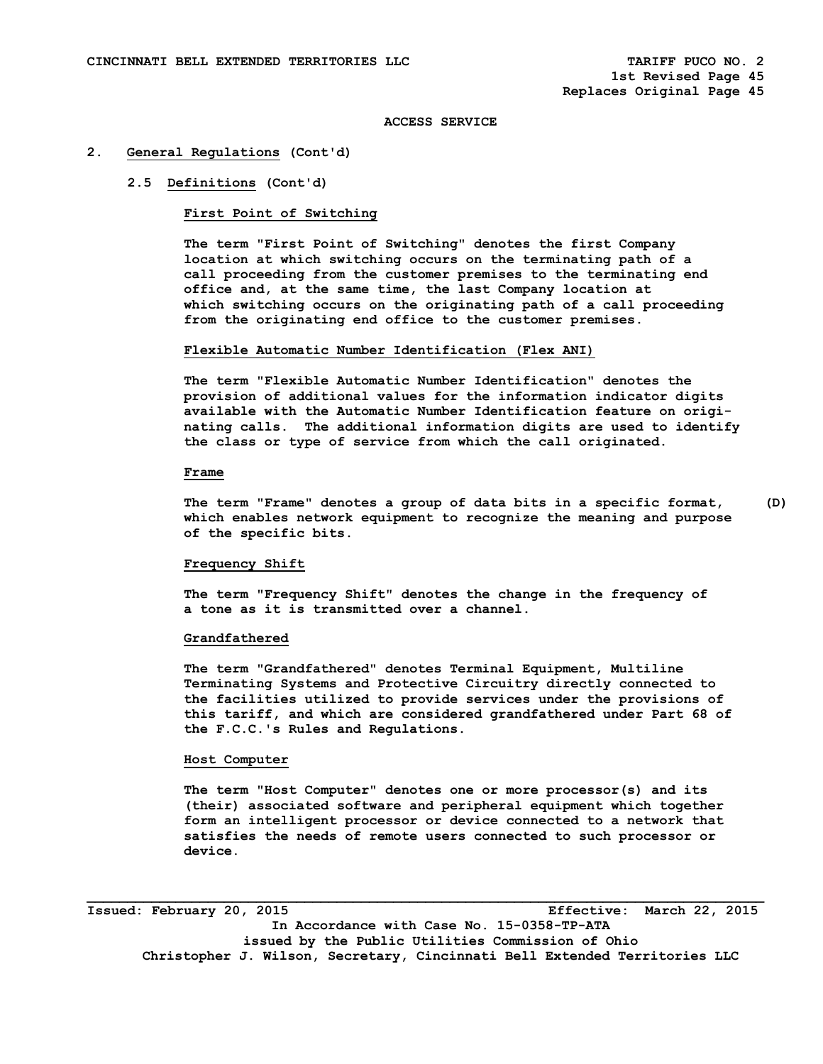ACCESS SERVICE

## 2. General Regulations (Cont'd)

### 2.5 Definitions (Cont'd)

**First Point of Switching**

The term "First Point of Switching" denotes the first Company location at which switching occurs on the terminating path of a call proceeding from the customer premises to the terminating end office and, at the same time, the last Company location at which switching occurs on the originating path of a call proceeding from the originating end office to the customer premises.

**Flexible Automatic Number Identification (Flex ANI)**

The term "Flexible Automatic Number Identification" denotes the provision of additional values for the information indicator digits available with the Automatic Number Identification feature on originating calls. The additional information digits are used to identify the class or type of service from which the call originated.

**Frame**

The term "Frame" denotes a group of data bits in a specific format, which enables network equipment to recognize the meaning and purpose of the specific bits. (D)

**Frequency Shift**

The term "Frequency Shift" denotes the change in the frequency of a tone as it is transmitted over a channel.

**Grandfathered**

The term "Grandfathered" denotes Terminal Equipment, Multiline Terminating Systems and Protective Circuitry directly connected to the facilities utilized to provide services under the provisions of this tariff, and which are considered grandfathered under Part 68 of the F.C.C.'s Rules and Regulations.

**Host Computer**

The term "Host Computer" denotes one or more processor(s) and its (their) associated software and peripheral equipment which together form an intelligent processor or device connected to a network that satisfies the needs of remote users connected to such processor or device.

Issued: February 20, 2015 Effective: March 22, 2015

In Accordance with Case No. 15-0358-TP-ATA issued by the Public Utilities Commission of Ohio

Christopher J. Wilson, Secretary, Cincinnati Bell Extended Territories LLC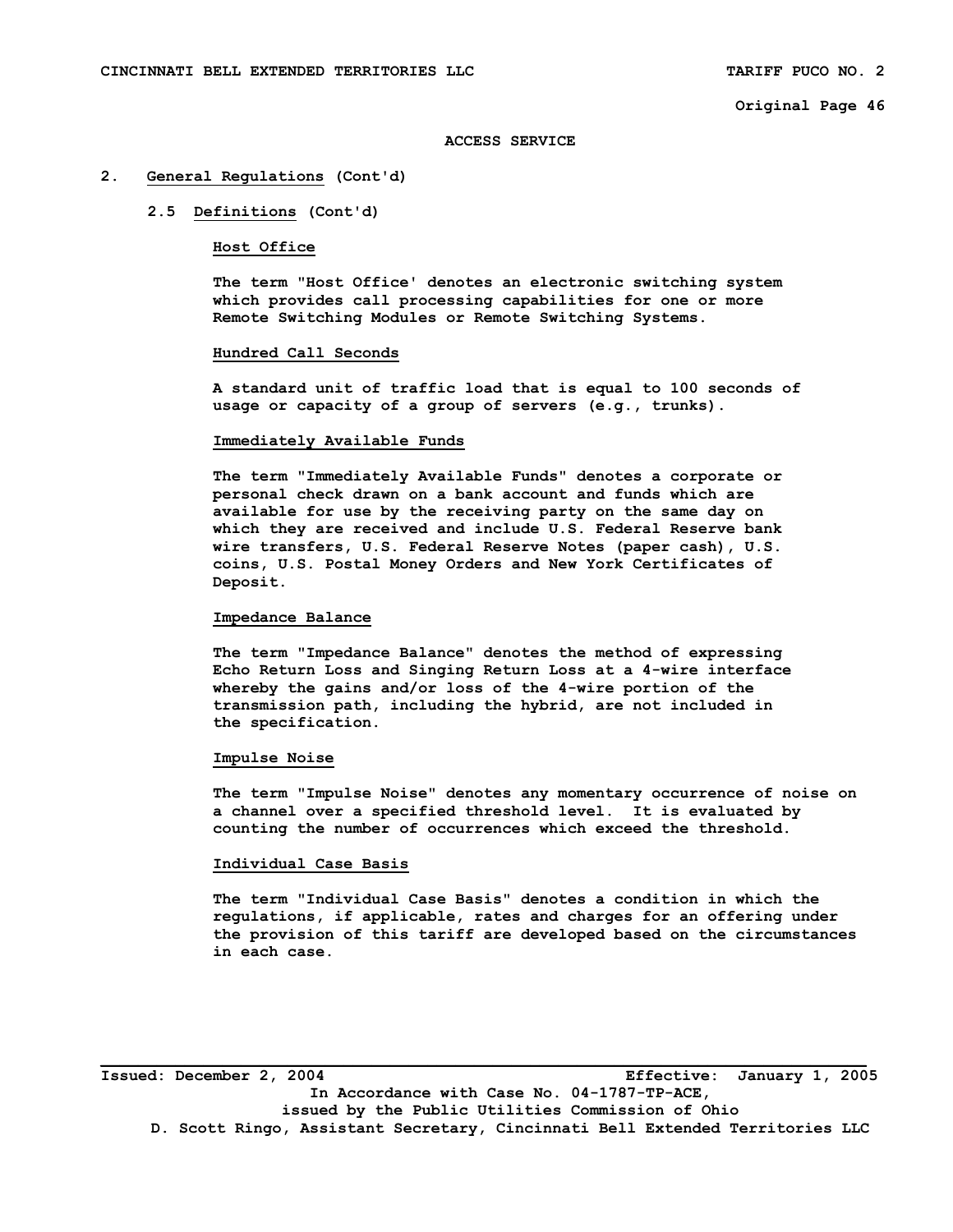## ACCESS SERVICE

## 2. General Regulations (Cont'd)

### 2.5 Definitions (Cont'd)

**Host Office**

The term "Host Office' denotes an electronic switching system which provides call processing capabilities for one or more Remote Switching Modules or Remote Switching Systems.

**Hundred Call Seconds**

A standard unit of traffic load that is equal to 100 seconds of usage or capacity of a group of servers (e.g., trunks).

**Immediately Available Funds**

The term "Immediately Available Funds" denotes a corporate or personal check drawn on a bank account and funds which are available for use by the receiving party on the same day on which they are received and include U.S. Federal Reserve bank wire transfers, U.S. Federal Reserve Notes (paper cash), U.S. coins, U.S. Postal Money Orders and New York Certificates of Deposit.

**Impedance Balance**

The term "Impedance Balance" denotes the method of expressing Echo Return Loss and Singing Return Loss at a 4-wire interface whereby the gains and/or loss of the 4-wire portion of the transmission path, including the hybrid, are not included in the specification.

**Impulse Noise**

The term "Impulse Noise" denotes any momentary occurrence of noise on a channel over a specified threshold level. It is evaluated by counting the number of occurrences which exceed the threshold.

**Individual Case Basis**

The term "Individual Case Basis" denotes a condition in which the regulations, if applicable, rates and charges for an offering under the provision of this tariff are developed based on the circumstances in each case.

Issued: December 2, 2004 Effective: January 1, 2005
In Accordance with Case No. 04-1787-TP-ACE,
issued by the Public Utilities Commission of Ohio
D. Scott Ringo, Assistant Secretary, Cincinnati Bell Extended Territories LLC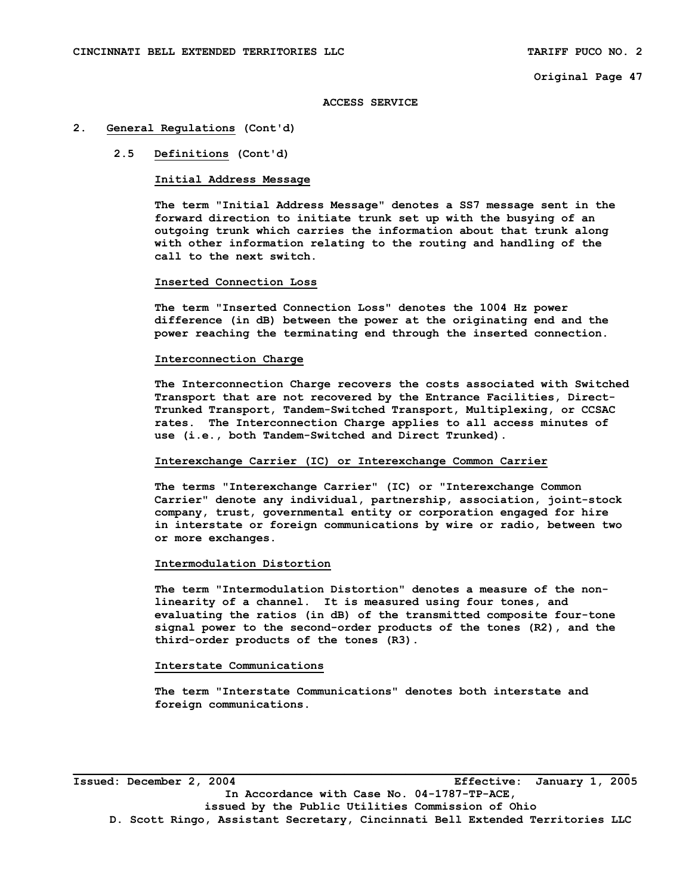## ACCESS SERVICE

### 2. General Regulations (Cont'd)

#### 2.5 Definitions (Cont'd)

**Initial Address Message**

The term "Initial Address Message" denotes a SS7 message sent in the forward direction to initiate trunk set up with the busying of an outgoing trunk which carries the information about that trunk along with other information relating to the routing and handling of the call to the next switch.

**Inserted Connection Loss**

The term "Inserted Connection Loss" denotes the 1004 Hz power difference (in dB) between the power at the originating end and the power reaching the terminating end through the inserted connection.

**Interconnection Charge**

The Interconnection Charge recovers the costs associated with Switched Transport that are not recovered by the Entrance Facilities, Direct-Trunked Transport, Tandem-Switched Transport, Multiplexing, or CCSAC rates. The Interconnection Charge applies to all access minutes of use (i.e., both Tandem-Switched and Direct Trunked).

**Interexchange Carrier (IC) or Interexchange Common Carrier**

The terms "Interexchange Carrier" (IC) or "Interexchange Common Carrier" denote any individual, partnership, association, joint-stock company, trust, governmental entity or corporation engaged for hire in interstate or foreign communications by wire or radio, between two or more exchanges.

**Intermodulation Distortion**

The term "Intermodulation Distortion" denotes a measure of the non-linearity of a channel. It is measured using four tones, and evaluating the ratios (in dB) of the transmitted composite four-tone signal power to the second-order products of the tones (R2), and the third-order products of the tones (R3).

**Interstate Communications**

The term "Interstate Communications" denotes both interstate and foreign communications.

Issued: December 2, 2004 Effective: January 1, 2005
In Accordance with Case No. 04-1787-TP-ACE,
issued by the Public Utilities Commission of Ohio
D. Scott Ringo, Assistant Secretary, Cincinnati Bell Extended Territories LLC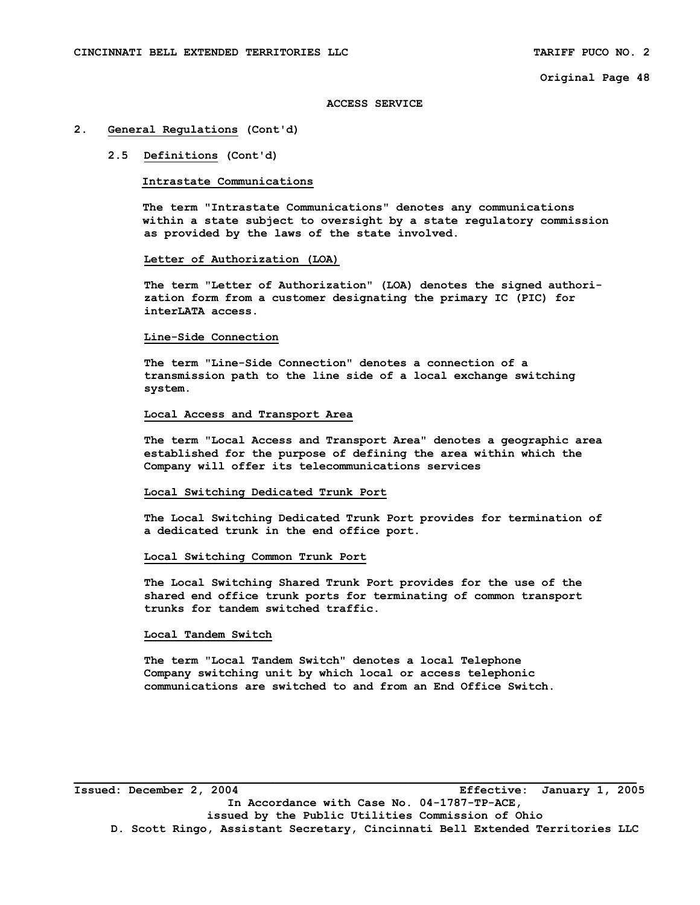ACCESS SERVICE

## 2. General Regulations (Cont'd)

### 2.5 Definitions (Cont'd)

**Intrastate Communications**

The term "Intrastate Communications" denotes any communications within a state subject to oversight by a state regulatory commission as provided by the laws of the state involved.

**Letter of Authorization (LOA)**

The term "Letter of Authorization" (LOA) denotes the signed authorization form from a customer designating the primary IC (PIC) for interLATA access.

**Line-Side Connection**

The term "Line-Side Connection" denotes a connection of a transmission path to the line side of a local exchange switching system.

**Local Access and Transport Area**

The term "Local Access and Transport Area" denotes a geographic area established for the purpose of defining the area within which the Company will offer its telecommunications services

**Local Switching Dedicated Trunk Port**

The Local Switching Dedicated Trunk Port provides for termination of a dedicated trunk in the end office port.

**Local Switching Common Trunk Port**

The Local Switching Shared Trunk Port provides for the use of the shared end office trunk ports for terminating of common transport trunks for tandem switched traffic.

**Local Tandem Switch**

The term "Local Tandem Switch" denotes a local Telephone Company switching unit by which local or access telephonic communications are switched to and from an End Office Switch.

Issued: December 2, 2004 Effective: January 1, 2005

In Accordance with Case No. 04-1787-TP-ACE, issued by the Public Utilities Commission of Ohio

D. Scott Ringo, Assistant Secretary, Cincinnati Bell Extended Territories LLC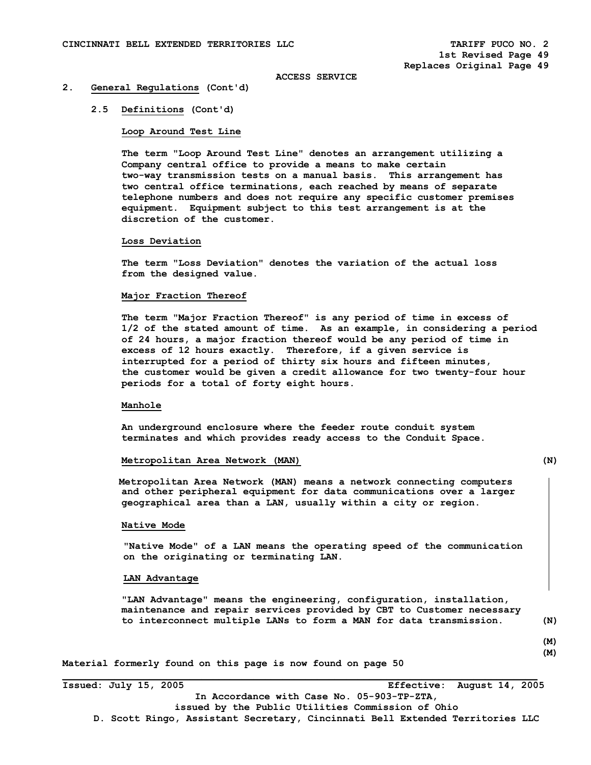ACCESS SERVICE

## 2. General Regulations (Cont'd)

### 2.5 Definitions (Cont'd)

**Loop Around Test Line**

The term "Loop Around Test Line" denotes an arrangement utilizing a Company central office to provide a means to make certain two-way transmission tests on a manual basis. This arrangement has two central office terminations, each reached by means of separate telephone numbers and does not require any specific customer premises equipment. Equipment subject to this test arrangement is at the discretion of the customer.

**Loss Deviation**

The term "Loss Deviation" denotes the variation of the actual loss from the designed value.

**Major Fraction Thereof**

The term "Major Fraction Thereof" is any period of time in excess of 1/2 of the stated amount of time. As an example, in considering a period of 24 hours, a major fraction thereof would be any period of time in excess of 12 hours exactly. Therefore, if a given service is interrupted for a period of thirty six hours and fifteen minutes, the customer would be given a credit allowance for two twenty-four hour periods for a total of forty eight hours.

**Manhole**

An underground enclosure where the feeder route conduit system terminates and which provides ready access to the Conduit Space.

**Metropolitan Area Network (MAN)** (N)

Metropolitan Area Network (MAN) means a network connecting computers and other peripheral equipment for data communications over a larger geographical area than a LAN, usually within a city or region.

**Native Mode**

"Native Mode" of a LAN means the operating speed of the communication on the originating or terminating LAN.

**LAN Advantage**

"LAN Advantage" means the engineering, configuration, installation, maintenance and repair services provided by CBT to Customer necessary to interconnect multiple LANs to form a MAN for data transmission. (N)

(M)
(M)

Material formerly found on this page is now found on page 50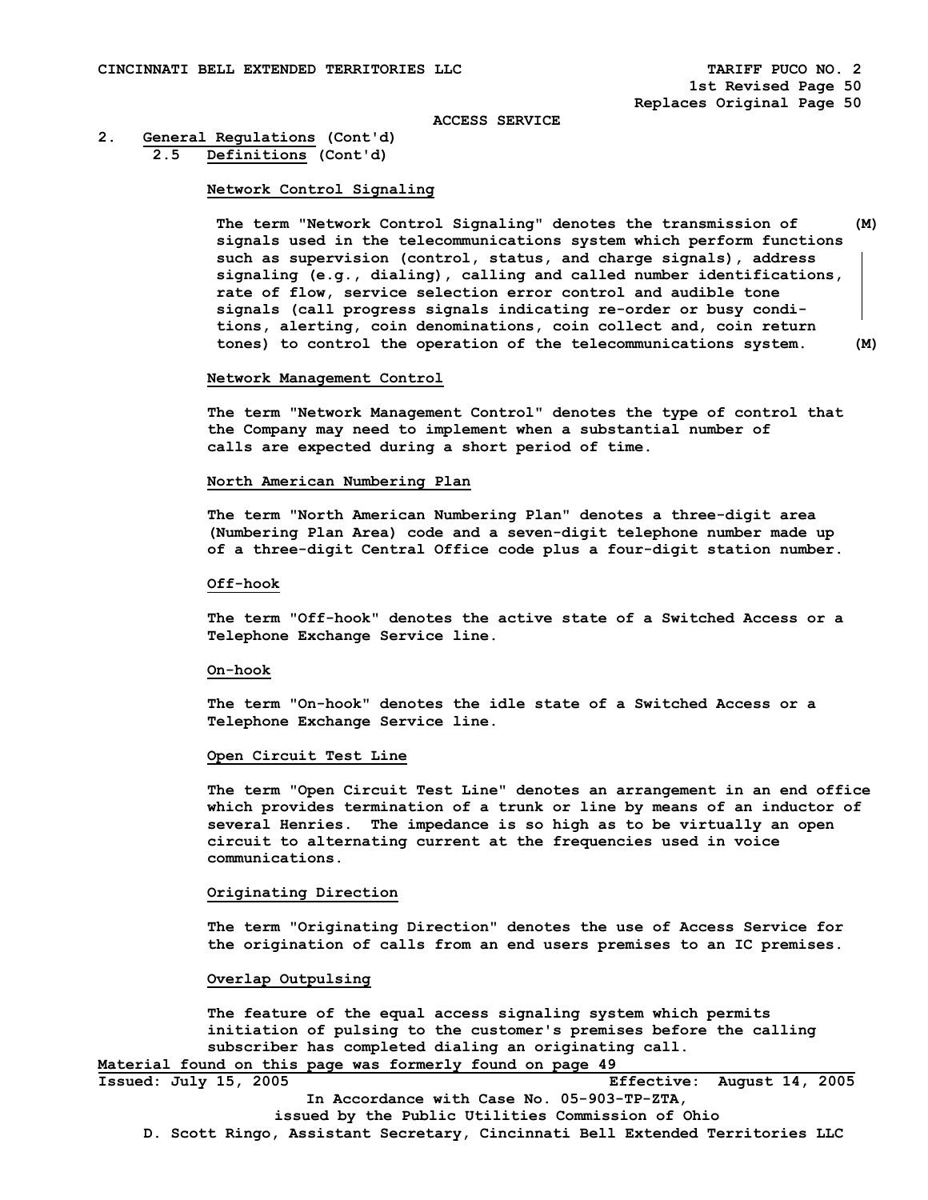ACCESS SERVICE

2. General Regulations (Cont'd)

2.5 Definitions (Cont'd)

**Network Control Signaling**

The term "Network Control Signaling" denotes the transmission of signals used in the telecommunications system which perform functions such as supervision (control, status, and charge signals), address signaling (e.g., dialing), calling and called number identifications, rate of flow, service selection error control and audible tone signals (call progress signals indicating re-order or busy conditions, alerting, coin denominations, coin collect and, coin return tones) to control the operation of the telecommunications system. (M)

**Network Management Control**

The term "Network Management Control" denotes the type of control that the Company may need to implement when a substantial number of calls are expected during a short period of time.

**North American Numbering Plan**

The term "North American Numbering Plan" denotes a three-digit area (Numbering Plan Area) code and a seven-digit telephone number made up of a three-digit Central Office code plus a four-digit station number.

**Off-hook**

The term "Off-hook" denotes the active state of a Switched Access or a Telephone Exchange Service line.

**On-hook**

The term "On-hook" denotes the idle state of a Switched Access or a Telephone Exchange Service line.

**Open Circuit Test Line**

The term "Open Circuit Test Line" denotes an arrangement in an end office which provides termination of a trunk or line by means of an inductor of several Henries. The impedance is so high as to be virtually an open circuit to alternating current at the frequencies used in voice communications.

**Originating Direction**

The term "Originating Direction" denotes the use of Access Service for the origination of calls from an end users premises to an IC premises.

**Overlap Outpulsing**

The feature of the equal access signaling system which permits initiation of pulsing to the customer's premises before the calling subscriber has completed dialing an originating call.

Material found on this page was formerly found on page 49

Issued: July 15, 2005 Effective: August 14, 2005

In Accordance with Case No. 05-903-TP-ZTA, issued by the Public Utilities Commission of Ohio

D. Scott Ringo, Assistant Secretary, Cincinnati Bell Extended Territories LLC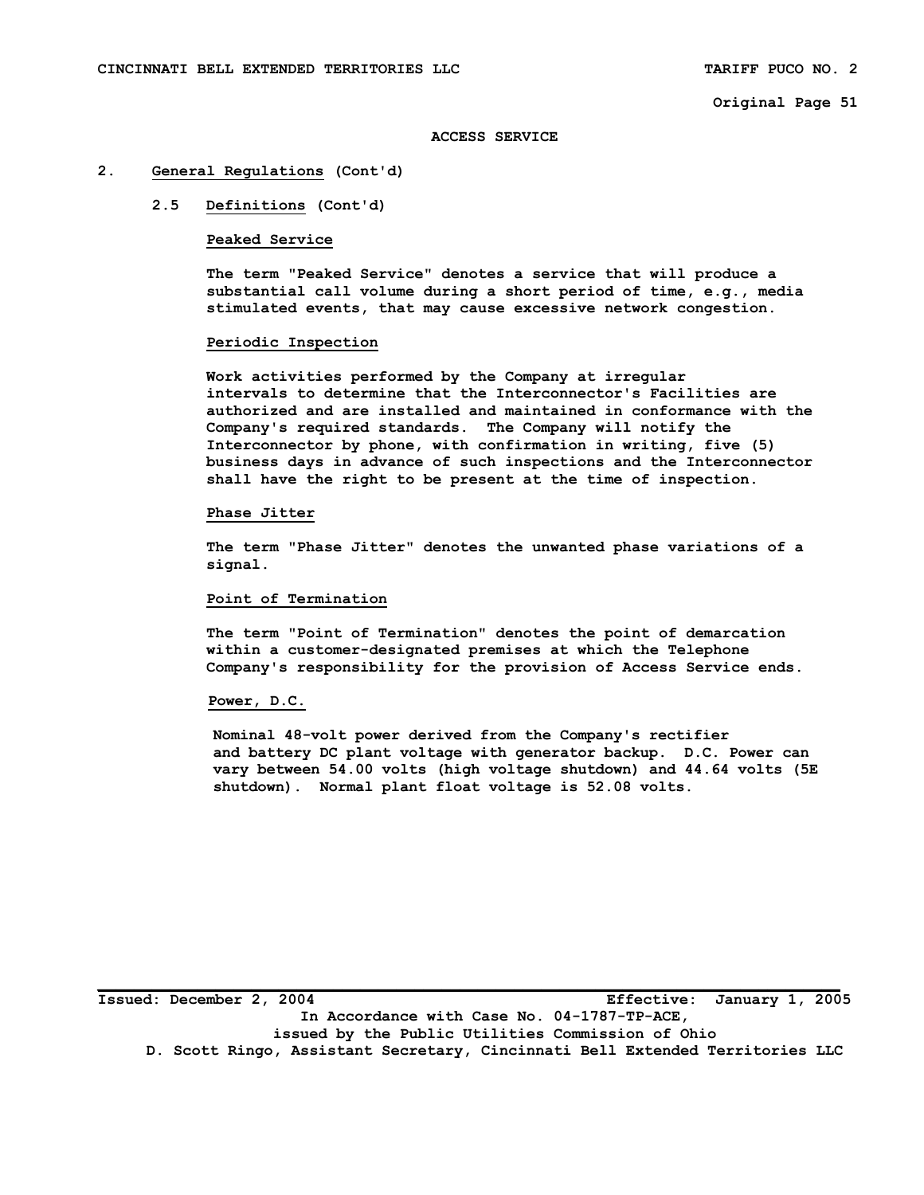## ACCESS SERVICE

## 2. General Regulations (Cont'd)

### 2.5 Definitions (Cont'd)

**Peaked Service**

The term "Peaked Service" denotes a service that will produce a substantial call volume during a short period of time, e.g., media stimulated events, that may cause excessive network congestion.

**Periodic Inspection**

Work activities performed by the Company at irregular intervals to determine that the Interconnector's Facilities are authorized and are installed and maintained in conformance with the Company's required standards. The Company will notify the Interconnector by phone, with confirmation in writing, five (5) business days in advance of such inspections and the Interconnector shall have the right to be present at the time of inspection.

**Phase Jitter**

The term "Phase Jitter" denotes the unwanted phase variations of a signal.

**Point of Termination**

The term "Point of Termination" denotes the point of demarcation within a customer-designated premises at which the Telephone Company's responsibility for the provision of Access Service ends.

**Power, D.C.**

Nominal 48-volt power derived from the Company's rectifier and battery DC plant voltage with generator backup. D.C. Power can vary between 54.00 volts (high voltage shutdown) and 44.64 volts (5E shutdown). Normal plant float voltage is 52.08 volts.

Issued: December 2, 2004 Effective: January 1, 2005

In Accordance with Case No. 04-1787-TP-ACE, issued by the Public Utilities Commission of Ohio

D. Scott Ringo, Assistant Secretary, Cincinnati Bell Extended Territories LLC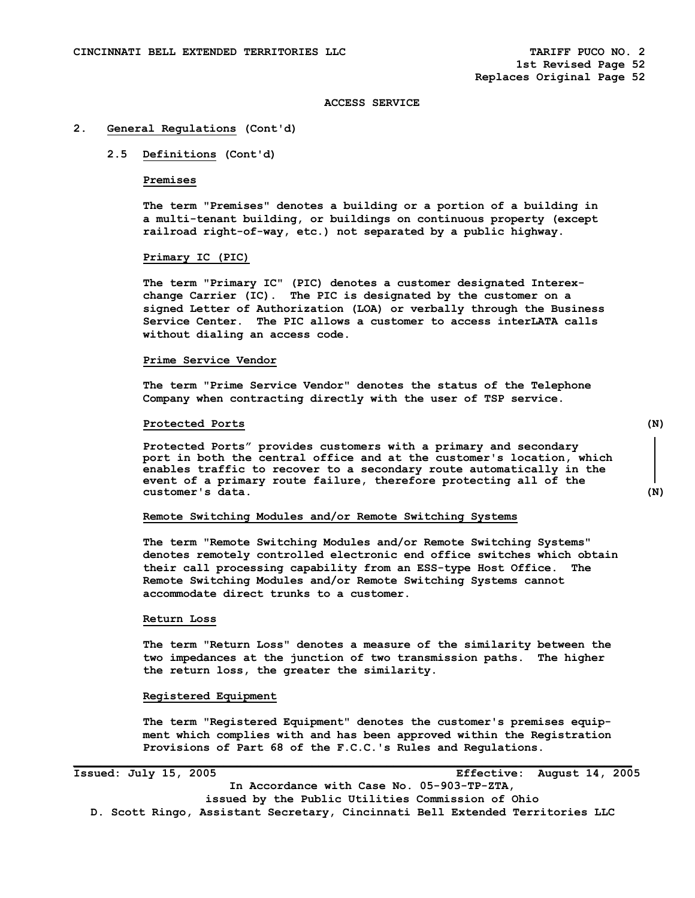ACCESS SERVICE

## 2. General Regulations (Cont'd)

### 2.5 Definitions (Cont'd)

**Premises**

The term "Premises" denotes a building or a portion of a building in a multi-tenant building, or buildings on continuous property (except railroad right-of-way, etc.) not separated by a public highway.

**Primary IC (PIC)**

The term "Primary IC" (PIC) denotes a customer designated Interexchange Carrier (IC). The PIC is designated by the customer on a signed Letter of Authorization (LOA) or verbally through the Business Service Center. The PIC allows a customer to access interLATA calls without dialing an access code.

**Prime Service Vendor**

The term "Prime Service Vendor" denotes the status of the Telephone Company when contracting directly with the user of TSP service.

**Protected Ports** (N)

Protected Ports" provides customers with a primary and secondary port in both the central office and at the customer's location, which enables traffic to recover to a secondary route automatically in the event of a primary route failure, therefore protecting all of the customer's data. (N)

**Remote Switching Modules and/or Remote Switching Systems**

The term "Remote Switching Modules and/or Remote Switching Systems" denotes remotely controlled electronic end office switches which obtain their call processing capability from an ESS-type Host Office. The Remote Switching Modules and/or Remote Switching Systems cannot accommodate direct trunks to a customer.

**Return Loss**

The term "Return Loss" denotes a measure of the similarity between the two impedances at the junction of two transmission paths. The higher the return loss, the greater the similarity.

**Registered Equipment**

The term "Registered Equipment" denotes the customer's premises equipment which complies with and has been approved within the Registration Provisions of Part 68 of the F.C.C.'s Rules and Regulations.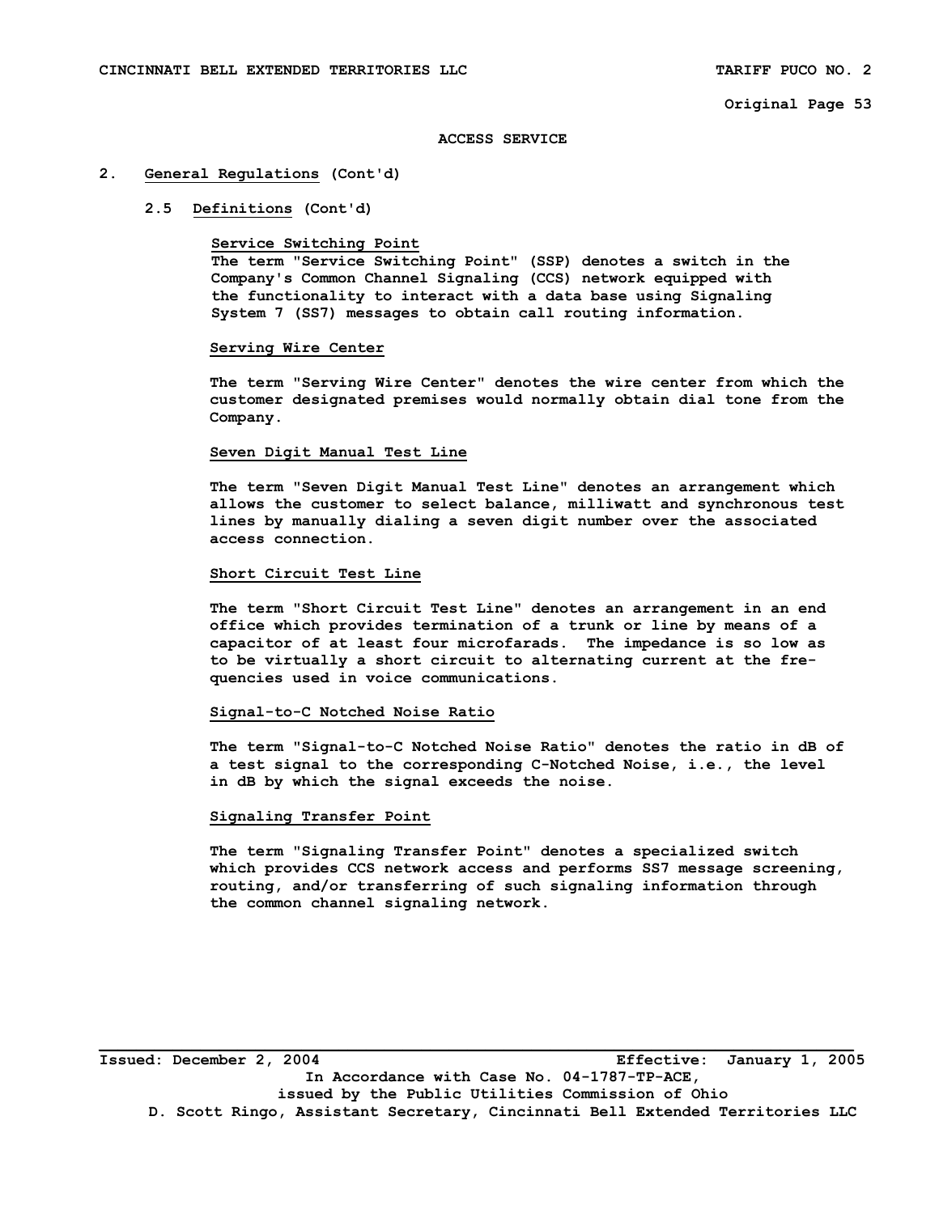# ACCESS SERVICE

## 2. General Regulations (Cont'd)

### 2.5 Definitions (Cont'd)

**Service Switching Point**

The term "Service Switching Point" (SSP) denotes a switch in the Company's Common Channel Signaling (CCS) network equipped with the functionality to interact with a data base using Signaling System 7 (SS7) messages to obtain call routing information.

**Serving Wire Center**

The term "Serving Wire Center" denotes the wire center from which the customer designated premises would normally obtain dial tone from the Company.

**Seven Digit Manual Test Line**

The term "Seven Digit Manual Test Line" denotes an arrangement which allows the customer to select balance, milliwatt and synchronous test lines by manually dialing a seven digit number over the associated access connection.

**Short Circuit Test Line**

The term "Short Circuit Test Line" denotes an arrangement in an end office which provides termination of a trunk or line by means of a capacitor of at least four microfarads. The impedance is so low as to be virtually a short circuit to alternating current at the frequencies used in voice communications.

**Signal-to-C Notched Noise Ratio**

The term "Signal-to-C Notched Noise Ratio" denotes the ratio in dB of a test signal to the corresponding C-Notched Noise, i.e., the level in dB by which the signal exceeds the noise.

**Signaling Transfer Point**

The term "Signaling Transfer Point" denotes a specialized switch which provides CCS network access and performs SS7 message screening, routing, and/or transferring of such signaling information through the common channel signaling network.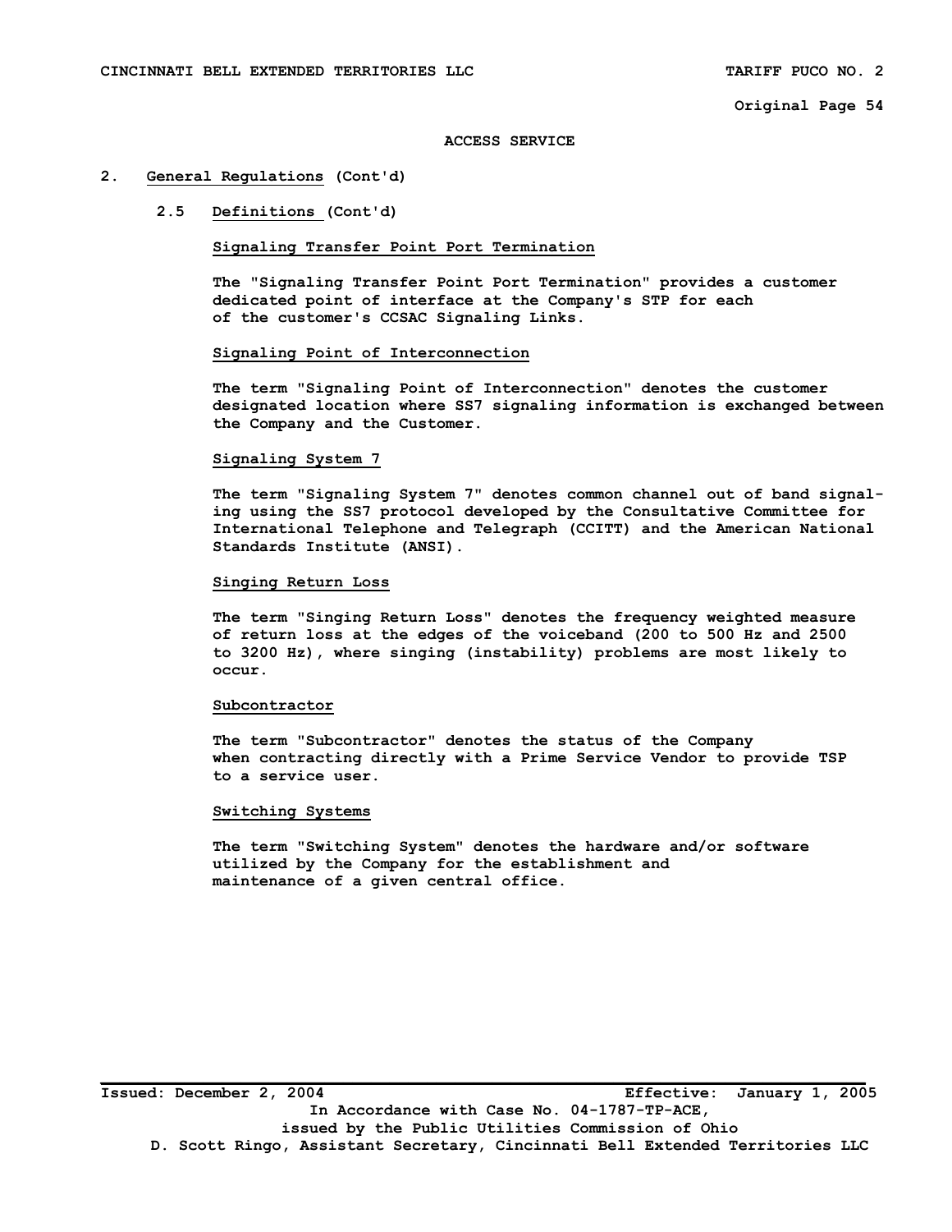**ACCESS SERVICE**

## 2. General Regulations (Cont'd)

### 2.5 Definitions (Cont'd)

**Signaling Transfer Point Port Termination**

The "Signaling Transfer Point Port Termination" provides a customer dedicated point of interface at the Company's STP for each of the customer's CCSAC Signaling Links.

**Signaling Point of Interconnection**

The term "Signaling Point of Interconnection" denotes the customer designated location where SS7 signaling information is exchanged between the Company and the Customer.

**Signaling System 7**

The term "Signaling System 7" denotes common channel out of band signaling using the SS7 protocol developed by the Consultative Committee for International Telephone and Telegraph (CCITT) and the American National Standards Institute (ANSI).

**Singing Return Loss**

The term "Singing Return Loss" denotes the frequency weighted measure of return loss at the edges of the voiceband (200 to 500 Hz and 2500 to 3200 Hz), where singing (instability) problems are most likely to occur.

**Subcontractor**

The term "Subcontractor" denotes the status of the Company when contracting directly with a Prime Service Vendor to provide TSP to a service user.

**Switching Systems**

The term "Switching System" denotes the hardware and/or software utilized by the Company for the establishment and maintenance of a given central office.

Issued: December 2, 2004 Effective: January 1, 2005
In Accordance with Case No. 04-1787-TP-ACE,
issued by the Public Utilities Commission of Ohio
D. Scott Ringo, Assistant Secretary, Cincinnati Bell Extended Territories LLC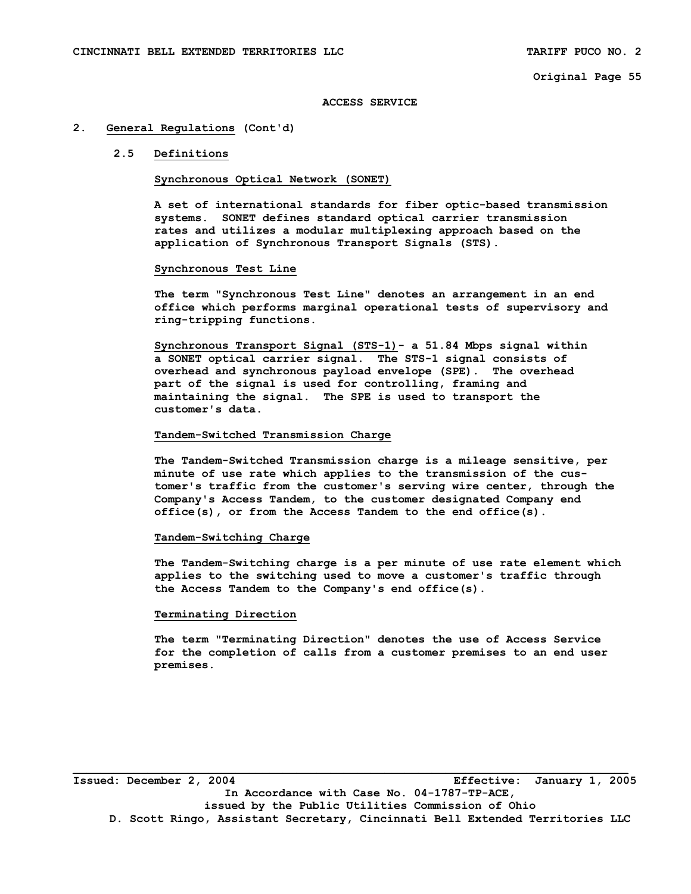## ACCESS SERVICE

## 2. General Regulations (Cont'd)

### 2.5 Definitions

**Synchronous Optical Network (SONET)**

A set of international standards for fiber optic-based transmission systems. SONET defines standard optical carrier transmission rates and utilizes a modular multiplexing approach based on the application of Synchronous Transport Signals (STS).

**Synchronous Test Line**

The term "Synchronous Test Line" denotes an arrangement in an end office which performs marginal operational tests of supervisory and ring-tripping functions.

**Synchronous Transport Signal (STS-1)**- a 51.84 Mbps signal within a SONET optical carrier signal. The STS-1 signal consists of overhead and synchronous payload envelope (SPE). The overhead part of the signal is used for controlling, framing and maintaining the signal. The SPE is used to transport the customer's data.

**Tandem-Switched Transmission Charge**

The Tandem-Switched Transmission charge is a mileage sensitive, per minute of use rate which applies to the transmission of the customer's traffic from the customer's serving wire center, through the Company's Access Tandem, to the customer designated Company end office(s), or from the Access Tandem to the end office(s).

**Tandem-Switching Charge**

The Tandem-Switching charge is a per minute of use rate element which applies to the switching used to move a customer's traffic through the Access Tandem to the Company's end office(s).

**Terminating Direction**

The term "Terminating Direction" denotes the use of Access Service for the completion of calls from a customer premises to an end user premises.

Issued: December 2, 2004 Effective: January 1, 2005
In Accordance with Case No. 04-1787-TP-ACE,
issued by the Public Utilities Commission of Ohio
D. Scott Ringo, Assistant Secretary, Cincinnati Bell Extended Territories LLC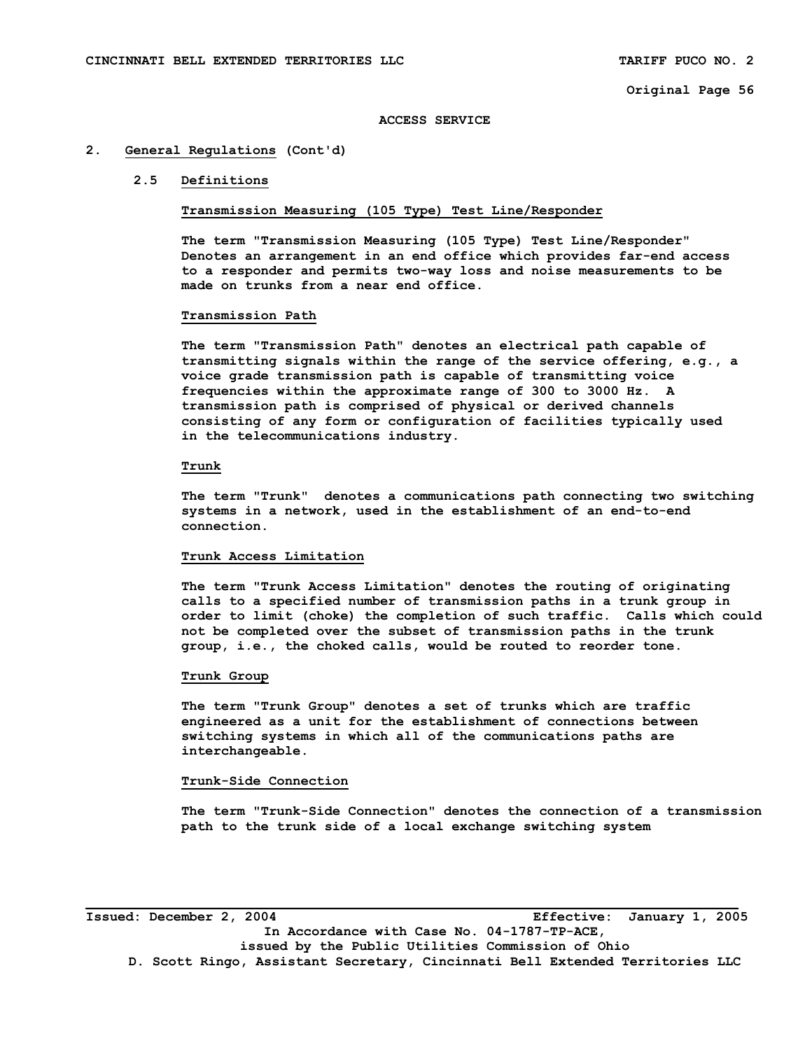# ACCESS SERVICE

## 2. General Regulations (Cont'd)

### 2.5 Definitions

**Transmission Measuring (105 Type) Test Line/Responder**

The term "Transmission Measuring (105 Type) Test Line/Responder" Denotes an arrangement in an end office which provides far-end access to a responder and permits two-way loss and noise measurements to be made on trunks from a near end office.

**Transmission Path**

The term "Transmission Path" denotes an electrical path capable of transmitting signals within the range of the service offering, e.g., a voice grade transmission path is capable of transmitting voice frequencies within the approximate range of 300 to 3000 Hz. A transmission path is comprised of physical or derived channels consisting of any form or configuration of facilities typically used in the telecommunications industry.

**Trunk**

The term "Trunk" denotes a communications path connecting two switching systems in a network, used in the establishment of an end-to-end connection.

**Trunk Access Limitation**

The term "Trunk Access Limitation" denotes the routing of originating calls to a specified number of transmission paths in a trunk group in order to limit (choke) the completion of such traffic. Calls which could not be completed over the subset of transmission paths in the trunk group, i.e., the choked calls, would be routed to reorder tone.

**Trunk Group**

The term "Trunk Group" denotes a set of trunks which are traffic engineered as a unit for the establishment of connections between switching systems in which all of the communications paths are interchangeable.

**Trunk-Side Connection**

The term "Trunk-Side Connection" denotes the connection of a transmission path to the trunk side of a local exchange switching system

Issued: December 2, 2004 Effective: January 1, 2005
In Accordance with Case No. 04-1787-TP-ACE,
issued by the Public Utilities Commission of Ohio
D. Scott Ringo, Assistant Secretary, Cincinnati Bell Extended Territories LLC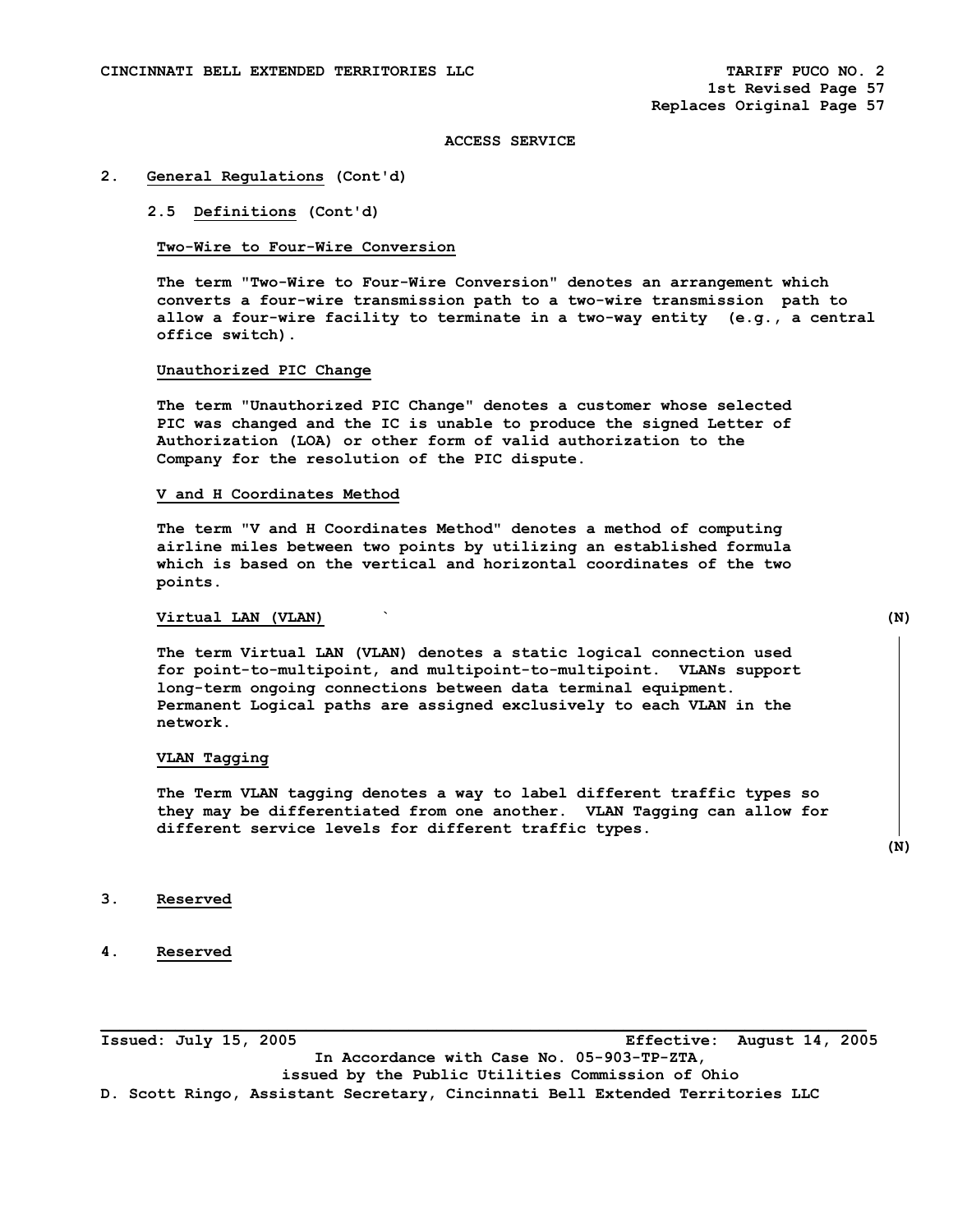ACCESS SERVICE

## 2. General Regulations (Cont'd)

### 2.5 Definitions (Cont'd)

**Two-Wire to Four-Wire Conversion**

The term "Two-Wire to Four-Wire Conversion" denotes an arrangement which converts a four-wire transmission path to a two-wire transmission path to allow a four-wire facility to terminate in a two-way entity (e.g., a central office switch).

**Unauthorized PIC Change**

The term "Unauthorized PIC Change" denotes a customer whose selected PIC was changed and the IC is unable to produce the signed Letter of Authorization (LOA) or other form of valid authorization to the Company for the resolution of the PIC dispute.

**V and H Coordinates Method**

The term "V and H Coordinates Method" denotes a method of computing airline miles between two points by utilizing an established formula which is based on the vertical and horizontal coordinates of the two points.

**Virtual LAN (VLAN)** (N)

The term Virtual LAN (VLAN) denotes a static logical connection used for point-to-multipoint, and multipoint-to-multipoint. VLANs support long-term ongoing connections between data terminal equipment. Permanent Logical paths are assigned exclusively to each VLAN in the network.

**VLAN Tagging**

The Term VLAN tagging denotes a way to label different traffic types so they may be differentiated from one another. VLAN Tagging can allow for different service levels for different traffic types. (N)

## 3. Reserved

## 4. Reserved

Issued: July 15, 2005 Effective: August 14, 2005

In Accordance with Case No. 05-903-TP-ZTA, issued by the Public Utilities Commission of Ohio

D. Scott Ringo, Assistant Secretary, Cincinnati Bell Extended Territories LLC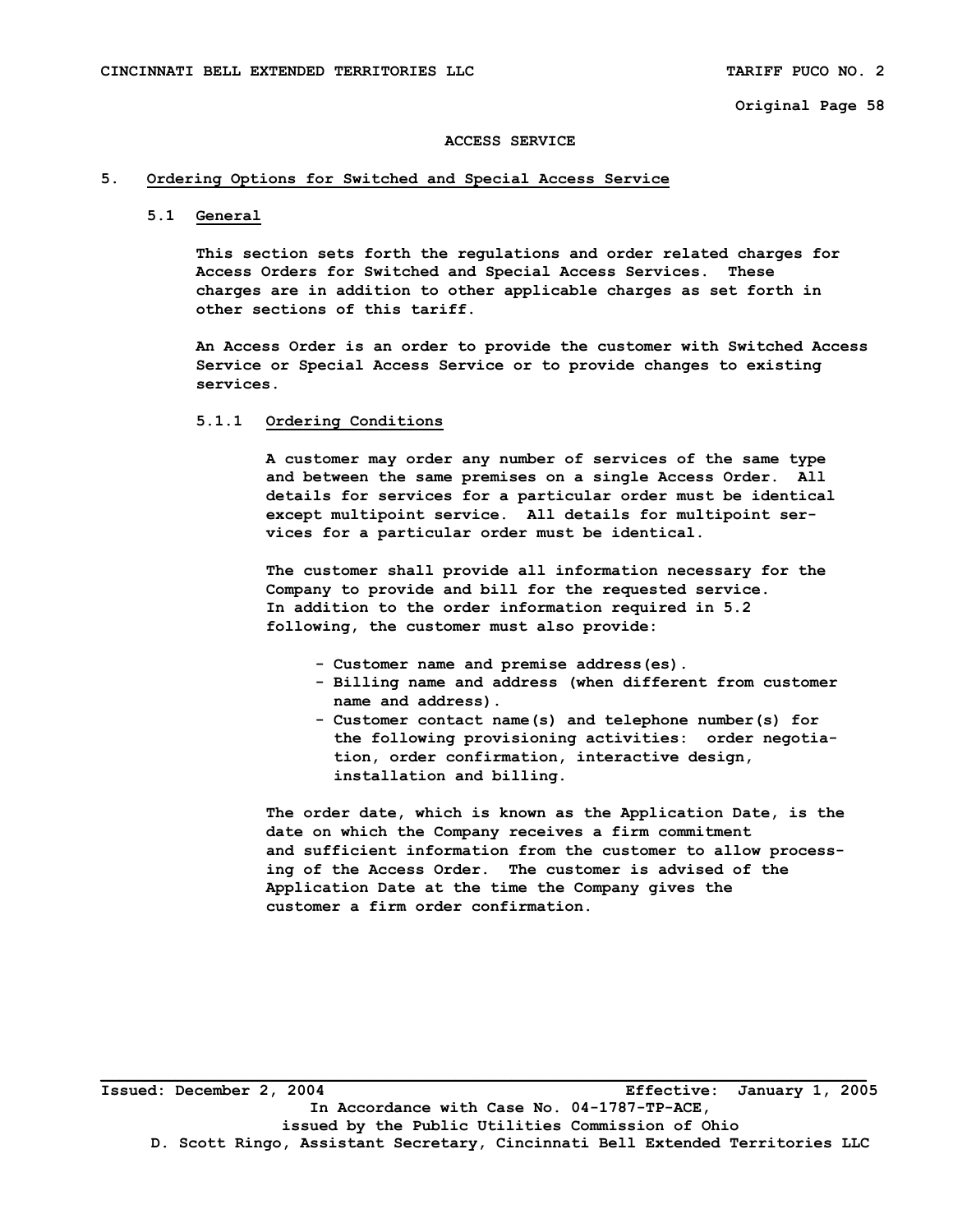# ACCESS SERVICE

## 5. Ordering Options for Switched and Special Access Service

### 5.1 General

This section sets forth the regulations and order related charges for Access Orders for Switched and Special Access Services. These charges are in addition to other applicable charges as set forth in other sections of this tariff.

An Access Order is an order to provide the customer with Switched Access Service or Special Access Service or to provide changes to existing services.

#### 5.1.1 Ordering Conditions

A customer may order any number of services of the same type and between the same premises on a single Access Order. All details for services for a particular order must be identical except multipoint service. All details for multipoint services for a particular order must be identical.

The customer shall provide all information necessary for the Company to provide and bill for the requested service. In addition to the order information required in 5.2 following, the customer must also provide:

- Customer name and premise address(es).
- Billing name and address (when different from customer name and address).
- Customer contact name(s) and telephone number(s) for the following provisioning activities: order negotiation, order confirmation, interactive design, installation and billing.

The order date, which is known as the Application Date, is the date on which the Company receives a firm commitment and sufficient information from the customer to allow processing of the Access Order. The customer is advised of the Application Date at the time the Company gives the customer a firm order confirmation.

Issued: December 2, 2004 Effective: January 1, 2005
In Accordance with Case No. 04-1787-TP-ACE,
issued by the Public Utilities Commission of Ohio
D. Scott Ringo, Assistant Secretary, Cincinnati Bell Extended Territories LLC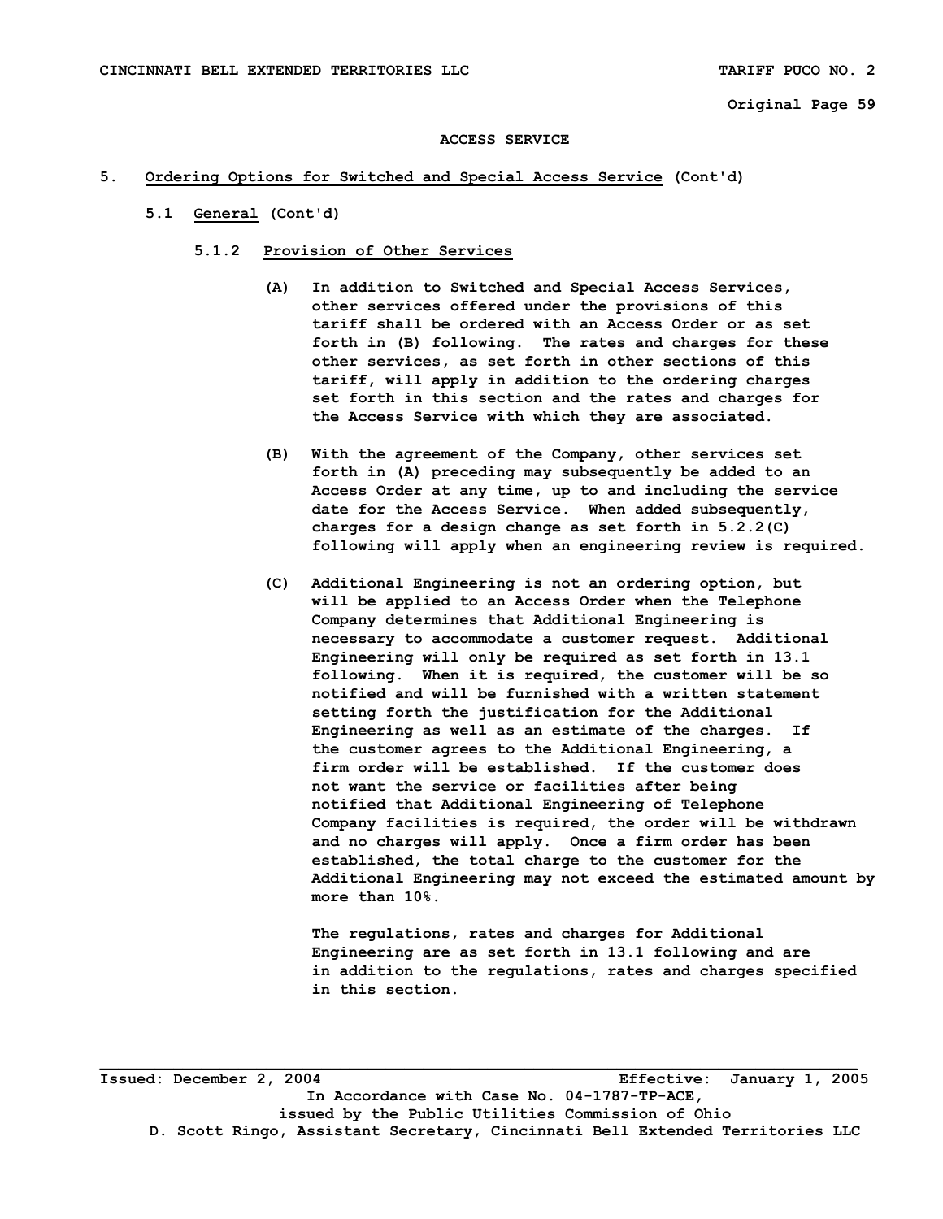ACCESS SERVICE

5. Ordering Options for Switched and Special Access Service (Cont'd)

5.1 General (Cont'd)

5.1.2 Provision of Other Services

(A) In addition to Switched and Special Access Services, other services offered under the provisions of this tariff shall be ordered with an Access Order or as set forth in (B) following. The rates and charges for these other services, as set forth in other sections of this tariff, will apply in addition to the ordering charges set forth in this section and the rates and charges for the Access Service with which they are associated.

(B) With the agreement of the Company, other services set forth in (A) preceding may subsequently be added to an Access Order at any time, up to and including the service date for the Access Service. When added subsequently, charges for a design change as set forth in 5.2.2(C) following will apply when an engineering review is required.

(C) Additional Engineering is not an ordering option, but will be applied to an Access Order when the Telephone Company determines that Additional Engineering is necessary to accommodate a customer request. Additional Engineering will only be required as set forth in 13.1 following. When it is required, the customer will be so notified and will be furnished with a written statement setting forth the justification for the Additional Engineering as well as an estimate of the charges. If the customer agrees to the Additional Engineering, a firm order will be established. If the customer does not want the service or facilities after being notified that Additional Engineering of Telephone Company facilities is required, the order will be withdrawn and no charges will apply. Once a firm order has been established, the total charge to the customer for the Additional Engineering may not exceed the estimated amount by more than 10%.

The regulations, rates and charges for Additional Engineering are as set forth in 13.1 following and are in addition to the regulations, rates and charges specified in this section.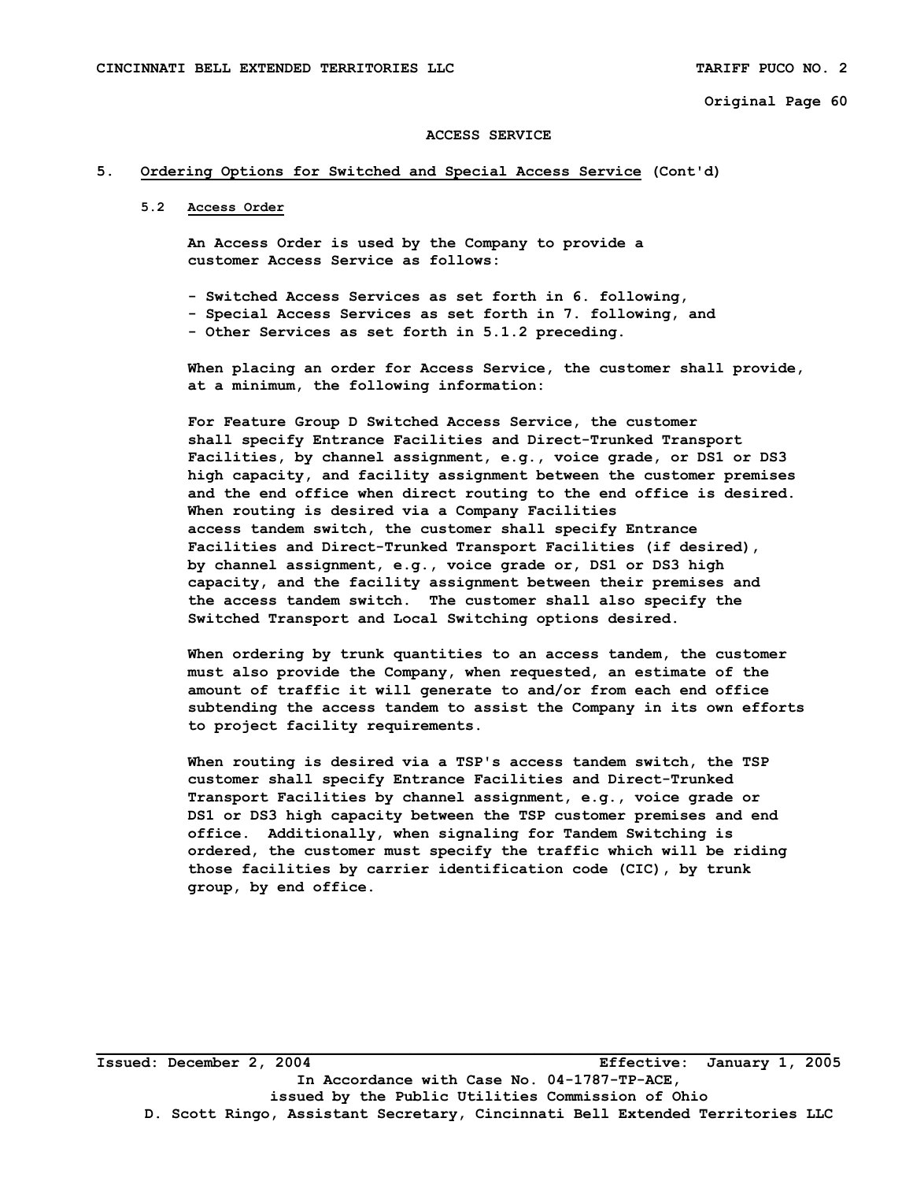ACCESS SERVICE

## 5. Ordering Options for Switched and Special Access Service (Cont'd)

### 5.2 Access Order

An Access Order is used by the Company to provide a customer Access Service as follows:

- Switched Access Services as set forth in 6. following,
- Special Access Services as set forth in 7. following, and
- Other Services as set forth in 5.1.2 preceding.

When placing an order for Access Service, the customer shall provide, at a minimum, the following information:

For Feature Group D Switched Access Service, the customer shall specify Entrance Facilities and Direct-Trunked Transport Facilities, by channel assignment, e.g., voice grade, or DS1 or DS3 high capacity, and facility assignment between the customer premises and the end office when direct routing to the end office is desired. When routing is desired via a Company Facilities access tandem switch, the customer shall specify Entrance Facilities and Direct-Trunked Transport Facilities (if desired), by channel assignment, e.g., voice grade or, DS1 or DS3 high capacity, and the facility assignment between their premises and the access tandem switch. The customer shall also specify the Switched Transport and Local Switching options desired.

When ordering by trunk quantities to an access tandem, the customer must also provide the Company, when requested, an estimate of the amount of traffic it will generate to and/or from each end office subtending the access tandem to assist the Company in its own efforts to project facility requirements.

When routing is desired via a TSP's access tandem switch, the TSP customer shall specify Entrance Facilities and Direct-Trunked Transport Facilities by channel assignment, e.g., voice grade or DS1 or DS3 high capacity between the TSP customer premises and end office. Additionally, when signaling for Tandem Switching is ordered, the customer must specify the traffic which will be riding those facilities by carrier identification code (CIC), by trunk group, by end office.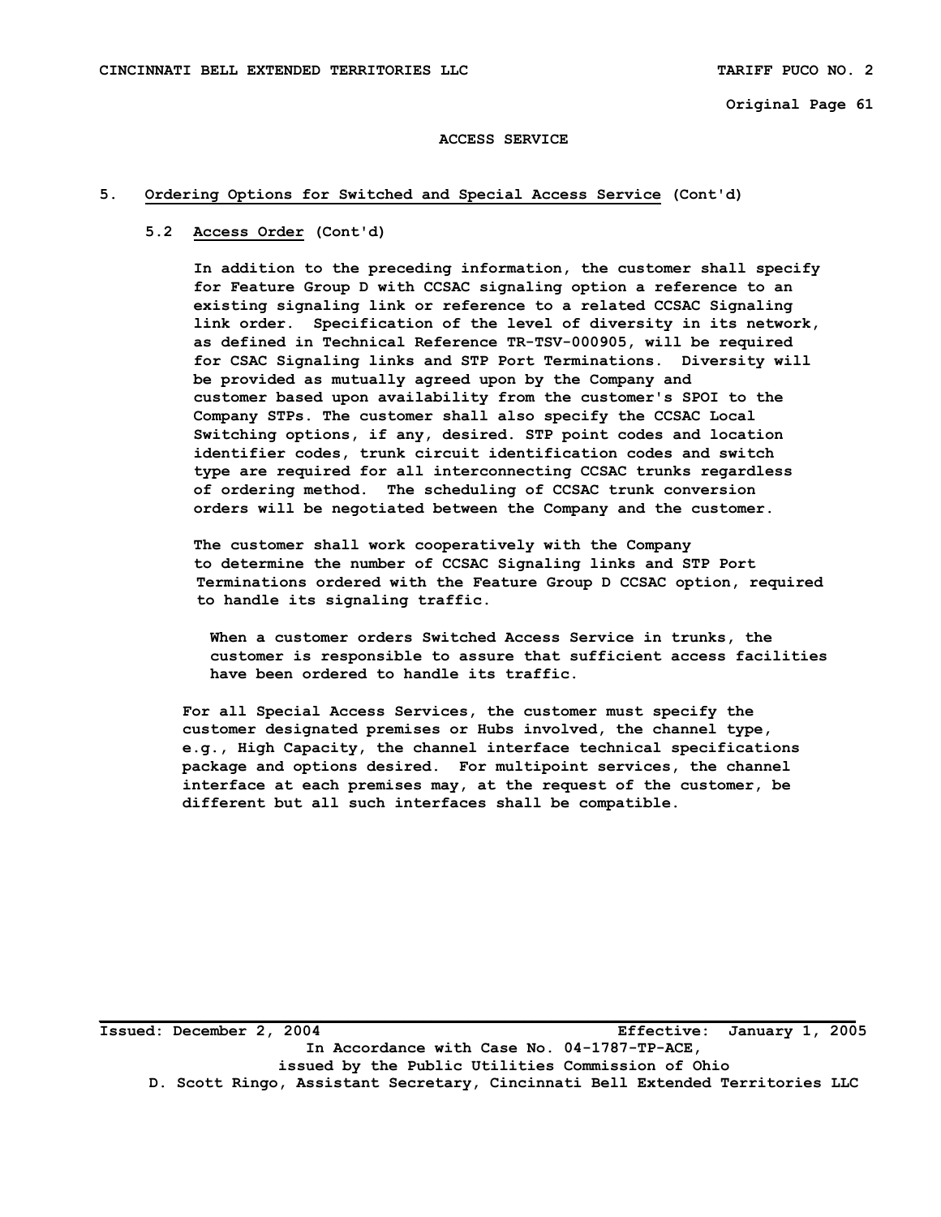ACCESS SERVICE

## 5. Ordering Options for Switched and Special Access Service (Cont'd)

### 5.2 Access Order (Cont'd)

In addition to the preceding information, the customer shall specify for Feature Group D with CCSAC signaling option a reference to an existing signaling link or reference to a related CCSAC Signaling link order. Specification of the level of diversity in its network, as defined in Technical Reference TR-TSV-000905, will be required for CSAC Signaling links and STP Port Terminations. Diversity will be provided as mutually agreed upon by the Company and customer based upon availability from the customer's SPOI to the Company STPs. The customer shall also specify the CCSAC Local Switching options, if any, desired. STP point codes and location identifier codes, trunk circuit identification codes and switch type are required for all interconnecting CCSAC trunks regardless of ordering method. The scheduling of CCSAC trunk conversion orders will be negotiated between the Company and the customer.

The customer shall work cooperatively with the Company to determine the number of CCSAC Signaling links and STP Port Terminations ordered with the Feature Group D CCSAC option, required to handle its signaling traffic.

When a customer orders Switched Access Service in trunks, the customer is responsible to assure that sufficient access facilities have been ordered to handle its traffic.

For all Special Access Services, the customer must specify the customer designated premises or Hubs involved, the channel type, e.g., High Capacity, the channel interface technical specifications package and options desired. For multipoint services, the channel interface at each premises may, at the request of the customer, be different but all such interfaces shall be compatible.

Issued: December 2, 2004 Effective: January 1, 2005
In Accordance with Case No. 04-1787-TP-ACE,
issued by the Public Utilities Commission of Ohio
D. Scott Ringo, Assistant Secretary, Cincinnati Bell Extended Territories LLC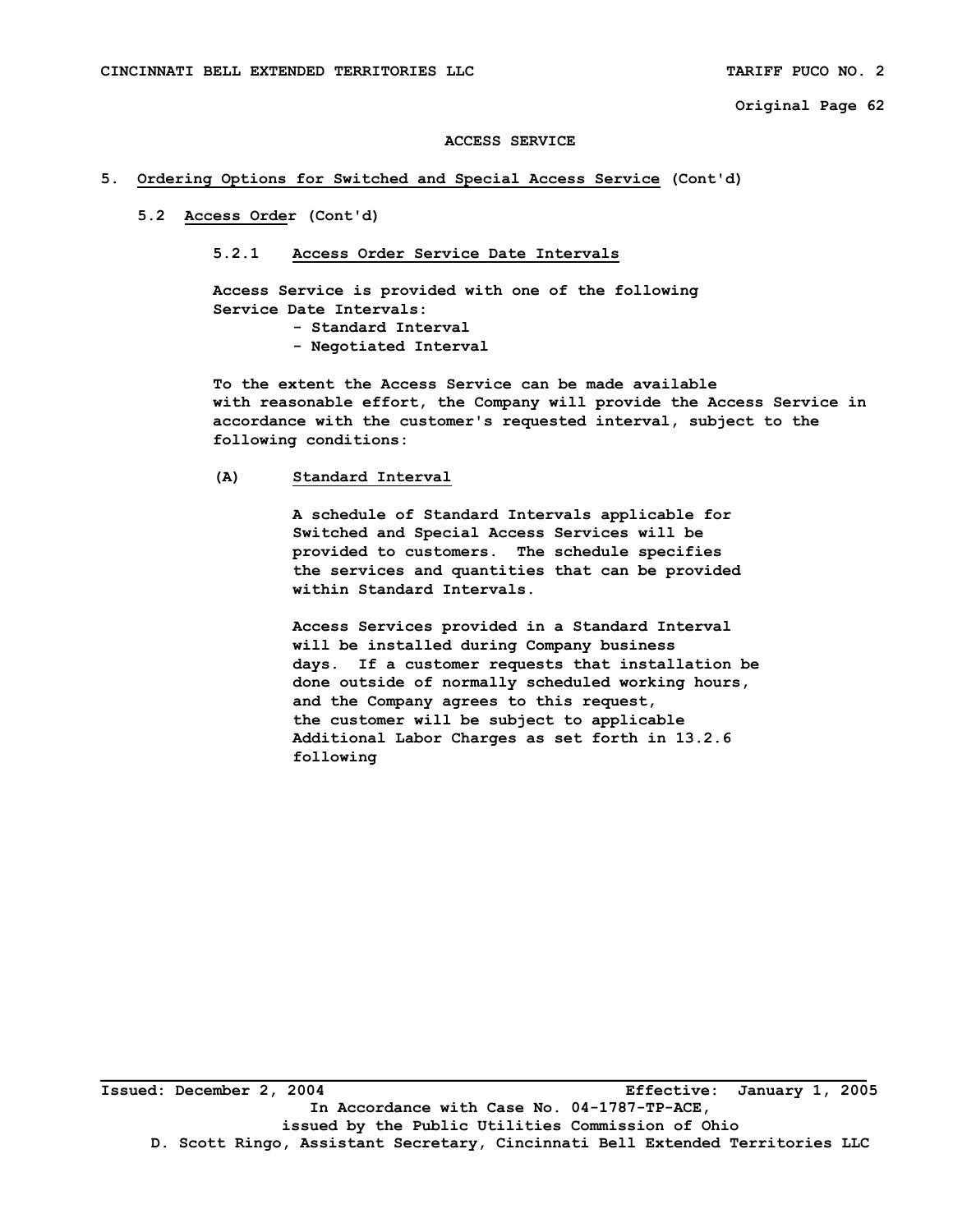### ACCESS SERVICE

## 5. Ordering Options for Switched and Special Access Service (Cont'd)

### 5.2 Access Order (Cont'd)

#### 5.2.1 Access Order Service Date Intervals

Access Service is provided with one of the following Service Date Intervals:

- Standard Interval
- Negotiated Interval

To the extent the Access Service can be made available with reasonable effort, the Company will provide the Access Service in accordance with the customer's requested interval, subject to the following conditions:

**(A) Standard Interval**

A schedule of Standard Intervals applicable for Switched and Special Access Services will be provided to customers. The schedule specifies the services and quantities that can be provided within Standard Intervals.

Access Services provided in a Standard Interval will be installed during Company business days. If a customer requests that installation be done outside of normally scheduled working hours, and the Company agrees to this request, the customer will be subject to applicable Additional Labor Charges as set forth in 13.2.6 following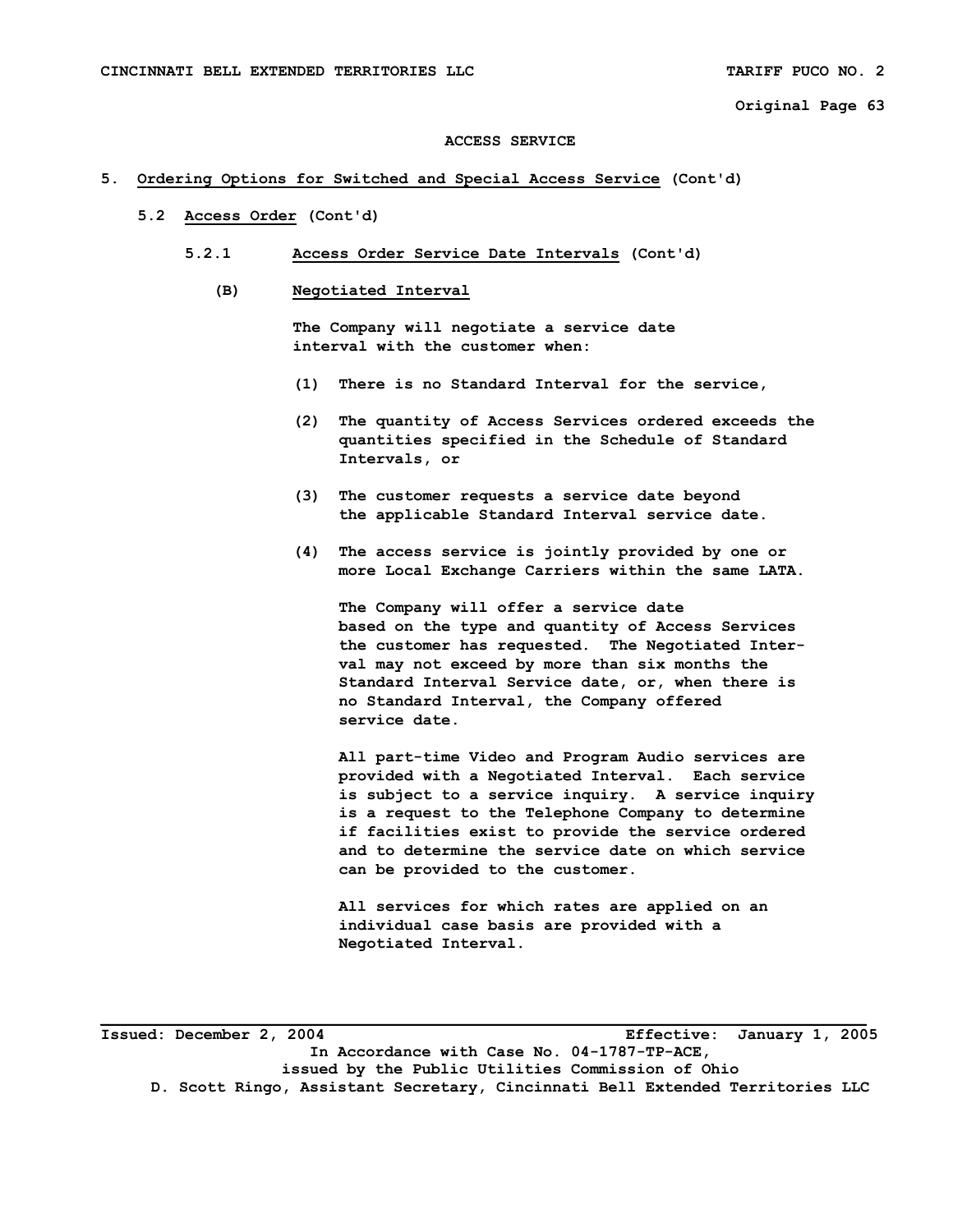ACCESS SERVICE

5. <u>Ordering Options for Switched and Special Access Service</u> (Cont'd)

5.2 <u>Access Order</u> (Cont'd)

5.2.1 <u>Access Order Service Date Intervals</u> (Cont'd)

(B) <u>Negotiated Interval</u>

The Company will negotiate a service date interval with the customer when:

(1) There is no Standard Interval for the service,

(2) The quantity of Access Services ordered exceeds the quantities specified in the Schedule of Standard Intervals, or

(3) The customer requests a service date beyond the applicable Standard Interval service date.

(4) The access service is jointly provided by one or more Local Exchange Carriers within the same LATA.

The Company will offer a service date based on the type and quantity of Access Services the customer has requested. The Negotiated Interval may not exceed by more than six months the Standard Interval Service date, or, when there is no Standard Interval, the Company offered service date.

All part-time Video and Program Audio services are provided with a Negotiated Interval. Each service is subject to a service inquiry. A service inquiry is a request to the Telephone Company to determine if facilities exist to provide the service ordered and to determine the service date on which service can be provided to the customer.

All services for which rates are applied on an individual case basis are provided with a Negotiated Interval.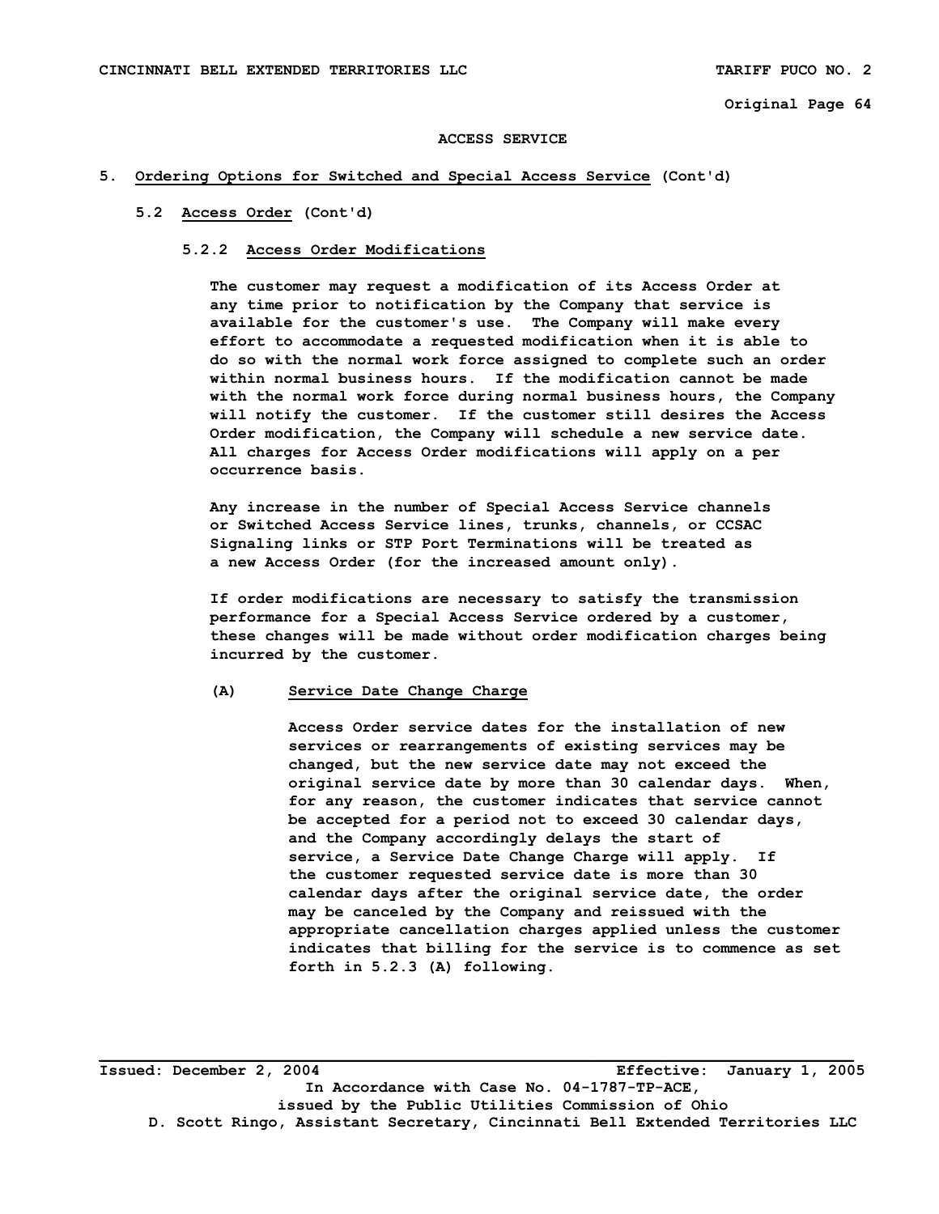## ACCESS SERVICE

## 5. Ordering Options for Switched and Special Access Service (Cont'd)

### 5.2 Access Order (Cont'd)

#### 5.2.2 Access Order Modifications

The customer may request a modification of its Access Order at any time prior to notification by the Company that service is available for the customer's use. The Company will make every effort to accommodate a requested modification when it is able to do so with the normal work force assigned to complete such an order within normal business hours. If the modification cannot be made with the normal work force during normal business hours, the Company will notify the customer. If the customer still desires the Access Order modification, the Company will schedule a new service date. All charges for Access Order modifications will apply on a per occurrence basis.

Any increase in the number of Special Access Service channels or Switched Access Service lines, trunks, channels, or CCSAC Signaling links or STP Port Terminations will be treated as a new Access Order (for the increased amount only).

If order modifications are necessary to satisfy the transmission performance for a Special Access Service ordered by a customer, these changes will be made without order modification charges being incurred by the customer.

(A) Service Date Change Charge

Access Order service dates for the installation of new services or rearrangements of existing services may be changed, but the new service date may not exceed the original service date by more than 30 calendar days. When, for any reason, the customer indicates that service cannot be accepted for a period not to exceed 30 calendar days, and the Company accordingly delays the start of service, a Service Date Change Charge will apply. If the customer requested service date is more than 30 calendar days after the original service date, the order may be canceled by the Company and reissued with the appropriate cancellation charges applied unless the customer indicates that billing for the service is to commence as set forth in 5.2.3 (A) following.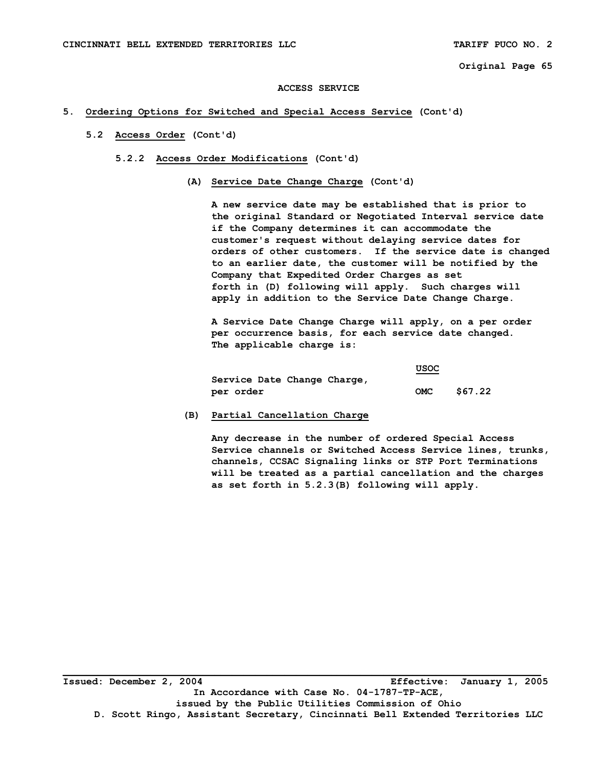**ACCESS SERVICE**

5. Ordering Options for Switched and Special Access Service (Cont'd)

5.2 Access Order (Cont'd)

5.2.2 Access Order Modifications (Cont'd)

(A) Service Date Change Charge (Cont'd)

A new service date may be established that is prior to the original Standard or Negotiated Interval service date if the Company determines it can accommodate the customer's request without delaying service dates for orders of other customers. If the service date is changed to an earlier date, the customer will be notified by the Company that Expedited Order Charges as set forth in (D) following will apply. Such charges will apply in addition to the Service Date Change Charge.

A Service Date Change Charge will apply, on a per order per occurrence basis, for each service date changed. The applicable charge is:

| | USOC | |
|---|---|---|
| Service Date Change Charge, per order | OMC | $67.22 |

(B) Partial Cancellation Charge

Any decrease in the number of ordered Special Access Service channels or Switched Access Service lines, trunks, channels, CCSAC Signaling links or STP Port Terminations will be treated as a partial cancellation and the charges as set forth in 5.2.3(B) following will apply.

Issued: December 2, 2004 Effective: January 1, 2005
In Accordance with Case No. 04-1787-TP-ACE, issued by the Public Utilities Commission of Ohio
D. Scott Ringo, Assistant Secretary, Cincinnati Bell Extended Territories LLC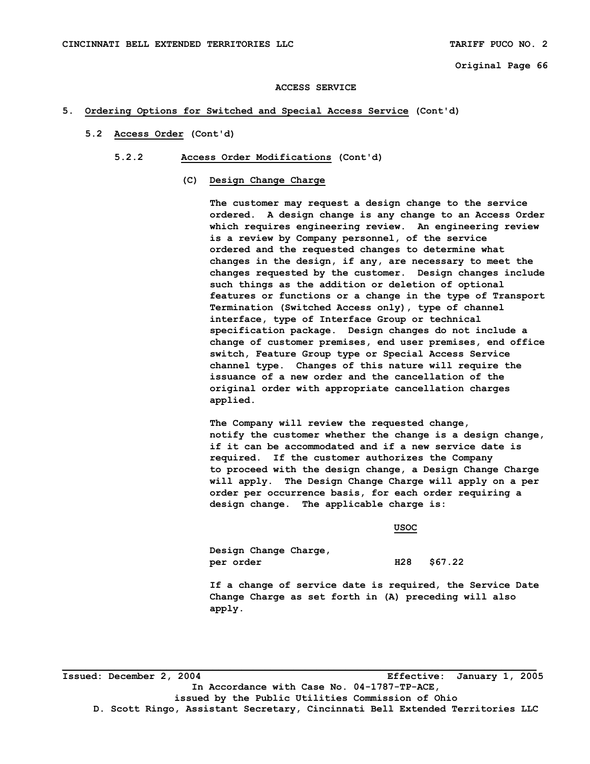ACCESS SERVICE

5. **Ordering Options for Switched and Special Access Service** (Cont'd)

5.2 **Access Order** (Cont'd)

5.2.2 **Access Order Modifications** (Cont'd)

(C) **Design Change Charge**

The customer may request a design change to the service ordered. A design change is any change to an Access Order which requires engineering review. An engineering review is a review by Company personnel, of the service ordered and the requested changes to determine what changes in the design, if any, are necessary to meet the changes requested by the customer. Design changes include such things as the addition or deletion of optional features or functions or a change in the type of Transport Termination (Switched Access only), type of channel interface, type of Interface Group or technical specification package. Design changes do not include a change of customer premises, end user premises, end office switch, Feature Group type or Special Access Service channel type. Changes of this nature will require the issuance of a new order and the cancellation of the original order with appropriate cancellation charges applied.

The Company will review the requested change, notify the customer whether the change is a design change, if it can be accommodated and if a new service date is required. If the customer authorizes the Company to proceed with the design change, a Design Change Charge will apply. The Design Change Charge will apply on a per order per occurrence basis, for each order requiring a design change. The applicable charge is:

| | USOC | |
|---|---|---|
| Design Change Charge, per order | H28 | $67.22 |

If a change of service date is required, the Service Date Change Charge as set forth in (A) preceding will also apply.

Issued: December 2, 2004 Effective: January 1, 2005
In Accordance with Case No. 04-1787-TP-ACE,
issued by the Public Utilities Commission of Ohio
D. Scott Ringo, Assistant Secretary, Cincinnati Bell Extended Territories LLC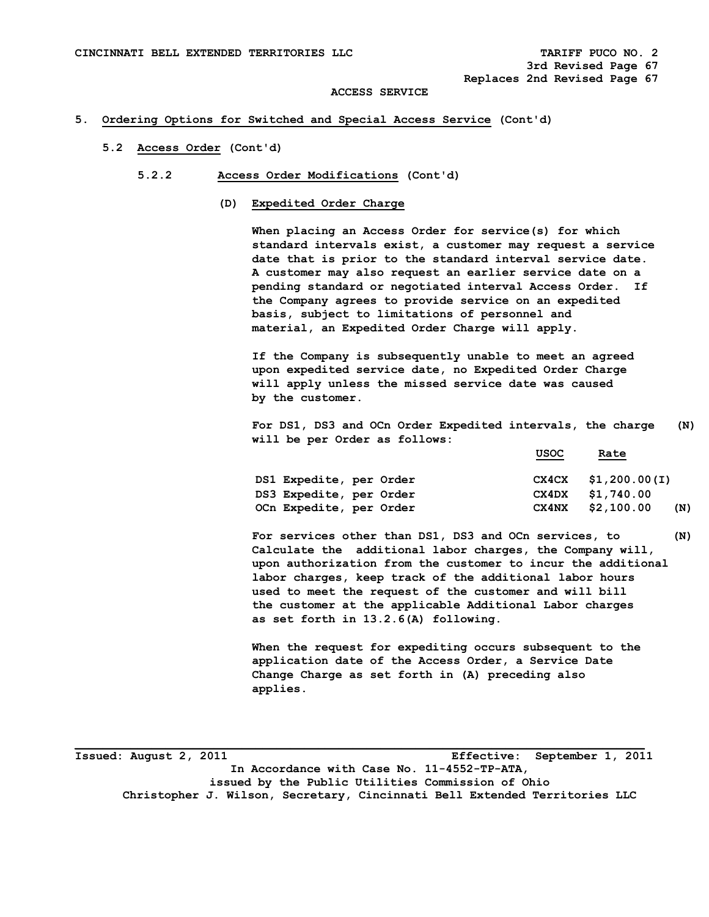# ACCESS SERVICE

## 5. Ordering Options for Switched and Special Access Service (Cont'd)

### 5.2 Access Order (Cont'd)

#### 5.2.2 Access Order Modifications (Cont'd)

**(D) Expedited Order Charge**

When placing an Access Order for service(s) for which standard intervals exist, a customer may request a service date that is prior to the standard interval service date. A customer may also request an earlier service date on a pending standard or negotiated interval Access Order. If the Company agrees to provide service on an expedited basis, subject to limitations of personnel and material, an Expedited Order Charge will apply.

If the Company is subsequently unable to meet an agreed upon expedited service date, no Expedited Order Charge will apply unless the missed service date was caused by the customer.

For DS1, DS3 and OCn Order Expedited intervals, the charge will be per Order as follows: (N)

| | USOC | Rate | |
|---|---|---|---|
| DS1 Expedite, per Order | CX4CX | $1,200.00(I) | |
| DS3 Expedite, per Order | CX4DX | $1,740.00 | |
| OCn Expedite, per Order | CX4NX | $2,100.00 | (N) |

For services other than DS1, DS3 and OCn services, to Calculate the additional labor charges, the Company will, upon authorization from the customer to incur the additional labor charges, keep track of the additional labor hours used to meet the request of the customer and will bill the customer at the applicable Additional Labor charges as set forth in 13.2.6(A) following. (N)

When the request for expediting occurs subsequent to the application date of the Access Order, a Service Date Change Charge as set forth in (A) preceding also applies.

Issued: August 2, 2011 Effective: September 1, 2011

In Accordance with Case No. 11-4552-TP-ATA, issued by the Public Utilities Commission of Ohio

Christopher J. Wilson, Secretary, Cincinnati Bell Extended Territories LLC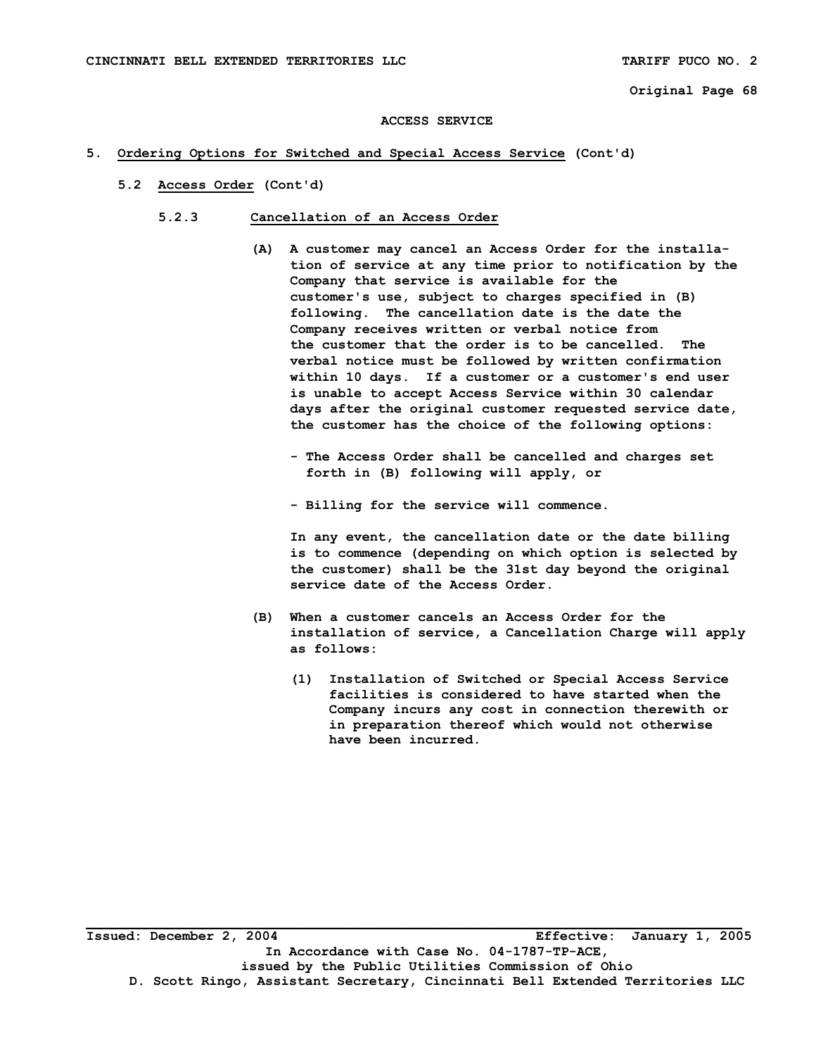## ACCESS SERVICE

### 5. Ordering Options for Switched and Special Access Service (Cont'd)

#### 5.2 Access Order (Cont'd)

##### 5.2.3 Cancellation of an Access Order

(A) A customer may cancel an Access Order for the installation of service at any time prior to notification by the Company that service is available for the customer's use, subject to charges specified in (B) following. The cancellation date is the date the Company receives written or verbal notice from the customer that the order is to be cancelled. The verbal notice must be followed by written confirmation within 10 days. If a customer or a customer's end user is unable to accept Access Service within 30 calendar days after the original customer requested service date, the customer has the choice of the following options:

- The Access Order shall be cancelled and charges set forth in (B) following will apply, or

- Billing for the service will commence.

In any event, the cancellation date or the date billing is to commence (depending on which option is selected by the customer) shall be the 31st day beyond the original service date of the Access Order.

(B) When a customer cancels an Access Order for the installation of service, a Cancellation Charge will apply as follows:

(1) Installation of Switched or Special Access Service facilities is considered to have started when the Company incurs any cost in connection therewith or in preparation thereof which would not otherwise have been incurred.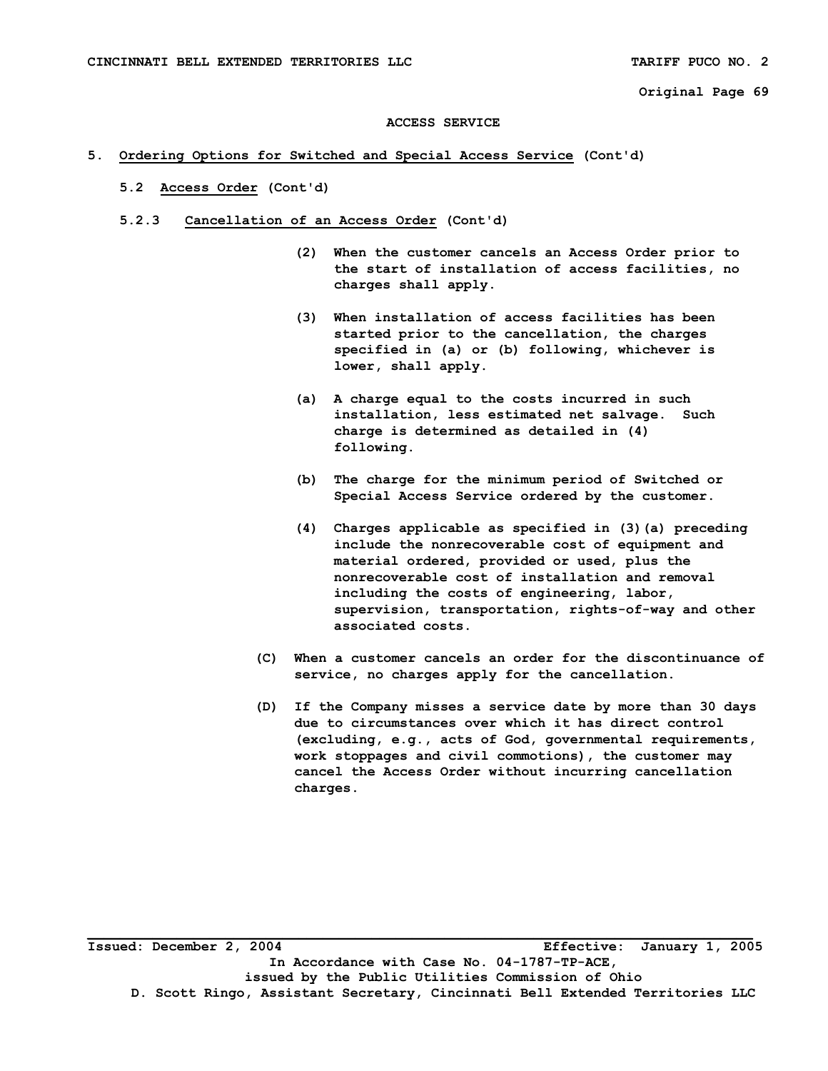ACCESS SERVICE

5. Ordering Options for Switched and Special Access Service (Cont'd)

5.2 Access Order (Cont'd)

5.2.3 Cancellation of an Access Order (Cont'd)

(2) When the customer cancels an Access Order prior to the start of installation of access facilities, no charges shall apply.

(3) When installation of access facilities has been started prior to the cancellation, the charges specified in (a) or (b) following, whichever is lower, shall apply.

(a) A charge equal to the costs incurred in such installation, less estimated net salvage. Such charge is determined as detailed in (4) following.

(b) The charge for the minimum period of Switched or Special Access Service ordered by the customer.

(4) Charges applicable as specified in (3)(a) preceding include the nonrecoverable cost of equipment and material ordered, provided or used, plus the nonrecoverable cost of installation and removal including the costs of engineering, labor, supervision, transportation, rights-of-way and other associated costs.

(C) When a customer cancels an order for the discontinuance of service, no charges apply for the cancellation.

(D) If the Company misses a service date by more than 30 days due to circumstances over which it has direct control (excluding, e.g., acts of God, governmental requirements, work stoppages and civil commotions), the customer may cancel the Access Order without incurring cancellation charges.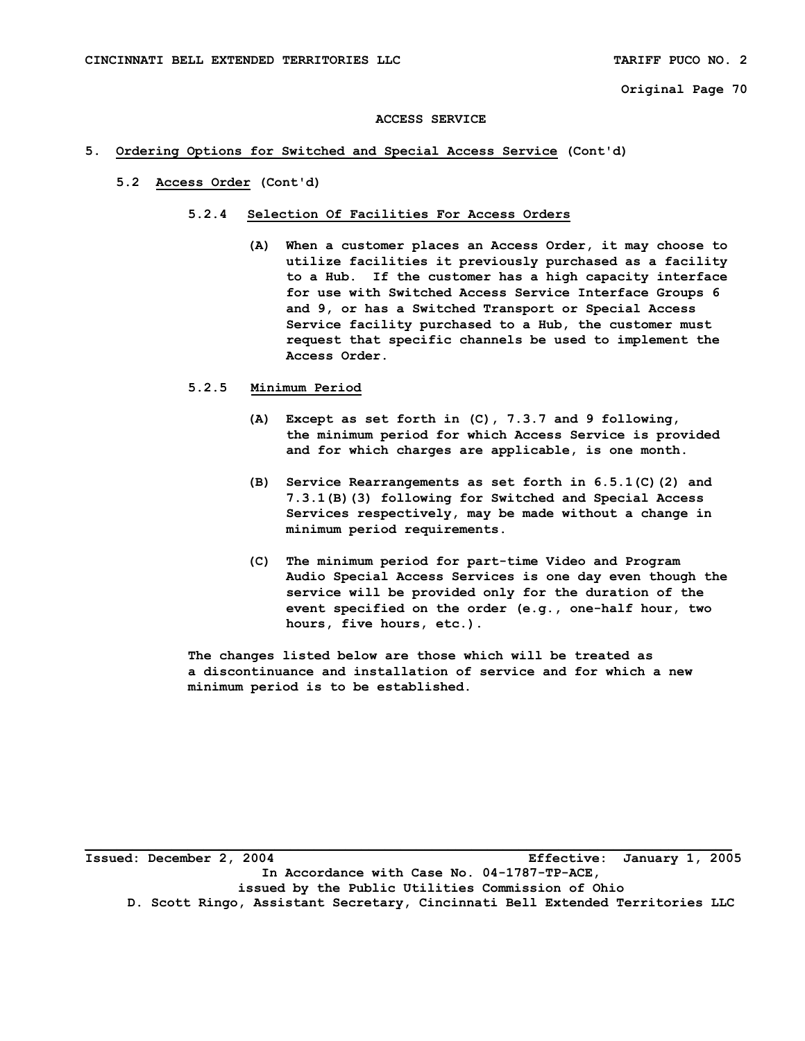ACCESS SERVICE

5. **Ordering Options for Switched and Special Access Service** (Cont'd)

5.2 **Access Order** (Cont'd)

5.2.4 **Selection Of Facilities For Access Orders**

(A) When a customer places an Access Order, it may choose to utilize facilities it previously purchased as a facility to a Hub. If the customer has a high capacity interface for use with Switched Access Service Interface Groups 6 and 9, or has a Switched Transport or Special Access Service facility purchased to a Hub, the customer must request that specific channels be used to implement the Access Order.

5.2.5 **Minimum Period**

(A) Except as set forth in (C), 7.3.7 and 9 following, the minimum period for which Access Service is provided and for which charges are applicable, is one month.

(B) Service Rearrangements as set forth in 6.5.1(C)(2) and 7.3.1(B)(3) following for Switched and Special Access Services respectively, may be made without a change in minimum period requirements.

(C) The minimum period for part-time Video and Program Audio Special Access Services is one day even though the service will be provided only for the duration of the event specified on the order (e.g., one-half hour, two hours, five hours, etc.).

The changes listed below are those which will be treated as a discontinuance and installation of service and for which a new minimum period is to be established.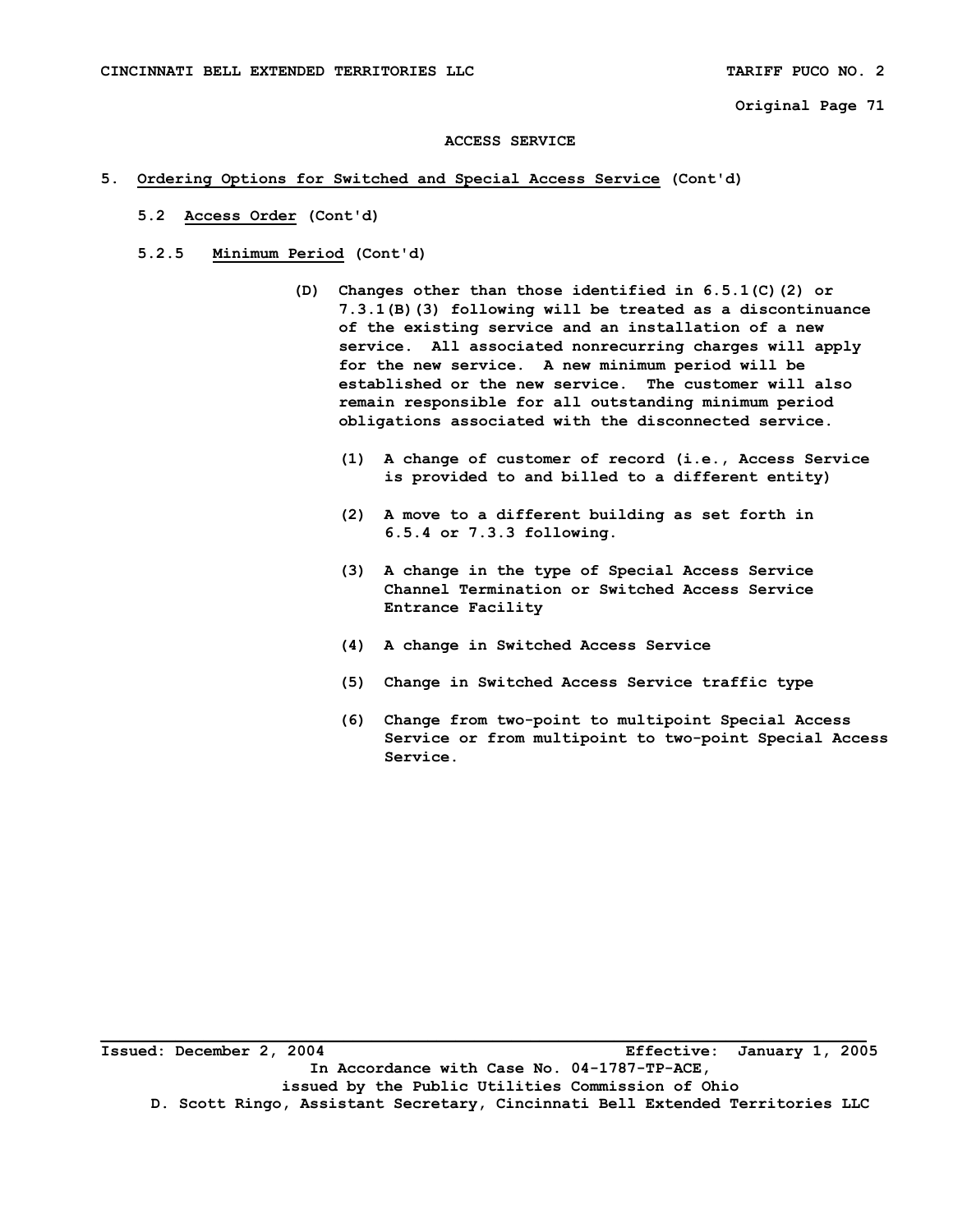## ACCESS SERVICE

### 5. Ordering Options for Switched and Special Access Service (Cont'd)

#### 5.2 Access Order (Cont'd)

##### 5.2.5 Minimum Period (Cont'd)

(D) Changes other than those identified in 6.5.1(C)(2) or 7.3.1(B)(3) following will be treated as a discontinuance of the existing service and an installation of a new service. All associated nonrecurring charges will apply for the new service. A new minimum period will be established or the new service. The customer will also remain responsible for all outstanding minimum period obligations associated with the disconnected service.

(1) A change of customer of record (i.e., Access Service is provided to and billed to a different entity)

(2) A move to a different building as set forth in 6.5.4 or 7.3.3 following.

(3) A change in the type of Special Access Service Channel Termination or Switched Access Service Entrance Facility

(4) A change in Switched Access Service

(5) Change in Switched Access Service traffic type

(6) Change from two-point to multipoint Special Access Service or from multipoint to two-point Special Access Service.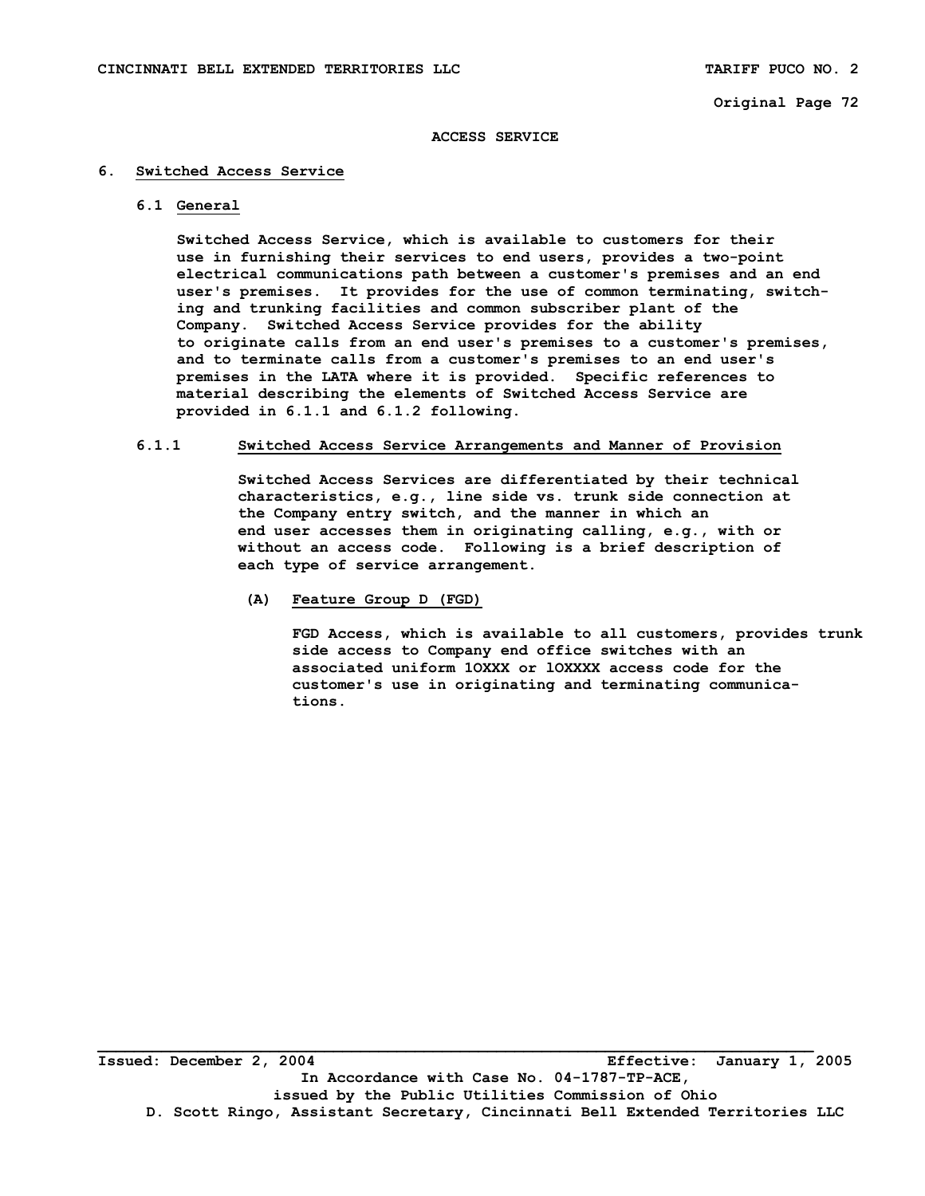ACCESS SERVICE

## 6. Switched Access Service

### 6.1 General

Switched Access Service, which is available to customers for their use in furnishing their services to end users, provides a two-point electrical communications path between a customer's premises and an end user's premises. It provides for the use of common terminating, switching and trunking facilities and common subscriber plant of the Company. Switched Access Service provides for the ability to originate calls from an end user's premises to a customer's premises, and to terminate calls from a customer's premises to an end user's premises in the LATA where it is provided. Specific references to material describing the elements of Switched Access Service are provided in 6.1.1 and 6.1.2 following.

#### 6.1.1 Switched Access Service Arrangements and Manner of Provision

Switched Access Services are differentiated by their technical characteristics, e.g., line side vs. trunk side connection at the Company entry switch, and the manner in which an end user accesses them in originating calling, e.g., with or without an access code. Following is a brief description of each type of service arrangement.

**(A) Feature Group D (FGD)**

FGD Access, which is available to all customers, provides trunk side access to Company end office switches with an associated uniform 10XXX or 10XXXX access code for the customer's use in originating and terminating communications.

Issued: December 2, 2004 Effective: January 1, 2005

In Accordance with Case No. 04-1787-TP-ACE,
issued by the Public Utilities Commission of Ohio
D. Scott Ringo, Assistant Secretary, Cincinnati Bell Extended Territories LLC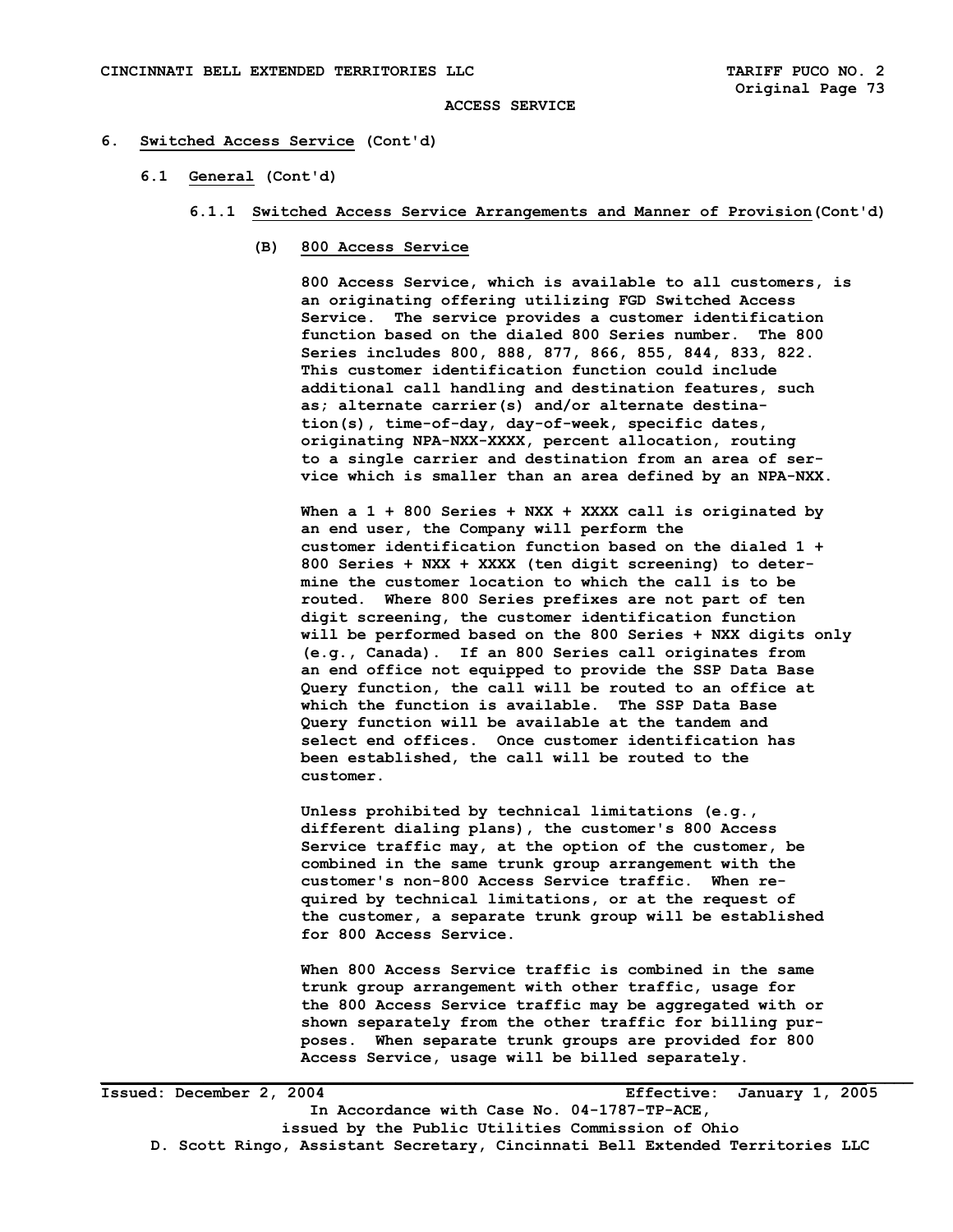ACCESS SERVICE

# 6. Switched Access Service (Cont'd)

## 6.1 General (Cont'd)

### 6.1.1 Switched Access Service Arrangements and Manner of Provision (Cont'd)

#### (B) 800 Access Service

800 Access Service, which is available to all customers, is an originating offering utilizing FGD Switched Access Service. The service provides a customer identification function based on the dialed 800 Series number. The 800 Series includes 800, 888, 877, 866, 855, 844, 833, 822. This customer identification function could include additional call handling and destination features, such as; alternate carrier(s) and/or alternate destination(s), time-of-day, day-of-week, specific dates, originating NPA-NXX-XXXX, percent allocation, routing to a single carrier and destination from an area of service which is smaller than an area defined by an NPA-NXX.

When a 1 + 800 Series + NXX + XXXX call is originated by an end user, the Company will perform the customer identification function based on the dialed 1 + 800 Series + NXX + XXXX (ten digit screening) to determine the customer location to which the call is to be routed. Where 800 Series prefixes are not part of ten digit screening, the customer identification function will be performed based on the 800 Series + NXX digits only (e.g., Canada). If an 800 Series call originates from an end office not equipped to provide the SSP Data Base Query function, the call will be routed to an office at which the function is available. The SSP Data Base Query function will be available at the tandem and select end offices. Once customer identification has been established, the call will be routed to the customer.

Unless prohibited by technical limitations (e.g., different dialing plans), the customer's 800 Access Service traffic may, at the option of the customer, be combined in the same trunk group arrangement with the customer's non-800 Access Service traffic. When required by technical limitations, or at the request of the customer, a separate trunk group will be established for 800 Access Service.

When 800 Access Service traffic is combined in the same trunk group arrangement with other traffic, usage for the 800 Access Service traffic may be aggregated with or shown separately from the other traffic for billing purposes. When separate trunk groups are provided for 800 Access Service, usage will be billed separately.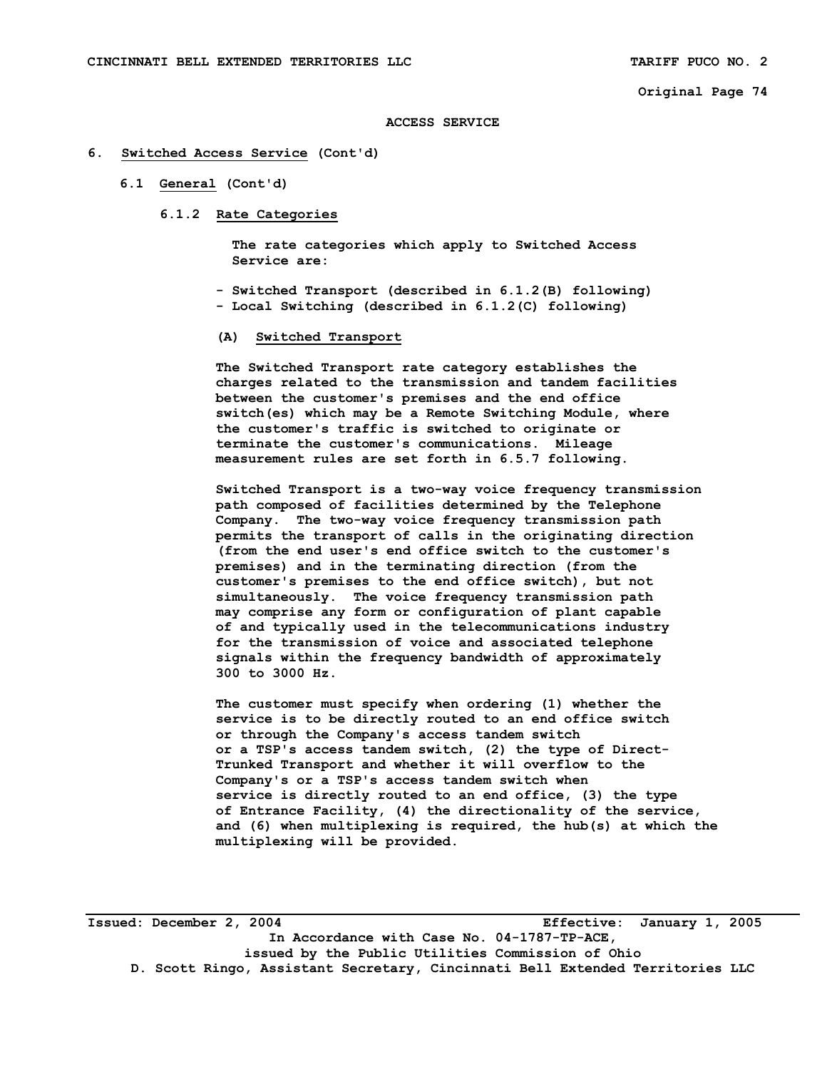ACCESS SERVICE

## 6. Switched Access Service (Cont'd)

### 6.1 General (Cont'd)

#### 6.1.2 Rate Categories

The rate categories which apply to Switched Access Service are:

- Switched Transport (described in 6.1.2(B) following)
- Local Switching (described in 6.1.2(C) following)

**(A) Switched Transport**

The Switched Transport rate category establishes the charges related to the transmission and tandem facilities between the customer's premises and the end office switch(es) which may be a Remote Switching Module, where the customer's traffic is switched to originate or terminate the customer's communications. Mileage measurement rules are set forth in 6.5.7 following.

Switched Transport is a two-way voice frequency transmission path composed of facilities determined by the Telephone Company. The two-way voice frequency transmission path permits the transport of calls in the originating direction (from the end user's end office switch to the customer's premises) and in the terminating direction (from the customer's premises to the end office switch), but not simultaneously. The voice frequency transmission path may comprise any form or configuration of plant capable of and typically used in the telecommunications industry for the transmission of voice and associated telephone signals within the frequency bandwidth of approximately 300 to 3000 Hz.

The customer must specify when ordering (1) whether the service is to be directly routed to an end office switch or through the Company's access tandem switch or a TSP's access tandem switch, (2) the type of Direct-Trunked Transport and whether it will overflow to the Company's or a TSP's access tandem switch when service is directly routed to an end office, (3) the type of Entrance Facility, (4) the directionality of the service, and (6) when multiplexing is required, the hub(s) at which the multiplexing will be provided.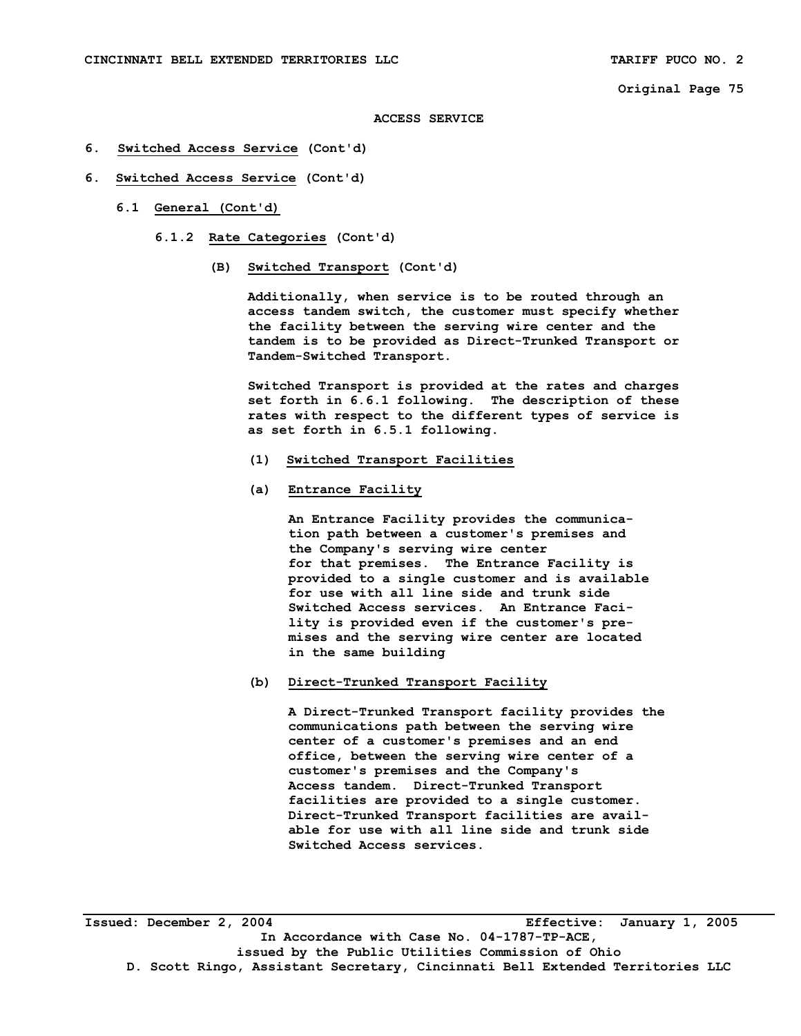ACCESS SERVICE

6. Switched Access Service (Cont'd)

6. Switched Access Service (Cont'd)

6.1 General (Cont'd)

6.1.2 Rate Categories (Cont'd)

(B) Switched Transport (Cont'd)

Additionally, when service is to be routed through an access tandem switch, the customer must specify whether the facility between the serving wire center and the tandem is to be provided as Direct-Trunked Transport or Tandem-Switched Transport.

Switched Transport is provided at the rates and charges set forth in 6.6.1 following. The description of these rates with respect to the different types of service is as set forth in 6.5.1 following.

(1) Switched Transport Facilities

(a) Entrance Facility

An Entrance Facility provides the communication path between a customer's premises and the Company's serving wire center for that premises. The Entrance Facility is provided to a single customer and is available for use with all line side and trunk side Switched Access services. An Entrance Facility is provided even if the customer's premises and the serving wire center are located in the same building

(b) Direct-Trunked Transport Facility

A Direct-Trunked Transport facility provides the communications path between the serving wire center of a customer's premises and an end office, between the serving wire center of a customer's premises and the Company's Access tandem. Direct-Trunked Transport facilities are provided to a single customer. Direct-Trunked Transport facilities are available for use with all line side and trunk side Switched Access services.

Issued: December 2, 2004 Effective: January 1, 2005

In Accordance with Case No. 04-1787-TP-ACE, issued by the Public Utilities Commission of Ohio

D. Scott Ringo, Assistant Secretary, Cincinnati Bell Extended Territories LLC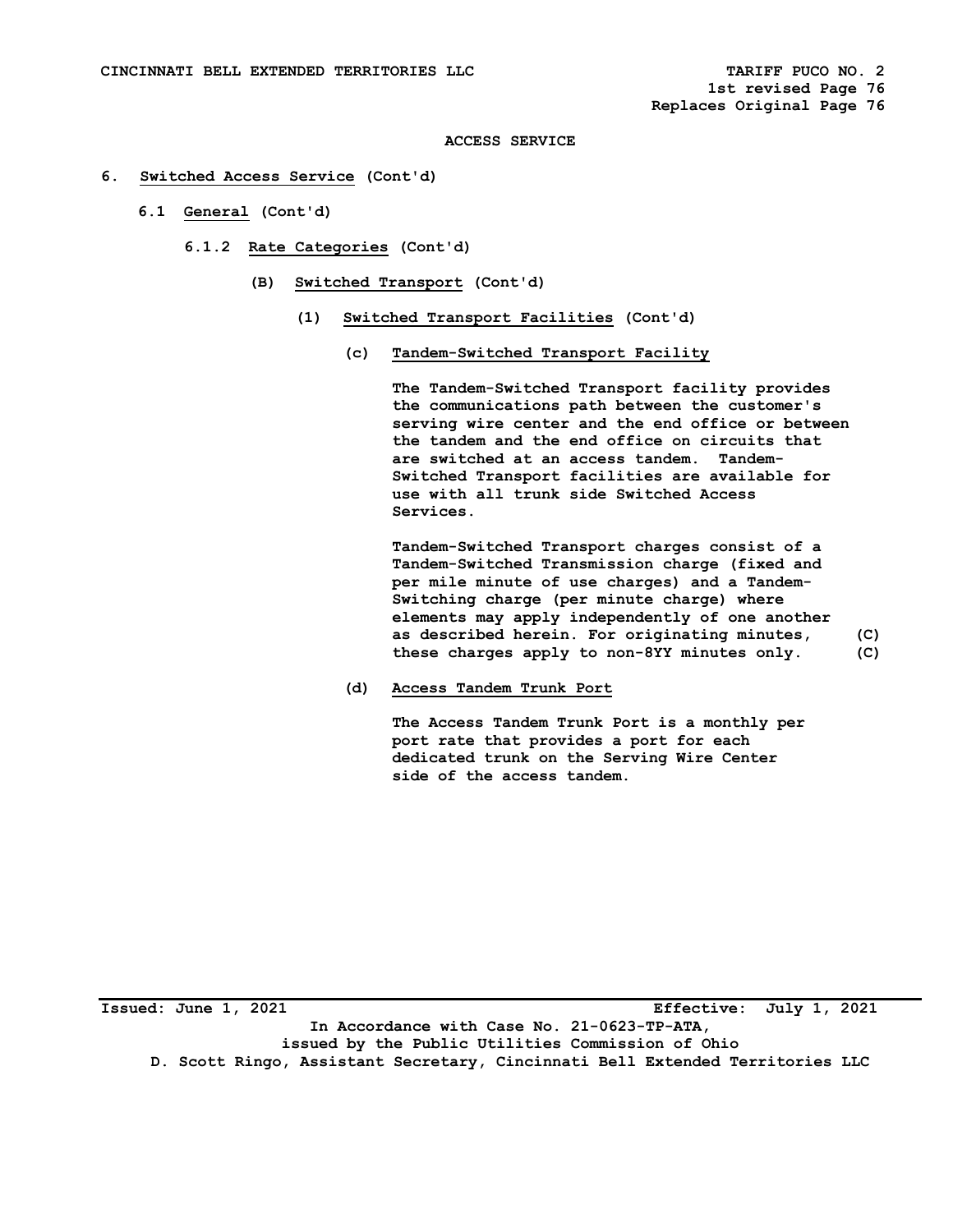ACCESS SERVICE

6. **Switched Access Service** (Cont'd)

   6.1 **General** (Cont'd)

      6.1.2 **Rate Categories** (Cont'd)

         (B) **Switched Transport** (Cont'd)

            (1) **Switched Transport Facilities** (Cont'd)

               (c) **Tandem-Switched Transport Facility**

               The Tandem-Switched Transport facility provides the communications path between the customer's serving wire center and the end office or between the tandem and the end office on circuits that are switched at an access tandem. Tandem-Switched Transport facilities are available for use with all trunk side Switched Access Services.

               Tandem-Switched Transport charges consist of a Tandem-Switched Transmission charge (fixed and per mile minute of use charges) and a Tandem-Switching charge (per minute charge) where elements may apply independently of one another as described herein. For originating minutes, these charges apply to non-8YY minutes only. (C)

               (d) **Access Tandem Trunk Port**

               The Access Tandem Trunk Port is a monthly per port rate that provides a port for each dedicated trunk on the Serving Wire Center side of the access tandem.

Issued: June 1, 2021 Effective: July 1, 2021

In Accordance with Case No. 21-0623-TP-ATA, issued by the Public Utilities Commission of Ohio

D. Scott Ringo, Assistant Secretary, Cincinnati Bell Extended Territories LLC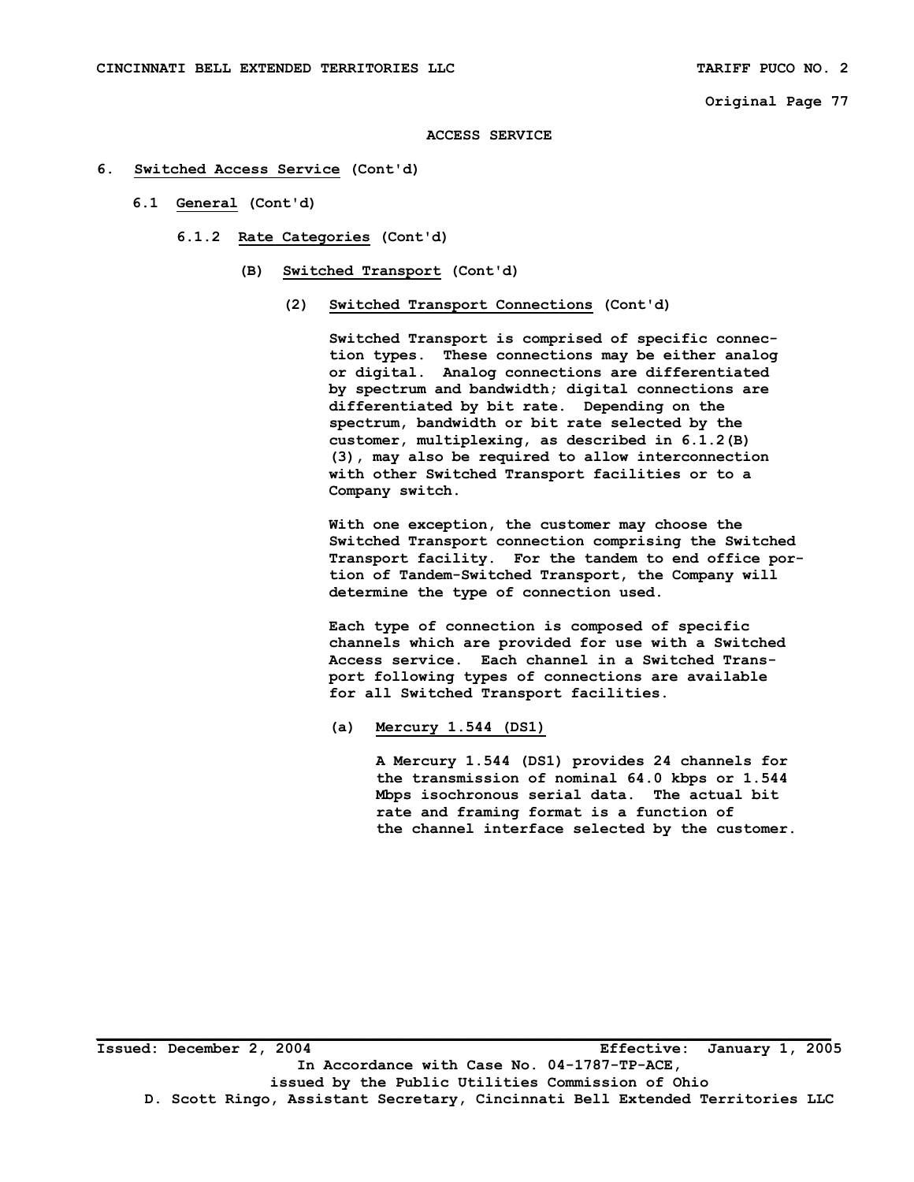ACCESS SERVICE

6. Switched Access Service (Cont'd)

6.1 General (Cont'd)

6.1.2 Rate Categories (Cont'd)

(B) Switched Transport (Cont'd)

(2) Switched Transport Connections (Cont'd)

Switched Transport is comprised of specific connection types. These connections may be either analog or digital. Analog connections are differentiated by spectrum and bandwidth; digital connections are differentiated by bit rate. Depending on the spectrum, bandwidth or bit rate selected by the customer, multiplexing, as described in 6.1.2(B)(3), may also be required to allow interconnection with other Switched Transport facilities or to a Company switch.

With one exception, the customer may choose the Switched Transport connection comprising the Switched Transport facility. For the tandem to end office portion of Tandem-Switched Transport, the Company will determine the type of connection used.

Each type of connection is composed of specific channels which are provided for use with a Switched Access service. Each channel in a Switched Transport following types of connections are available for all Switched Transport facilities.

(a) Mercury 1.544 (DS1)

A Mercury 1.544 (DS1) provides 24 channels for the transmission of nominal 64.0 kbps or 1.544 Mbps isochronous serial data. The actual bit rate and framing format is a function of the channel interface selected by the customer.

Issued: December 2, 2004 Effective: January 1, 2005

In Accordance with Case No. 04-1787-TP-ACE, issued by the Public Utilities Commission of Ohio

D. Scott Ringo, Assistant Secretary, Cincinnati Bell Extended Territories LLC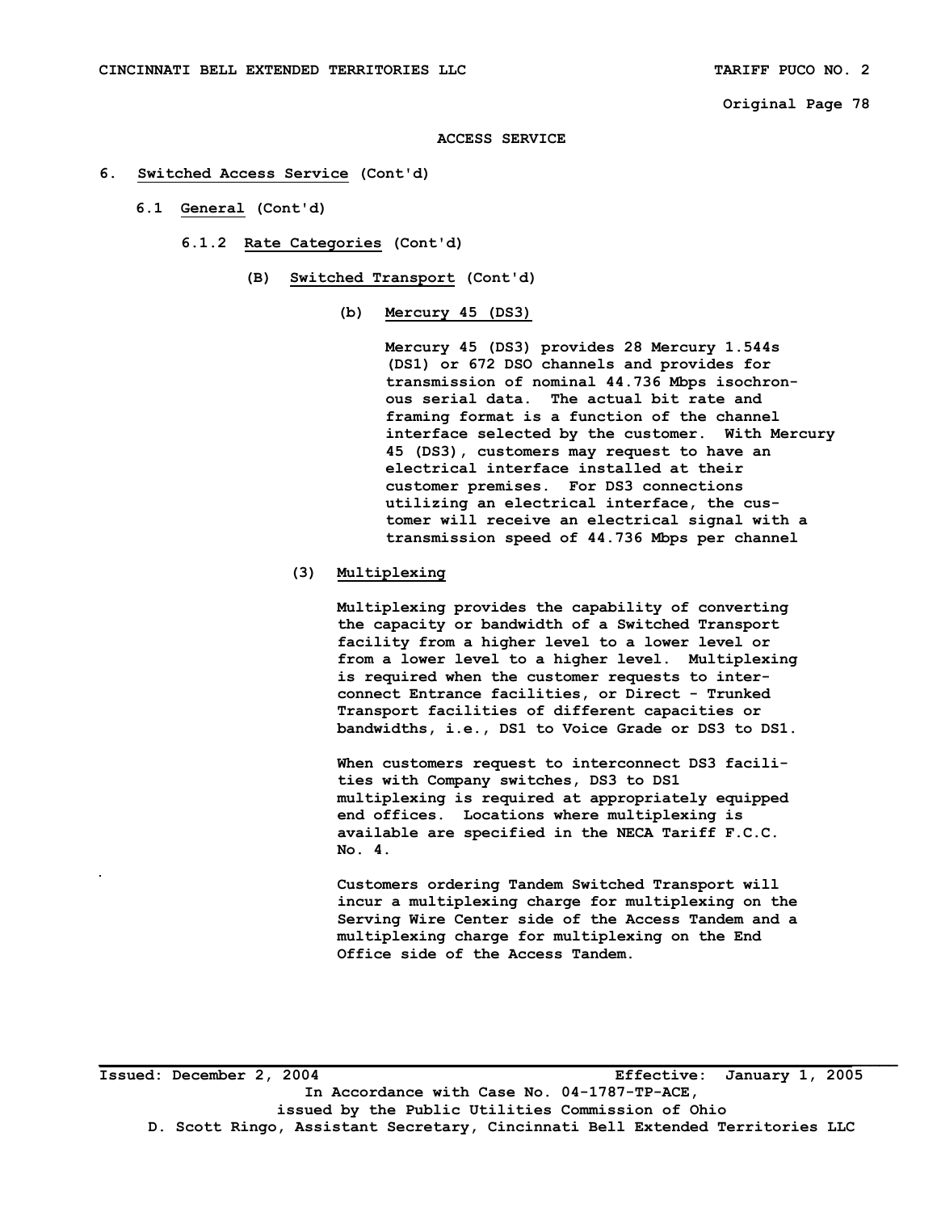ACCESS SERVICE

6. Switched Access Service (Cont'd)

6.1 General (Cont'd)

6.1.2 Rate Categories (Cont'd)

(B) Switched Transport (Cont'd)

(b) Mercury 45 (DS3)

Mercury 45 (DS3) provides 28 Mercury 1.544s (DS1) or 672 DSO channels and provides for transmission of nominal 44.736 Mbps isochronous serial data. The actual bit rate and framing format is a function of the channel interface selected by the customer. With Mercury 45 (DS3), customers may request to have an electrical interface installed at their customer premises. For DS3 connections utilizing an electrical interface, the customer will receive an electrical signal with a transmission speed of 44.736 Mbps per channel

(3) Multiplexing

Multiplexing provides the capability of converting the capacity or bandwidth of a Switched Transport facility from a higher level to a lower level or from a lower level to a higher level. Multiplexing is required when the customer requests to interconnect Entrance facilities, or Direct - Trunked Transport facilities of different capacities or bandwidths, i.e., DS1 to Voice Grade or DS3 to DS1.

When customers request to interconnect DS3 facilities with Company switches, DS3 to DS1 multiplexing is required at appropriately equipped end offices. Locations where multiplexing is available are specified in the NECA Tariff F.C.C. No. 4.

Customers ordering Tandem Switched Transport will incur a multiplexing charge for multiplexing on the Serving Wire Center side of the Access Tandem and a multiplexing charge for multiplexing on the End Office side of the Access Tandem.

Issued: December 2, 2004 Effective: January 1, 2005
In Accordance with Case No. 04-1787-TP-ACE,
issued by the Public Utilities Commission of Ohio
D. Scott Ringo, Assistant Secretary, Cincinnati Bell Extended Territories LLC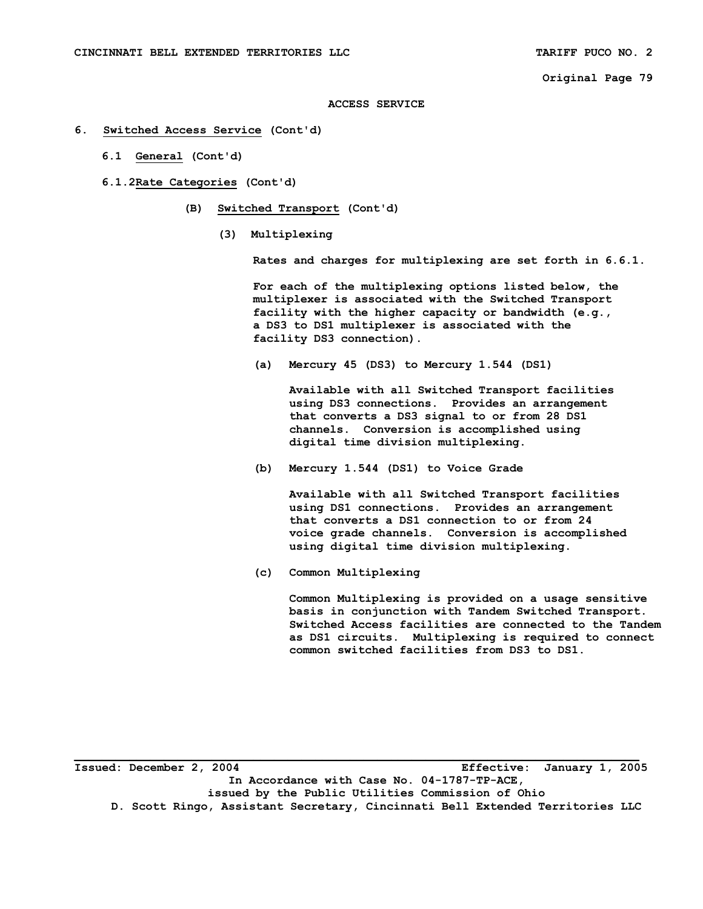ACCESS SERVICE

6. Switched Access Service (Cont'd)

6.1 General (Cont'd)

6.1.2 Rate Categories (Cont'd)

(B) Switched Transport (Cont'd)

(3) Multiplexing

Rates and charges for multiplexing are set forth in 6.6.1.

For each of the multiplexing options listed below, the multiplexer is associated with the Switched Transport facility with the higher capacity or bandwidth (e.g., a DS3 to DS1 multiplexer is associated with the facility DS3 connection).

(a) Mercury 45 (DS3) to Mercury 1.544 (DS1)

Available with all Switched Transport facilities using DS3 connections. Provides an arrangement that converts a DS3 signal to or from 28 DS1 channels. Conversion is accomplished using digital time division multiplexing.

(b) Mercury 1.544 (DS1) to Voice Grade

Available with all Switched Transport facilities using DS1 connections. Provides an arrangement that converts a DS1 connection to or from 24 voice grade channels. Conversion is accomplished using digital time division multiplexing.

(c) Common Multiplexing

Common Multiplexing is provided on a usage sensitive basis in conjunction with Tandem Switched Transport. Switched Access facilities are connected to the Tandem as DS1 circuits. Multiplexing is required to connect common switched facilities from DS3 to DS1.

Issued: December 2, 2004 Effective: January 1, 2005

In Accordance with Case No. 04-1787-TP-ACE, issued by the Public Utilities Commission of Ohio

D. Scott Ringo, Assistant Secretary, Cincinnati Bell Extended Territories LLC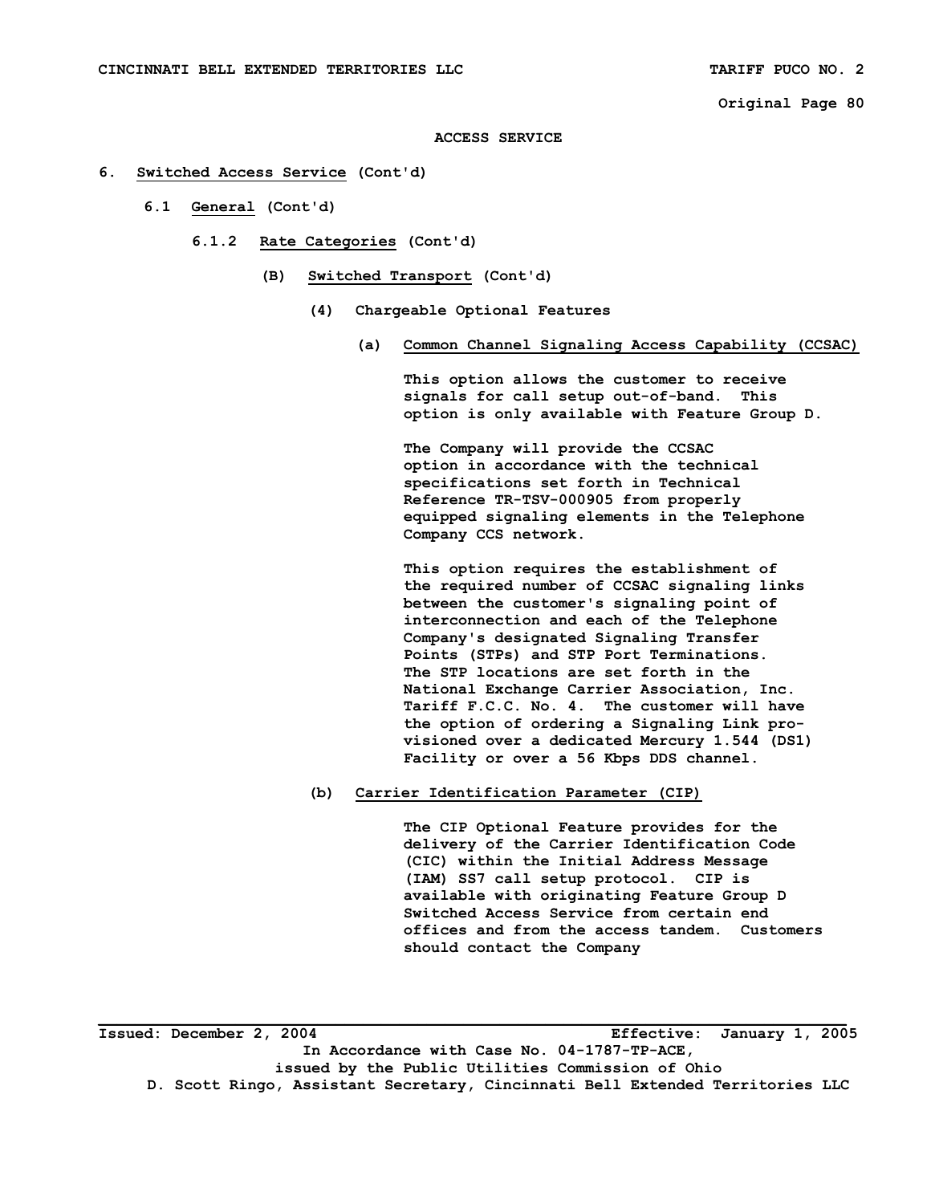ACCESS SERVICE

6. <u>Switched Access Service</u> (Cont'd)

6.1 <u>General</u> (Cont'd)

6.1.2 <u>Rate Categories</u> (Cont'd)

(B) <u>Switched Transport</u> (Cont'd)

(4) Chargeable Optional Features

(a) <u>Common Channel Signaling Access Capability (CCSAC)</u>

This option allows the customer to receive signals for call setup out-of-band. This option is only available with Feature Group D.

The Company will provide the CCSAC option in accordance with the technical specifications set forth in Technical Reference TR-TSV-000905 from properly equipped signaling elements in the Telephone Company CCS network.

This option requires the establishment of the required number of CCSAC signaling links between the customer's signaling point of interconnection and each of the Telephone Company's designated Signaling Transfer Points (STPs) and STP Port Terminations. The STP locations are set forth in the National Exchange Carrier Association, Inc. Tariff F.C.C. No. 4. The customer will have the option of ordering a Signaling Link provisioned over a dedicated Mercury 1.544 (DS1) Facility or over a 56 Kbps DDS channel.

(b) <u>Carrier Identification Parameter (CIP)</u>

The CIP Optional Feature provides for the delivery of the Carrier Identification Code (CIC) within the Initial Address Message (IAM) SS7 call setup protocol. CIP is available with originating Feature Group D Switched Access Service from certain end offices and from the access tandem. Customers should contact the Company

Issued: December 2, 2004 Effective: January 1, 2005

In Accordance with Case No. 04-1787-TP-ACE, issued by the Public Utilities Commission of Ohio

D. Scott Ringo, Assistant Secretary, Cincinnati Bell Extended Territories LLC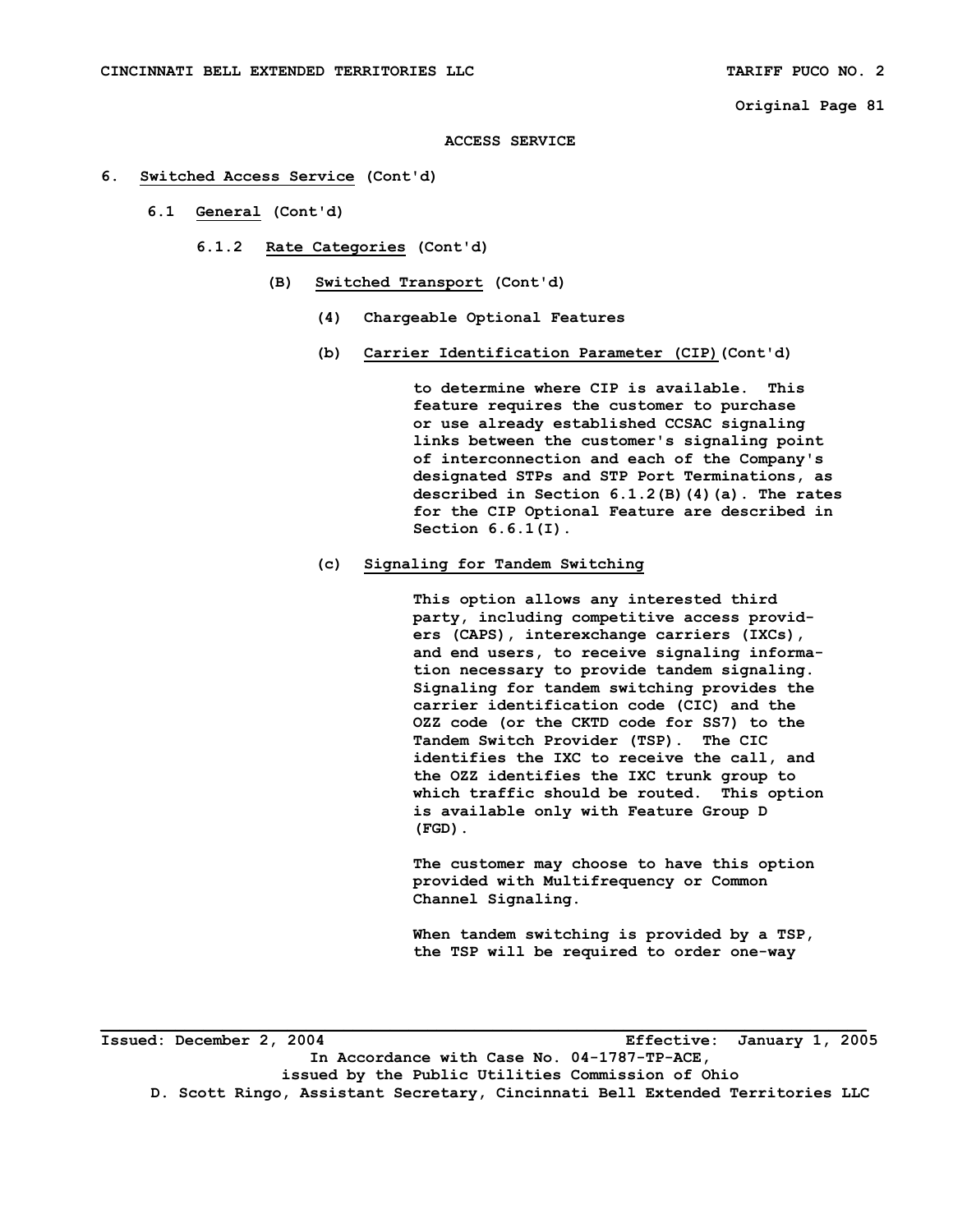ACCESS SERVICE

6. <u>Switched Access Service</u> (Cont'd)

6.1 <u>General</u> (Cont'd)

6.1.2 <u>Rate Categories</u> (Cont'd)

(B) <u>Switched Transport</u> (Cont'd)

(4) Chargeable Optional Features

(b) <u>Carrier Identification Parameter (CIP)</u>(Cont'd)

to determine where CIP is available. This feature requires the customer to purchase or use already established CCSAC signaling links between the customer's signaling point of interconnection and each of the Company's designated STPs and STP Port Terminations, as described in Section 6.1.2(B)(4)(a). The rates for the CIP Optional Feature are described in Section 6.6.1(I).

(c) <u>Signaling for Tandem Switching</u>

This option allows any interested third party, including competitive access providers (CAPS), interexchange carriers (IXCs), and end users, to receive signaling information necessary to provide tandem signaling. Signaling for tandem switching provides the carrier identification code (CIC) and the OZZ code (or the CKTD code for SS7) to the Tandem Switch Provider (TSP). The CIC identifies the IXC to receive the call, and the OZZ identifies the IXC trunk group to which traffic should be routed. This option is available only with Feature Group D (FGD).

The customer may choose to have this option provided with Multifrequency or Common Channel Signaling.

When tandem switching is provided by a TSP, the TSP will be required to order one-way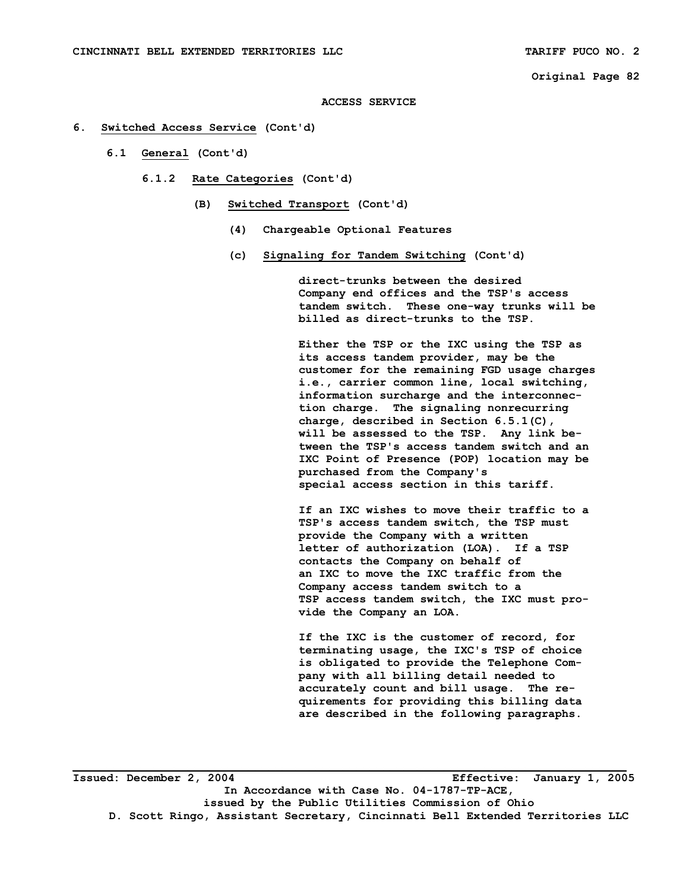ACCESS SERVICE

6. **Switched Access Service** (Cont'd)

   6.1 **General** (Cont'd)

      6.1.2 **Rate Categories** (Cont'd)

         (B) **Switched Transport** (Cont'd)

            (4) **Chargeable Optional Features**

            (c) **Signaling for Tandem Switching** (Cont'd)

direct-trunks between the desired Company end offices and the TSP's access tandem switch. These one-way trunks will be billed as direct-trunks to the TSP.

Either the TSP or the IXC using the TSP as its access tandem provider, may be the customer for the remaining FGD usage charges i.e., carrier common line, local switching, information surcharge and the interconnection charge. The signaling nonrecurring charge, described in Section 6.5.1(C), will be assessed to the TSP. Any link between the TSP's access tandem switch and an IXC Point of Presence (POP) location may be purchased from the Company's special access section in this tariff.

If an IXC wishes to move their traffic to a TSP's access tandem switch, the TSP must provide the Company with a written letter of authorization (LOA). If a TSP contacts the Company on behalf of an IXC to move the IXC traffic from the Company access tandem switch to a TSP access tandem switch, the IXC must provide the Company an LOA.

If the IXC is the customer of record, for terminating usage, the IXC's TSP of choice is obligated to provide the Telephone Company with all billing detail needed to accurately count and bill usage. The requirements for providing this billing data are described in the following paragraphs.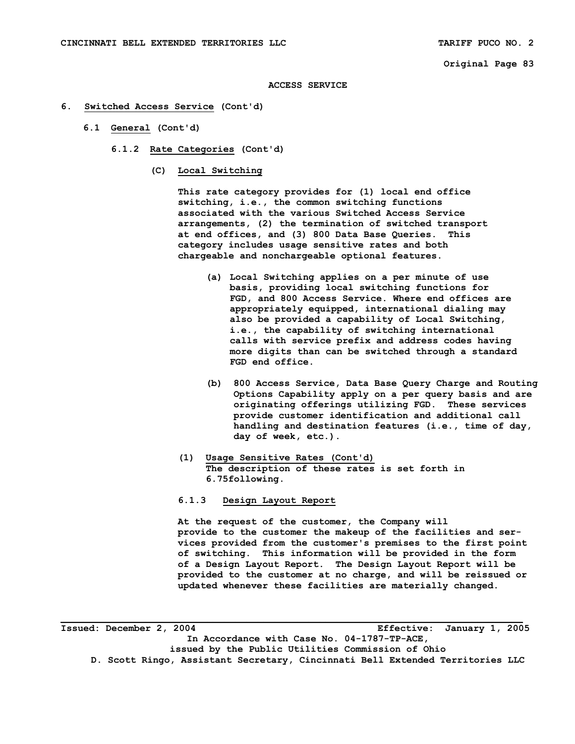ACCESS SERVICE

6. Switched Access Service (Cont'd)

6.1 General (Cont'd)

6.1.2 Rate Categories (Cont'd)

(C) Local Switching

This rate category provides for (1) local end office switching, i.e., the common switching functions associated with the various Switched Access Service arrangements, (2) the termination of switched transport at end offices, and (3) 800 Data Base Queries. This category includes usage sensitive rates and both chargeable and nonchargeable optional features.

(a) Local Switching applies on a per minute of use basis, providing local switching functions for FGD, and 800 Access Service. Where end offices are appropriately equipped, international dialing may also be provided a capability of Local Switching, i.e., the capability of switching international calls with service prefix and address codes having more digits than can be switched through a standard FGD end office.

(b) 800 Access Service, Data Base Query Charge and Routing Options Capability apply on a per query basis and are originating offerings utilizing FGD. These services provide customer identification and additional call handling and destination features (i.e., time of day, day of week, etc.).

(1) Usage Sensitive Rates (Cont'd)
The description of these rates is set forth in 6.75following.

6.1.3 Design Layout Report

At the request of the customer, the Company will provide to the customer the makeup of the facilities and services provided from the customer's premises to the first point of switching. This information will be provided in the form of a Design Layout Report. The Design Layout Report will be provided to the customer at no charge, and will be reissued or updated whenever these facilities are materially changed.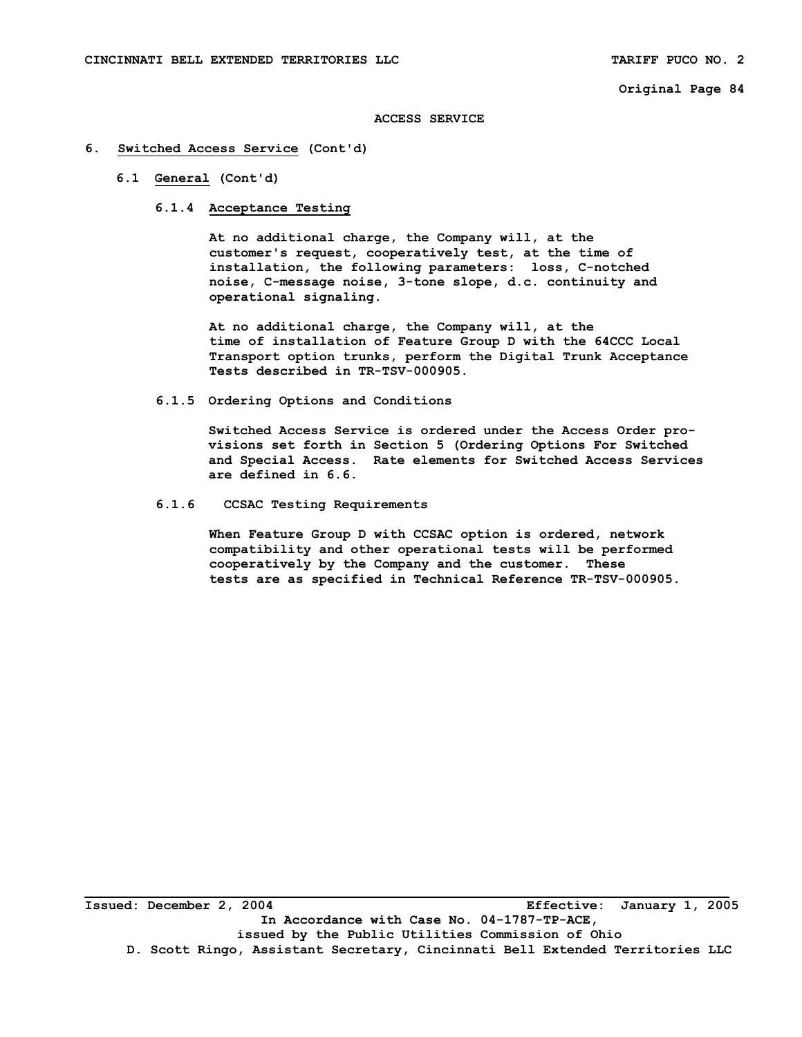## ACCESS SERVICE

### 6. Switched Access Service (Cont'd)

#### 6.1 General (Cont'd)

##### 6.1.4 Acceptance Testing

At no additional charge, the Company will, at the customer's request, cooperatively test, at the time of installation, the following parameters: loss, C-notched noise, C-message noise, 3-tone slope, d.c. continuity and operational signaling.

At no additional charge, the Company will, at the time of installation of Feature Group D with the 64CCC Local Transport option trunks, perform the Digital Trunk Acceptance Tests described in TR-TSV-000905.

##### 6.1.5 Ordering Options and Conditions

Switched Access Service is ordered under the Access Order provisions set forth in Section 5 (Ordering Options For Switched and Special Access. Rate elements for Switched Access Services are defined in 6.6.

##### 6.1.6 CCSAC Testing Requirements

When Feature Group D with CCSAC option is ordered, network compatibility and other operational tests will be performed cooperatively by the Company and the customer. These tests are as specified in Technical Reference TR-TSV-000905.

---

Issued: December 2, 2004 Effective: January 1, 2005

In Accordance with Case No. 04-1787-TP-ACE,
issued by the Public Utilities Commission of Ohio

D. Scott Ringo, Assistant Secretary, Cincinnati Bell Extended Territories LLC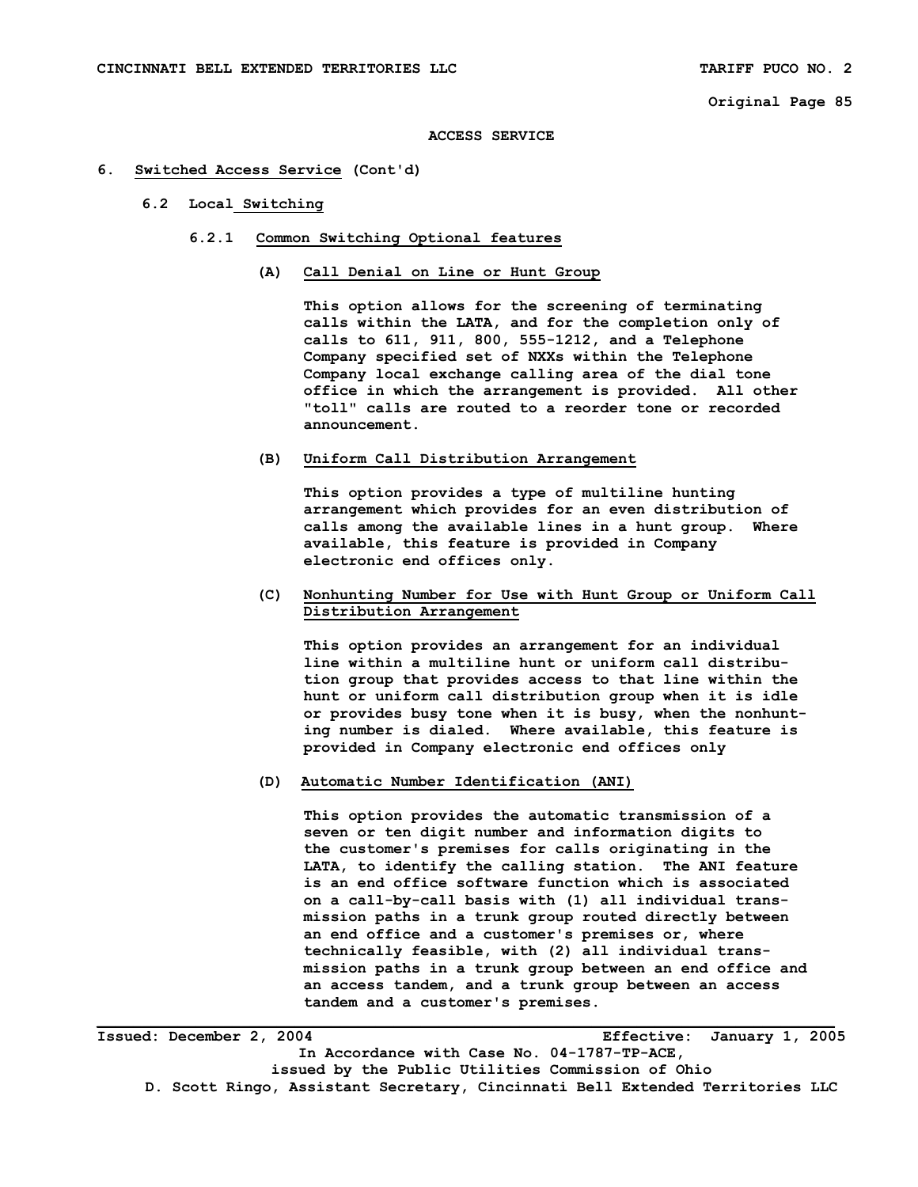ACCESS SERVICE

## 6. Switched Access Service (Cont'd)

### 6.2 Local Switching

#### 6.2.1 Common Switching Optional features

**(A) Call Denial on Line or Hunt Group**

This option allows for the screening of terminating calls within the LATA, and for the completion only of calls to 611, 911, 800, 555-1212, and a Telephone Company specified set of NXXs within the Telephone Company local exchange calling area of the dial tone office in which the arrangement is provided. All other "toll" calls are routed to a reorder tone or recorded announcement.

**(B) Uniform Call Distribution Arrangement**

This option provides a type of multiline hunting arrangement which provides for an even distribution of calls among the available lines in a hunt group. Where available, this feature is provided in Company electronic end offices only.

**(C) Nonhunting Number for Use with Hunt Group or Uniform Call Distribution Arrangement**

This option provides an arrangement for an individual line within a multiline hunt or uniform call distribution group that provides access to that line within the hunt or uniform call distribution group when it is idle or provides busy tone when it is busy, when the nonhunting number is dialed. Where available, this feature is provided in Company electronic end offices only

**(D) Automatic Number Identification (ANI)**

This option provides the automatic transmission of a seven or ten digit number and information digits to the customer's premises for calls originating in the LATA, to identify the calling station. The ANI feature is an end office software function which is associated on a call-by-call basis with (1) all individual transmission paths in a trunk group routed directly between an end office and a customer's premises or, where technically feasible, with (2) all individual transmission paths in a trunk group between an end office and an access tandem, and a trunk group between an access tandem and a customer's premises.

Issued: December 2, 2004 Effective: January 1, 2005
In Accordance with Case No. 04-1787-TP-ACE,
issued by the Public Utilities Commission of Ohio
D. Scott Ringo, Assistant Secretary, Cincinnati Bell Extended Territories LLC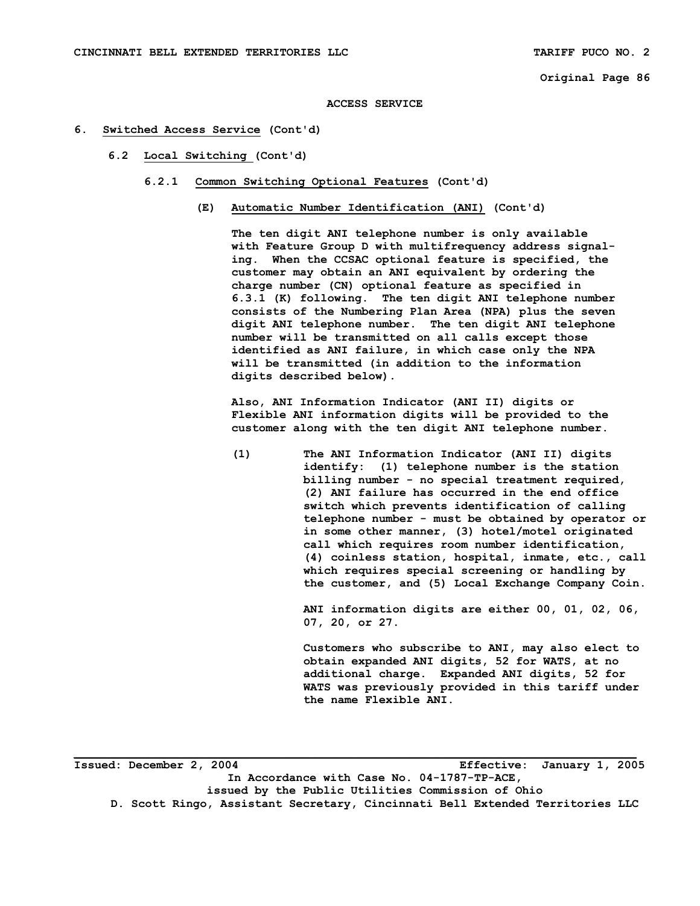ACCESS SERVICE

6. **Switched Access Service** (Cont'd)

6.2 **Local Switching** (Cont'd)

6.2.1 **Common Switching Optional Features** (Cont'd)

(E) **Automatic Number Identification (ANI)** (Cont'd)

The ten digit ANI telephone number is only available with Feature Group D with multifrequency address signaling. When the CCSAC optional feature is specified, the customer may obtain an ANI equivalent by ordering the charge number (CN) optional feature as specified in 6.3.1 (K) following. The ten digit ANI telephone number consists of the Numbering Plan Area (NPA) plus the seven digit ANI telephone number. The ten digit ANI telephone number will be transmitted on all calls except those identified as ANI failure, in which case only the NPA will be transmitted (in addition to the information digits described below).

Also, ANI Information Indicator (ANI II) digits or Flexible ANI information digits will be provided to the customer along with the ten digit ANI telephone number.

(1) The ANI Information Indicator (ANI II) digits identify: (1) telephone number is the station billing number - no special treatment required, (2) ANI failure has occurred in the end office switch which prevents identification of calling telephone number - must be obtained by operator or in some other manner, (3) hotel/motel originated call which requires room number identification, (4) coinless station, hospital, inmate, etc., call which requires special screening or handling by the customer, and (5) Local Exchange Company Coin.

ANI information digits are either 00, 01, 02, 06, 07, 20, or 27.

Customers who subscribe to ANI, may also elect to obtain expanded ANI digits, 52 for WATS, at no additional charge. Expanded ANI digits, 52 for WATS was previously provided in this tariff under the name Flexible ANI.

Issued: December 2, 2004 Effective: January 1, 2005

In Accordance with Case No. 04-1787-TP-ACE, issued by the Public Utilities Commission of Ohio

D. Scott Ringo, Assistant Secretary, Cincinnati Bell Extended Territories LLC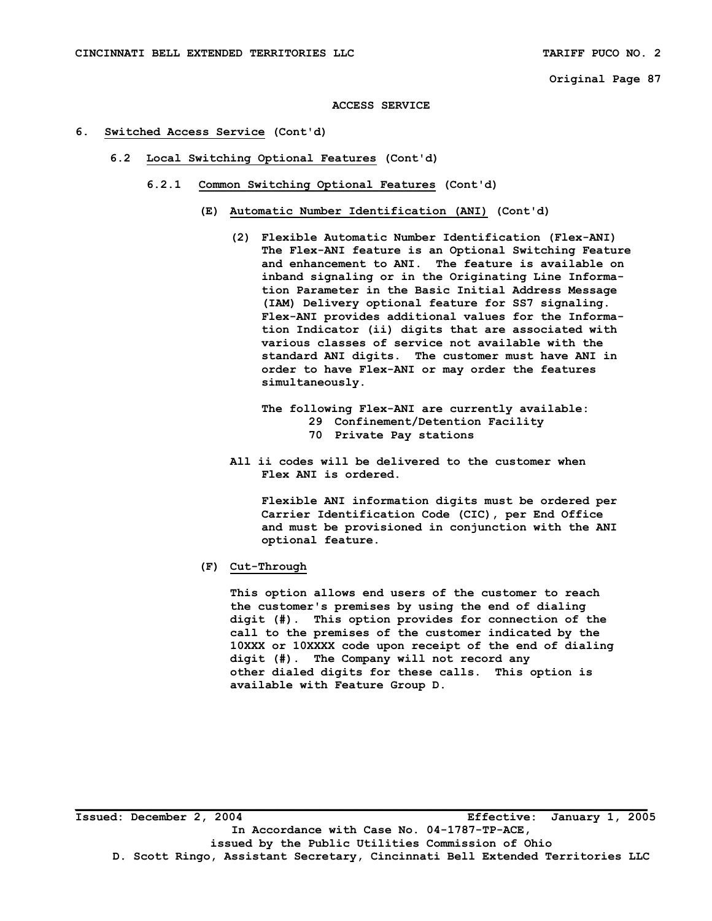ACCESS SERVICE

6. <u>Switched Access Service</u> (Cont'd)

6.2 <u>Local Switching Optional Features</u> (Cont'd)

6.2.1 <u>Common Switching Optional Features</u> (Cont'd)

(E) <u>Automatic Number Identification (ANI)</u> (Cont'd)

(2) Flexible Automatic Number Identification (Flex-ANI) The Flex-ANI feature is an Optional Switching Feature and enhancement to ANI. The feature is available on inband signaling or in the Originating Line Information Parameter in the Basic Initial Address Message (IAM) Delivery optional feature for SS7 signaling. Flex-ANI provides additional values for the Information Indicator (ii) digits that are associated with various classes of service not available with the standard ANI digits. The customer must have ANI in order to have Flex-ANI or may order the features simultaneously.

The following Flex-ANI are currently available:

- 29 Confinement/Detention Facility
- 70 Private Pay stations

All ii codes will be delivered to the customer when Flex ANI is ordered.

Flexible ANI information digits must be ordered per Carrier Identification Code (CIC), per End Office and must be provisioned in conjunction with the ANI optional feature.

(F) <u>Cut-Through</u>

This option allows end users of the customer to reach the customer's premises by using the end of dialing digit (#). This option provides for connection of the call to the premises of the customer indicated by the 10XXX or 10XXXX code upon receipt of the end of dialing digit (#). The Company will not record any other dialed digits for these calls. This option is available with Feature Group D.

Issued: December 2, 2004 Effective: January 1, 2005

In Accordance with Case No. 04-1787-TP-ACE,
issued by the Public Utilities Commission of Ohio
D. Scott Ringo, Assistant Secretary, Cincinnati Bell Extended Territories LLC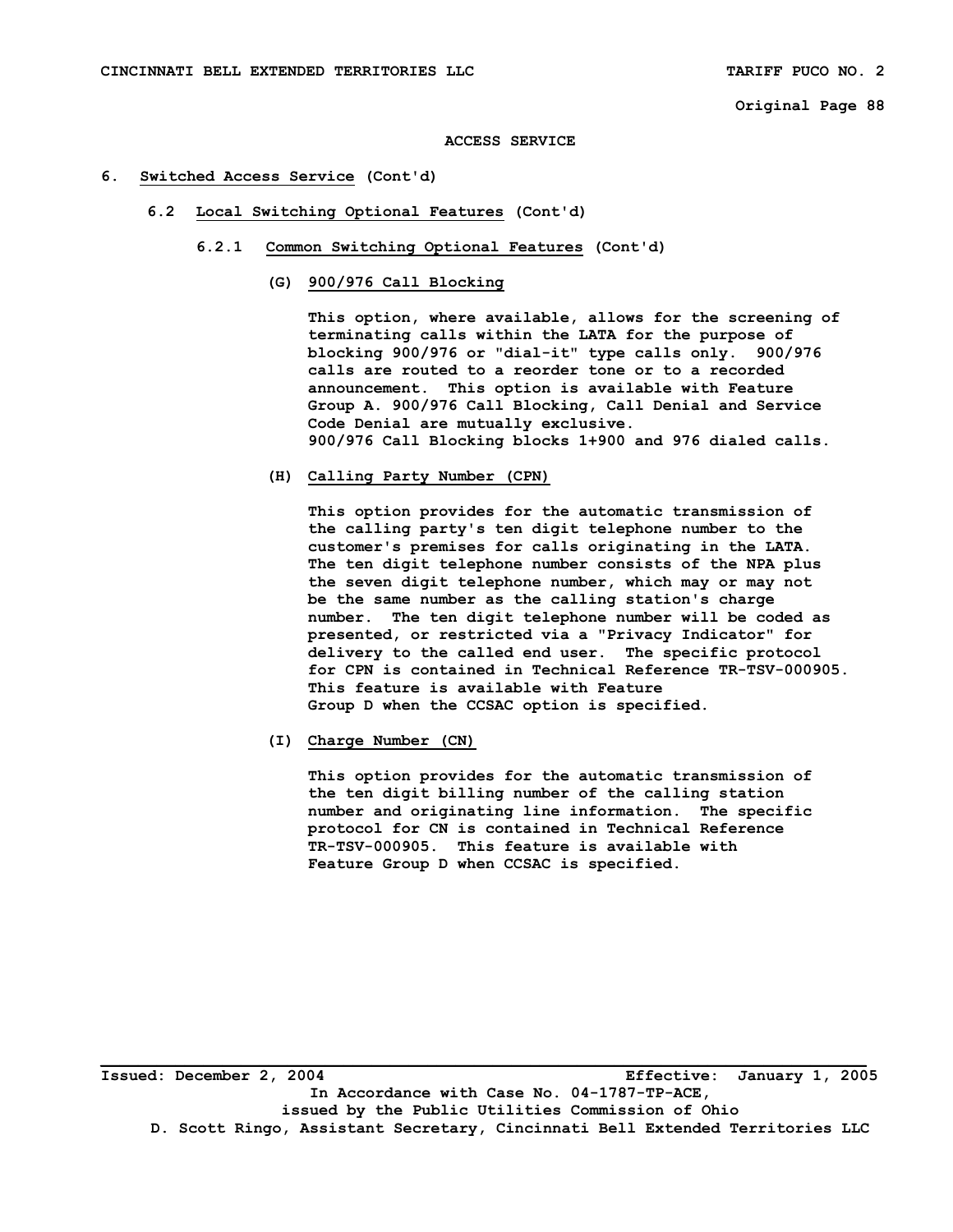## ACCESS SERVICE

6. Switched Access Service (Cont'd)

   6.2 Local Switching Optional Features (Cont'd)

      6.2.1 Common Switching Optional Features (Cont'd)

         (G) 900/976 Call Blocking

         This option, where available, allows for the screening of terminating calls within the LATA for the purpose of blocking 900/976 or "dial-it" type calls only. 900/976 calls are routed to a reorder tone or to a recorded announcement. This option is available with Feature Group A. 900/976 Call Blocking, Call Denial and Service Code Denial are mutually exclusive.
         900/976 Call Blocking blocks 1+900 and 976 dialed calls.

         (H) Calling Party Number (CPN)

         This option provides for the automatic transmission of the calling party's ten digit telephone number to the customer's premises for calls originating in the LATA. The ten digit telephone number consists of the NPA plus the seven digit telephone number, which may or may not be the same number as the calling station's charge number. The ten digit telephone number will be coded as presented, or restricted via a "Privacy Indicator" for delivery to the called end user. The specific protocol for CPN is contained in Technical Reference TR-TSV-000905. This feature is available with Feature Group D when the CCSAC option is specified.

         (I) Charge Number (CN)

         This option provides for the automatic transmission of the ten digit billing number of the calling station number and originating line information. The specific protocol for CN is contained in Technical Reference TR-TSV-000905. This feature is available with Feature Group D when CCSAC is specified.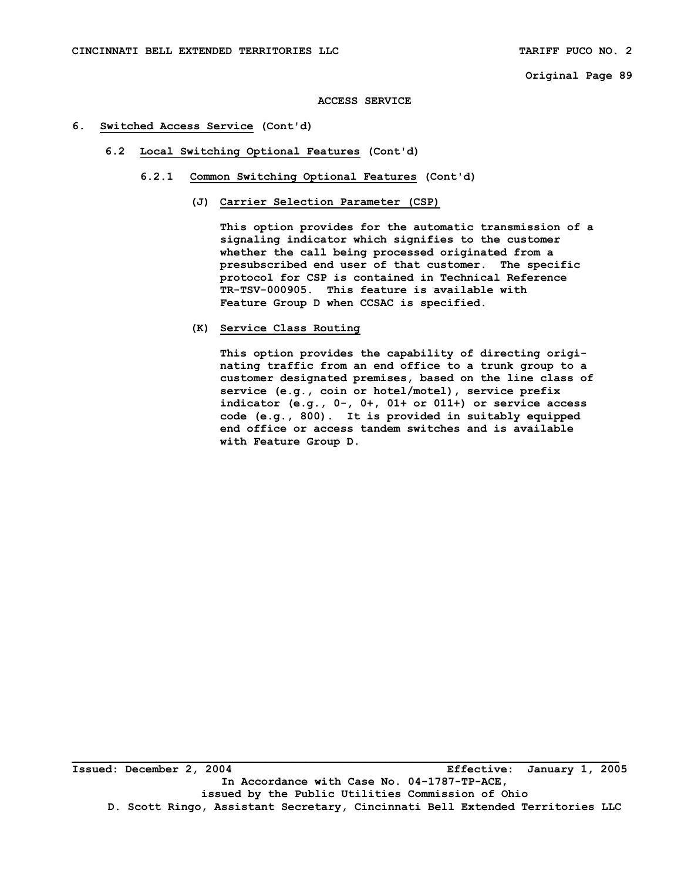ACCESS SERVICE

6. **Switched Access Service** (Cont'd)

   6.2 **Local Switching Optional Features** (Cont'd)

      6.2.1 **Common Switching Optional Features** (Cont'd)

         (J) **Carrier Selection Parameter (CSP)**

         This option provides for the automatic transmission of a signaling indicator which signifies to the customer whether the call being processed originated from a presubscribed end user of that customer. The specific protocol for CSP is contained in Technical Reference TR-TSV-000905. This feature is available with Feature Group D when CCSAC is specified.

         (K) **Service Class Routing**

         This option provides the capability of directing originating traffic from an end office to a trunk group to a customer designated premises, based on the line class of service (e.g., coin or hotel/motel), service prefix indicator (e.g., 0-, 0+, 01+ or 011+) or service access code (e.g., 800). It is provided in suitably equipped end office or access tandem switches and is available with Feature Group D.

Issued: December 2, 2004 Effective: January 1, 2005

In Accordance with Case No. 04-1787-TP-ACE, issued by the Public Utilities Commission of Ohio

D. Scott Ringo, Assistant Secretary, Cincinnati Bell Extended Territories LLC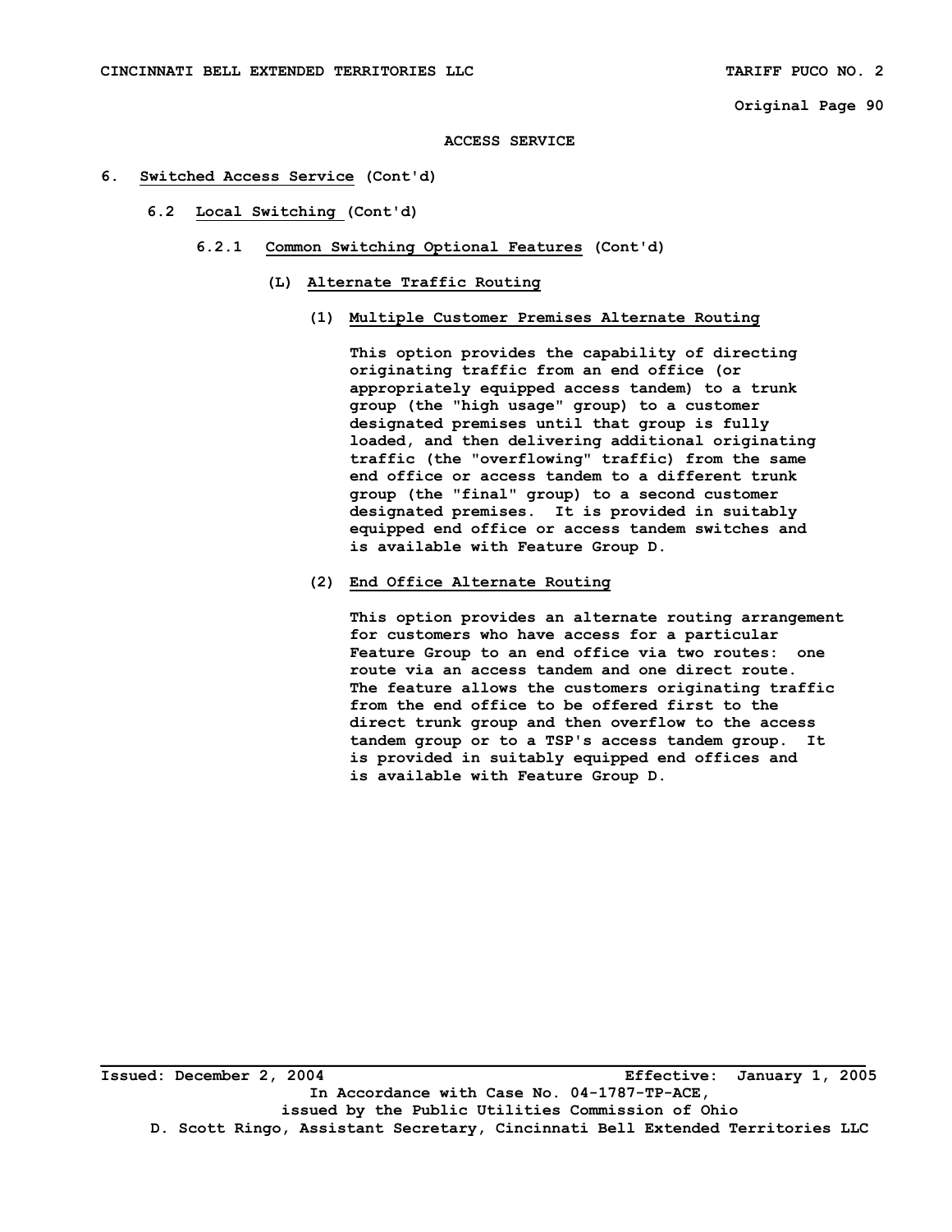ACCESS SERVICE

## 6. Switched Access Service (Cont'd)

### 6.2 Local Switching (Cont'd)

#### 6.2.1 Common Switching Optional Features (Cont'd)

##### (L) Alternate Traffic Routing

**(1) Multiple Customer Premises Alternate Routing**

This option provides the capability of directing originating traffic from an end office (or appropriately equipped access tandem) to a trunk group (the "high usage" group) to a customer designated premises until that group is fully loaded, and then delivering additional originating traffic (the "overflowing" traffic) from the same end office or access tandem to a different trunk group (the "final" group) to a second customer designated premises. It is provided in suitably equipped end office or access tandem switches and is available with Feature Group D.

**(2) End Office Alternate Routing**

This option provides an alternate routing arrangement for customers who have access for a particular Feature Group to an end office via two routes: one route via an access tandem and one direct route. The feature allows the customers originating traffic from the end office to be offered first to the direct trunk group and then overflow to the access tandem group or to a TSP's access tandem group. It is provided in suitably equipped end offices and is available with Feature Group D.

Issued: December 2, 2004 Effective: January 1, 2005

In Accordance with Case No. 04-1787-TP-ACE, issued by the Public Utilities Commission of Ohio

D. Scott Ringo, Assistant Secretary, Cincinnati Bell Extended Territories LLC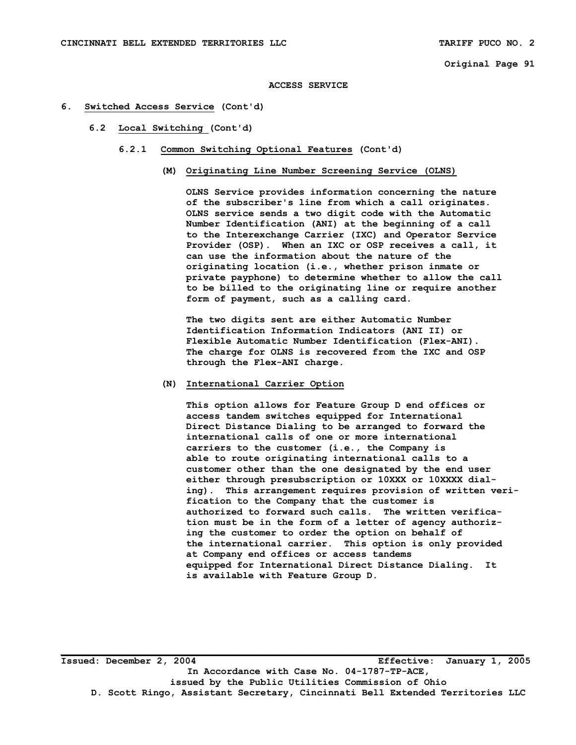ACCESS SERVICE

6. Switched Access Service (Cont'd)

   6.2 Local Switching (Cont'd)

      6.2.1 Common Switching Optional Features (Cont'd)

         (M) Originating Line Number Screening Service (OLNS)

         OLNS Service provides information concerning the nature of the subscriber's line from which a call originates. OLNS service sends a two digit code with the Automatic Number Identification (ANI) at the beginning of a call to the Interexchange Carrier (IXC) and Operator Service Provider (OSP). When an IXC or OSP receives a call, it can use the information about the nature of the originating location (i.e., whether prison inmate or private payphone) to determine whether to allow the call to be billed to the originating line or require another form of payment, such as a calling card.

         The two digits sent are either Automatic Number Identification Information Indicators (ANI II) or Flexible Automatic Number Identification (Flex-ANI). The charge for OLNS is recovered from the IXC and OSP through the Flex-ANI charge.

         (N) International Carrier Option

         This option allows for Feature Group D end offices or access tandem switches equipped for International Direct Distance Dialing to be arranged to forward the international calls of one or more international carriers to the customer (i.e., the Company is able to route originating international calls to a customer other than the one designated by the end user either through presubscription or 10XXX or 10XXXX dialing). This arrangement requires provision of written verification to the Company that the customer is authorized to forward such calls. The written verification must be in the form of a letter of agency authorizing the customer to order the option on behalf of the international carrier. This option is only provided at Company end offices or access tandems equipped for International Direct Distance Dialing. It is available with Feature Group D.

Issued: December 2, 2004 Effective: January 1, 2005

In Accordance with Case No. 04-1787-TP-ACE, issued by the Public Utilities Commission of Ohio

D. Scott Ringo, Assistant Secretary, Cincinnati Bell Extended Territories LLC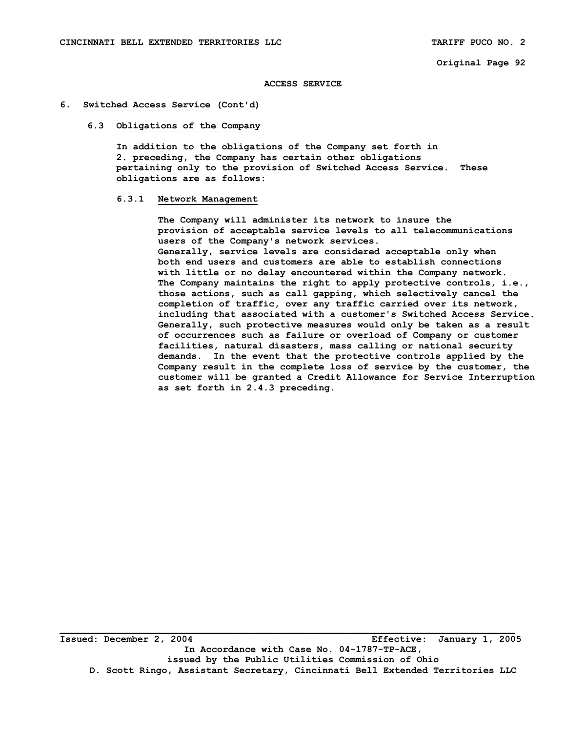## ACCESS SERVICE

### 6. Switched Access Service (Cont'd)

#### 6.3 Obligations of the Company

In addition to the obligations of the Company set forth in 2. preceding, the Company has certain other obligations pertaining only to the provision of Switched Access Service. These obligations are as follows:

##### 6.3.1 Network Management

The Company will administer its network to insure the provision of acceptable service levels to all telecommunications users of the Company's network services.
Generally, service levels are considered acceptable only when both end users and customers are able to establish connections with little or no delay encountered within the Company network. The Company maintains the right to apply protective controls, i.e., those actions, such as call gapping, which selectively cancel the completion of traffic, over any traffic carried over its network, including that associated with a customer's Switched Access Service. Generally, such protective measures would only be taken as a result of occurrences such as failure or overload of Company or customer facilities, natural disasters, mass calling or national security demands. In the event that the protective controls applied by the Company result in the complete loss of service by the customer, the customer will be granted a Credit Allowance for Service Interruption as set forth in 2.4.3 preceding.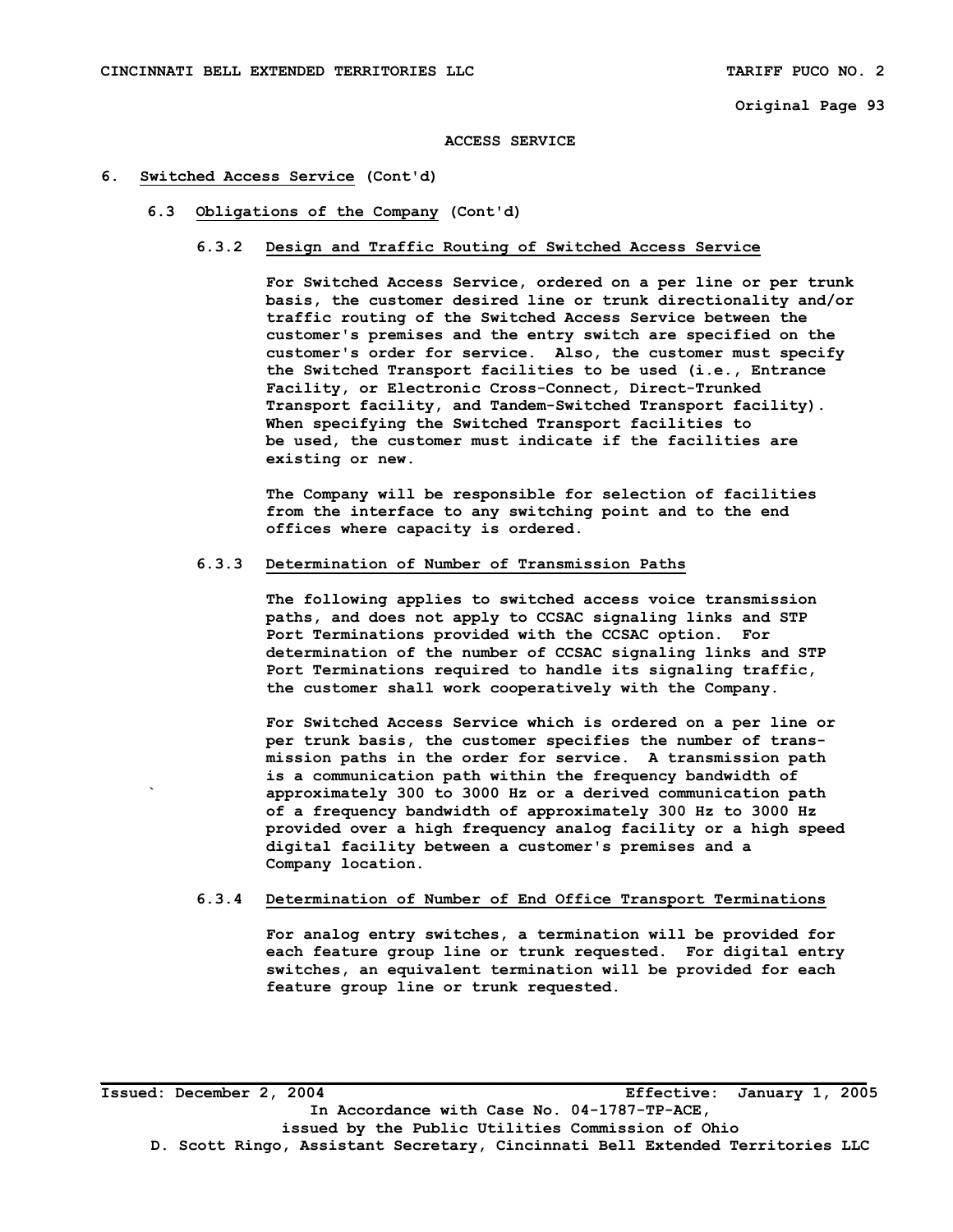ACCESS SERVICE

6. Switched Access Service (Cont'd)

6.3 Obligations of the Company (Cont'd)

6.3.2 Design and Traffic Routing of Switched Access Service

For Switched Access Service, ordered on a per line or per trunk basis, the customer desired line or trunk directionality and/or traffic routing of the Switched Access Service between the customer's premises and the entry switch are specified on the customer's order for service. Also, the customer must specify the Switched Transport facilities to be used (i.e., Entrance Facility, or Electronic Cross-Connect, Direct-Trunked Transport facility, and Tandem-Switched Transport facility). When specifying the Switched Transport facilities to be used, the customer must indicate if the facilities are existing or new.

The Company will be responsible for selection of facilities from the interface to any switching point and to the end offices where capacity is ordered.

6.3.3 Determination of Number of Transmission Paths

The following applies to switched access voice transmission paths, and does not apply to CCSAC signaling links and STP Port Terminations provided with the CCSAC option. For determination of the number of CCSAC signaling links and STP Port Terminations required to handle its signaling traffic, the customer shall work cooperatively with the Company.

For Switched Access Service which is ordered on a per line or per trunk basis, the customer specifies the number of transmission paths in the order for service. A transmission path is a communication path within the frequency bandwidth of approximately 300 to 3000 Hz or a derived communication path of a frequency bandwidth of approximately 300 Hz to 3000 Hz provided over a high frequency analog facility or a high speed digital facility between a customer's premises and a Company location.

6.3.4 Determination of Number of End Office Transport Terminations

For analog entry switches, a termination will be provided for each feature group line or trunk requested. For digital entry switches, an equivalent termination will be provided for each feature group line or trunk requested.

Issued: December 2, 2004 Effective: January 1, 2005

In Accordance with Case No. 04-1787-TP-ACE, issued by the Public Utilities Commission of Ohio

D. Scott Ringo, Assistant Secretary, Cincinnati Bell Extended Territories LLC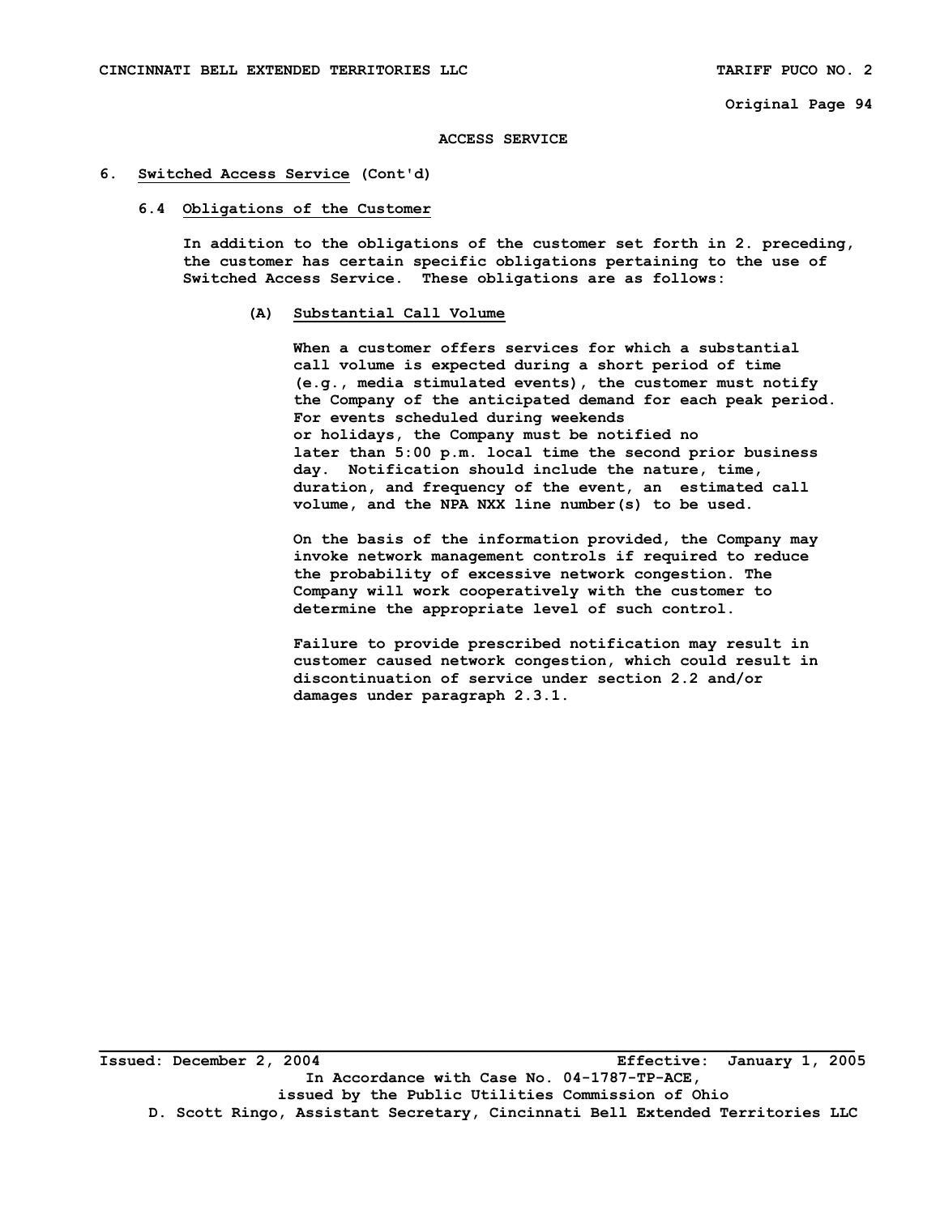# ACCESS SERVICE

## 6. Switched Access Service (Cont'd)

### 6.4 Obligations of the Customer

In addition to the obligations of the customer set forth in 2. preceding, the customer has certain specific obligations pertaining to the use of Switched Access Service. These obligations are as follows:

#### (A) Substantial Call Volume

When a customer offers services for which a substantial call volume is expected during a short period of time (e.g., media stimulated events), the customer must notify the Company of the anticipated demand for each peak period. For events scheduled during weekends or holidays, the Company must be notified no later than 5:00 p.m. local time the second prior business day. Notification should include the nature, time, duration, and frequency of the event, an estimated call volume, and the NPA NXX line number(s) to be used.

On the basis of the information provided, the Company may invoke network management controls if required to reduce the probability of excessive network congestion. The Company will work cooperatively with the customer to determine the appropriate level of such control.

Failure to provide prescribed notification may result in customer caused network congestion, which could result in discontinuation of service under section 2.2 and/or damages under paragraph 2.3.1.

Issued: December 2, 2004 | Effective: January 1, 2005

In Accordance with Case No. 04-1787-TP-ACE, issued by the Public Utilities Commission of Ohio

D. Scott Ringo, Assistant Secretary, Cincinnati Bell Extended Territories LLC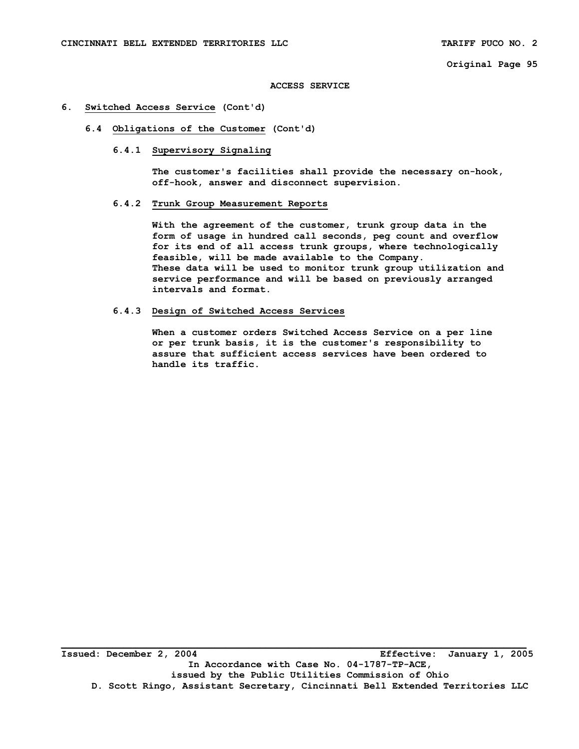# ACCESS SERVICE

## 6. Switched Access Service (Cont'd)

### 6.4 Obligations of the Customer (Cont'd)

#### 6.4.1 Supervisory Signaling

The customer's facilities shall provide the necessary on-hook, off-hook, answer and disconnect supervision.

#### 6.4.2 Trunk Group Measurement Reports

With the agreement of the customer, trunk group data in the form of usage in hundred call seconds, peg count and overflow for its end of all access trunk groups, where technologically feasible, will be made available to the Company. These data will be used to monitor trunk group utilization and service performance and will be based on previously arranged intervals and format.

#### 6.4.3 Design of Switched Access Services

When a customer orders Switched Access Service on a per line or per trunk basis, it is the customer's responsibility to assure that sufficient access services have been ordered to handle its traffic.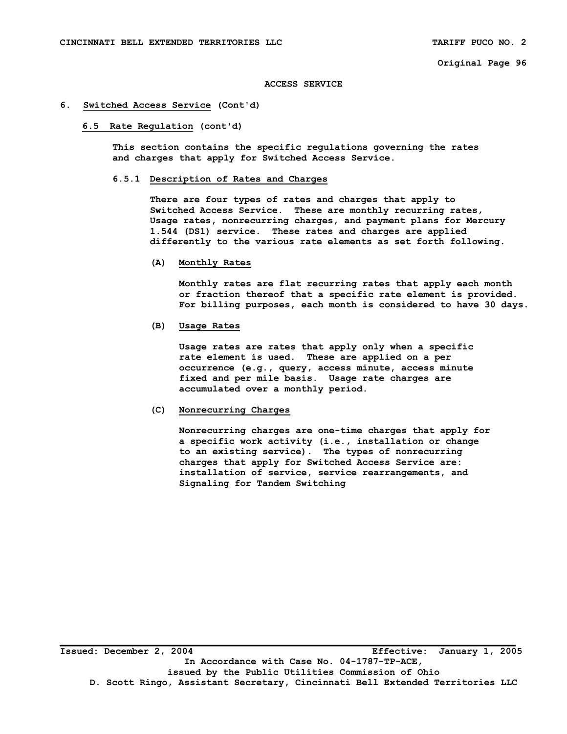ACCESS SERVICE

## 6. Switched Access Service (Cont'd)

### 6.5 Rate Regulation (cont'd)

This section contains the specific regulations governing the rates and charges that apply for Switched Access Service.

#### 6.5.1 Description of Rates and Charges

There are four types of rates and charges that apply to Switched Access Service. These are monthly recurring rates, Usage rates, nonrecurring charges, and payment plans for Mercury 1.544 (DS1) service. These rates and charges are applied differently to the various rate elements as set forth following.

(A) Monthly Rates

Monthly rates are flat recurring rates that apply each month or fraction thereof that a specific rate element is provided. For billing purposes, each month is considered to have 30 days.

(B) Usage Rates

Usage rates are rates that apply only when a specific rate element is used. These are applied on a per occurrence (e.g., query, access minute, access minute fixed and per mile basis. Usage rate charges are accumulated over a monthly period.

(C) Nonrecurring Charges

Nonrecurring charges are one-time charges that apply for a specific work activity (i.e., installation or change to an existing service). The types of nonrecurring charges that apply for Switched Access Service are: installation of service, service rearrangements, and Signaling for Tandem Switching

Issued: December 2, 2004 Effective: January 1, 2005

In Accordance with Case No. 04-1787-TP-ACE,
issued by the Public Utilities Commission of Ohio
D. Scott Ringo, Assistant Secretary, Cincinnati Bell Extended Territories LLC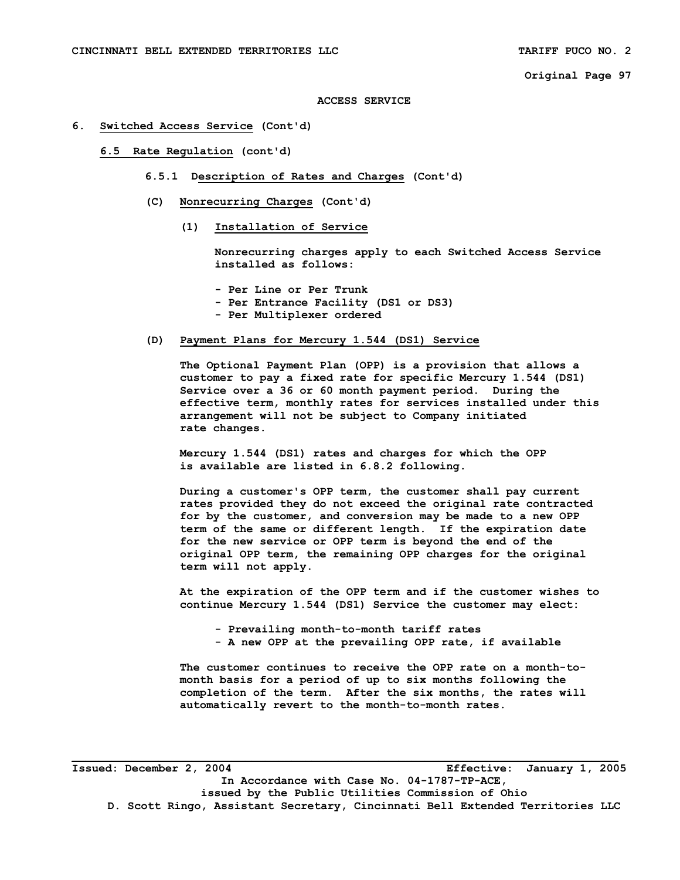## ACCESS SERVICE

### 6. Switched Access Service (Cont'd)

#### 6.5 Rate Regulation (cont'd)

##### 6.5.1 Description of Rates and Charges (Cont'd)

**(C) Nonrecurring Charges (Cont'd)**

**(1) Installation of Service**

Nonrecurring charges apply to each Switched Access Service installed as follows:

- Per Line or Per Trunk
- Per Entrance Facility (DS1 or DS3)
- Per Multiplexer ordered

**(D) Payment Plans for Mercury 1.544 (DS1) Service**

The Optional Payment Plan (OPP) is a provision that allows a customer to pay a fixed rate for specific Mercury 1.544 (DS1) Service over a 36 or 60 month payment period. During the effective term, monthly rates for services installed under this arrangement will not be subject to Company initiated rate changes.

Mercury 1.544 (DS1) rates and charges for which the OPP is available are listed in 6.8.2 following.

During a customer's OPP term, the customer shall pay current rates provided they do not exceed the original rate contracted for by the customer, and conversion may be made to a new OPP term of the same or different length. If the expiration date for the new service or OPP term is beyond the end of the original OPP term, the remaining OPP charges for the original term will not apply.

At the expiration of the OPP term and if the customer wishes to continue Mercury 1.544 (DS1) Service the customer may elect:

- Prevailing month-to-month tariff rates
- A new OPP at the prevailing OPP rate, if available

The customer continues to receive the OPP rate on a month-to-month basis for a period of up to six months following the completion of the term. After the six months, the rates will automatically revert to the month-to-month rates.

Issued: December 2, 2004 Effective: January 1, 2005

In Accordance with Case No. 04-1787-TP-ACE, issued by the Public Utilities Commission of Ohio

D. Scott Ringo, Assistant Secretary, Cincinnati Bell Extended Territories LLC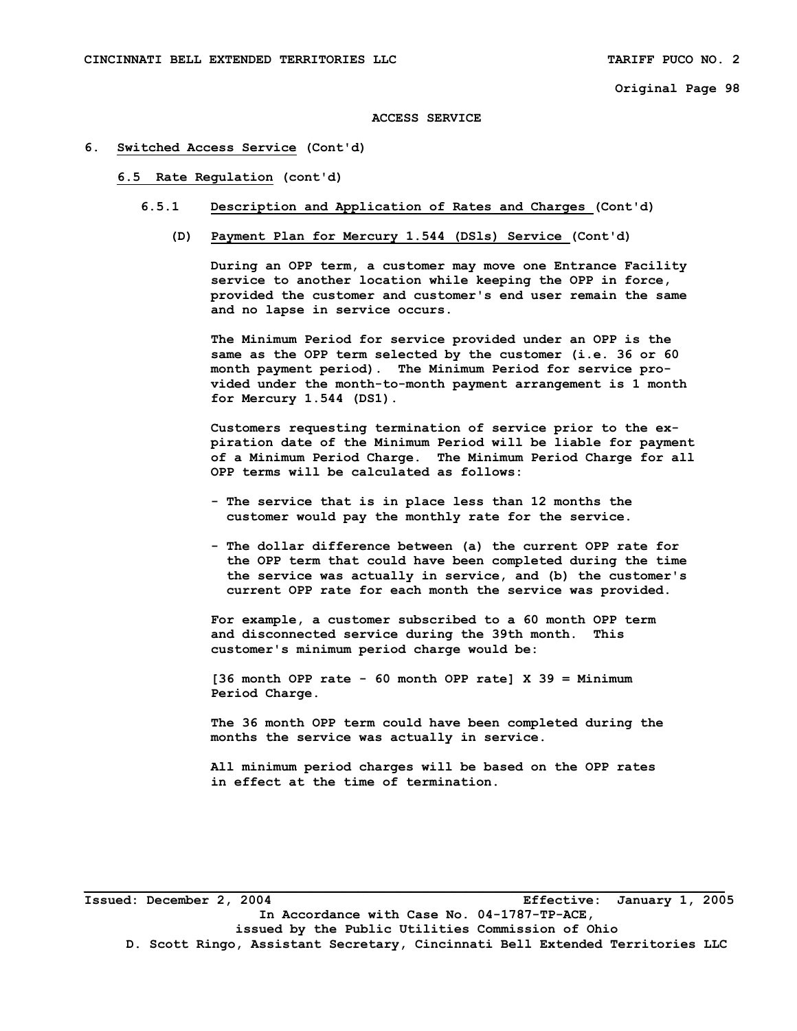ACCESS SERVICE

6. Switched Access Service (Cont'd)

6.5 Rate Regulation (cont'd)

6.5.1 Description and Application of Rates and Charges (Cont'd)

(D) Payment Plan for Mercury 1.544 (DS1s) Service (Cont'd)

During an OPP term, a customer may move one Entrance Facility service to another location while keeping the OPP in force, provided the customer and customer's end user remain the same and no lapse in service occurs.

The Minimum Period for service provided under an OPP is the same as the OPP term selected by the customer (i.e. 36 or 60 month payment period). The Minimum Period for service provided under the month-to-month payment arrangement is 1 month for Mercury 1.544 (DS1).

Customers requesting termination of service prior to the expiration date of the Minimum Period will be liable for payment of a Minimum Period Charge. The Minimum Period Charge for all OPP terms will be calculated as follows:

- The service that is in place less than 12 months the customer would pay the monthly rate for the service.
- The dollar difference between (a) the current OPP rate for the OPP term that could have been completed during the time the service was actually in service, and (b) the customer's current OPP rate for each month the service was provided.

For example, a customer subscribed to a 60 month OPP term and disconnected service during the 39th month. This customer's minimum period charge would be:

[36 month OPP rate - 60 month OPP rate] X 39 = Minimum Period Charge.

The 36 month OPP term could have been completed during the months the service was actually in service.

All minimum period charges will be based on the OPP rates in effect at the time of termination.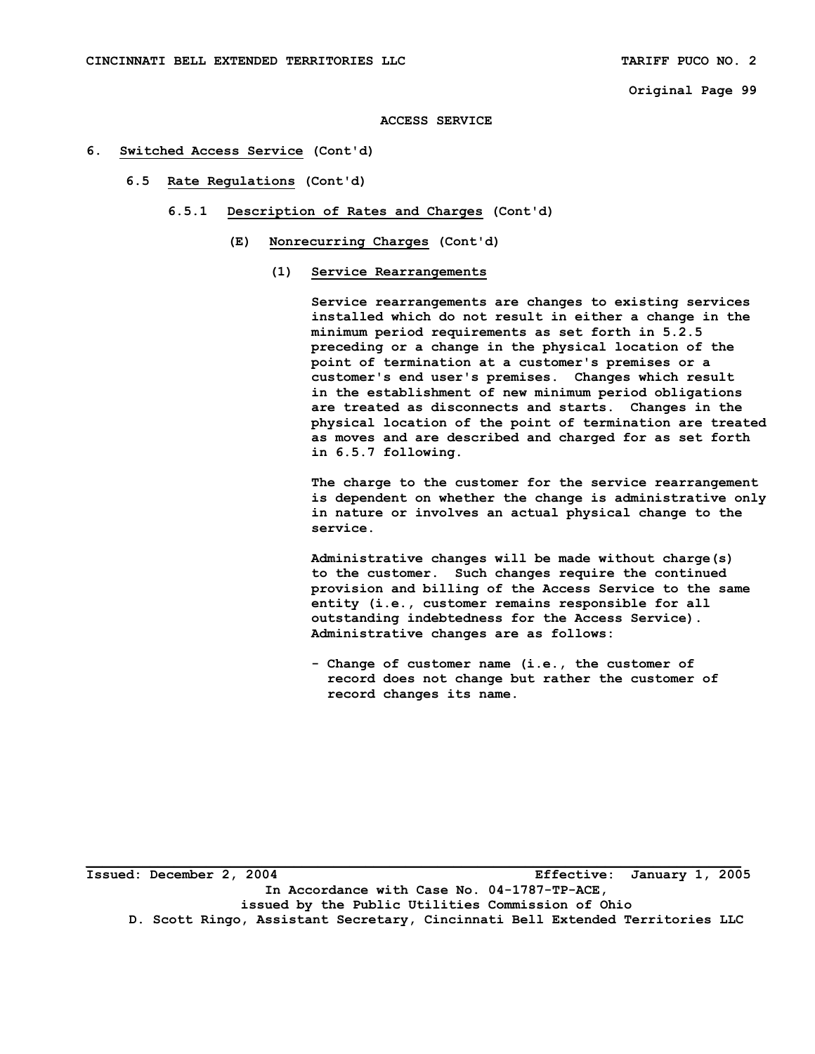**ACCESS SERVICE**

6. Switched Access Service (Cont'd)

   6.5 Rate Regulations (Cont'd)

      6.5.1 Description of Rates and Charges (Cont'd)

         (E) Nonrecurring Charges (Cont'd)

            (1) Service Rearrangements

Service rearrangements are changes to existing services installed which do not result in either a change in the minimum period requirements as set forth in 5.2.5 preceding or a change in the physical location of the point of termination at a customer's premises or a customer's end user's premises. Changes which result in the establishment of new minimum period obligations are treated as disconnects and starts. Changes in the physical location of the point of termination are treated as moves and are described and charged for as set forth in 6.5.7 following.

The charge to the customer for the service rearrangement is dependent on whether the change is administrative only in nature or involves an actual physical change to the service.

Administrative changes will be made without charge(s) to the customer. Such changes require the continued provision and billing of the Access Service to the same entity (i.e., customer remains responsible for all outstanding indebtedness for the Access Service). Administrative changes are as follows:

- Change of customer name (i.e., the customer of record does not change but rather the customer of record changes its name.

Issued: December 2, 2004 Effective: January 1, 2005

In Accordance with Case No. 04-1787-TP-ACE, issued by the Public Utilities Commission of Ohio

D. Scott Ringo, Assistant Secretary, Cincinnati Bell Extended Territories LLC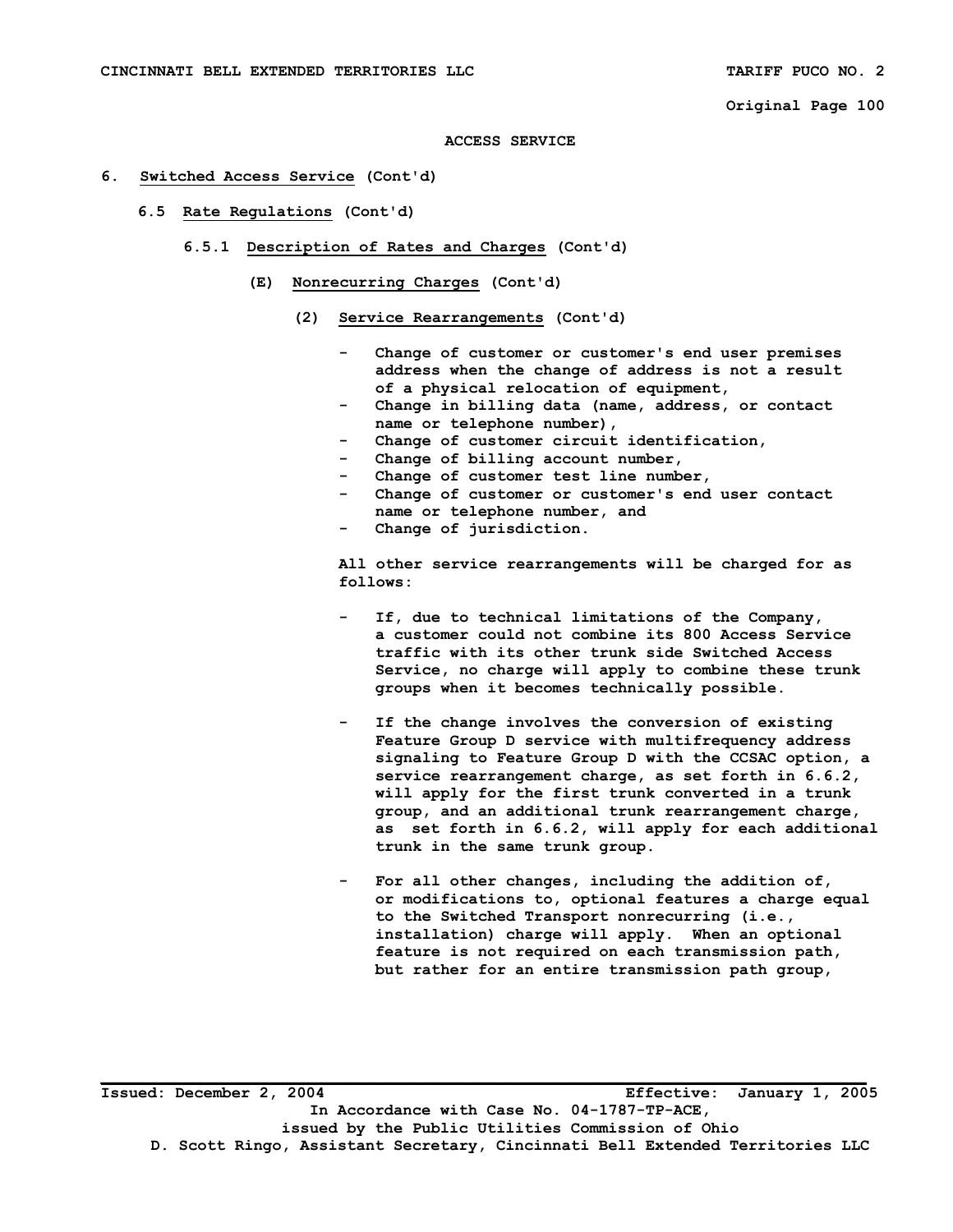ACCESS SERVICE

6. **Switched Access Service** (Cont'd)

   6.5 **Rate Regulations** (Cont'd)

   6.5.1 **Description of Rates and Charges** (Cont'd)

   (E) **Nonrecurring Charges** (Cont'd)

   (2) **Service Rearrangements** (Cont'd)

- Change of customer or customer's end user premises address when the change of address is not a result of a physical relocation of equipment,
- Change in billing data (name, address, or contact name or telephone number),
- Change of customer circuit identification,
- Change of billing account number,
- Change of customer test line number,
- Change of customer or customer's end user contact name or telephone number, and
- Change of jurisdiction.

All other service rearrangements will be charged for as follows:

- If, due to technical limitations of the Company, a customer could not combine its 800 Access Service traffic with its other trunk side Switched Access Service, no charge will apply to combine these trunk groups when it becomes technically possible.

- If the change involves the conversion of existing Feature Group D service with multifrequency address signaling to Feature Group D with the CCSAC option, a service rearrangement charge, as set forth in 6.6.2, will apply for the first trunk converted in a trunk group, and an additional trunk rearrangement charge, as set forth in 6.6.2, will apply for each additional trunk in the same trunk group.

- For all other changes, including the addition of, or modifications to, optional features a charge equal to the Switched Transport nonrecurring (i.e., installation) charge will apply. When an optional feature is not required on each transmission path, but rather for an entire transmission path group,

Issued: December 2, 2004 Effective: January 1, 2005
In Accordance with Case No. 04-1787-TP-ACE,
issued by the Public Utilities Commission of Ohio
D. Scott Ringo, Assistant Secretary, Cincinnati Bell Extended Territories LLC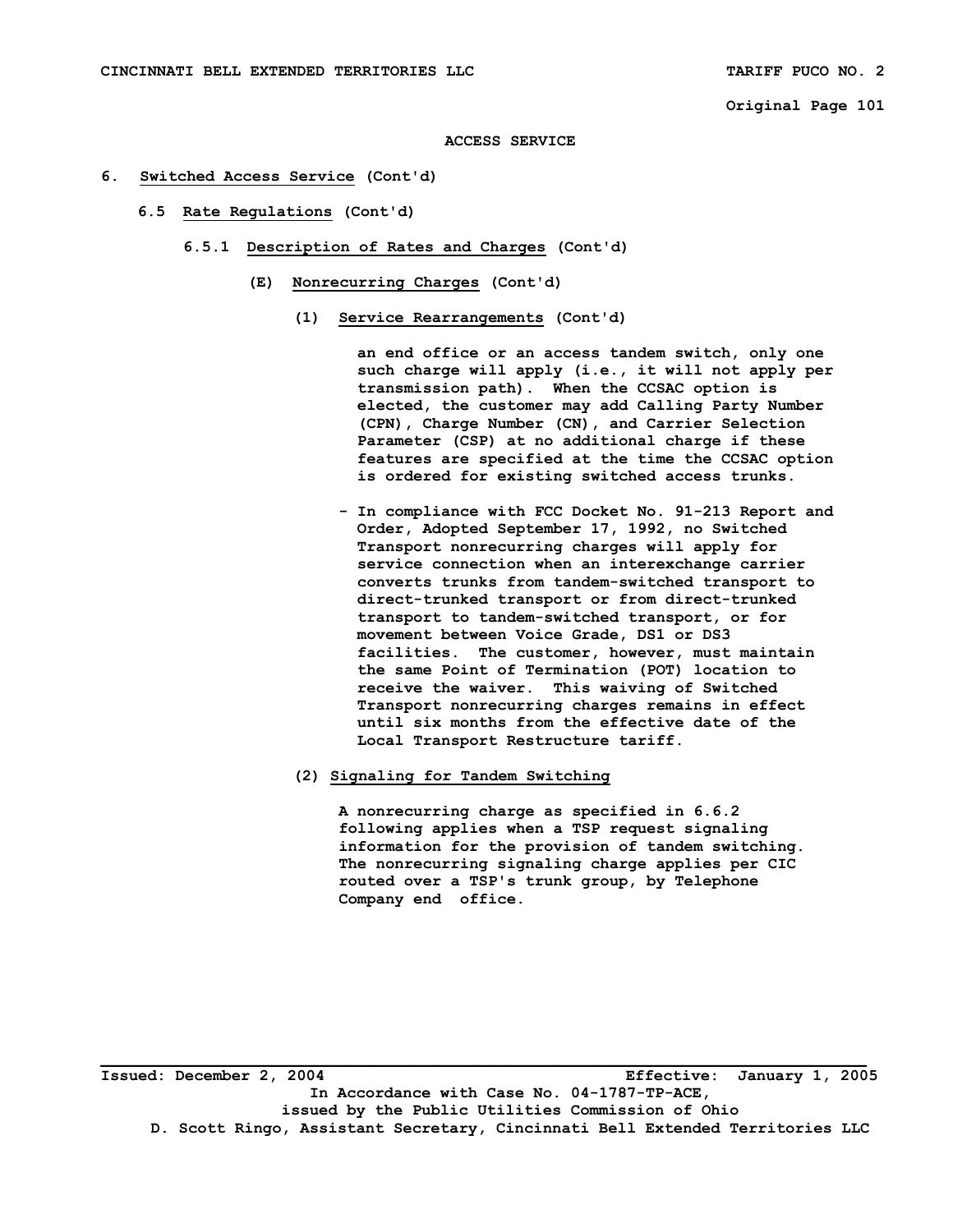ACCESS SERVICE

6. **Switched Access Service** (Cont'd)

6.5 **Rate Regulations** (Cont'd)

6.5.1 **Description of Rates and Charges** (Cont'd)

(E) **Nonrecurring Charges** (Cont'd)

(1) **Service Rearrangements** (Cont'd)

an end office or an access tandem switch, only one such charge will apply (i.e., it will not apply per transmission path). When the CCSAC option is elected, the customer may add Calling Party Number (CPN), Charge Number (CN), and Carrier Selection Parameter (CSP) at no additional charge if these features are specified at the time the CCSAC option is ordered for existing switched access trunks.

- In compliance with FCC Docket No. 91-213 Report and Order, Adopted September 17, 1992, no Switched Transport nonrecurring charges will apply for service connection when an interexchange carrier converts trunks from tandem-switched transport to direct-trunked transport or from direct-trunked transport to tandem-switched transport, or for movement between Voice Grade, DS1 or DS3 facilities. The customer, however, must maintain the same Point of Termination (POT) location to receive the waiver. This waiving of Switched Transport nonrecurring charges remains in effect until six months from the effective date of the Local Transport Restructure tariff.

(2) **Signaling for Tandem Switching**

A nonrecurring charge as specified in 6.6.2 following applies when a TSP request signaling information for the provision of tandem switching. The nonrecurring signaling charge applies per CIC routed over a TSP's trunk group, by Telephone Company end office.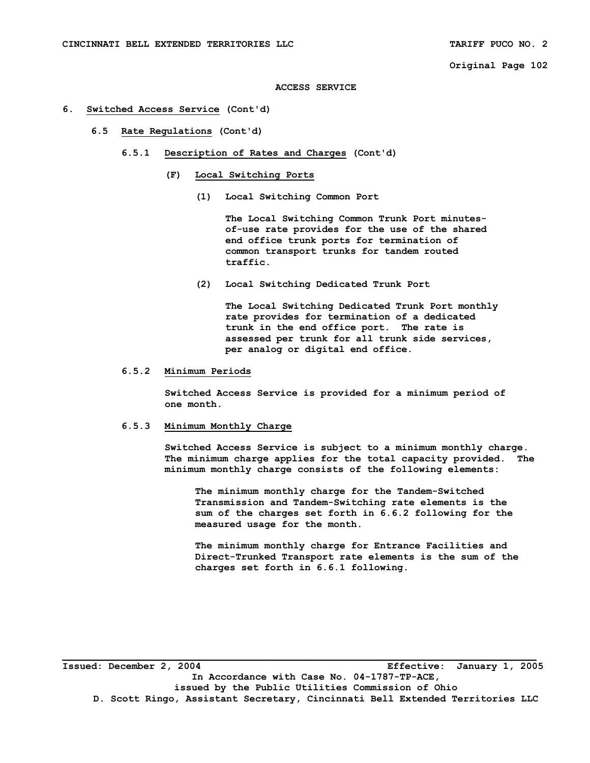# ACCESS SERVICE

## 6. Switched Access Service (Cont'd)

### 6.5 Rate Regulations (Cont'd)

#### 6.5.1 Description of Rates and Charges (Cont'd)

**(F) Local Switching Ports**

**(1) Local Switching Common Port**

The Local Switching Common Trunk Port minutes-of-use rate provides for the use of the shared end office trunk ports for termination of common transport trunks for tandem routed traffic.

**(2) Local Switching Dedicated Trunk Port**

The Local Switching Dedicated Trunk Port monthly rate provides for termination of a dedicated trunk in the end office port. The rate is assessed per trunk for all trunk side services, per analog or digital end office.

#### 6.5.2 Minimum Periods

Switched Access Service is provided for a minimum period of one month.

#### 6.5.3 Minimum Monthly Charge

Switched Access Service is subject to a minimum monthly charge. The minimum charge applies for the total capacity provided. The minimum monthly charge consists of the following elements:

The minimum monthly charge for the Tandem-Switched Transmission and Tandem-Switching rate elements is the sum of the charges set forth in 6.6.2 following for the measured usage for the month.

The minimum monthly charge for Entrance Facilities and Direct-Trunked Transport rate elements is the sum of the charges set forth in 6.6.1 following.

Issued: December 2, 2004 Effective: January 1, 2005

In Accordance with Case No. 04-1787-TP-ACE, issued by the Public Utilities Commission of Ohio

D. Scott Ringo, Assistant Secretary, Cincinnati Bell Extended Territories LLC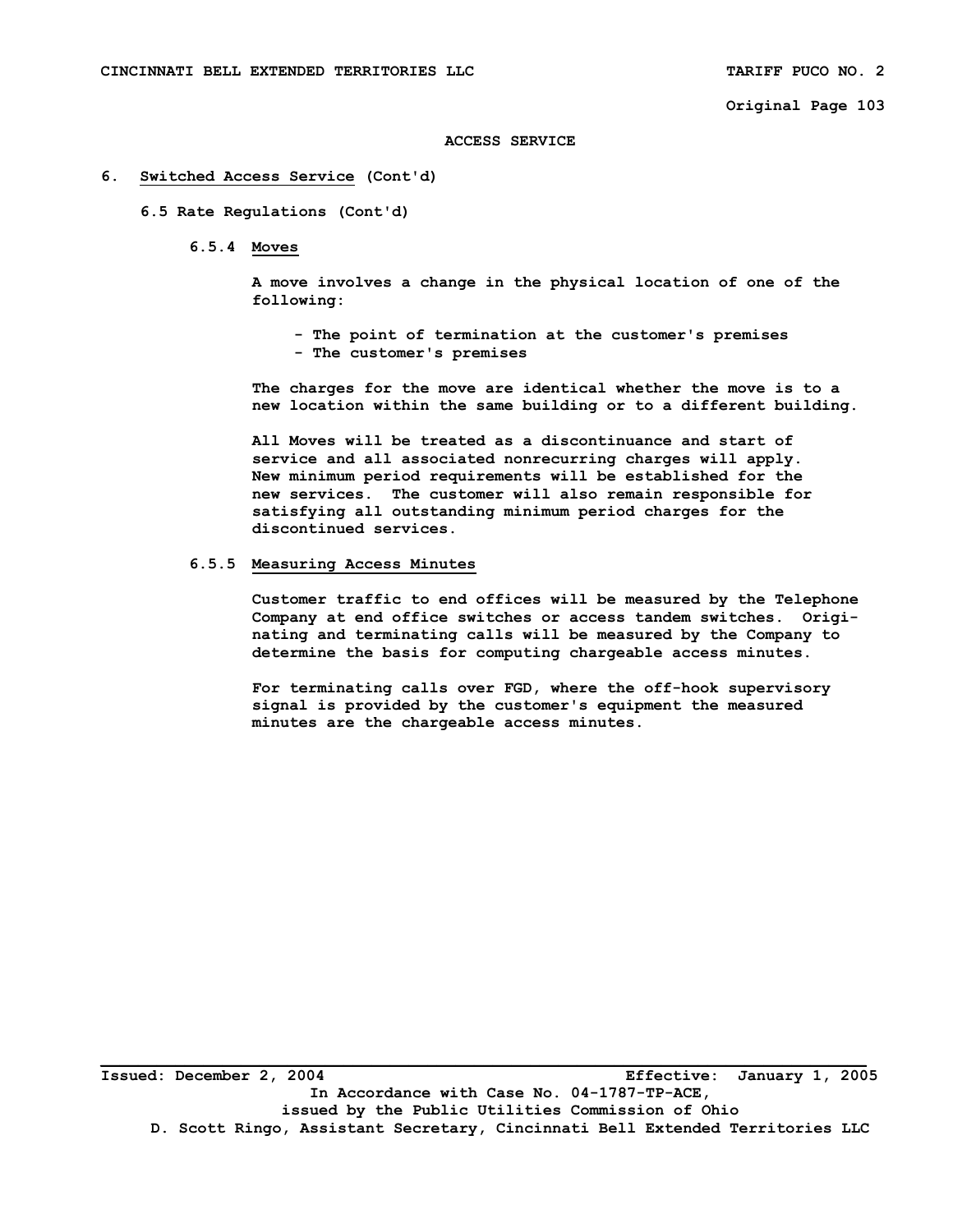## ACCESS SERVICE

### 6. Switched Access Service (Cont'd)

#### 6.5 Rate Regulations (Cont'd)

##### 6.5.4 Moves

A move involves a change in the physical location of one of the following:

- The point of termination at the customer's premises
- The customer's premises

The charges for the move are identical whether the move is to a new location within the same building or to a different building.

All Moves will be treated as a discontinuance and start of service and all associated nonrecurring charges will apply. New minimum period requirements will be established for the new services. The customer will also remain responsible for satisfying all outstanding minimum period charges for the discontinued services.

##### 6.5.5 Measuring Access Minutes

Customer traffic to end offices will be measured by the Telephone Company at end office switches or access tandem switches. Originating and terminating calls will be measured by the Company to determine the basis for computing chargeable access minutes.

For terminating calls over FGD, where the off-hook supervisory signal is provided by the customer's equipment the measured minutes are the chargeable access minutes.

Issued: December 2, 2004 Effective: January 1, 2005
In Accordance with Case No. 04-1787-TP-ACE,
issued by the Public Utilities Commission of Ohio
D. Scott Ringo, Assistant Secretary, Cincinnati Bell Extended Territories LLC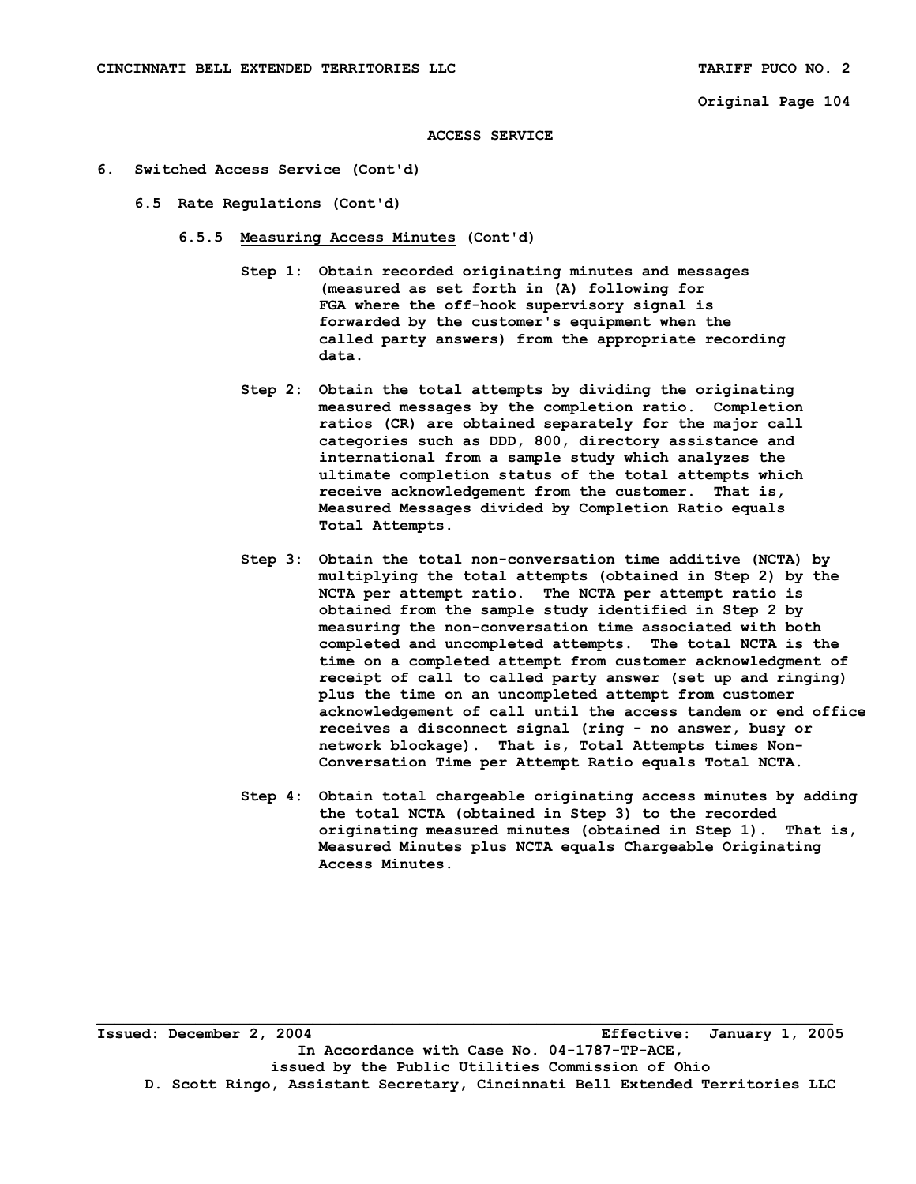**ACCESS SERVICE**

6. Switched Access Service (Cont'd)

   6.5 Rate Regulations (Cont'd)

      6.5.5 Measuring Access Minutes (Cont'd)

Step 1: Obtain recorded originating minutes and messages (measured as set forth in (A) following for FGA where the off-hook supervisory signal is forwarded by the customer's equipment when the called party answers) from the appropriate recording data.

Step 2: Obtain the total attempts by dividing the originating measured messages by the completion ratio. Completion ratios (CR) are obtained separately for the major call categories such as DDD, 800, directory assistance and international from a sample study which analyzes the ultimate completion status of the total attempts which receive acknowledgement from the customer. That is, Measured Messages divided by Completion Ratio equals Total Attempts.

Step 3: Obtain the total non-conversation time additive (NCTA) by multiplying the total attempts (obtained in Step 2) by the NCTA per attempt ratio. The NCTA per attempt ratio is obtained from the sample study identified in Step 2 by measuring the non-conversation time associated with both completed and uncompleted attempts. The total NCTA is the time on a completed attempt from customer acknowledgment of receipt of call to called party answer (set up and ringing) plus the time on an uncompleted attempt from customer acknowledgement of call until the access tandem or end office receives a disconnect signal (ring - no answer, busy or network blockage). That is, Total Attempts times Non-Conversation Time per Attempt Ratio equals Total NCTA.

Step 4: Obtain total chargeable originating access minutes by adding the total NCTA (obtained in Step 3) to the recorded originating measured minutes (obtained in Step 1). That is, Measured Minutes plus NCTA equals Chargeable Originating Access Minutes.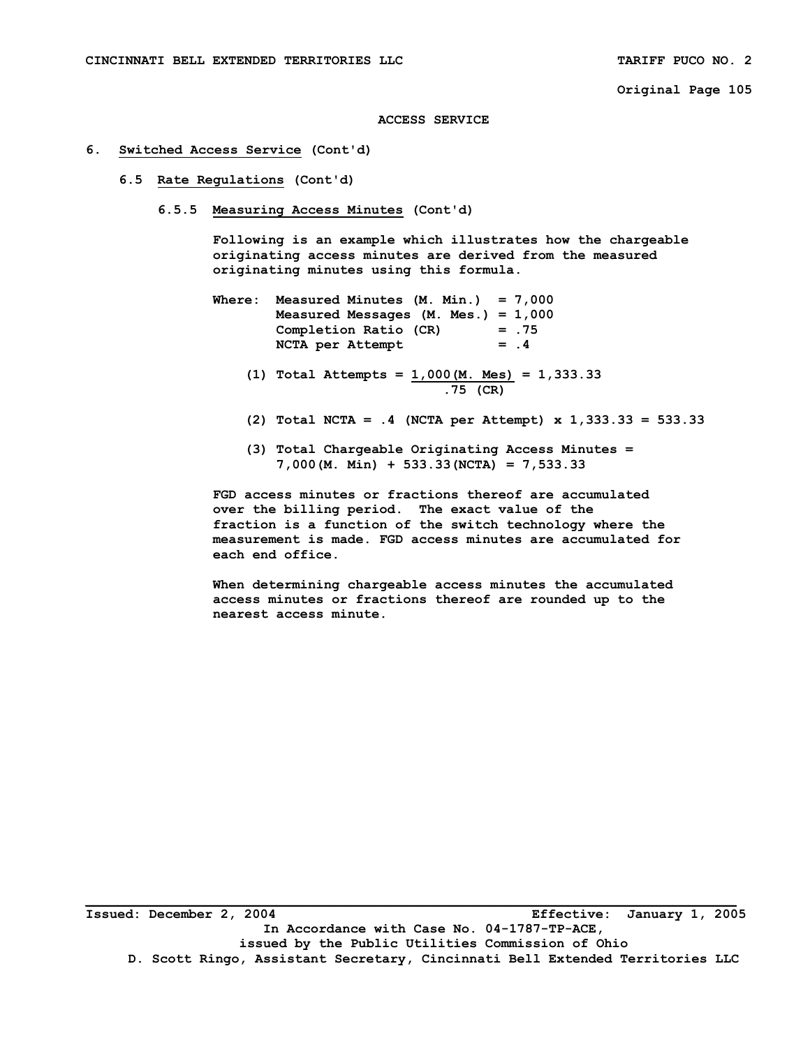ACCESS SERVICE

6. Switched Access Service (Cont'd)

6.5 Rate Regulations (Cont'd)

6.5.5 Measuring Access Minutes (Cont'd)

Following is an example which illustrates how the chargeable originating access minutes are derived from the measured originating minutes using this formula.

Where: Measured Minutes (M. Min.) = 7,000
Measured Messages (M. Mes.) = 1,000
Completion Ratio (CR) = .75
NCTA per Attempt = .4

(1) Total Attempts = $\dfrac{1{,}000 \text{(M. Mes)}}{.75 \text{ (CR)}}$ = 1,333.33

(2) Total NCTA = .4 (NCTA per Attempt) x 1,333.33 = 533.33

(3) Total Chargeable Originating Access Minutes = 7,000(M. Min) + 533.33(NCTA) = 7,533.33

FGD access minutes or fractions thereof are accumulated over the billing period. The exact value of the fraction is a function of the switch technology where the measurement is made. FGD access minutes are accumulated for each end office.

When determining chargeable access minutes the accumulated access minutes or fractions thereof are rounded up to the nearest access minute.

Issued: December 2, 2004 Effective: January 1, 2005
In Accordance with Case No. 04-1787-TP-ACE, issued by the Public Utilities Commission of Ohio
D. Scott Ringo, Assistant Secretary, Cincinnati Bell Extended Territories LLC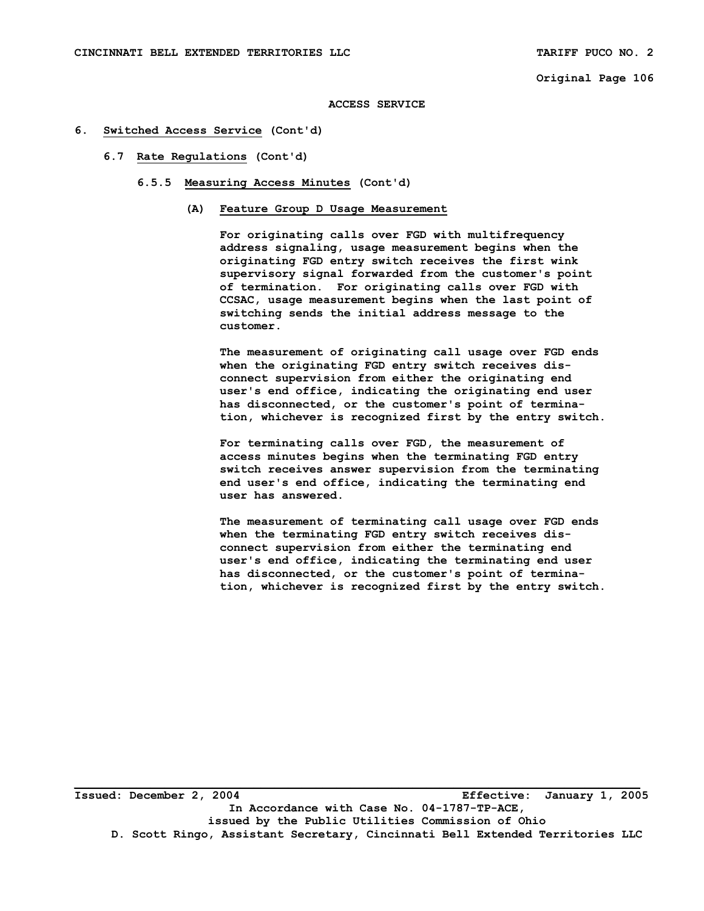ACCESS SERVICE

## 6. Switched Access Service (Cont'd)

### 6.7 Rate Regulations (Cont'd)

#### 6.5.5 Measuring Access Minutes (Cont'd)

##### (A) Feature Group D Usage Measurement

For originating calls over FGD with multifrequency address signaling, usage measurement begins when the originating FGD entry switch receives the first wink supervisory signal forwarded from the customer's point of termination. For originating calls over FGD with CCSAC, usage measurement begins when the last point of switching sends the initial address message to the customer.

The measurement of originating call usage over FGD ends when the originating FGD entry switch receives disconnect supervision from either the originating end user's end office, indicating the originating end user has disconnected, or the customer's point of termination, whichever is recognized first by the entry switch.

For terminating calls over FGD, the measurement of access minutes begins when the terminating FGD entry switch receives answer supervision from the terminating end user's end office, indicating the terminating end user has answered.

The measurement of terminating call usage over FGD ends when the terminating FGD entry switch receives disconnect supervision from either the terminating end user's end office, indicating the terminating end user has disconnected, or the customer's point of termination, whichever is recognized first by the entry switch.

Issued: December 2, 2004 Effective: January 1, 2005

In Accordance with Case No. 04-1787-TP-ACE, issued by the Public Utilities Commission of Ohio

D. Scott Ringo, Assistant Secretary, Cincinnati Bell Extended Territories LLC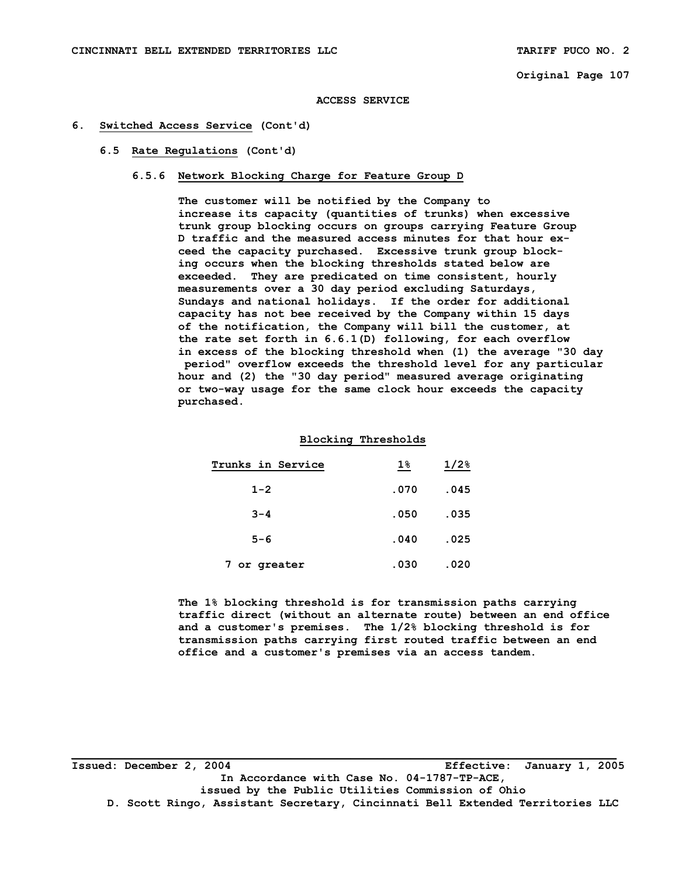**ACCESS SERVICE**

6. Switched Access Service (Cont'd)

   6.5 Rate Regulations (Cont'd)

      6.5.6 Network Blocking Charge for Feature Group D

The customer will be notified by the Company to increase its capacity (quantities of trunks) when excessive trunk group blocking occurs on groups carrying Feature Group D traffic and the measured access minutes for that hour exceed the capacity purchased. Excessive trunk group blocking occurs when the blocking thresholds stated below are exceeded. They are predicated on time consistent, hourly measurements over a 30 day period excluding Saturdays, Sundays and national holidays. If the order for additional capacity has not bee received by the Company within 15 days of the notification, the Company will bill the customer, at the rate set forth in 6.6.1(D) following, for each overflow in excess of the blocking threshold when (1) the average "30 day period" overflow exceeds the threshold level for any particular hour and (2) the "30 day period" measured average originating or two-way usage for the same clock hour exceeds the capacity purchased.

**Blocking Thresholds**

| Trunks in Service | 1% | 1/2% |
|---|---|---|
| 1-2 | .070 | .045 |
| 3-4 | .050 | .035 |
| 5-6 | .040 | .025 |
| 7 or greater | .030 | .020 |

The 1% blocking threshold is for transmission paths carrying traffic direct (without an alternate route) between an end office and a customer's premises. The 1/2% blocking threshold is for transmission paths carrying first routed traffic between an end office and a customer's premises via an access tandem.

Issued: December 2, 2004 Effective: January 1, 2005

In Accordance with Case No. 04-1787-TP-ACE, issued by the Public Utilities Commission of Ohio

D. Scott Ringo, Assistant Secretary, Cincinnati Bell Extended Territories LLC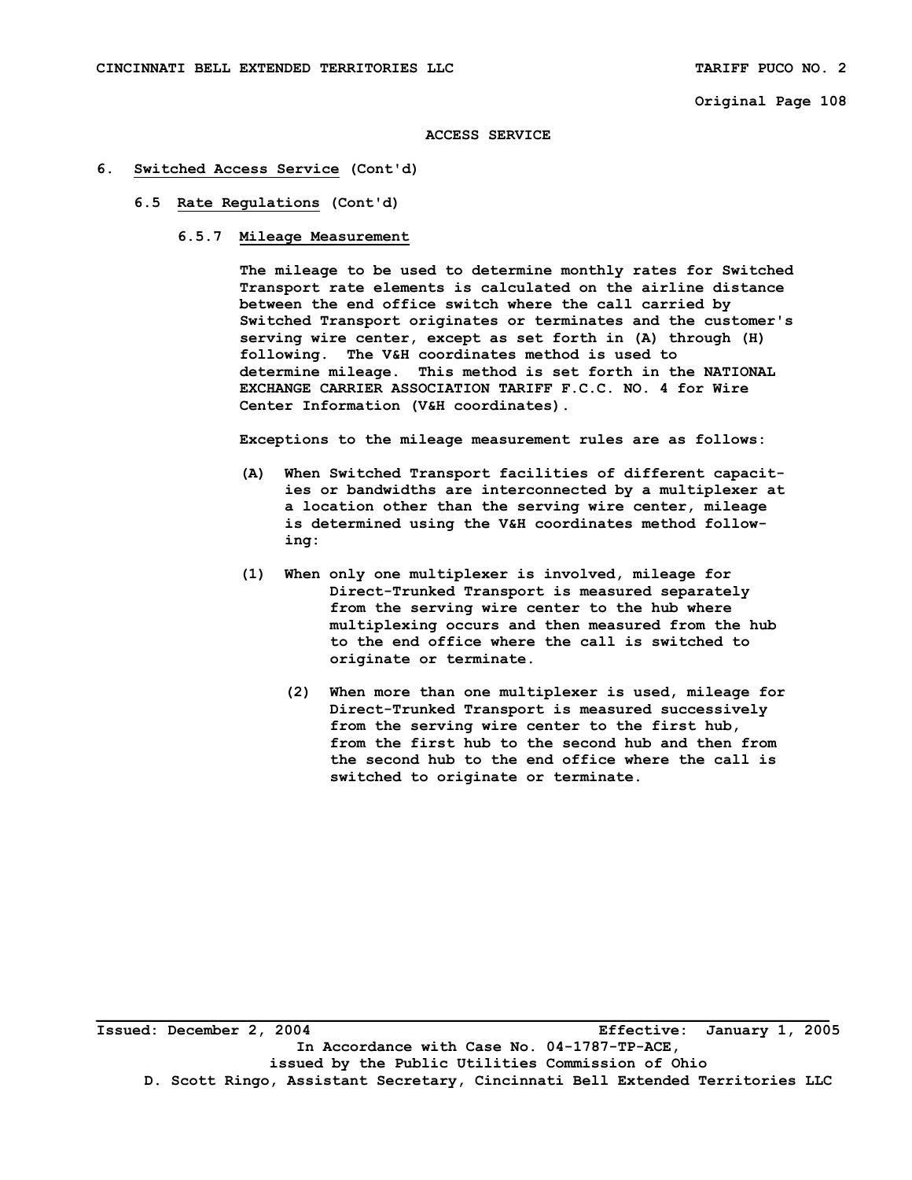**ACCESS SERVICE**

6. Switched Access Service (Cont'd)

6.5 Rate Regulations (Cont'd)

6.5.7 Mileage Measurement

The mileage to be used to determine monthly rates for Switched Transport rate elements is calculated on the airline distance between the end office switch where the call carried by Switched Transport originates or terminates and the customer's serving wire center, except as set forth in (A) through (H) following. The V&H coordinates method is used to determine mileage. This method is set forth in the NATIONAL EXCHANGE CARRIER ASSOCIATION TARIFF F.C.C. NO. 4 for Wire Center Information (V&H coordinates).

Exceptions to the mileage measurement rules are as follows:

(A) When Switched Transport facilities of different capacities or bandwidths are interconnected by a multiplexer at a location other than the serving wire center, mileage is determined using the V&H coordinates method following:

(1) When only one multiplexer is involved, mileage for Direct-Trunked Transport is measured separately from the serving wire center to the hub where multiplexing occurs and then measured from the hub to the end office where the call is switched to originate or terminate.

(2) When more than one multiplexer is used, mileage for Direct-Trunked Transport is measured successively from the serving wire center to the first hub, from the first hub to the second hub and then from the second hub to the end office where the call is switched to originate or terminate.

Issued: December 2, 2004 Effective: January 1, 2005

In Accordance with Case No. 04-1787-TP-ACE, issued by the Public Utilities Commission of Ohio

D. Scott Ringo, Assistant Secretary, Cincinnati Bell Extended Territories LLC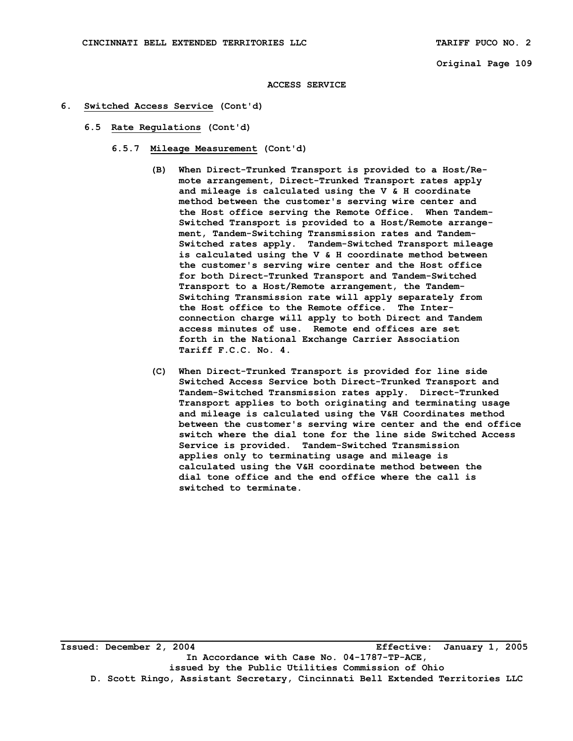ACCESS SERVICE

6. Switched Access Service (Cont'd)

6.5 Rate Regulations (Cont'd)

6.5.7 Mileage Measurement (Cont'd)

(B) When Direct-Trunked Transport is provided to a Host/Remote arrangement, Direct-Trunked Transport rates apply and mileage is calculated using the V & H coordinate method between the customer's serving wire center and the Host office serving the Remote Office. When Tandem-Switched Transport is provided to a Host/Remote arrangement, Tandem-Switching Transmission rates and Tandem-Switched rates apply. Tandem-Switched Transport mileage is calculated using the V & H coordinate method between the customer's serving wire center and the Host office for both Direct-Trunked Transport and Tandem-Switched Transport to a Host/Remote arrangement, the Tandem-Switching Transmission rate will apply separately from the Host office to the Remote office. The Interconnection charge will apply to both Direct and Tandem access minutes of use. Remote end offices are set forth in the National Exchange Carrier Association Tariff F.C.C. No. 4.

(C) When Direct-Trunked Transport is provided for line side Switched Access Service both Direct-Trunked Transport and Tandem-Switched Transmission rates apply. Direct-Trunked Transport applies to both originating and terminating usage and mileage is calculated using the V&H Coordinates method between the customer's serving wire center and the end office switch where the dial tone for the line side Switched Access Service is provided. Tandem-Switched Transmission applies only to terminating usage and mileage is calculated using the V&H coordinate method between the dial tone office and the end office where the call is switched to terminate.

Issued: December 2, 2004 Effective: January 1, 2005
In Accordance with Case No. 04-1787-TP-ACE,
issued by the Public Utilities Commission of Ohio
D. Scott Ringo, Assistant Secretary, Cincinnati Bell Extended Territories LLC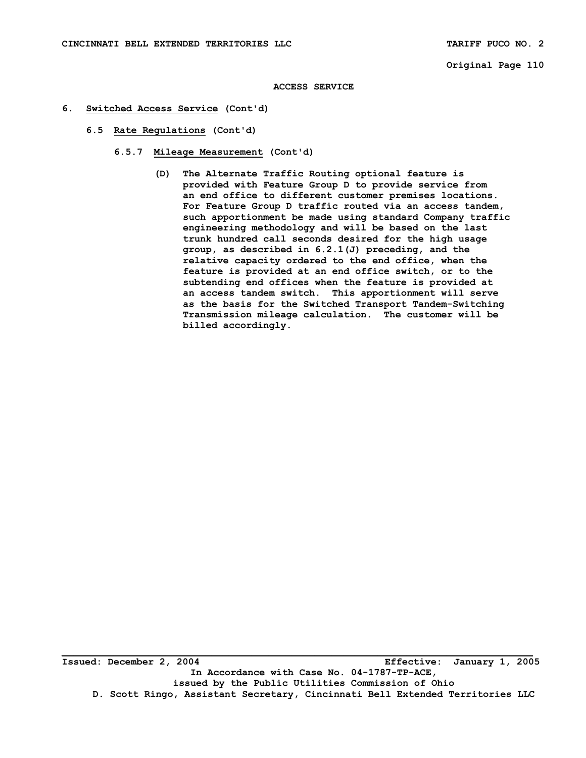ACCESS SERVICE

6. Switched Access Service (Cont'd)

6.5 Rate Regulations (Cont'd)

6.5.7 Mileage Measurement (Cont'd)

(D) The Alternate Traffic Routing optional feature is provided with Feature Group D to provide service from an end office to different customer premises locations. For Feature Group D traffic routed via an access tandem, such apportionment be made using standard Company traffic engineering methodology and will be based on the last trunk hundred call seconds desired for the high usage group, as described in 6.2.1(J) preceding, and the relative capacity ordered to the end office, when the feature is provided at an end office switch, or to the subtending end offices when the feature is provided at an access tandem switch. This apportionment will serve as the basis for the Switched Transport Tandem-Switching Transmission mileage calculation. The customer will be billed accordingly.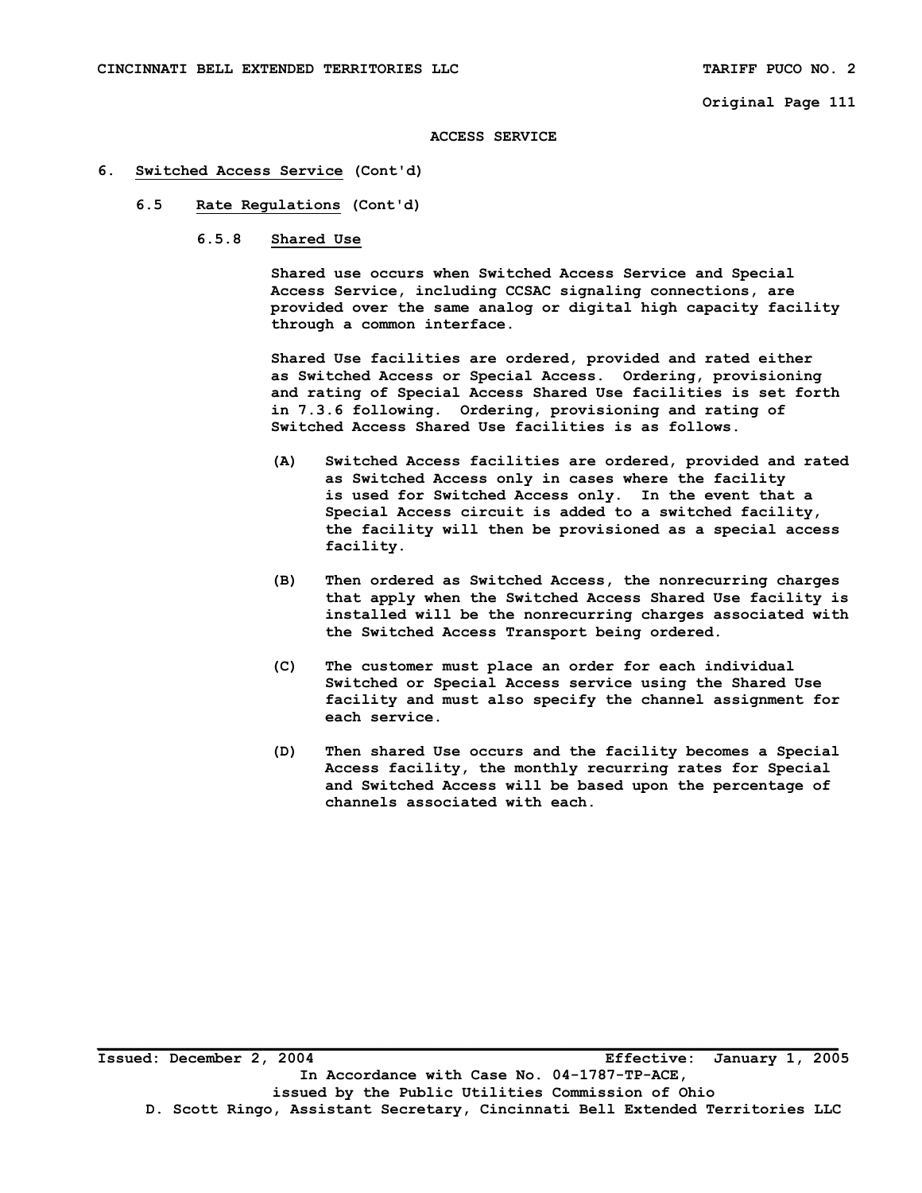ACCESS SERVICE

6. Switched Access Service (Cont'd)

6.5 Rate Regulations (Cont'd)

6.5.8 Shared Use

Shared use occurs when Switched Access Service and Special Access Service, including CCSAC signaling connections, are provided over the same analog or digital high capacity facility through a common interface.

Shared Use facilities are ordered, provided and rated either as Switched Access or Special Access. Ordering, provisioning and rating of Special Access Shared Use facilities is set forth in 7.3.6 following. Ordering, provisioning and rating of Switched Access Shared Use facilities is as follows.

(A) Switched Access facilities are ordered, provided and rated as Switched Access only in cases where the facility is used for Switched Access only. In the event that a Special Access circuit is added to a switched facility, the facility will then be provisioned as a special access facility.

(B) Then ordered as Switched Access, the nonrecurring charges that apply when the Switched Access Shared Use facility is installed will be the nonrecurring charges associated with the Switched Access Transport being ordered.

(C) The customer must place an order for each individual Switched or Special Access service using the Shared Use facility and must also specify the channel assignment for each service.

(D) Then shared Use occurs and the facility becomes a Special Access facility, the monthly recurring rates for Special and Switched Access will be based upon the percentage of channels associated with each.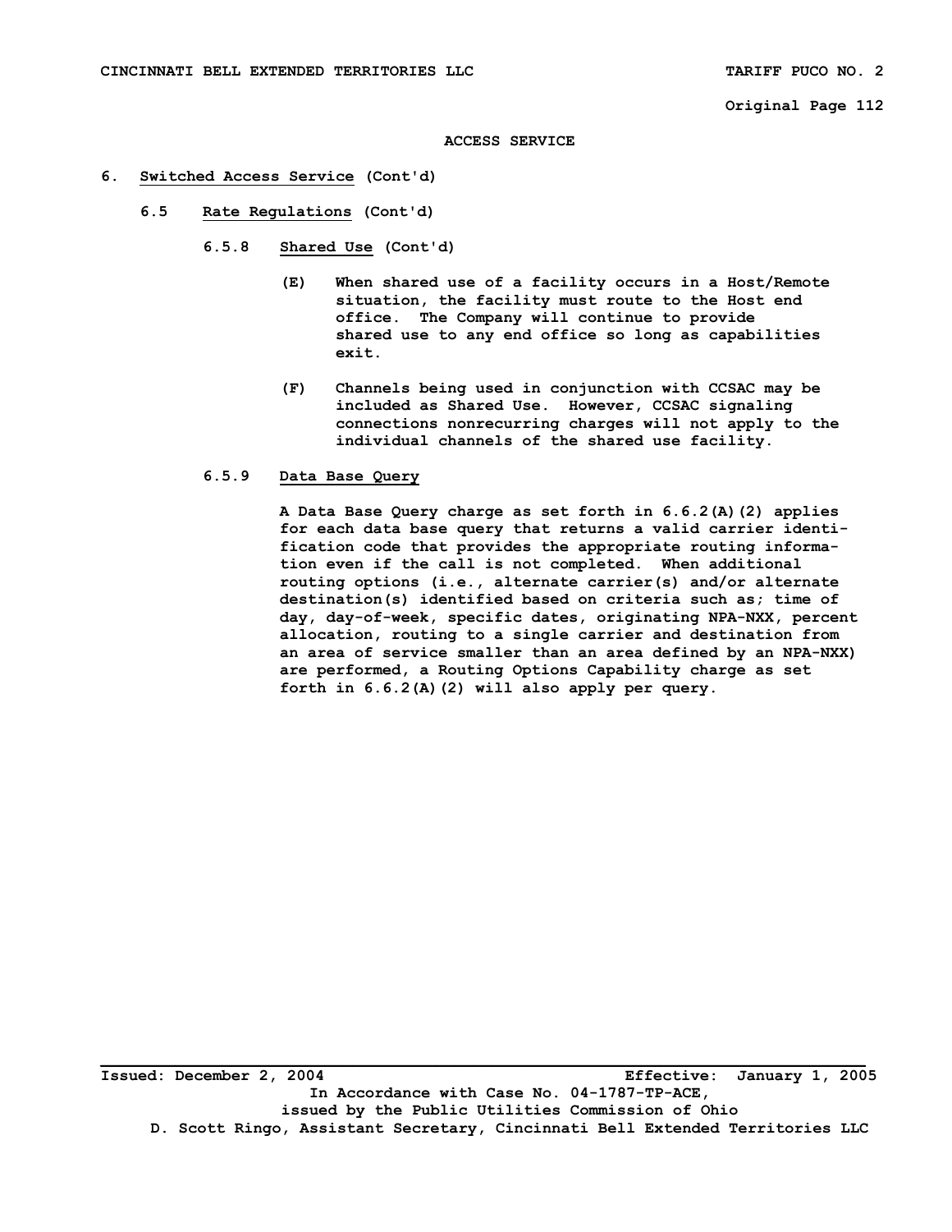ACCESS SERVICE

**6. Switched Access Service (Cont'd)**

**6.5 Rate Regulations (Cont'd)**

**6.5.8 Shared Use (Cont'd)**

(E) When shared use of a facility occurs in a Host/Remote situation, the facility must route to the Host end office. The Company will continue to provide shared use to any end office so long as capabilities exit.

(F) Channels being used in conjunction with CCSAC may be included as Shared Use. However, CCSAC signaling connections nonrecurring charges will not apply to the individual channels of the shared use facility.

**6.5.9 Data Base Query**

A Data Base Query charge as set forth in 6.6.2(A)(2) applies for each data base query that returns a valid carrier identification code that provides the appropriate routing information even if the call is not completed. When additional routing options (i.e., alternate carrier(s) and/or alternate destination(s) identified based on criteria such as; time of day, day-of-week, specific dates, originating NPA-NXX, percent allocation, routing to a single carrier and destination from an area of service smaller than an area defined by an NPA-NXX) are performed, a Routing Options Capability charge as set forth in 6.6.2(A)(2) will also apply per query.

Issued: December 2, 2004 Effective: January 1, 2005
In Accordance with Case No. 04-1787-TP-ACE, issued by the Public Utilities Commission of Ohio
D. Scott Ringo, Assistant Secretary, Cincinnati Bell Extended Territories LLC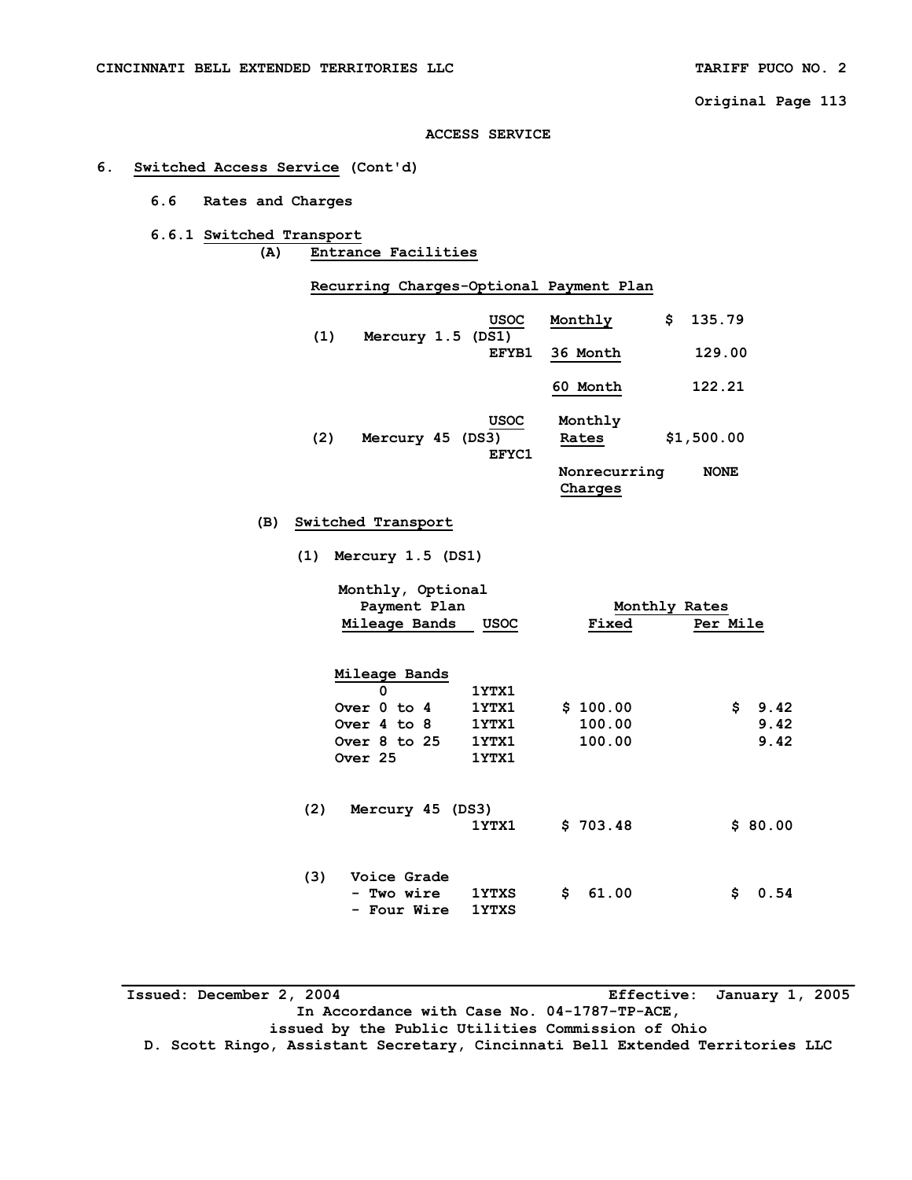ACCESS SERVICE

6. Switched Access Service (Cont'd)

6.6 Rates and Charges

6.6.1 Switched Transport

(A) Entrance Facilities

Recurring Charges-Optional Payment Plan

| | | USOC | | |
|---|---|---|---|---|
| (1) | Mercury 1.5 (DS1) | EFYB1 | Monthly | $ 135.79 |
| | | | 36 Month | 129.00 |
| | | | 60 Month | 122.21 |

| | | USOC | | |
|---|---|---|---|---|
| (2) | Mercury 45 (DS3) | EFYC1 | Monthly Rates | $1,500.00 |
| | | | Nonrecurring Charges | NONE |

(B) Switched Transport

(1) Mercury 1.5 (DS1)

| Monthly, Optional Payment Plan Mileage Bands | USOC | Monthly Rates Fixed | Per Mile |
|---|---|---|---|
| **Mileage Bands** | | | |
| 0 | 1YTX1 | | |
| Over 0 to 4 | 1YTX1 | $ 100.00 | $ 9.42 |
| Over 4 to 8 | 1YTX1 | 100.00 | 9.42 |
| Over 8 to 25 | 1YTX1 | 100.00 | 9.42 |
| Over 25 | 1YTX1 | | |

(2) Mercury 45 (DS3)

| | USOC | Fixed | Per Mile |
|---|---|---|---|
| | 1YTX1 | $ 703.48 | $ 80.00 |

(3) Voice Grade

| | USOC | Fixed | Per Mile |
|---|---|---|---|
| - Two wire | 1YTXS | $ 61.00 | $ 0.54 |
| - Four Wire | 1YTXS | | |

Issued: December 2, 2004 Effective: January 1, 2005

In Accordance with Case No. 04-1787-TP-ACE, issued by the Public Utilities Commission of Ohio

D. Scott Ringo, Assistant Secretary, Cincinnati Bell Extended Territories LLC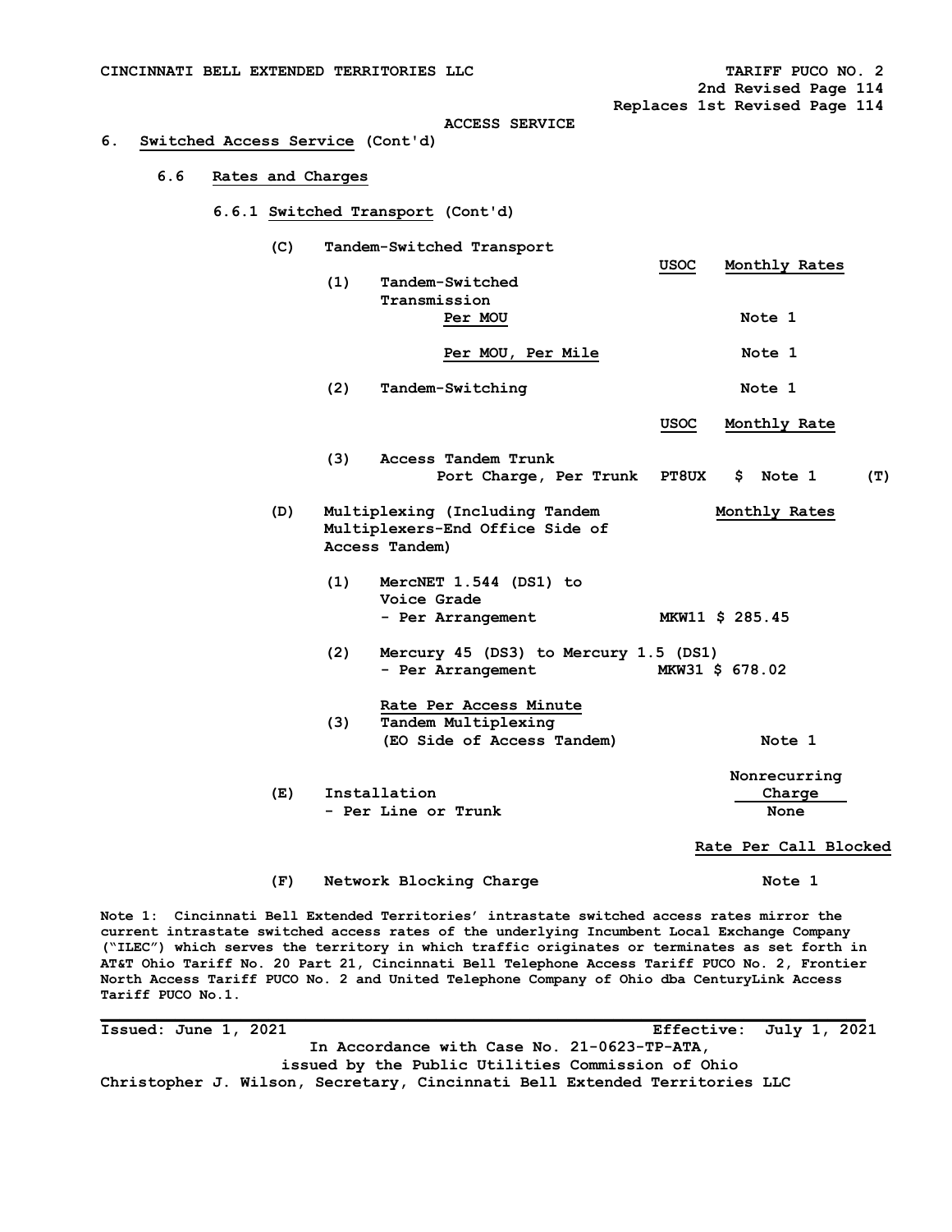CINCINNATI BELL EXTENDED TERRITORIES LLC

TARIFF PUCO NO. 2
2nd Revised Page 114
Replaces 1st Revised Page 114

ACCESS SERVICE

6. Switched Access Service (Cont'd)

6.6 Rates and Charges

6.6.1 Switched Transport (Cont'd)

(C) Tandem-Switched Transport

| | | USOC | Monthly Rates | |
|---|---|---|---|---|
| (1) | Tandem-Switched Transmission | | | |
| | Per MOU | | Note 1 | |
| | Per MOU, Per Mile | | Note 1 | |
| (2) | Tandem-Switching | | Note 1 | |
| | | **USOC** | **Monthly Rate** | |
| (3) | Access Tandem Trunk Port Charge, Per Trunk | PT8UX | $ Note 1 | (T) |

(D) Multiplexing (Including Tandem Multiplexers-End Office Side of Access Tandem)

| | | USOC | Monthly Rates |
|---|---|---|---|
| (1) | MercNET 1.544 (DS1) to Voice Grade - Per Arrangement | MKW11 | $ 285.45 |
| (2) | Mercury 45 (DS3) to Mercury 1.5 (DS1) - Per Arrangement | MKW31 | $ 678.02 |
| | **Rate Per Access Minute** | | |
| (3) | Tandem Multiplexing (EO Side of Access Tandem) | | Note 1 |

| (E) | | Nonrecurring Charge |
|---|---|---|
| | Installation - Per Line or Trunk | None |

| (F) | | Rate Per Call Blocked |
|---|---|---|
| | Network Blocking Charge | Note 1 |

Note 1: Cincinnati Bell Extended Territories' intrastate switched access rates mirror the current intrastate switched access rates of the underlying Incumbent Local Exchange Company ("ILEC") which serves the territory in which traffic originates or terminates as set forth in AT&T Ohio Tariff No. 20 Part 21, Cincinnati Bell Telephone Access Tariff PUCO No. 2, Frontier North Access Tariff PUCO No. 2 and United Telephone Company of Ohio dba CenturyLink Access Tariff PUCO No.1.

Issued: June 1, 2021 Effective: July 1, 2021

In Accordance with Case No. 21-0623-TP-ATA, issued by the Public Utilities Commission of Ohio

Christopher J. Wilson, Secretary, Cincinnati Bell Extended Territories LLC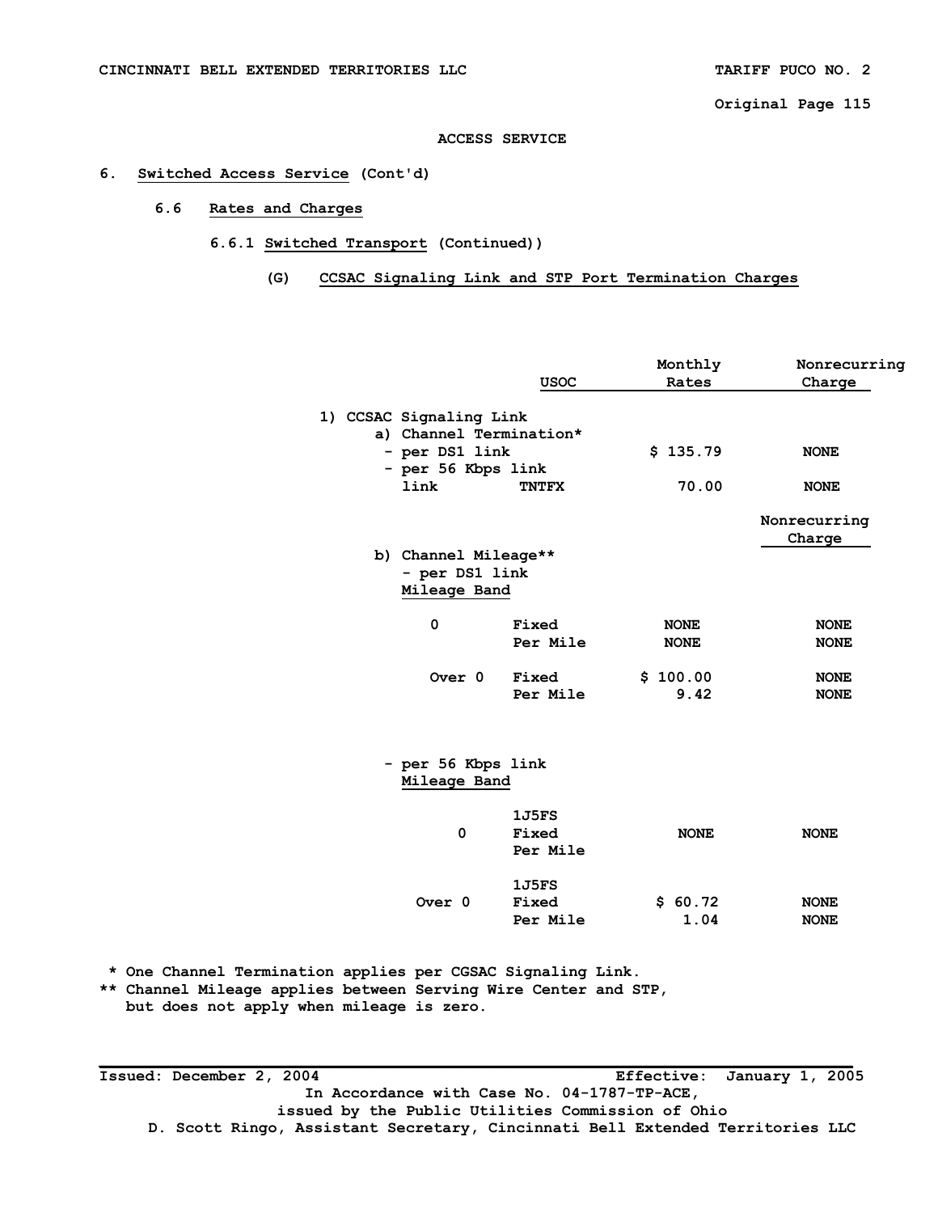**ACCESS SERVICE**

6. Switched Access Service (Cont'd)

## 6.6 Rates and Charges

### 6.6.1 Switched Transport (Continued))

#### (G) CCSAC Signaling Link and STP Port Termination Charges

| | USOC | Monthly Rates | Nonrecurring Charge |
|---|---|---|---|
| 1) CCSAC Signaling Link | | | |
| a) Channel Termination* | | | |
| - per DS1 link | | $ 135.79 | NONE |
| - per 56 Kbps link link | TNTFX | 70.00 | NONE |

| | | | Nonrecurring Charge |
|---|---|---|---|
| b) Channel Mileage** | | | |
| - per DS1 link | | | |
| Mileage Band | | | |
| 0 | Fixed | NONE | NONE |
| | Per Mile | NONE | NONE |
| Over 0 | Fixed | $ 100.00 | NONE |
| | Per Mile | 9.42 | NONE |
| - per 56 Kbps link | | | |
| Mileage Band | | | |
| 0 | 1J5FS Fixed Per Mile | NONE | NONE |
| Over 0 | 1J5FS Fixed | $ 60.72 | NONE |
| | Per Mile | 1.04 | NONE |

\* One Channel Termination applies per CGSAC Signaling Link.

\*\* Channel Mileage applies between Serving Wire Center and STP, but does not apply when mileage is zero.

Issued: December 2, 2004 Effective: January 1, 2005

In Accordance with Case No. 04-1787-TP-ACE, issued by the Public Utilities Commission of Ohio

D. Scott Ringo, Assistant Secretary, Cincinnati Bell Extended Territories LLC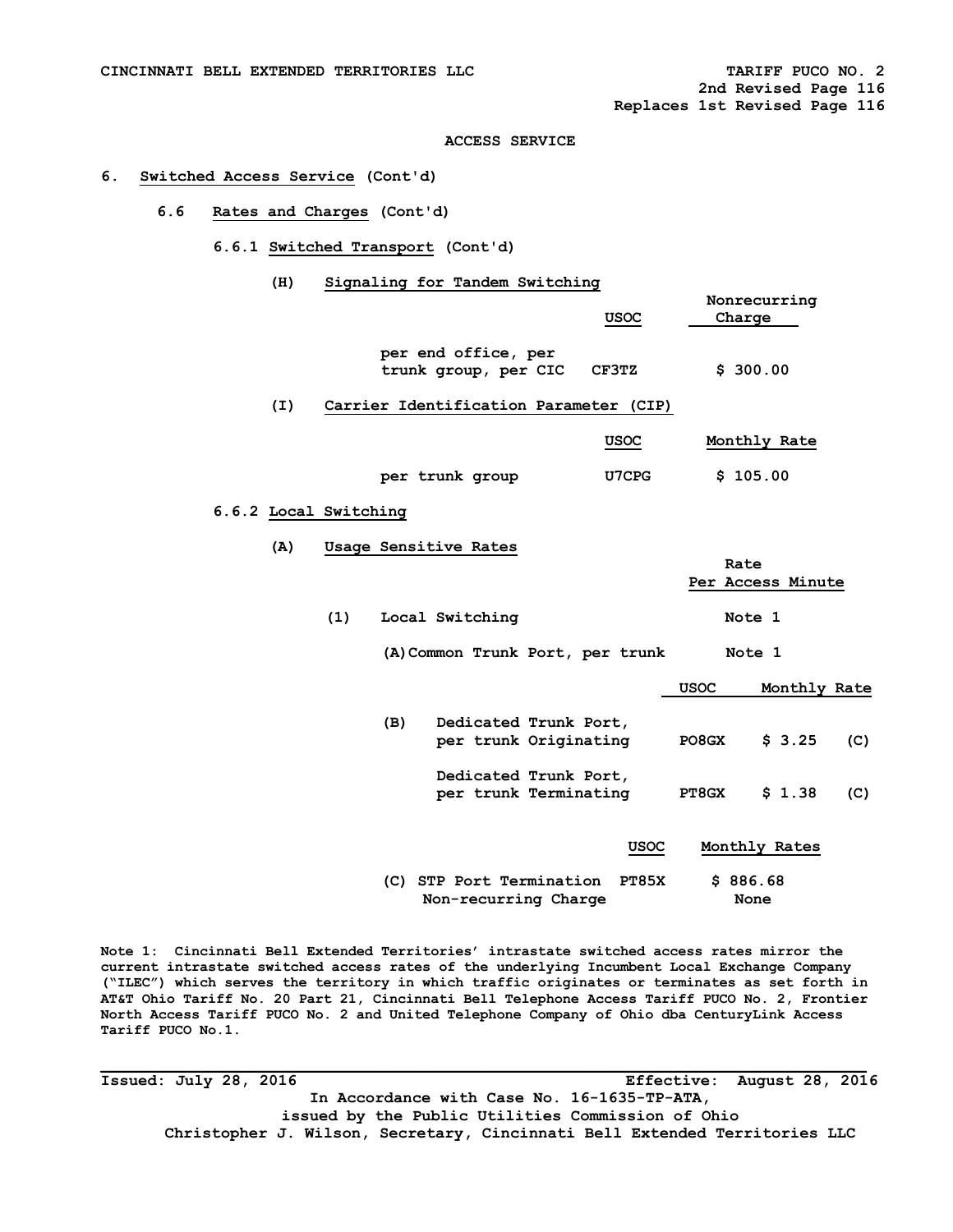ACCESS SERVICE

## 6. Switched Access Service (Cont'd)

### 6.6 Rates and Charges (Cont'd)

#### 6.6.1 Switched Transport (Cont'd)

**(H) Signaling for Tandem Switching**

| | USOC | Nonrecurring Charge |
|---|---|---|
| per end office, per trunk group, per CIC | CF3TZ | $ 300.00 |

**(I) Carrier Identification Parameter (CIP)**

| | USOC | Monthly Rate |
|---|---|---|
| per trunk group | U7CPG | $ 105.00 |

#### 6.6.2 Local Switching

**(A) Usage Sensitive Rates**

| | Rate Per Access Minute |
|---|---|
| (1) Local Switching | Note 1 |
| (A) Common Trunk Port, per trunk | Note 1 |

| | USOC | Monthly Rate | |
|---|---|---|---|
| (B) Dedicated Trunk Port, per trunk Originating | PO8GX | $ 3.25 | (C) |
| Dedicated Trunk Port, per trunk Terminating | PT8GX | $ 1.38 | (C) |

| | USOC | Monthly Rates |
|---|---|---|
| (C) STP Port Termination | PT85X | $ 886.68 |
| Non-recurring Charge | | None |

Note 1: Cincinnati Bell Extended Territories' intrastate switched access rates mirror the current intrastate switched access rates of the underlying Incumbent Local Exchange Company ("ILEC") which serves the territory in which traffic originates or terminates as set forth in AT&T Ohio Tariff No. 20 Part 21, Cincinnati Bell Telephone Access Tariff PUCO No. 2, Frontier North Access Tariff PUCO No. 2 and United Telephone Company of Ohio dba CenturyLink Access Tariff PUCO No.1.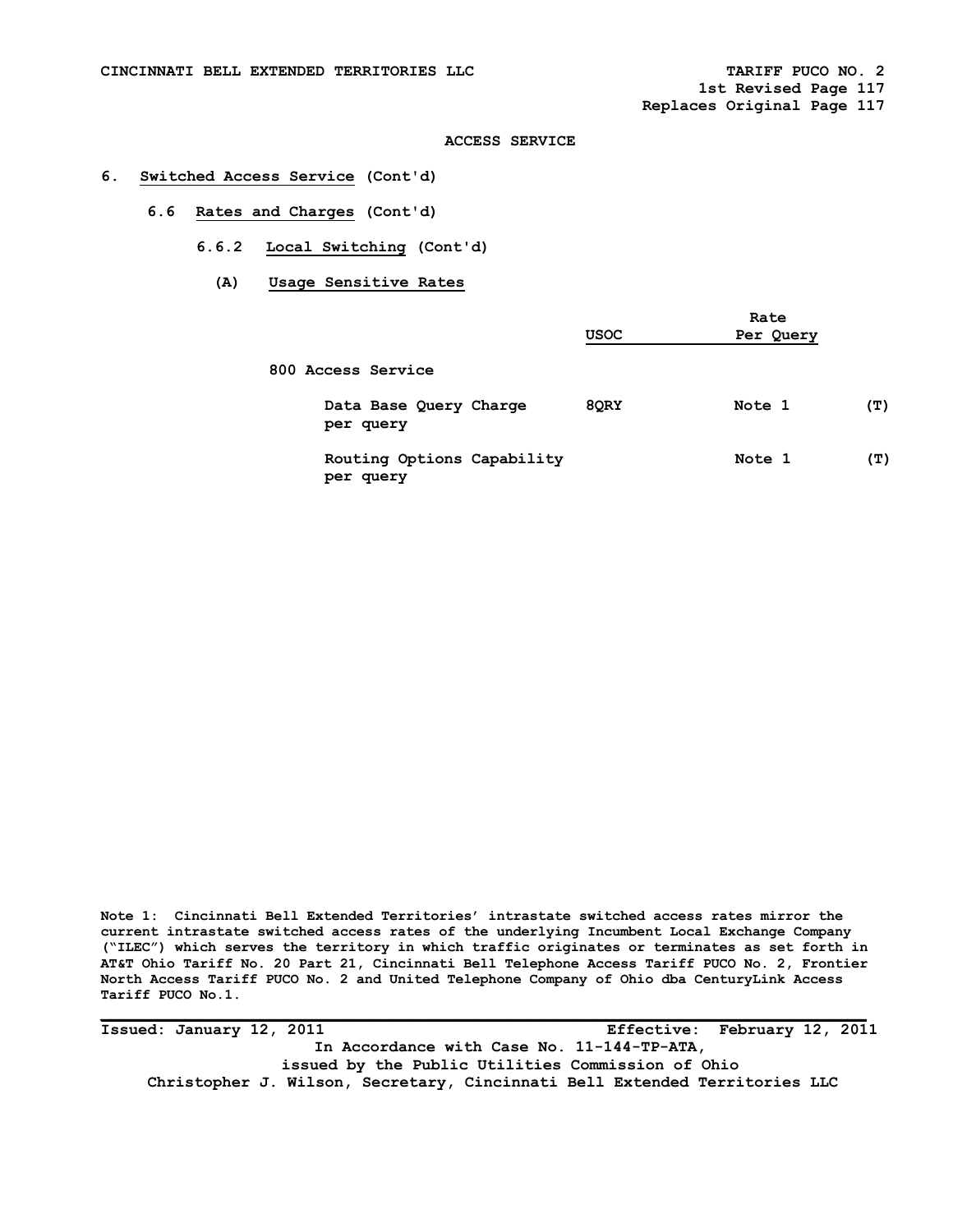ACCESS SERVICE

# 6. Switched Access Service (Cont'd)

## 6.6 Rates and Charges (Cont'd)

### 6.6.2 Local Switching (Cont'd)

#### (A) Usage Sensitive Rates

| | USOC | Rate Per Query | |
|---|---|---|---|
| 800 Access Service | | | |
| Data Base Query Charge per query | 8QRY | Note 1 | (T) |
| Routing Options Capability per query | | Note 1 | (T) |

Note 1: Cincinnati Bell Extended Territories' intrastate switched access rates mirror the current intrastate switched access rates of the underlying Incumbent Local Exchange Company ("ILEC") which serves the territory in which traffic originates or terminates as set forth in AT&T Ohio Tariff No. 20 Part 21, Cincinnati Bell Telephone Access Tariff PUCO No. 2, Frontier North Access Tariff PUCO No. 2 and United Telephone Company of Ohio dba CenturyLink Access Tariff PUCO No.1.

Issued: January 12, 2011 Effective: February 12, 2011

In Accordance with Case No. 11-144-TP-ATA, issued by the Public Utilities Commission of Ohio

Christopher J. Wilson, Secretary, Cincinnati Bell Extended Territories LLC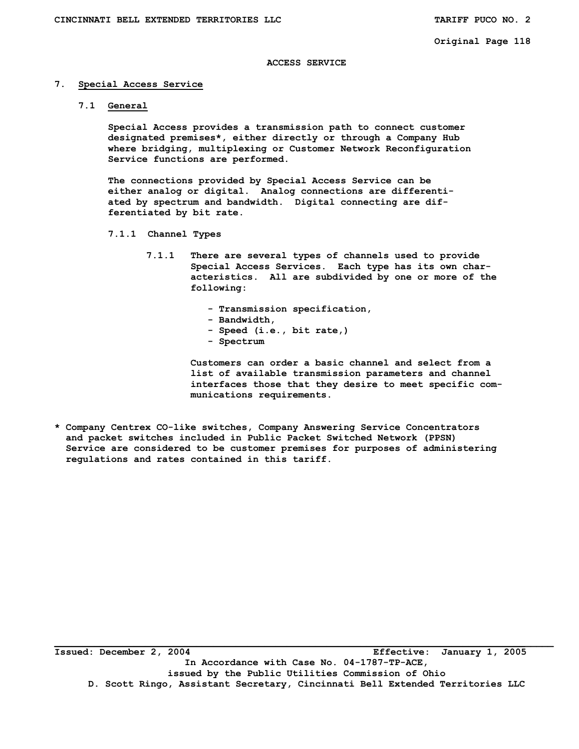# ACCESS SERVICE

## 7. Special Access Service

### 7.1 General

Special Access provides a transmission path to connect customer designated premises*, either directly or through a Company Hub where bridging, multiplexing or Customer Network Reconfiguration Service functions are performed.

The connections provided by Special Access Service can be either analog or digital. Analog connections are differentiated by spectrum and bandwidth. Digital connecting are differentiated by bit rate.

#### 7.1.1 Channel Types

7.1.1 There are several types of channels used to provide Special Access Services. Each type has its own characteristics. All are subdivided by one or more of the following:

- Transmission specification,
- Bandwidth,
- Speed (i.e., bit rate,)
- Spectrum

Customers can order a basic channel and select from a list of available transmission parameters and channel interfaces those that they desire to meet specific communications requirements.

* Company Centrex CO-like switches, Company Answering Service Concentrators and packet switches included in Public Packet Switched Network (PPSN) Service are considered to be customer premises for purposes of administering regulations and rates contained in this tariff.

Issued: December 2, 2004 Effective: January 1, 2005

In Accordance with Case No. 04-1787-TP-ACE, issued by the Public Utilities Commission of Ohio

D. Scott Ringo, Assistant Secretary, Cincinnati Bell Extended Territories LLC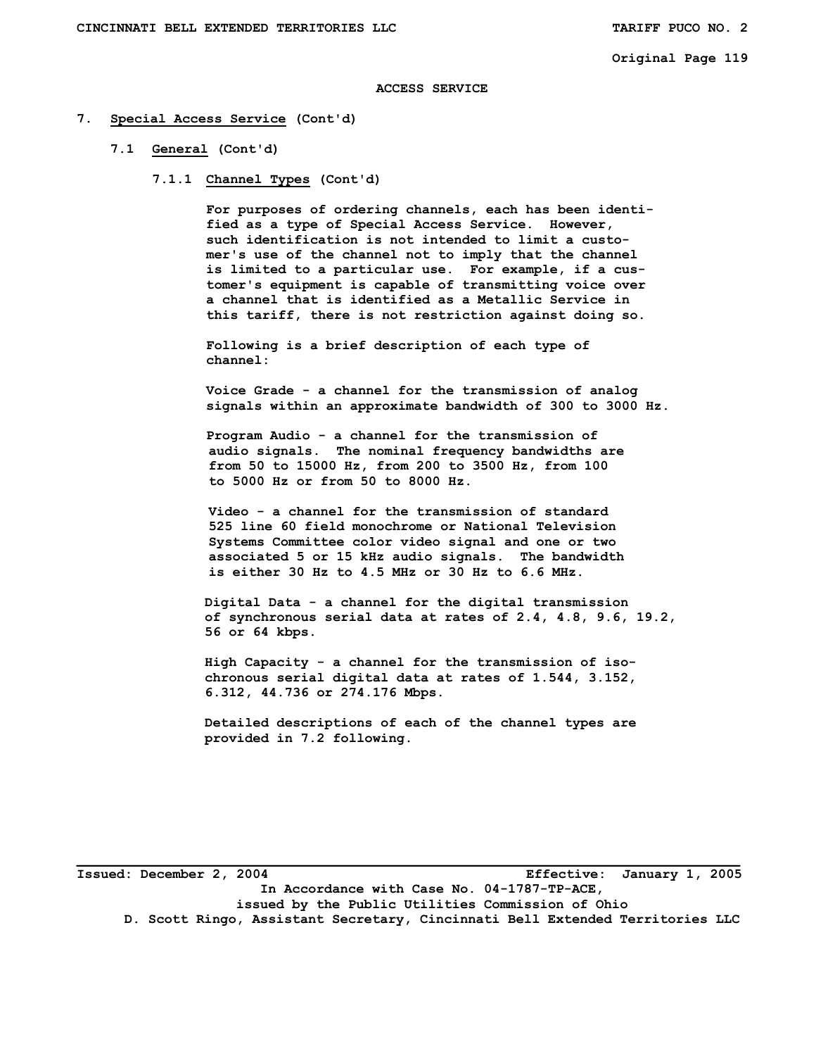ACCESS SERVICE

7. Special Access Service (Cont'd)

7.1 General (Cont'd)

7.1.1 Channel Types (Cont'd)

For purposes of ordering channels, each has been identified as a type of Special Access Service. However, such identification is not intended to limit a customer's use of the channel not to imply that the channel is limited to a particular use. For example, if a customer's equipment is capable of transmitting voice over a channel that is identified as a Metallic Service in this tariff, there is not restriction against doing so.

Following is a brief description of each type of channel:

Voice Grade - a channel for the transmission of analog signals within an approximate bandwidth of 300 to 3000 Hz.

Program Audio - a channel for the transmission of audio signals. The nominal frequency bandwidths are from 50 to 15000 Hz, from 200 to 3500 Hz, from 100 to 5000 Hz or from 50 to 8000 Hz.

Video - a channel for the transmission of standard 525 line 60 field monochrome or National Television Systems Committee color video signal and one or two associated 5 or 15 kHz audio signals. The bandwidth is either 30 Hz to 4.5 MHz or 30 Hz to 6.6 MHz.

Digital Data - a channel for the digital transmission of synchronous serial data at rates of 2.4, 4.8, 9.6, 19.2, 56 or 64 kbps.

High Capacity - a channel for the transmission of isochronous serial digital data at rates of 1.544, 3.152, 6.312, 44.736 or 274.176 Mbps.

Detailed descriptions of each of the channel types are provided in 7.2 following.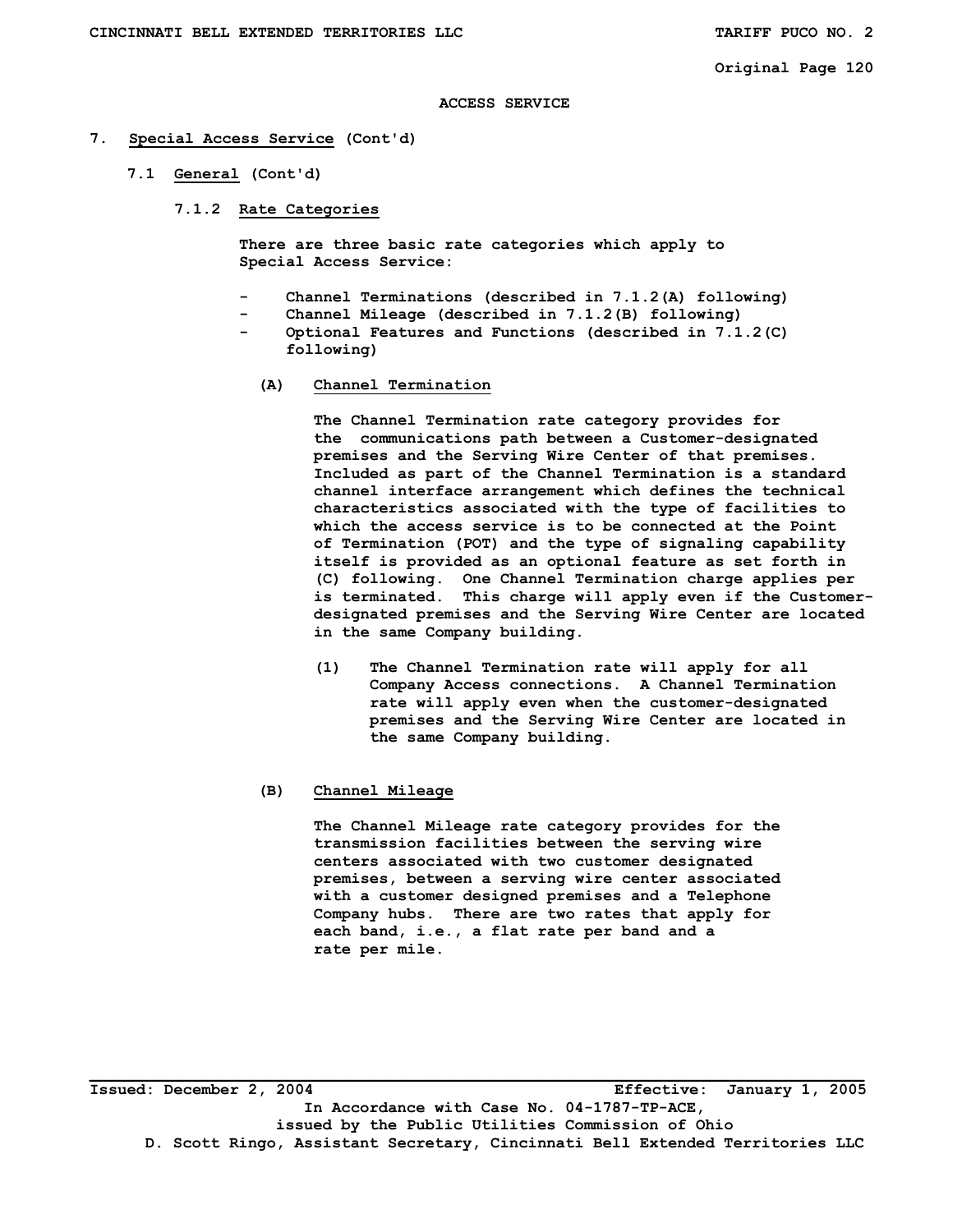## ACCESS SERVICE

# 7. Special Access Service (Cont'd)

## 7.1 General (Cont'd)

### 7.1.2 Rate Categories

There are three basic rate categories which apply to Special Access Service:

- Channel Terminations (described in 7.1.2(A) following)
- Channel Mileage (described in 7.1.2(B) following)
- Optional Features and Functions (described in 7.1.2(C) following)

**(A) Channel Termination**

The Channel Termination rate category provides for the communications path between a Customer-designated premises and the Serving Wire Center of that premises. Included as part of the Channel Termination is a standard channel interface arrangement which defines the technical characteristics associated with the type of facilities to which the access service is to be connected at the Point of Termination (POT) and the type of signaling capability itself is provided as an optional feature as set forth in (C) following. One Channel Termination charge applies per is terminated. This charge will apply even if the Customer-designated premises and the Serving Wire Center are located in the same Company building.

(1) The Channel Termination rate will apply for all Company Access connections. A Channel Termination rate will apply even when the customer-designated premises and the Serving Wire Center are located in the same Company building.

**(B) Channel Mileage**

The Channel Mileage rate category provides for the transmission facilities between the serving wire centers associated with two customer designated premises, between a serving wire center associated with a customer designed premises and a Telephone Company hubs. There are two rates that apply for each band, i.e., a flat rate per band and a rate per mile.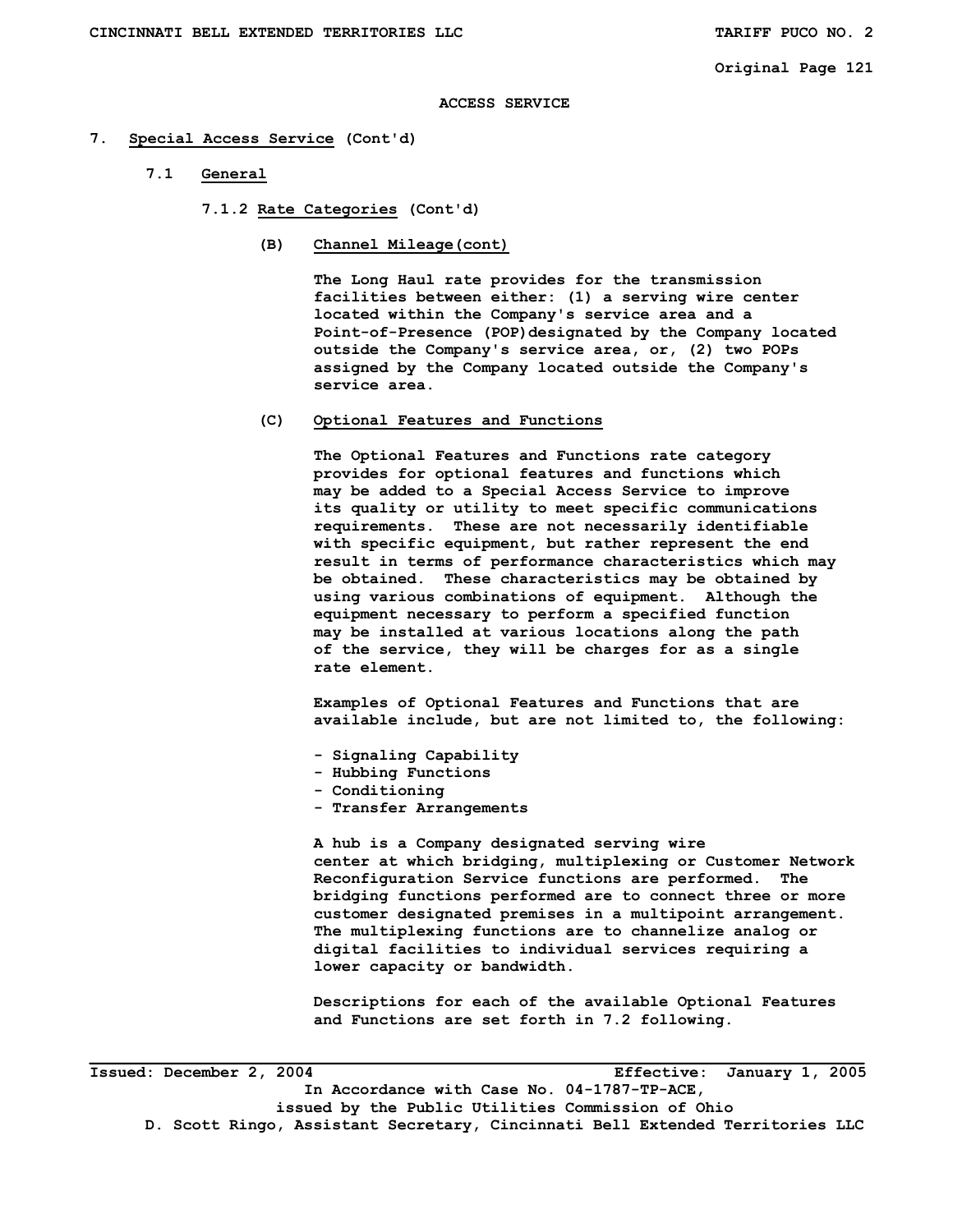ACCESS SERVICE

# 7. Special Access Service (Cont'd)

## 7.1 General

### 7.1.2 Rate Categories (Cont'd)

**(B) Channel Mileage(cont)**

The Long Haul rate provides for the transmission facilities between either: (1) a serving wire center located within the Company's service area and a Point-of-Presence (POP)designated by the Company located outside the Company's service area, or, (2) two POPs assigned by the Company located outside the Company's service area.

**(C) Optional Features and Functions**

The Optional Features and Functions rate category provides for optional features and functions which may be added to a Special Access Service to improve its quality or utility to meet specific communications requirements. These are not necessarily identifiable with specific equipment, but rather represent the end result in terms of performance characteristics which may be obtained. These characteristics may be obtained by using various combinations of equipment. Although the equipment necessary to perform a specified function may be installed at various locations along the path of the service, they will be charges for as a single rate element.

Examples of Optional Features and Functions that are available include, but are not limited to, the following:

- Signaling Capability
- Hubbing Functions
- Conditioning
- Transfer Arrangements

A hub is a Company designated serving wire center at which bridging, multiplexing or Customer Network Reconfiguration Service functions are performed. The bridging functions performed are to connect three or more customer designated premises in a multipoint arrangement. The multiplexing functions are to channelize analog or digital facilities to individual services requiring a lower capacity or bandwidth.

Descriptions for each of the available Optional Features and Functions are set forth in 7.2 following.

Issued: December 2, 2004 Effective: January 1, 2005

In Accordance with Case No. 04-1787-TP-ACE, issued by the Public Utilities Commission of Ohio

D. Scott Ringo, Assistant Secretary, Cincinnati Bell Extended Territories LLC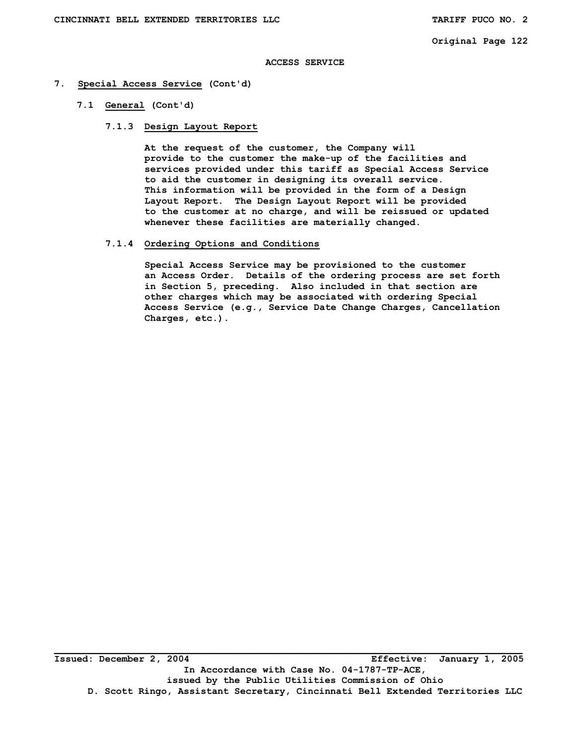# ACCESS SERVICE

## 7. Special Access Service (Cont'd)

### 7.1 General (Cont'd)

#### 7.1.3 Design Layout Report

At the request of the customer, the Company will provide to the customer the make-up of the facilities and services provided under this tariff as Special Access Service to aid the customer in designing its overall service. This information will be provided in the form of a Design Layout Report. The Design Layout Report will be provided to the customer at no charge, and will be reissued or updated whenever these facilities are materially changed.

#### 7.1.4 Ordering Options and Conditions

Special Access Service may be provisioned to the customer an Access Order. Details of the ordering process are set forth in Section 5, preceding. Also included in that section are other charges which may be associated with ordering Special Access Service (e.g., Service Date Change Charges, Cancellation Charges, etc.).

Issued: December 2, 2004 Effective: January 1, 2005
In Accordance with Case No. 04-1787-TP-ACE,
issued by the Public Utilities Commission of Ohio
D. Scott Ringo, Assistant Secretary, Cincinnati Bell Extended Territories LLC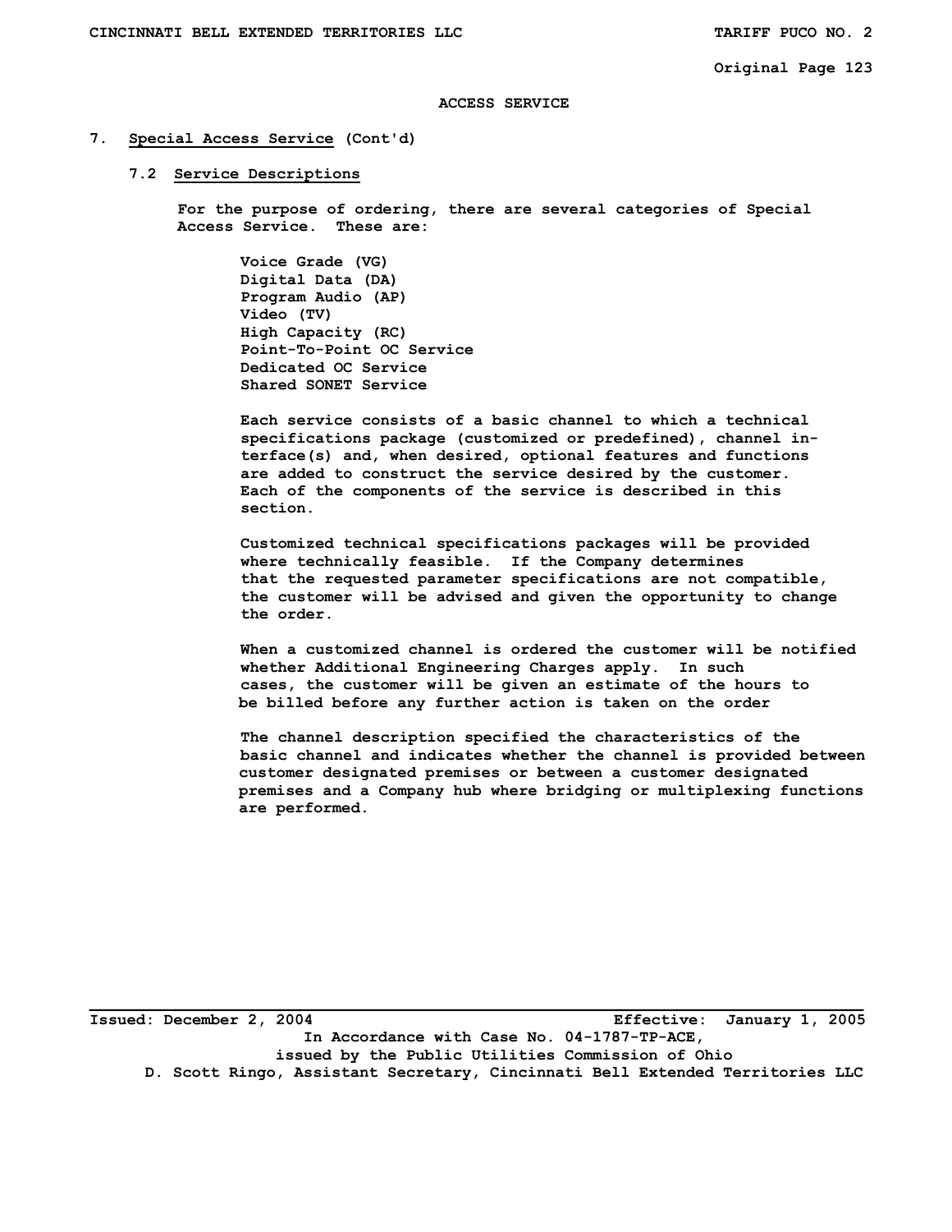ACCESS SERVICE

## 7. Special Access Service (Cont'd)

### 7.2 Service Descriptions

For the purpose of ordering, there are several categories of Special Access Service. These are:

- Voice Grade (VG)
- Digital Data (DA)
- Program Audio (AP)
- Video (TV)
- High Capacity (RC)
- Point-To-Point OC Service
- Dedicated OC Service
- Shared SONET Service

Each service consists of a basic channel to which a technical specifications package (customized or predefined), channel interface(s) and, when desired, optional features and functions are added to construct the service desired by the customer. Each of the components of the service is described in this section.

Customized technical specifications packages will be provided where technically feasible. If the Company determines that the requested parameter specifications are not compatible, the customer will be advised and given the opportunity to change the order.

When a customized channel is ordered the customer will be notified whether Additional Engineering Charges apply. In such cases, the customer will be given an estimate of the hours to be billed before any further action is taken on the order

The channel description specified the characteristics of the basic channel and indicates whether the channel is provided between customer designated premises or between a customer designated premises and a Company hub where bridging or multiplexing functions are performed.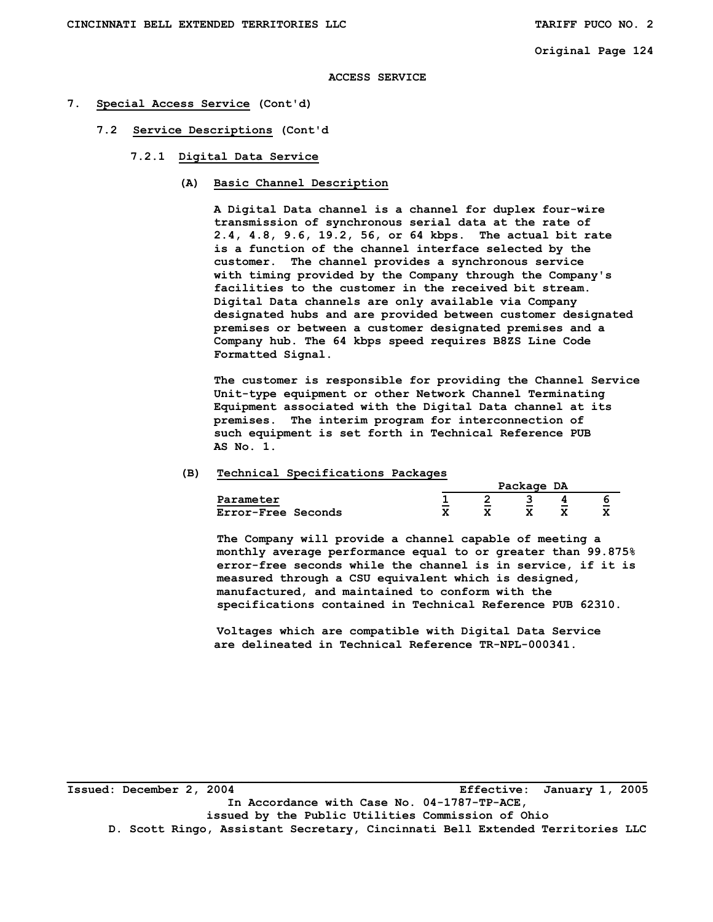ACCESS SERVICE

7. Special Access Service (Cont'd)

7.2 Service Descriptions (Cont'd

7.2.1 Digital Data Service

(A) Basic Channel Description

A Digital Data channel is a channel for duplex four-wire transmission of synchronous serial data at the rate of 2.4, 4.8, 9.6, 19.2, 56, or 64 kbps. The actual bit rate is a function of the channel interface selected by the customer. The channel provides a synchronous service with timing provided by the Company through the Company's facilities to the customer in the received bit stream. Digital Data channels are only available via Company designated hubs and are provided between customer designated premises or between a customer designated premises and a Company hub. The 64 kbps speed requires B8ZS Line Code Formatted Signal.

The customer is responsible for providing the Channel Service Unit-type equipment or other Network Channel Terminating Equipment associated with the Digital Data channel at its premises. The interim program for interconnection of such equipment is set forth in Technical Reference PUB AS No. 1.

(B) Technical Specifications Packages

| | Package DA | | | | |
|---|---|---|---|---|---|
| Parameter | 1 | 2 | 3 | 4 | 6 |
| Error-Free Seconds | X | X | X | X | X |

The Company will provide a channel capable of meeting a monthly average performance equal to or greater than 99.875% error-free seconds while the channel is in service, if it is measured through a CSU equivalent which is designed, manufactured, and maintained to conform with the specifications contained in Technical Reference PUB 62310.

Voltages which are compatible with Digital Data Service are delineated in Technical Reference TR-NPL-000341.

Issued: December 2, 2004 Effective: January 1, 2005

In Accordance with Case No. 04-1787-TP-ACE, issued by the Public Utilities Commission of Ohio

D. Scott Ringo, Assistant Secretary, Cincinnati Bell Extended Territories LLC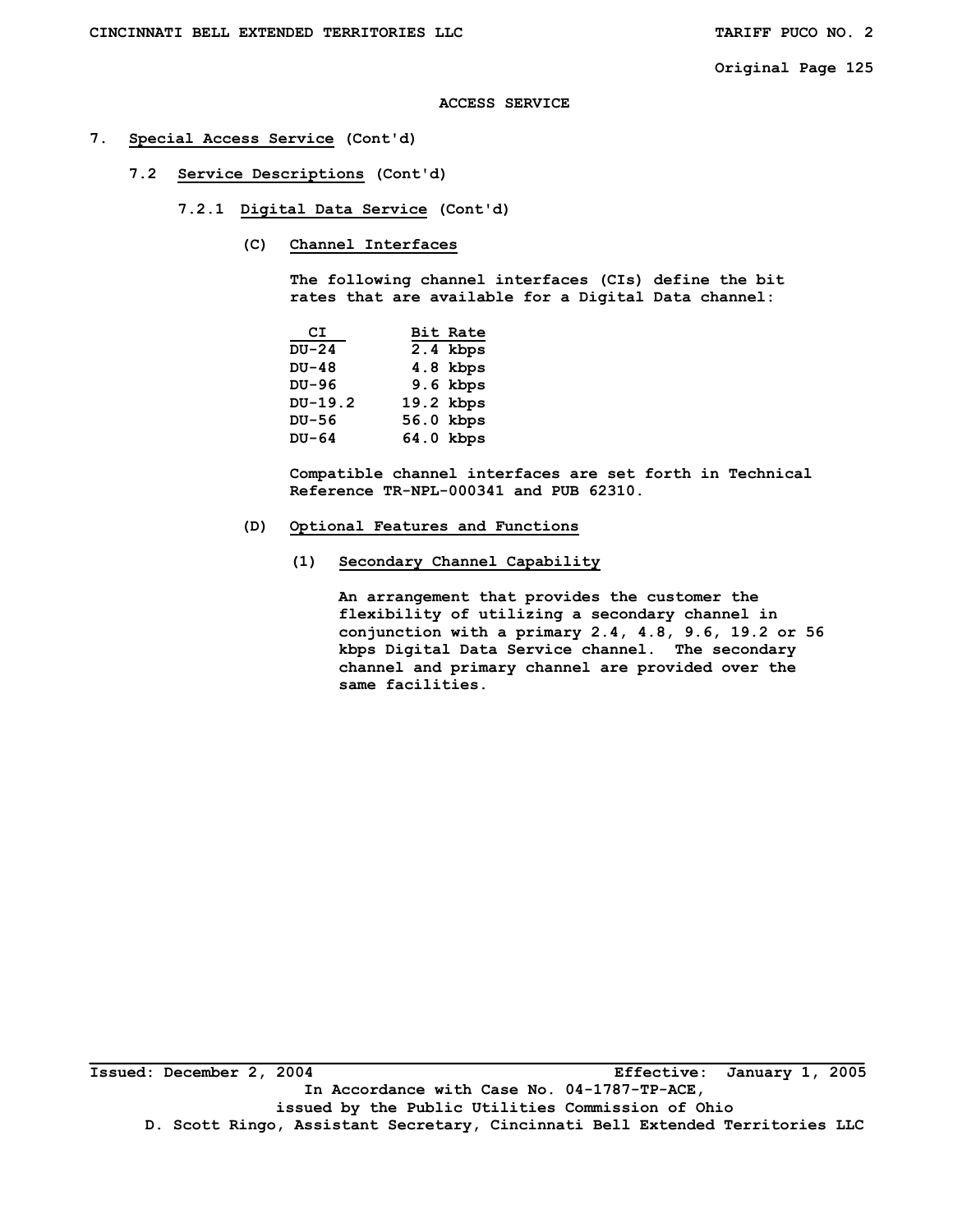## ACCESS SERVICE

# 7. Special Access Service (Cont'd)

## 7.2 Service Descriptions (Cont'd)

### 7.2.1 Digital Data Service (Cont'd)

#### (C) Channel Interfaces

The following channel interfaces (CIs) define the bit rates that are available for a Digital Data channel:

| CI | Bit Rate |
|---|---|
| DU-24 | 2.4 kbps |
| DU-48 | 4.8 kbps |
| DU-96 | 9.6 kbps |
| DU-19.2 | 19.2 kbps |
| DU-56 | 56.0 kbps |
| DU-64 | 64.0 kbps |

Compatible channel interfaces are set forth in Technical Reference TR-NPL-000341 and PUB 62310.

#### (D) Optional Features and Functions

##### (1) Secondary Channel Capability

An arrangement that provides the customer the flexibility of utilizing a secondary channel in conjunction with a primary 2.4, 4.8, 9.6, 19.2 or 56 kbps Digital Data Service channel. The secondary channel and primary channel are provided over the same facilities.

---

Issued: December 2, 2004 Effective: January 1, 2005

In Accordance with Case No. 04-1787-TP-ACE, issued by the Public Utilities Commission of Ohio

D. Scott Ringo, Assistant Secretary, Cincinnati Bell Extended Territories LLC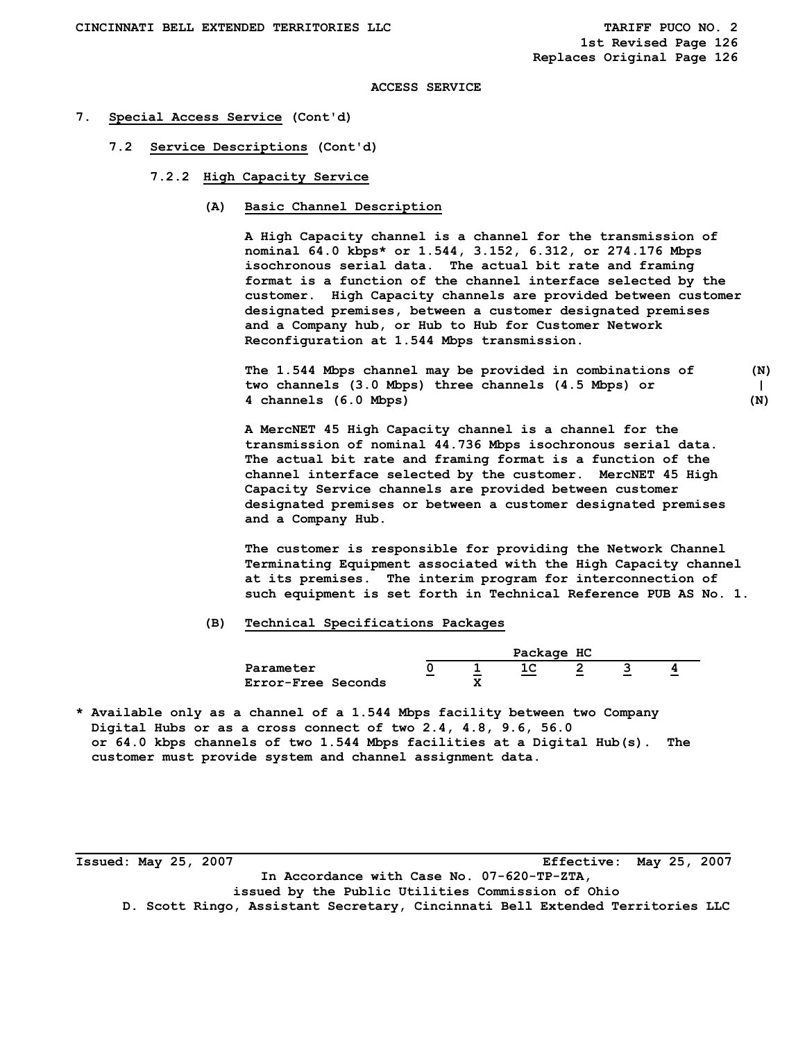ACCESS SERVICE

# 7. Special Access Service (Cont'd)

## 7.2 Service Descriptions (Cont'd)

### 7.2.2 High Capacity Service

**(A) Basic Channel Description**

A High Capacity channel is a channel for the transmission of nominal 64.0 kbps* or 1.544, 3.152, 6.312, or 274.176 Mbps isochronous serial data. The actual bit rate and framing format is a function of the channel interface selected by the customer. High Capacity channels are provided between customer designated premises, between a customer designated premises and a Company hub, or Hub to Hub for Customer Network Reconfiguration at 1.544 Mbps transmission.

The 1.544 Mbps channel may be provided in combinations of two channels (3.0 Mbps) three channels (4.5 Mbps) or 4 channels (6.0 Mbps) (N)

A MercNET 45 High Capacity channel is a channel for the transmission of nominal 44.736 Mbps isochronous serial data. The actual bit rate and framing format is a function of the channel interface selected by the customer. MercNET 45 High Capacity Service channels are provided between customer designated premises or between a customer designated premises and a Company Hub.

The customer is responsible for providing the Network Channel Terminating Equipment associated with the High Capacity channel at its premises. The interim program for interconnection of such equipment is set forth in Technical Reference PUB AS No. 1.

**(B) Technical Specifications Packages**

| | Package HC | | | | | |
|---|---|---|---|---|---|---|
| Parameter | 0 | 1 | 1C | 2 | 3 | 4 |
| Error-Free Seconds | | X | | | | |

* Available only as a channel of a 1.544 Mbps facility between two Company Digital Hubs or as a cross connect of two 2.4, 4.8, 9.6, 56.0 or 64.0 kbps channels of two 1.544 Mbps facilities at a Digital Hub(s). The customer must provide system and channel assignment data.

Issued: May 25, 2007 Effective: May 25, 2007

In Accordance with Case No. 07-620-TP-ZTA, issued by the Public Utilities Commission of Ohio

D. Scott Ringo, Assistant Secretary, Cincinnati Bell Extended Territories LLC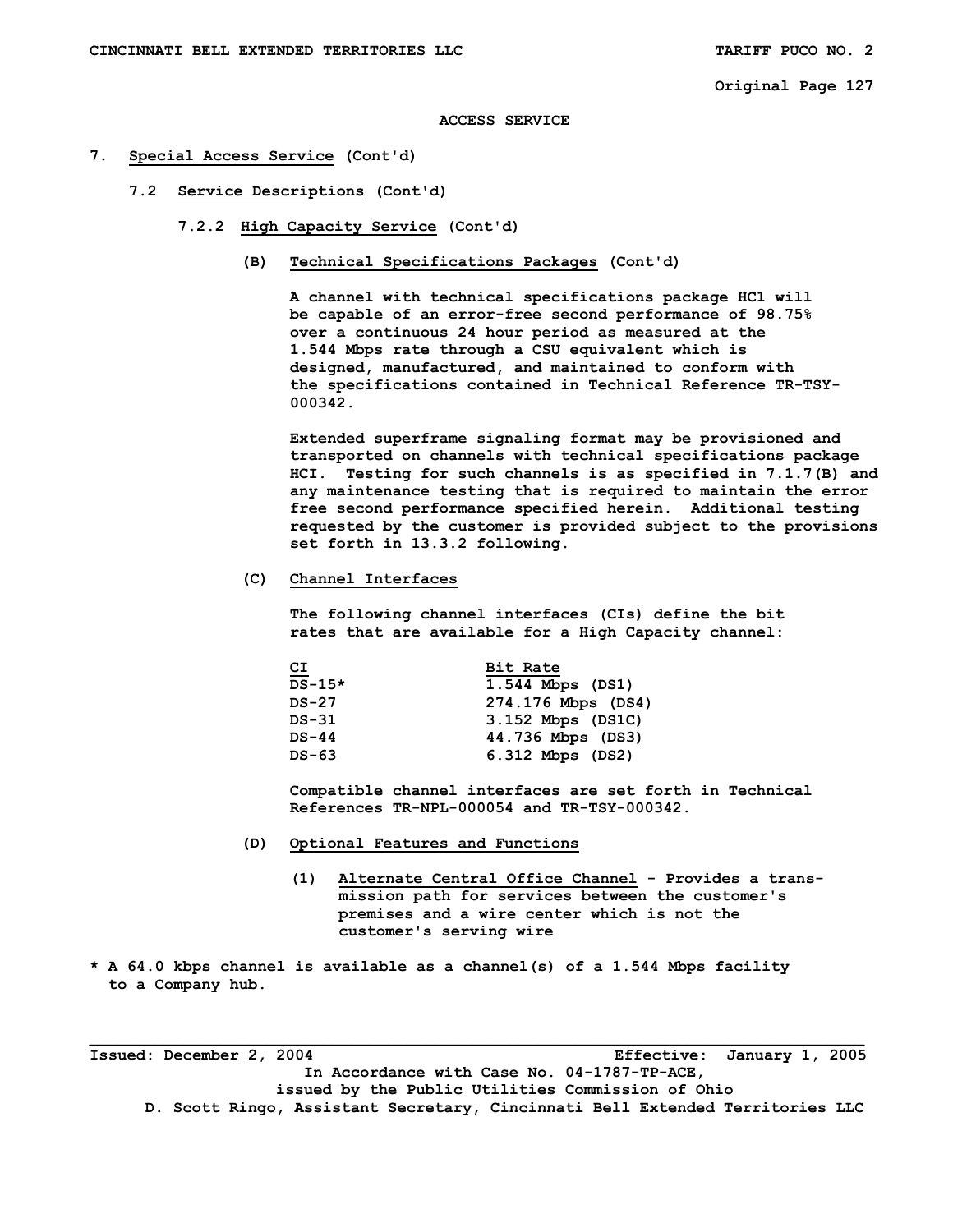ACCESS SERVICE

7. **Special Access Service** (Cont'd)

7.2 **Service Descriptions** (Cont'd)

7.2.2 **High Capacity Service** (Cont'd)

(B) **Technical Specifications Packages** (Cont'd)

A channel with technical specifications package HC1 will be capable of an error-free second performance of 98.75% over a continuous 24 hour period as measured at the 1.544 Mbps rate through a CSU equivalent which is designed, manufactured, and maintained to conform with the specifications contained in Technical Reference TR-TSY-000342.

Extended superframe signaling format may be provisioned and transported on channels with technical specifications package HCI. Testing for such channels is as specified in 7.1.7(B) and any maintenance testing that is required to maintain the error free second performance specified herein. Additional testing requested by the customer is provided subject to the provisions set forth in 13.3.2 following.

(C) **Channel Interfaces**

The following channel interfaces (CIs) define the bit rates that are available for a High Capacity channel:

| CI | Bit Rate |
|---|---|
| DS-15* | 1.544 Mbps (DS1) |
| DS-27 | 274.176 Mbps (DS4) |
| DS-31 | 3.152 Mbps (DS1C) |
| DS-44 | 44.736 Mbps (DS3) |
| DS-63 | 6.312 Mbps (DS2) |

Compatible channel interfaces are set forth in Technical References TR-NPL-000054 and TR-TSY-000342.

(D) **Optional Features and Functions**

(1) **Alternate Central Office Channel** - Provides a transmission path for services between the customer's premises and a wire center which is not the customer's serving wire

* A 64.0 kbps channel is available as a channel(s) of a 1.544 Mbps facility to a Company hub.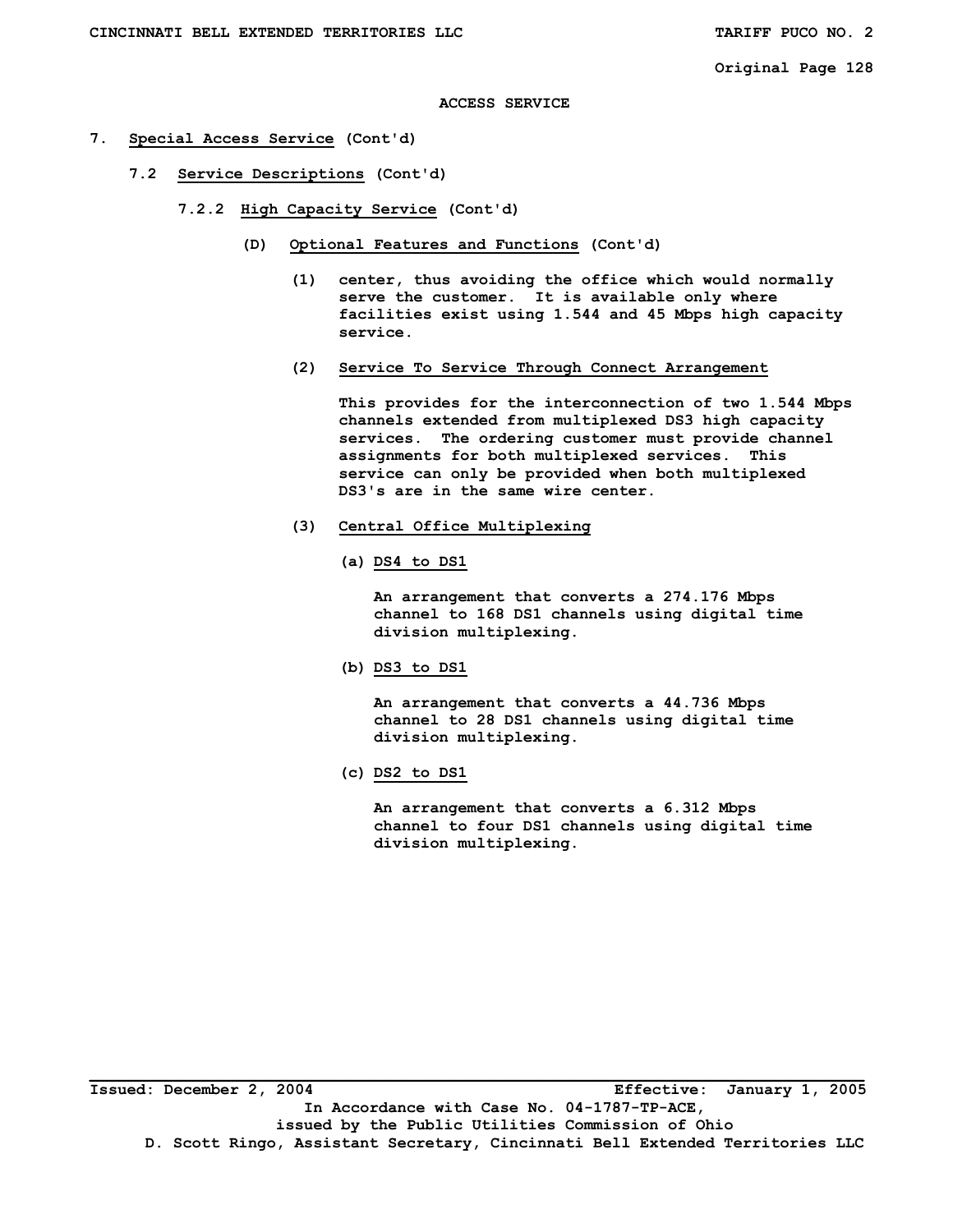ACCESS SERVICE

7. Special Access Service (Cont'd)

7.2 Service Descriptions (Cont'd)

7.2.2 High Capacity Service (Cont'd)

(D) Optional Features and Functions (Cont'd)

(1) center, thus avoiding the office which would normally serve the customer. It is available only where facilities exist using 1.544 and 45 Mbps high capacity service.

(2) Service To Service Through Connect Arrangement

This provides for the interconnection of two 1.544 Mbps channels extended from multiplexed DS3 high capacity services. The ordering customer must provide channel assignments for both multiplexed services. This service can only be provided when both multiplexed DS3's are in the same wire center.

(3) Central Office Multiplexing

(a) DS4 to DS1

An arrangement that converts a 274.176 Mbps channel to 168 DS1 channels using digital time division multiplexing.

(b) DS3 to DS1

An arrangement that converts a 44.736 Mbps channel to 28 DS1 channels using digital time division multiplexing.

(c) DS2 to DS1

An arrangement that converts a 6.312 Mbps channel to four DS1 channels using digital time division multiplexing.

Issued: December 2, 2004 Effective: January 1, 2005

In Accordance with Case No. 04-1787-TP-ACE,
issued by the Public Utilities Commission of Ohio
D. Scott Ringo, Assistant Secretary, Cincinnati Bell Extended Territories LLC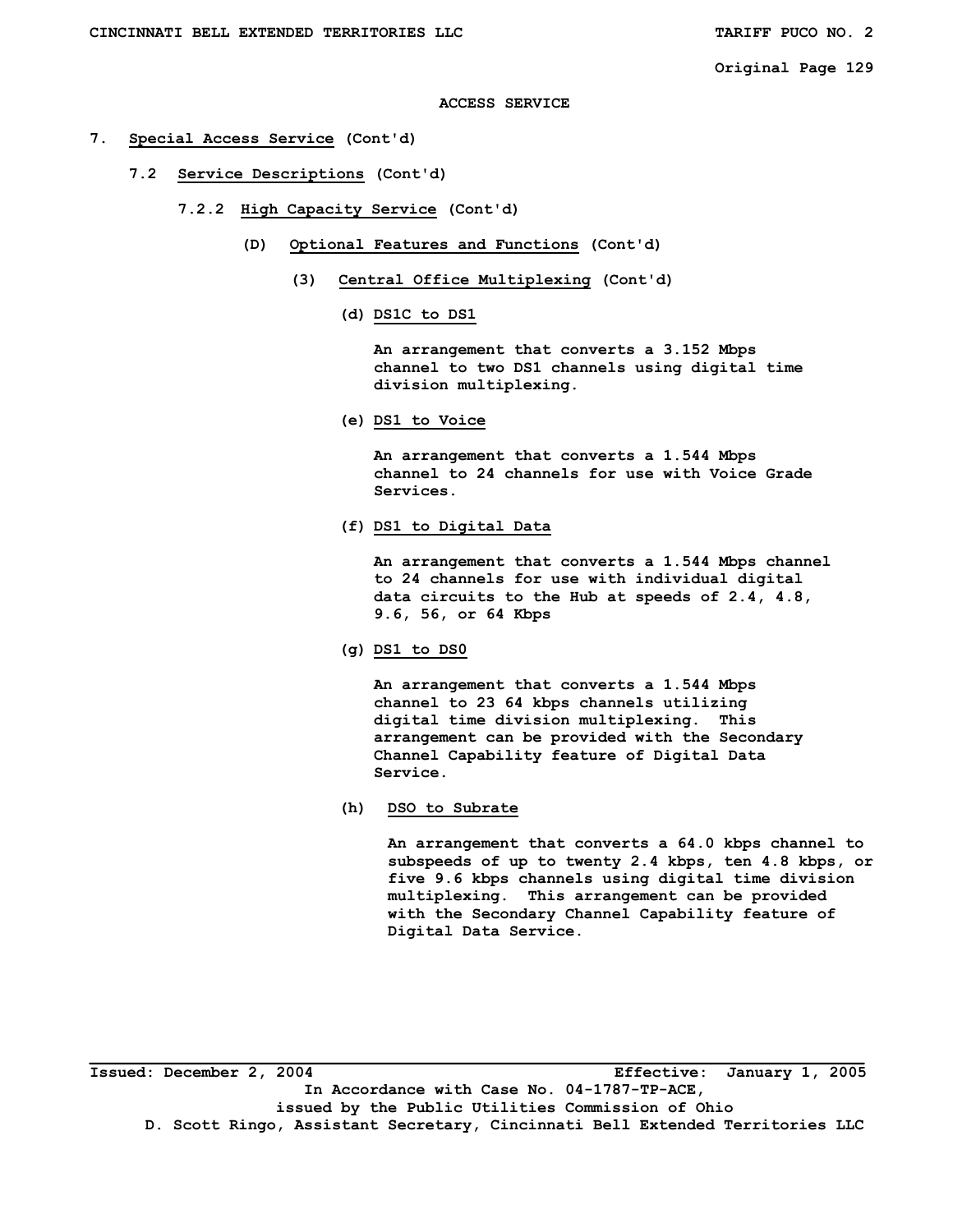ACCESS SERVICE

7. Special Access Service (Cont'd)

7.2 Service Descriptions (Cont'd)

7.2.2 High Capacity Service (Cont'd)

(D) Optional Features and Functions (Cont'd)

(3) Central Office Multiplexing (Cont'd)

(d) DS1C to DS1

An arrangement that converts a 3.152 Mbps channel to two DS1 channels using digital time division multiplexing.

(e) DS1 to Voice

An arrangement that converts a 1.544 Mbps channel to 24 channels for use with Voice Grade Services.

(f) DS1 to Digital Data

An arrangement that converts a 1.544 Mbps channel to 24 channels for use with individual digital data circuits to the Hub at speeds of 2.4, 4.8, 9.6, 56, or 64 Kbps

(g) DS1 to DS0

An arrangement that converts a 1.544 Mbps channel to 23 64 kbps channels utilizing digital time division multiplexing. This arrangement can be provided with the Secondary Channel Capability feature of Digital Data Service.

(h) DSO to Subrate

An arrangement that converts a 64.0 kbps channel to subspeeds of up to twenty 2.4 kbps, ten 4.8 kbps, or five 9.6 kbps channels using digital time division multiplexing. This arrangement can be provided with the Secondary Channel Capability feature of Digital Data Service.

Issued: December 2, 2004 Effective: January 1, 2005
In Accordance with Case No. 04-1787-TP-ACE,
issued by the Public Utilities Commission of Ohio
D. Scott Ringo, Assistant Secretary, Cincinnati Bell Extended Territories LLC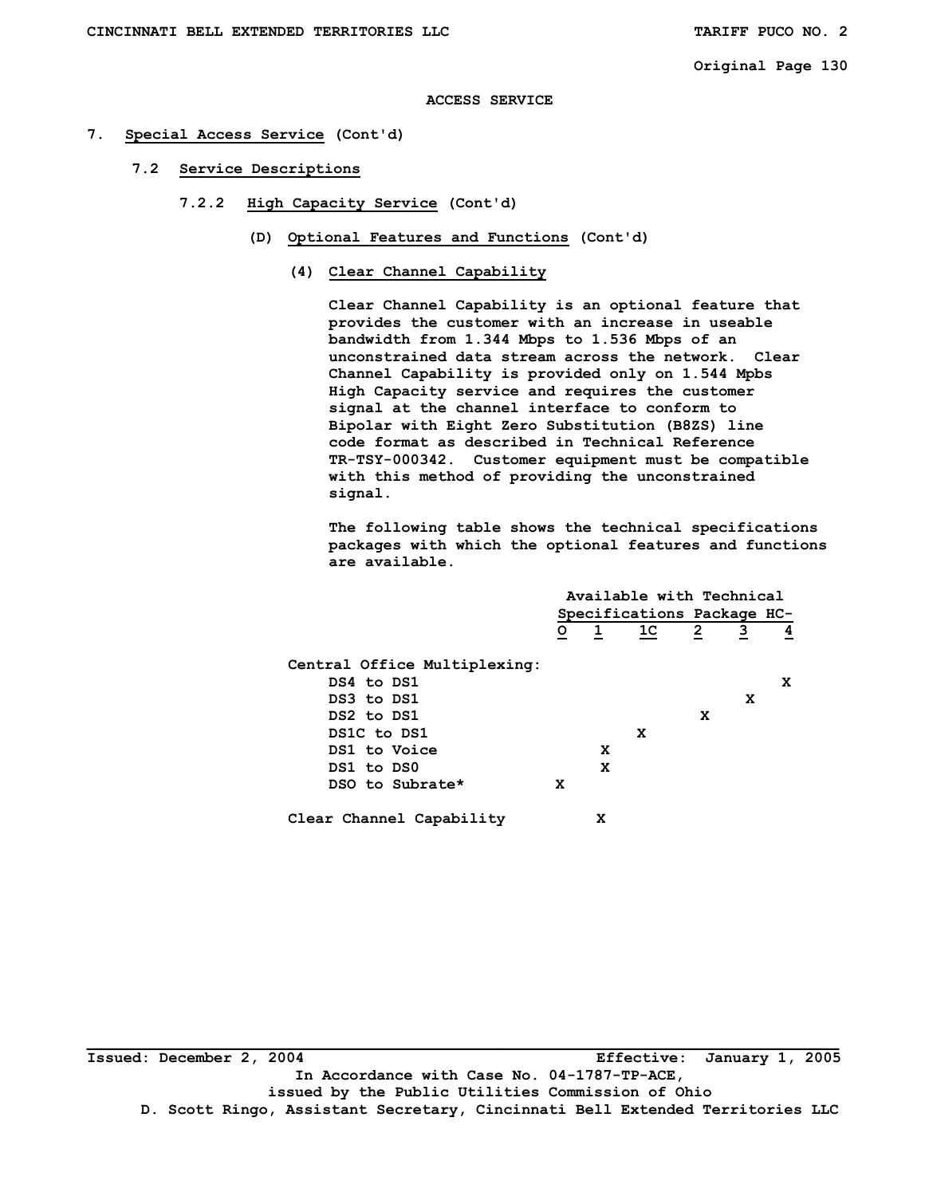ACCESS SERVICE

7. **Special Access Service** (Cont'd)

7.2 **Service Descriptions**

7.2.2 **High Capacity Service** (Cont'd)

(D) **Optional Features and Functions** (Cont'd)

(4) **Clear Channel Capability**

Clear Channel Capability is an optional feature that provides the customer with an increase in useable bandwidth from 1.344 Mbps to 1.536 Mbps of an unconstrained data stream across the network. Clear Channel Capability is provided only on 1.544 Mpbs High Capacity service and requires the customer signal at the channel interface to conform to Bipolar with Eight Zero Substitution (B8ZS) line code format as described in Technical Reference TR-TSY-000342. Customer equipment must be compatible with this method of providing the unconstrained signal.

The following table shows the technical specifications packages with which the optional features and functions are available.

| | Available with Technical Specifications Package HC- | | | | | |
|---|---|---|---|---|---|---|
| | O | 1 | 1C | 2 | 3 | 4 |
| **Central Office Multiplexing:** | | | | | | |
| DS4 to DS1 | | | | | | X |
| DS3 to DS1 | | | | | X | |
| DS2 to DS1 | | | | X | | |
| DS1C to DS1 | | | X | | | |
| DS1 to Voice | | X | | | | |
| DS1 to DS0 | | X | | | | |
| DSO to Subrate* | X | | | | | |
| Clear Channel Capability | | X | | | | |

Issued: December 2, 2004 Effective: January 1, 2005

In Accordance with Case No. 04-1787-TP-ACE, issued by the Public Utilities Commission of Ohio

D. Scott Ringo, Assistant Secretary, Cincinnati Bell Extended Territories LLC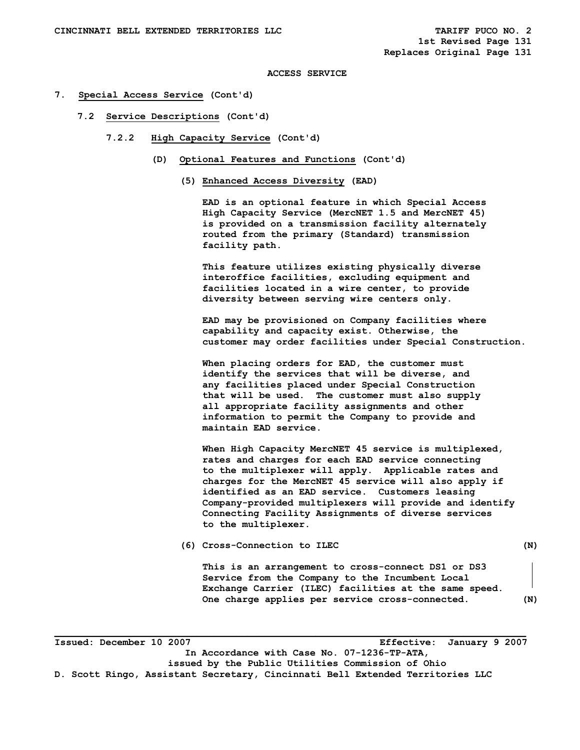ACCESS SERVICE

7. **Special Access Service** (Cont'd)

7.2 **Service Descriptions** (Cont'd)

7.2.2 **High Capacity Service** (Cont'd)

(D) **Optional Features and Functions** (Cont'd)

(5) **Enhanced Access Diversity** (EAD)

EAD is an optional feature in which Special Access High Capacity Service (MercNET 1.5 and MercNET 45) is provided on a transmission facility alternately routed from the primary (Standard) transmission facility path.

This feature utilizes existing physically diverse interoffice facilities, excluding equipment and facilities located in a wire center, to provide diversity between serving wire centers only.

EAD may be provisioned on Company facilities where capability and capacity exist. Otherwise, the customer may order facilities under Special Construction.

When placing orders for EAD, the customer must identify the services that will be diverse, and any facilities placed under Special Construction that will be used. The customer must also supply all appropriate facility assignments and other information to permit the Company to provide and maintain EAD service.

When High Capacity MercNET 45 service is multiplexed, rates and charges for each EAD service connecting to the multiplexer will apply. Applicable rates and charges for the MercNET 45 service will also apply if identified as an EAD service. Customers leasing Company-provided multiplexers will provide and identify Connecting Facility Assignments of diverse services to the multiplexer.

(6) Cross-Connection to ILEC (N)

This is an arrangement to cross-connect DS1 or DS3 Service from the Company to the Incumbent Local Exchange Carrier (ILEC) facilities at the same speed. One charge applies per service cross-connected. (N)

Issued: December 10 2007 Effective: January 9 2007

In Accordance with Case No. 07-1236-TP-ATA, issued by the Public Utilities Commission of Ohio

D. Scott Ringo, Assistant Secretary, Cincinnati Bell Extended Territories LLC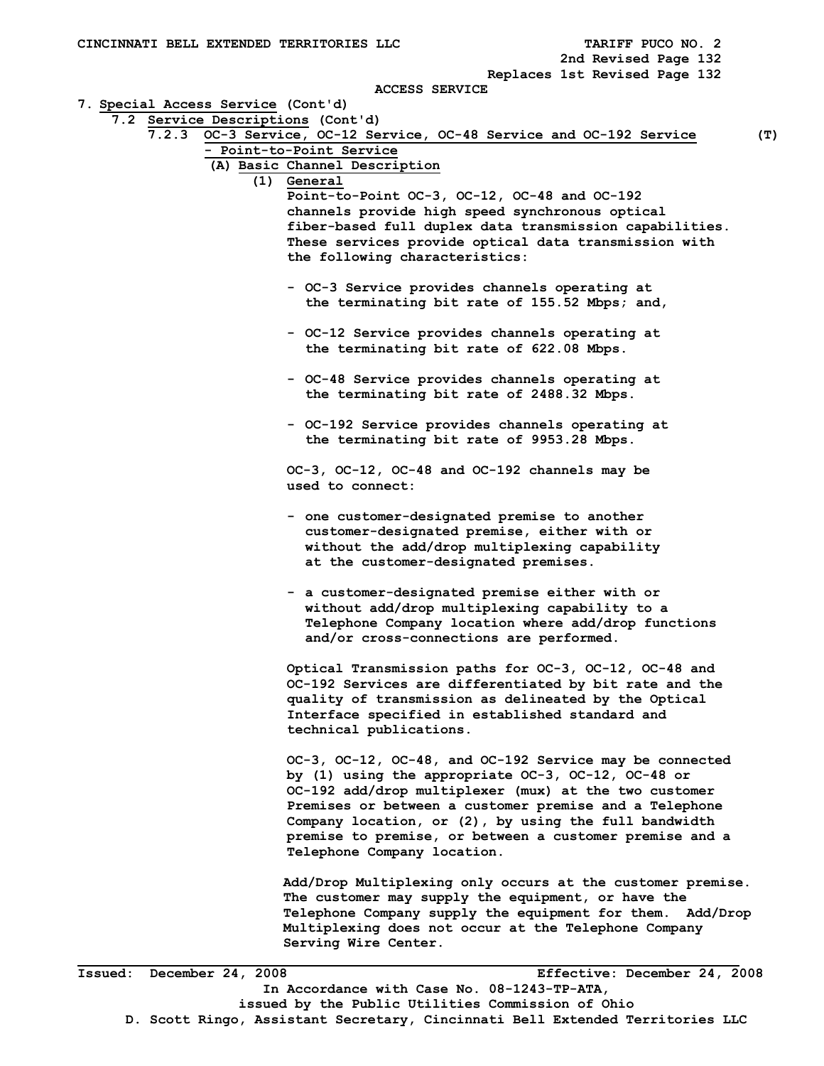ACCESS SERVICE

7. Special Access Service (Cont'd)

7.2 Service Descriptions (Cont'd)

7.2.3 OC-3 Service, OC-12 Service, OC-48 Service and OC-192 Service - Point-to-Point Service (T)

(A) Basic Channel Description

(1) General

Point-to-Point OC-3, OC-12, OC-48 and OC-192 channels provide high speed synchronous optical fiber-based full duplex data transmission capabilities. These services provide optical data transmission with the following characteristics:

- OC-3 Service provides channels operating at the terminating bit rate of 155.52 Mbps; and,
- OC-12 Service provides channels operating at the terminating bit rate of 622.08 Mbps.
- OC-48 Service provides channels operating at the terminating bit rate of 2488.32 Mbps.
- OC-192 Service provides channels operating at the terminating bit rate of 9953.28 Mbps.

OC-3, OC-12, OC-48 and OC-192 channels may be used to connect:

- one customer-designated premise to another customer-designated premise, either with or without the add/drop multiplexing capability at the customer-designated premises.
- a customer-designated premise either with or without add/drop multiplexing capability to a Telephone Company location where add/drop functions and/or cross-connections are performed.

Optical Transmission paths for OC-3, OC-12, OC-48 and OC-192 Services are differentiated by bit rate and the quality of transmission as delineated by the Optical Interface specified in established standard and technical publications.

OC-3, OC-12, OC-48, and OC-192 Service may be connected by (1) using the appropriate OC-3, OC-12, OC-48 or OC-192 add/drop multiplexer (mux) at the two customer Premises or between a customer premise and a Telephone Company location, or (2), by using the full bandwidth premise to premise, or between a customer premise and a Telephone Company location.

Add/Drop Multiplexing only occurs at the customer premise. The customer may supply the equipment, or have the Telephone Company supply the equipment for them. Add/Drop Multiplexing does not occur at the Telephone Company Serving Wire Center.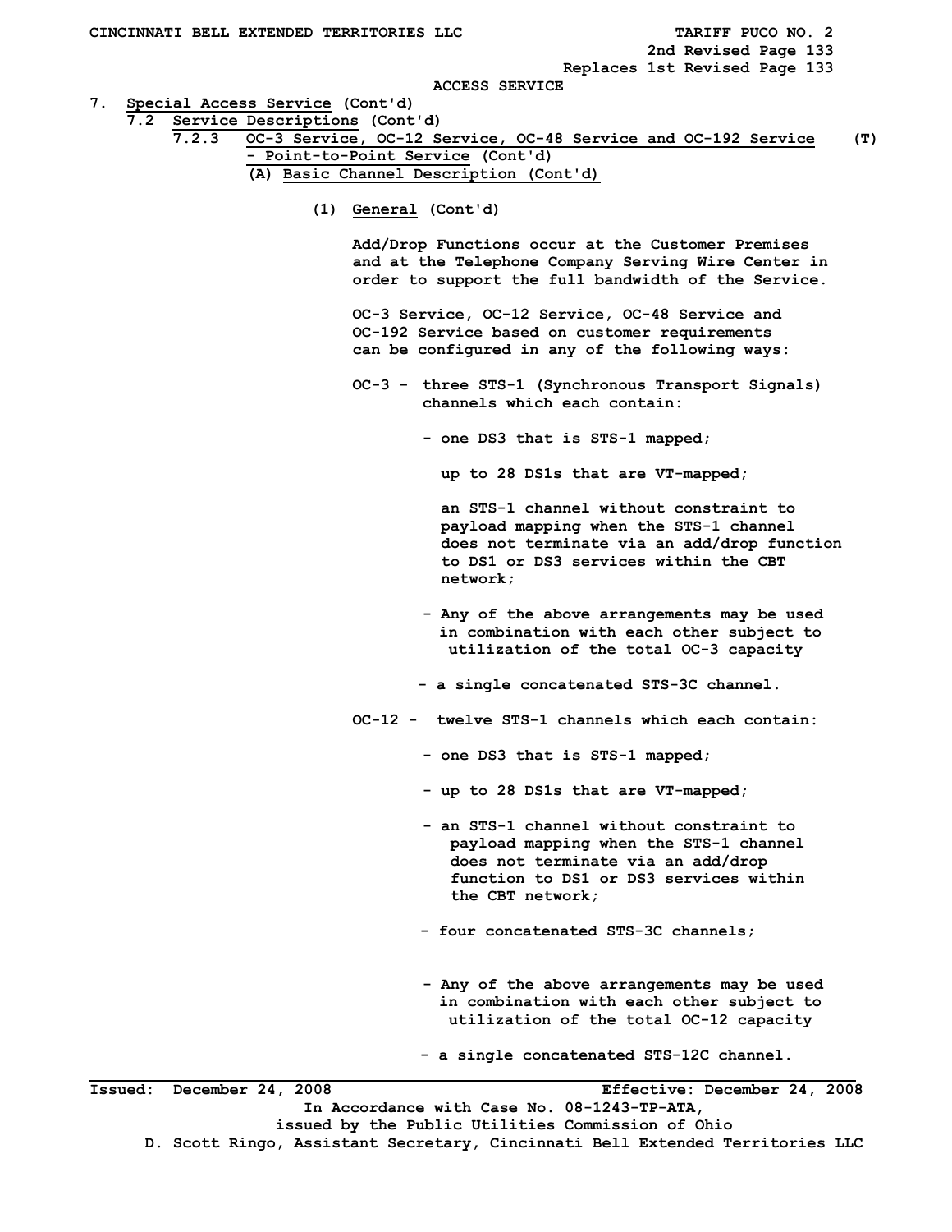ACCESS SERVICE

7. Special Access Service (Cont'd)

7.2 Service Descriptions (Cont'd)

7.2.3 OC-3 Service, OC-12 Service, OC-48 Service and OC-192 Service - Point-to-Point Service (Cont'd) (T)

(A) Basic Channel Description (Cont'd)

(1) General (Cont'd)

Add/Drop Functions occur at the Customer Premises and at the Telephone Company Serving Wire Center in order to support the full bandwidth of the Service.

OC-3 Service, OC-12 Service, OC-48 Service and OC-192 Service based on customer requirements can be configured in any of the following ways:

OC-3 - three STS-1 (Synchronous Transport Signals) channels which each contain:

- one DS3 that is STS-1 mapped;

  up to 28 DS1s that are VT-mapped;

  an STS-1 channel without constraint to payload mapping when the STS-1 channel does not terminate via an add/drop function to DS1 or DS3 services within the CBT network;

- Any of the above arrangements may be used in combination with each other subject to utilization of the total OC-3 capacity

- a single concatenated STS-3C channel.

OC-12 - twelve STS-1 channels which each contain:

- one DS3 that is STS-1 mapped;

- up to 28 DS1s that are VT-mapped;

- an STS-1 channel without constraint to payload mapping when the STS-1 channel does not terminate via an add/drop function to DS1 or DS3 services within the CBT network;

- four concatenated STS-3C channels;

- Any of the above arrangements may be used in combination with each other subject to utilization of the total OC-12 capacity

- a single concatenated STS-12C channel.

Issued: December 24, 2008 Effective: December 24, 2008

In Accordance with Case No. 08-1243-TP-ATA, issued by the Public Utilities Commission of Ohio

D. Scott Ringo, Assistant Secretary, Cincinnati Bell Extended Territories LLC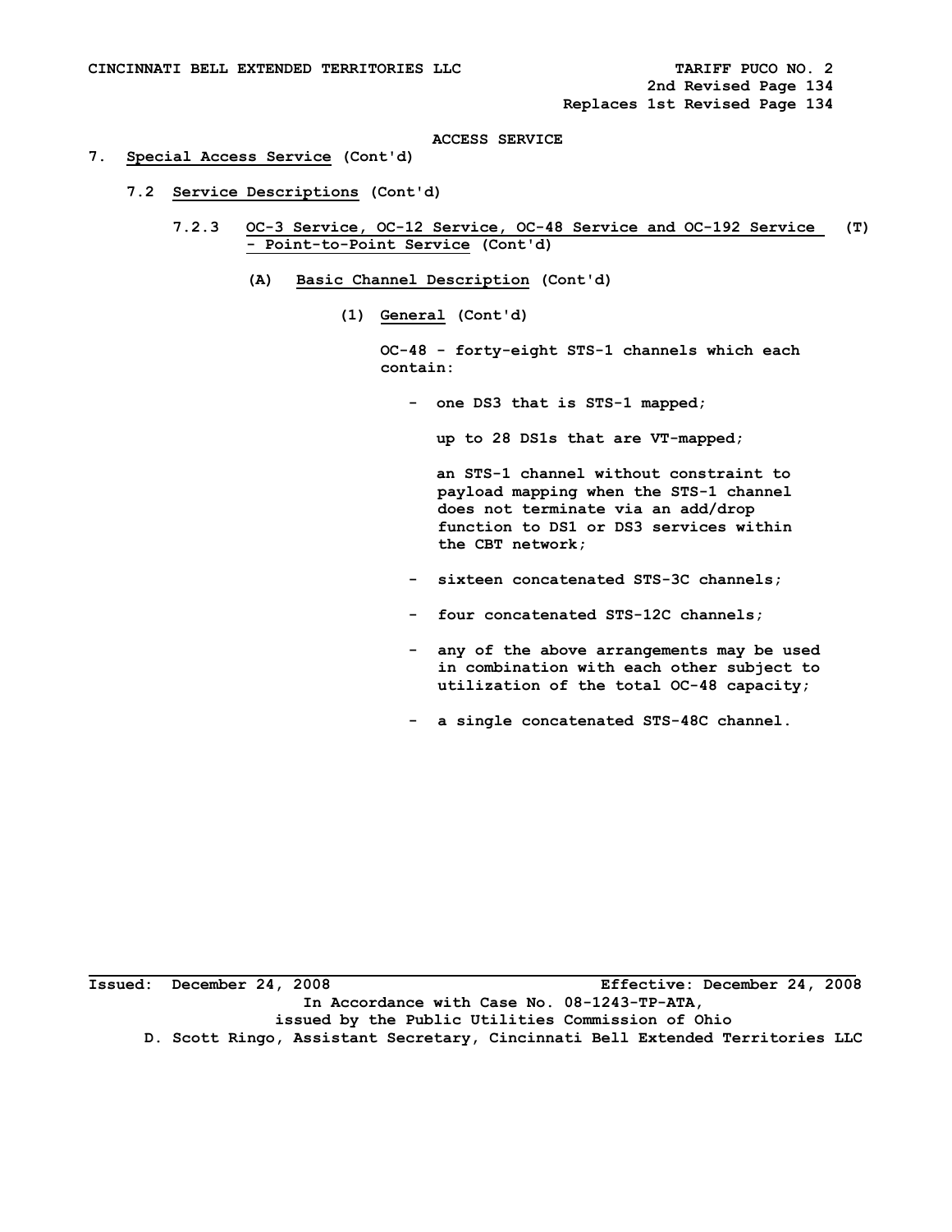ACCESS SERVICE

# 7. Special Access Service (Cont'd)

## 7.2 Service Descriptions (Cont'd)

### 7.2.3 OC-3 Service, OC-12 Service, OC-48 Service and OC-192 Service - Point-to-Point Service (Cont'd) (T)

#### (A) Basic Channel Description (Cont'd)

##### (1) General (Cont'd)

OC-48 - forty-eight STS-1 channels which each contain:

- one DS3 that is STS-1 mapped;

  up to 28 DS1s that are VT-mapped;

  an STS-1 channel without constraint to payload mapping when the STS-1 channel does not terminate via an add/drop function to DS1 or DS3 services within the CBT network;

- sixteen concatenated STS-3C channels;

- four concatenated STS-12C channels;

- any of the above arrangements may be used in combination with each other subject to utilization of the total OC-48 capacity;

- a single concatenated STS-48C channel.

Issued: December 24, 2008 Effective: December 24, 2008

In Accordance with Case No. 08-1243-TP-ATA, issued by the Public Utilities Commission of Ohio

D. Scott Ringo, Assistant Secretary, Cincinnati Bell Extended Territories LLC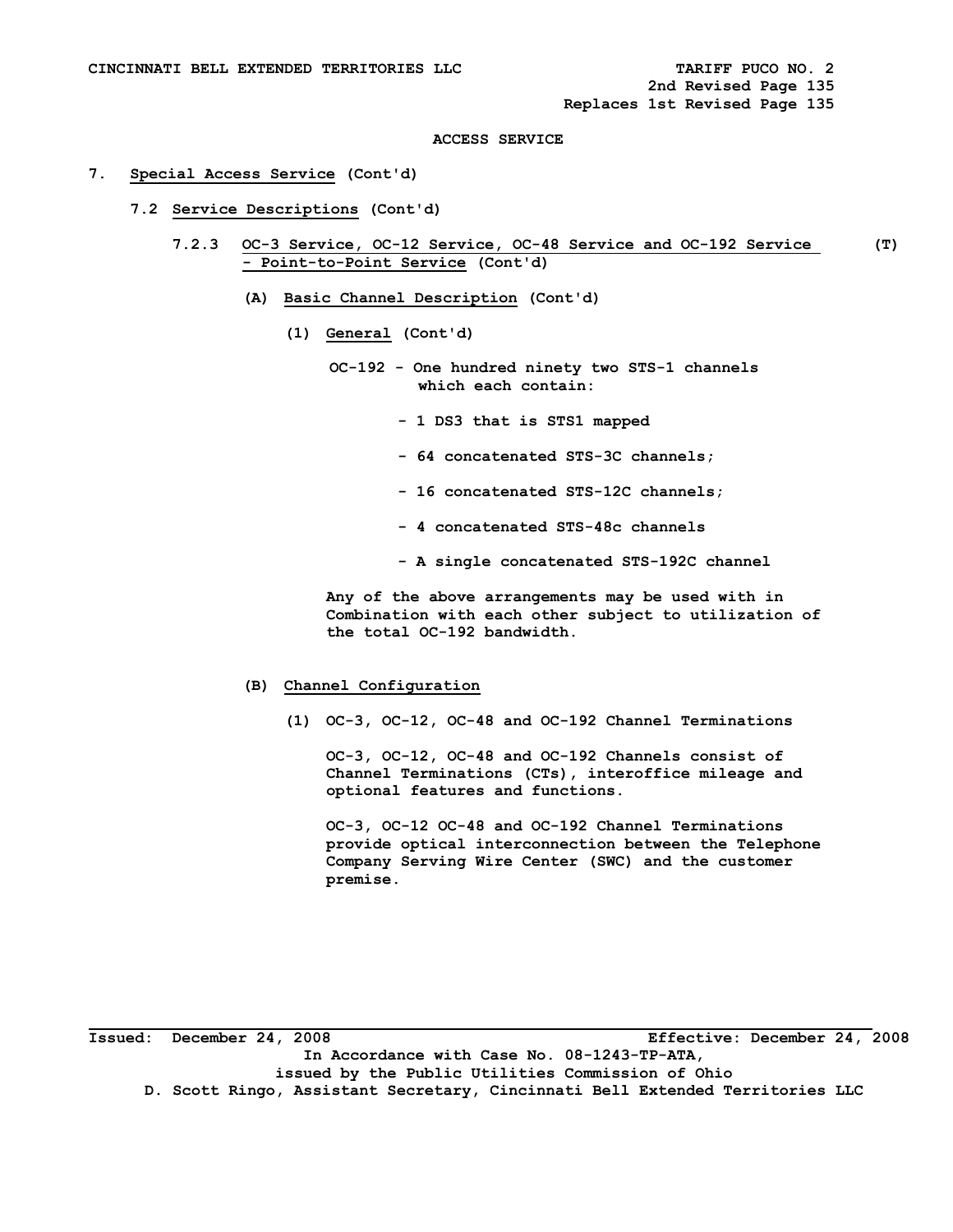ACCESS SERVICE

## 7. Special Access Service (Cont'd)

### 7.2 Service Descriptions (Cont'd)

#### 7.2.3 OC-3 Service, OC-12 Service, OC-48 Service and OC-192 Service - Point-to-Point Service (Cont'd) (T)

**(A) Basic Channel Description (Cont'd)**

**(1) General (Cont'd)**

OC-192 - One hundred ninety two STS-1 channels which each contain:

- 1 DS3 that is STS1 mapped
- 64 concatenated STS-3C channels;
- 16 concatenated STS-12C channels;
- 4 concatenated STS-48c channels
- A single concatenated STS-192C channel

Any of the above arrangements may be used with in Combination with each other subject to utilization of the total OC-192 bandwidth.

**(B) Channel Configuration**

**(1) OC-3, OC-12, OC-48 and OC-192 Channel Terminations**

OC-3, OC-12, OC-48 and OC-192 Channels consist of Channel Terminations (CTs), interoffice mileage and optional features and functions.

OC-3, OC-12 OC-48 and OC-192 Channel Terminations provide optical interconnection between the Telephone Company Serving Wire Center (SWC) and the customer premise.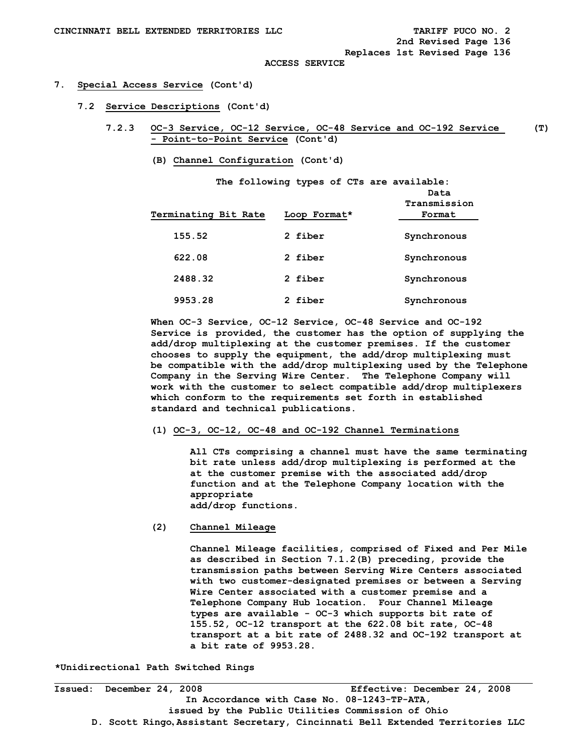# 7. Special Access Service (Cont'd)

## 7.2 Service Descriptions (Cont'd)

### 7.2.3 OC-3 Service, OC-12 Service, OC-48 Service and OC-192 Service - Point-to-Point Service (Cont'd) (T)

#### (B) Channel Configuration (Cont'd)

The following types of CTs are available:

| Terminating Bit Rate | Loop Format* | Data Transmission Format |
|---|---|---|
| 155.52 | 2 fiber | Synchronous |
| 622.08 | 2 fiber | Synchronous |
| 2488.32 | 2 fiber | Synchronous |
| 9953.28 | 2 fiber | Synchronous |

When OC-3 Service, OC-12 Service, OC-48 Service and OC-192 Service is provided, the customer has the option of supplying the add/drop multiplexing at the customer premises. If the customer chooses to supply the equipment, the add/drop multiplexing must be compatible with the add/drop multiplexing used by the Telephone Company in the Serving Wire Center. The Telephone Company will work with the customer to select compatible add/drop multiplexers which conform to the requirements set forth in established standard and technical publications.

(1) OC-3, OC-12, OC-48 and OC-192 Channel Terminations

All CTs comprising a channel must have the same terminating bit rate unless add/drop multiplexing is performed at the at the customer premise with the associated add/drop function and at the Telephone Company location with the appropriate add/drop functions.

(2) Channel Mileage

Channel Mileage facilities, comprised of Fixed and Per Mile as described in Section 7.1.2(B) preceding, provide the transmission paths between Serving Wire Centers associated with two customer-designated premises or between a Serving Wire Center associated with a customer premise and a Telephone Company Hub location. Four Channel Mileage types are available - OC-3 which supports bit rate of 155.52, OC-12 transport at the 622.08 bit rate, OC-48 transport at a bit rate of 2488.32 and OC-192 transport at a bit rate of 9953.28.

*Unidirectional Path Switched Rings

Issued: December 24, 2008 Effective: December 24, 2008

In Accordance with Case No. 08-1243-TP-ATA, issued by the Public Utilities Commission of Ohio

D. Scott Ringo, Assistant Secretary, Cincinnati Bell Extended Territories LLC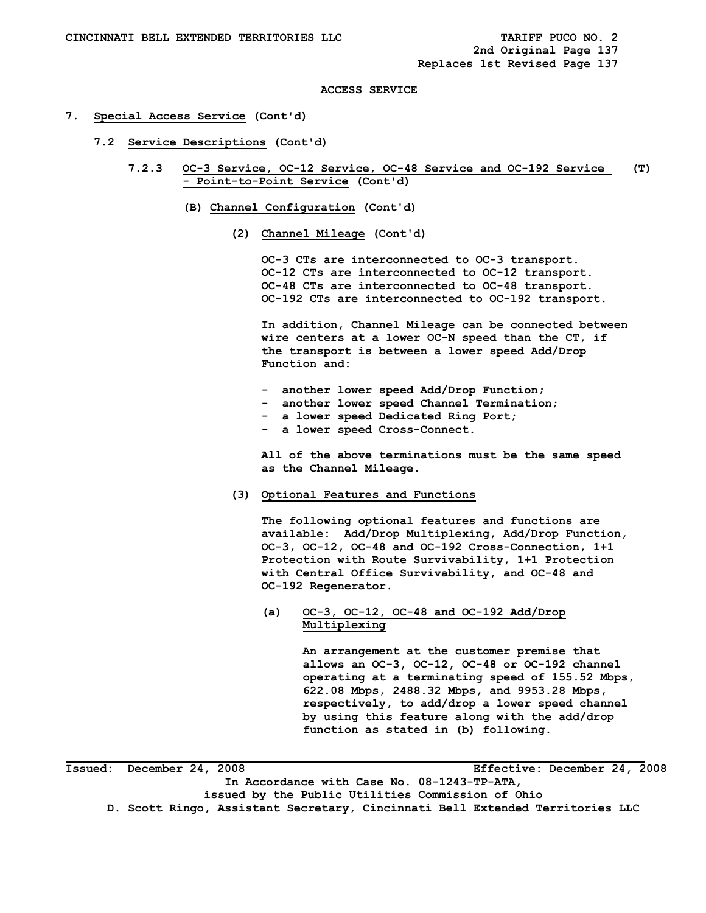ACCESS SERVICE

7. Special Access Service (Cont'd)

7.2 Service Descriptions (Cont'd)

7.2.3 OC-3 Service, OC-12 Service, OC-48 Service and OC-192 Service - Point-to-Point Service (Cont'd) (T)

(B) Channel Configuration (Cont'd)

(2) Channel Mileage (Cont'd)

OC-3 CTs are interconnected to OC-3 transport.
OC-12 CTs are interconnected to OC-12 transport.
OC-48 CTs are interconnected to OC-48 transport.
OC-192 CTs are interconnected to OC-192 transport.

In addition, Channel Mileage can be connected between wire centers at a lower OC-N speed than the CT, if the transport is between a lower speed Add/Drop Function and:

- another lower speed Add/Drop Function;
- another lower speed Channel Termination;
- a lower speed Dedicated Ring Port;
- a lower speed Cross-Connect.

All of the above terminations must be the same speed as the Channel Mileage.

(3) Optional Features and Functions

The following optional features and functions are available: Add/Drop Multiplexing, Add/Drop Function, OC-3, OC-12, OC-48 and OC-192 Cross-Connection, 1+1 Protection with Route Survivability, 1+1 Protection with Central Office Survivability, and OC-48 and OC-192 Regenerator.

(a) OC-3, OC-12, OC-48 and OC-192 Add/Drop Multiplexing

An arrangement at the customer premise that allows an OC-3, OC-12, OC-48 or OC-192 channel operating at a terminating speed of 155.52 Mbps, 622.08 Mbps, 2488.32 Mbps, and 9953.28 Mbps, respectively, to add/drop a lower speed channel by using this feature along with the add/drop function as stated in (b) following.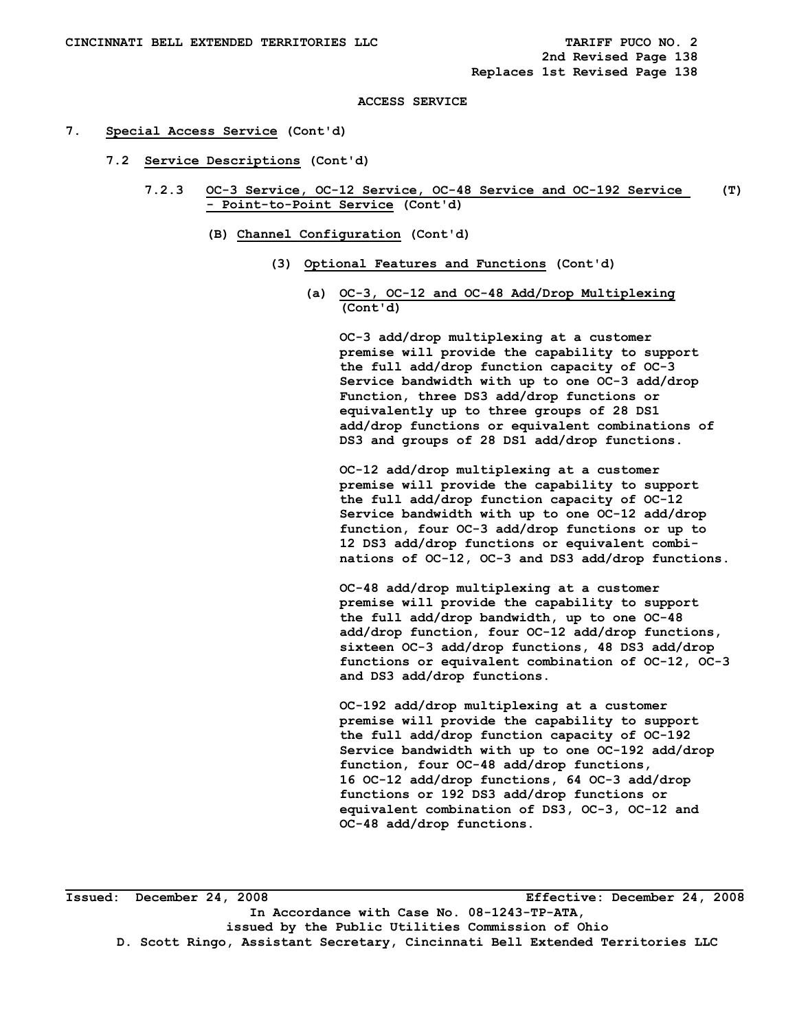ACCESS SERVICE

7. Special Access Service (Cont'd)

7.2 Service Descriptions (Cont'd)

7.2.3 OC-3 Service, OC-12 Service, OC-48 Service and OC-192 Service - Point-to-Point Service (Cont'd) (T)

(B) Channel Configuration (Cont'd)

(3) Optional Features and Functions (Cont'd)

(a) OC-3, OC-12 and OC-48 Add/Drop Multiplexing (Cont'd)

OC-3 add/drop multiplexing at a customer premise will provide the capability to support the full add/drop function capacity of OC-3 Service bandwidth with up to one OC-3 add/drop Function, three DS3 add/drop functions or equivalently up to three groups of 28 DS1 add/drop functions or equivalent combinations of DS3 and groups of 28 DS1 add/drop functions.

OC-12 add/drop multiplexing at a customer premise will provide the capability to support the full add/drop function capacity of OC-12 Service bandwidth with up to one OC-12 add/drop function, four OC-3 add/drop functions or up to 12 DS3 add/drop functions or equivalent combinations of OC-12, OC-3 and DS3 add/drop functions.

OC-48 add/drop multiplexing at a customer premise will provide the capability to support the full add/drop bandwidth, up to one OC-48 add/drop function, four OC-12 add/drop functions, sixteen OC-3 add/drop functions, 48 DS3 add/drop functions or equivalent combination of OC-12, OC-3 and DS3 add/drop functions.

OC-192 add/drop multiplexing at a customer premise will provide the capability to support the full add/drop function capacity of OC-192 Service bandwidth with up to one OC-192 add/drop function, four OC-48 add/drop functions, 16 OC-12 add/drop functions, 64 OC-3 add/drop functions or 192 DS3 add/drop functions or equivalent combination of DS3, OC-3, OC-12 and OC-48 add/drop functions.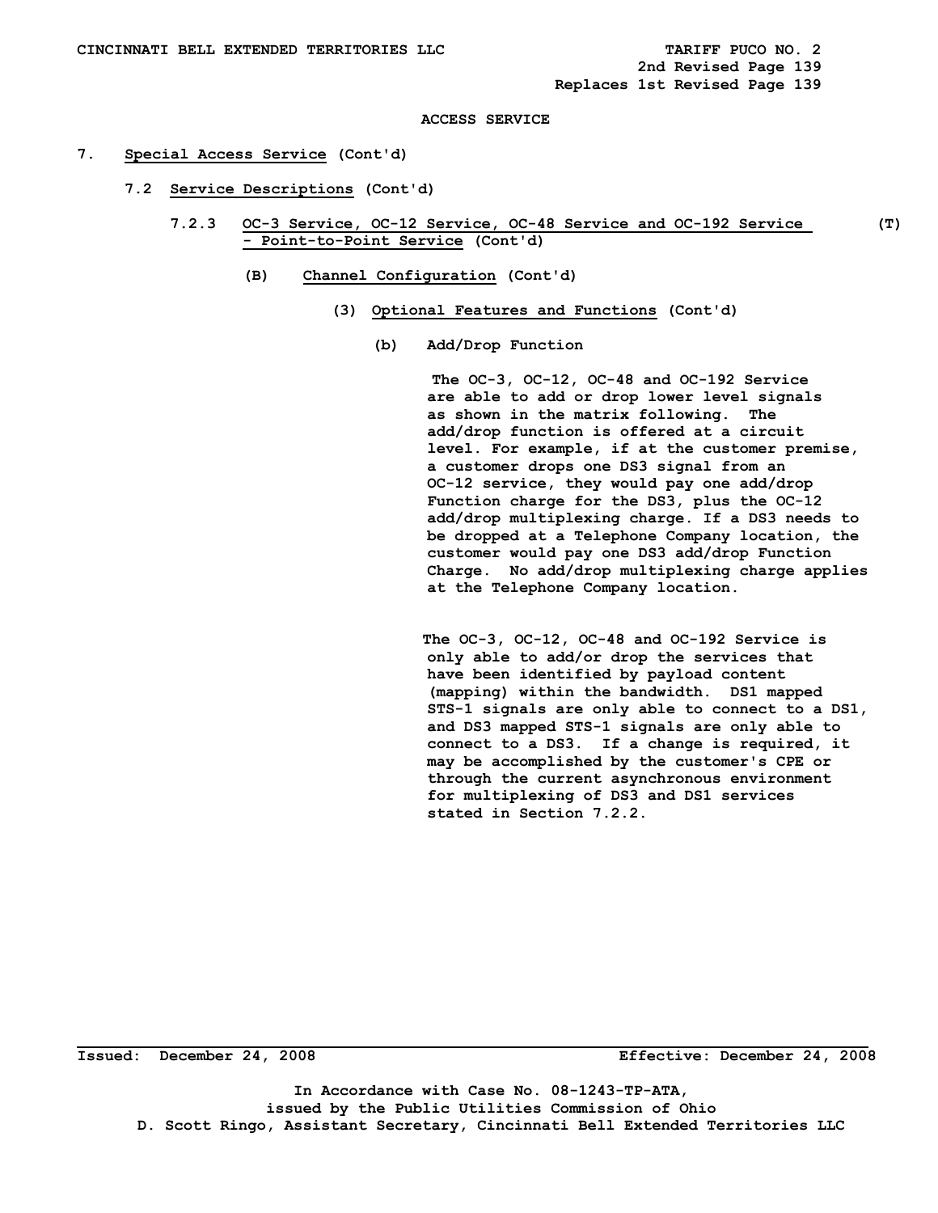ACCESS SERVICE

7. **Special Access Service** (Cont'd)

7.2 **Service Descriptions** (Cont'd)

7.2.3 **OC-3 Service, OC-12 Service, OC-48 Service and OC-192 Service - Point-to-Point Service** (Cont'd) (T)

(B) **Channel Configuration** (Cont'd)

(3) **Optional Features and Functions** (Cont'd)

(b) Add/Drop Function

The OC-3, OC-12, OC-48 and OC-192 Service are able to add or drop lower level signals as shown in the matrix following. The add/drop function is offered at a circuit level. For example, if at the customer premise, a customer drops one DS3 signal from an OC-12 service, they would pay one add/drop Function charge for the DS3, plus the OC-12 add/drop multiplexing charge. If a DS3 needs to be dropped at a Telephone Company location, the customer would pay one DS3 add/drop Function Charge. No add/drop multiplexing charge applies at the Telephone Company location.

The OC-3, OC-12, OC-48 and OC-192 Service is only able to add/or drop the services that have been identified by payload content (mapping) within the bandwidth. DS1 mapped STS-1 signals are only able to connect to a DS1, and DS3 mapped STS-1 signals are only able to connect to a DS3. If a change is required, it may be accomplished by the customer's CPE or through the current asynchronous environment for multiplexing of DS3 and DS1 services stated in Section 7.2.2.

Issued: December 24, 2008 Effective: December 24, 2008

In Accordance with Case No. 08-1243-TP-ATA,
issued by the Public Utilities Commission of Ohio
D. Scott Ringo, Assistant Secretary, Cincinnati Bell Extended Territories LLC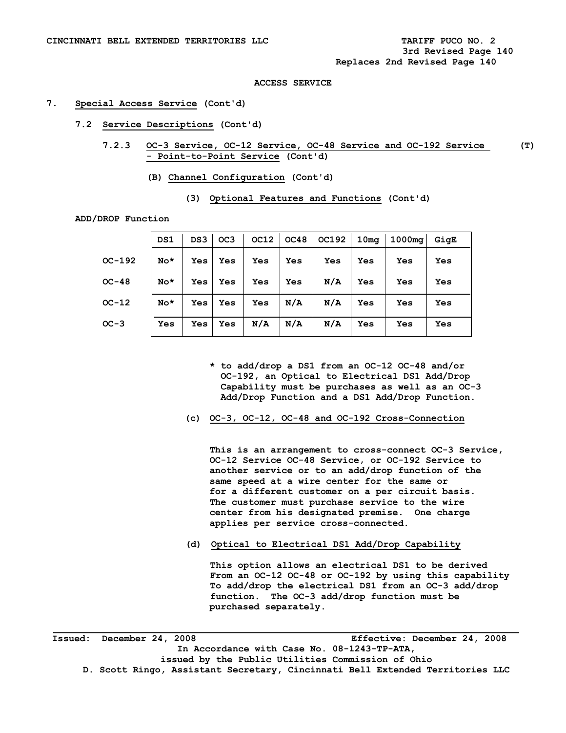ACCESS SERVICE

# 7. Special Access Service (Cont'd)

## 7.2 Service Descriptions (Cont'd)

### 7.2.3 OC-3 Service, OC-12 Service, OC-48 Service and OC-192 Service - Point-to-Point Service (Cont'd) (T)

**(B) Channel Configuration (Cont'd)**

**(3) Optional Features and Functions (Cont'd)**

**ADD/DROP Function**

| | DS1 | DS3 | OC3 | OC12 | OC48 | OC192 | 10mg | 1000mg | GigE |
|---|---|---|---|---|---|---|---|---|---|
| OC-192 | No* | Yes | Yes | Yes | Yes | Yes | Yes | Yes | Yes |
| OC-48 | No* | Yes | Yes | Yes | Yes | N/A | Yes | Yes | Yes |
| OC-12 | No* | Yes | Yes | Yes | N/A | N/A | Yes | Yes | Yes |
| OC-3 | Yes | Yes | Yes | N/A | N/A | N/A | Yes | Yes | Yes |

\* to add/drop a DS1 from an OC-12 OC-48 and/or OC-192, an Optical to Electrical DS1 Add/Drop Capability must be purchases as well as an OC-3 Add/Drop Function and a DS1 Add/Drop Function.

**(c) OC-3, OC-12, OC-48 and OC-192 Cross-Connection**

This is an arrangement to cross-connect OC-3 Service, OC-12 Service OC-48 Service, or OC-192 Service to another service or to an add/drop function of the same speed at a wire center for the same or for a different customer on a per circuit basis. The customer must purchase service to the wire center from his designated premise. One charge applies per service cross-connected.

**(d) Optical to Electrical DS1 Add/Drop Capability**

This option allows an electrical DS1 to be derived From an OC-12 OC-48 or OC-192 by using this capability To add/drop the electrical DS1 from an OC-3 add/drop function. The OC-3 add/drop function must be purchased separately.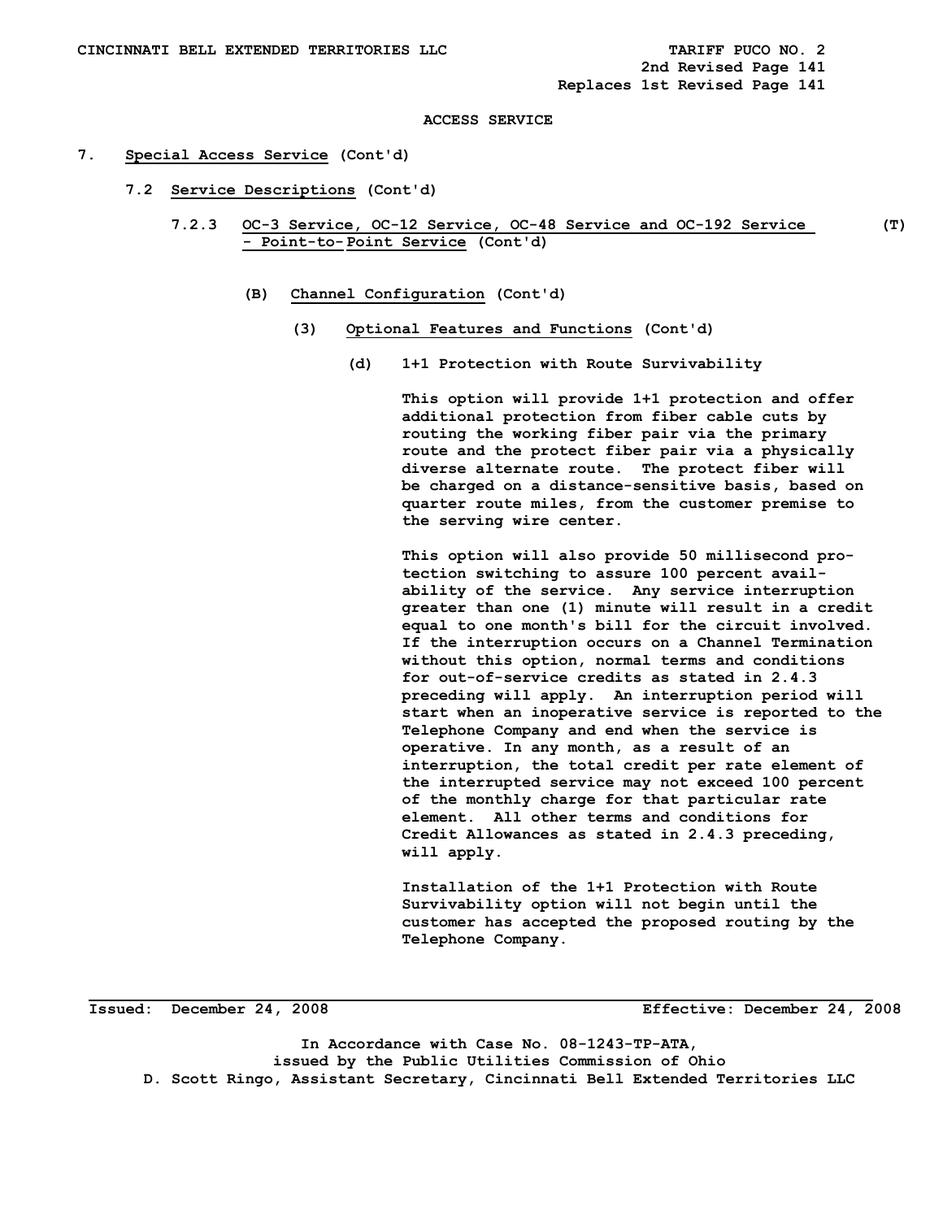ACCESS SERVICE

7. Special Access Service (Cont'd)

7.2 Service Descriptions (Cont'd)

7.2.3 OC-3 Service, OC-12 Service, OC-48 Service and OC-192 Service - Point-to-Point Service (Cont'd) (T)

(B) Channel Configuration (Cont'd)

(3) Optional Features and Functions (Cont'd)

(d) 1+1 Protection with Route Survivability

This option will provide 1+1 protection and offer additional protection from fiber cable cuts by routing the working fiber pair via the primary route and the protect fiber pair via a physically diverse alternate route. The protect fiber will be charged on a distance-sensitive basis, based on quarter route miles, from the customer premise to the serving wire center.

This option will also provide 50 millisecond protection switching to assure 100 percent availability of the service. Any service interruption greater than one (1) minute will result in a credit equal to one month's bill for the circuit involved. If the interruption occurs on a Channel Termination without this option, normal terms and conditions for out-of-service credits as stated in 2.4.3 preceding will apply. An interruption period will start when an inoperative service is reported to the Telephone Company and end when the service is operative. In any month, as a result of an interruption, the total credit per rate element of the interrupted service may not exceed 100 percent of the monthly charge for that particular rate element. All other terms and conditions for Credit Allowances as stated in 2.4.3 preceding, will apply.

Installation of the 1+1 Protection with Route Survivability option will not begin until the customer has accepted the proposed routing by the Telephone Company.

Issued: December 24, 2008 Effective: December 24, 2008

In Accordance with Case No. 08-1243-TP-ATA, issued by the Public Utilities Commission of Ohio

D. Scott Ringo, Assistant Secretary, Cincinnati Bell Extended Territories LLC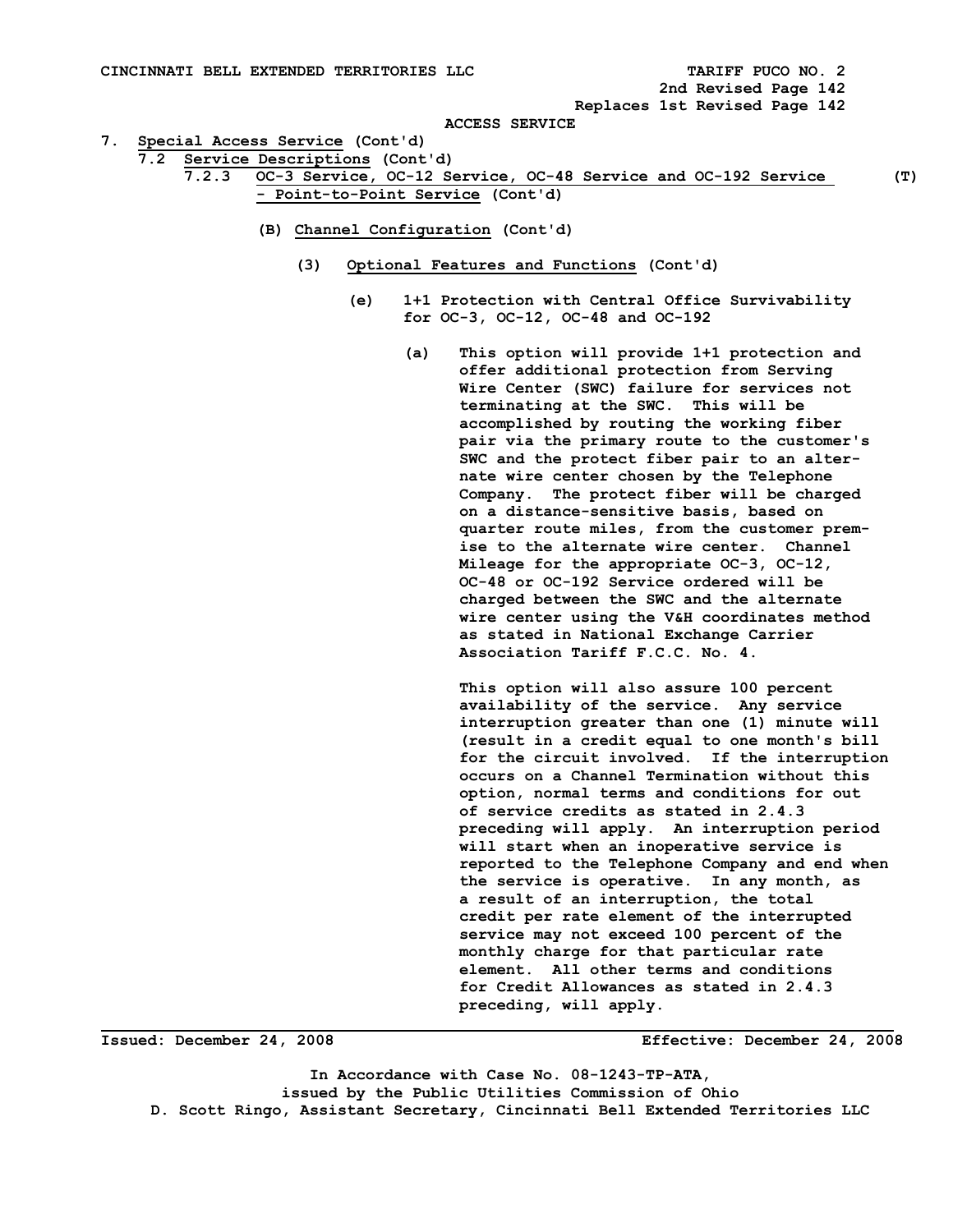ACCESS SERVICE

7. Special Access Service (Cont'd)

7.2 Service Descriptions (Cont'd)

7.2.3 OC-3 Service, OC-12 Service, OC-48 Service and OC-192 Service - Point-to-Point Service (Cont'd) (T)

(B) Channel Configuration (Cont'd)

(3) Optional Features and Functions (Cont'd)

(e) 1+1 Protection with Central Office Survivability for OC-3, OC-12, OC-48 and OC-192

(a) This option will provide 1+1 protection and offer additional protection from Serving Wire Center (SWC) failure for services not terminating at the SWC. This will be accomplished by routing the working fiber pair via the primary route to the customer's SWC and the protect fiber pair to an alternate wire center chosen by the Telephone Company. The protect fiber will be charged on a distance-sensitive basis, based on quarter route miles, from the customer premise to the alternate wire center. Channel Mileage for the appropriate OC-3, OC-12, OC-48 or OC-192 Service ordered will be charged between the SWC and the alternate wire center using the V&H coordinates method as stated in National Exchange Carrier Association Tariff F.C.C. No. 4.

This option will also assure 100 percent availability of the service. Any service interruption greater than one (1) minute will (result in a credit equal to one month's bill for the circuit involved. If the interruption occurs on a Channel Termination without this option, normal terms and conditions for out of service credits as stated in 2.4.3 preceding will apply. An interruption period will start when an inoperative service is reported to the Telephone Company and end when the service is operative. In any month, as a result of an interruption, the total credit per rate element of the interrupted service may not exceed 100 percent of the monthly charge for that particular rate element. All other terms and conditions for Credit Allowances as stated in 2.4.3 preceding, will apply.

Issued: December 24, 2008 Effective: December 24, 2008

In Accordance with Case No. 08-1243-TP-ATA, issued by the Public Utilities Commission of Ohio

D. Scott Ringo, Assistant Secretary, Cincinnati Bell Extended Territories LLC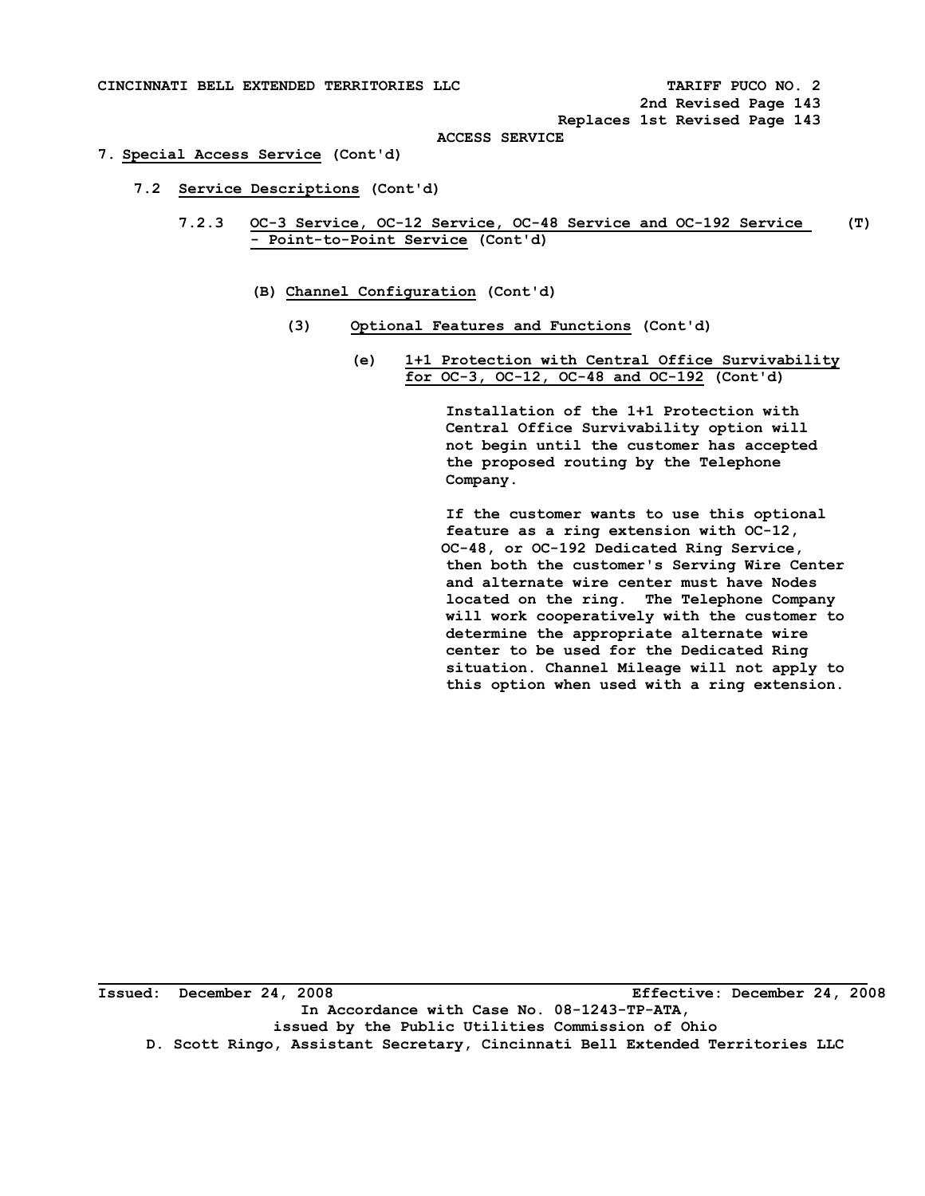ACCESS SERVICE

7. **Special Access Service** (Cont'd)

7.2 **Service Descriptions** (Cont'd)

7.2.3 **OC-3 Service, OC-12 Service, OC-48 Service and OC-192 Service - Point-to-Point Service** (Cont'd) (T)

(B) **Channel Configuration** (Cont'd)

(3) **Optional Features and Functions** (Cont'd)

(e) **1+1 Protection with Central Office Survivability for OC-3, OC-12, OC-48 and OC-192** (Cont'd)

Installation of the 1+1 Protection with Central Office Survivability option will not begin until the customer has accepted the proposed routing by the Telephone Company.

If the customer wants to use this optional feature as a ring extension with OC-12, OC-48, or OC-192 Dedicated Ring Service, then both the customer's Serving Wire Center and alternate wire center must have Nodes located on the ring. The Telephone Company will work cooperatively with the customer to determine the appropriate alternate wire center to be used for the Dedicated Ring situation. Channel Mileage will not apply to this option when used with a ring extension.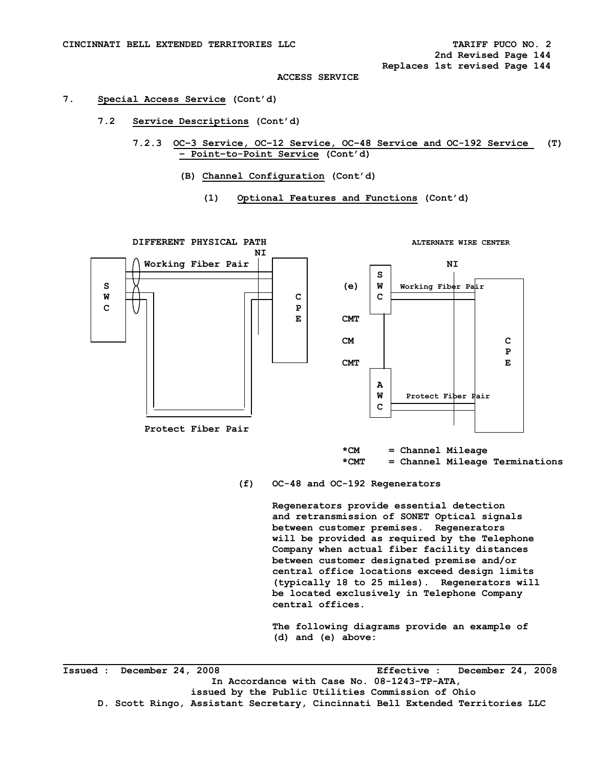ACCESS SERVICE

7. Special Access Service (Cont'd)

7.2 Service Descriptions (Cont'd)

7.2.3 OC-3 Service, OC-12 Service, OC-48 Service and OC-192 Service – Point-to-Point Service (Cont'd) (T)

(B) Channel Configuration (Cont'd)

(1) Optional Features and Functions (Cont'd)

DIFFERENT PHYSICAL PATH

NI

Working Fiber Pair

SWC

CPE

Protect Fiber Pair

ALTERNATE WIRE CENTER

NI

(e)

SWC

Working Fiber Pair

CMT

CM

CMT

CPE

AWC

Protect Fiber Pair

*CM = Channel Mileage
*CMT = Channel Mileage Terminations

(f) OC-48 and OC-192 Regenerators

Regenerators provide essential detection and retransmission of SONET Optical signals between customer premises. Regenerators will be provided as required by the Telephone Company when actual fiber facility distances between customer designated premise and/or central office locations exceed design limits (typically 18 to 25 miles). Regenerators will be located exclusively in Telephone Company central offices.

The following diagrams provide an example of (d) and (e) above:

Issued : December 24, 2008 Effective : December 24, 2008

In Accordance with Case No. 08-1243-TP-ATA, issued by the Public Utilities Commission of Ohio

D. Scott Ringo, Assistant Secretary, Cincinnati Bell Extended Territories LLC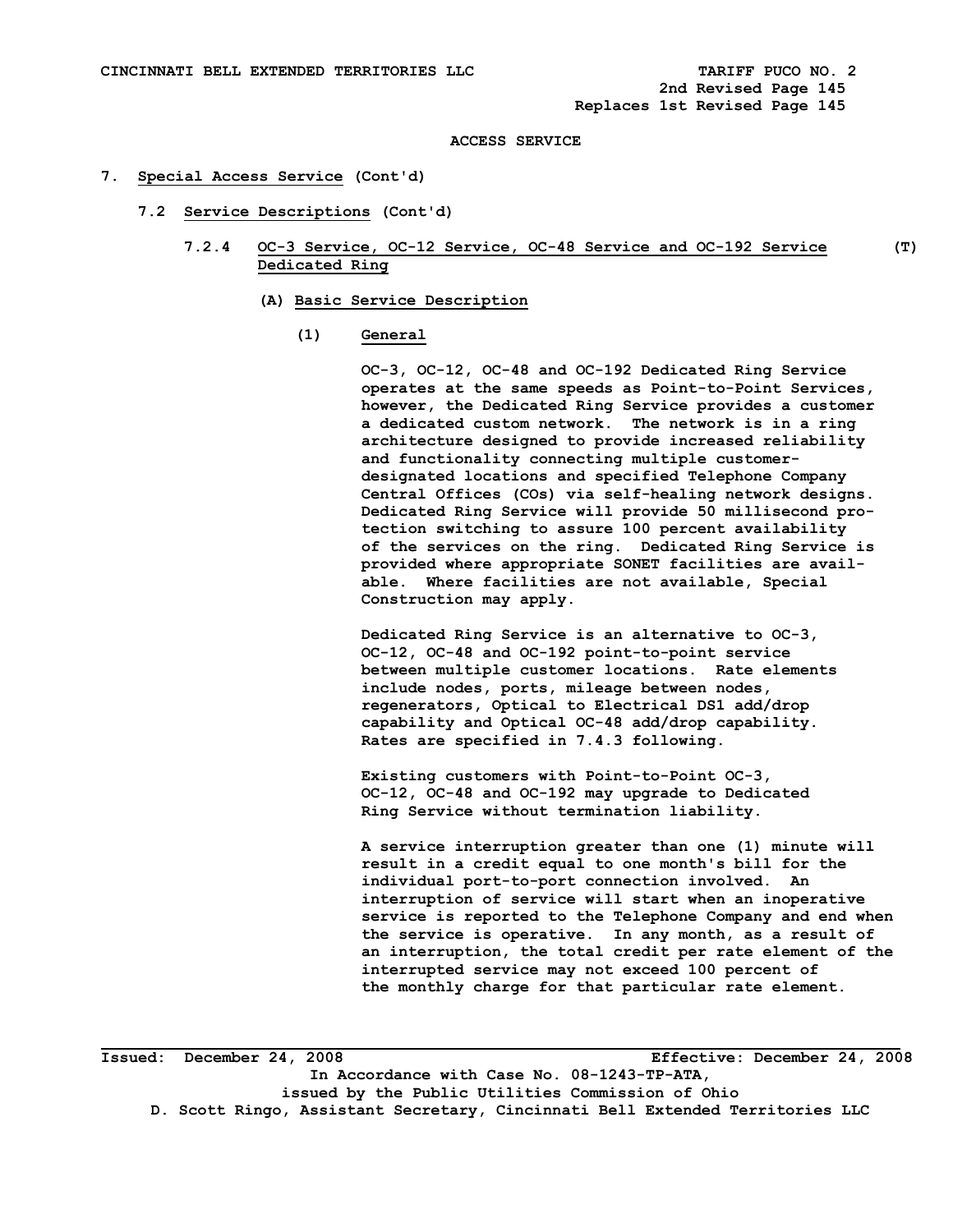ACCESS SERVICE

## 7. Special Access Service (Cont'd)

### 7.2 Service Descriptions (Cont'd)

#### 7.2.4 OC-3 Service, OC-12 Service, OC-48 Service and OC-192 Service Dedicated Ring (T)

##### (A) Basic Service Description

###### (1) General

OC-3, OC-12, OC-48 and OC-192 Dedicated Ring Service operates at the same speeds as Point-to-Point Services, however, the Dedicated Ring Service provides a customer a dedicated custom network. The network is in a ring architecture designed to provide increased reliability and functionality connecting multiple customer-designated locations and specified Telephone Company Central Offices (COs) via self-healing network designs. Dedicated Ring Service will provide 50 millisecond protection switching to assure 100 percent availability of the services on the ring. Dedicated Ring Service is provided where appropriate SONET facilities are available. Where facilities are not available, Special Construction may apply.

Dedicated Ring Service is an alternative to OC-3, OC-12, OC-48 and OC-192 point-to-point service between multiple customer locations. Rate elements include nodes, ports, mileage between nodes, regenerators, Optical to Electrical DS1 add/drop capability and Optical OC-48 add/drop capability. Rates are specified in 7.4.3 following.

Existing customers with Point-to-Point OC-3, OC-12, OC-48 and OC-192 may upgrade to Dedicated Ring Service without termination liability.

A service interruption greater than one (1) minute will result in a credit equal to one month's bill for the individual port-to-port connection involved. An interruption of service will start when an inoperative service is reported to the Telephone Company and end when the service is operative. In any month, as a result of an interruption, the total credit per rate element of the interrupted service may not exceed 100 percent of the monthly charge for that particular rate element.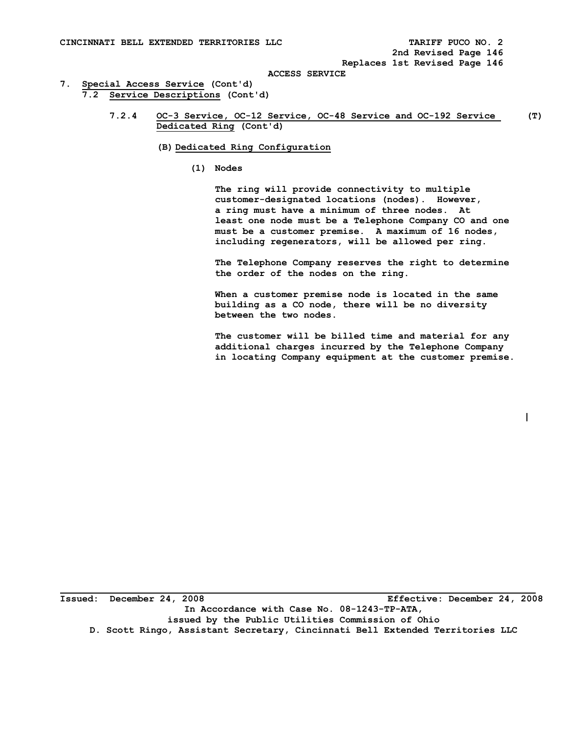ACCESS SERVICE

7. Special Access Service (Cont'd)

7.2 Service Descriptions (Cont'd)

7.2.4 OC-3 Service, OC-12 Service, OC-48 Service and OC-192 Service Dedicated Ring (Cont'd) (T)

(B) Dedicated Ring Configuration

(1) Nodes

The ring will provide connectivity to multiple customer-designated locations (nodes). However, a ring must have a minimum of three nodes. At least one node must be a Telephone Company CO and one must be a customer premise. A maximum of 16 nodes, including regenerators, will be allowed per ring.

The Telephone Company reserves the right to determine the order of the nodes on the ring.

When a customer premise node is located in the same building as a CO node, there will be no diversity between the two nodes.

The customer will be billed time and material for any additional charges incurred by the Telephone Company in locating Company equipment at the customer premise.

Issued: December 24, 2008 Effective: December 24, 2008

In Accordance with Case No. 08-1243-TP-ATA, issued by the Public Utilities Commission of Ohio

D. Scott Ringo, Assistant Secretary, Cincinnati Bell Extended Territories LLC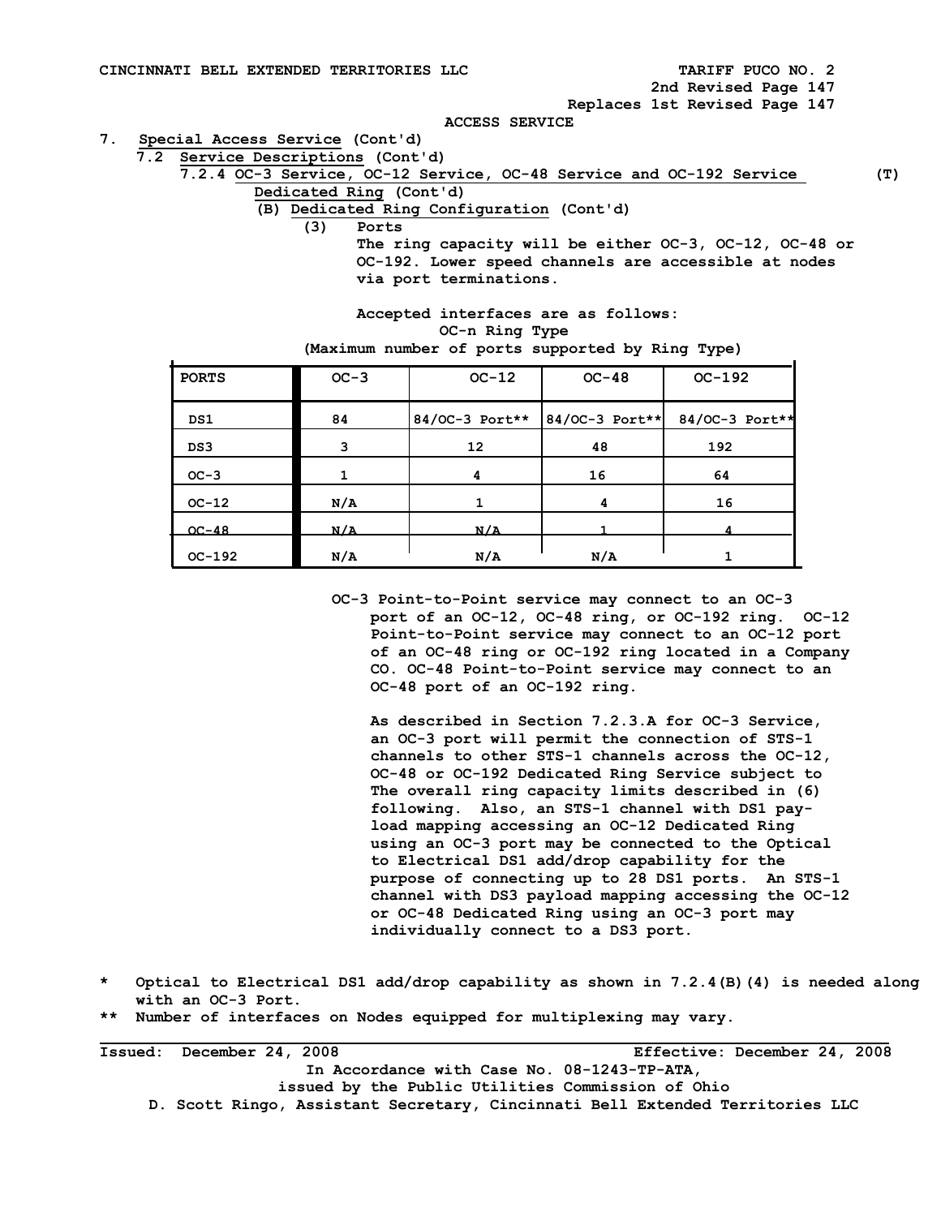ACCESS SERVICE

7. Special Access Service (Cont'd)

7.2 Service Descriptions (Cont'd)

7.2.4 OC-3 Service, OC-12 Service, OC-48 Service and OC-192 Service Dedicated Ring (Cont'd) (T)

(B) Dedicated Ring Configuration (Cont'd)

(3) Ports

The ring capacity will be either OC-3, OC-12, OC-48 or OC-192. Lower speed channels are accessible at nodes via port terminations.

Accepted interfaces are as follows:

OC-n Ring Type
(Maximum number of ports supported by Ring Type)

| PORTS | OC-3 | OC-12 | OC-48 | OC-192 |
|---|---|---|---|---|
| DS1 | 84 | 84/OC-3 Port** | 84/OC-3 Port** | 84/OC-3 Port** |
| DS3 | 3 | 12 | 48 | 192 |
| OC-3 | 1 | 4 | 16 | 64 |
| OC-12 | N/A | 1 | 4 | 16 |
| OC-48 | N/A | N/A | 1 | 4 |
| OC-192 | N/A | N/A | N/A | 1 |

OC-3 Point-to-Point service may connect to an OC-3 port of an OC-12, OC-48 ring, or OC-192 ring. OC-12 Point-to-Point service may connect to an OC-12 port of an OC-48 ring or OC-192 ring located in a Company CO. OC-48 Point-to-Point service may connect to an OC-48 port of an OC-192 ring.

As described in Section 7.2.3.A for OC-3 Service, an OC-3 port will permit the connection of STS-1 channels to other STS-1 channels across the OC-12, OC-48 or OC-192 Dedicated Ring Service subject to The overall ring capacity limits described in (6) following. Also, an STS-1 channel with DS1 pay-load mapping accessing an OC-12 Dedicated Ring using an OC-3 port may be connected to the Optical to Electrical DS1 add/drop capability for the purpose of connecting up to 28 DS1 ports. An STS-1 channel with DS3 payload mapping accessing the OC-12 or OC-48 Dedicated Ring using an OC-3 port may individually connect to a DS3 port.

\* Optical to Electrical DS1 add/drop capability as shown in 7.2.4(B)(4) is needed along with an OC-3 Port.

\*\* Number of interfaces on Nodes equipped for multiplexing may vary.

Issued: December 24, 2008 Effective: December 24, 2008

In Accordance with Case No. 08-1243-TP-ATA, issued by the Public Utilities Commission of Ohio

D. Scott Ringo, Assistant Secretary, Cincinnati Bell Extended Territories LLC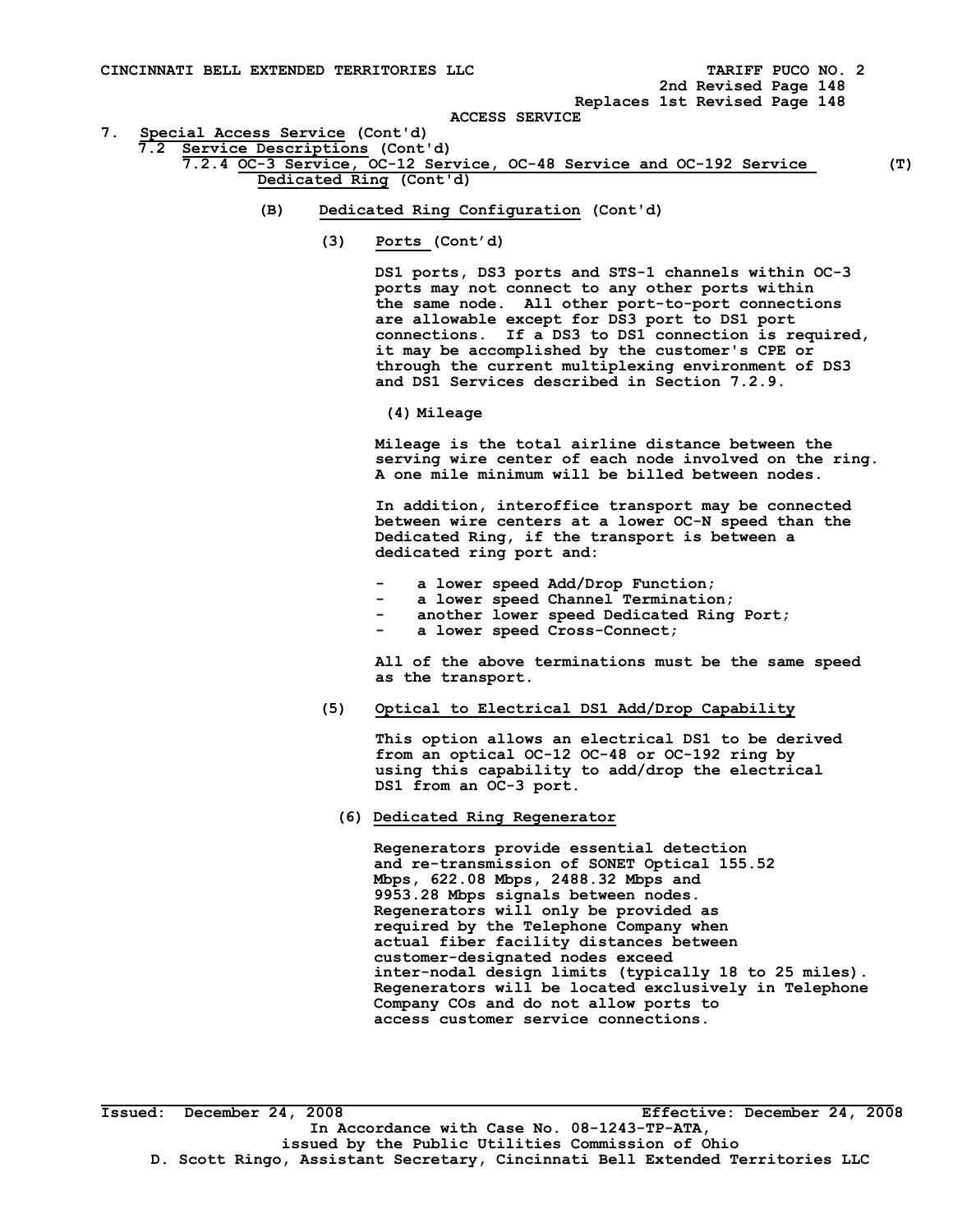ACCESS SERVICE

7. Special Access Service (Cont'd)

7.2 Service Descriptions (Cont'd)

7.2.4 OC-3 Service, OC-12 Service, OC-48 Service and OC-192 Service Dedicated Ring (Cont'd) (T)

(B) Dedicated Ring Configuration (Cont'd)

(3) Ports (Cont'd)

DS1 ports, DS3 ports and STS-1 channels within OC-3 ports may not connect to any other ports within the same node. All other port-to-port connections are allowable except for DS3 port to DS1 port connections. If a DS3 to DS1 connection is required, it may be accomplished by the customer's CPE or through the current multiplexing environment of DS3 and DS1 Services described in Section 7.2.9.

(4) Mileage

Mileage is the total airline distance between the serving wire center of each node involved on the ring. A one mile minimum will be billed between nodes.

In addition, interoffice transport may be connected between wire centers at a lower OC-N speed than the Dedicated Ring, if the transport is between a dedicated ring port and:

- a lower speed Add/Drop Function;
- a lower speed Channel Termination;
- another lower speed Dedicated Ring Port;
- a lower speed Cross-Connect;

All of the above terminations must be the same speed as the transport.

(5) Optical to Electrical DS1 Add/Drop Capability

This option allows an electrical DS1 to be derived from an optical OC-12 OC-48 or OC-192 ring by using this capability to add/drop the electrical DS1 from an OC-3 port.

(6) Dedicated Ring Regenerator

Regenerators provide essential detection and re-transmission of SONET Optical 155.52 Mbps, 622.08 Mbps, 2488.32 Mbps and 9953.28 Mbps signals between nodes. Regenerators will only be provided as required by the Telephone Company when actual fiber facility distances between customer-designated nodes exceed inter-nodal design limits (typically 18 to 25 miles). Regenerators will be located exclusively in Telephone Company COs and do not allow ports to access customer service connections.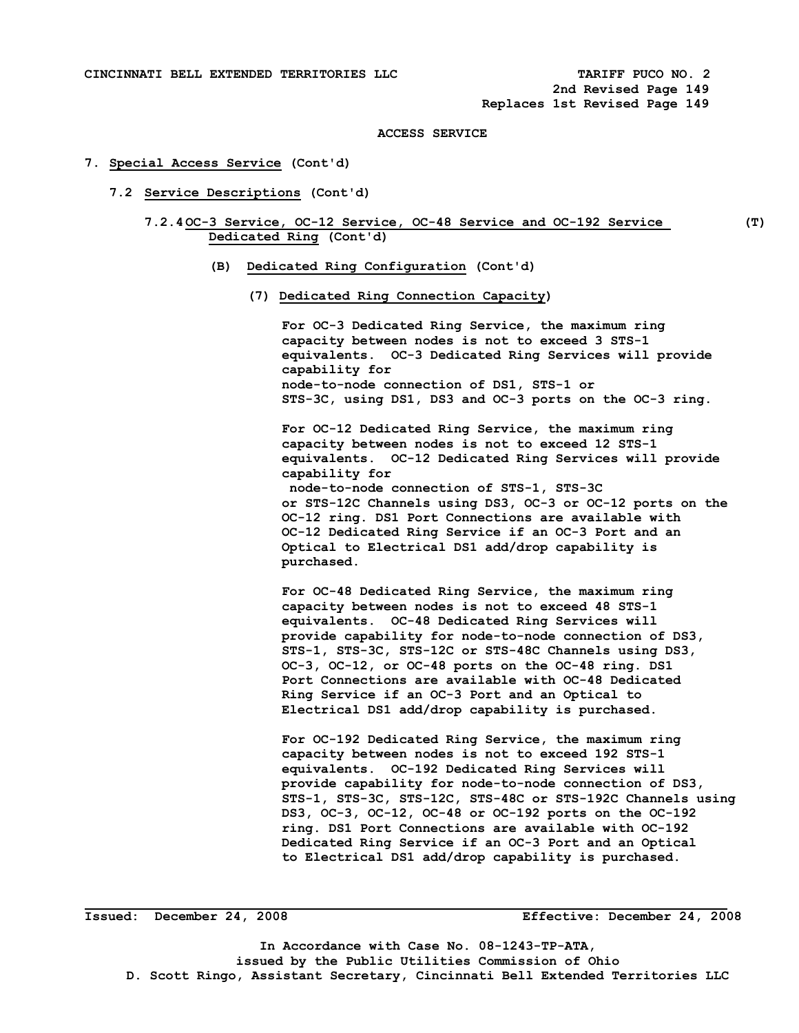CINCINNATI BELL EXTENDED TERRITORIES LLC TARIFF PUCO NO. 2
2nd Revised Page 149
Replaces 1st Revised Page 149

ACCESS SERVICE

7. **Special Access Service** (Cont'd)

7.2 **Service Descriptions** (Cont'd)

7.2.4 **OC-3 Service, OC-12 Service, OC-48 Service and OC-192 Service Dedicated Ring** (Cont'd) (T)

(B) **Dedicated Ring Configuration** (Cont'd)

(7) **Dedicated Ring Connection Capacity**)

For OC-3 Dedicated Ring Service, the maximum ring capacity between nodes is not to exceed 3 STS-1 equivalents. OC-3 Dedicated Ring Services will provide capability for node-to-node connection of DS1, STS-1 or STS-3C, using DS1, DS3 and OC-3 ports on the OC-3 ring.

For OC-12 Dedicated Ring Service, the maximum ring capacity between nodes is not to exceed 12 STS-1 equivalents. OC-12 Dedicated Ring Services will provide capability for node-to-node connection of STS-1, STS-3C or STS-12C Channels using DS3, OC-3 or OC-12 ports on the OC-12 ring. DS1 Port Connections are available with OC-12 Dedicated Ring Service if an OC-3 Port and an Optical to Electrical DS1 add/drop capability is purchased.

For OC-48 Dedicated Ring Service, the maximum ring capacity between nodes is not to exceed 48 STS-1 equivalents. OC-48 Dedicated Ring Services will provide capability for node-to-node connection of DS3, STS-1, STS-3C, STS-12C or STS-48C Channels using DS3, OC-3, OC-12, or OC-48 ports on the OC-48 ring. DS1 Port Connections are available with OC-48 Dedicated Ring Service if an OC-3 Port and an Optical to Electrical DS1 add/drop capability is purchased.

For OC-192 Dedicated Ring Service, the maximum ring capacity between nodes is not to exceed 192 STS-1 equivalents. OC-192 Dedicated Ring Services will provide capability for node-to-node connection of DS3, STS-1, STS-3C, STS-12C, STS-48C or STS-192C Channels using DS3, OC-3, OC-12, OC-48 or OC-192 ports on the OC-192 ring. DS1 Port Connections are available with OC-192 Dedicated Ring Service if an OC-3 Port and an Optical to Electrical DS1 add/drop capability is purchased.

Issued: December 24, 2008 Effective: December 24, 2008

In Accordance with Case No. 08-1243-TP-ATA,
issued by the Public Utilities Commission of Ohio
D. Scott Ringo, Assistant Secretary, Cincinnati Bell Extended Territories LLC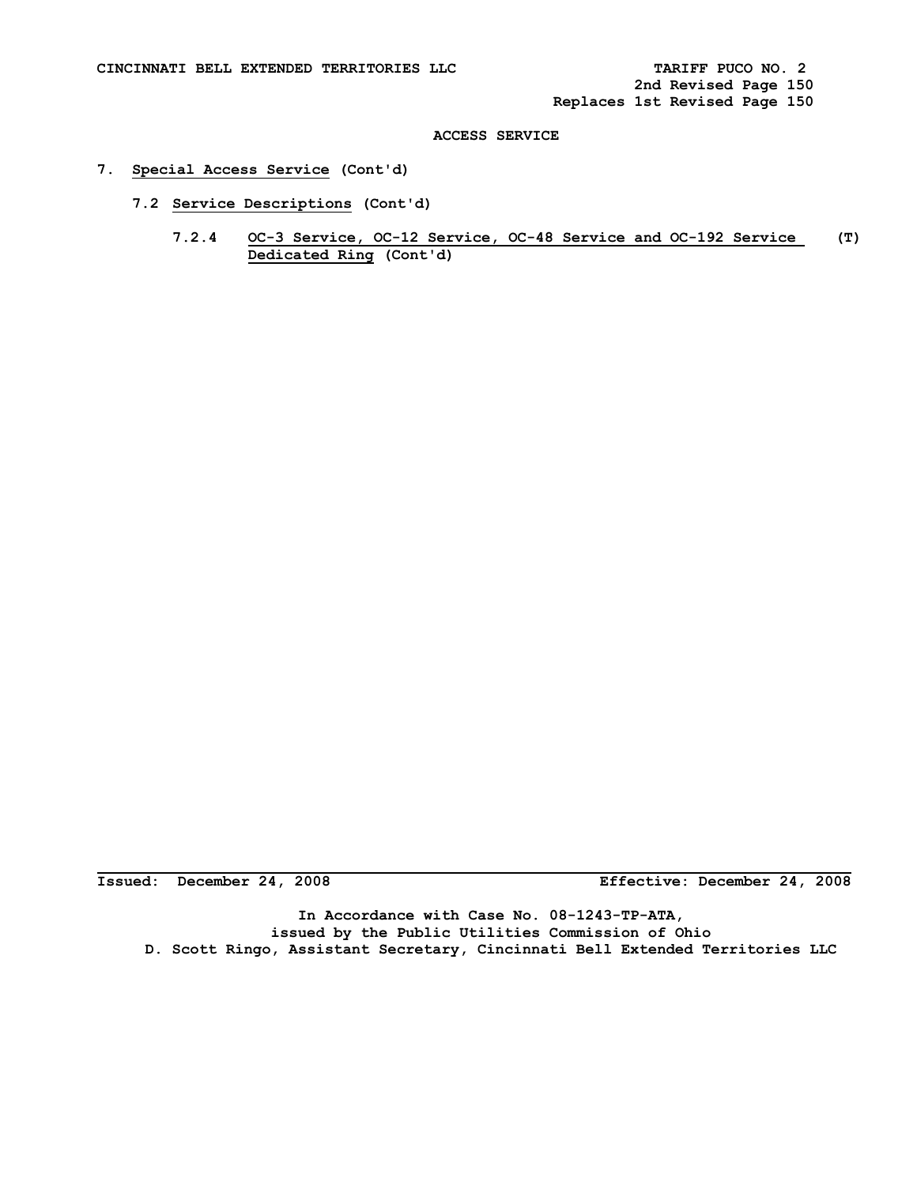ACCESS SERVICE

7. Special Access Service (Cont'd)

7.2 Service Descriptions (Cont'd)

7.2.4 OC-3 Service, OC-12 Service, OC-48 Service and OC-192 Service Dedicated Ring (Cont'd) (T)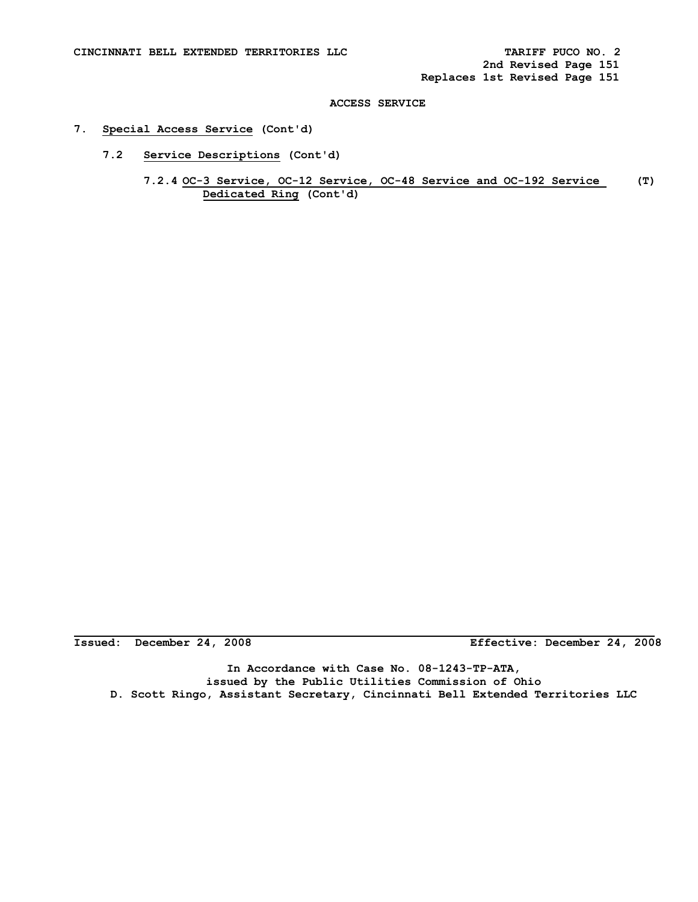# ACCESS SERVICE

## 7. Special Access Service (Cont'd)

### 7.2 Service Descriptions (Cont'd)

#### 7.2.4 OC-3 Service, OC-12 Service, OC-48 Service and OC-192 Service Dedicated Ring (Cont'd) (T)

Issued: December 24, 2008 Effective: December 24, 2008

In Accordance with Case No. 08-1243-TP-ATA, issued by the Public Utilities Commission of Ohio
D. Scott Ringo, Assistant Secretary, Cincinnati Bell Extended Territories LLC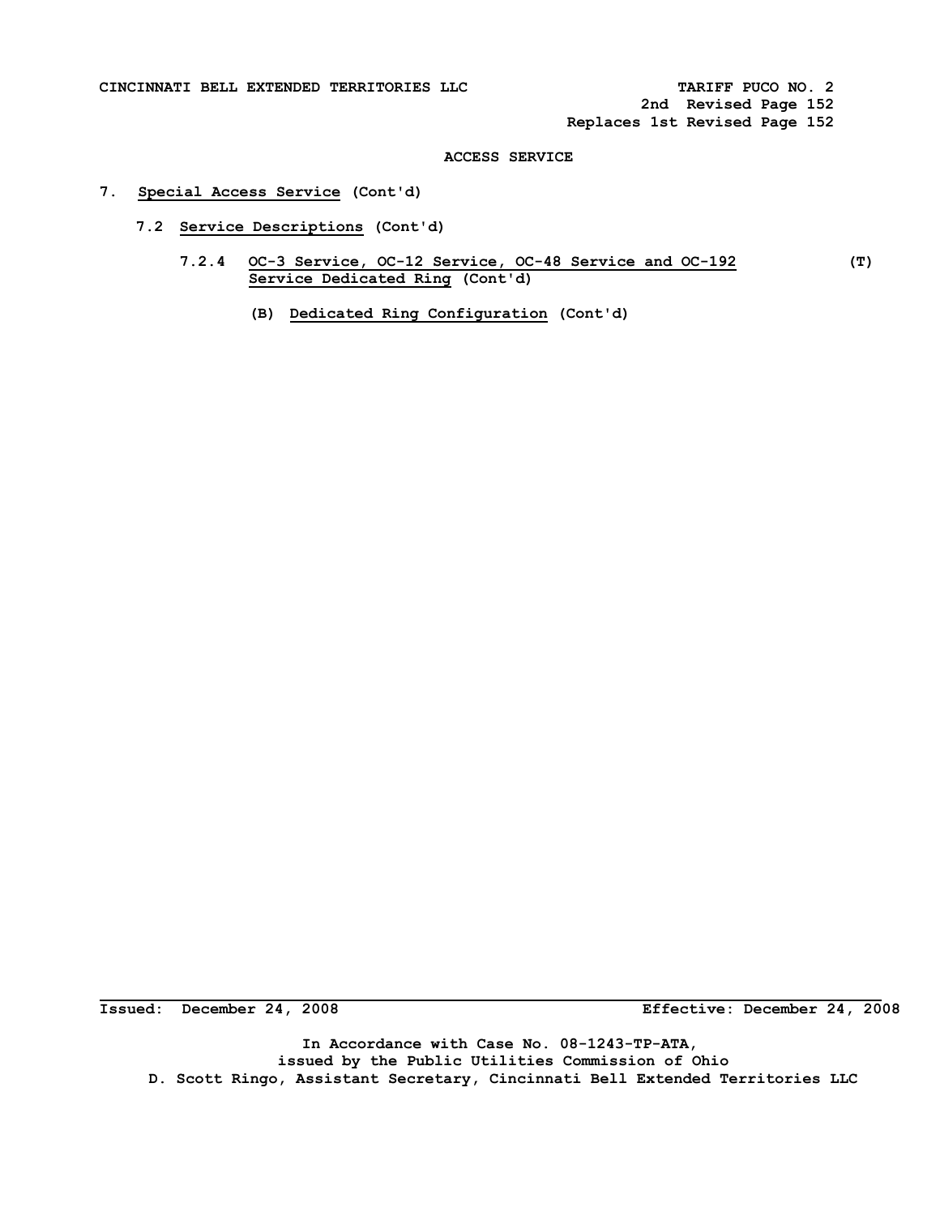ACCESS SERVICE

7. **Special Access Service** (Cont'd)

7.2 **Service Descriptions** (Cont'd)

7.2.4 **OC-3 Service, OC-12 Service, OC-48 Service and OC-192 Service Dedicated Ring** (Cont'd) (T)

(B) **Dedicated Ring Configuration** (Cont'd)

Issued: December 24, 2008 Effective: December 24, 2008

In Accordance with Case No. 08-1243-TP-ATA,
issued by the Public Utilities Commission of Ohio
D. Scott Ringo, Assistant Secretary, Cincinnati Bell Extended Territories LLC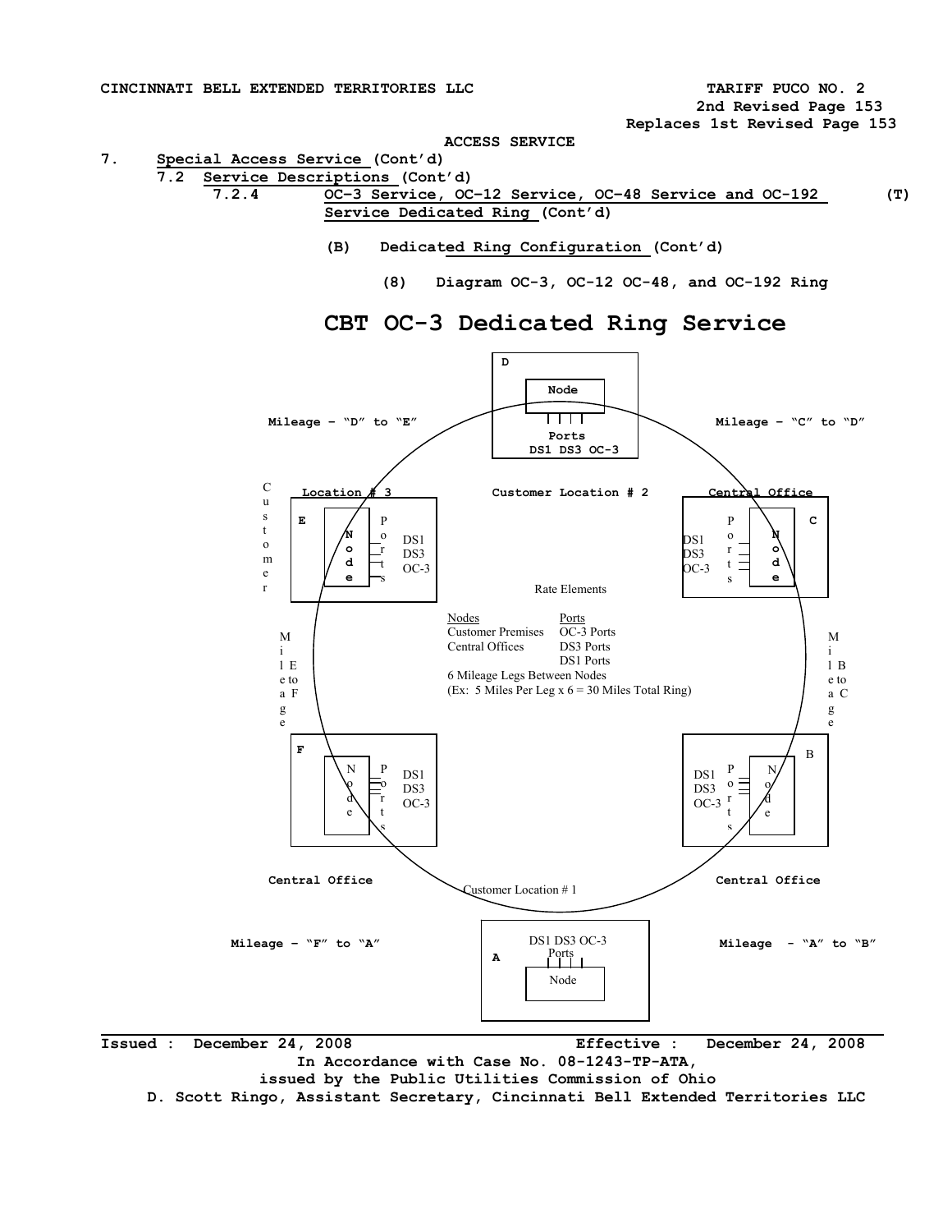ACCESS SERVICE

7. **Special Access Service (Cont'd)**

7.2 **Service Descriptions (Cont'd)**

7.2.4 **OC-3 Service, OC-12 Service, OC-48 Service and OC-192 Service Dedicated Ring (Cont'd)** (T)

(B) **Dedicated Ring Configuration (Cont'd)**

(8) **Diagram OC-3, OC-12 OC-48, and OC-192 Ring**

## CBT OC-3 Dedicated Ring Service

D — Node — Ports DS1 DS3 OC-3 — Customer Location # 2

Mileage – "D" to "E"

Mileage – "C" to "D"

E — Customer Location # 3 — Node — Ports DS1 DS3 OC-3

C — Central Office — Node — Ports DS1 DS3 OC-3

Mileage E to F

Mileage B to C

Rate Elements

| Nodes | Ports |
|---|---|
| Customer Premises | OC-3 Ports |
| Central Offices | DS3 Ports |
| | DS1 Ports |

6 Mileage Legs Between Nodes
(Ex: 5 Miles Per Leg x 6 = 30 Miles Total Ring)

F — Central Office — Node — Ports DS1 DS3 OC-3

B — Central Office — Node — Ports DS1 DS3 OC-3

Mileage – "F" to "A"

Mileage - "A" to "B"

A — Customer Location # 1 — DS1 DS3 OC-3 Ports — Node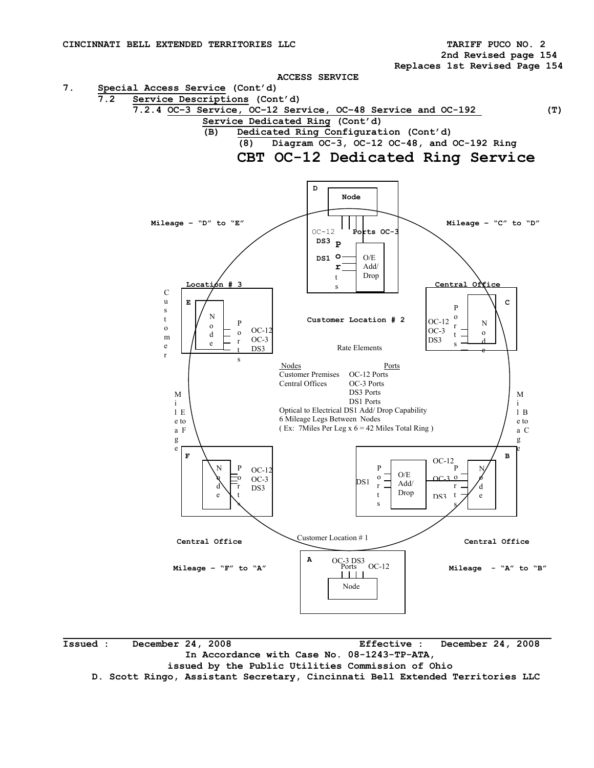ACCESS SERVICE

7. Special Access Service (Cont'd)

7.2 Service Descriptions (Cont'd)

7.2.4 OC-3 Service, OC-12 Service, OC-48 Service and OC-192 Service Dedicated Ring (Cont'd) (T)

(B) Dedicated Ring Configuration (Cont'd)

(8) Diagram OC-3, OC-12 OC-48, and OC-192 Ring

# CBT OC-12 Dedicated Ring Service

D
Node
OC-12 Ports OC-3
DS3
DS1
Ports
O/E Add/ Drop

Mileage – "D" to "E"

Mileage – "C" to "D"

Location # 3
Customer
E
Node
Ports
OC-12
OC-3
DS3

Customer Location # 2

Central Office
C
Ports
OC-12
OC-3
DS3
Node

Rate Elements

| Nodes | Ports |
|---|---|
| Customer Premises | OC-12 Ports |
| Central Offices | OC-3 Ports |
| | DS3 Ports |
| | DS1 Ports |

Optical to Electrical DS1 Add/ Drop Capability
6 Mileage Legs Between Nodes
( Ex: 7Miles Per Leg x 6 = 42 Miles Total Ring )

Mileage E to F

Mileage B to C

F
Node
Ports
OC-12
OC-3
DS3

B
OC-12
DS1
Ports
O/E Add/ Drop
OC-3
DS3
Ports
Node

Central Office

Customer Location # 1

Central Office

A
OC-3 DS3
Ports OC-12
Node

Mileage – "F" to "A"

Mileage - "A" to "B"

Issued : December 24, 2008 Effective : December 24, 2008

In Accordance with Case No. 08-1243-TP-ATA,
issued by the Public Utilities Commission of Ohio

D. Scott Ringo, Assistant Secretary, Cincinnati Bell Extended Territories LLC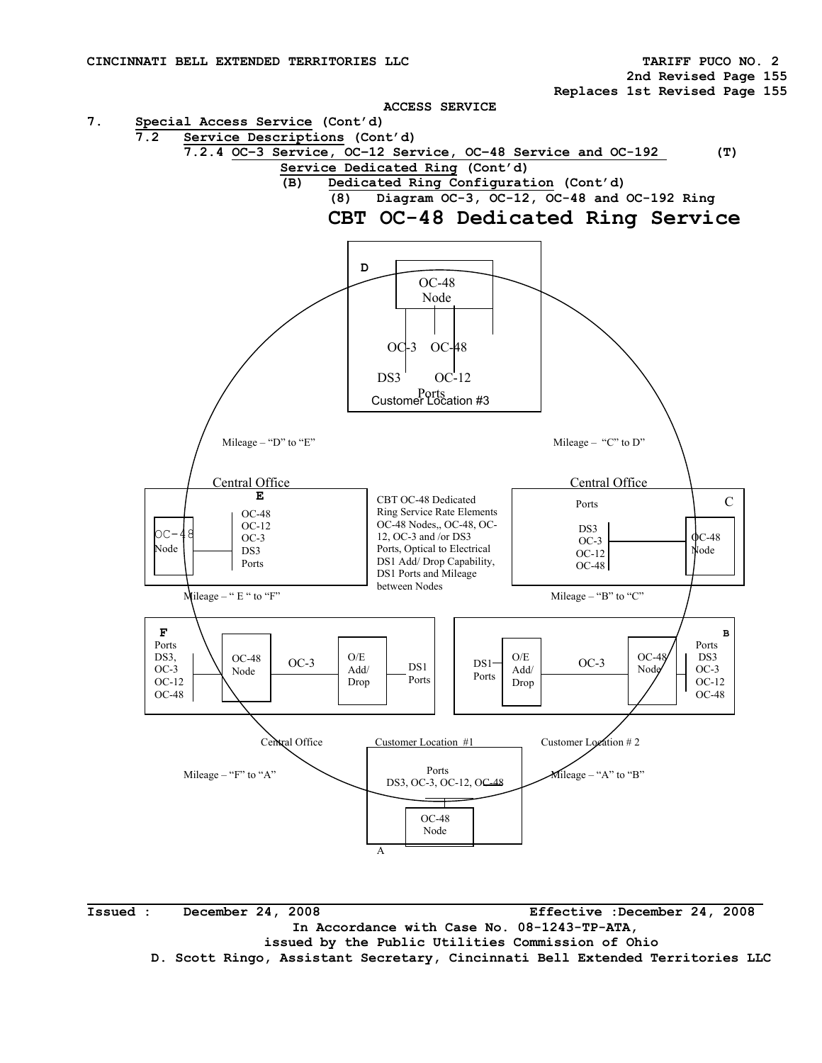ACCESS SERVICE

7. Special Access Service (Cont'd)

7.2 Service Descriptions (Cont'd)

7.2.4 OC–3 Service, OC–12 Service, OC–48 Service and OC-192 Service Dedicated Ring (Cont'd) (T)

(B) Dedicated Ring Configuration (Cont'd)

(8) Diagram OC-3, OC-12, OC-48 and OC-192 Ring

# CBT OC-48 Dedicated Ring Service

D

OC-48 Node

OC-3 OC-48

DS3 OC-12

Ports

Customer Location #3

Mileage – "D" to "E"

Mileage – "C" to D"

Central Office

E

OC-48 Node

OC-48
OC-12
OC-3
DS3
Ports

CBT OC-48 Dedicated Ring Service Rate Elements OC-48 Nodes,, OC-48, OC-12, OC-3 and /or DS3 Ports, Optical to Electrical DS1 Add/ Drop Capability, DS1 Ports and Mileage between Nodes

Central Office

C

Ports

DS3
OC-3
OC-12
OC-48

OC-48 Node

Mileage – " E " to "F"

Mileage – "B" to "C"

F

Ports
DS3,
OC-3
OC-12
OC-48

OC-48 Node

OC-3

O/E Add/ Drop

DS1 Ports

B

DS1 Ports

O/E Add/ Drop

OC-3

OC-48 Node

Ports
DS3
OC-3
OC-12
OC-48

Central Office

Customer Location #1

Customer Location # 2

Mileage – "F" to "A"

Ports
DS3, OC-3, OC-12, OC-48

OC-48 Node

A

Mileage – "A" to "B"

Issued : December 24, 2008 Effective :December 24, 2008

In Accordance with Case No. 08-1243-TP-ATA,
issued by the Public Utilities Commission of Ohio

D. Scott Ringo, Assistant Secretary, Cincinnati Bell Extended Territories LLC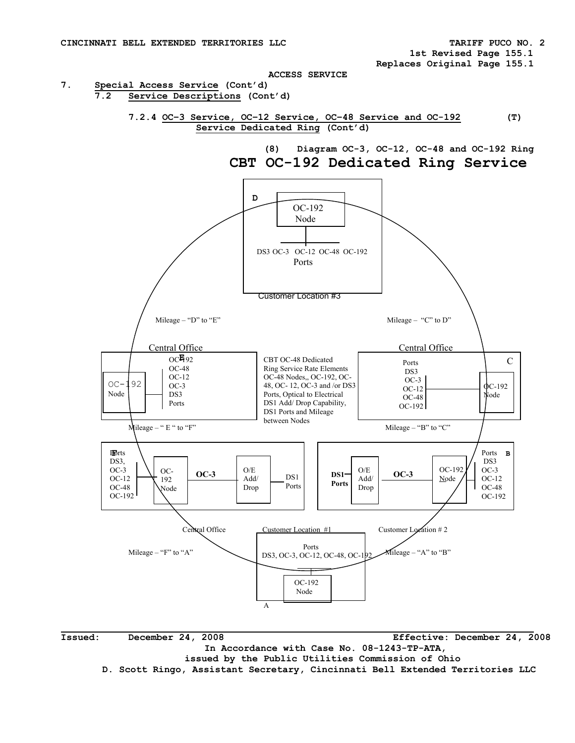CINCINNATI BELL EXTENDED TERRITORIES LLC TARIFF PUCO NO. 2

1st Revised Page 155.1

Replaces Original Page 155.1

ACCESS SERVICE

7. Special Access Service (Cont'd)

7.2 Service Descriptions (Cont'd)

7.2.4 OC-3 Service, OC-12 Service, OC-48 Service and OC-192 Service Dedicated Ring (Cont'd) (T)

(8) Diagram OC-3, OC-12, OC-48 and OC-192 Ring

# CBT OC-192 Dedicated Ring Service

D

OC-192 Node

DS3 OC-3 OC-12 OC-48 OC-192

Ports

Customer Location #3

Mileage – "D" to "E"

Mileage – "C" to D"

Central Office

E

OC-192 Node

OC-192

OC-48

OC-12

OC-3

DS3

Ports

CBT OC-48 Dedicated Ring Service Rate Elements OC-48 Nodes,, OC-192, OC-48, OC- 12, OC-3 and /or DS3 Ports, Optical to Electrical DS1 Add/ Drop Capability, DS1 Ports and Mileage between Nodes

Central Office

C

Ports

DS3

OC-3

OC-12

OC-48

OC-192

OC-192 Node

Mileage – " E " to "F"

Mileage – "B" to "C"

F

Ports

DS3,

OC-3

OC-12

OC-48

OC-192

OC-192 Node

OC-3

O/E Add/ Drop

DS1 Ports

DS1 Ports

O/E Add/ Drop

OC-3

OC-192 Node

B

Ports

DS3

OC-3

OC-12

OC-48

OC-192

Central Office

Customer Location #1

Customer Location # 2

Mileage – "F" to "A"

Ports

DS3, OC-3, OC-12, OC-48, OC-192

Mileage – "A" to "B"

OC-192 Node

A

Issued: December 24, 2008 Effective: December 24, 2008

In Accordance with Case No. 08-1243-TP-ATA,

issued by the Public Utilities Commission of Ohio

D. Scott Ringo, Assistant Secretary, Cincinnati Bell Extended Territories LLC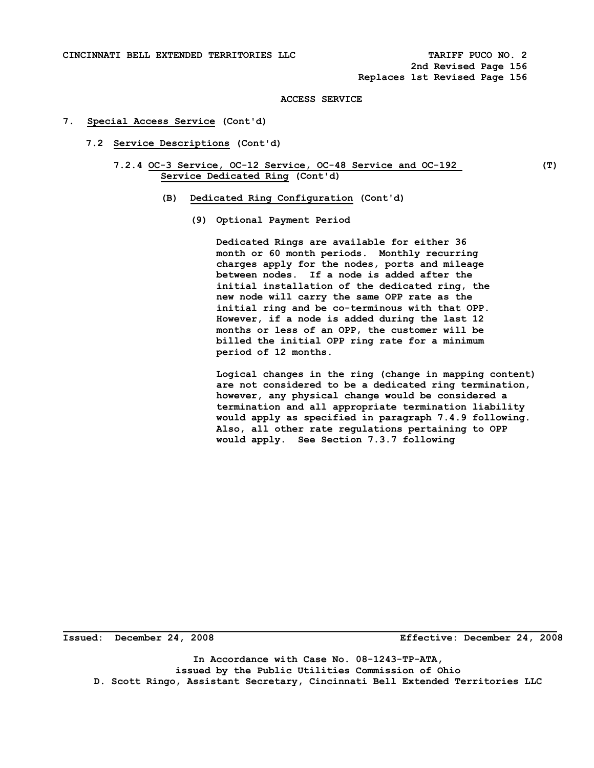## ACCESS SERVICE

# 7. Special Access Service (Cont'd)

## 7.2 Service Descriptions (Cont'd)

### 7.2.4 OC-3 Service, OC-12 Service, OC-48 Service and OC-192 Service Dedicated Ring (Cont'd) (T)

#### (B) Dedicated Ring Configuration (Cont'd)

**(9) Optional Payment Period**

Dedicated Rings are available for either 36 month or 60 month periods. Monthly recurring charges apply for the nodes, ports and mileage between nodes. If a node is added after the initial installation of the dedicated ring, the new node will carry the same OPP rate as the initial ring and be co-terminous with that OPP. However, if a node is added during the last 12 months or less of an OPP, the customer will be billed the initial OPP ring rate for a minimum period of 12 months.

Logical changes in the ring (change in mapping content) are not considered to be a dedicated ring termination, however, any physical change would be considered a termination and all appropriate termination liability would apply as specified in paragraph 7.4.9 following. Also, all other rate regulations pertaining to OPP would apply. See Section 7.3.7 following

Issued: December 24, 2008 Effective: December 24, 2008

In Accordance with Case No. 08-1243-TP-ATA, issued by the Public Utilities Commission of Ohio

D. Scott Ringo, Assistant Secretary, Cincinnati Bell Extended Territories LLC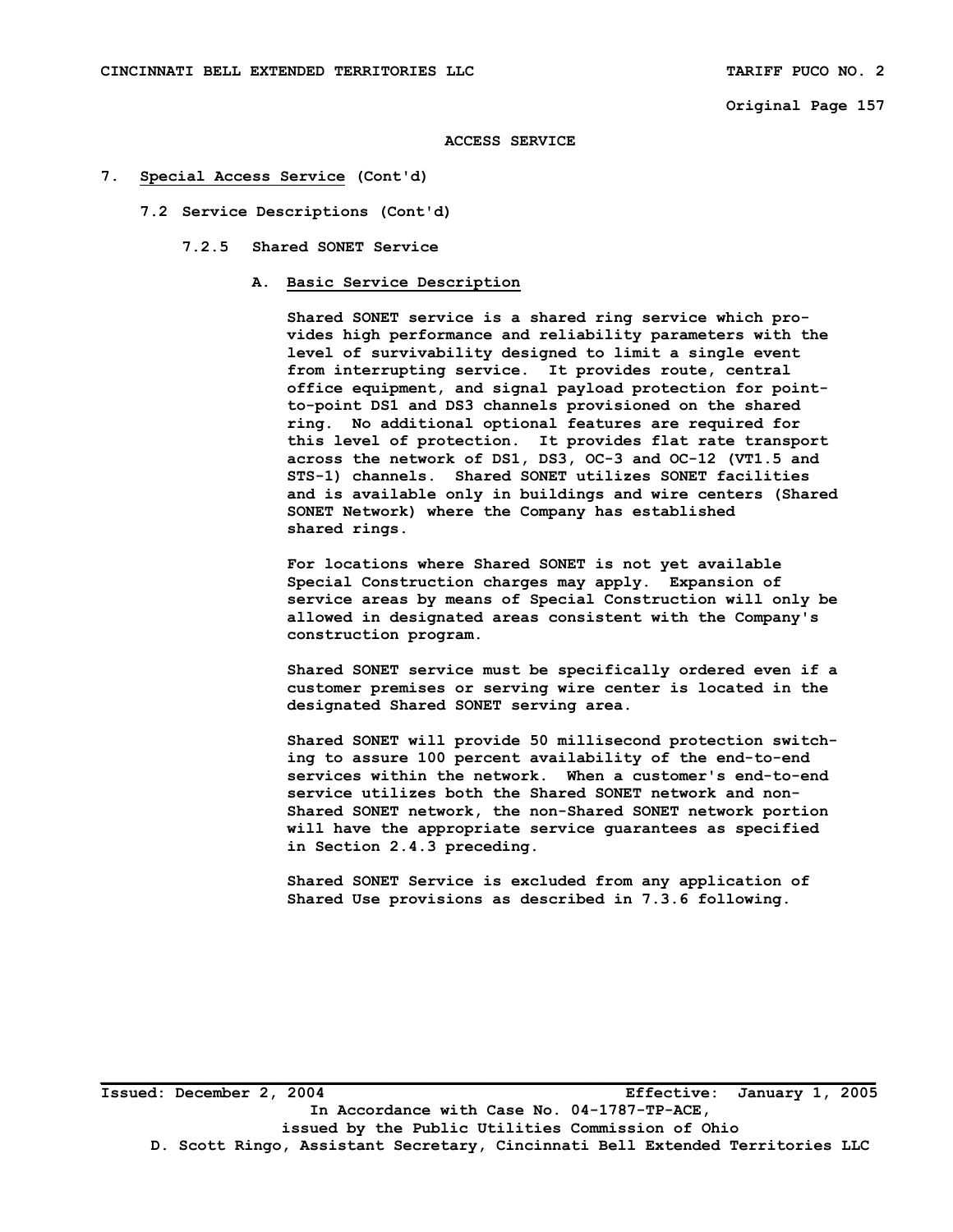## ACCESS SERVICE

### 7. Special Access Service (Cont'd)

#### 7.2 Service Descriptions (Cont'd)

##### 7.2.5 Shared SONET Service

**A. Basic Service Description**

Shared SONET service is a shared ring service which provides high performance and reliability parameters with the level of survivability designed to limit a single event from interrupting service. It provides route, central office equipment, and signal payload protection for point-to-point DS1 and DS3 channels provisioned on the shared ring. No additional optional features are required for this level of protection. It provides flat rate transport across the network of DS1, DS3, OC-3 and OC-12 (VT1.5 and STS-1) channels. Shared SONET utilizes SONET facilities and is available only in buildings and wire centers (Shared SONET Network) where the Company has established shared rings.

For locations where Shared SONET is not yet available Special Construction charges may apply. Expansion of service areas by means of Special Construction will only be allowed in designated areas consistent with the Company's construction program.

Shared SONET service must be specifically ordered even if a customer premises or serving wire center is located in the designated Shared SONET serving area.

Shared SONET will provide 50 millisecond protection switching to assure 100 percent availability of the end-to-end services within the network. When a customer's end-to-end service utilizes both the Shared SONET network and non-Shared SONET network, the non-Shared SONET network portion will have the appropriate service guarantees as specified in Section 2.4.3 preceding.

Shared SONET Service is excluded from any application of Shared Use provisions as described in 7.3.6 following.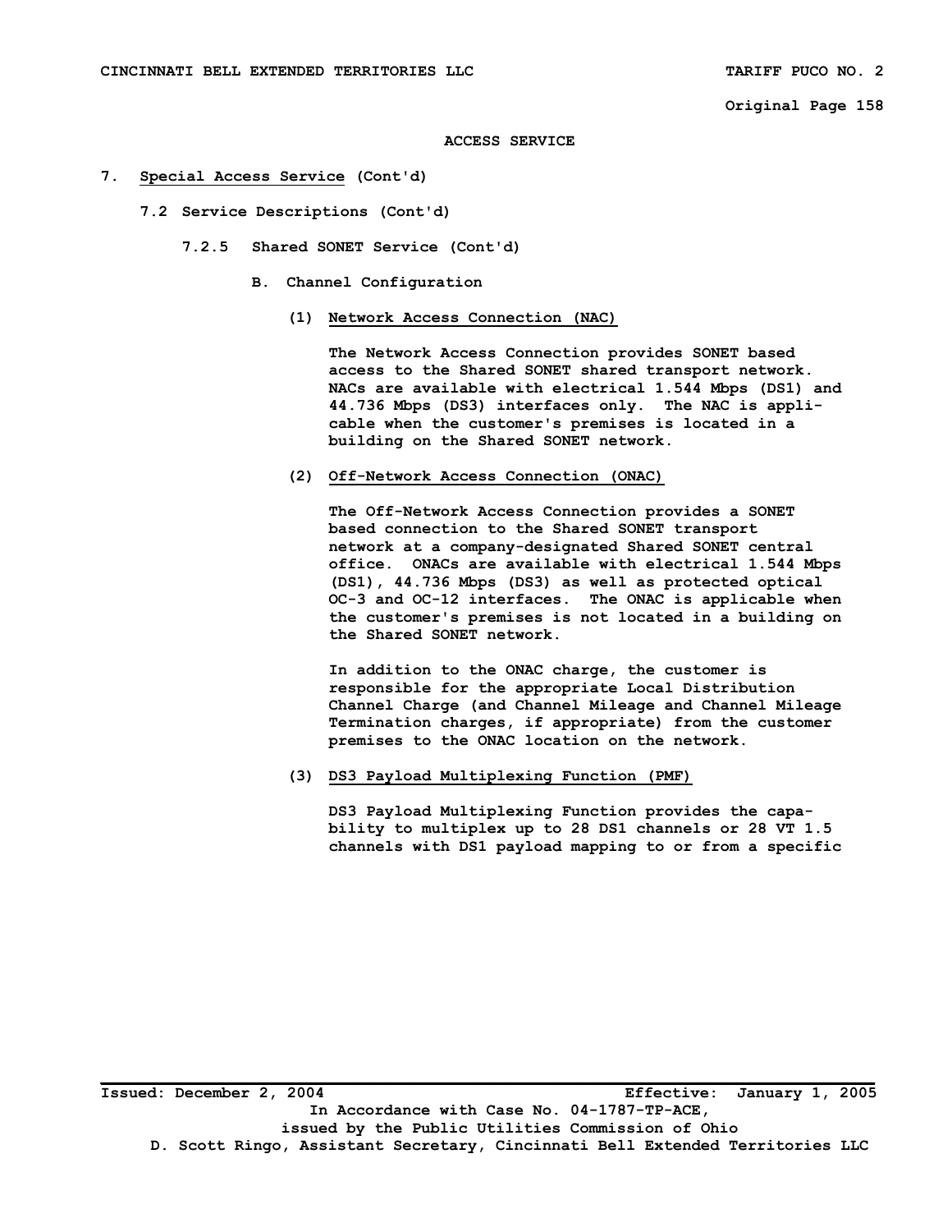ACCESS SERVICE

7. Special Access Service (Cont'd)

7.2 Service Descriptions (Cont'd)

7.2.5 Shared SONET Service (Cont'd)

B. Channel Configuration

(1) Network Access Connection (NAC)

The Network Access Connection provides SONET based access to the Shared SONET shared transport network. NACs are available with electrical 1.544 Mbps (DS1) and 44.736 Mbps (DS3) interfaces only. The NAC is applicable when the customer's premises is located in a building on the Shared SONET network.

(2) Off-Network Access Connection (ONAC)

The Off-Network Access Connection provides a SONET based connection to the Shared SONET transport network at a company-designated Shared SONET central office. ONACs are available with electrical 1.544 Mbps (DS1), 44.736 Mbps (DS3) as well as protected optical OC-3 and OC-12 interfaces. The ONAC is applicable when the customer's premises is not located in a building on the Shared SONET network.

In addition to the ONAC charge, the customer is responsible for the appropriate Local Distribution Channel Charge (and Channel Mileage and Channel Mileage Termination charges, if appropriate) from the customer premises to the ONAC location on the network.

(3) DS3 Payload Multiplexing Function (PMF)

DS3 Payload Multiplexing Function provides the capability to multiplex up to 28 DS1 channels or 28 VT 1.5 channels with DS1 payload mapping to or from a specific

Issued: December 2, 2004 Effective: January 1, 2005

In Accordance with Case No. 04-1787-TP-ACE, issued by the Public Utilities Commission of Ohio

D. Scott Ringo, Assistant Secretary, Cincinnati Bell Extended Territories LLC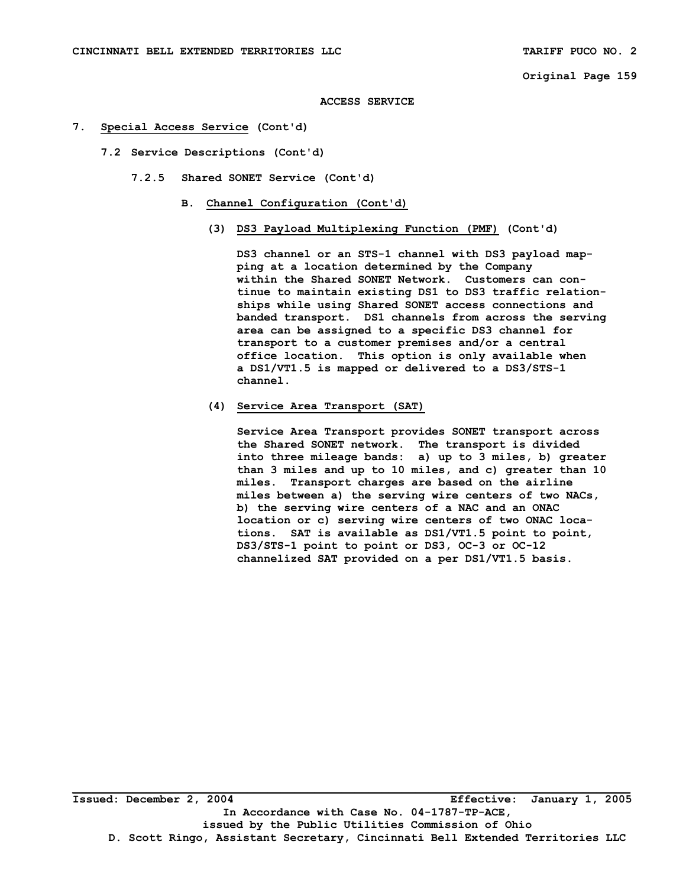ACCESS SERVICE

7. <u>Special Access Service</u> (Cont'd)

7.2 Service Descriptions (Cont'd)

7.2.5 Shared SONET Service (Cont'd)

B. <u>Channel Configuration (Cont'd)</u>

(3) <u>DS3 Payload Multiplexing Function (PMF)</u> (Cont'd)

DS3 channel or an STS-1 channel with DS3 payload mapping at a location determined by the Company within the Shared SONET Network. Customers can continue to maintain existing DS1 to DS3 traffic relationships while using Shared SONET access connections and banded transport. DS1 channels from across the serving area can be assigned to a specific DS3 channel for transport to a customer premises and/or a central office location. This option is only available when a DS1/VT1.5 is mapped or delivered to a DS3/STS-1 channel.

(4) <u>Service Area Transport (SAT)</u>

Service Area Transport provides SONET transport across the Shared SONET network. The transport is divided into three mileage bands: a) up to 3 miles, b) greater than 3 miles and up to 10 miles, and c) greater than 10 miles. Transport charges are based on the airline miles between a) the serving wire centers of two NACs, b) the serving wire centers of a NAC and an ONAC location or c) serving wire centers of two ONAC locations. SAT is available as DS1/VT1.5 point to point, DS3/STS-1 point to point or DS3, OC-3 or OC-12 channelized SAT provided on a per DS1/VT1.5 basis.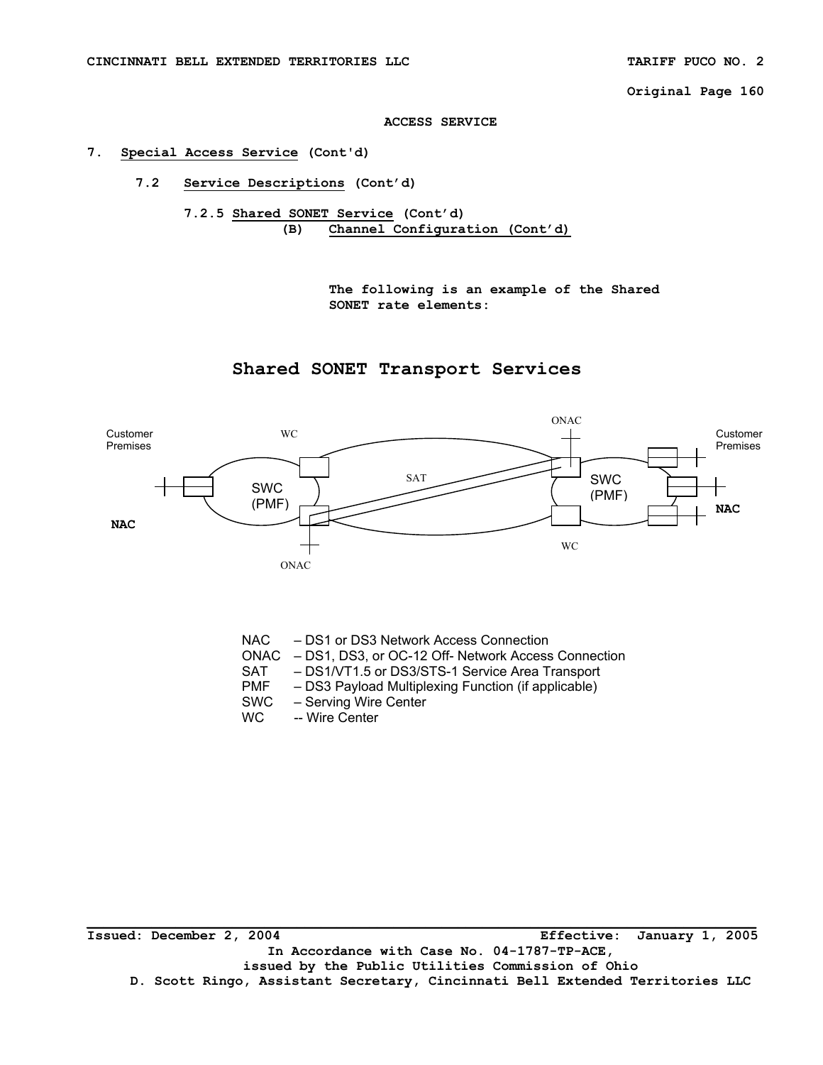**ACCESS SERVICE**

7. **Special Access Service (Cont'd)**

   7.2 **Service Descriptions (Cont'd)**

      7.2.5 **Shared SONET Service (Cont'd)**

         (B) **Channel Configuration (Cont'd)**

The following is an example of the Shared SONET rate elements:

## Shared SONET Transport Services

Customer Premises

WC

ONAC

Customer Premises

SAT

SWC (PMF)

SWC (PMF)

NAC

NAC

ONAC

WC

NAC – DS1 or DS3 Network Access Connection
ONAC – DS1, DS3, or OC-12 Off- Network Access Connection
SAT – DS1/VT1.5 or DS3/STS-1 Service Area Transport
PMF – DS3 Payload Multiplexing Function (if applicable)
SWC – Serving Wire Center
WC -- Wire Center

Issued: December 2, 2004 Effective: January 1, 2005
In Accordance with Case No. 04-1787-TP-ACE,
issued by the Public Utilities Commission of Ohio
D. Scott Ringo, Assistant Secretary, Cincinnati Bell Extended Territories LLC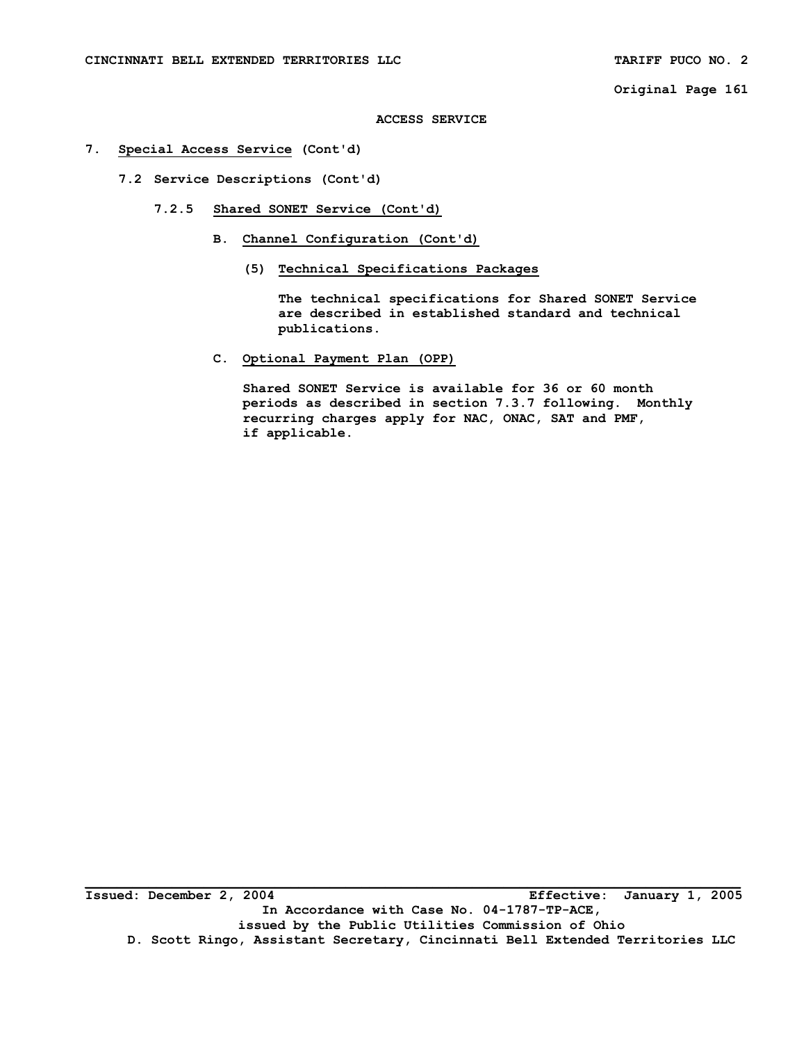**ACCESS SERVICE**

## 7. Special Access Service (Cont'd)

### 7.2 Service Descriptions (Cont'd)

#### 7.2.5 Shared SONET Service (Cont'd)

**B. Channel Configuration (Cont'd)**

**(5) Technical Specifications Packages**

The technical specifications for Shared SONET Service are described in established standard and technical publications.

**C. Optional Payment Plan (OPP)**

Shared SONET Service is available for 36 or 60 month periods as described in section 7.3.7 following. Monthly recurring charges apply for NAC, ONAC, SAT and PMF, if applicable.

Issued: December 2, 2004 Effective: January 1, 2005

In Accordance with Case No. 04-1787-TP-ACE, issued by the Public Utilities Commission of Ohio

D. Scott Ringo, Assistant Secretary, Cincinnati Bell Extended Territories LLC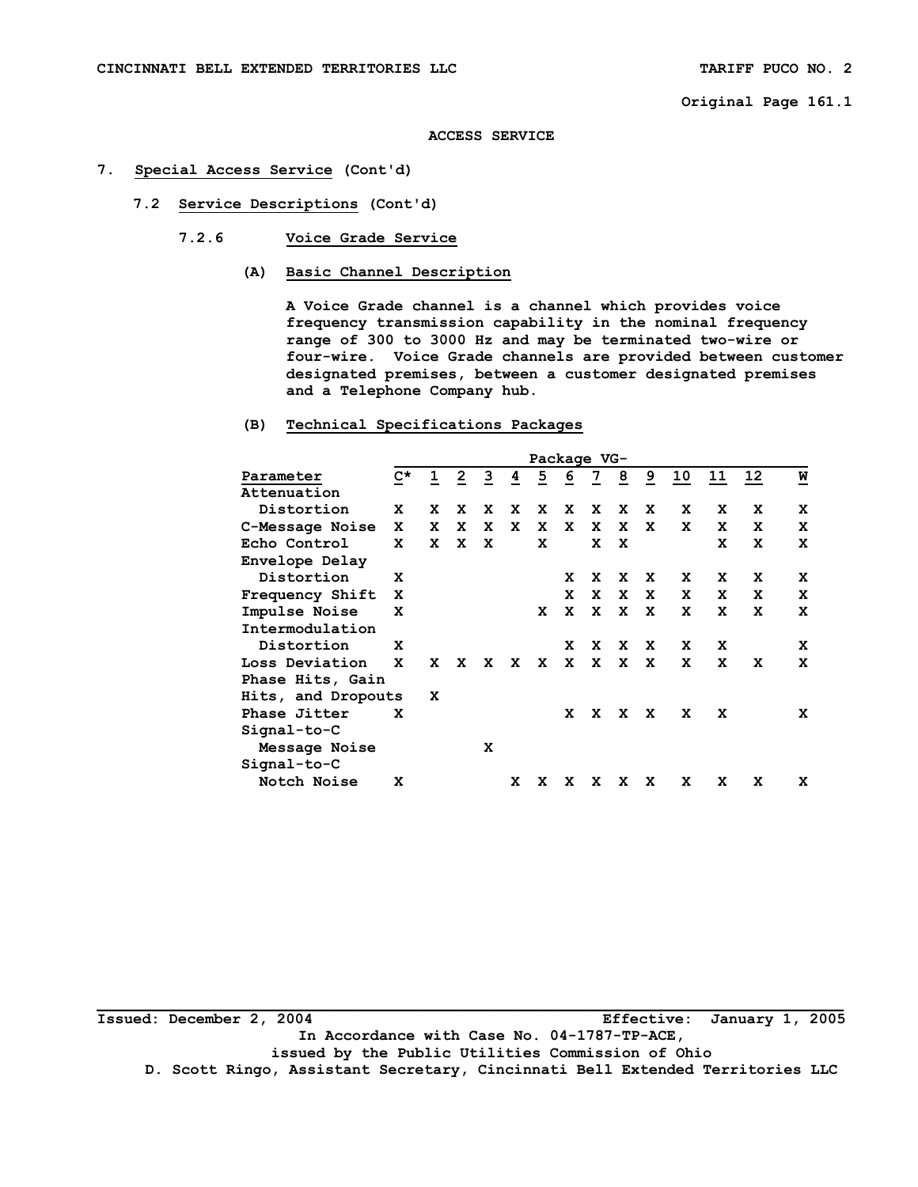ACCESS SERVICE

7. Special Access Service (Cont'd)

7.2 Service Descriptions (Cont'd)

7.2.6 Voice Grade Service

(A) Basic Channel Description

A Voice Grade channel is a channel which provides voice frequency transmission capability in the nominal frequency range of 300 to 3000 Hz and may be terminated two-wire or four-wire. Voice Grade channels are provided between customer designated premises, between a customer designated premises and a Telephone Company hub.

(B) Technical Specifications Packages

| | Package VG- | | | | | | | | | | | | | |
|---|---|---|---|---|---|---|---|---|---|---|---|---|---|---|
| Parameter | C* | 1 | 2 | 3 | 4 | 5 | 6 | 7 | 8 | 9 | 10 | 11 | 12 | W |
| Attenuation Distortion | X | X | X | X | X | X | X | X | X | X | X | X | X | X |
| C-Message Noise | X | X | X | X | X | X | X | X | X | X | X | X | X | X |
| Echo Control | X | X | X | X | | X | | X | X | | | X | X | X |
| Envelope Delay Distortion | X | | | | | | X | X | X | X | X | X | X | X |
| Frequency Shift | X | | | | | | X | X | X | X | X | X | X | X |
| Impulse Noise | X | | | | | X | X | X | X | X | X | X | X | X |
| Intermodulation Distortion | X | | | | | | X | X | X | X | X | X | | X |
| Loss Deviation | X | X | X | X | X | X | X | X | X | X | X | X | X | X |
| Phase Hits, Gain Hits, and Dropouts | | X | | | | | | | | | | | | |
| Phase Jitter | X | | | | | | X | X | X | X | X | X | | X |
| Signal-to-C Message Noise | | | | X | | | | | | | | | | |
| Signal-to-C Notch Noise | X | | | | X | X | X | X | X | X | X | X | X | X |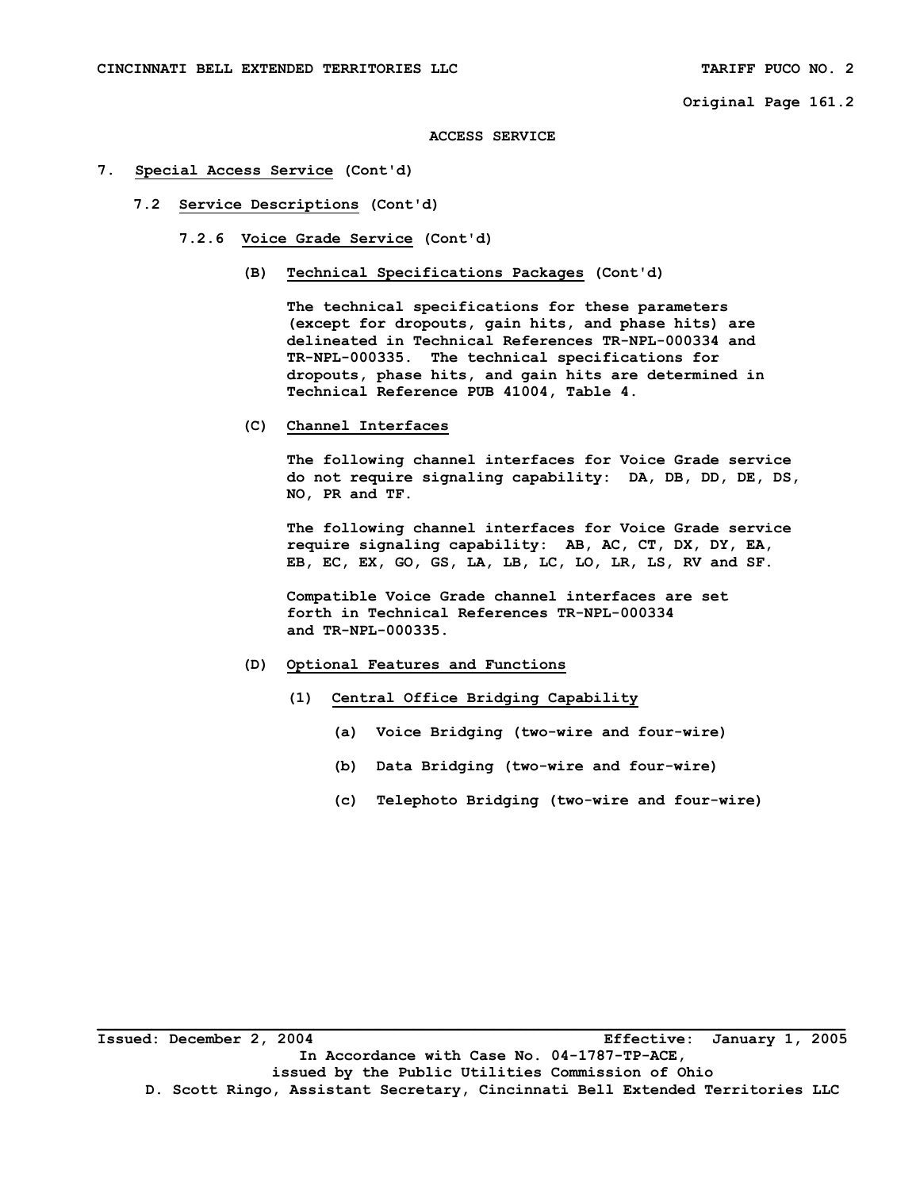ACCESS SERVICE

# 7. Special Access Service (Cont'd)

## 7.2 Service Descriptions (Cont'd)

### 7.2.6 Voice Grade Service (Cont'd)

#### (B) Technical Specifications Packages (Cont'd)

The technical specifications for these parameters (except for dropouts, gain hits, and phase hits) are delineated in Technical References TR-NPL-000334 and TR-NPL-000335. The technical specifications for dropouts, phase hits, and gain hits are determined in Technical Reference PUB 41004, Table 4.

#### (C) Channel Interfaces

The following channel interfaces for Voice Grade service do not require signaling capability: DA, DB, DD, DE, DS, NO, PR and TF.

The following channel interfaces for Voice Grade service require signaling capability: AB, AC, CT, DX, DY, EA, EB, EC, EX, GO, GS, LA, LB, LC, LO, LR, LS, RV and SF.

Compatible Voice Grade channel interfaces are set forth in Technical References TR-NPL-000334 and TR-NPL-000335.

#### (D) Optional Features and Functions

(1) Central Office Bridging Capability

- (a) Voice Bridging (two-wire and four-wire)
- (b) Data Bridging (two-wire and four-wire)
- (c) Telephoto Bridging (two-wire and four-wire)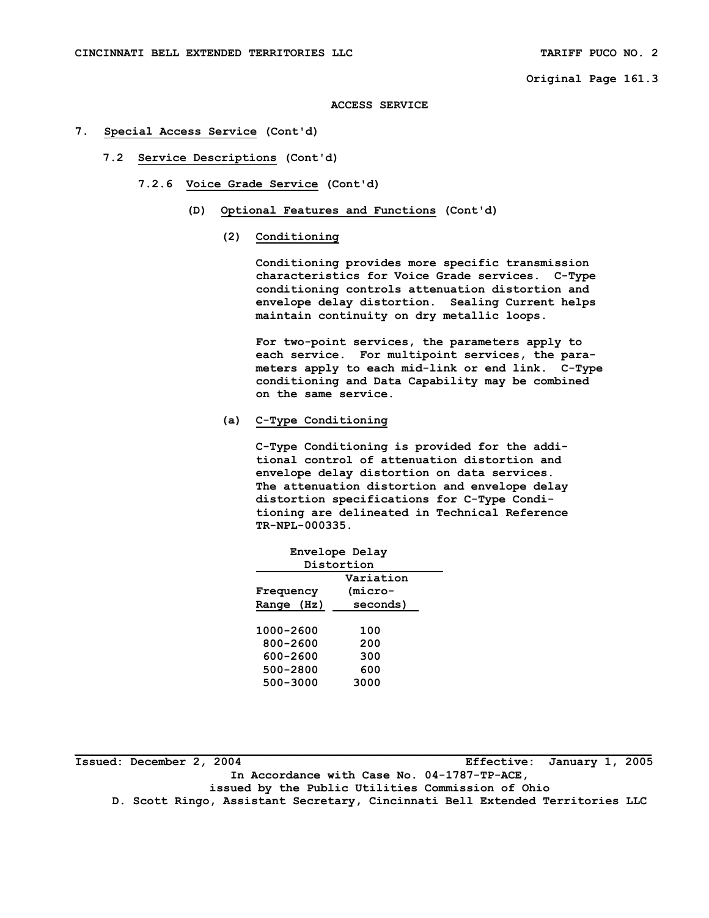ACCESS SERVICE

7. **Special Access Service** (Cont'd)

7.2 **Service Descriptions** (Cont'd)

7.2.6 **Voice Grade Service** (Cont'd)

(D) **Optional Features and Functions** (Cont'd)

(2) **Conditioning**

Conditioning provides more specific transmission characteristics for Voice Grade services. C-Type conditioning controls attenuation distortion and envelope delay distortion. Sealing Current helps maintain continuity on dry metallic loops.

For two-point services, the parameters apply to each service. For multipoint services, the parameters apply to each mid-link or end link. C-Type conditioning and Data Capability may be combined on the same service.

(a) **C-Type Conditioning**

C-Type Conditioning is provided for the additional control of attenuation distortion and envelope delay distortion on data services. The attenuation distortion and envelope delay distortion specifications for C-Type Conditioning are delineated in Technical Reference TR-NPL-000335.

| Envelope Delay Distortion | |
|---|---|
| Frequency Range (Hz) | Variation (micro-seconds) |
| 1000-2600 | 100 |
| 800-2600 | 200 |
| 600-2600 | 300 |
| 500-2800 | 600 |
| 500-3000 | 3000 |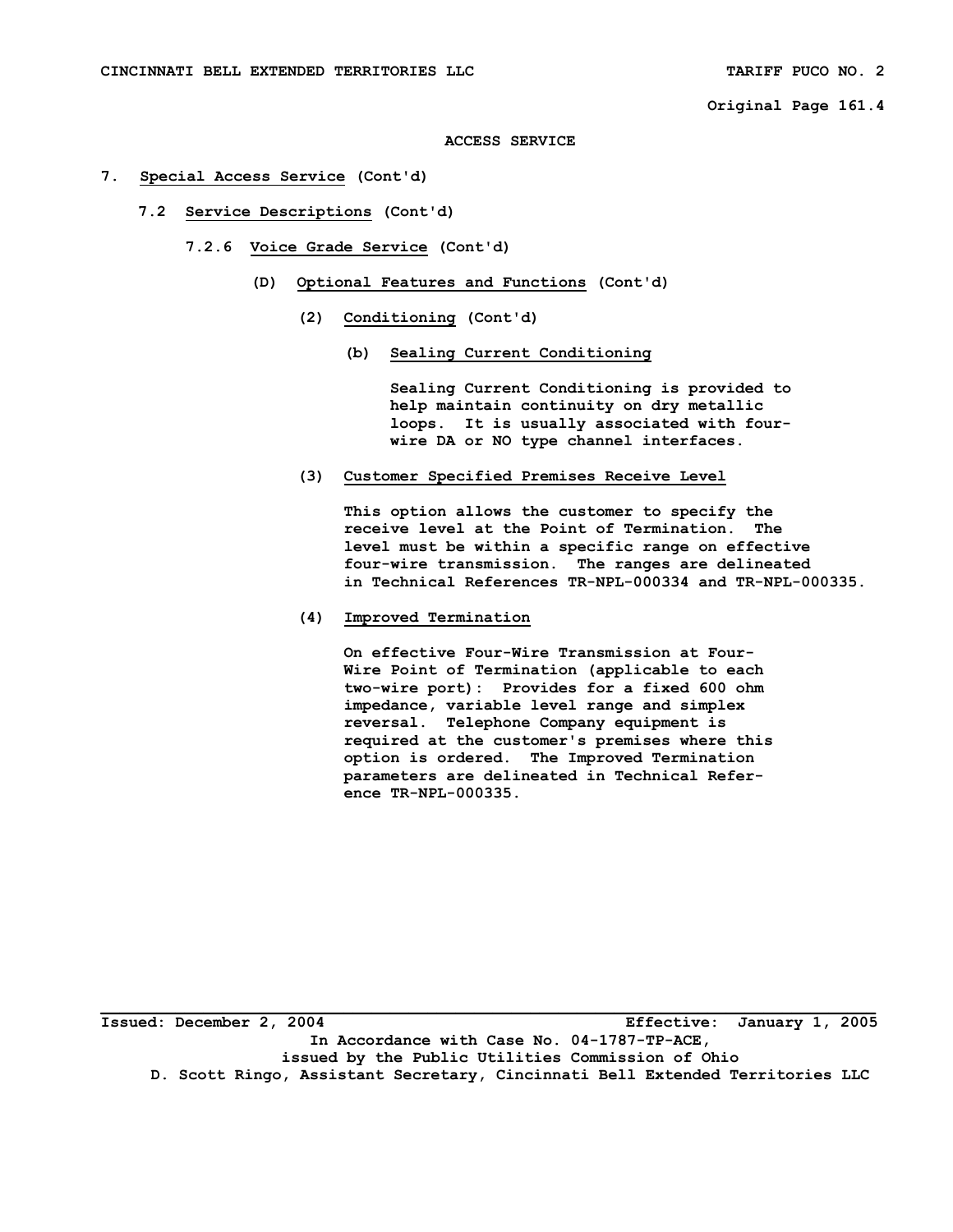ACCESS SERVICE

7. **Special Access Service** (Cont'd)

7.2 **Service Descriptions** (Cont'd)

7.2.6 **Voice Grade Service** (Cont'd)

(D) **Optional Features and Functions** (Cont'd)

(2) **Conditioning** (Cont'd)

(b) **Sealing Current Conditioning**

Sealing Current Conditioning is provided to help maintain continuity on dry metallic loops. It is usually associated with four-wire DA or NO type channel interfaces.

(3) **Customer Specified Premises Receive Level**

This option allows the customer to specify the receive level at the Point of Termination. The level must be within a specific range on effective four-wire transmission. The ranges are delineated in Technical References TR-NPL-000334 and TR-NPL-000335.

(4) **Improved Termination**

On effective Four-Wire Transmission at Four-Wire Point of Termination (applicable to each two-wire port): Provides for a fixed 600 ohm impedance, variable level range and simplex reversal. Telephone Company equipment is required at the customer's premises where this option is ordered. The Improved Termination parameters are delineated in Technical Reference TR-NPL-000335.

Issued: December 2, 2004 Effective: January 1, 2005

In Accordance with Case No. 04-1787-TP-ACE, issued by the Public Utilities Commission of Ohio

D. Scott Ringo, Assistant Secretary, Cincinnati Bell Extended Territories LLC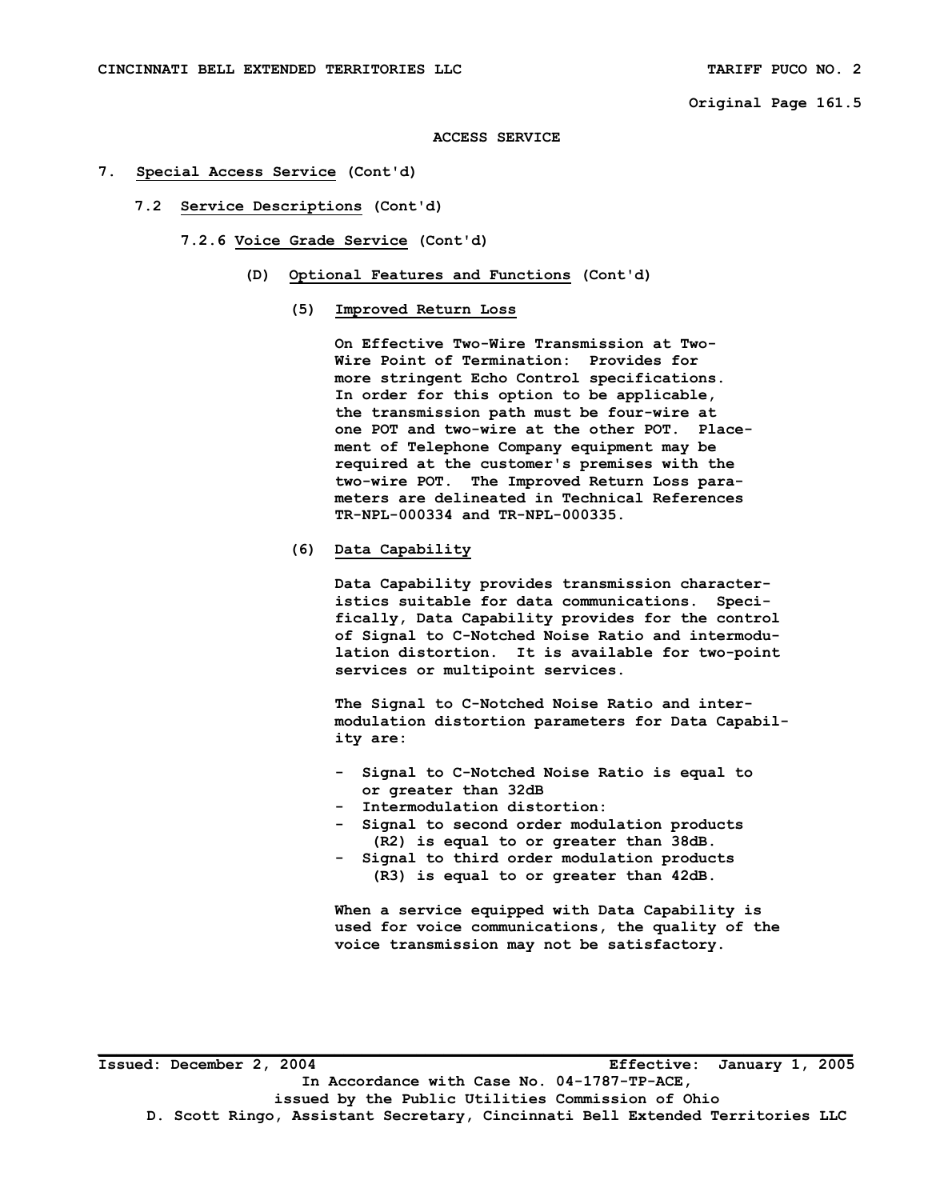ACCESS SERVICE

7. **Special Access Service** (Cont'd)

   7.2 **Service Descriptions** (Cont'd)

      7.2.6 **Voice Grade Service** (Cont'd)

         (D) **Optional Features and Functions** (Cont'd)

            (5) **Improved Return Loss**

            On Effective Two-Wire Transmission at Two-Wire Point of Termination: Provides for more stringent Echo Control specifications. In order for this option to be applicable, the transmission path must be four-wire at one POT and two-wire at the other POT. Placement of Telephone Company equipment may be required at the customer's premises with the two-wire POT. The Improved Return Loss parameters are delineated in Technical References TR-NPL-000334 and TR-NPL-000335.

            (6) **Data Capability**

            Data Capability provides transmission characteristics suitable for data communications. Specifically, Data Capability provides for the control of Signal to C-Notched Noise Ratio and intermodulation distortion. It is available for two-point services or multipoint services.

            The Signal to C-Notched Noise Ratio and intermodulation distortion parameters for Data Capability are:

            - Signal to C-Notched Noise Ratio is equal to or greater than 32dB
            - Intermodulation distortion:
            - Signal to second order modulation products (R2) is equal to or greater than 38dB.
            - Signal to third order modulation products (R3) is equal to or greater than 42dB.

            When a service equipped with Data Capability is used for voice communications, the quality of the voice transmission may not be satisfactory.

Issued: December 2, 2004 Effective: January 1, 2005

In Accordance with Case No. 04-1787-TP-ACE, issued by the Public Utilities Commission of Ohio

D. Scott Ringo, Assistant Secretary, Cincinnati Bell Extended Territories LLC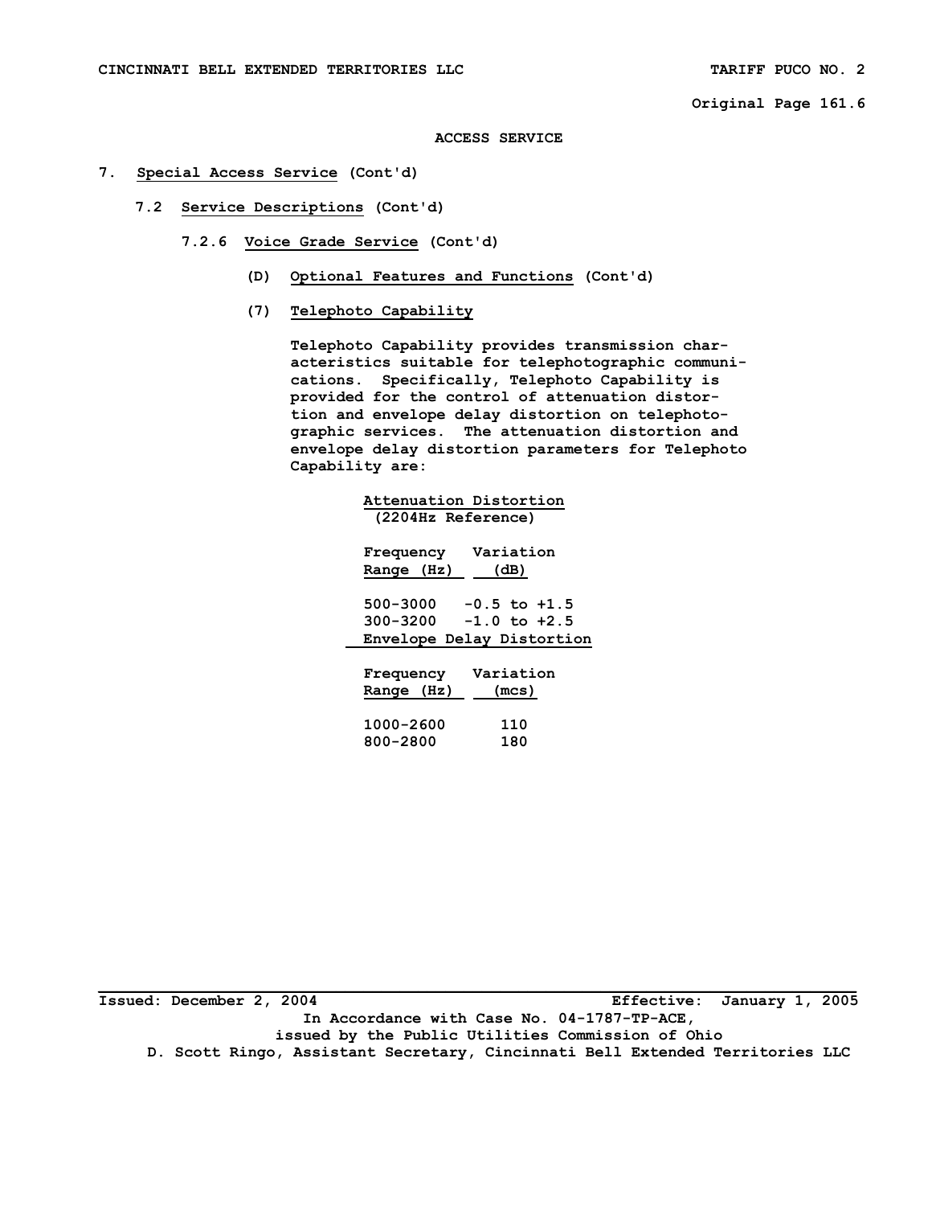# ACCESS SERVICE

## 7. Special Access Service (Cont'd)

### 7.2 Service Descriptions (Cont'd)

#### 7.2.6 Voice Grade Service (Cont'd)

**(D) Optional Features and Functions (Cont'd)**

**(7) Telephoto Capability**

Telephoto Capability provides transmission characteristics suitable for telephotographic communications. Specifically, Telephoto Capability is provided for the control of attenuation distortion and envelope delay distortion on telephotographic services. The attenuation distortion and envelope delay distortion parameters for Telephoto Capability are:

**Attenuation Distortion**
**(2204Hz Reference)**

| Frequency Range (Hz) | Variation (dB) |
|---|---|
| 500-3000 | -0.5 to +1.5 |
| 300-3200 | -1.0 to +2.5 |

**Envelope Delay Distortion**

| Frequency Range (Hz) | Variation (mcs) |
|---|---|
| 1000-2600 | 110 |
| 800-2800 | 180 |

Issued: December 2, 2004 Effective: January 1, 2005

In Accordance with Case No. 04-1787-TP-ACE, issued by the Public Utilities Commission of Ohio

D. Scott Ringo, Assistant Secretary, Cincinnati Bell Extended Territories LLC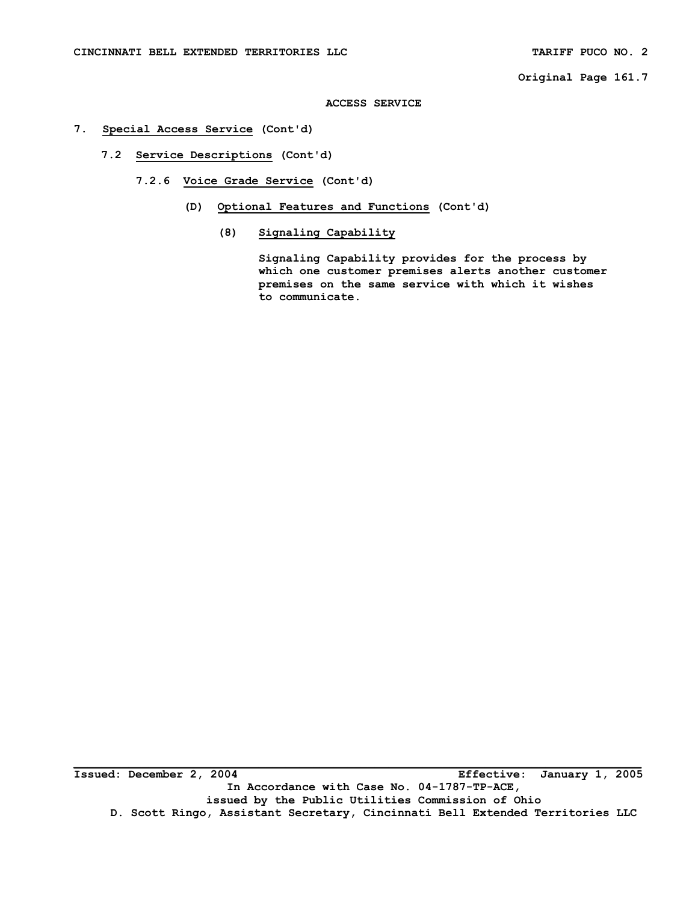ACCESS SERVICE

7. **Special Access Service** (Cont'd)

7.2 **Service Descriptions** (Cont'd)

7.2.6 **Voice Grade Service** (Cont'd)

(D) **Optional Features and Functions** (Cont'd)

(8) **Signaling Capability**

Signaling Capability provides for the process by which one customer premises alerts another customer premises on the same service with which it wishes to communicate.

Issued: December 2, 2004 Effective: January 1, 2005

In Accordance with Case No. 04-1787-TP-ACE, issued by the Public Utilities Commission of Ohio

D. Scott Ringo, Assistant Secretary, Cincinnati Bell Extended Territories LLC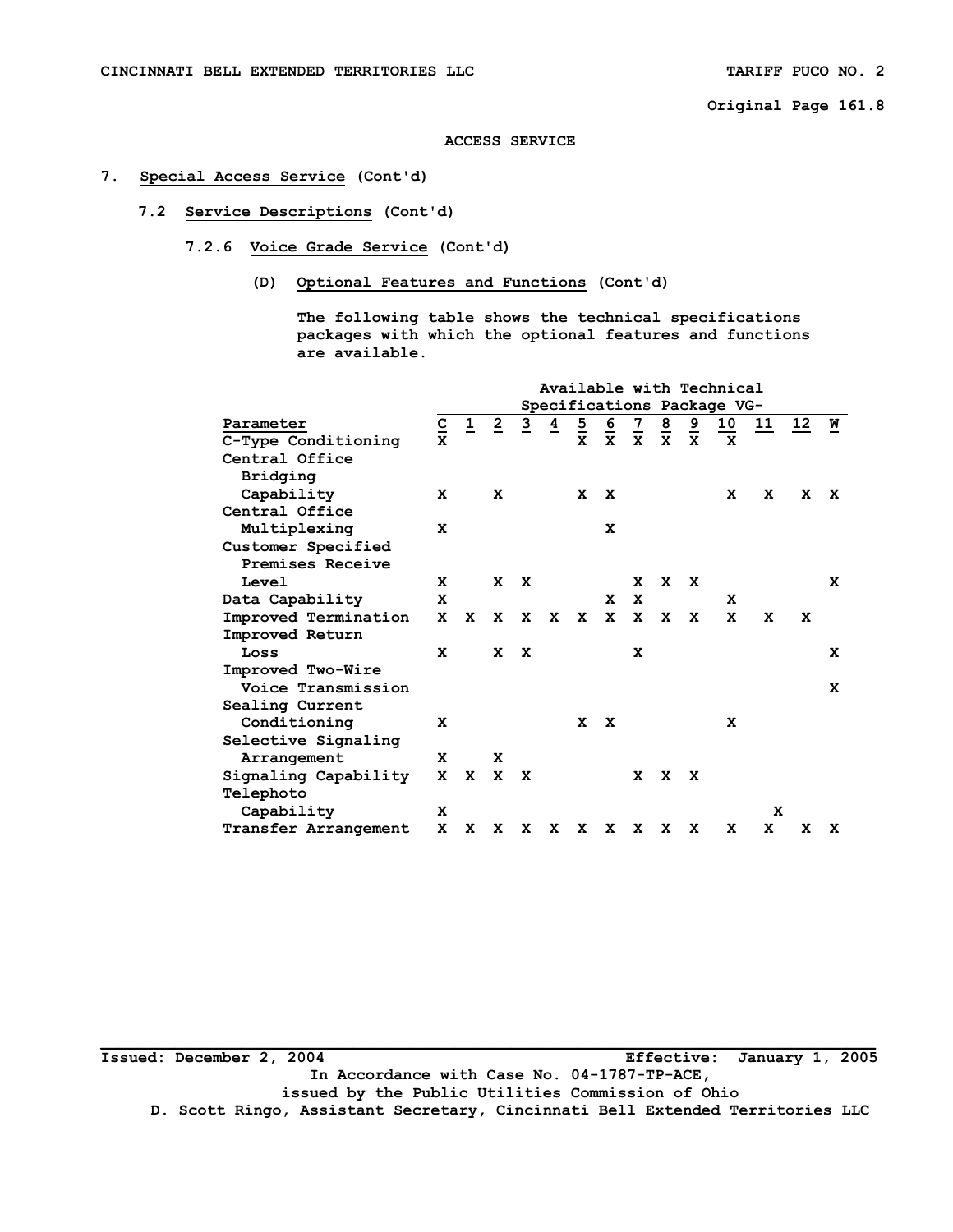**7. Special Access Service (Cont'd)**

**7.2 Service Descriptions (Cont'd)**

**7.2.6 Voice Grade Service (Cont'd)**

**(D) Optional Features and Functions (Cont'd)**

The following table shows the technical specifications packages with which the optional features and functions are available.

| | Available with Technical Specifications Package VG- | | | | | | | | | | | | | |
|---|---|---|---|---|---|---|---|---|---|---|---|---|---|---|
| Parameter | C | 1 | 2 | 3 | 4 | 5 | 6 | 7 | 8 | 9 | 10 | 11 | 12 | W |
| C-Type Conditioning | X | | | | | X | X | X | X | X | X | | | |
| Central Office Bridging Capability | X | | X | | | X | X | | | | X | X | X | X |
| Central Office Multiplexing | X | | | | | | X | | | | | | | |
| Customer Specified Premises Receive Level | X | | X | X | | | | X | X | X | | | | X |
| Data Capability | X | | | | | | X | X | | | X | | | |
| Improved Termination | X | X | X | X | X | X | X | X | X | X | X | X | X | |
| Improved Return Loss | X | | X | X | | | | X | | | | | | X |
| Improved Two-Wire Voice Transmission | | | | | | | | | | | | | | X |
| Sealing Current Conditioning | X | | | | | X | X | | | | X | | | |
| Selective Signaling Arrangement | X | | X | | | | | | | | | | | |
| Signaling Capability | X | X | X | X | | | | X | X | X | | | | |
| Telephoto Capability | X | | | | | | | | | | | X | | |
| Transfer Arrangement | X | X | X | X | X | X | X | X | X | X | X | X | X | X |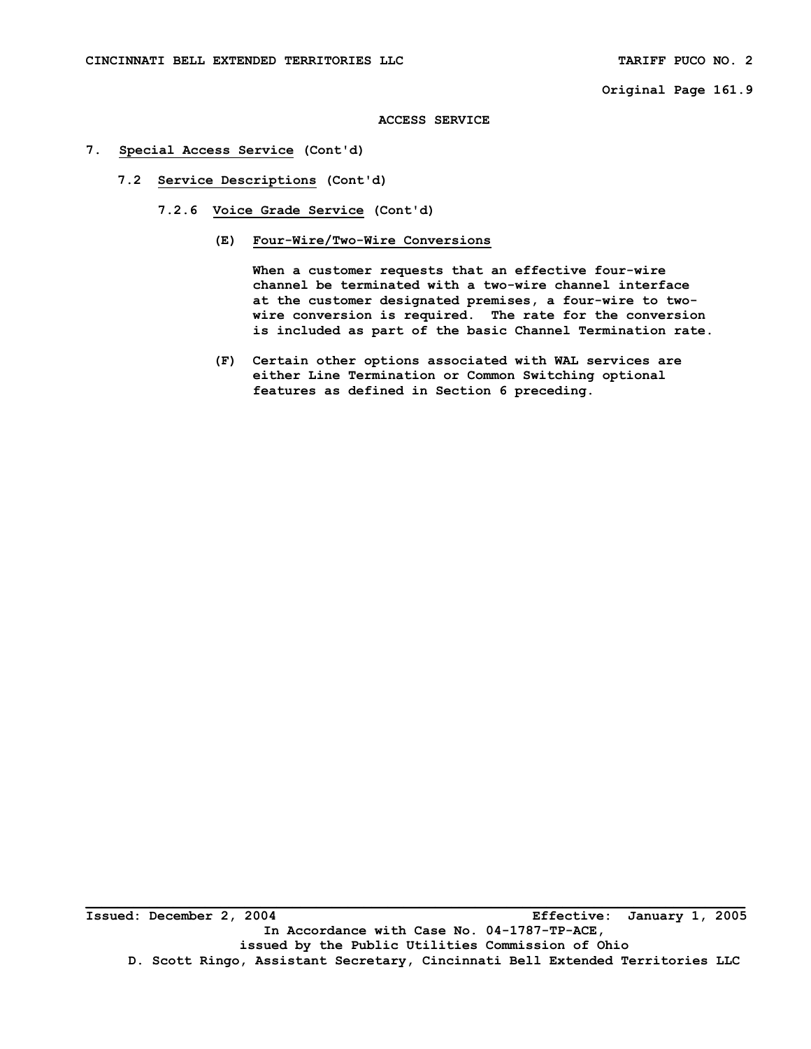ACCESS SERVICE

7. Special Access Service (Cont'd)

7.2 Service Descriptions (Cont'd)

7.2.6 Voice Grade Service (Cont'd)

(E) Four-Wire/Two-Wire Conversions

When a customer requests that an effective four-wire channel be terminated with a two-wire channel interface at the customer designated premises, a four-wire to two-wire conversion is required. The rate for the conversion is included as part of the basic Channel Termination rate.

(F) Certain other options associated with WAL services are either Line Termination or Common Switching optional features as defined in Section 6 preceding.

Issued: December 2, 2004 Effective: January 1, 2005

In Accordance with Case No. 04-1787-TP-ACE, issued by the Public Utilities Commission of Ohio

D. Scott Ringo, Assistant Secretary, Cincinnati Bell Extended Territories LLC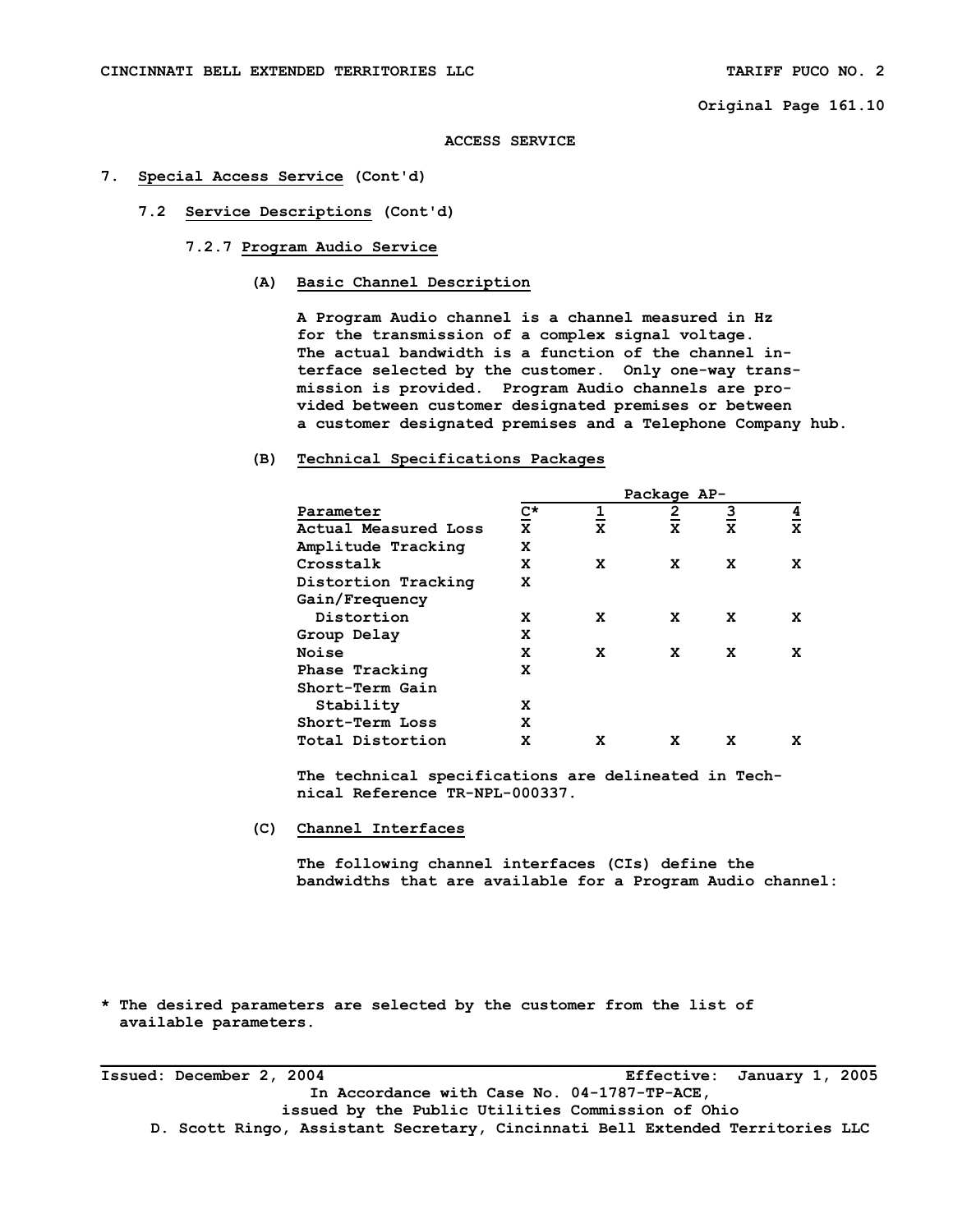ACCESS SERVICE

# 7. Special Access Service (Cont'd)

## 7.2 Service Descriptions (Cont'd)

### 7.2.7 Program Audio Service

#### (A) Basic Channel Description

A Program Audio channel is a channel measured in Hz for the transmission of a complex signal voltage. The actual bandwidth is a function of the channel interface selected by the customer. Only one-way transmission is provided. Program Audio channels are provided between customer designated premises or between a customer designated premises and a Telephone Company hub.

#### (B) Technical Specifications Packages

| | Package AP- | | | | |
|---|---|---|---|---|---|
| Parameter | C* | 1 | 2 | 3 | 4 |
| Actual Measured Loss | X | X | X | X | X |
| Amplitude Tracking | X | | | | |
| Crosstalk | X | X | X | X | X |
| Distortion Tracking | X | | | | |
| Gain/Frequency Distortion | X | X | X | X | X |
| Group Delay | X | | | | |
| Noise | X | X | X | X | X |
| Phase Tracking | X | | | | |
| Short-Term Gain Stability | X | | | | |
| Short-Term Loss | X | | | | |
| Total Distortion | X | X | X | X | X |

The technical specifications are delineated in Technical Reference TR-NPL-000337.

#### (C) Channel Interfaces

The following channel interfaces (CIs) define the bandwidths that are available for a Program Audio channel:

\* The desired parameters are selected by the customer from the list of available parameters.

Issued: December 2, 2004 Effective: January 1, 2005
In Accordance with Case No. 04-1787-TP-ACE,
issued by the Public Utilities Commission of Ohio
D. Scott Ringo, Assistant Secretary, Cincinnati Bell Extended Territories LLC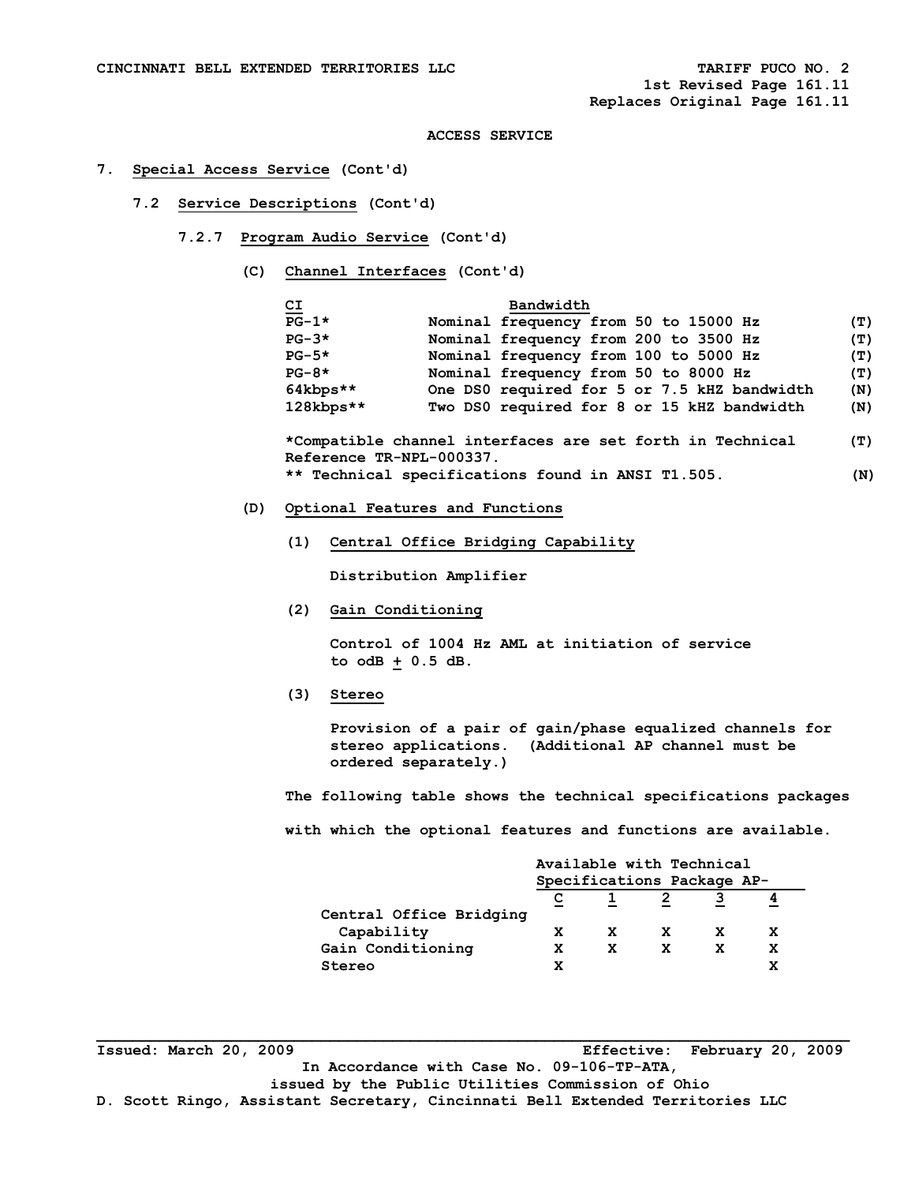CINCINNATI BELL EXTENDED TERRITORIES LLC TARIFF PUCO NO. 2
1st Revised Page 161.11
Replaces Original Page 161.11

ACCESS SERVICE

7. **Special Access Service** (Cont'd)

7.2 **Service Descriptions** (Cont'd)

7.2.7 **Program Audio Service** (Cont'd)

(C) **Channel Interfaces** (Cont'd)

| CI | Bandwidth | |
|---|---|---|
| PG-1* | Nominal frequency from 50 to 15000 Hz | (T) |
| PG-3* | Nominal frequency from 200 to 3500 Hz | (T) |
| PG-5* | Nominal frequency from 100 to 5000 Hz | (T) |
| PG-8* | Nominal frequency from 50 to 8000 Hz | (T) |
| 64kbps** | One DS0 required for 5 or 7.5 kHZ bandwidth | (N) |
| 128kbps** | Two DS0 required for 8 or 15 kHZ bandwidth | (N) |

*Compatible channel interfaces are set forth in Technical Reference TR-NPL-000337. (T)
** Technical specifications found in ANSI T1.505. (N)

(D) **Optional Features and Functions**

(1) **Central Office Bridging Capability**

Distribution Amplifier

(2) **Gain Conditioning**

Control of 1004 Hz AML at initiation of service to odB ± 0.5 dB.

(3) **Stereo**

Provision of a pair of gain/phase equalized channels for stereo applications. (Additional AP channel must be ordered separately.)

The following table shows the technical specifications packages with which the optional features and functions are available.

| | Available with Technical Specifications Package AP- | | | | |
|---|---|---|---|---|---|
| | C | 1 | 2 | 3 | 4 |
| Central Office Bridging Capability | X | X | X | X | X |
| Gain Conditioning | X | X | X | X | X |
| Stereo | X | | | | X |

Issued: March 20, 2009 Effective: February 20, 2009
In Accordance with Case No. 09-106-TP-ATA,
issued by the Public Utilities Commission of Ohio
D. Scott Ringo, Assistant Secretary, Cincinnati Bell Extended Territories LLC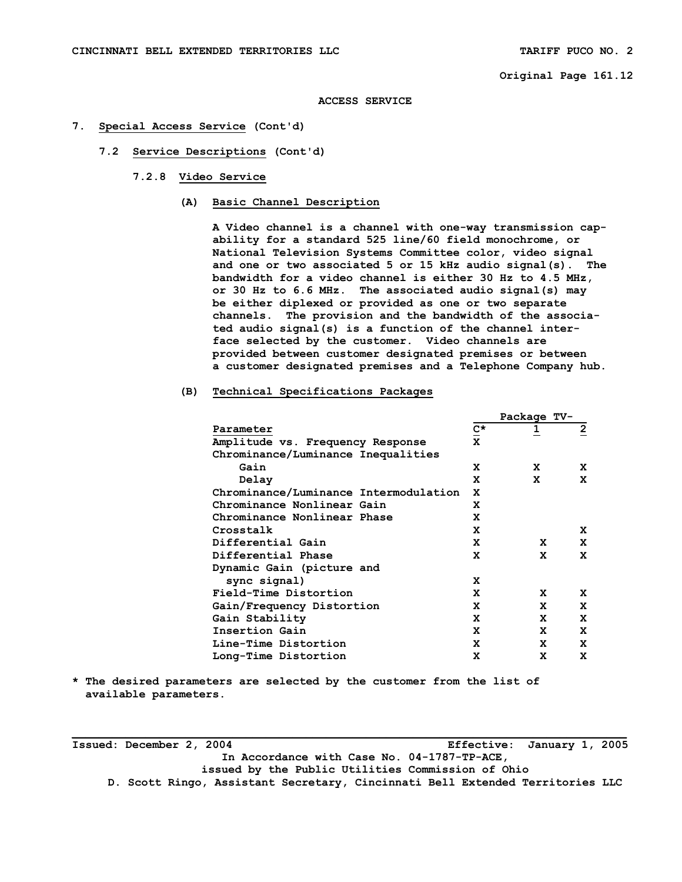ACCESS SERVICE

# 7. Special Access Service (Cont'd)

## 7.2 Service Descriptions (Cont'd)

### 7.2.8 Video Service

**(A) Basic Channel Description**

A Video channel is a channel with one-way transmission capability for a standard 525 line/60 field monochrome, or National Television Systems Committee color, video signal and one or two associated 5 or 15 kHz audio signal(s). The bandwidth for a video channel is either 30 Hz to 4.5 MHz, or 30 Hz to 6.6 MHz. The associated audio signal(s) may be either diplexed or provided as one or two separate channels. The provision and the bandwidth of the associated audio signal(s) is a function of the channel interface selected by the customer. Video channels are provided between customer designated premises or between a customer designated premises and a Telephone Company hub.

**(B) Technical Specifications Packages**

| | Package TV- | | |
|---|---|---|---|
| Parameter | C* | 1 | 2 |
| Amplitude vs. Frequency Response | X | | |
| Chrominance/Luminance Inequalities | | | |
| Gain | X | X | X |
| Delay | X | X | X |
| Chrominance/Luminance Intermodulation | X | | |
| Chrominance Nonlinear Gain | X | | |
| Chrominance Nonlinear Phase | X | | |
| Crosstalk | X | | X |
| Differential Gain | X | X | X |
| Differential Phase | X | X | X |
| Dynamic Gain (picture and sync signal) | X | | |
| Field-Time Distortion | X | X | X |
| Gain/Frequency Distortion | X | X | X |
| Gain Stability | X | X | X |
| Insertion Gain | X | X | X |
| Line-Time Distortion | X | X | X |
| Long-Time Distortion | X | X | X |

* The desired parameters are selected by the customer from the list of available parameters.

Issued: December 2, 2004 Effective: January 1, 2005
In Accordance with Case No. 04-1787-TP-ACE,
issued by the Public Utilities Commission of Ohio
D. Scott Ringo, Assistant Secretary, Cincinnati Bell Extended Territories LLC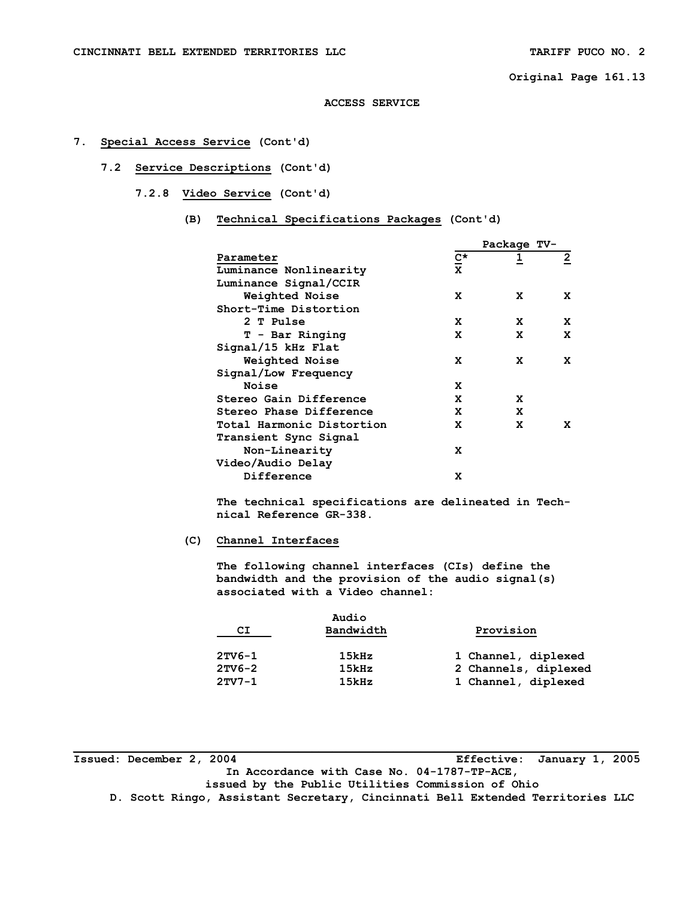## 7. Special Access Service (Cont'd)

### 7.2 Service Descriptions (Cont'd)

#### 7.2.8 Video Service (Cont'd)

**(B) Technical Specifications Packages (Cont'd)**

| Parameter | Package TV- C* | 1 | 2 |
|---|---|---|---|
| Luminance Nonlinearity | X | | |
| Luminance Signal/CCIR Weighted Noise | X | X | X |
| Short-Time Distortion | | | |
| 2 T Pulse | X | X | X |
| T - Bar Ringing | X | X | X |
| Signal/15 kHz Flat Weighted Noise | X | X | X |
| Signal/Low Frequency Noise | X | | |
| Stereo Gain Difference | X | X | |
| Stereo Phase Difference | X | X | |
| Total Harmonic Distortion | X | X | X |
| Transient Sync Signal Non-Linearity | X | | |
| Video/Audio Delay Difference | X | | |

The technical specifications are delineated in Technical Reference GR-338.

**(C) Channel Interfaces**

The following channel interfaces (CIs) define the bandwidth and the provision of the audio signal(s) associated with a Video channel:

| CI | Audio Bandwidth | Provision |
|---|---|---|
| 2TV6-1 | 15kHz | 1 Channel, diplexed |
| 2TV6-2 | 15kHz | 2 Channels, diplexed |
| 2TV7-1 | 15kHz | 1 Channel, diplexed |

Issued: December 2, 2004 Effective: January 1, 2005

In Accordance with Case No. 04-1787-TP-ACE, issued by the Public Utilities Commission of Ohio

D. Scott Ringo, Assistant Secretary, Cincinnati Bell Extended Territories LLC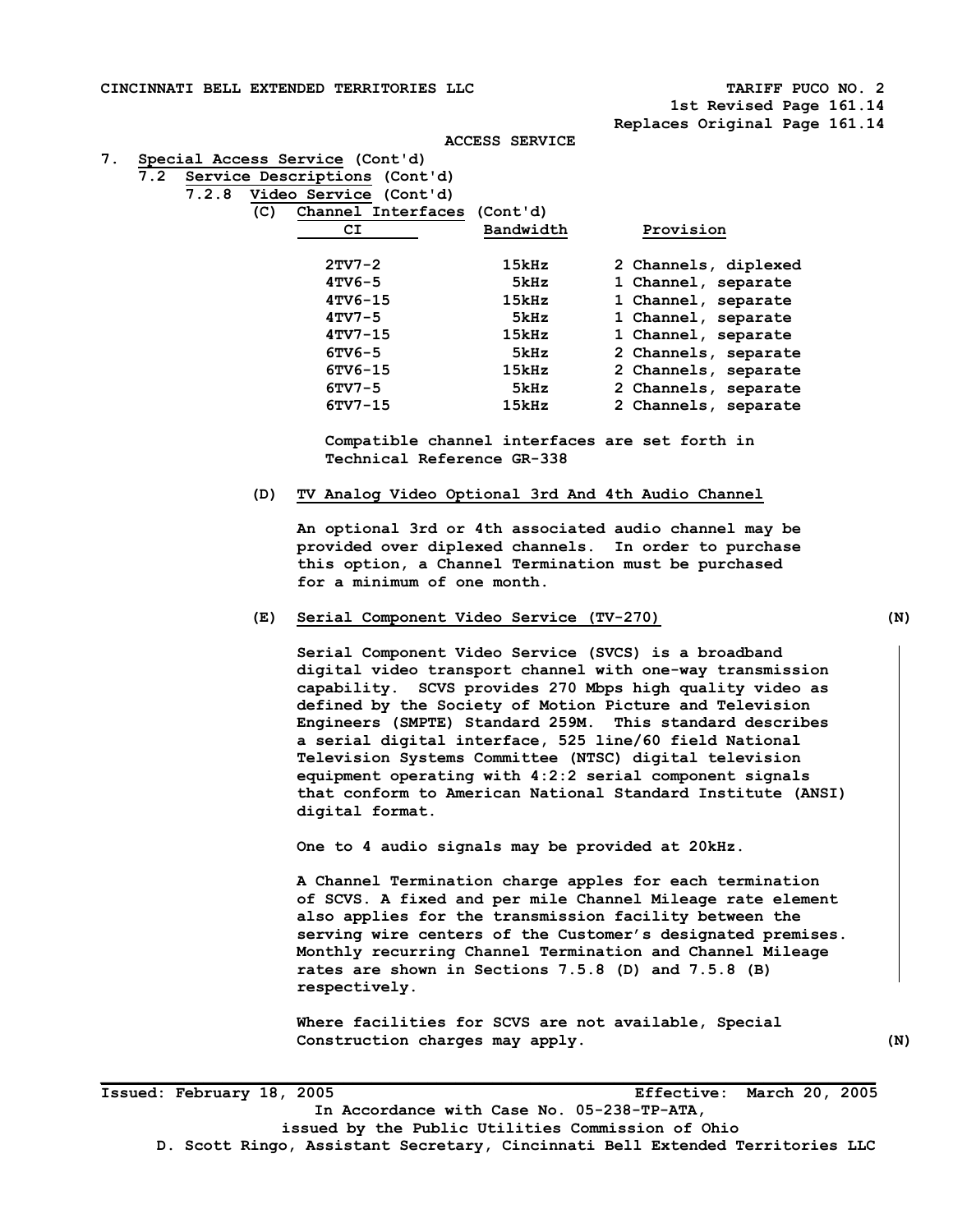ACCESS SERVICE

7. Special Access Service (Cont'd)

7.2 Service Descriptions (Cont'd)

7.2.8 Video Service (Cont'd)

(C) Channel Interfaces (Cont'd)

| CI | Bandwidth | Provision |
|---|---|---|
| 2TV7-2 | 15kHz | 2 Channels, diplexed |
| 4TV6-5 | 5kHz | 1 Channel, separate |
| 4TV6-15 | 15kHz | 1 Channel, separate |
| 4TV7-5 | 5kHz | 1 Channel, separate |
| 4TV7-15 | 15kHz | 1 Channel, separate |
| 6TV6-5 | 5kHz | 2 Channels, separate |
| 6TV6-15 | 15kHz | 2 Channels, separate |
| 6TV7-5 | 5kHz | 2 Channels, separate |
| 6TV7-15 | 15kHz | 2 Channels, separate |

Compatible channel interfaces are set forth in Technical Reference GR-338

(D) TV Analog Video Optional 3rd And 4th Audio Channel

An optional 3rd or 4th associated audio channel may be provided over diplexed channels. In order to purchase this option, a Channel Termination must be purchased for a minimum of one month.

(E) Serial Component Video Service (TV-270) (N)

Serial Component Video Service (SVCS) is a broadband digital video transport channel with one-way transmission capability. SCVS provides 270 Mbps high quality video as defined by the Society of Motion Picture and Television Engineers (SMPTE) Standard 259M. This standard describes a serial digital interface, 525 line/60 field National Television Systems Committee (NTSC) digital television equipment operating with 4:2:2 serial component signals that conform to American National Standard Institute (ANSI) digital format.

One to 4 audio signals may be provided at 20kHz.

A Channel Termination charge apples for each termination of SCVS. A fixed and per mile Channel Mileage rate element also applies for the transmission facility between the serving wire centers of the Customer's designated premises. Monthly recurring Channel Termination and Channel Mileage rates are shown in Sections 7.5.8 (D) and 7.5.8 (B) respectively.

Where facilities for SCVS are not available, Special Construction charges may apply. (N)

Issued: February 18, 2005 Effective: March 20, 2005

In Accordance with Case No. 05-238-TP-ATA, issued by the Public Utilities Commission of Ohio

D. Scott Ringo, Assistant Secretary, Cincinnati Bell Extended Territories LLC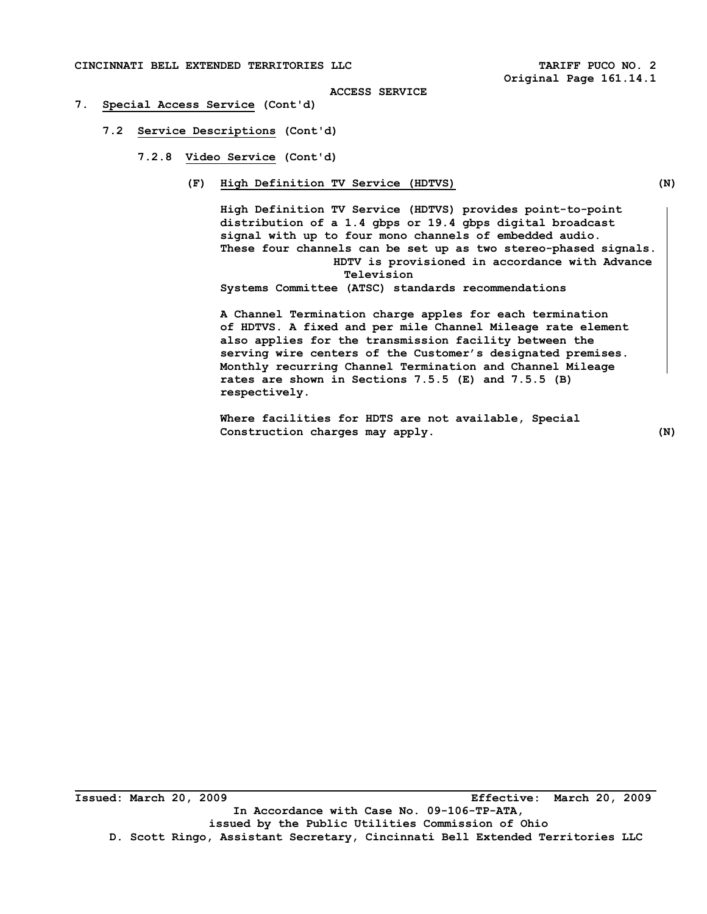ACCESS SERVICE

7. Special Access Service (Cont'd)

7.2 Service Descriptions (Cont'd)

7.2.8 Video Service (Cont'd)

(F) High Definition TV Service (HDTVS) (N)

High Definition TV Service (HDTVS) provides point-to-point distribution of a 1.4 gbps or 19.4 gbps digital broadcast signal with up to four mono channels of embedded audio. These four channels can be set up as two stereo-phased signals. HDTV is provisioned in accordance with Advance Television Systems Committee (ATSC) standards recommendations

A Channel Termination charge apples for each termination of HDTVS. A fixed and per mile Channel Mileage rate element also applies for the transmission facility between the serving wire centers of the Customer's designated premises. Monthly recurring Channel Termination and Channel Mileage rates are shown in Sections 7.5.5 (E) and 7.5.5 (B) respectively.

Where facilities for HDTS are not available, Special Construction charges may apply. (N)

Issued: March 20, 2009 Effective: March 20, 2009

In Accordance with Case No. 09-106-TP-ATA, issued by the Public Utilities Commission of Ohio

D. Scott Ringo, Assistant Secretary, Cincinnati Bell Extended Territories LLC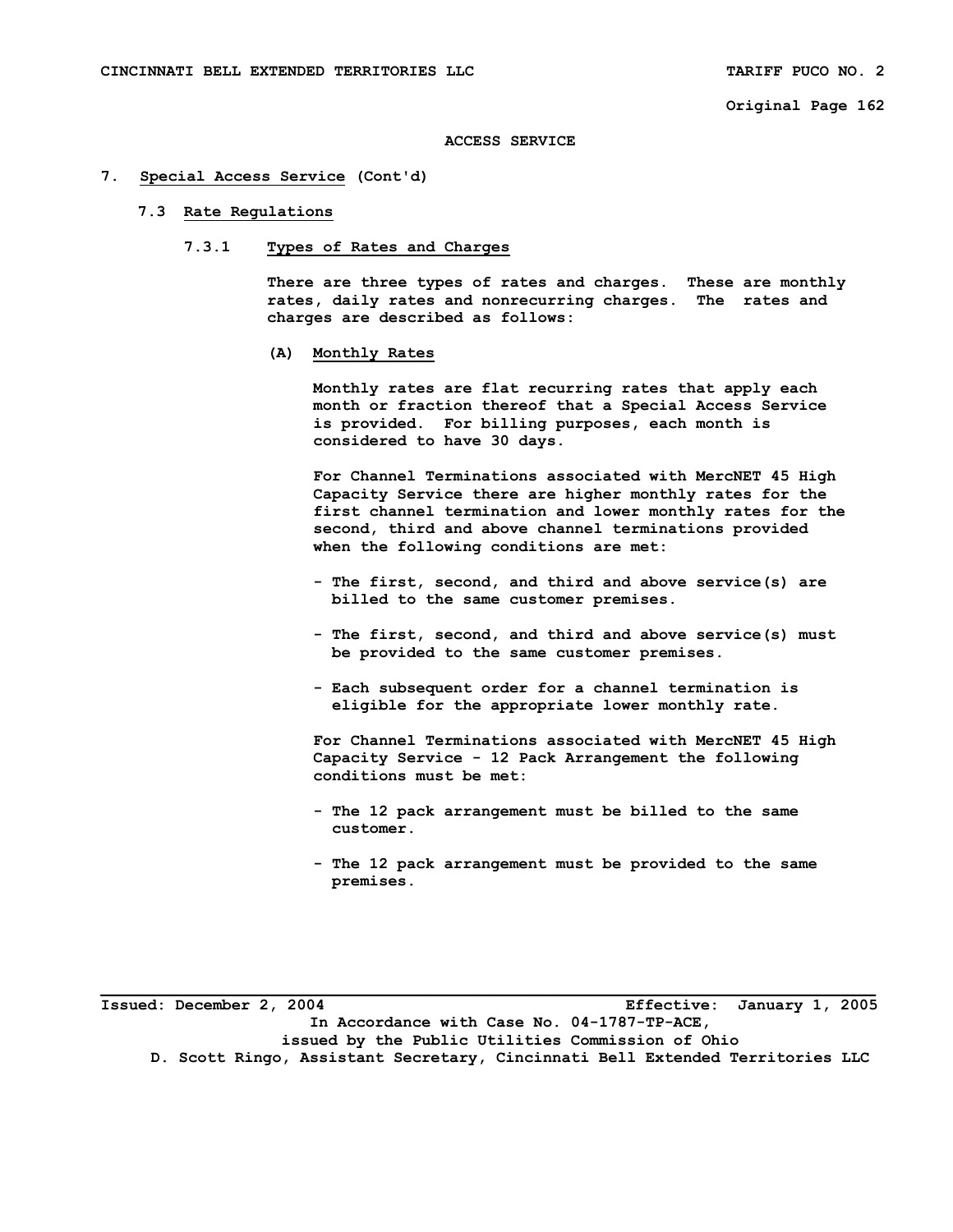# ACCESS SERVICE

## 7. Special Access Service (Cont'd)

### 7.3 Rate Regulations

#### 7.3.1 Types of Rates and Charges

There are three types of rates and charges. These are monthly rates, daily rates and nonrecurring charges. The rates and charges are described as follows:

**(A) Monthly Rates**

Monthly rates are flat recurring rates that apply each month or fraction thereof that a Special Access Service is provided. For billing purposes, each month is considered to have 30 days.

For Channel Terminations associated with MercNET 45 High Capacity Service there are higher monthly rates for the first channel termination and lower monthly rates for the second, third and above channel terminations provided when the following conditions are met:

- The first, second, and third and above service(s) are billed to the same customer premises.
- The first, second, and third and above service(s) must be provided to the same customer premises.
- Each subsequent order for a channel termination is eligible for the appropriate lower monthly rate.

For Channel Terminations associated with MercNET 45 High Capacity Service - 12 Pack Arrangement the following conditions must be met:

- The 12 pack arrangement must be billed to the same customer.
- The 12 pack arrangement must be provided to the same premises.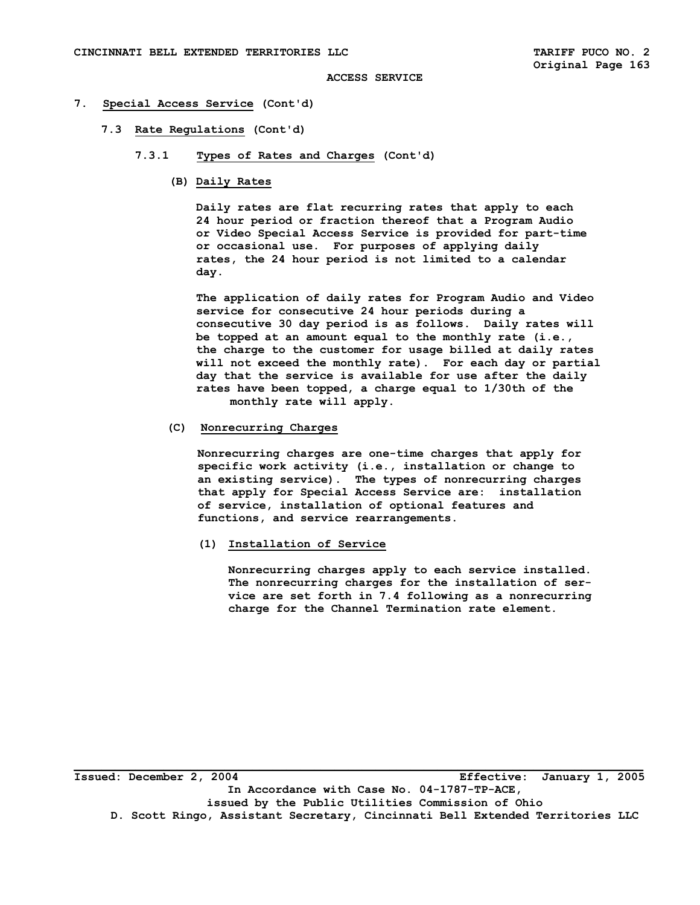ACCESS SERVICE

7. **Special Access Service** (Cont'd)

7.3 **Rate Regulations** (Cont'd)

7.3.1 **Types of Rates and Charges** (Cont'd)

(B) **Daily Rates**

Daily rates are flat recurring rates that apply to each 24 hour period or fraction thereof that a Program Audio or Video Special Access Service is provided for part-time or occasional use. For purposes of applying daily rates, the 24 hour period is not limited to a calendar day.

The application of daily rates for Program Audio and Video service for consecutive 24 hour periods during a consecutive 30 day period is as follows. Daily rates will be topped at an amount equal to the monthly rate (i.e., the charge to the customer for usage billed at daily rates will not exceed the monthly rate). For each day or partial day that the service is available for use after the daily rates have been topped, a charge equal to 1/30th of the monthly rate will apply.

(C) **Nonrecurring Charges**

Nonrecurring charges are one-time charges that apply for specific work activity (i.e., installation or change to an existing service). The types of nonrecurring charges that apply for Special Access Service are: installation of service, installation of optional features and functions, and service rearrangements.

(1) **Installation of Service**

Nonrecurring charges apply to each service installed. The nonrecurring charges for the installation of service are set forth in 7.4 following as a nonrecurring charge for the Channel Termination rate element.

Issued: December 2, 2004 Effective: January 1, 2005

In Accordance with Case No. 04-1787-TP-ACE, issued by the Public Utilities Commission of Ohio

D. Scott Ringo, Assistant Secretary, Cincinnati Bell Extended Territories LLC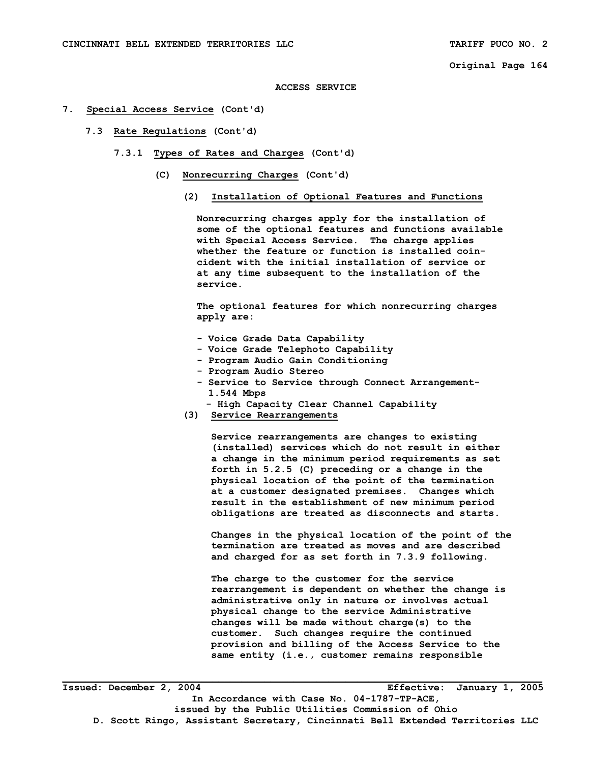ACCESS SERVICE

7. Special Access Service (Cont'd)

7.3 Rate Regulations (Cont'd)

7.3.1 Types of Rates and Charges (Cont'd)

(C) Nonrecurring Charges (Cont'd)

(2) Installation of Optional Features and Functions

Nonrecurring charges apply for the installation of some of the optional features and functions available with Special Access Service. The charge applies whether the feature or function is installed coincident with the initial installation of service or at any time subsequent to the installation of the service.

The optional features for which nonrecurring charges apply are:

- Voice Grade Data Capability
- Voice Grade Telephoto Capability
- Program Audio Gain Conditioning
- Program Audio Stereo
- Service to Service through Connect Arrangement- 1.544 Mbps
  - High Capacity Clear Channel Capability

(3) Service Rearrangements

Service rearrangements are changes to existing (installed) services which do not result in either a change in the minimum period requirements as set forth in 5.2.5 (C) preceding or a change in the physical location of the point of the termination at a customer designated premises. Changes which result in the establishment of new minimum period obligations are treated as disconnects and starts.

Changes in the physical location of the point of the termination are treated as moves and are described and charged for as set forth in 7.3.9 following.

The charge to the customer for the service rearrangement is dependent on whether the change is administrative only in nature or involves actual physical change to the service Administrative changes will be made without charge(s) to the customer. Such changes require the continued provision and billing of the Access Service to the same entity (i.e., customer remains responsible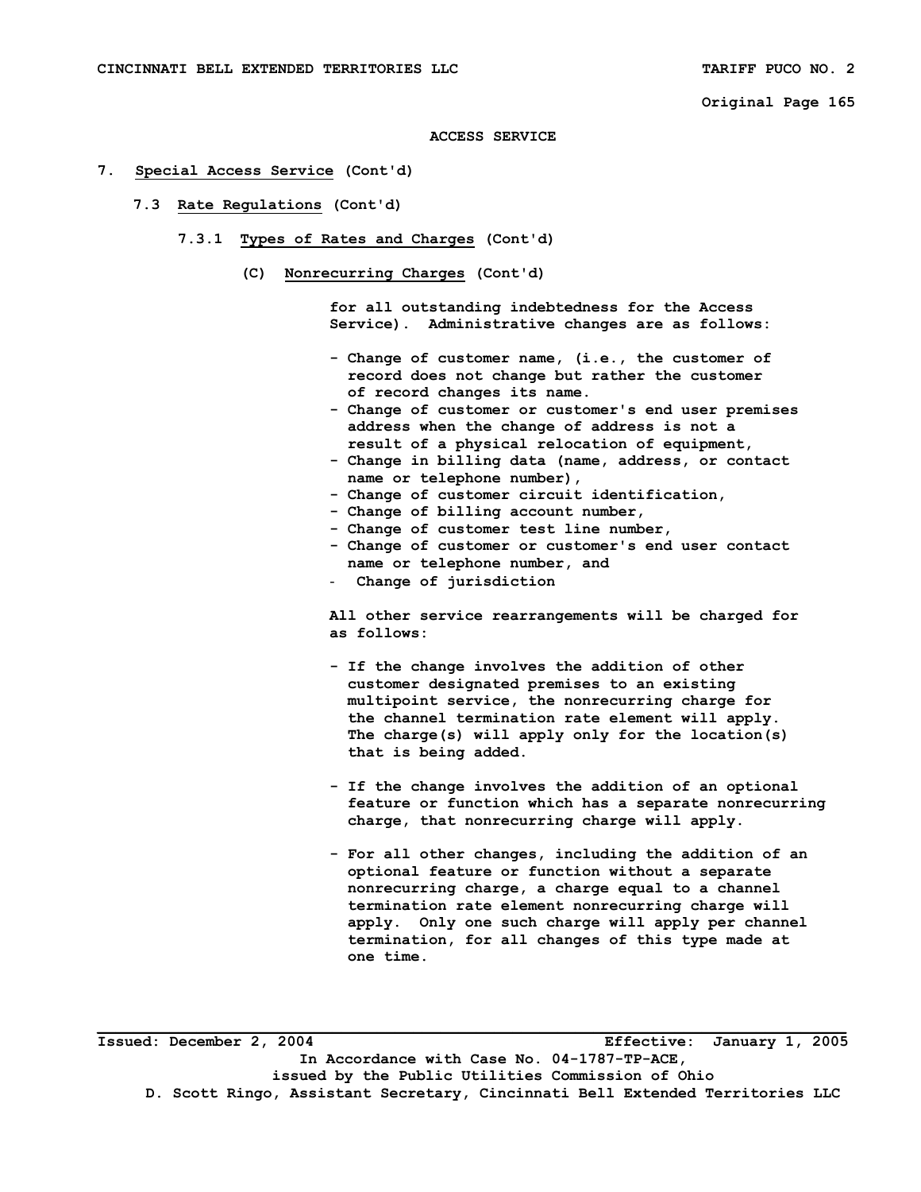ACCESS SERVICE

# 7. Special Access Service (Cont'd)

## 7.3 Rate Regulations (Cont'd)

### 7.3.1 Types of Rates and Charges (Cont'd)

#### (C) Nonrecurring Charges (Cont'd)

for all outstanding indebtedness for the Access Service). Administrative changes are as follows:

- Change of customer name, (i.e., the customer of record does not change but rather the customer of record changes its name.
- Change of customer or customer's end user premises address when the change of address is not a result of a physical relocation of equipment,
- Change in billing data (name, address, or contact name or telephone number),
- Change of customer circuit identification,
- Change of billing account number,
- Change of customer test line number,
- Change of customer or customer's end user contact name or telephone number, and
- Change of jurisdiction

All other service rearrangements will be charged for as follows:

- If the change involves the addition of other customer designated premises to an existing multipoint service, the nonrecurring charge for the channel termination rate element will apply. The charge(s) will apply only for the location(s) that is being added.

- If the change involves the addition of an optional feature or function which has a separate nonrecurring charge, that nonrecurring charge will apply.

- For all other changes, including the addition of an optional feature or function without a separate nonrecurring charge, a charge equal to a channel termination rate element nonrecurring charge will apply. Only one such charge will apply per channel termination, for all changes of this type made at one time.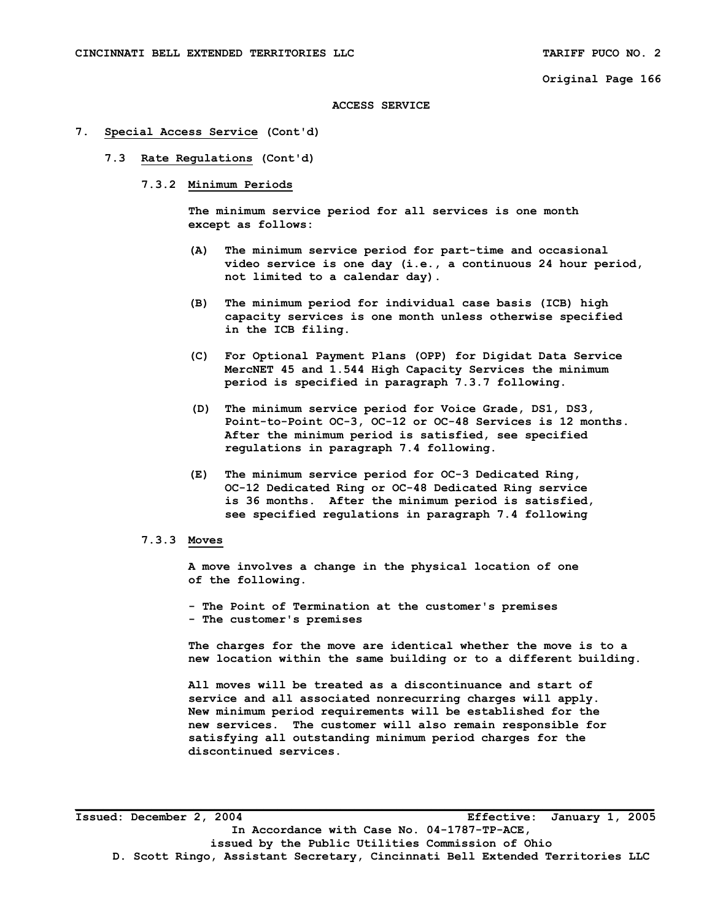ACCESS SERVICE

7. Special Access Service (Cont'd)

7.3 Rate Regulations (Cont'd)

7.3.2 Minimum Periods

The minimum service period for all services is one month except as follows:

(A) The minimum service period for part-time and occasional video service is one day (i.e., a continuous 24 hour period, not limited to a calendar day).

(B) The minimum period for individual case basis (ICB) high capacity services is one month unless otherwise specified in the ICB filing.

(C) For Optional Payment Plans (OPP) for Digidat Data Service MercNET 45 and 1.544 High Capacity Services the minimum period is specified in paragraph 7.3.7 following.

(D) The minimum service period for Voice Grade, DS1, DS3, Point-to-Point OC-3, OC-12 or OC-48 Services is 12 months. After the minimum period is satisfied, see specified regulations in paragraph 7.4 following.

(E) The minimum service period for OC-3 Dedicated Ring, OC-12 Dedicated Ring or OC-48 Dedicated Ring service is 36 months. After the minimum period is satisfied, see specified regulations in paragraph 7.4 following

7.3.3 Moves

A move involves a change in the physical location of one of the following.

- The Point of Termination at the customer's premises
- The customer's premises

The charges for the move are identical whether the move is to a new location within the same building or to a different building.

All moves will be treated as a discontinuance and start of service and all associated nonrecurring charges will apply. New minimum period requirements will be established for the new services. The customer will also remain responsible for satisfying all outstanding minimum period charges for the discontinued services.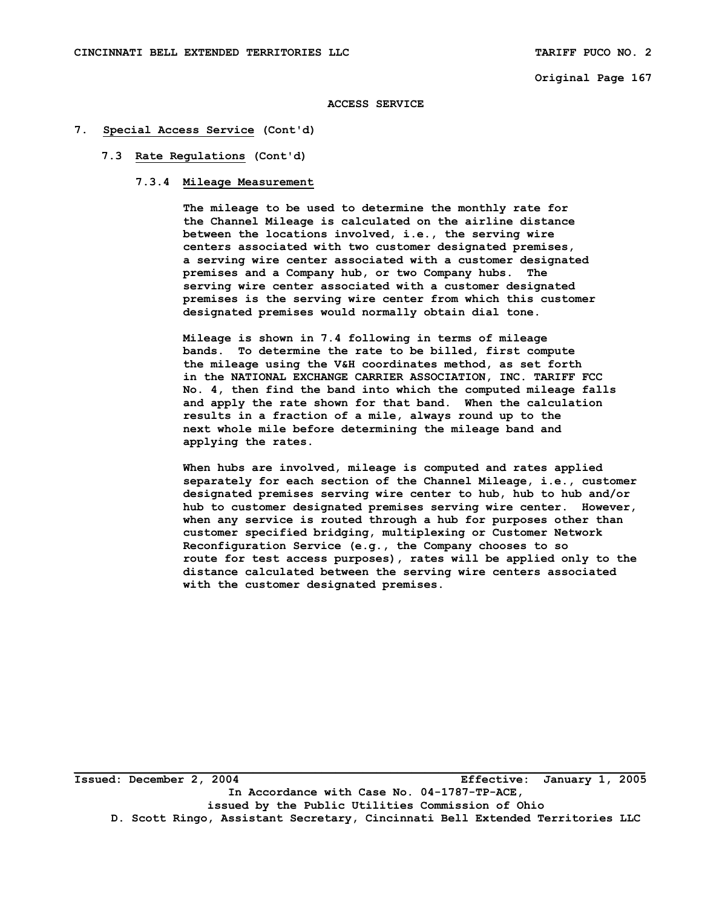## ACCESS SERVICE

### 7. Special Access Service (Cont'd)

#### 7.3 Rate Regulations (Cont'd)

##### 7.3.4 Mileage Measurement

The mileage to be used to determine the monthly rate for the Channel Mileage is calculated on the airline distance between the locations involved, i.e., the serving wire centers associated with two customer designated premises, a serving wire center associated with a customer designated premises and a Company hub, or two Company hubs. The serving wire center associated with a customer designated premises is the serving wire center from which this customer designated premises would normally obtain dial tone.

Mileage is shown in 7.4 following in terms of mileage bands. To determine the rate to be billed, first compute the mileage using the V&H coordinates method, as set forth in the NATIONAL EXCHANGE CARRIER ASSOCIATION, INC. TARIFF FCC No. 4, then find the band into which the computed mileage falls and apply the rate shown for that band. When the calculation results in a fraction of a mile, always round up to the next whole mile before determining the mileage band and applying the rates.

When hubs are involved, mileage is computed and rates applied separately for each section of the Channel Mileage, i.e., customer designated premises serving wire center to hub, hub to hub and/or hub to customer designated premises serving wire center. However, when any service is routed through a hub for purposes other than customer specified bridging, multiplexing or Customer Network Reconfiguration Service (e.g., the Company chooses to so route for test access purposes), rates will be applied only to the distance calculated between the serving wire centers associated with the customer designated premises.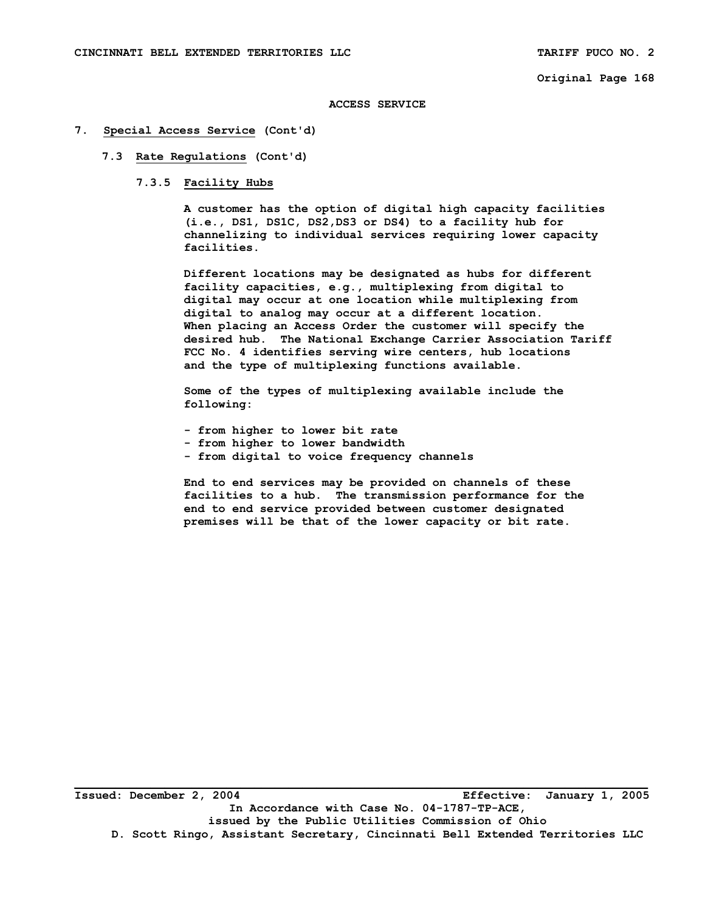# ACCESS SERVICE

## 7. Special Access Service (Cont'd)

### 7.3 Rate Regulations (Cont'd)

#### 7.3.5 Facility Hubs

A customer has the option of digital high capacity facilities (i.e., DS1, DS1C, DS2,DS3 or DS4) to a facility hub for channelizing to individual services requiring lower capacity facilities.

Different locations may be designated as hubs for different facility capacities, e.g., multiplexing from digital to digital may occur at one location while multiplexing from digital to analog may occur at a different location. When placing an Access Order the customer will specify the desired hub. The National Exchange Carrier Association Tariff FCC No. 4 identifies serving wire centers, hub locations and the type of multiplexing functions available.

Some of the types of multiplexing available include the following:

- from higher to lower bit rate
- from higher to lower bandwidth
- from digital to voice frequency channels

End to end services may be provided on channels of these facilities to a hub. The transmission performance for the end to end service provided between customer designated premises will be that of the lower capacity or bit rate.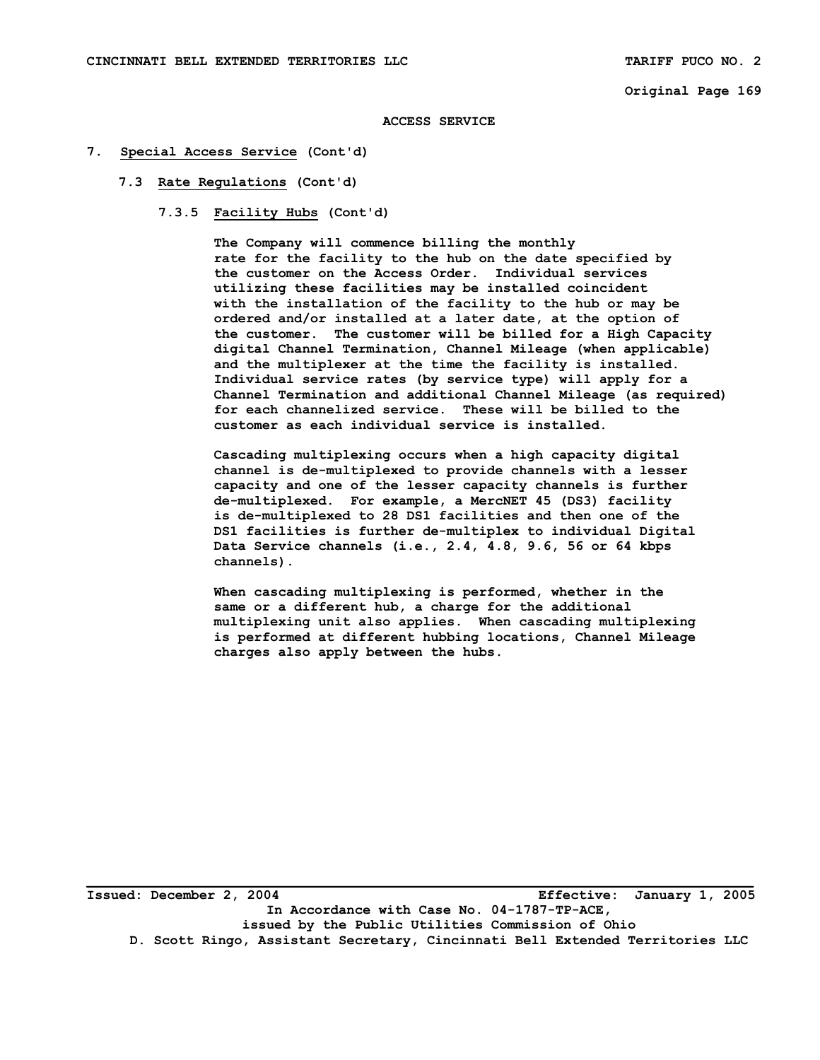ACCESS SERVICE

## 7. Special Access Service (Cont'd)

### 7.3 Rate Regulations (Cont'd)

#### 7.3.5 Facility Hubs (Cont'd)

The Company will commence billing the monthly rate for the facility to the hub on the date specified by the customer on the Access Order. Individual services utilizing these facilities may be installed coincident with the installation of the facility to the hub or may be ordered and/or installed at a later date, at the option of the customer. The customer will be billed for a High Capacity digital Channel Termination, Channel Mileage (when applicable) and the multiplexer at the time the facility is installed. Individual service rates (by service type) will apply for a Channel Termination and additional Channel Mileage (as required) for each channelized service. These will be billed to the customer as each individual service is installed.

Cascading multiplexing occurs when a high capacity digital channel is de-multiplexed to provide channels with a lesser capacity and one of the lesser capacity channels is further de-multiplexed. For example, a MercNET 45 (DS3) facility is de-multiplexed to 28 DS1 facilities and then one of the DS1 facilities is further de-multiplex to individual Digital Data Service channels (i.e., 2.4, 4.8, 9.6, 56 or 64 kbps channels).

When cascading multiplexing is performed, whether in the same or a different hub, a charge for the additional multiplexing unit also applies. When cascading multiplexing is performed at different hubbing locations, Channel Mileage charges also apply between the hubs.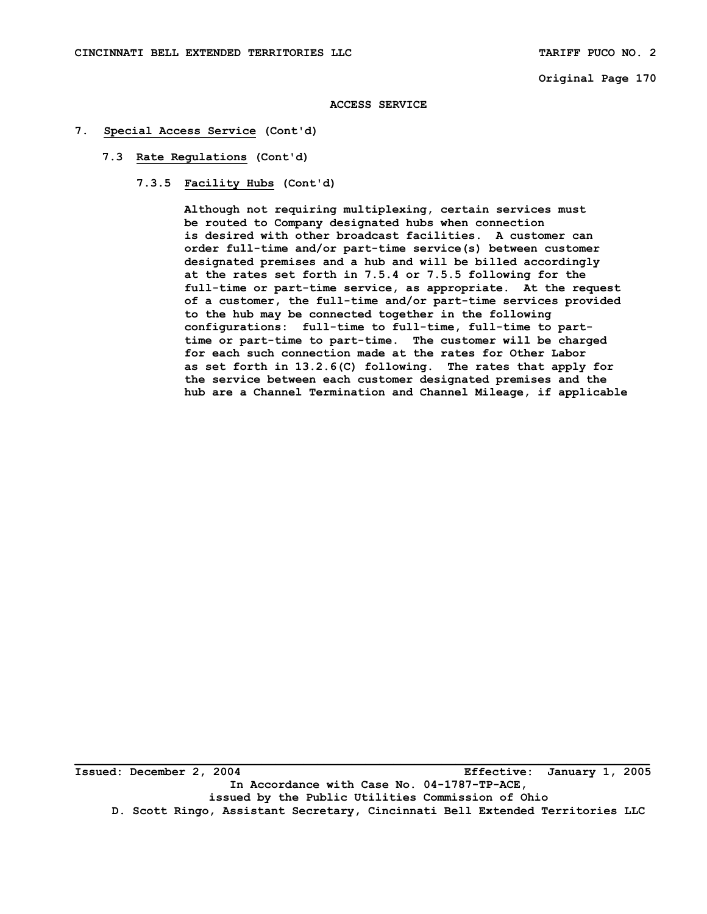# ACCESS SERVICE

## 7. Special Access Service (Cont'd)

### 7.3 Rate Regulations (Cont'd)

#### 7.3.5 Facility Hubs (Cont'd)

Although not requiring multiplexing, certain services must be routed to Company designated hubs when connection is desired with other broadcast facilities. A customer can order full-time and/or part-time service(s) between customer designated premises and a hub and will be billed accordingly at the rates set forth in 7.5.4 or 7.5.5 following for the full-time or part-time service, as appropriate. At the request of a customer, the full-time and/or part-time services provided to the hub may be connected together in the following configurations: full-time to full-time, full-time to part-time or part-time to part-time. The customer will be charged for each such connection made at the rates for Other Labor as set forth in 13.2.6(C) following. The rates that apply for the service between each customer designated premises and the hub are a Channel Termination and Channel Mileage, if applicable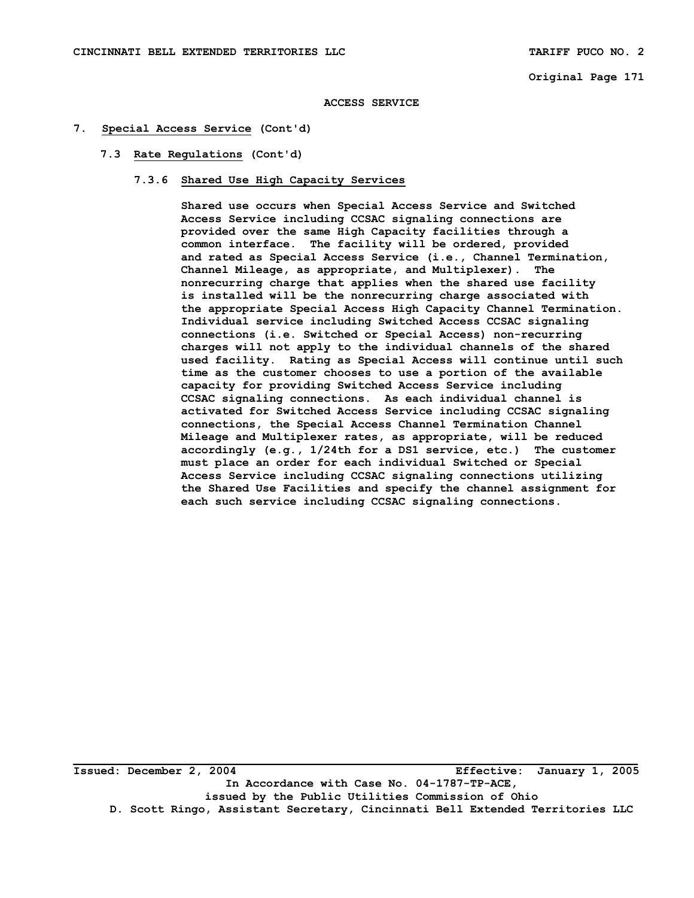# ACCESS SERVICE

## 7. Special Access Service (Cont'd)

### 7.3 Rate Regulations (Cont'd)

#### 7.3.6 Shared Use High Capacity Services

Shared use occurs when Special Access Service and Switched Access Service including CCSAC signaling connections are provided over the same High Capacity facilities through a common interface. The facility will be ordered, provided and rated as Special Access Service (i.e., Channel Termination, Channel Mileage, as appropriate, and Multiplexer). The nonrecurring charge that applies when the shared use facility is installed will be the nonrecurring charge associated with the appropriate Special Access High Capacity Channel Termination. Individual service including Switched Access CCSAC signaling connections (i.e. Switched or Special Access) non-recurring charges will not apply to the individual channels of the shared used facility. Rating as Special Access will continue until such time as the customer chooses to use a portion of the available capacity for providing Switched Access Service including CCSAC signaling connections. As each individual channel is activated for Switched Access Service including CCSAC signaling connections, the Special Access Channel Termination Channel Mileage and Multiplexer rates, as appropriate, will be reduced accordingly (e.g., 1/24th for a DS1 service, etc.) The customer must place an order for each individual Switched or Special Access Service including CCSAC signaling connections utilizing the Shared Use Facilities and specify the channel assignment for each such service including CCSAC signaling connections.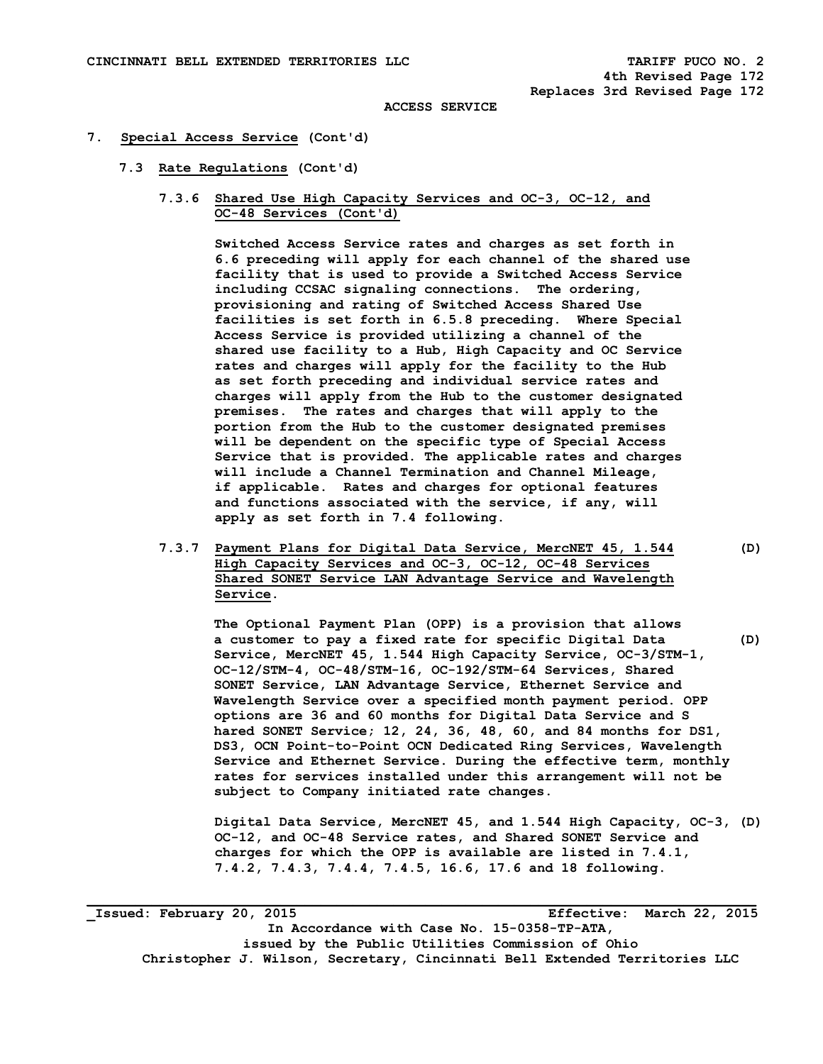ACCESS SERVICE

7. **Special Access Service** (Cont'd)

7.3 **Rate Regulations** (Cont'd)

7.3.6 **Shared Use High Capacity Services and OC-3, OC-12, and OC-48 Services (Cont'd)**

Switched Access Service rates and charges as set forth in 6.6 preceding will apply for each channel of the shared use facility that is used to provide a Switched Access Service including CCSAC signaling connections. The ordering, provisioning and rating of Switched Access Shared Use facilities is set forth in 6.5.8 preceding. Where Special Access Service is provided utilizing a channel of the shared use facility to a Hub, High Capacity and OC Service rates and charges will apply for the facility to the Hub as set forth preceding and individual service rates and charges will apply from the Hub to the customer designated premises. The rates and charges that will apply to the portion from the Hub to the customer designated premises will be dependent on the specific type of Special Access Service that is provided. The applicable rates and charges will include a Channel Termination and Channel Mileage, if applicable. Rates and charges for optional features and functions associated with the service, if any, will apply as set forth in 7.4 following.

7.3.7 **Payment Plans for Digital Data Service, MercNET 45, 1.544 High Capacity Services and OC-3, OC-12, OC-48 Services Shared SONET Service LAN Advantage Service and Wavelength Service**. (D)

The Optional Payment Plan (OPP) is a provision that allows a customer to pay a fixed rate for specific Digital Data Service, MercNET 45, 1.544 High Capacity Service, OC-3/STM-1, OC-12/STM-4, OC-48/STM-16, OC-192/STM-64 Services, Shared SONET Service, LAN Advantage Service, Ethernet Service and Wavelength Service over a specified month payment period. OPP options are 36 and 60 months for Digital Data Service and S hared SONET Service; 12, 24, 36, 48, 60, and 84 months for DS1, DS3, OCN Point-to-Point OCN Dedicated Ring Services, Wavelength Service and Ethernet Service. During the effective term, monthly rates for services installed under this arrangement will not be subject to Company initiated rate changes. (D)

Digital Data Service, MercNET 45, and 1.544 High Capacity, OC-3, OC-12, and OC-48 Service rates, and Shared SONET Service and charges for which the OPP is available are listed in 7.4.1, 7.4.2, 7.4.3, 7.4.4, 7.4.5, 16.6, 17.6 and 18 following. (D)

Issued: February 20, 2015 Effective: March 22, 2015

In Accordance with Case No. 15-0358-TP-ATA, issued by the Public Utilities Commission of Ohio

Christopher J. Wilson, Secretary, Cincinnati Bell Extended Territories LLC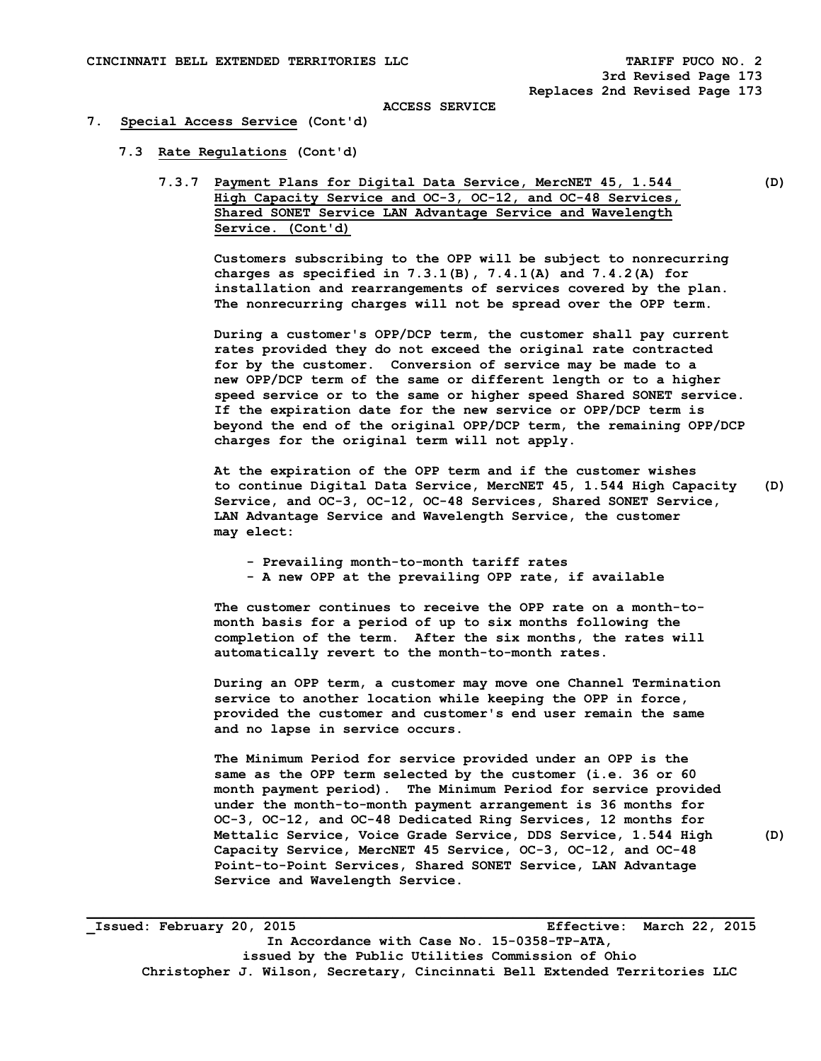ACCESS SERVICE

## 7. Special Access Service (Cont'd)

### 7.3 Rate Regulations (Cont'd)

#### 7.3.7 Payment Plans for Digital Data Service, MercNET 45, 1.544 High Capacity Service and OC-3, OC-12, and OC-48 Services, Shared SONET Service LAN Advantage Service and Wavelength Service. (Cont'd) (D)

Customers subscribing to the OPP will be subject to nonrecurring charges as specified in 7.3.1(B), 7.4.1(A) and 7.4.2(A) for installation and rearrangements of services covered by the plan. The nonrecurring charges will not be spread over the OPP term.

During a customer's OPP/DCP term, the customer shall pay current rates provided they do not exceed the original rate contracted for by the customer. Conversion of service may be made to a new OPP/DCP term of the same or different length or to a higher speed service or to the same or higher speed Shared SONET service. If the expiration date for the new service or OPP/DCP term is beyond the end of the original OPP/DCP term, the remaining OPP/DCP charges for the original term will not apply.

At the expiration of the OPP term and if the customer wishes to continue Digital Data Service, MercNET 45, 1.544 High Capacity Service, and OC-3, OC-12, OC-48 Services, Shared SONET Service, LAN Advantage Service and Wavelength Service, the customer may elect: (D)

- Prevailing month-to-month tariff rates
- A new OPP at the prevailing OPP rate, if available

The customer continues to receive the OPP rate on a month-to-month basis for a period of up to six months following the completion of the term. After the six months, the rates will automatically revert to the month-to-month rates.

During an OPP term, a customer may move one Channel Termination service to another location while keeping the OPP in force, provided the customer and customer's end user remain the same and no lapse in service occurs.

The Minimum Period for service provided under an OPP is the same as the OPP term selected by the customer (i.e. 36 or 60 month payment period). The Minimum Period for service provided under the month-to-month payment arrangement is 36 months for OC-3, OC-12, and OC-48 Dedicated Ring Services, 12 months for Mettalic Service, Voice Grade Service, DDS Service, 1.544 High Capacity Service, MercNET 45 Service, OC-3, OC-12, and OC-48 Point-to-Point Services, Shared SONET Service, LAN Advantage Service and Wavelength Service. (D)

Issued: February 20, 2015 Effective: March 22, 2015

In Accordance with Case No. 15-0358-TP-ATA, issued by the Public Utilities Commission of Ohio

Christopher J. Wilson, Secretary, Cincinnati Bell Extended Territories LLC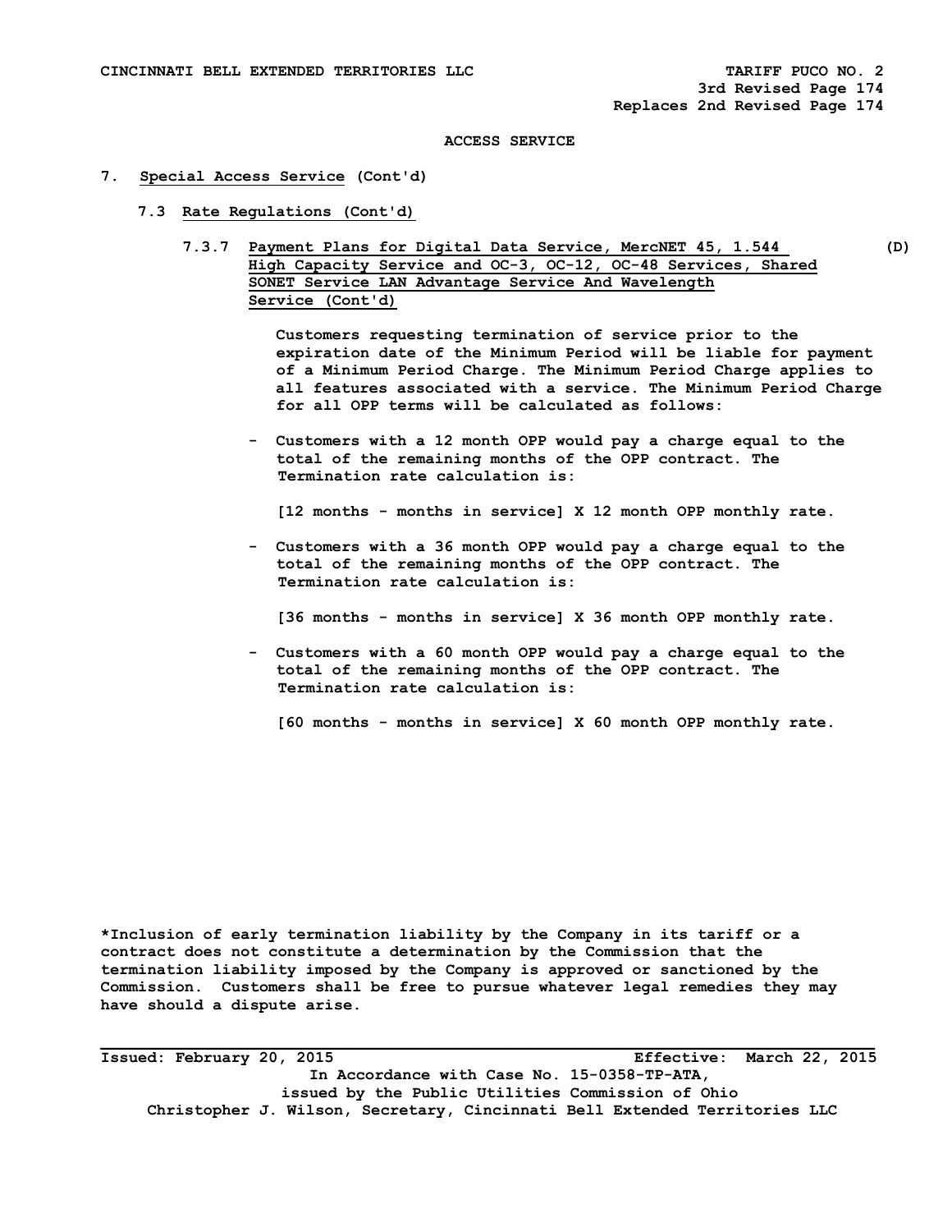ACCESS SERVICE

## 7. Special Access Service (Cont'd)

### 7.3 Rate Regulations (Cont'd)

#### 7.3.7 Payment Plans for Digital Data Service, MercNET 45, 1.544 High Capacity Service and OC-3, OC-12, OC-48 Services, Shared SONET Service LAN Advantage Service And Wavelength Service (Cont'd) (D)

Customers requesting termination of service prior to the expiration date of the Minimum Period will be liable for payment of a Minimum Period Charge. The Minimum Period Charge applies to all features associated with a service. The Minimum Period Charge for all OPP terms will be calculated as follows:

- Customers with a 12 month OPP would pay a charge equal to the total of the remaining months of the OPP contract. The Termination rate calculation is:

  [12 months - months in service] X 12 month OPP monthly rate.

- Customers with a 36 month OPP would pay a charge equal to the total of the remaining months of the OPP contract. The Termination rate calculation is:

  [36 months - months in service] X 36 month OPP monthly rate.

- Customers with a 60 month OPP would pay a charge equal to the total of the remaining months of the OPP contract. The Termination rate calculation is:

  [60 months - months in service] X 60 month OPP monthly rate.

*Inclusion of early termination liability by the Company in its tariff or a contract does not constitute a determination by the Commission that the termination liability imposed by the Company is approved or sanctioned by the Commission. Customers shall be free to pursue whatever legal remedies they may have should a dispute arise.

Issued: February 20, 2015 Effective: March 22, 2015

In Accordance with Case No. 15-0358-TP-ATA, issued by the Public Utilities Commission of Ohio

Christopher J. Wilson, Secretary, Cincinnati Bell Extended Territories LLC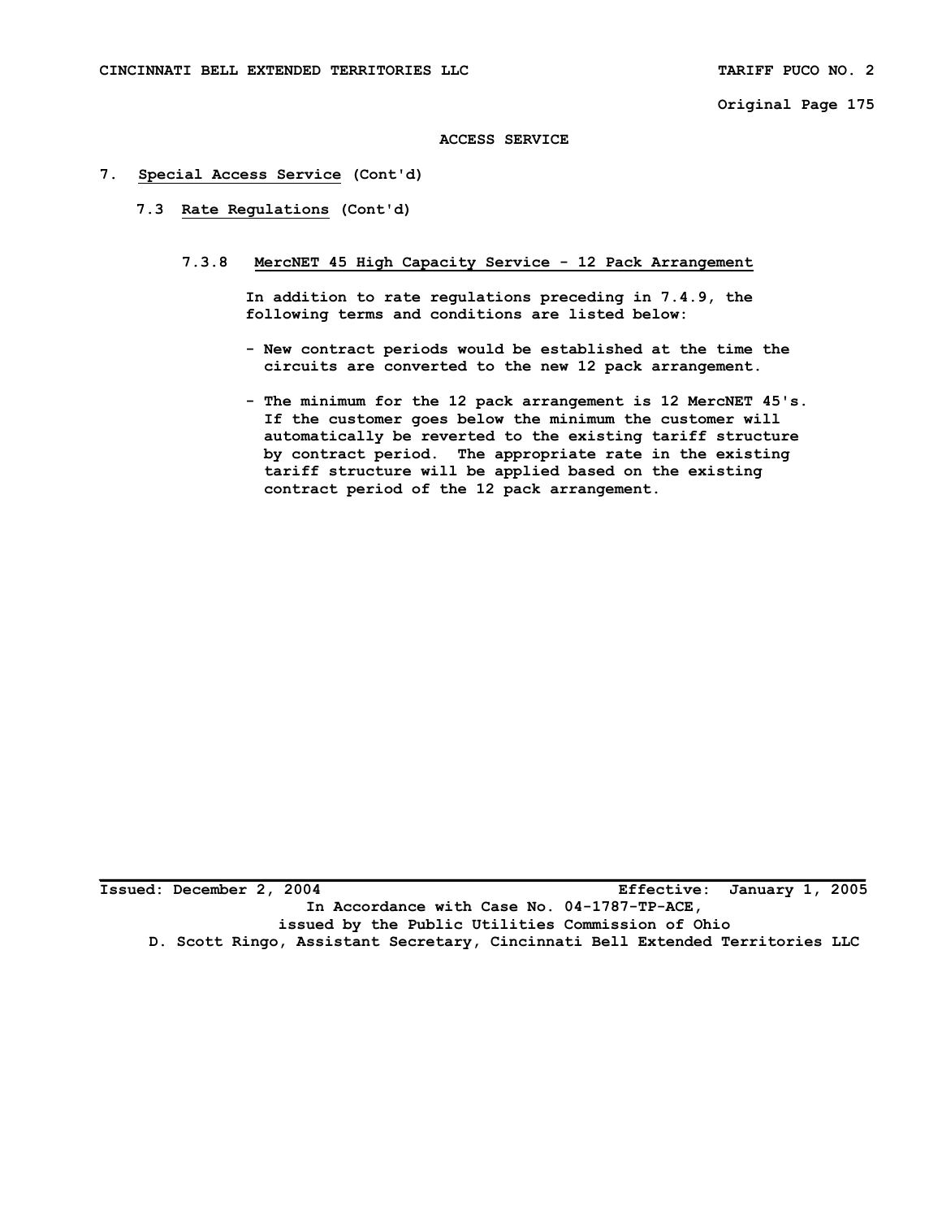## ACCESS SERVICE

### 7. Special Access Service (Cont'd)

#### 7.3 Rate Regulations (Cont'd)

##### 7.3.8 MercNET 45 High Capacity Service - 12 Pack Arrangement

In addition to rate regulations preceding in 7.4.9, the following terms and conditions are listed below:

- New contract periods would be established at the time the circuits are converted to the new 12 pack arrangement.
- The minimum for the 12 pack arrangement is 12 MercNET 45's. If the customer goes below the minimum the customer will automatically be reverted to the existing tariff structure by contract period. The appropriate rate in the existing tariff structure will be applied based on the existing contract period of the 12 pack arrangement.

Issued: December 2, 2004 Effective: January 1, 2005

In Accordance with Case No. 04-1787-TP-ACE, issued by the Public Utilities Commission of Ohio

D. Scott Ringo, Assistant Secretary, Cincinnati Bell Extended Territories LLC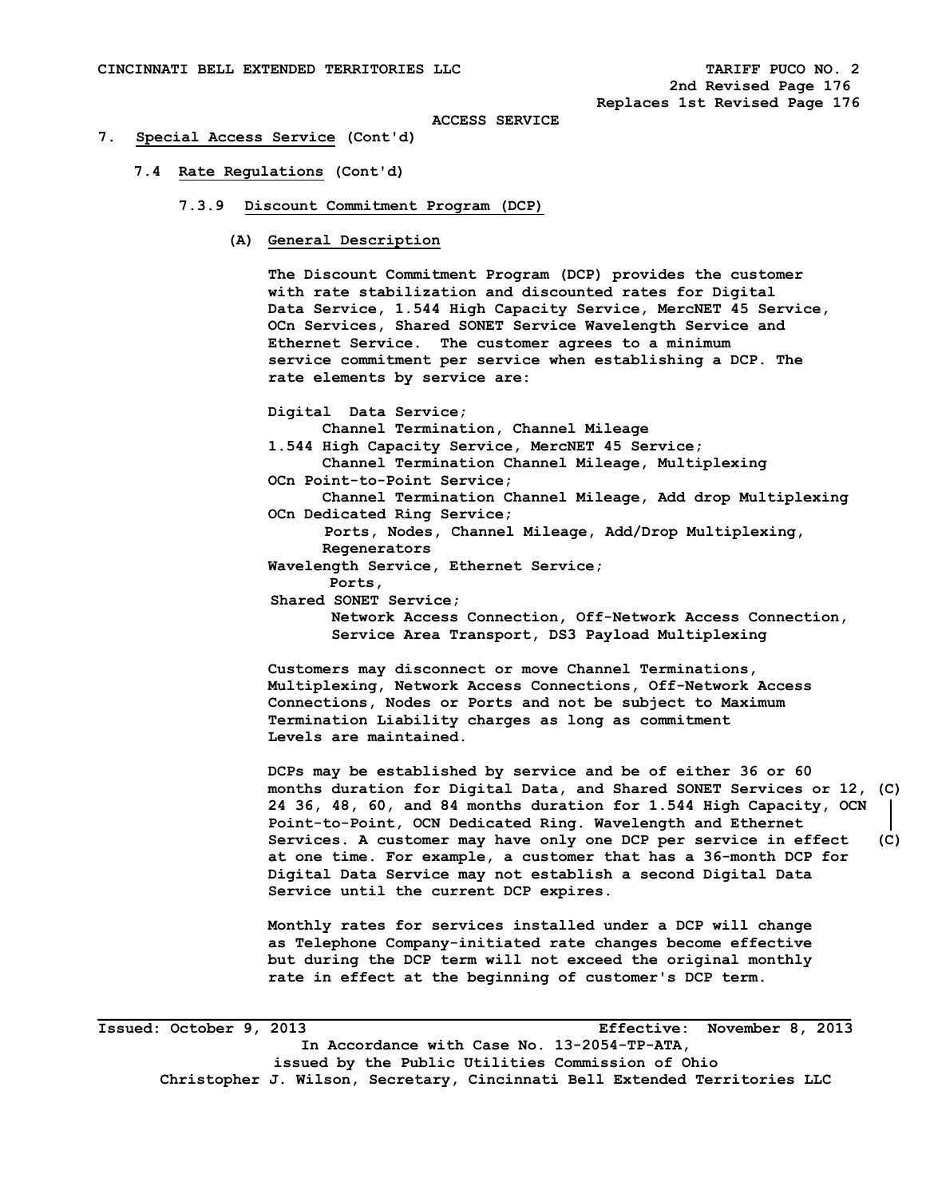ACCESS SERVICE

7. **Special Access Service** (Cont'd)

7.4 **Rate Regulations** (Cont'd)

7.3.9 **Discount Commitment Program (DCP)**

(A) **General Description**

The Discount Commitment Program (DCP) provides the customer with rate stabilization and discounted rates for Digital Data Service, 1.544 High Capacity Service, MercNET 45 Service, OCn Services, Shared SONET Service Wavelength Service and Ethernet Service. The customer agrees to a minimum service commitment per service when establishing a DCP. The rate elements by service are:

Digital Data Service;
  Channel Termination, Channel Mileage
1.544 High Capacity Service, MercNET 45 Service;
  Channel Termination Channel Mileage, Multiplexing
OCn Point-to-Point Service;
  Channel Termination Channel Mileage, Add drop Multiplexing
OCn Dedicated Ring Service;
  Ports, Nodes, Channel Mileage, Add/Drop Multiplexing, Regenerators
Wavelength Service, Ethernet Service;
  Ports,
Shared SONET Service;
  Network Access Connection, Off-Network Access Connection, Service Area Transport, DS3 Payload Multiplexing

Customers may disconnect or move Channel Terminations, Multiplexing, Network Access Connections, Off-Network Access Connections, Nodes or Ports and not be subject to Maximum Termination Liability charges as long as commitment Levels are maintained.

DCPs may be established by service and be of either 36 or 60 months duration for Digital Data, and Shared SONET Services or 12, 24 36, 48, 60, and 84 months duration for 1.544 High Capacity, OCN Point-to-Point, OCN Dedicated Ring. Wavelength and Ethernet Services. A customer may have only one DCP per service in effect at one time. For example, a customer that has a 36-month DCP for Digital Data Service may not establish a second Digital Data Service until the current DCP expires. (C)

Monthly rates for services installed under a DCP will change as Telephone Company-initiated rate changes become effective but during the DCP term will not exceed the original monthly rate in effect at the beginning of customer's DCP term.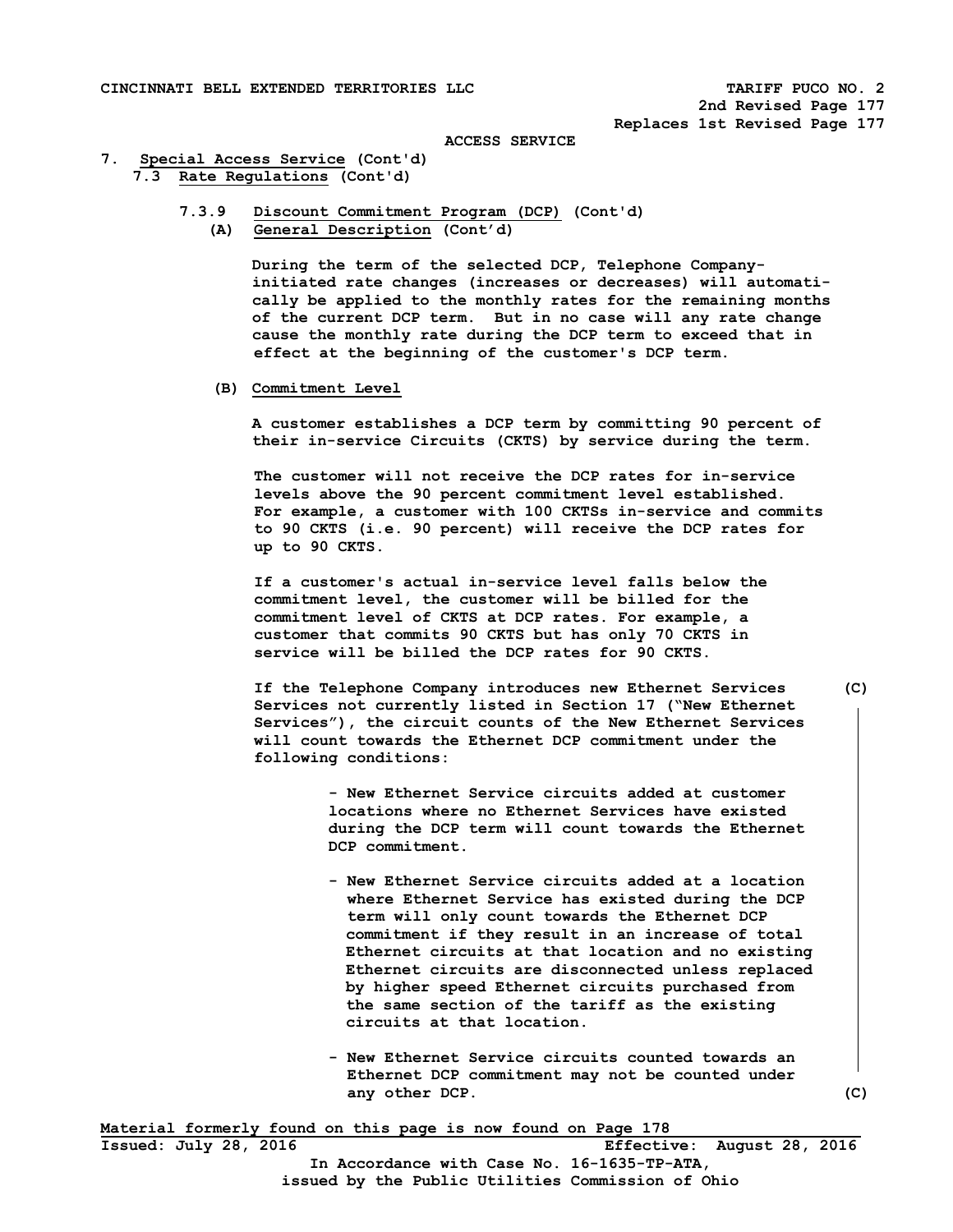CINCINNATI BELL EXTENDED TERRITORIES LLC TARIFF PUCO NO. 2
2nd Revised Page 177
Replaces 1st Revised Page 177

ACCESS SERVICE

7. Special Access Service (Cont'd)
 7.3 Rate Regulations (Cont'd)

 7.3.9 Discount Commitment Program (DCP) (Cont'd)
 (A) General Description (Cont'd)

During the term of the selected DCP, Telephone Company-initiated rate changes (increases or decreases) will automatically be applied to the monthly rates for the remaining months of the current DCP term. But in no case will any rate change cause the monthly rate during the DCP term to exceed that in effect at the beginning of the customer's DCP term.

 (B) Commitment Level

A customer establishes a DCP term by committing 90 percent of their in-service Circuits (CKTS) by service during the term.

The customer will not receive the DCP rates for in-service levels above the 90 percent commitment level established. For example, a customer with 100 CKTSs in-service and commits to 90 CKTS (i.e. 90 percent) will receive the DCP rates for up to 90 CKTS.

If a customer's actual in-service level falls below the commitment level, the customer will be billed for the commitment level of CKTS at DCP rates. For example, a customer that commits 90 CKTS but has only 70 CKTS in service will be billed the DCP rates for 90 CKTS.

If the Telephone Company introduces new Ethernet Services Services not currently listed in Section 17 ("New Ethernet Services"), the circuit counts of the New Ethernet Services will count towards the Ethernet DCP commitment under the following conditions: (C)

- New Ethernet Service circuits added at customer locations where no Ethernet Services have existed during the DCP term will count towards the Ethernet DCP commitment.

- New Ethernet Service circuits added at a location where Ethernet Service has existed during the DCP term will only count towards the Ethernet DCP commitment if they result in an increase of total Ethernet circuits at that location and no existing Ethernet circuits are disconnected unless replaced by higher speed Ethernet circuits purchased from the same section of the tariff as the existing circuits at that location.

- New Ethernet Service circuits counted towards an Ethernet DCP commitment may not be counted under any other DCP. (C)

Material formerly found on this page is now found on Page 178

Issued: July 28, 2016 Effective: August 28, 2016

In Accordance with Case No. 16-1635-TP-ATA, issued by the Public Utilities Commission of Ohio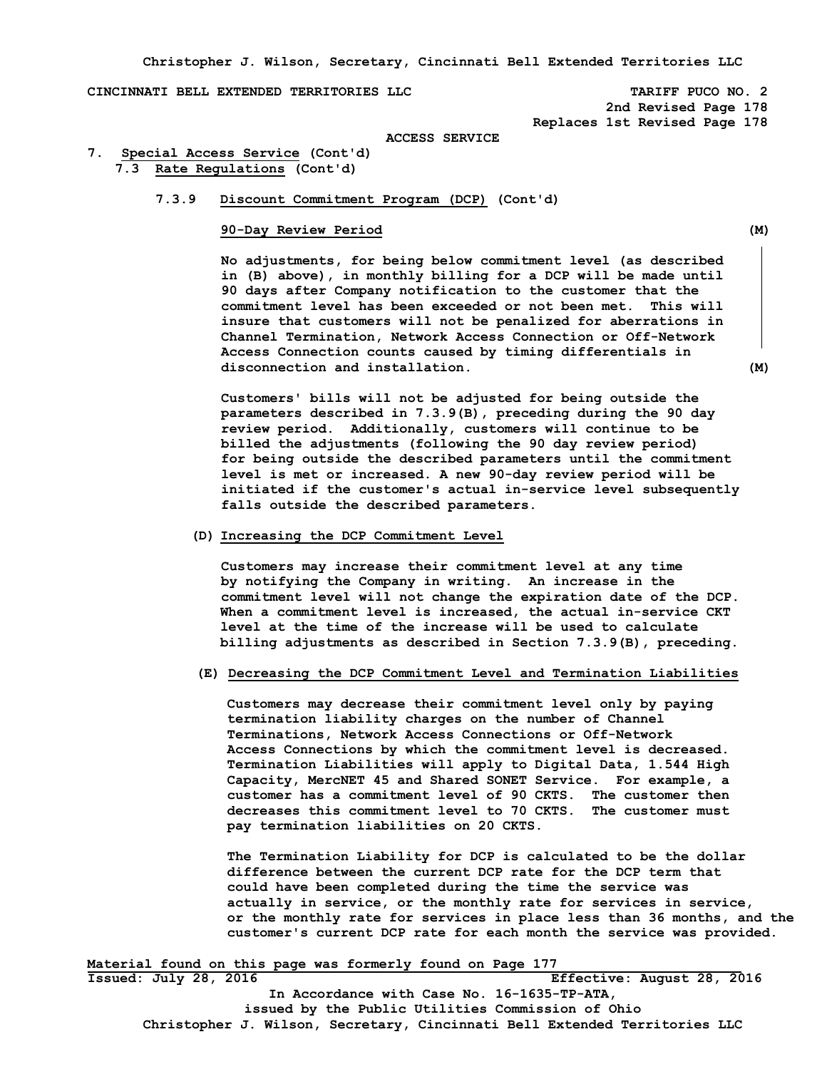CINCINNATI BELL EXTENDED TERRITORIES LLC — TARIFF PUCO NO. 2

2nd Revised Page 178
Replaces 1st Revised Page 178

ACCESS SERVICE

7. Special Access Service (Cont'd)

7.3 Rate Regulations (Cont'd)

7.3.9 Discount Commitment Program (DCP) (Cont'd)

90-Day Review Period (M)

No adjustments, for being below commitment level (as described in (B) above), in monthly billing for a DCP will be made until 90 days after Company notification to the customer that the commitment level has been exceeded or not been met. This will insure that customers will not be penalized for aberrations in Channel Termination, Network Access Connection or Off-Network Access Connection counts caused by timing differentials in disconnection and installation. (M)

Customers' bills will not be adjusted for being outside the parameters described in 7.3.9(B), preceding during the 90 day review period. Additionally, customers will continue to be billed the adjustments (following the 90 day review period) for being outside the described parameters until the commitment level is met or increased. A new 90-day review period will be initiated if the customer's actual in-service level subsequently falls outside the described parameters.

(D) Increasing the DCP Commitment Level

Customers may increase their commitment level at any time by notifying the Company in writing. An increase in the commitment level will not change the expiration date of the DCP. When a commitment level is increased, the actual in-service CKT level at the time of the increase will be used to calculate billing adjustments as described in Section 7.3.9(B), preceding.

(E) Decreasing the DCP Commitment Level and Termination Liabilities

Customers may decrease their commitment level only by paying termination liability charges on the number of Channel Terminations, Network Access Connections or Off-Network Access Connections by which the commitment level is decreased. Termination Liabilities will apply to Digital Data, 1.544 High Capacity, MercNET 45 and Shared SONET Service. For example, a customer has a commitment level of 90 CKTS. The customer then decreases this commitment level to 70 CKTS. The customer must pay termination liabilities on 20 CKTS.

The Termination Liability for DCP is calculated to be the dollar difference between the current DCP rate for the DCP term that could have been completed during the time the service was actually in service, or the monthly rate for services in service, or the monthly rate for services in place less than 36 months, and the customer's current DCP rate for each month the service was provided.

Material found on this page was formerly found on Page 177

Issued: July 28, 2016 — Effective: August 28, 2016

In Accordance with Case No. 16-1635-TP-ATA, issued by the Public Utilities Commission of Ohio

Christopher J. Wilson, Secretary, Cincinnati Bell Extended Territories LLC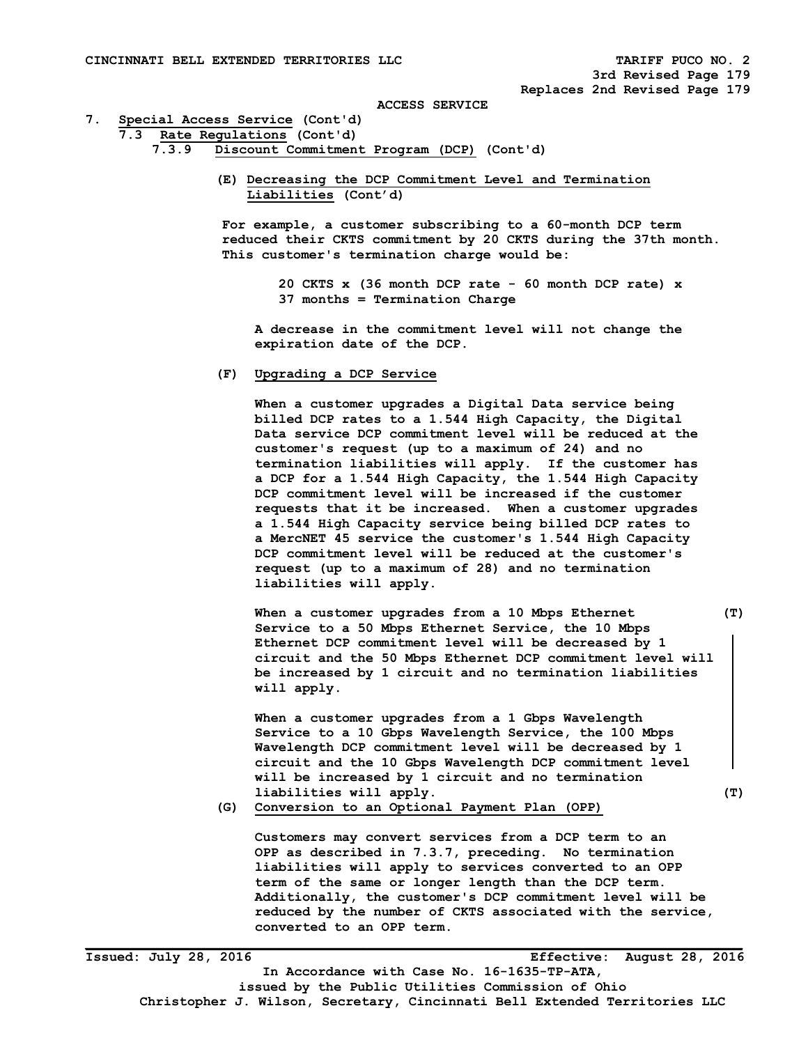ACCESS SERVICE

7. Special Access Service (Cont'd)

7.3 Rate Regulations (Cont'd)

7.3.9 Discount Commitment Program (DCP) (Cont'd)

(E) Decreasing the DCP Commitment Level and Termination Liabilities (Cont'd)

For example, a customer subscribing to a 60-month DCP term reduced their CKTS commitment by 20 CKTS during the 37th month. This customer's termination charge would be:

20 CKTS x (36 month DCP rate - 60 month DCP rate) x 37 months = Termination Charge

A decrease in the commitment level will not change the expiration date of the DCP.

(F) Upgrading a DCP Service

When a customer upgrades a Digital Data service being billed DCP rates to a 1.544 High Capacity, the Digital Data service DCP commitment level will be reduced at the customer's request (up to a maximum of 24) and no termination liabilities will apply. If the customer has a DCP for a 1.544 High Capacity, the 1.544 High Capacity DCP commitment level will be increased if the customer requests that it be increased. When a customer upgrades a 1.544 High Capacity service being billed DCP rates to a MercNET 45 service the customer's 1.544 High Capacity DCP commitment level will be reduced at the customer's request (up to a maximum of 28) and no termination liabilities will apply.

When a customer upgrades from a 10 Mbps Ethernet Service to a 50 Mbps Ethernet Service, the 10 Mbps Ethernet DCP commitment level will be decreased by 1 circuit and the 50 Mbps Ethernet DCP commitment level will be increased by 1 circuit and no termination liabilities will apply. (T)

When a customer upgrades from a 1 Gbps Wavelength Service to a 10 Gbps Wavelength Service, the 100 Mbps Wavelength DCP commitment level will be decreased by 1 circuit and the 10 Gbps Wavelength DCP commitment level will be increased by 1 circuit and no termination liabilities will apply. (T)

(G) Conversion to an Optional Payment Plan (OPP)

Customers may convert services from a DCP term to an OPP as described in 7.3.7, preceding. No termination liabilities will apply to services converted to an OPP term of the same or longer length than the DCP term. Additionally, the customer's DCP commitment level will be reduced by the number of CKTS associated with the service, converted to an OPP term.

Issued: July 28, 2016 Effective: August 28, 2016

In Accordance with Case No. 16-1635-TP-ATA, issued by the Public Utilities Commission of Ohio

Christopher J. Wilson, Secretary, Cincinnati Bell Extended Territories LLC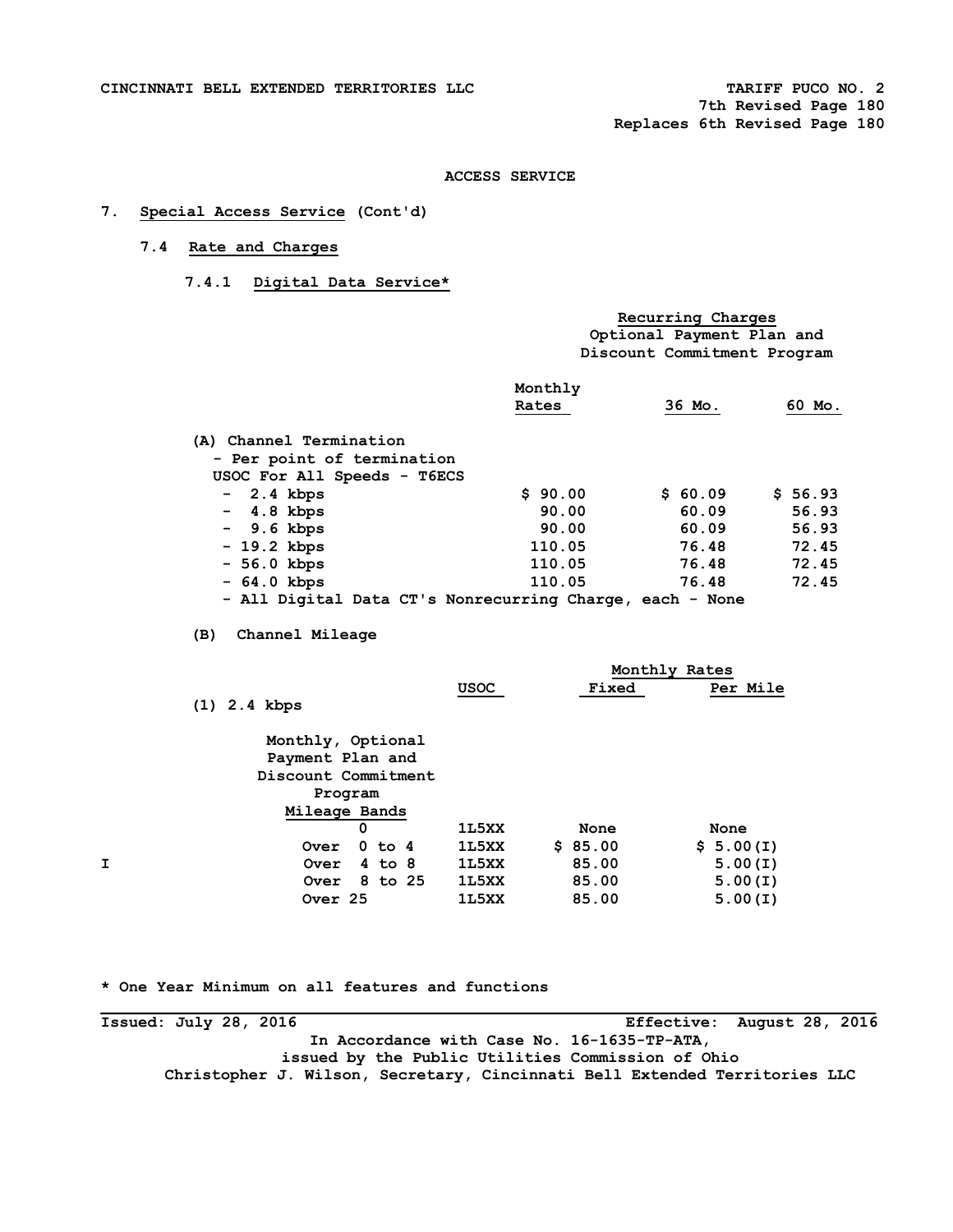CINCINNATI BELL EXTENDED TERRITORIES LLC — TARIFF PUCO NO. 2

7th Revised Page 180
Replaces 6th Revised Page 180

## ACCESS SERVICE

## 7. Special Access Service (Cont'd)

### 7.4 Rate and Charges

#### 7.4.1 Digital Data Service*

| | Recurring Charges | | |
|---|---|---|---|
| | | Optional Payment Plan and Discount Commitment Program | |
| | Monthly Rates | 36 Mo. | 60 Mo. |
| (A) Channel Termination | | | |
| - Per point of termination | | | |
| USOC For All Speeds - T6ECS | | | |
| - 2.4 kbps | $ 90.00 | $ 60.09 | $ 56.93 |
| - 4.8 kbps | 90.00 | 60.09 | 56.93 |
| - 9.6 kbps | 90.00 | 60.09 | 56.93 |
| - 19.2 kbps | 110.05 | 76.48 | 72.45 |
| - 56.0 kbps | 110.05 | 76.48 | 72.45 |
| - 64.0 kbps | 110.05 | 76.48 | 72.45 |

- All Digital Data CT's Nonrecurring Charge, each - None

(B) Channel Mileage

| | | Monthly Rates | |
|---|---|---|---|
| | USOC | Fixed | Per Mile |
| (1) 2.4 kbps | | | |
| Monthly, Optional Payment Plan and Discount Commitment Program Mileage Bands | | | |
| 0 | 1L5XX | None | None |
| Over 0 to 4 | 1L5XX | $ 85.00 | $ 5.00(I) |
| Over 4 to 8 | 1L5XX | 85.00 | 5.00(I) |
| Over 8 to 25 | 1L5XX | 85.00 | 5.00(I) |
| Over 25 | 1L5XX | 85.00 | 5.00(I) |

I

\* One Year Minimum on all features and functions

Issued: July 28, 2016 — Effective: August 28, 2016

In Accordance with Case No. 16-1635-TP-ATA,
issued by the Public Utilities Commission of Ohio
Christopher J. Wilson, Secretary, Cincinnati Bell Extended Territories LLC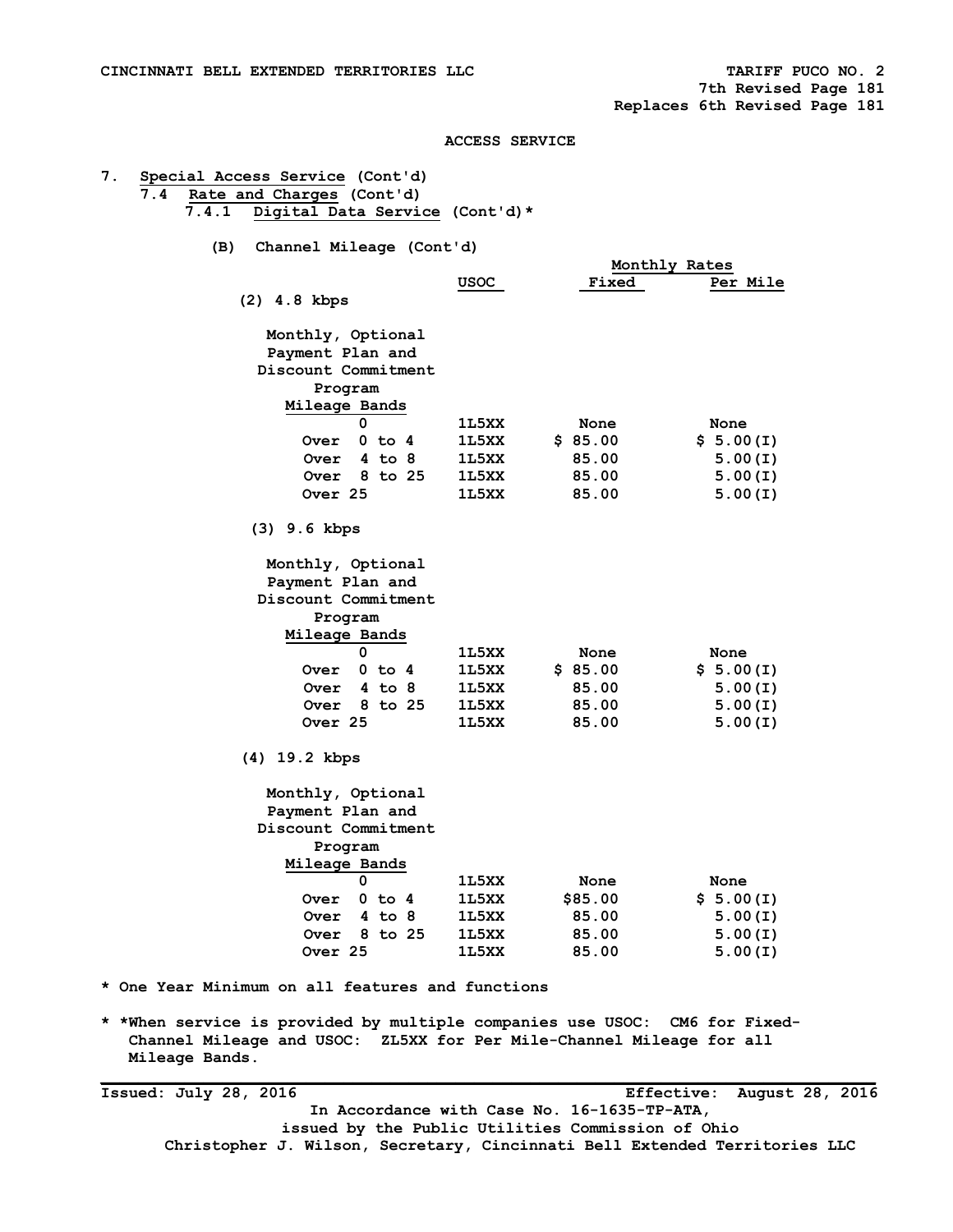**ACCESS SERVICE**

**7. Special Access Service (Cont'd)**

**7.4 Rate and Charges (Cont'd)**

**7.4.1 Digital Data Service (Cont'd)***

**(B) Channel Mileage (Cont'd)**

**(2) 4.8 kbps**

| Monthly, Optional Payment Plan and Discount Commitment Program Mileage Bands | USOC | Monthly Rates Fixed | Per Mile |
|---|---|---|---|
| 0 | 1L5XX | None | None |
| Over 0 to 4 | 1L5XX | $ 85.00 | $ 5.00(I) |
| Over 4 to 8 | 1L5XX | 85.00 | 5.00(I) |
| Over 8 to 25 | 1L5XX | 85.00 | 5.00(I) |
| Over 25 | 1L5XX | 85.00 | 5.00(I) |

**(3) 9.6 kbps**

| Monthly, Optional Payment Plan and Discount Commitment Program Mileage Bands | USOC | Fixed | Per Mile |
|---|---|---|---|
| 0 | 1L5XX | None | None |
| Over 0 to 4 | 1L5XX | $ 85.00 | $ 5.00(I) |
| Over 4 to 8 | 1L5XX | 85.00 | 5.00(I) |
| Over 8 to 25 | 1L5XX | 85.00 | 5.00(I) |
| Over 25 | 1L5XX | 85.00 | 5.00(I) |

**(4) 19.2 kbps**

| Monthly, Optional Payment Plan and Discount Commitment Program Mileage Bands | USOC | Fixed | Per Mile |
|---|---|---|---|
| 0 | 1L5XX | None | None |
| Over 0 to 4 | 1L5XX | $85.00 | $ 5.00(I) |
| Over 4 to 8 | 1L5XX | 85.00 | 5.00(I) |
| Over 8 to 25 | 1L5XX | 85.00 | 5.00(I) |
| Over 25 | 1L5XX | 85.00 | 5.00(I) |

* One Year Minimum on all features and functions

* *When service is provided by multiple companies use USOC: CM6 for Fixed-Channel Mileage and USOC: ZL5XX for Per Mile-Channel Mileage for all Mileage Bands.

Issued: July 28, 2016 Effective: August 28, 2016

In Accordance with Case No. 16-1635-TP-ATA, issued by the Public Utilities Commission of Ohio

Christopher J. Wilson, Secretary, Cincinnati Bell Extended Territories LLC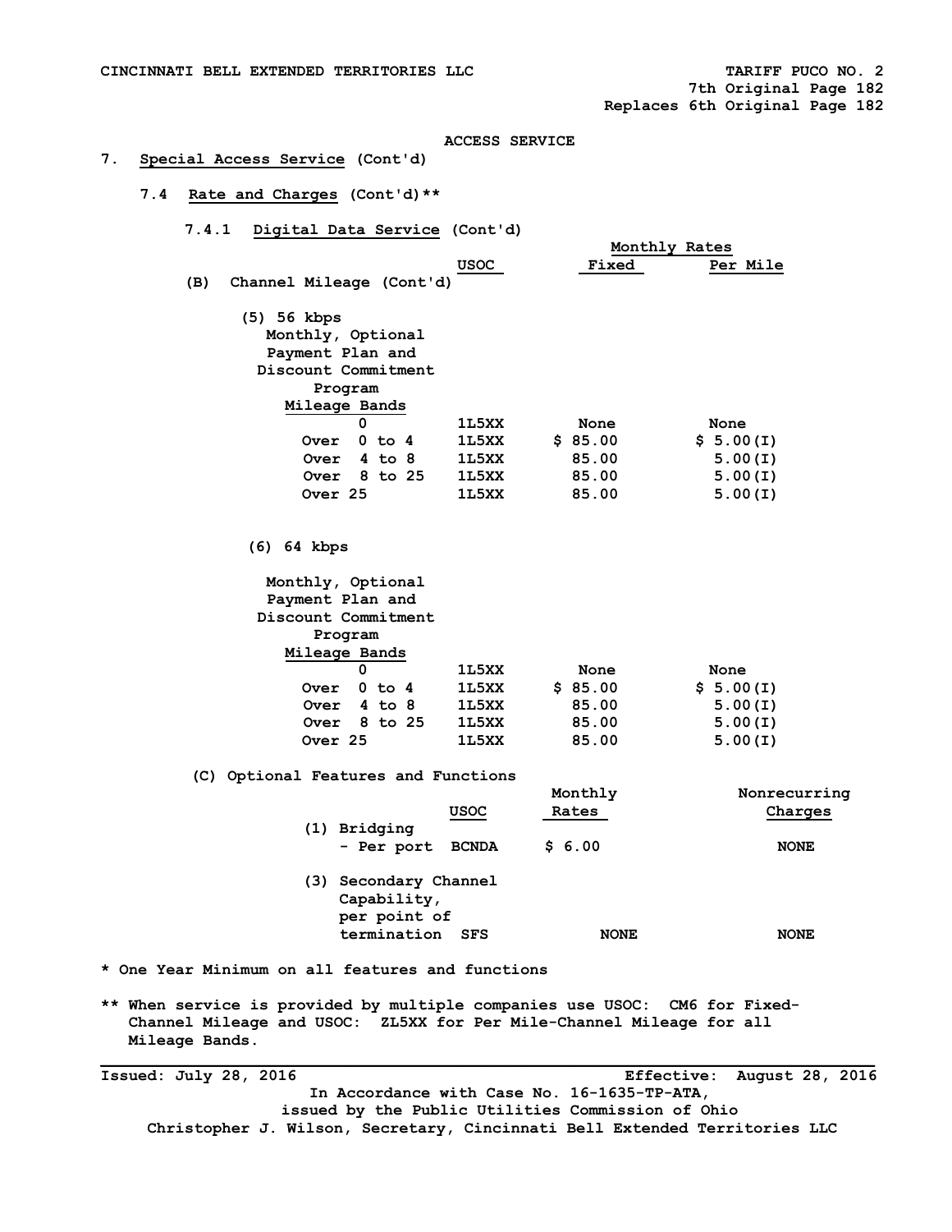CINCINNATI BELL EXTENDED TERRITORIES LLC — TARIFF PUCO NO. 2

7th Original Page 182
Replaces 6th Original Page 182

ACCESS SERVICE

7. **Special Access Service** (Cont'd)

7.4 **Rate and Charges** (Cont'd)**

7.4.1 **Digital Data Service** (Cont'd)

(B) Channel Mileage (Cont'd)

(5) 56 kbps
Monthly, Optional Payment Plan and Discount Commitment Program

| Mileage Bands | USOC | Monthly Rates Fixed | Monthly Rates Per Mile |
|---|---|---|---|
| 0 | 1L5XX | None | None |
| Over 0 to 4 | 1L5XX | $ 85.00 | $ 5.00(I) |
| Over 4 to 8 | 1L5XX | 85.00 | 5.00(I) |
| Over 8 to 25 | 1L5XX | 85.00 | 5.00(I) |
| Over 25 | 1L5XX | 85.00 | 5.00(I) |

(6) 64 kbps

Monthly, Optional Payment Plan and Discount Commitment Program

| Mileage Bands | USOC | Monthly Rates Fixed | Monthly Rates Per Mile |
|---|---|---|---|
| 0 | 1L5XX | None | None |
| Over 0 to 4 | 1L5XX | $ 85.00 | $ 5.00(I) |
| Over 4 to 8 | 1L5XX | 85.00 | 5.00(I) |
| Over 8 to 25 | 1L5XX | 85.00 | 5.00(I) |
| Over 25 | 1L5XX | 85.00 | 5.00(I) |

(C) Optional Features and Functions

| | USOC | Monthly Rates | Nonrecurring Charges |
|---|---|---|---|
| (1) Bridging - Per port | BCNDA | $ 6.00 | NONE |
| (3) Secondary Channel Capability, per point of termination | SFS | NONE | NONE |

\* One Year Minimum on all features and functions

\*\* When service is provided by multiple companies use USOC: CM6 for Fixed-Channel Mileage and USOC: ZL5XX for Per Mile-Channel Mileage for all Mileage Bands.

Issued: July 28, 2016 — Effective: August 28, 2016

In Accordance with Case No. 16-1635-TP-ATA, issued by the Public Utilities Commission of Ohio

Christopher J. Wilson, Secretary, Cincinnati Bell Extended Territories LLC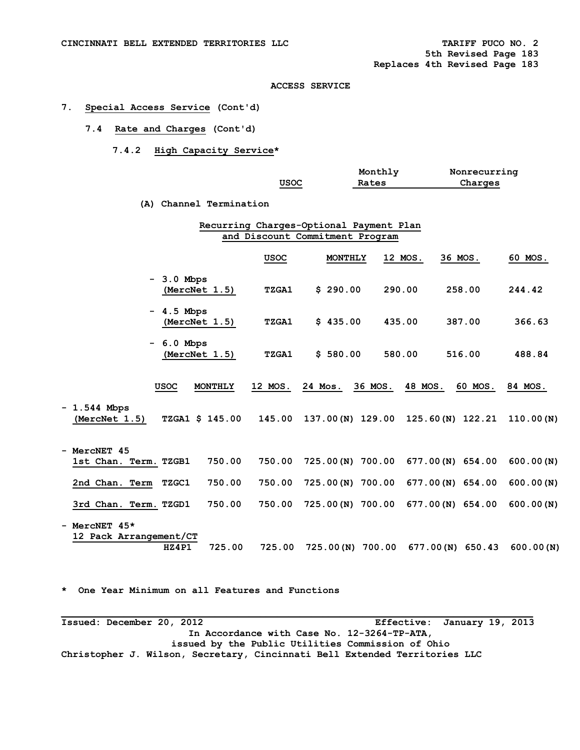CINCINNATI BELL EXTENDED TERRITORIES LLC

TARIFF PUCO NO. 2
5th Revised Page 183
Replaces 4th Revised Page 183

ACCESS SERVICE

7. **Special Access Service** (Cont'd)

7.4 **Rate and Charges** (Cont'd)

7.4.2 **High Capacity Service***

| | USOC | Monthly Rates | Nonrecurring Charges |
|---|---|---|---|

(A) Channel Termination

**Recurring Charges-Optional Payment Plan and Discount Commitment Program**

| | USOC | MONTHLY | 12 MOS. | 36 MOS. | 60 MOS. |
|---|---|---|---|---|---|
| - 3.0 Mbps (MercNet 1.5) | TZGA1 | $ 290.00 | 290.00 | 258.00 | 244.42 |
| - 4.5 Mbps (MercNet 1.5) | TZGA1 | $ 435.00 | 435.00 | 387.00 | 366.63 |
| - 6.0 Mbps (MercNet 1.5) | TZGA1 | $ 580.00 | 580.00 | 516.00 | 488.84 |

| | USOC | MONTHLY | 12 MOS. | 24 Mos. | 36 MOS. | 48 MOS. | 60 MOS. | 84 MOS. |
|---|---|---|---|---|---|---|---|---|
| - 1.544 Mbps (MercNet 1.5) | TZGA1 | $ 145.00 | 145.00 | 137.00(N) | 129.00 | 125.60(N) | 122.21 | 110.00(N) |
| - MercNET 45 | | | | | | | | |
| 1st Chan. Term. | TZGB1 | 750.00 | 750.00 | 725.00(N) | 700.00 | 677.00(N) | 654.00 | 600.00(N) |
| 2nd Chan. Term | TZGC1 | 750.00 | 750.00 | 725.00(N) | 700.00 | 677.00(N) | 654.00 | 600.00(N) |
| 3rd Chan. Term. | TZGD1 | 750.00 | 750.00 | 725.00(N) | 700.00 | 677.00(N) | 654.00 | 600.00(N) |
| - MercNET 45* 12 Pack Arrangement/CT | HZ4P1 | 725.00 | 725.00 | 725.00(N) | 700.00 | 677.00(N) | 650.43 | 600.00(N) |

\* One Year Minimum on all Features and Functions

Issued: December 20, 2012 Effective: January 19, 2013

In Accordance with Case No. 12-3264-TP-ATA,
issued by the Public Utilities Commission of Ohio
Christopher J. Wilson, Secretary, Cincinnati Bell Extended Territories LLC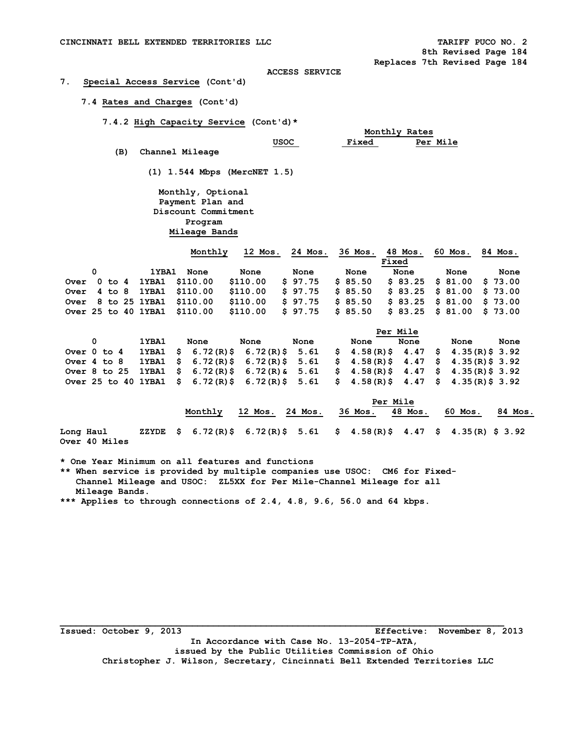CINCINNATI BELL EXTENDED TERRITORIES LLC TARIFF PUCO NO. 2
8th Revised Page 184
Replaces 7th Revised Page 184

ACCESS SERVICE

7. **Special Access Service** (Cont'd)

7.4 **Rates and Charges** (Cont'd)

7.4.2 **High Capacity Service** (Cont'd)*

| | USOC | Monthly Rates Fixed | Per Mile |
|---|---|---|---|

(B) Channel Mileage

(1) 1.544 Mbps (MercNET 1.5)

Monthly, Optional Payment Plan and Discount Commitment Program
**Mileage Bands**

**Fixed**

| | | Monthly | 12 Mos. | 24 Mos. | 36 Mos. | 48 Mos. | 60 Mos. | 84 Mos. |
|---|---|---|---|---|---|---|---|---|
| 0 | 1YBA1 | None | None | None | None | None | None | None |
| Over 0 to 4 | 1YBA1 | $110.00 | $110.00 | $ 97.75 | $ 85.50 | $ 83.25 | $ 81.00 | $ 73.00 |
| Over 4 to 8 | 1YBA1 | $110.00 | $110.00 | $ 97.75 | $ 85.50 | $ 83.25 | $ 81.00 | $ 73.00 |
| Over 8 to 25 | 1YBA1 | $110.00 | $110.00 | $ 97.75 | $ 85.50 | $ 83.25 | $ 81.00 | $ 73.00 |
| Over 25 to 40 | 1YBA1 | $110.00 | $110.00 | $ 97.75 | $ 85.50 | $ 83.25 | $ 81.00 | $ 73.00 |

**Per Mile**

| | | Monthly | 12 Mos. | 24 Mos. | 36 Mos. | 48 Mos. | 60 Mos. | 84 Mos. |
|---|---|---|---|---|---|---|---|---|
| 0 | 1YBA1 | None | None | None | None | None | None | None |
| Over 0 to 4 | 1YBA1 | $ 6.72(R) | $ 6.72(R) | $ 5.61 | $ 4.58(R) | $ 4.47 | $ 4.35(R) | $ 3.92 |
| Over 4 to 8 | 1YBA1 | $ 6.72(R) | $ 6.72(R) | $ 5.61 | $ 4.58(R) | $ 4.47 | $ 4.35(R) | $ 3.92 |
| Over 8 to 25 | 1YBA1 | $ 6.72(R) | $ 6.72(R) | & 5.61 | $ 4.58(R) | $ 4.47 | $ 4.35(R) | $ 3.92 |
| Over 25 to 40 | 1YBA1 | $ 6.72(R) | $ 6.72(R) | $ 5.61 | $ 4.58(R) | $ 4.47 | $ 4.35(R) | $ 3.92 |

**Per Mile**

| | | Monthly | 12 Mos. | 24 Mos. | 36 Mos. | 48 Mos. | 60 Mos. | 84 Mos. |
|---|---|---|---|---|---|---|---|---|
| Long Haul Over 40 Miles | ZZYDE | $ 6.72(R) | $ 6.72(R) | $ 5.61 | $ 4.58(R) | $ 4.47 | $ 4.35(R) | $ 3.92 |

\* One Year Minimum on all features and functions
** When service is provided by multiple companies use USOC: CM6 for Fixed-Channel Mileage and USOC: ZL5XX for Per Mile-Channel Mileage for all Mileage Bands.
*** Applies to through connections of 2.4, 4.8, 9.6, 56.0 and 64 kbps.

Issued: October 9, 2013 Effective: November 8, 2013
In Accordance with Case No. 13-2054-TP-ATA,
issued by the Public Utilities Commission of Ohio
Christopher J. Wilson, Secretary, Cincinnati Bell Extended Territories LLC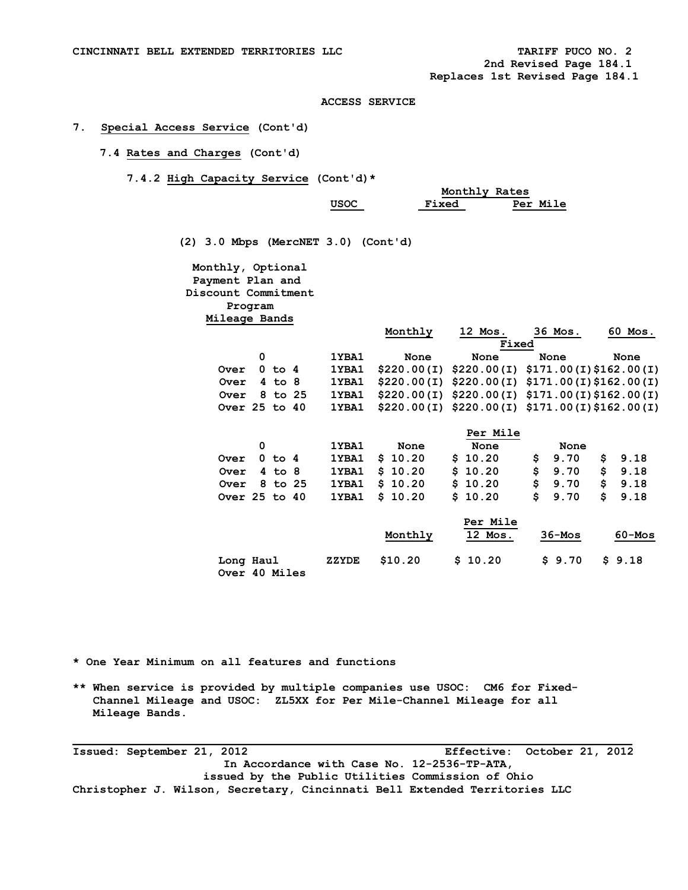CINCINNATI BELL EXTENDED TERRITORIES LLC TARIFF PUCO NO. 2

2nd Revised Page 184.1
Replaces 1st Revised Page 184.1

ACCESS SERVICE

7. Special Access Service (Cont'd)

7.4 Rates and Charges (Cont'd)

7.4.2 High Capacity Service (Cont'd)*

(2) 3.0 Mbps (MercNET 3.0) (Cont'd)

Monthly, Optional Payment Plan and Discount Commitment Program

| Mileage Bands | USOC | Monthly | 12 Mos. | 36 Mos. | 60 Mos. |
|---|---|---|---|---|---|
| | | | Fixed | | |
| 0 | 1YBA1 | None | None | None | None |
| Over 0 to 4 | 1YBA1 | $220.00(I) | $220.00(I) | $171.00(I) | $162.00(I) |
| Over 4 to 8 | 1YBA1 | $220.00(I) | $220.00(I) | $171.00(I) | $162.00(I) |
| Over 8 to 25 | 1YBA1 | $220.00(I) | $220.00(I) | $171.00(I) | $162.00(I) |
| Over 25 to 40 | 1YBA1 | $220.00(I) | $220.00(I) | $171.00(I) | $162.00(I) |
| | | | Per Mile | | |
| 0 | 1YBA1 | None | None | None | |
| Over 0 to 4 | 1YBA1 | $ 10.20 | $ 10.20 | $ 9.70 | $ 9.18 |
| Over 4 to 8 | 1YBA1 | $ 10.20 | $ 10.20 | $ 9.70 | $ 9.18 |
| Over 8 to 25 | 1YBA1 | $ 10.20 | $ 10.20 | $ 9.70 | $ 9.18 |
| Over 25 to 40 | 1YBA1 | $ 10.20 | $ 10.20 | $ 9.70 | $ 9.18 |

| | USOC | Monthly | Per Mile 12 Mos. | 36-Mos | 60-Mos |
|---|---|---|---|---|---|
| Long Haul Over 40 Miles | ZZYDE | $10.20 | $ 10.20 | $ 9.70 | $ 9.18 |

\* One Year Minimum on all features and functions

\*\* When service is provided by multiple companies use USOC: CM6 for Fixed-Channel Mileage and USOC: ZL5XX for Per Mile-Channel Mileage for all Mileage Bands.

Issued: September 21, 2012 Effective: October 21, 2012

In Accordance with Case No. 12-2536-TP-ATA, issued by the Public Utilities Commission of Ohio

Christopher J. Wilson, Secretary, Cincinnati Bell Extended Territories LLC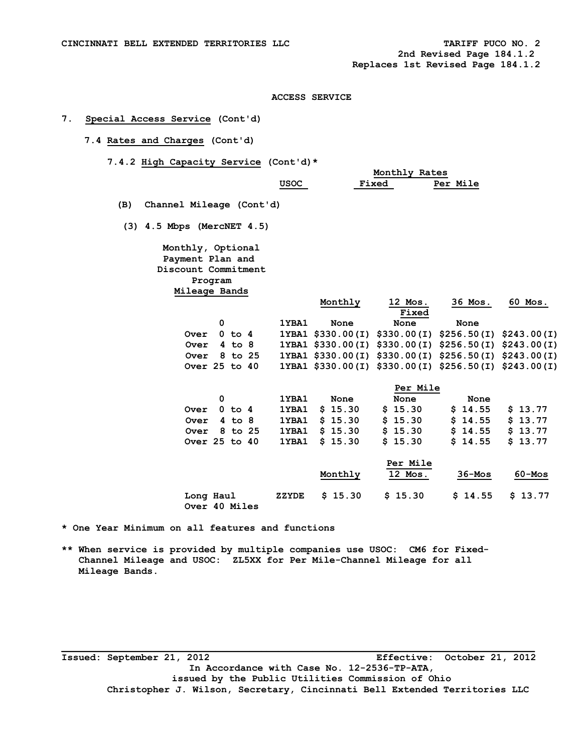CINCINNATI BELL EXTENDED TERRITORIES LLC — TARIFF PUCO NO. 2
2nd Revised Page 184.1.2
Replaces 1st Revised Page 184.1.2

## ACCESS SERVICE

### 7. Special Access Service (Cont'd)

#### 7.4 Rates and Charges (Cont'd)

##### 7.4.2 High Capacity Service (Cont'd)*

| | USOC | Monthly Rates Fixed | Per Mile |
|---|---|---|---|

(B) Channel Mileage (Cont'd)

(3) 4.5 Mbps (MercNET 4.5)

Monthly, Optional Payment Plan and Discount Commitment Program

| Mileage Bands | USOC | Monthly | 12 Mos. | 36 Mos. | 60 Mos. |
|---|---|---|---|---|---|
| | | | **Fixed** | | |
| 0 | 1YBA1 | None | None | None | |
| Over 0 to 4 | 1YBA1 | $330.00(I) | $330.00(I) | $256.50(I) | $243.00(I) |
| Over 4 to 8 | 1YBA1 | $330.00(I) | $330.00(I) | $256.50(I) | $243.00(I) |
| Over 8 to 25 | 1YBA1 | $330.00(I) | $330.00(I) | $256.50(I) | $243.00(I) |
| Over 25 to 40 | 1YBA1 | $330.00(I) | $330.00(I) | $256.50(I) | $243.00(I) |
| | | | **Per Mile** | | |
| 0 | 1YBA1 | None | None | None | |
| Over 0 to 4 | 1YBA1 | $ 15.30 | $ 15.30 | $ 14.55 | $ 13.77 |
| Over 4 to 8 | 1YBA1 | $ 15.30 | $ 15.30 | $ 14.55 | $ 13.77 |
| Over 8 to 25 | 1YBA1 | $ 15.30 | $ 15.30 | $ 14.55 | $ 13.77 |
| Over 25 to 40 | 1YBA1 | $ 15.30 | $ 15.30 | $ 14.55 | $ 13.77 |

| | USOC | Monthly | Per Mile 12 Mos. | 36-Mos | 60-Mos |
|---|---|---|---|---|---|
| Long Haul Over 40 Miles | ZZYDE | $ 15.30 | $ 15.30 | $ 14.55 | $ 13.77 |

\* One Year Minimum on all features and functions

\*\* When service is provided by multiple companies use USOC: CM6 for Fixed-Channel Mileage and USOC: ZL5XX for Per Mile-Channel Mileage for all Mileage Bands.

Issued: September 21, 2012 — Effective: October 21, 2012

In Accordance with Case No. 12-2536-TP-ATA, issued by the Public Utilities Commission of Ohio

Christopher J. Wilson, Secretary, Cincinnati Bell Extended Territories LLC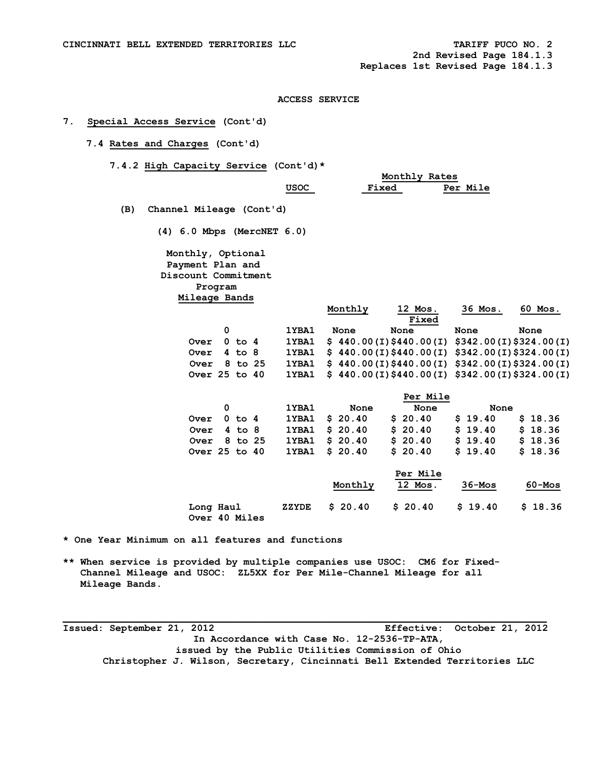CINCINNATI BELL EXTENDED TERRITORIES LLC — TARIFF PUCO NO. 2
2nd Revised Page 184.1.3
Replaces 1st Revised Page 184.1.3

**ACCESS SERVICE**

7. **Special Access Service** (Cont'd)

7.4 **Rates and Charges** (Cont'd)

7.4.2 **High Capacity Service** (Cont'd)*

| | USOC | Monthly Rates Fixed | Monthly Rates Per Mile |
|---|---|---|---|

(B) Channel Mileage (Cont'd)

(4) 6.0 Mbps (MercNET 6.0)

Monthly, Optional Payment Plan and Discount Commitment Program

| Mileage Bands | USOC | Monthly | 12 Mos. | 36 Mos. | 60 Mos. |
|---|---|---|---|---|---|
| | | | Fixed | | |
| 0 | 1YBA1 | None | None | None | None |
| Over 0 to 4 | 1YBA1 | $ 440.00(I) | $440.00(I) | $342.00(I) | $324.00(I) |
| Over 4 to 8 | 1YBA1 | $ 440.00(I) | $440.00(I) | $342.00(I) | $324.00(I) |
| Over 8 to 25 | 1YBA1 | $ 440.00(I) | $440.00(I) | $342.00(I) | $324.00(I) |
| Over 25 to 40 | 1YBA1 | $ 440.00(I) | $440.00(I) | $342.00(I) | $324.00(I) |
| | | | Per Mile | | |
| 0 | 1YBA1 | None | None | None | |
| Over 0 to 4 | 1YBA1 | $ 20.40 | $ 20.40 | $ 19.40 | $ 18.36 |
| Over 4 to 8 | 1YBA1 | $ 20.40 | $ 20.40 | $ 19.40 | $ 18.36 |
| Over 8 to 25 | 1YBA1 | $ 20.40 | $ 20.40 | $ 19.40 | $ 18.36 |
| Over 25 to 40 | 1YBA1 | $ 20.40 | $ 20.40 | $ 19.40 | $ 18.36 |

| | | | Per Mile | | |
|---|---|---|---|---|---|
| | | Monthly | 12 Mos. | 36-Mos | 60-Mos |
| Long Haul Over 40 Miles | ZZYDE | $ 20.40 | $ 20.40 | $ 19.40 | $ 18.36 |

\* One Year Minimum on all features and functions

\*\* When service is provided by multiple companies use USOC: CM6 for Fixed-Channel Mileage and USOC: ZL5XX for Per Mile-Channel Mileage for all Mileage Bands.

Issued: September 21, 2012 — Effective: October 21, 2012

In Accordance with Case No. 12-2536-TP-ATA, issued by the Public Utilities Commission of Ohio

Christopher J. Wilson, Secretary, Cincinnati Bell Extended Territories LLC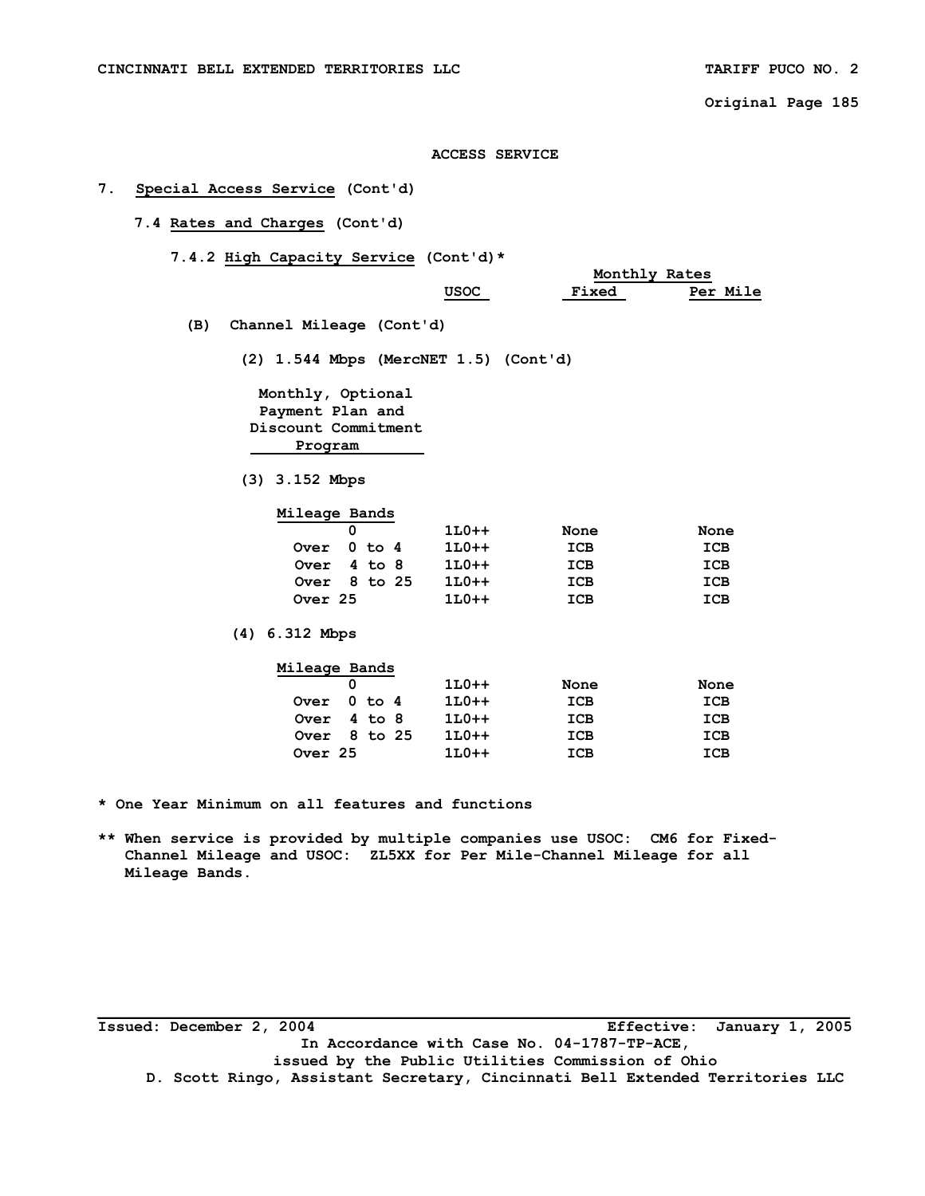ACCESS SERVICE

## 7. Special Access Service (Cont'd)

### 7.4 Rates and Charges (Cont'd)

#### 7.4.2 High Capacity Service (Cont'd)*

(B) Channel Mileage (Cont'd)

(2) 1.544 Mbps (MercNET 1.5) (Cont'd)

Monthly, Optional Payment Plan and Discount Commitment Program

(3) 3.152 Mbps

| Mileage Bands | USOC | Monthly Rates Fixed | Monthly Rates Per Mile |
|---|---|---|---|
| 0 | 1L0++ | None | None |
| Over 0 to 4 | 1L0++ | ICB | ICB |
| Over 4 to 8 | 1L0++ | ICB | ICB |
| Over 8 to 25 | 1L0++ | ICB | ICB |
| Over 25 | 1L0++ | ICB | ICB |

(4) 6.312 Mbps

| Mileage Bands | USOC | Monthly Rates Fixed | Monthly Rates Per Mile |
|---|---|---|---|
| 0 | 1L0++ | None | None |
| Over 0 to 4 | 1L0++ | ICB | ICB |
| Over 4 to 8 | 1L0++ | ICB | ICB |
| Over 8 to 25 | 1L0++ | ICB | ICB |
| Over 25 | 1L0++ | ICB | ICB |

* One Year Minimum on all features and functions

** When service is provided by multiple companies use USOC: CM6 for Fixed-Channel Mileage and USOC: ZL5XX for Per Mile-Channel Mileage for all Mileage Bands.

Issued: December 2, 2004 Effective: January 1, 2005

In Accordance with Case No. 04-1787-TP-ACE, issued by the Public Utilities Commission of Ohio

D. Scott Ringo, Assistant Secretary, Cincinnati Bell Extended Territories LLC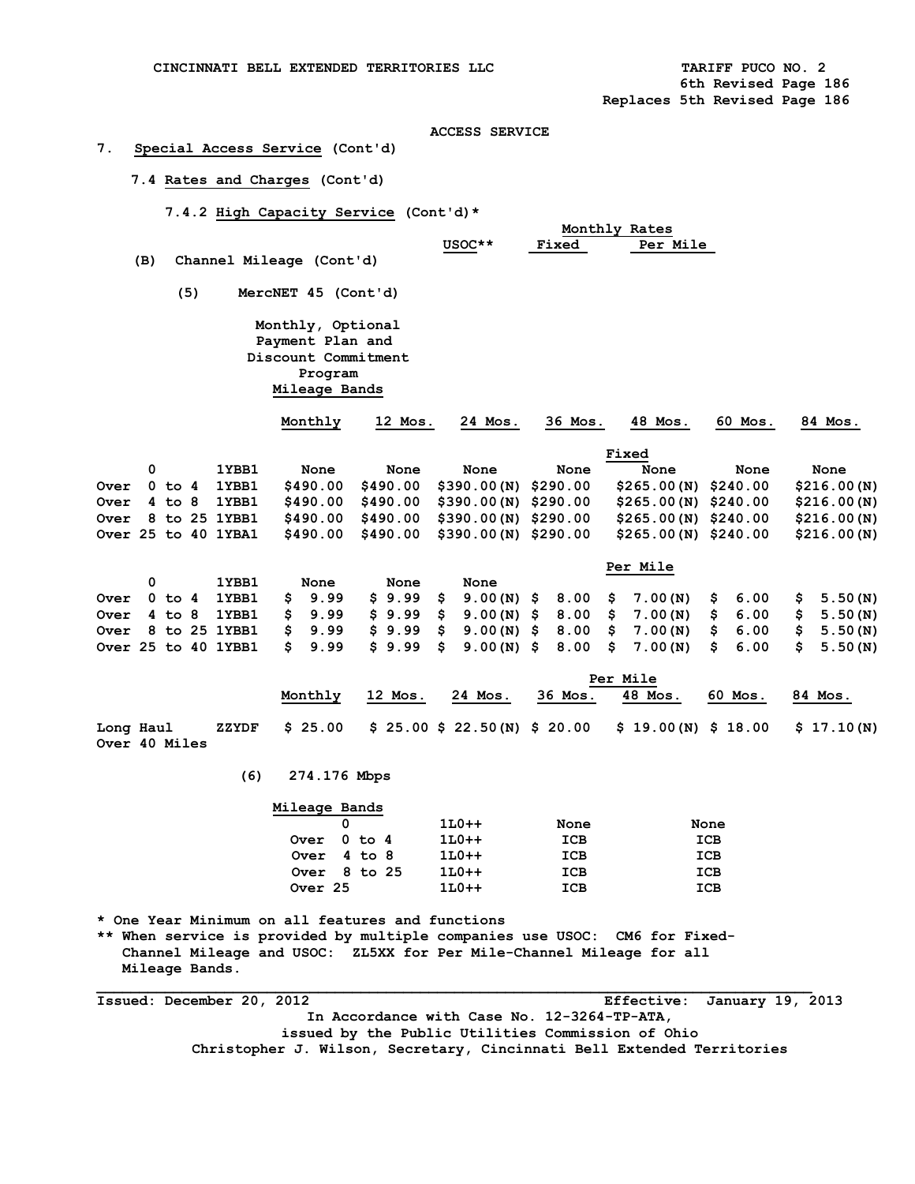CINCINNATI BELL EXTENDED TERRITORIES LLC TARIFF PUCO NO. 2

6th Revised Page 186

Replaces 5th Revised Page 186

ACCESS SERVICE

7. **Special Access Service** (Cont'd)

7.4 **Rates and Charges** (Cont'd)

7.4.2 **High Capacity Service** (Cont'd)*

| | USOC** | Monthly Rates Fixed | Per Mile |
|---|---|---|---|

(B) Channel Mileage (Cont'd)

(5) MercNET 45 (Cont'd)

Monthly, Optional Payment Plan and Discount Commitment Program

**Mileage Bands**

| Mileage Bands | USOC | Monthly | 12 Mos. | 24 Mos. | 36 Mos. | 48 Mos. | 60 Mos. | 84 Mos. |
|---|---|---|---|---|---|---|---|---|
| **Fixed** | | | | | | | | |
| 0 | 1YBB1 | None | None | None | None | None | None | None |
| Over 0 to 4 | 1YBB1 | $490.00 | $490.00 | $390.00(N) | $290.00 | $265.00(N) | $240.00 | $216.00(N) |
| Over 4 to 8 | 1YBB1 | $490.00 | $490.00 | $390.00(N) | $290.00 | $265.00(N) | $240.00 | $216.00(N) |
| Over 8 to 25 | 1YBB1 | $490.00 | $490.00 | $390.00(N) | $290.00 | $265.00(N) | $240.00 | $216.00(N) |
| Over 25 to 40 | 1YBA1 | $490.00 | $490.00 | $390.00(N) | $290.00 | $265.00(N) | $240.00 | $216.00(N) |
| **Per Mile** | | | | | | | | |
| 0 | 1YBB1 | None | None | None | | | | |
| Over 0 to 4 | 1YBB1 | $ 9.99 | $ 9.99 | $ 9.00(N) | $ 8.00 | $ 7.00(N) | $ 6.00 | $ 5.50(N) |
| Over 4 to 8 | 1YBB1 | $ 9.99 | $ 9.99 | $ 9.00(N) | $ 8.00 | $ 7.00(N) | $ 6.00 | $ 5.50(N) |
| Over 8 to 25 | 1YBB1 | $ 9.99 | $ 9.99 | $ 9.00(N) | $ 8.00 | $ 7.00(N) | $ 6.00 | $ 5.50(N) |
| Over 25 to 40 | 1YBB1 | $ 9.99 | $ 9.99 | $ 9.00(N) | $ 8.00 | $ 7.00(N) | $ 6.00 | $ 5.50(N) |

| | | Per Mile | | | | | | |
|---|---|---|---|---|---|---|---|---|
| | | Monthly | 12 Mos. | 24 Mos. | 36 Mos. | 48 Mos. | 60 Mos. | 84 Mos. |
| Long Haul Over 40 Miles | ZZYDF | $ 25.00 | $ 25.00 | $ 22.50(N) | $ 20.00 | $ 19.00(N) | $ 18.00 | $ 17.10(N) |

(6) 274.176 Mbps

| Mileage Bands | USOC** | Fixed | Per Mile |
|---|---|---|---|
| 0 | 1L0++ | None | None |
| Over 0 to 4 | 1L0++ | ICB | ICB |
| Over 4 to 8 | 1L0++ | ICB | ICB |
| Over 8 to 25 | 1L0++ | ICB | ICB |
| Over 25 | 1L0++ | ICB | ICB |

\* One Year Minimum on all features and functions

\** When service is provided by multiple companies use USOC: CM6 for Fixed-Channel Mileage and USOC: ZL5XX for Per Mile-Channel Mileage for all Mileage Bands.

Issued: December 20, 2012 Effective: January 19, 2013

In Accordance with Case No. 12-3264-TP-ATA,
issued by the Public Utilities Commission of Ohio
Christopher J. Wilson, Secretary, Cincinnati Bell Extended Territories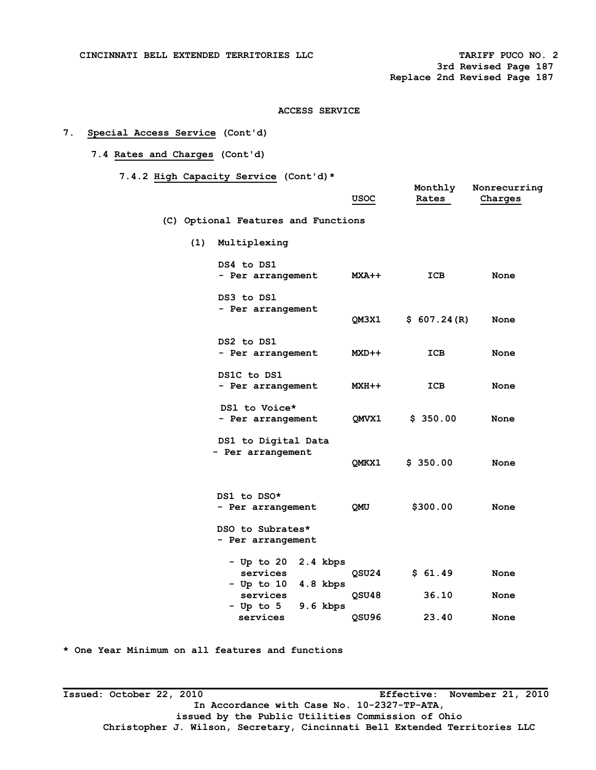CINCINNATI BELL EXTENDED TERRITORIES LLC

TARIFF PUCO NO. 2
3rd Revised Page 187
Replace 2nd Revised Page 187

ACCESS SERVICE

7. Special Access Service (Cont'd)

7.4 Rates and Charges (Cont'd)

7.4.2 High Capacity Service (Cont'd)*

| | USOC | Monthly Rates | Nonrecurring Charges |
|---|---|---|---|
| **(C) Optional Features and Functions** | | | |
| **(1) Multiplexing** | | | |
| DS4 to DS1 - Per arrangement | MXA++ | ICB | None |
| DS3 to DS1 - Per arrangement | QM3X1 | $ 607.24(R) | None |
| DS2 to DS1 - Per arrangement | MXD++ | ICB | None |
| DS1C to DS1 - Per arrangement | MXH++ | ICB | None |
| DS1 to Voice* - Per arrangement | QMVX1 | $ 350.00 | None |
| DS1 to Digital Data - Per arrangement | QMKX1 | $ 350.00 | None |
| DS1 to DSO* - Per arrangement | QMU | $300.00 | None |
| DSO to Subrates* - Per arrangement | | | |
| - Up to 20 2.4 kbps services | QSU24 | $ 61.49 | None |
| - Up to 10 4.8 kbps services | QSU48 | 36.10 | None |
| - Up to 5 9.6 kbps services | QSU96 | 23.40 | None |

\* One Year Minimum on all features and functions

Issued: October 22, 2010 Effective: November 21, 2010
In Accordance with Case No. 10-2327-TP-ATA,
issued by the Public Utilities Commission of Ohio
Christopher J. Wilson, Secretary, Cincinnati Bell Extended Territories LLC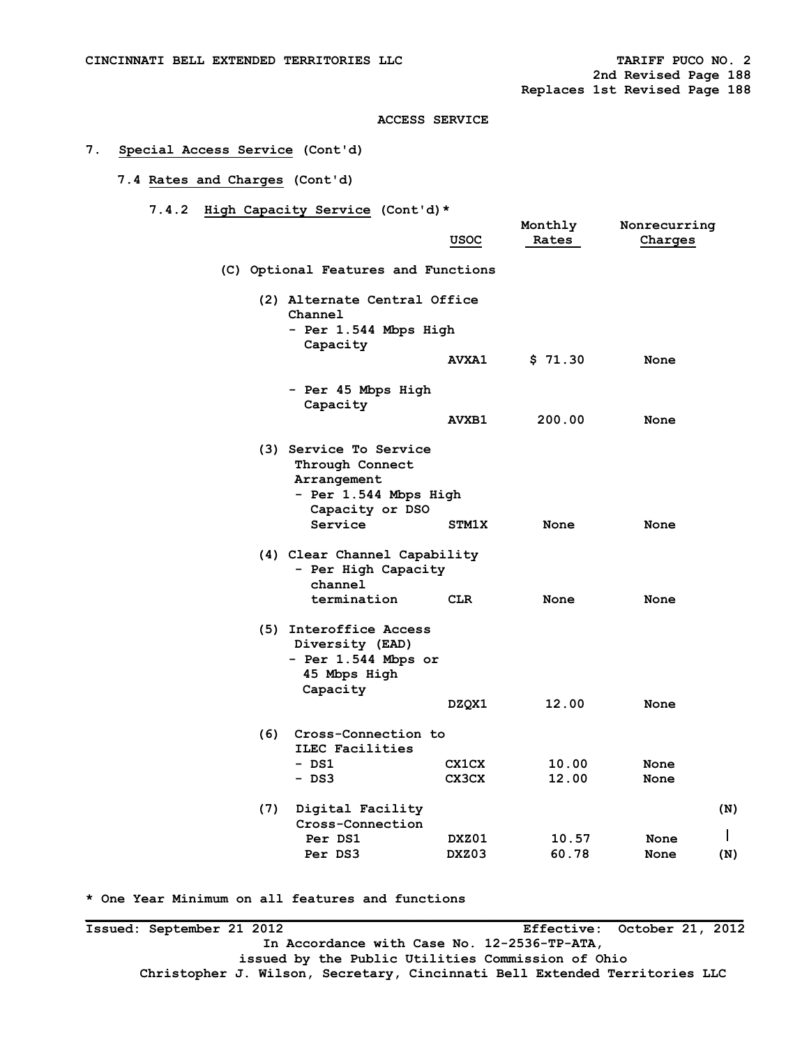ACCESS SERVICE

# 7. Special Access Service (Cont'd)

## 7.4 Rates and Charges (Cont'd)

### 7.4.2 High Capacity Service (Cont'd)*

| | USOC | Monthly Rates | Nonrecurring Charges | |
|---|---|---|---|---|
| **(C) Optional Features and Functions** | | | | |
| (2) Alternate Central Office Channel | | | | |
| - Per 1.544 Mbps High Capacity | AVXA1 | $ 71.30 | None | |
| - Per 45 Mbps High Capacity | AVXB1 | 200.00 | None | |
| (3) Service To Service Through Connect Arrangement - Per 1.544 Mbps High Capacity or DSO Service | STM1X | None | None | |
| (4) Clear Channel Capability - Per High Capacity channel termination | CLR | None | None | |
| (5) Interoffice Access Diversity (EAD) - Per 1.544 Mbps or 45 Mbps High Capacity | DZQX1 | 12.00 | None | |
| (6) Cross-Connection to ILEC Facilities | | | | |
| - DS1 | CX1CX | 10.00 | None | |
| - DS3 | CX3CX | 12.00 | None | |
| (7) Digital Facility Cross-Connection | | | | (N) |
| Per DS1 | DXZ01 | 10.57 | None | \| |
| Per DS3 | DXZ03 | 60.78 | None | (N) |

* One Year Minimum on all features and functions

Issued: September 21 2012 Effective: October 21, 2012

In Accordance with Case No. 12-2536-TP-ATA,
issued by the Public Utilities Commission of Ohio
Christopher J. Wilson, Secretary, Cincinnati Bell Extended Territories LLC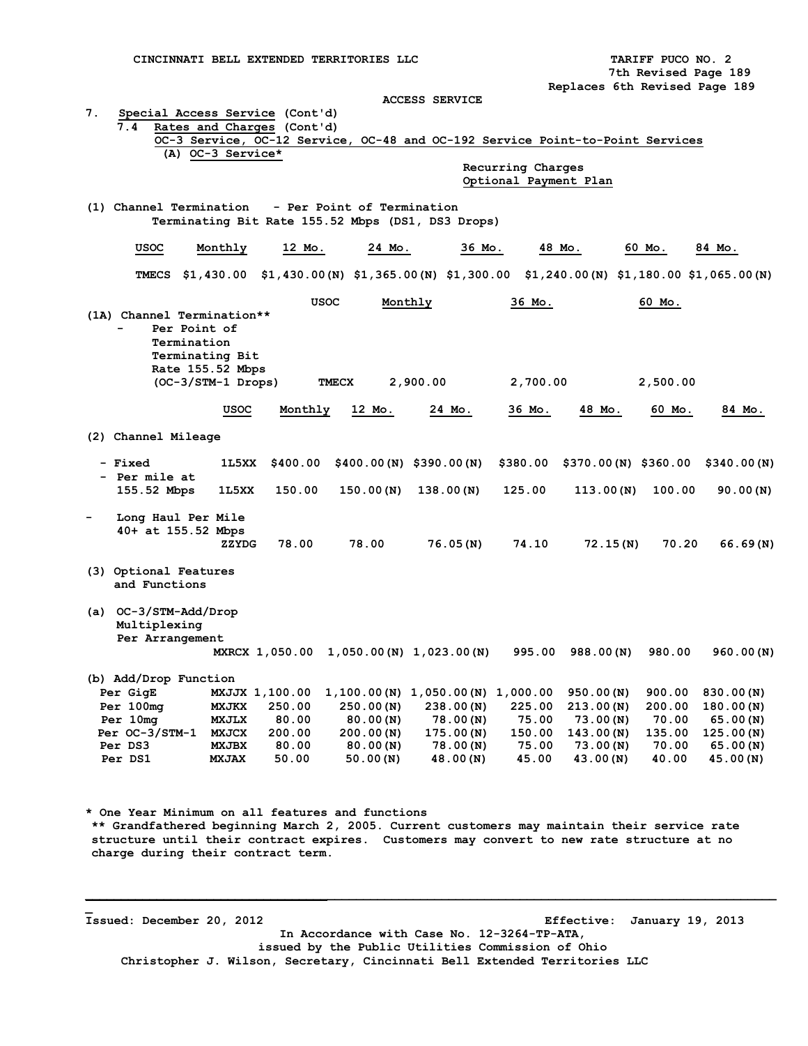CINCINNATI BELL EXTENDED TERRITORIES LLC

TARIFF PUCO NO. 2
7th Revised Page 189
Replaces 6th Revised Page 189

ACCESS SERVICE

7. Special Access Service (Cont'd)

7.4 Rates and Charges (Cont'd)

OC-3 Service, OC-12 Service, OC-48 and OC-192 Service Point-to-Point Services

(A) OC-3 Service*

Recurring Charges
Optional Payment Plan

(1) Channel Termination - Per Point of Termination
Terminating Bit Rate 155.52 Mbps (DS1, DS3 Drops)

| USOC | Monthly | 12 Mo. | 24 Mo. | 36 Mo. | 48 Mo. | 60 Mo. | 84 Mo. |
|---|---|---|---|---|---|---|---|
| TMECS | $1,430.00 | $1,430.00(N) | $1,365.00(N) | $1,300.00 | $1,240.00(N) | $1,180.00 | $1,065.00(N) |

| | USOC | Monthly | 36 Mo. | 60 Mo. |
|---|---|---|---|---|
| (1A) Channel Termination** - Per Point of Termination Terminating Bit Rate 155.52 Mbps (OC-3/STM-1 Drops) | TMECX | 2,900.00 | 2,700.00 | 2,500.00 |

| | USOC | Monthly | 12 Mo. | 24 Mo. | 36 Mo. | 48 Mo. | 60 Mo. | 84 Mo. |
|---|---|---|---|---|---|---|---|---|
| (2) Channel Mileage | | | | | | | | |
| - Fixed | 1L5XX | $400.00 | $400.00(N) | $390.00(N) | $380.00 | $370.00(N) | $360.00 | $340.00(N) |
| - Per mile at 155.52 Mbps | 1L5XX | 150.00 | 150.00(N) | 138.00(N) | 125.00 | 113.00(N) | 100.00 | 90.00(N) |
| - Long Haul Per Mile 40+ at 155.52 Mbps | ZZYDG | 78.00 | 78.00 | 76.05(N) | 74.10 | 72.15(N) | 70.20 | 66.69(N) |
| (3) Optional Features and Functions | | | | | | | | |
| (a) OC-3/STM-Add/Drop Multiplexing Per Arrangement | MXRCX | 1,050.00 | 1,050.00(N) | 1,023.00(N) | 995.00 | 988.00(N) | 980.00 | 960.00(N) |
| (b) Add/Drop Function | | | | | | | | |
| Per GigE | MXJJX | 1,100.00 | 1,100.00(N) | 1,050.00(N) | 1,000.00 | 950.00(N) | 900.00 | 830.00(N) |
| Per 100mg | MXJKX | 250.00 | 250.00(N) | 238.00(N) | 225.00 | 213.00(N) | 200.00 | 180.00(N) |
| Per 10mg | MXJLX | 80.00 | 80.00(N) | 78.00(N) | 75.00 | 73.00(N) | 70.00 | 65.00(N) |
| Per OC-3/STM-1 | MXJCX | 200.00 | 200.00(N) | 175.00(N) | 150.00 | 143.00(N) | 135.00 | 125.00(N) |
| Per DS3 | MXJBX | 80.00 | 80.00(N) | 78.00(N) | 75.00 | 73.00(N) | 70.00 | 65.00(N) |
| Per DS1 | MXJAX | 50.00 | 50.00(N) | 48.00(N) | 45.00 | 43.00(N) | 40.00 | 45.00(N) |

* One Year Minimum on all features and functions

** Grandfathered beginning March 2, 2005. Current customers may maintain their service rate structure until their contract expires. Customers may convert to new rate structure at no charge during their contract term.

Issued: December 20, 2012 Effective: January 19, 2013

In Accordance with Case No. 12-3264-TP-ATA,
issued by the Public Utilities Commission of Ohio
Christopher J. Wilson, Secretary, Cincinnati Bell Extended Territories LLC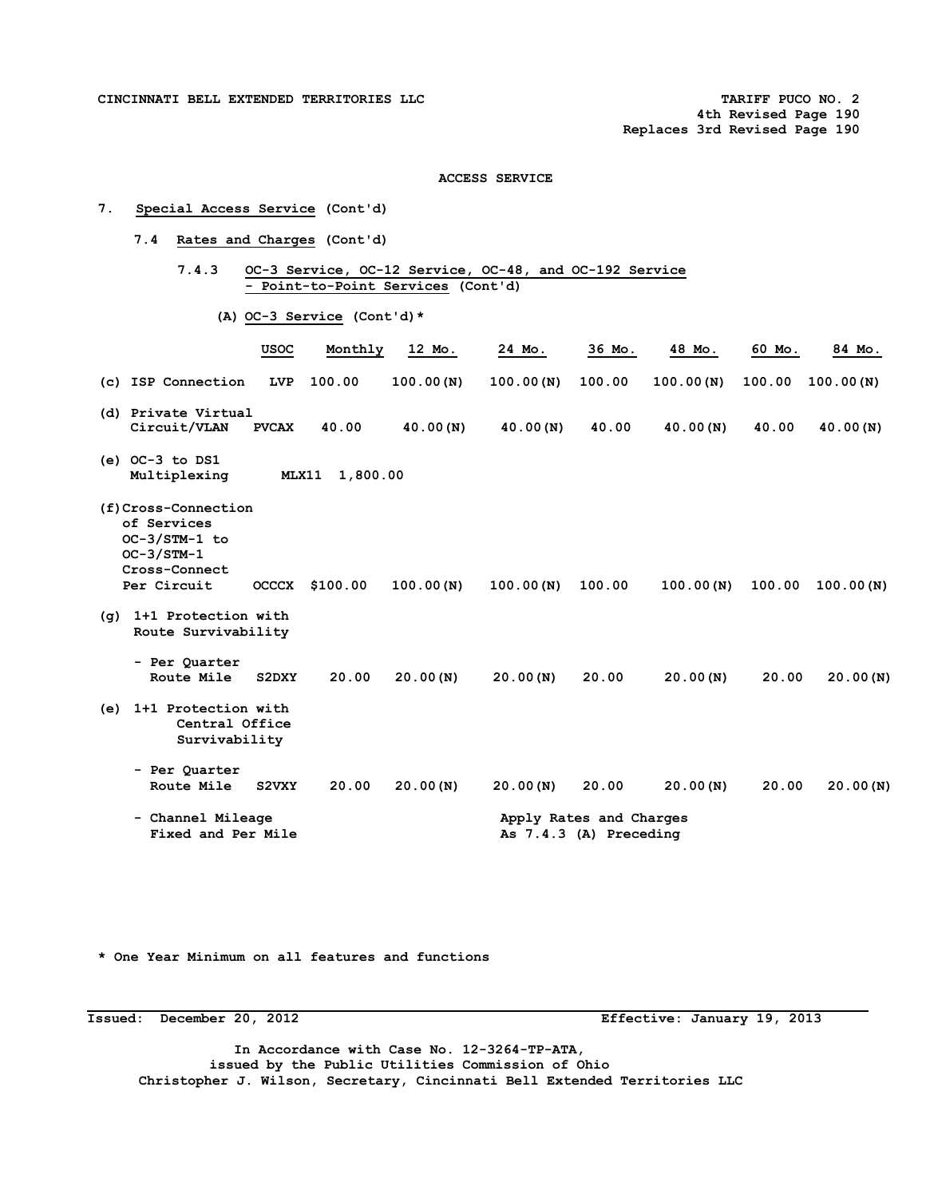CINCINNATI BELL EXTENDED TERRITORIES LLC — TARIFF PUCO NO. 2
4th Revised Page 190
Replaces 3rd Revised Page 190

## ACCESS SERVICE

### 7. Special Access Service (Cont'd)

#### 7.4 Rates and Charges (Cont'd)

##### 7.4.3 OC-3 Service, OC-12 Service, OC-48, and OC-192 Service - Point-to-Point Services (Cont'd)

**(A) OC-3 Service (Cont'd)***

| | USOC | Monthly | 12 Mo. | 24 Mo. | 36 Mo. | 48 Mo. | 60 Mo. | 84 Mo. |
|---|---|---|---|---|---|---|---|---|
| (c) ISP Connection | LVP | 100.00 | 100.00(N) | 100.00(N) | 100.00 | 100.00(N) | 100.00 | 100.00(N) |
| (d) Private Virtual Circuit/VLAN | PVCAX | 40.00 | 40.00(N) | 40.00(N) | 40.00 | 40.00(N) | 40.00 | 40.00(N) |
| (e) OC-3 to DS1 Multiplexing | MLX11 | 1,800.00 | | | | | | |
| (f) Cross-Connection of Services OC-3/STM-1 to OC-3/STM-1 Cross-Connect Per Circuit | OCCCX | $100.00 | 100.00(N) | 100.00(N) | 100.00 | 100.00(N) | 100.00 | 100.00(N) |
| (g) 1+1 Protection with Route Survivability | | | | | | | | |
| - Per Quarter Route Mile | S2DXY | 20.00 | 20.00(N) | 20.00(N) | 20.00 | 20.00(N) | 20.00 | 20.00(N) |
| (e) 1+1 Protection with Central Office Survivability | | | | | | | | |
| - Per Quarter Route Mile | S2VXY | 20.00 | 20.00(N) | 20.00(N) | 20.00 | 20.00(N) | 20.00 | 20.00(N) |
| - Channel Mileage Fixed and Per Mile | | | | Apply Rates and Charges As 7.4.3 (A) Preceding | | | | |

\* One Year Minimum on all features and functions

Issued: December 20, 2012 — Effective: January 19, 2013

In Accordance with Case No. 12-3264-TP-ATA, issued by the Public Utilities Commission of Ohio
Christopher J. Wilson, Secretary, Cincinnati Bell Extended Territories LLC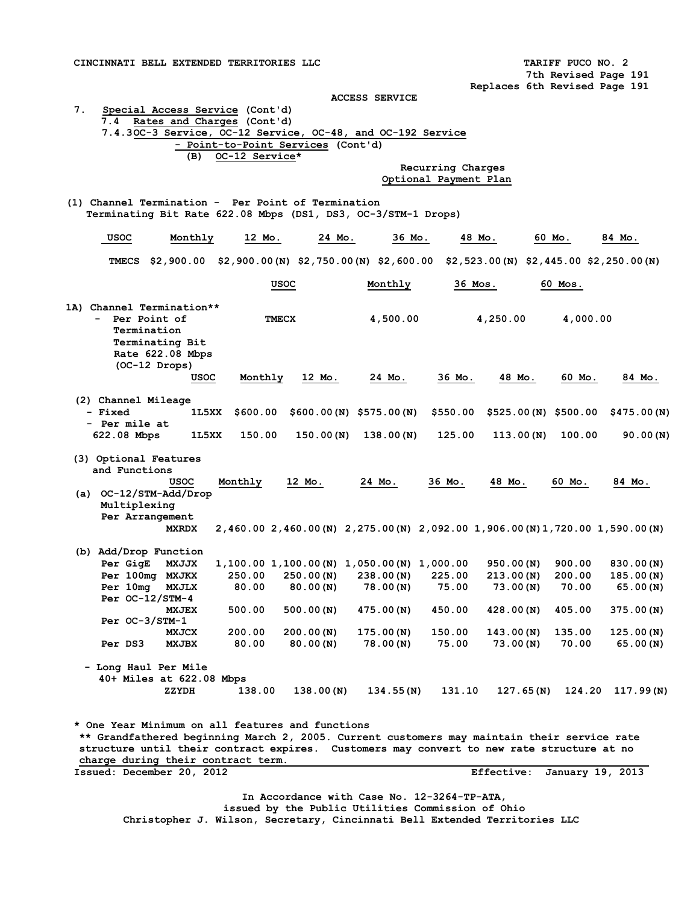CINCINNATI BELL EXTENDED TERRITORIES LLC — TARIFF PUCO NO. 2

7th Revised Page 191
Replaces 6th Revised Page 191

ACCESS SERVICE

7. Special Access Service (Cont'd)

7.4 Rates and Charges (Cont'd)

7.4.3 OC-3 Service, OC-12 Service, OC-48, and OC-192 Service - Point-to-Point Services (Cont'd)

(B) OC-12 Service*

Recurring Charges
Optional Payment Plan

(1) Channel Termination - Per Point of Termination
Terminating Bit Rate 622.08 Mbps (DS1, DS3, OC-3/STM-1 Drops)

| USOC | Monthly | 12 Mo. | 24 Mo. | 36 Mo. | 48 Mo. | 60 Mo. | 84 Mo. |
|---|---|---|---|---|---|---|---|
| TMECS | $2,900.00 | $2,900.00(N) | $2,750.00(N) | $2,600.00 | $2,523.00(N) | $2,445.00 | $2,250.00(N) |

| | USOC | Monthly | 36 Mos. | 60 Mos. |
|---|---|---|---|---|
| 1A) Channel Termination** - Per Point of Termination Terminating Bit Rate 622.08 Mbps (OC-12 Drops) | TMECX | 4,500.00 | 4,250.00 | 4,000.00 |

| | USOC | Monthly | 12 Mo. | 24 Mo. | 36 Mo. | 48 Mo. | 60 Mo. | 84 Mo. |
|---|---|---|---|---|---|---|---|---|
| (2) Channel Mileage | | | | | | | | |
| - Fixed | 1L5XX | $600.00 | $600.00(N) | $575.00(N) | $550.00 | $525.00(N) | $500.00 | $475.00(N) |
| - Per mile at 622.08 Mbps | 1L5XX | 150.00 | 150.00(N) | 138.00(N) | 125.00 | 113.00(N) | 100.00 | 90.00(N) |

| (3) Optional Features and Functions | USOC | Monthly | 12 Mo. | 24 Mo. | 36 Mo. | 48 Mo. | 60 Mo. | 84 Mo. |
|---|---|---|---|---|---|---|---|---|
| (a) OC-12/STM-Add/Drop Multiplexing Per Arrangement | MXRDX | 2,460.00 | 2,460.00(N) | 2,275.00(N) | 2,092.00 | 1,906.00(N) | 1,720.00 | 1,590.00(N) |
| (b) Add/Drop Function | | | | | | | | |
| Per GigE | MXJJX | 1,100.00 | 1,100.00(N) | 1,050.00(N) | 1,000.00 | 950.00(N) | 900.00 | 830.00(N) |
| Per 100mg | MXJKX | 250.00 | 250.00(N) | 238.00(N) | 225.00 | 213.00(N) | 200.00 | 185.00(N) |
| Per 10mg | MXJLX | 80.00 | 80.00(N) | 78.00(N) | 75.00 | 73.00(N) | 70.00 | 65.00(N) |
| Per OC-12/STM-4 | MXJEX | 500.00 | 500.00(N) | 475.00(N) | 450.00 | 428.00(N) | 405.00 | 375.00(N) |
| Per OC-3/STM-1 | MXJCX | 200.00 | 200.00(N) | 175.00(N) | 150.00 | 143.00(N) | 135.00 | 125.00(N) |
| Per DS3 | MXJBX | 80.00 | 80.00(N) | 78.00(N) | 75.00 | 73.00(N) | 70.00 | 65.00(N) |
| - Long Haul Per Mile 40+ Miles at 622.08 Mbps | ZZYDH | 138.00 | 138.00(N) | 134.55(N) | 131.10 | 127.65(N) | 124.20 | 117.99(N) |

\* One Year Minimum on all features and functions

\*\* Grandfathered beginning March 2, 2005. Current customers may maintain their service rate structure until their contract expires. Customers may convert to new rate structure at no charge during their contract term.

Issued: December 20, 2012 — Effective: January 19, 2013

In Accordance with Case No. 12-3264-TP-ATA, issued by the Public Utilities Commission of Ohio
Christopher J. Wilson, Secretary, Cincinnati Bell Extended Territories LLC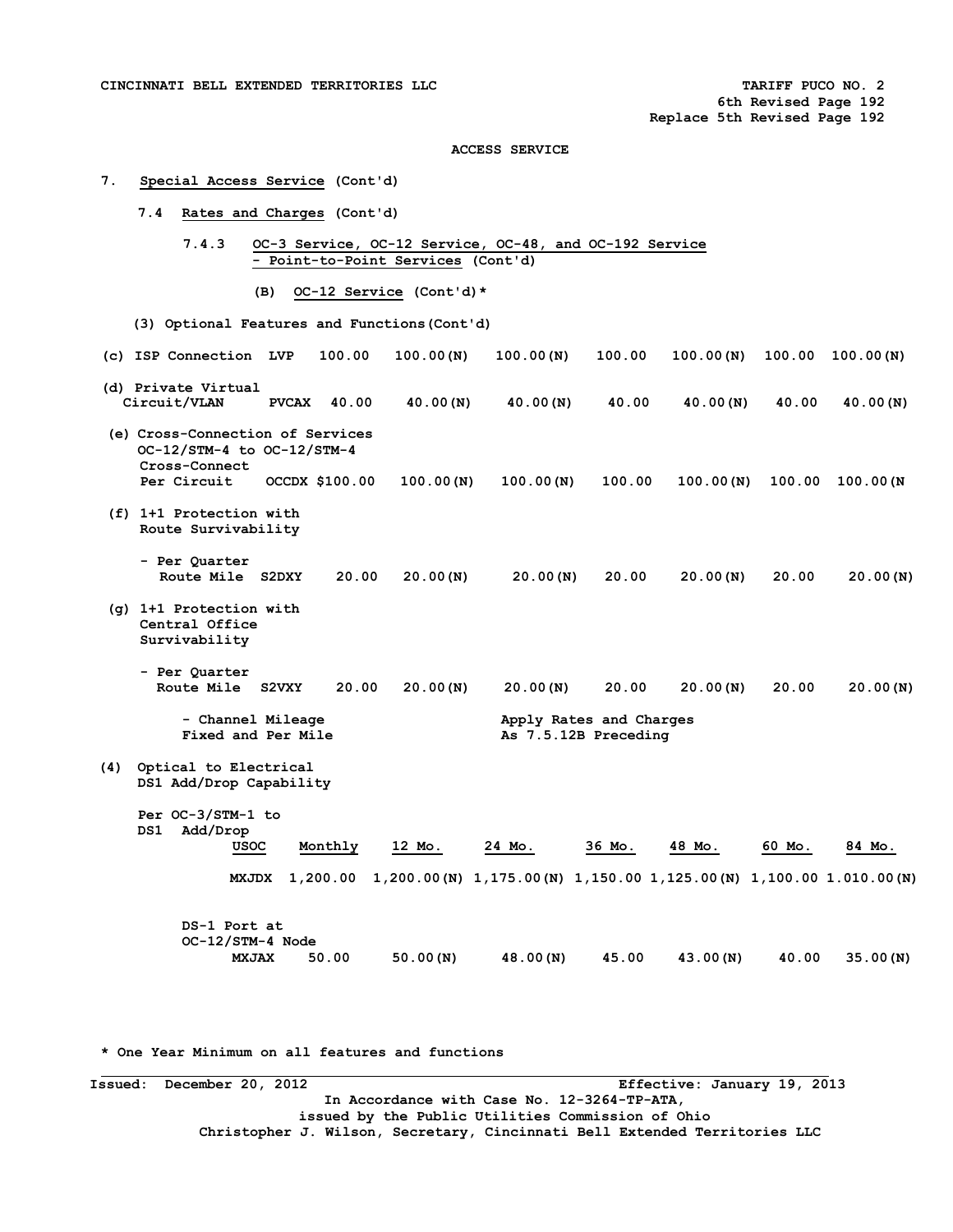ACCESS SERVICE

7. Special Access Service (Cont'd)

7.4 Rates and Charges (Cont'd)

7.4.3 OC-3 Service, OC-12 Service, OC-48, and OC-192 Service - Point-to-Point Services (Cont'd)

(B) OC-12 Service (Cont'd)*

(3) Optional Features and Functions(Cont'd)

| Feature | USOC | Monthly | 12 Mo. | 24 Mo. | 36 Mo. | 48 Mo. | 60 Mo. | 84 Mo. |
|---|---|---|---|---|---|---|---|---|
| (c) ISP Connection | LVP | 100.00 | 100.00(N) | 100.00(N) | 100.00 | 100.00(N) | 100.00 | 100.00(N) |
| (d) Private Virtual Circuit/VLAN | PVCAX | 40.00 | 40.00(N) | 40.00(N) | 40.00 | 40.00(N) | 40.00 | 40.00(N) |
| (e) Cross-Connection of Services OC-12/STM-4 to OC-12/STM-4 Cross-Connect Per Circuit | OCCDX | $100.00 | 100.00(N) | 100.00(N) | 100.00 | 100.00(N) | 100.00 | 100.00(N |
| (f) 1+1 Protection with Route Survivability - Per Quarter Route Mile | S2DXY | 20.00 | 20.00(N) | 20.00(N) | 20.00 | 20.00(N) | 20.00 | 20.00(N) |
| (g) 1+1 Protection with Central Office Survivability - Per Quarter Route Mile | S2VXY | 20.00 | 20.00(N) | 20.00(N) | 20.00 | 20.00(N) | 20.00 | 20.00(N) |

- Channel Mileage Fixed and Per Mile — Apply Rates and Charges As 7.5.12B Preceding

(4) Optical to Electrical DS1 Add/Drop Capability

| | USOC | Monthly | 12 Mo. | 24 Mo. | 36 Mo. | 48 Mo. | 60 Mo. | 84 Mo. |
|---|---|---|---|---|---|---|---|---|
| Per OC-3/STM-1 to DS1 Add/Drop | MXJDX | 1,200.00 | 1,200.00(N) | 1,175.00(N) | 1,150.00 | 1,125.00(N) | 1,100.00 | 1.010.00(N) |
| DS-1 Port at OC-12/STM-4 Node | MXJAX | 50.00 | 50.00(N) | 48.00(N) | 45.00 | 43.00(N) | 40.00 | 35.00(N) |

\* One Year Minimum on all features and functions

Issued: December 20, 2012 — Effective: January 19, 2013

In Accordance with Case No. 12-3264-TP-ATA, issued by the Public Utilities Commission of Ohio

Christopher J. Wilson, Secretary, Cincinnati Bell Extended Territories LLC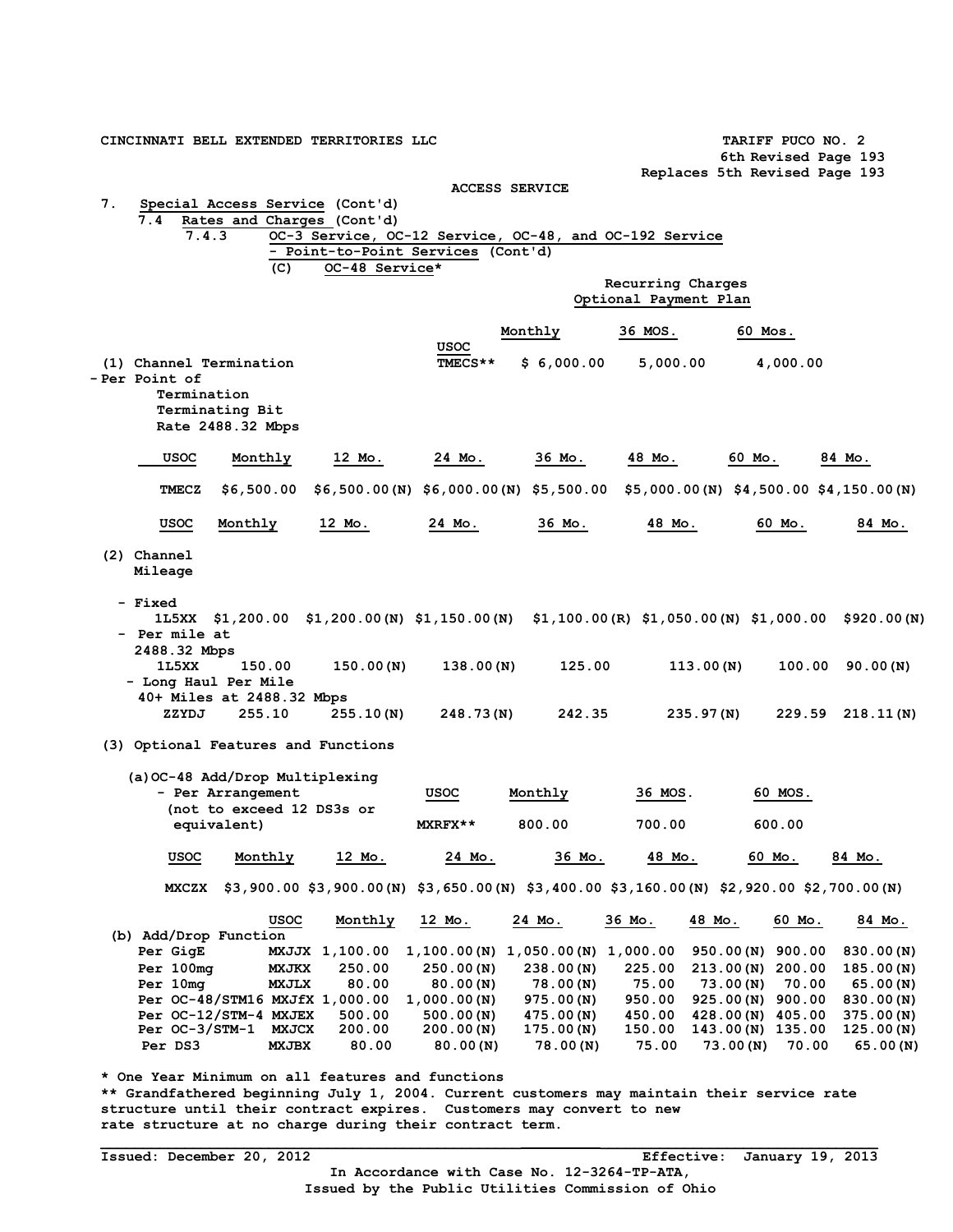CINCINNATI BELL EXTENDED TERRITORIES LLC

TARIFF PUCO NO. 2
6th Revised Page 193
Replaces 5th Revised Page 193

ACCESS SERVICE

7. Special Access Service (Cont'd)

7.4 Rates and Charges (Cont'd)

7.4.3 OC-3 Service, OC-12 Service, OC-48, and OC-192 Service - Point-to-Point Services (Cont'd)

(C) OC-48 Service*

Recurring Charges
Optional Payment Plan

| | USOC | Monthly | 36 MOS. | 60 Mos. |
|---|---|---|---|---|
| (1) Channel Termination - Per Point of Termination Terminating Bit Rate 2488.32 Mbps | TMECS** | $ 6,000.00 | 5,000.00 | 4,000.00 |

| USOC | Monthly | 12 Mo. | 24 Mo. | 36 Mo. | 48 Mo. | 60 Mo. | 84 Mo. |
|---|---|---|---|---|---|---|---|
| TMECZ | $6,500.00 | $6,500.00(N) | $6,000.00(N) | $5,500.00 | $5,000.00(N) | $4,500.00 | $4,150.00(N) |

(2) Channel Mileage

| | USOC | Monthly | 12 Mo. | 24 Mo. | 36 Mo. | 48 Mo. | 60 Mo. | 84 Mo. |
|---|---|---|---|---|---|---|---|---|
| - Fixed | 1L5XX | $1,200.00 | $1,200.00(N) | $1,150.00(N) | $1,100.00(R) | $1,050.00(N) | $1,000.00 | $920.00(N) |
| - Per mile at 2488.32 Mbps | 1L5XX | 150.00 | 150.00(N) | 138.00(N) | 125.00 | 113.00(N) | 100.00 | 90.00(N) |
| - Long Haul Per Mile 40+ Miles at 2488.32 Mbps | ZZYDJ | 255.10 | 255.10(N) | 248.73(N) | 242.35 | 235.97(N) | 229.59 | 218.11(N) |

(3) Optional Features and Functions

| | USOC | Monthly | 36 MOS. | 60 MOS. |
|---|---|---|---|---|
| (a) OC-48 Add/Drop Multiplexing - Per Arrangement (not to exceed 12 DS3s or equivalent) | MXRFX** | 800.00 | 700.00 | 600.00 |

| USOC | Monthly | 12 Mo. | 24 Mo. | 36 Mo. | 48 Mo. | 60 Mo. | 84 Mo. |
|---|---|---|---|---|---|---|---|
| MXCZX | $3,900.00 | $3,900.00(N) | $3,650.00(N) | $3,400.00 | $3,160.00(N) | $2,920.00 | $2,700.00(N) |

| (b) Add/Drop Function | USOC | Monthly | 12 Mo. | 24 Mo. | 36 Mo. | 48 Mo. | 60 Mo. | 84 Mo. |
|---|---|---|---|---|---|---|---|---|
| Per GigE | MXJJX | 1,100.00 | 1,100.00(N) | 1,050.00(N) | 1,000.00 | 950.00(N) | 900.00 | 830.00(N) |
| Per 100mg | MXJKX | 250.00 | 250.00(N) | 238.00(N) | 225.00 | 213.00(N) | 200.00 | 185.00(N) |
| Per 10mg | MXJLX | 80.00 | 80.00(N) | 78.00(N) | 75.00 | 73.00(N) | 70.00 | 65.00(N) |
| Per OC-48/STM16 | MXJfX | 1,000.00 | 1,000.00(N) | 975.00(N) | 950.00 | 925.00(N) | 900.00 | 830.00(N) |
| Per OC-12/STM-4 | MXJEX | 500.00 | 500.00(N) | 475.00(N) | 450.00 | 428.00(N) | 405.00 | 375.00(N) |
| Per OC-3/STM-1 | MXJCX | 200.00 | 200.00(N) | 175.00(N) | 150.00 | 143.00(N) | 135.00 | 125.00(N) |
| Per DS3 | MXJBX | 80.00 | 80.00(N) | 78.00(N) | 75.00 | 73.00(N) | 70.00 | 65.00(N) |

* One Year Minimum on all features and functions

** Grandfathered beginning July 1, 2004. Current customers may maintain their service rate structure until their contract expires. Customers may convert to new rate structure at no charge during their contract term.

Issued: December 20, 2012 Effective: January 19, 2013

In Accordance with Case No. 12-3264-TP-ATA,
Issued by the Public Utilities Commission of Ohio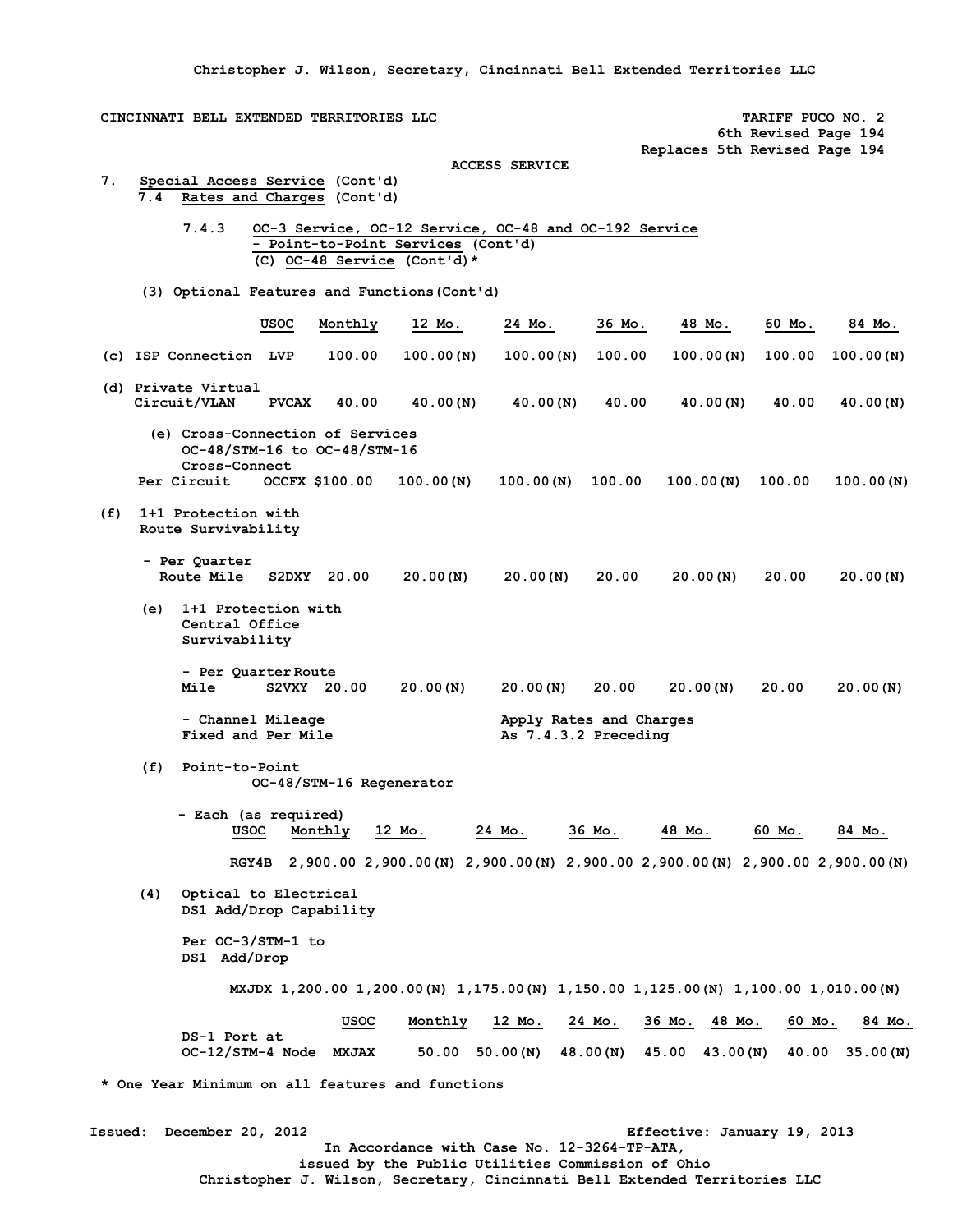CINCINNATI BELL EXTENDED TERRITORIES LLC

TARIFF PUCO NO. 2
6th Revised Page 194
Replaces 5th Revised Page 194

ACCESS SERVICE

7. Special Access Service (Cont'd)

7.4 Rates and Charges (Cont'd)

7.4.3 OC-3 Service, OC-12 Service, OC-48 and OC-192 Service - Point-to-Point Services (Cont'd)

(C) OC-48 Service (Cont'd)*

(3) Optional Features and Functions (Cont'd)

| | USOC | Monthly | 12 Mo. | 24 Mo. | 36 Mo. | 48 Mo. | 60 Mo. | 84 Mo. |
|---|---|---|---|---|---|---|---|---|
| (c) ISP Connection | LVP | 100.00 | 100.00(N) | 100.00(N) | 100.00 | 100.00(N) | 100.00 | 100.00(N) |
| (d) Private Virtual Circuit/VLAN | PVCAX | 40.00 | 40.00(N) | 40.00(N) | 40.00 | 40.00(N) | 40.00 | 40.00(N) |
| (e) Cross-Connection of Services OC-48/STM-16 to OC-48/STM-16 Cross-Connect Per Circuit | OCCFX | $100.00 | 100.00(N) | 100.00(N) | 100.00 | 100.00(N) | 100.00 | 100.00(N) |
| (f) 1+1 Protection with Route Survivability | | | | | | | | |
| - Per Quarter Route Mile | S2DXY | 20.00 | 20.00(N) | 20.00(N) | 20.00 | 20.00(N) | 20.00 | 20.00(N) |
| (e) 1+1 Protection with Central Office Survivability | | | | | | | | |
| - Per Quarter Route Mile | S2VXY | 20.00 | 20.00(N) | 20.00(N) | 20.00 | 20.00(N) | 20.00 | 20.00(N) |
| - Channel Mileage Fixed and Per Mile | | | | Apply Rates and Charges As 7.4.3.2 Preceding | | | | |

(f) Point-to-Point OC-48/STM-16 Regenerator

- Each (as required)

| USOC | Monthly | 12 Mo. | 24 Mo. | 36 Mo. | 48 Mo. | 60 Mo. | 84 Mo. |
|---|---|---|---|---|---|---|---|
| RGY4B | 2,900.00 | 2,900.00(N) | 2,900.00(N) | 2,900.00 | 2,900.00(N) | 2,900.00 | 2,900.00(N) |

(4) Optical to Electrical DS1 Add/Drop Capability

Per OC-3/STM-1 to DS1 Add/Drop

| | USOC | Monthly | 12 Mo. | 24 Mo. | 36 Mo. | 48 Mo. | 60 Mo. | 84 Mo. |
|---|---|---|---|---|---|---|---|---|
| | MXJDX | 1,200.00 | 1,200.00(N) | 1,175.00(N) | 1,150.00 | 1,125.00(N) | 1,100.00 | 1,010.00(N) |
| DS-1 Port at OC-12/STM-4 Node | MXJAX | 50.00 | 50.00(N) | 48.00(N) | 45.00 | 43.00(N) | 40.00 | 35.00(N) |

\* One Year Minimum on all features and functions

Issued: December 20, 2012

Effective: January 19, 2013

In Accordance with Case No. 12-3264-TP-ATA, issued by the Public Utilities Commission of Ohio

Christopher J. Wilson, Secretary, Cincinnati Bell Extended Territories LLC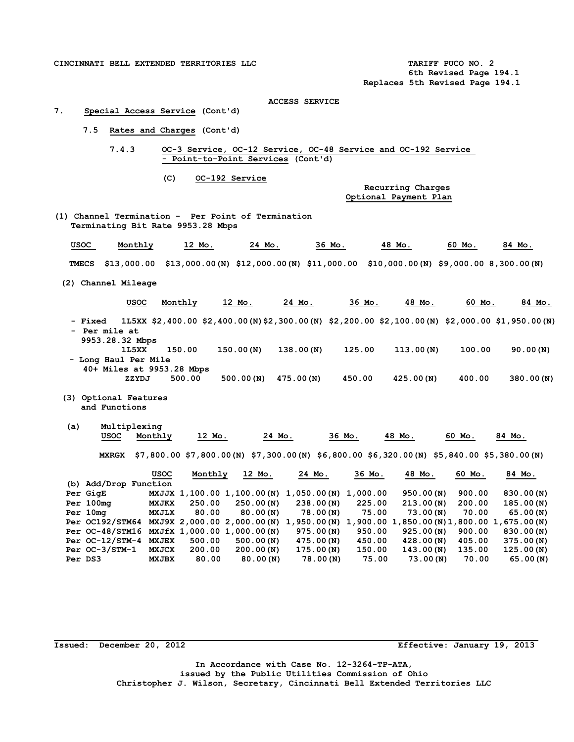CINCINNATI BELL EXTENDED TERRITORIES LLC

TARIFF PUCO NO. 2
6th Revised Page 194.1
Replaces 5th Revised Page 194.1

ACCESS SERVICE

7. **Special Access Service** (Cont'd)

7.5 **Rates and Charges** (Cont'd)

7.4.3 **OC-3 Service, OC-12 Service, OC-48 Service and OC-192 Service - Point-to-Point Services** (Cont'd)

(C) **OC-192 Service**

Recurring Charges
Optional Payment Plan

(1) Channel Termination - Per Point of Termination
Terminating Bit Rate 9953.28 Mbps

| USOC | Monthly | 12 Mo. | 24 Mo. | 36 Mo. | 48 Mo. | 60 Mo. | 84 Mo. |
|---|---|---|---|---|---|---|---|
| TMECS | $13,000.00 | $13,000.00(N) | $12,000.00(N) | $11,000.00 | $10,000.00(N) | $9,000.00 | 8,300.00(N) |

(2) Channel Mileage

| | USOC | Monthly | 12 Mo. | 24 Mo. | 36 Mo. | 48 Mo. | 60 Mo. | 84 Mo. |
|---|---|---|---|---|---|---|---|---|
| - Fixed | 1L5XX | $2,400.00 | $2,400.00(N) | $2,300.00(N) | $2,200.00 | $2,100.00(N) | $2,000.00 | $1,950.00(N) |
| - Per mile at 9953.28.32 Mbps | 1L5XX | 150.00 | 150.00(N) | 138.00(N) | 125.00 | 113.00(N) | 100.00 | 90.00(N) |
| - Long Haul Per Mile 40+ Miles at 9953.28 Mbps | ZZYDJ | 500.00 | 500.00(N) | 475.00(N) | 450.00 | 425.00(N) | 400.00 | 380.00(N) |

(3) Optional Features and Functions

(a) Multiplexing

| USOC | Monthly | 12 Mo. | 24 Mo. | 36 Mo. | 48 Mo. | 60 Mo. | 84 Mo. |
|---|---|---|---|---|---|---|---|
| MXRGX | $7,800.00 | $7,800.00(N) | $7,300.00(N) | $6,800.00 | $6,320.00(N) | $5,840.00 | $5,380.00(N) |

| (b) Add/Drop Function | USOC | Monthly | 12 Mo. | 24 Mo. | 36 Mo. | 48 Mo. | 60 Mo. | 84 Mo. |
|---|---|---|---|---|---|---|---|---|
| Per GigE | MXJJX | 1,100.00 | 1,100.00(N) | 1,050.00(N) | 1,000.00 | 950.00(N) | 900.00 | 830.00(N) |
| Per 100mg | MXJKX | 250.00 | 250.00(N) | 238.00(N) | 225.00 | 213.00(N) | 200.00 | 185.00(N) |
| Per 10mg | MXJLX | 80.00 | 80.00(N) | 78.00(N) | 75.00 | 73.00(N) | 70.00 | 65.00(N) |
| Per OC192/STM64 | MXJ9X | 2,000.00 | 2,000.00(N) | 1,950.00(N) | 1,900.00 | 1,850.00(N) | 1,800.00 | 1,675.00(N) |
| Per OC-48/STM16 | MXJfX | 1,000.00 | 1,000.00(N) | 975.00(N) | 950.00 | 925.00(N) | 900.00 | 830.00(N) |
| Per OC-12/STM-4 | MXJEX | 500.00 | 500.00(N) | 475.00(N) | 450.00 | 428.00(N) | 405.00 | 375.00(N) |
| Per OC-3/STM-1 | MXJCX | 200.00 | 200.00(N) | 175.00(N) | 150.00 | 143.00(N) | 135.00 | 125.00(N) |
| Per DS3 | MXJBX | 80.00 | 80.00(N) | 78.00(N) | 75.00 | 73.00(N) | 70.00 | 65.00(N) |

Issued: December 20, 2012 Effective: January 19, 2013

In Accordance with Case No. 12-3264-TP-ATA,
issued by the Public Utilities Commission of Ohio
Christopher J. Wilson, Secretary, Cincinnati Bell Extended Territories LLC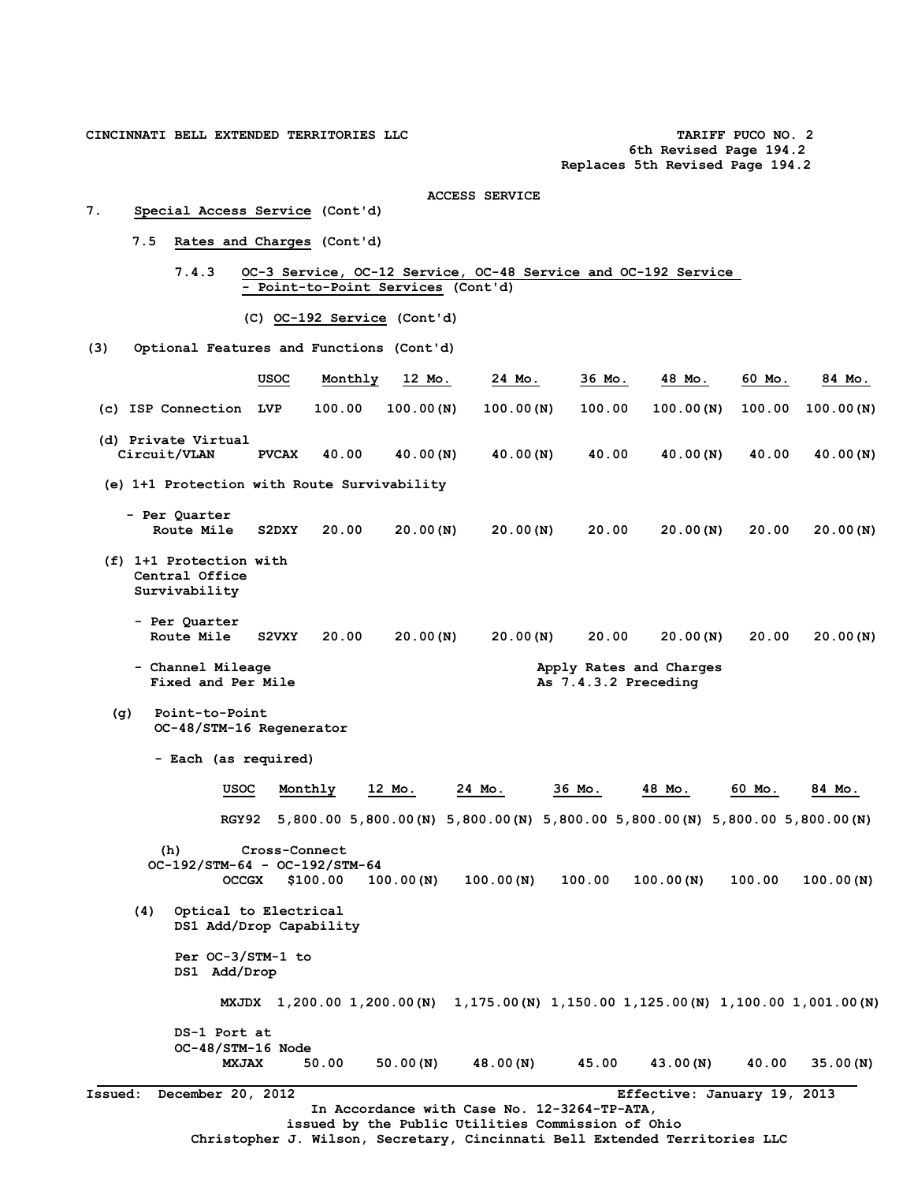CINCINNATI BELL EXTENDED TERRITORIES LLC

TARIFF PUCO NO. 2
6th Revised Page 194.2
Replaces 5th Revised Page 194.2

ACCESS SERVICE

7. **Special Access Service** (Cont'd)

7.5 **Rates and Charges** (Cont'd)

7.4.3 **OC-3 Service, OC-12 Service, OC-48 Service and OC-192 Service - Point-to-Point Services** (Cont'd)

(C) **OC-192 Service** (Cont'd)

(3) Optional Features and Functions (Cont'd)

| | USOC | Monthly | 12 Mo. | 24 Mo. | 36 Mo. | 48 Mo. | 60 Mo. | 84 Mo. |
|---|---|---|---|---|---|---|---|---|
| (c) ISP Connection | LVP | 100.00 | 100.00(N) | 100.00(N) | 100.00 | 100.00(N) | 100.00 | 100.00(N) |
| (d) Private Virtual Circuit/VLAN | PVCAX | 40.00 | 40.00(N) | 40.00(N) | 40.00 | 40.00(N) | 40.00 | 40.00(N) |
| (e) 1+1 Protection with Route Survivability | | | | | | | | |
| - Per Quarter Route Mile | S2DXY | 20.00 | 20.00(N) | 20.00(N) | 20.00 | 20.00(N) | 20.00 | 20.00(N) |
| (f) 1+1 Protection with Central Office Survivability | | | | | | | | |
| - Per Quarter Route Mile | S2VXY | 20.00 | 20.00(N) | 20.00(N) | 20.00 | 20.00(N) | 20.00 | 20.00(N) |
| - Channel Mileage Fixed and Per Mile | | | | | Apply Rates and Charges As 7.4.3.2 Preceding | | | |

(g) Point-to-Point OC-48/STM-16 Regenerator

- Each (as required)

| USOC | Monthly | 12 Mo. | 24 Mo. | 36 Mo. | 48 Mo. | 60 Mo. | 84 Mo. |
|---|---|---|---|---|---|---|---|
| RGY92 | 5,800.00 | 5,800.00(N) | 5,800.00(N) | 5,800.00 | 5,800.00(N) | 5,800.00 | 5,800.00(N) |

(h) Cross-Connect OC-192/STM-64 - OC-192/STM-64

| USOC | Monthly | 12 Mo. | 24 Mo. | 36 Mo. | 48 Mo. | 60 Mo. | 84 Mo. |
|---|---|---|---|---|---|---|---|
| OCCGX | $100.00 | 100.00(N) | 100.00(N) | 100.00 | 100.00(N) | 100.00 | 100.00(N) |

(4) Optical to Electrical DS1 Add/Drop Capability

| | USOC | Monthly | 12 Mo. | 24 Mo. | 36 Mo. | 48 Mo. | 60 Mo. | 84 Mo. |
|---|---|---|---|---|---|---|---|---|
| Per OC-3/STM-1 to DS1 Add/Drop | MXJDX | 1,200.00 | 1,200.00(N) | 1,175.00(N) | 1,150.00 | 1,125.00(N) | 1,100.00 | 1,001.00(N) |
| DS-1 Port at OC-48/STM-16 Node | MXJAX | 50.00 | 50.00(N) | 48.00(N) | 45.00 | 43.00(N) | 40.00 | 35.00(N) |

Issued: December 20, 2012 Effective: January 19, 2013

In Accordance with Case No. 12-3264-TP-ATA,
issued by the Public Utilities Commission of Ohio
Christopher J. Wilson, Secretary, Cincinnati Bell Extended Territories LLC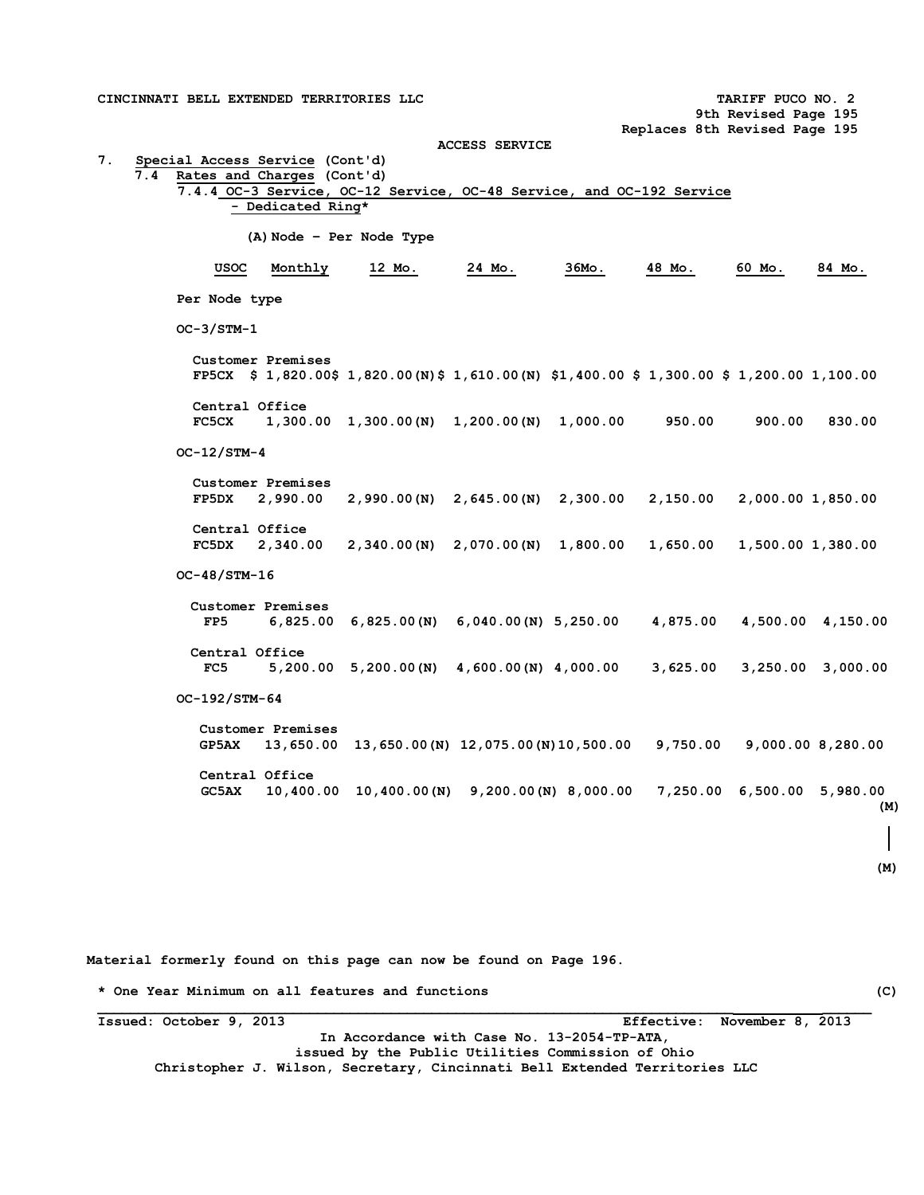CINCINNATI BELL EXTENDED TERRITORIES LLC — TARIFF PUCO NO. 2

9th Revised Page 195

Replaces 8th Revised Page 195

ACCESS SERVICE

7. Special Access Service (Cont'd)

7.4 Rates and Charges (Cont'd)

7.4.4 OC-3 Service, OC-12 Service, OC-48 Service, and OC-192 Service - Dedicated Ring*

(A) Node – Per Node Type

| USOC | Monthly | 12 Mo. | 24 Mo. | 36Mo. | 48 Mo. | 60 Mo. | 84 Mo. |
|---|---|---|---|---|---|---|---|
| **Per Node type** | | | | | | | |
| **OC-3/STM-1** | | | | | | | |
| Customer Premises | | | | | | | |
| FP5CX | $ 1,820.00 | $ 1,820.00(N) | $ 1,610.00(N) | $1,400.00 | $ 1,300.00 | $ 1,200.00 | 1,100.00 |
| Central Office | | | | | | | |
| FC5CX | 1,300.00 | 1,300.00(N) | 1,200.00(N) | 1,000.00 | 950.00 | 900.00 | 830.00 |
| **OC-12/STM-4** | | | | | | | |
| Customer Premises | | | | | | | |
| FP5DX | 2,990.00 | 2,990.00(N) | 2,645.00(N) | 2,300.00 | 2,150.00 | 2,000.00 | 1,850.00 |
| Central Office | | | | | | | |
| FC5DX | 2,340.00 | 2,340.00(N) | 2,070.00(N) | 1,800.00 | 1,650.00 | 1,500.00 | 1,380.00 |
| **OC-48/STM-16** | | | | | | | |
| Customer Premises | | | | | | | |
| FP5 | 6,825.00 | 6,825.00(N) | 6,040.00(N) | 5,250.00 | 4,875.00 | 4,500.00 | 4,150.00 |
| Central Office | | | | | | | |
| FC5 | 5,200.00 | 5,200.00(N) | 4,600.00(N) | 4,000.00 | 3,625.00 | 3,250.00 | 3,000.00 |
| **OC-192/STM-64** | | | | | | | |
| Customer Premises | | | | | | | |
| GP5AX | 13,650.00 | 13,650.00(N) | 12,075.00(N) | 10,500.00 | 9,750.00 | 9,000.00 | 8,280.00 |
| Central Office | | | | | | | |
| GC5AX | 10,400.00 | 10,400.00(N) | 9,200.00(N) | 8,000.00 | 7,250.00 | 6,500.00 | 5,980.00 |

(M)

(M)

Material formerly found on this page can now be found on Page 196.

\* One Year Minimum on all features and functions (C)

Issued: October 9, 2013 — Effective: November 8, 2013

In Accordance with Case No. 13-2054-TP-ATA, issued by the Public Utilities Commission of Ohio

Christopher J. Wilson, Secretary, Cincinnati Bell Extended Territories LLC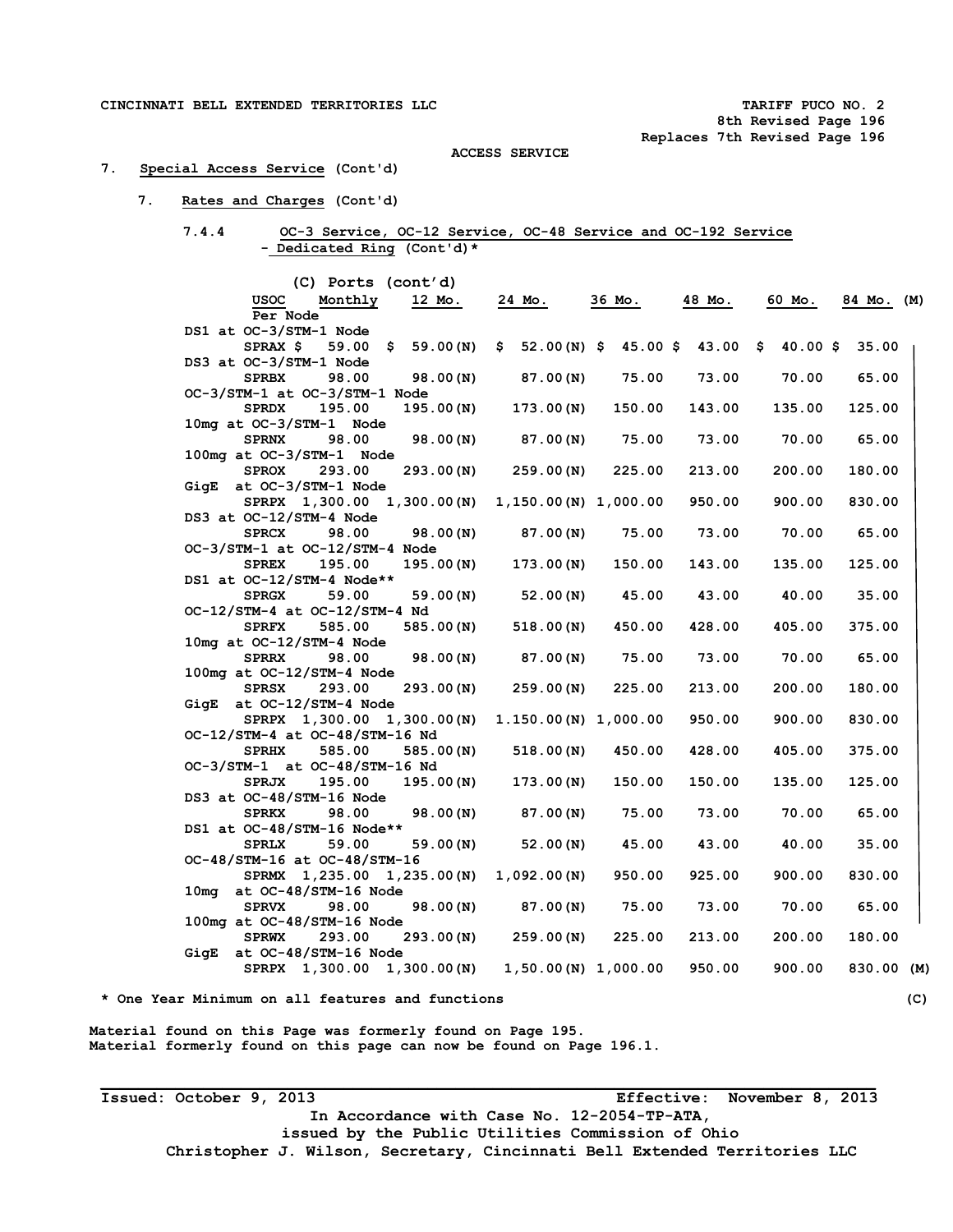CINCINNATI BELL EXTENDED TERRITORIES LLC

TARIFF PUCO NO. 2
8th Revised Page 196
Replaces 7th Revised Page 196

ACCESS SERVICE

7. Special Access Service (Cont'd)

7. Rates and Charges (Cont'd)

7.4.4 OC-3 Service, OC-12 Service, OC-48 Service and OC-192 Service - Dedicated Ring (Cont'd)*

(C) Ports (cont'd)

| | USOC | Monthly Per Node | 12 Mo. | 24 Mo. | 36 Mo. | 48 Mo. | 60 Mo. | 84 Mo. (M) |
|---|---|---|---|---|---|---|---|---|
| DS1 at OC-3/STM-1 Node | SPRAX | $ 59.00 | $ 59.00(N) | $ 52.00(N) | $ 45.00 | $ 43.00 | $ 40.00 | $ 35.00 |
| DS3 at OC-3/STM-1 Node | SPRBX | 98.00 | 98.00(N) | 87.00(N) | 75.00 | 73.00 | 70.00 | 65.00 |
| OC-3/STM-1 at OC-3/STM-1 Node | SPRDX | 195.00 | 195.00(N) | 173.00(N) | 150.00 | 143.00 | 135.00 | 125.00 |
| 10mg at OC-3/STM-1 Node | SPRNX | 98.00 | 98.00(N) | 87.00(N) | 75.00 | 73.00 | 70.00 | 65.00 |
| 100mg at OC-3/STM-1 Node | SPROX | 293.00 | 293.00(N) | 259.00(N) | 225.00 | 213.00 | 200.00 | 180.00 |
| GigE at OC-3/STM-1 Node | SPRPX | 1,300.00 | 1,300.00(N) | 1,150.00(N) | 1,000.00 | 950.00 | 900.00 | 830.00 |
| DS3 at OC-12/STM-4 Node | SPRCX | 98.00 | 98.00(N) | 87.00(N) | 75.00 | 73.00 | 70.00 | 65.00 |
| OC-3/STM-1 at OC-12/STM-4 Node | SPREX | 195.00 | 195.00(N) | 173.00(N) | 150.00 | 143.00 | 135.00 | 125.00 |
| DS1 at OC-12/STM-4 Node** | SPRGX | 59.00 | 59.00(N) | 52.00(N) | 45.00 | 43.00 | 40.00 | 35.00 |
| OC-12/STM-4 at OC-12/STM-4 Nd | SPRFX | 585.00 | 585.00(N) | 518.00(N) | 450.00 | 428.00 | 405.00 | 375.00 |
| 10mg at OC-12/STM-4 Node | SPRRX | 98.00 | 98.00(N) | 87.00(N) | 75.00 | 73.00 | 70.00 | 65.00 |
| 100mg at OC-12/STM-4 Node | SPRSX | 293.00 | 293.00(N) | 259.00(N) | 225.00 | 213.00 | 200.00 | 180.00 |
| GigE at OC-12/STM-4 Node | SPRPX | 1,300.00 | 1,300.00(N) | 1.150.00(N) | 1,000.00 | 950.00 | 900.00 | 830.00 |
| OC-12/STM-4 at OC-48/STM-16 Nd | SPRHX | 585.00 | 585.00(N) | 518.00(N) | 450.00 | 428.00 | 405.00 | 375.00 |
| OC-3/STM-1 at OC-48/STM-16 Nd | SPRJX | 195.00 | 195.00(N) | 173.00(N) | 150.00 | 150.00 | 135.00 | 125.00 |
| DS3 at OC-48/STM-16 Node | SPRKX | 98.00 | 98.00(N) | 87.00(N) | 75.00 | 73.00 | 70.00 | 65.00 |
| DS1 at OC-48/STM-16 Node** | SPRLX | 59.00 | 59.00(N) | 52.00(N) | 45.00 | 43.00 | 40.00 | 35.00 |
| OC-48/STM-16 at OC-48/STM-16 | SPRMX | 1,235.00 | 1,235.00(N) | 1,092.00(N) | 950.00 | 925.00 | 900.00 | 830.00 |
| 10mg at OC-48/STM-16 Node | SPRVX | 98.00 | 98.00(N) | 87.00(N) | 75.00 | 73.00 | 70.00 | 65.00 |
| 100mg at OC-48/STM-16 Node | SPRWX | 293.00 | 293.00(N) | 259.00(N) | 225.00 | 213.00 | 200.00 | 180.00 |
| GigE at OC-48/STM-16 Node | SPRPX | 1,300.00 | 1,300.00(N) | 1,50.00(N) | 1,000.00 | 950.00 | 900.00 | 830.00 (M) |

\* One Year Minimum on all features and functions (C)

Material found on this Page was formerly found on Page 195.
Material formerly found on this page can now be found on Page 196.1.

Issued: October 9, 2013 Effective: November 8, 2013

In Accordance with Case No. 12-2054-TP-ATA,
issued by the Public Utilities Commission of Ohio
Christopher J. Wilson, Secretary, Cincinnati Bell Extended Territories LLC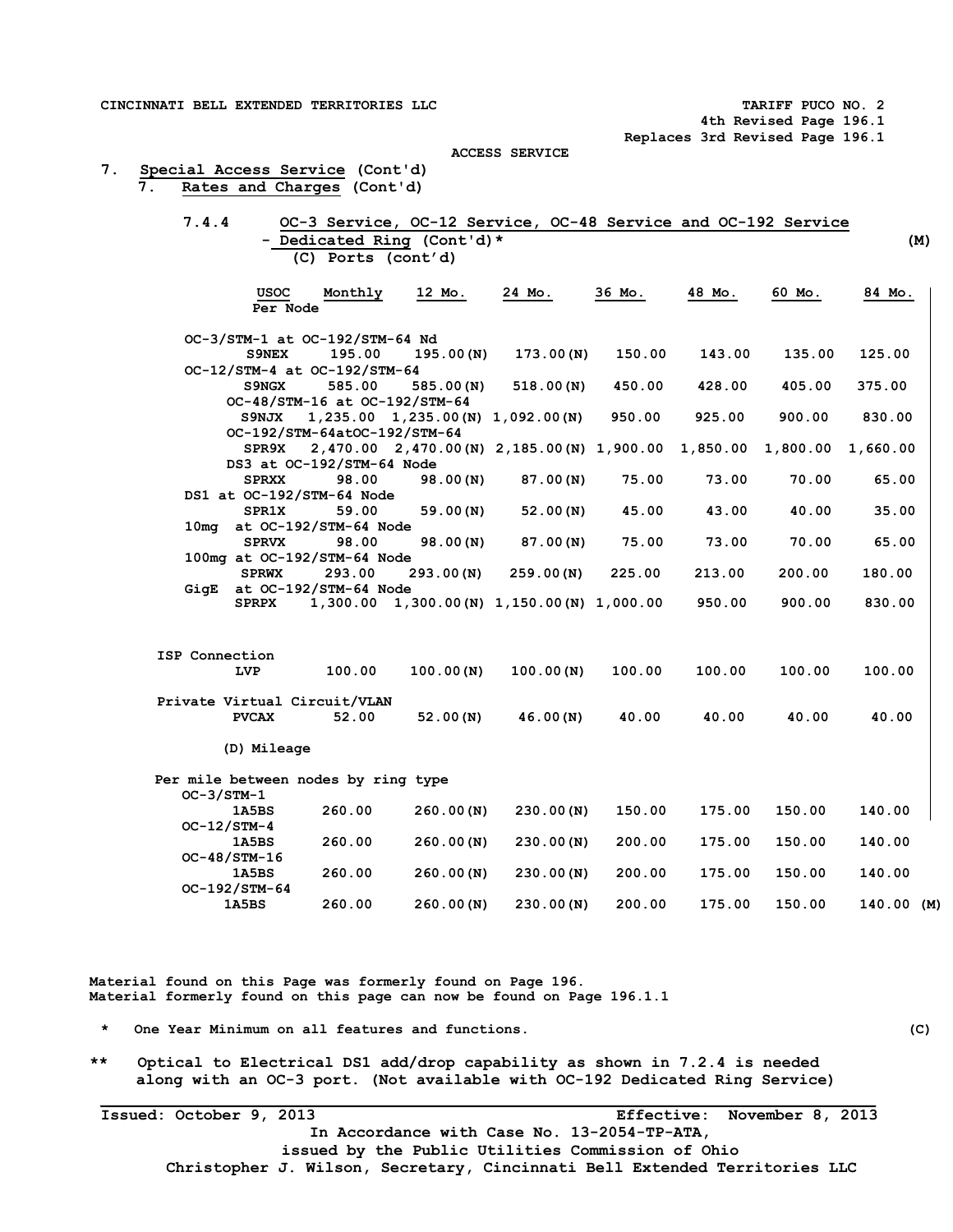CINCINNATI BELL EXTENDED TERRITORIES LLC

TARIFF PUCO NO. 2
4th Revised Page 196.1
Replaces 3rd Revised Page 196.1

ACCESS SERVICE

7. Special Access Service (Cont'd)
   7. Rates and Charges (Cont'd)

7.4.4 OC-3 Service, OC-12 Service, OC-48 Service and OC-192 Service - Dedicated Ring (Cont'd)* (M)

(C) Ports (cont'd)

| | USOC | Monthly Per Node | 12 Mo. | 24 Mo. | 36 Mo. | 48 Mo. | 60 Mo. | 84 Mo. |
|---|---|---|---|---|---|---|---|---|
| OC-3/STM-1 at OC-192/STM-64 Nd | S9NEX | 195.00 | 195.00(N) | 173.00(N) | 150.00 | 143.00 | 135.00 | 125.00 |
| OC-12/STM-4 at OC-192/STM-64 | S9NGX | 585.00 | 585.00(N) | 518.00(N) | 450.00 | 428.00 | 405.00 | 375.00 |
| OC-48/STM-16 at OC-192/STM-64 | S9NJX | 1,235.00 | 1,235.00(N) | 1,092.00(N) | 950.00 | 925.00 | 900.00 | 830.00 |
| OC-192/STM-64atOC-192/STM-64 | SPR9X | 2,470.00 | 2,470.00(N) | 2,185.00(N) | 1,900.00 | 1,850.00 | 1,800.00 | 1,660.00 |
| DS3 at OC-192/STM-64 Node | SPRXX | 98.00 | 98.00(N) | 87.00(N) | 75.00 | 73.00 | 70.00 | 65.00 |
| DS1 at OC-192/STM-64 Node | SPR1X | 59.00 | 59.00(N) | 52.00(N) | 45.00 | 43.00 | 40.00 | 35.00 |
| 10mg at OC-192/STM-64 Node | SPRVX | 98.00 | 98.00(N) | 87.00(N) | 75.00 | 73.00 | 70.00 | 65.00 |
| 100mg at OC-192/STM-64 Node | SPRWX | 293.00 | 293.00(N) | 259.00(N) | 225.00 | 213.00 | 200.00 | 180.00 |
| GigE at OC-192/STM-64 Node | SPRPX | 1,300.00 | 1,300.00(N) | 1,150.00(N) | 1,000.00 | 950.00 | 900.00 | 830.00 |
| ISP Connection | LVP | 100.00 | 100.00(N) | 100.00(N) | 100.00 | 100.00 | 100.00 | 100.00 |
| Private Virtual Circuit/VLAN | PVCAX | 52.00 | 52.00(N) | 46.00(N) | 40.00 | 40.00 | 40.00 | 40.00 |

(D) Mileage

Per mile between nodes by ring type

| | USOC | Monthly | 12 Mo. | 24 Mo. | 36 Mo. | 48 Mo. | 60 Mo. | 84 Mo. |
|---|---|---|---|---|---|---|---|---|
| OC-3/STM-1 | 1A5BS | 260.00 | 260.00(N) | 230.00(N) | 150.00 | 175.00 | 150.00 | 140.00 |
| OC-12/STM-4 | 1A5BS | 260.00 | 260.00(N) | 230.00(N) | 200.00 | 175.00 | 150.00 | 140.00 |
| OC-48/STM-16 | 1A5BS | 260.00 | 260.00(N) | 230.00(N) | 200.00 | 175.00 | 150.00 | 140.00 |
| OC-192/STM-64 | 1A5BS | 260.00 | 260.00(N) | 230.00(N) | 200.00 | 175.00 | 150.00 | 140.00 (M) |

Material found on this Page was formerly found on Page 196.
Material formerly found on this page can now be found on Page 196.1.1

\* One Year Minimum on all features and functions. (C)

\*\* Optical to Electrical DS1 add/drop capability as shown in 7.2.4 is needed along with an OC-3 port. (Not available with OC-192 Dedicated Ring Service)

Issued: October 9, 2013 Effective: November 8, 2013

In Accordance with Case No. 13-2054-TP-ATA,
issued by the Public Utilities Commission of Ohio
Christopher J. Wilson, Secretary, Cincinnati Bell Extended Territories LLC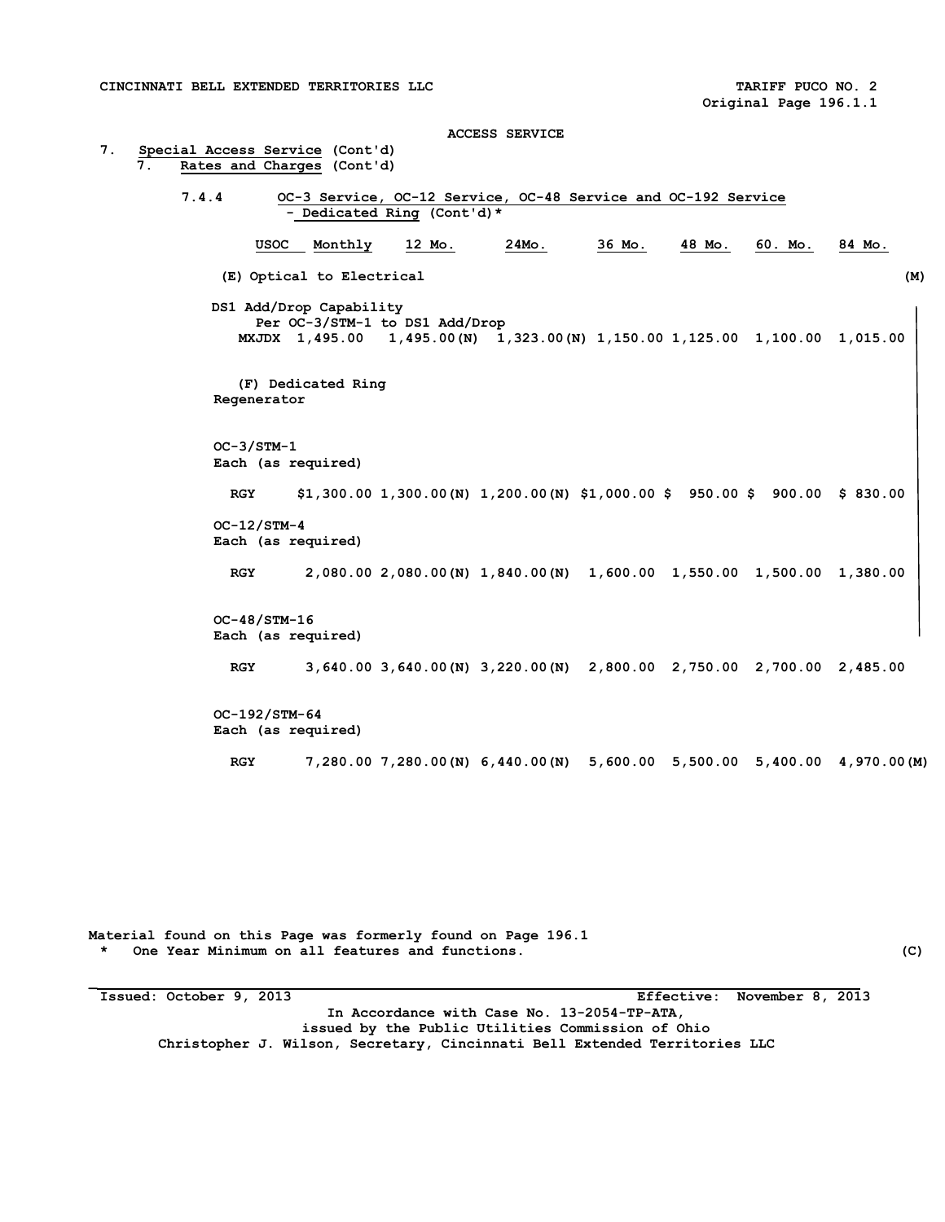CINCINNATI BELL EXTENDED TERRITORIES LLC TARIFF PUCO NO. 2
Original Page 196.1.1

ACCESS SERVICE

7. Special Access Service (Cont'd)
   7. Rates and Charges (Cont'd)

7.4.4 OC-3 Service, OC-12 Service, OC-48 Service and OC-192 Service - Dedicated Ring (Cont'd)*

| | USOC | Monthly | 12 Mo. | 24Mo. | 36 Mo. | 48 Mo. | 60. Mo. | 84 Mo. | |
|---|---|---|---|---|---|---|---|---|---|
| (E) Optical to Electrical | | | | | | | | | (M) |
| DS1 Add/Drop Capability Per OC-3/STM-1 to DS1 Add/Drop | MXJDX | 1,495.00 | 1,495.00(N) | 1,323.00(N) | 1,150.00 | 1,125.00 | 1,100.00 | 1,015.00 | |
| (F) Dedicated Ring Regenerator | | | | | | | | | |
| OC-3/STM-1 Each (as required) | RGY | $1,300.00 | 1,300.00(N) | 1,200.00(N) | $1,000.00 | $ 950.00 | $ 900.00 | $ 830.00 | |
| OC-12/STM-4 Each (as required) | RGY | 2,080.00 | 2,080.00(N) | 1,840.00(N) | 1,600.00 | 1,550.00 | 1,500.00 | 1,380.00 | |
| OC-48/STM-16 Each (as required) | RGY | 3,640.00 | 3,640.00(N) | 3,220.00(N) | 2,800.00 | 2,750.00 | 2,700.00 | 2,485.00 | |
| OC-192/STM-64 Each (as required) | RGY | 7,280.00 | 7,280.00(N) | 6,440.00(N) | 5,600.00 | 5,500.00 | 5,400.00 | 4,970.00 | (M) |

Material found on this Page was formerly found on Page 196.1

\* One Year Minimum on all features and functions. (C)

Issued: October 9, 2013 Effective: November 8, 2013

In Accordance with Case No. 13-2054-TP-ATA,
issued by the Public Utilities Commission of Ohio
Christopher J. Wilson, Secretary, Cincinnati Bell Extended Territories LLC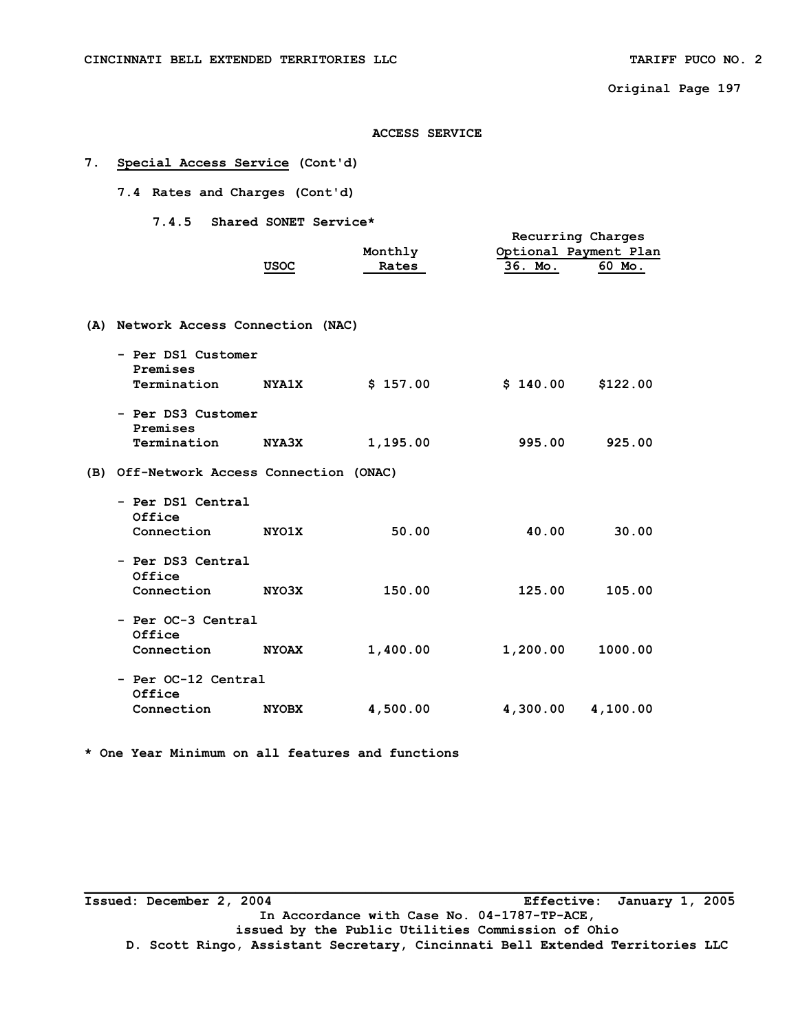ACCESS SERVICE

## 7. Special Access Service (Cont'd)

### 7.4 Rates and Charges (Cont'd)

#### 7.4.5 Shared SONET Service*

| | USOC | Monthly Rates | Recurring Charges Optional Payment Plan 36. Mo. | 60 Mo. |
|---|---|---|---|---|
| **(A) Network Access Connection (NAC)** | | | | |
| - Per DS1 Customer Premises Termination | NYA1X | $ 157.00 | $ 140.00 | $122.00 |
| - Per DS3 Customer Premises Termination | NYA3X | 1,195.00 | 995.00 | 925.00 |
| **(B) Off-Network Access Connection (ONAC)** | | | | |
| - Per DS1 Central Office Connection | NYO1X | 50.00 | 40.00 | 30.00 |
| - Per DS3 Central Office Connection | NYO3X | 150.00 | 125.00 | 105.00 |
| - Per OC-3 Central Office Connection | NYOAX | 1,400.00 | 1,200.00 | 1000.00 |
| - Per OC-12 Central Office Connection | NYOBX | 4,500.00 | 4,300.00 | 4,100.00 |

* One Year Minimum on all features and functions

Issued: December 2, 2004 Effective: January 1, 2005

In Accordance with Case No. 04-1787-TP-ACE, issued by the Public Utilities Commission of Ohio

D. Scott Ringo, Assistant Secretary, Cincinnati Bell Extended Territories LLC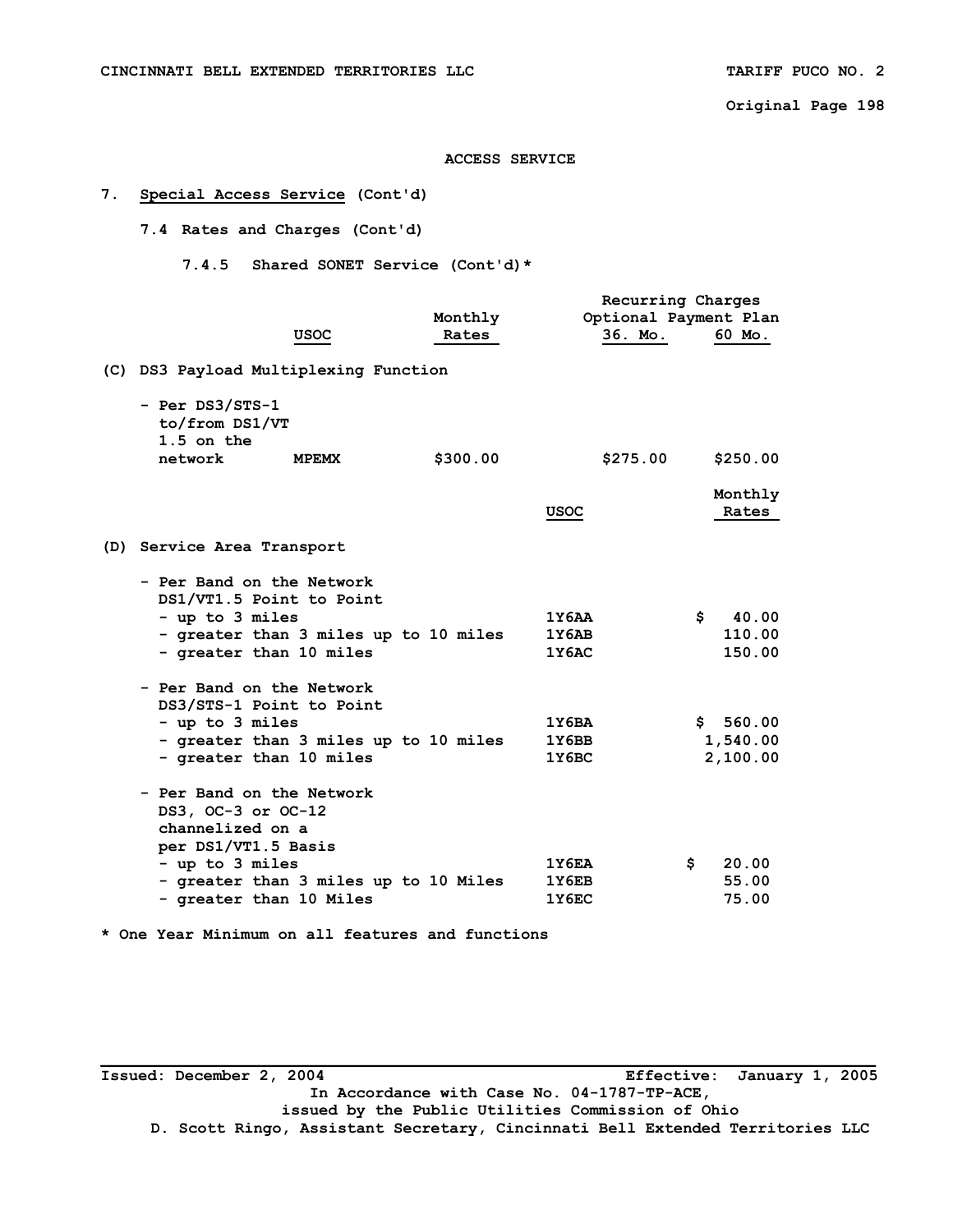## ACCESS SERVICE

### 7. Special Access Service (Cont'd)

#### 7.4 Rates and Charges (Cont'd)

##### 7.4.5 Shared SONET Service (Cont'd)*

| | USOC | Monthly Rates | Recurring Charges Optional Payment Plan 36. Mo. | 60 Mo. |
|---|---|---|---|---|
| (C) DS3 Payload Multiplexing Function | | | | |
| - Per DS3/STS-1 to/from DS1/VT 1.5 on the network | MPEMX | $300.00 | $275.00 | $250.00 |

| | USOC | Monthly Rates |
|---|---|---|
| (D) Service Area Transport | | |
| - Per Band on the Network DS1/VT1.5 Point to Point | | |
| - up to 3 miles | 1Y6AA | $ 40.00 |
| - greater than 3 miles up to 10 miles | 1Y6AB | 110.00 |
| - greater than 10 miles | 1Y6AC | 150.00 |
| - Per Band on the Network DS3/STS-1 Point to Point | | |
| - up to 3 miles | 1Y6BA | $ 560.00 |
| - greater than 3 miles up to 10 miles | 1Y6BB | 1,540.00 |
| - greater than 10 miles | 1Y6BC | 2,100.00 |
| - Per Band on the Network DS3, OC-3 or OC-12 channelized on a per DS1/VT1.5 Basis | | |
| - up to 3 miles | 1Y6EA | $ 20.00 |
| - greater than 3 miles up to 10 Miles | 1Y6EB | 55.00 |
| - greater than 10 Miles | 1Y6EC | 75.00 |

* One Year Minimum on all features and functions

Issued: December 2, 2004 Effective: January 1, 2005

In Accordance with Case No. 04-1787-TP-ACE, issued by the Public Utilities Commission of Ohio

D. Scott Ringo, Assistant Secretary, Cincinnati Bell Extended Territories LLC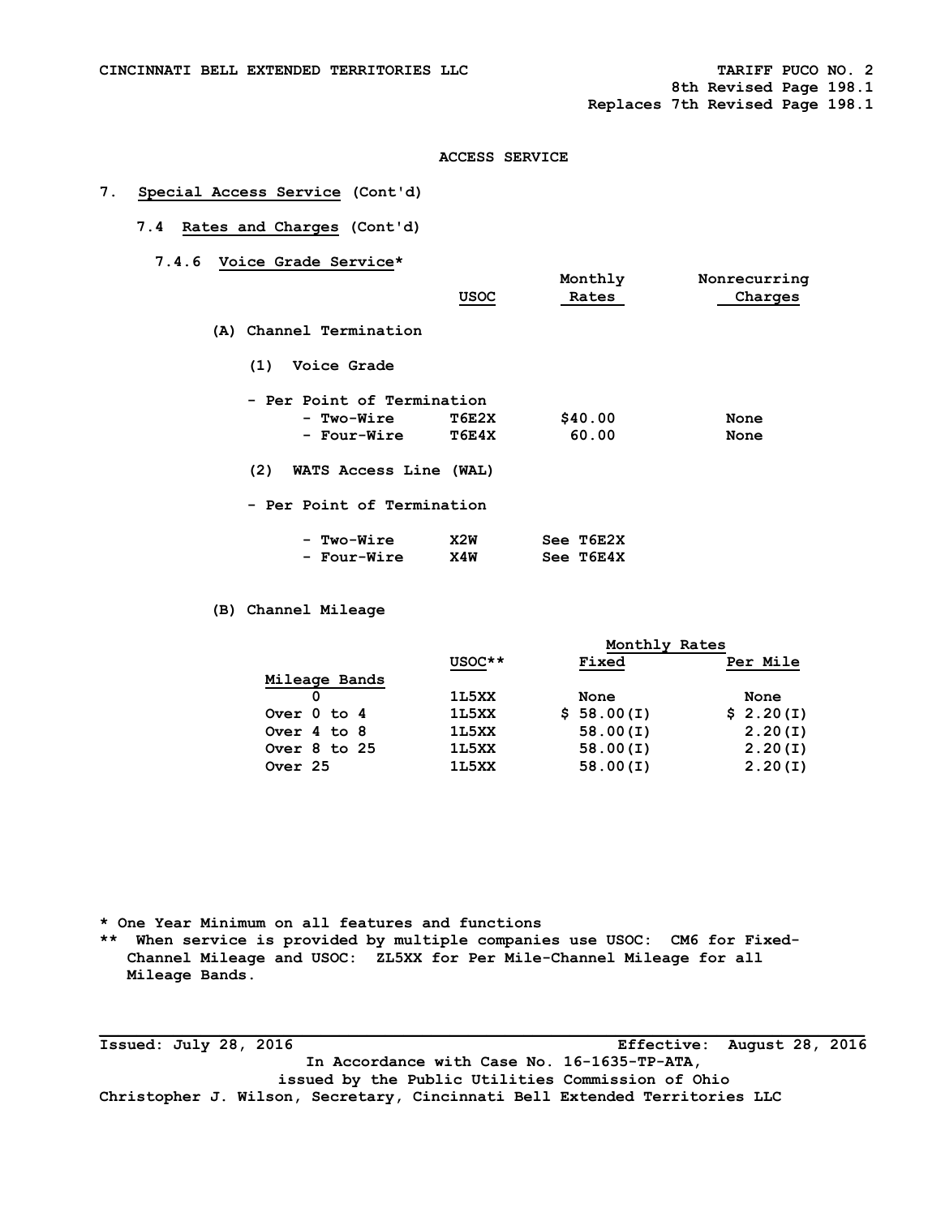CINCINNATI BELL EXTENDED TERRITORIES LLC

TARIFF PUCO NO. 2
8th Revised Page 198.1
Replaces 7th Revised Page 198.1

## ACCESS SERVICE

### 7. Special Access Service (Cont'd)

#### 7.4 Rates and Charges (Cont'd)

##### 7.4.6 Voice Grade Service*

| | USOC | Monthly Rates | Nonrecurring Charges |
|---|---|---|---|
| (A) Channel Termination | | | |
| (1) Voice Grade | | | |
| - Per Point of Termination | | | |
| - Two-Wire | T6E2X | $40.00 | None |
| - Four-Wire | T6E4X | 60.00 | None |
| (2) WATS Access Line (WAL) | | | |
| - Per Point of Termination | | | |
| - Two-Wire | X2W | See T6E2X | |
| - Four-Wire | X4W | See T6E4X | |

(B) Channel Mileage

| | | Monthly Rates | |
|---|---|---|---|
| Mileage Bands | USOC** | Fixed | Per Mile |
| 0 | 1L5XX | None | None |
| Over 0 to 4 | 1L5XX | $ 58.00(I) | $ 2.20(I) |
| Over 4 to 8 | 1L5XX | 58.00(I) | 2.20(I) |
| Over 8 to 25 | 1L5XX | 58.00(I) | 2.20(I) |
| Over 25 | 1L5XX | 58.00(I) | 2.20(I) |

* One Year Minimum on all features and functions

** When service is provided by multiple companies use USOC: CM6 for Fixed-Channel Mileage and USOC: ZL5XX for Per Mile-Channel Mileage for all Mileage Bands.

Issued: July 28, 2016 Effective: August 28, 2016

In Accordance with Case No. 16-1635-TP-ATA,
issued by the Public Utilities Commission of Ohio

Christopher J. Wilson, Secretary, Cincinnati Bell Extended Territories LLC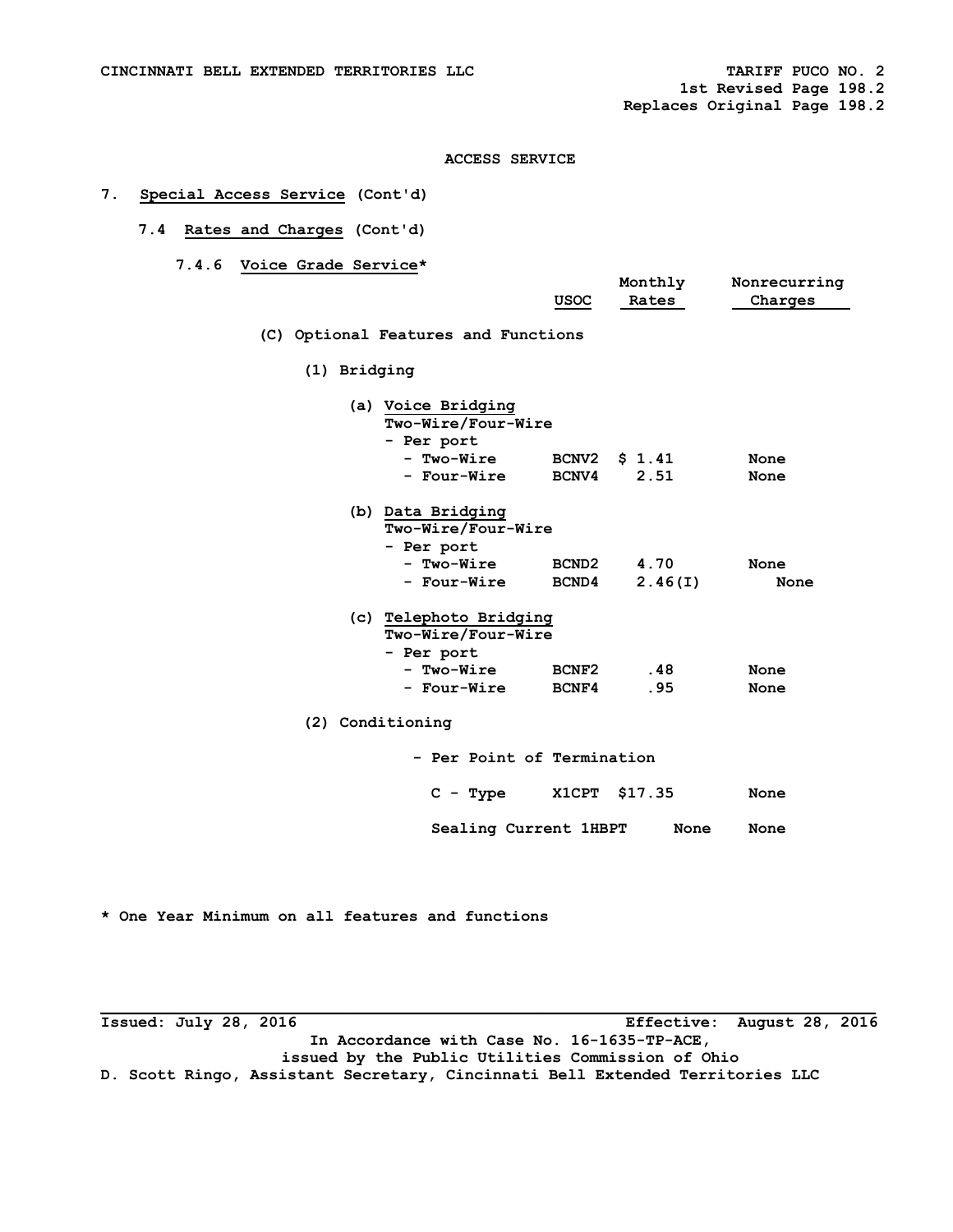CINCINNATI BELL EXTENDED TERRITORIES LLC

TARIFF PUCO NO. 2
1st Revised Page 198.2
Replaces Original Page 198.2

ACCESS SERVICE

7. **Special Access Service** (Cont'd)

7.4 **Rates and Charges** (Cont'd)

7.4.6 **Voice Grade Service***

| | USOC | Monthly Rates | Nonrecurring Charges |
|---|---|---|---|
| **(C) Optional Features and Functions** | | | |
| **(1) Bridging** | | | |
| **(a) Voice Bridging** Two-Wire/Four-Wire - Per port | | | |
| - Two-Wire | BCNV2 | $ 1.41 | None |
| - Four-Wire | BCNV4 | 2.51 | None |
| **(b) Data Bridging** Two-Wire/Four-Wire - Per port | | | |
| - Two-Wire | BCND2 | 4.70 | None |
| - Four-Wire | BCND4 | 2.46(I) | None |
| **(c) Telephoto Bridging** Two-Wire/Four-Wire - Per port | | | |
| - Two-Wire | BCNF2 | .48 | None |
| - Four-Wire | BCNF4 | .95 | None |
| **(2) Conditioning** | | | |
| - Per Point of Termination | | | |
| C - Type | X1CPT | $17.35 | None |
| Sealing Current | 1HBPT | None | None |

\* One Year Minimum on all features and functions

Issued: July 28, 2016 Effective: August 28, 2016

In Accordance with Case No. 16-1635-TP-ACE, issued by the Public Utilities Commission of Ohio

D. Scott Ringo, Assistant Secretary, Cincinnati Bell Extended Territories LLC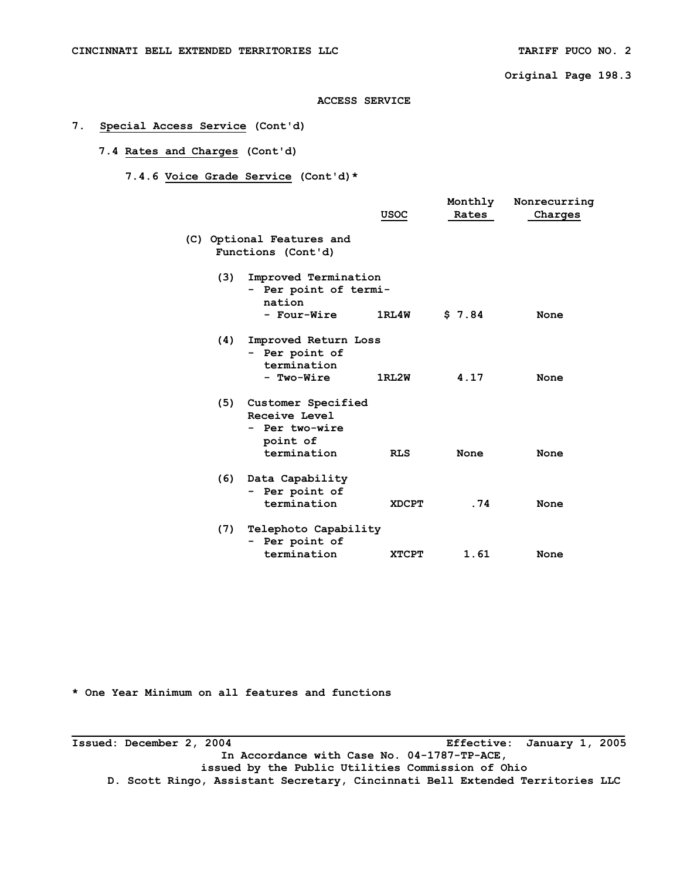ACCESS SERVICE

7. Special Access Service (Cont'd)

7.4 Rates and Charges (Cont'd)

7.4.6 Voice Grade Service (Cont'd)*

| | USOC | Monthly Rates | Nonrecurring Charges |
|---|---|---|---|
| (C) Optional Features and Functions (Cont'd) | | | |
| (3) Improved Termination - Per point of termination - Four-Wire | 1RL4W | $ 7.84 | None |
| (4) Improved Return Loss - Per point of termination - Two-Wire | 1RL2W | 4.17 | None |
| (5) Customer Specified Receive Level - Per two-wire point of termination | RLS | None | None |
| (6) Data Capability - Per point of termination | XDCPT | .74 | None |
| (7) Telephoto Capability - Per point of termination | XTCPT | 1.61 | None |

* One Year Minimum on all features and functions

Issued: December 2, 2004 Effective: January 1, 2005

In Accordance with Case No. 04-1787-TP-ACE, issued by the Public Utilities Commission of Ohio

D. Scott Ringo, Assistant Secretary, Cincinnati Bell Extended Territories LLC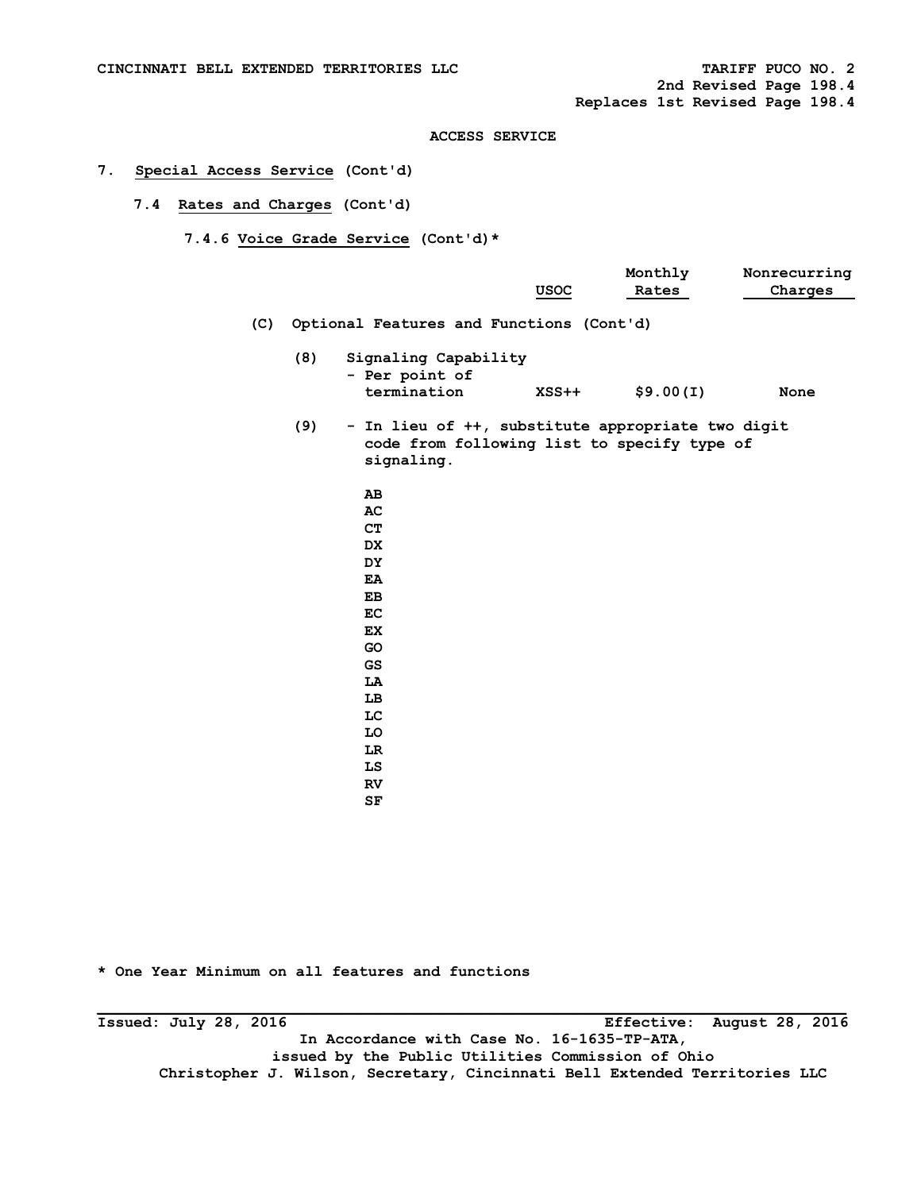CINCINNATI BELL EXTENDED TERRITORIES LLC TARIFF PUCO NO. 2

2nd Revised Page 198.4

Replaces 1st Revised Page 198.4

ACCESS SERVICE

7. Special Access Service (Cont'd)

7.4 Rates and Charges (Cont'd)

7.4.6 Voice Grade Service (Cont'd)*

| | USOC | Monthly Rates | Nonrecurring Charges |
|---|---|---|---|
| (C) Optional Features and Functions (Cont'd) | | | |
| (8) Signaling Capability - Per point of termination | XSS++ | $9.00(I) | None |

(9) - In lieu of ++, substitute appropriate two digit code from following list to specify type of signaling.

AB
AC
CT
DX
DY
EA
EB
EC
EX
GO
GS
LA
LB
LC
LO
LR
LS
RV
SF

* One Year Minimum on all features and functions

Issued: July 28, 2016 Effective: August 28, 2016

In Accordance with Case No. 16-1635-TP-ATA,
issued by the Public Utilities Commission of Ohio
Christopher J. Wilson, Secretary, Cincinnati Bell Extended Territories LLC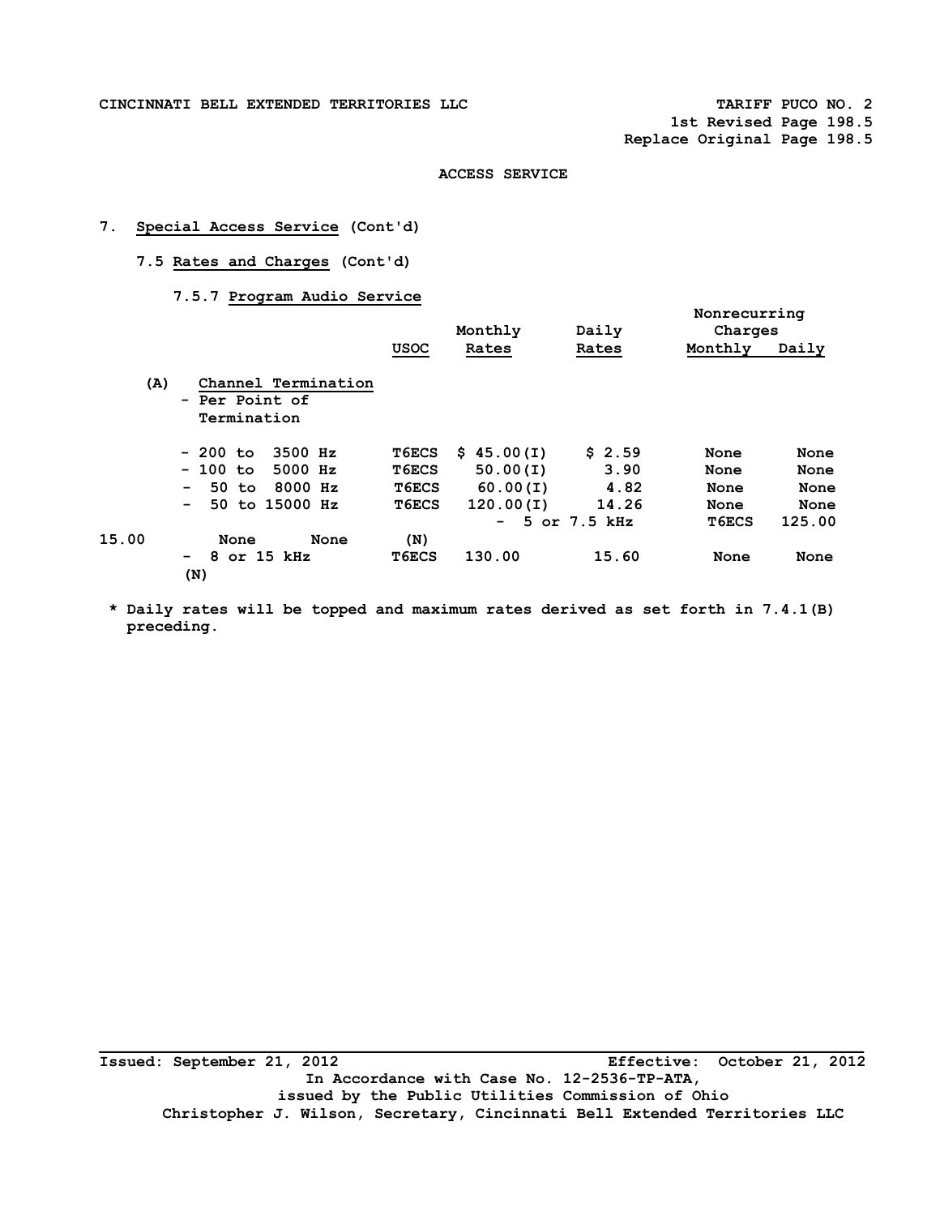CINCINNATI BELL EXTENDED TERRITORIES LLC

TARIFF PUCO NO. 2
1st Revised Page 198.5
Replace Original Page 198.5

ACCESS SERVICE

7. **Special Access Service** (Cont'd)

7.5 **Rates and Charges** (Cont'd)

7.5.7 **Program Audio Service**

| | USOC | Monthly Rates | Daily Rates | Nonrecurring Charges Monthly | Nonrecurring Charges Daily | |
|---|---|---|---|---|---|---|
| (A) Channel Termination - Per Point of Termination | | | | | | |
| - 200 to 3500 Hz | T6ECS | $ 45.00(I) | $ 2.59 | None | None | |
| - 100 to 5000 Hz | T6ECS | 50.00(I) | 3.90 | None | None | |
| - 50 to 8000 Hz | T6ECS | 60.00(I) | 4.82 | None | None | |
| - 50 to 15000 Hz | T6ECS | 120.00(I) | 14.26 | None | None | |
| - 5 or 7.5 kHz | T6ECS | 125.00 | 15.00 | None | None | (N) |
| - 8 or 15 kHz | T6ECS | 130.00 | 15.60 | None | None | (N) |

\* Daily rates will be topped and maximum rates derived as set forth in 7.4.1(B) preceding.

Issued: September 21, 2012 Effective: October 21, 2012

In Accordance with Case No. 12-2536-TP-ATA, issued by the Public Utilities Commission of Ohio

Christopher J. Wilson, Secretary, Cincinnati Bell Extended Territories LLC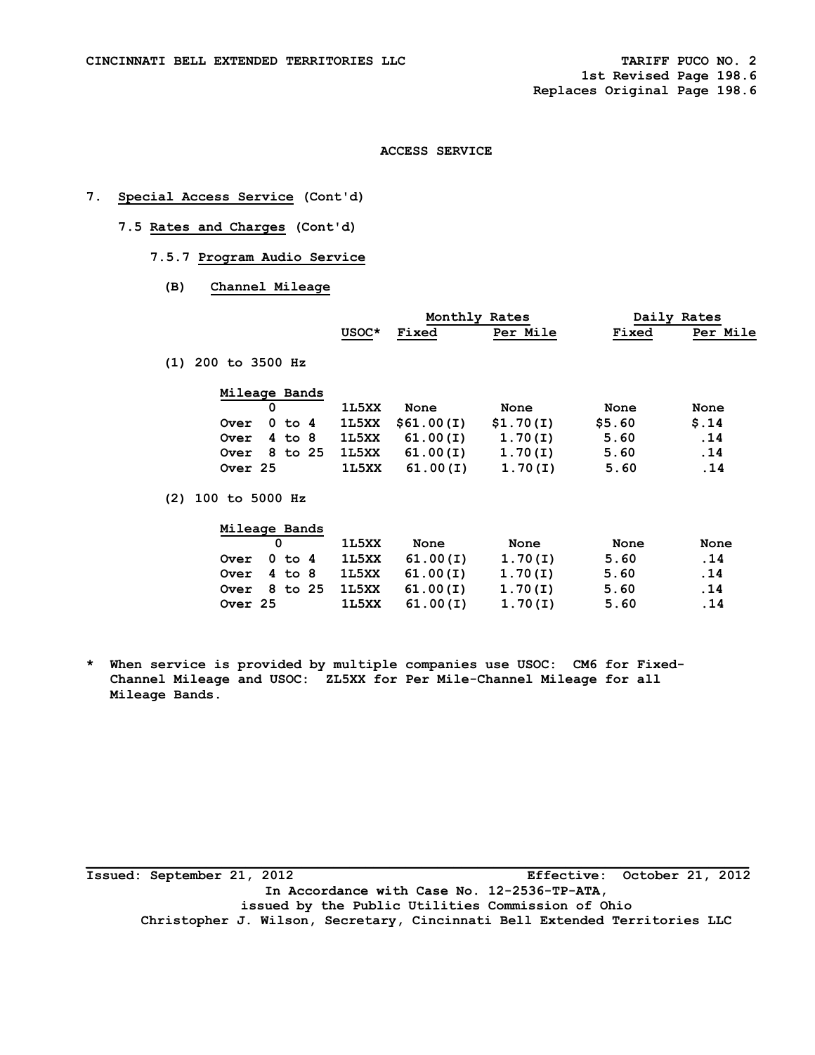CINCINNATI BELL EXTENDED TERRITORIES LLC

TARIFF PUCO NO. 2
1st Revised Page 198.6
Replaces Original Page 198.6

ACCESS SERVICE

7. **Special Access Service** (Cont'd)

7.5 **Rates and Charges** (Cont'd)

7.5.7 **Program Audio Service**

(B) **Channel Mileage**

| | USOC* | Monthly Rates Fixed | Monthly Rates Per Mile | Daily Rates Fixed | Daily Rates Per Mile |
|---|---|---|---|---|---|
| **(1) 200 to 3500 Hz** | | | | | |
| Mileage Bands | | | | | |
| 0 | 1L5XX | None | None | None | None |
| Over 0 to 4 | 1L5XX | $61.00(I) | $1.70(I) | $5.60 | $.14 |
| Over 4 to 8 | 1L5XX | 61.00(I) | 1.70(I) | 5.60 | .14 |
| Over 8 to 25 | 1L5XX | 61.00(I) | 1.70(I) | 5.60 | .14 |
| Over 25 | 1L5XX | 61.00(I) | 1.70(I) | 5.60 | .14 |
| **(2) 100 to 5000 Hz** | | | | | |
| Mileage Bands | | | | | |
| 0 | 1L5XX | None | None | None | None |
| Over 0 to 4 | 1L5XX | 61.00(I) | 1.70(I) | 5.60 | .14 |
| Over 4 to 8 | 1L5XX | 61.00(I) | 1.70(I) | 5.60 | .14 |
| Over 8 to 25 | 1L5XX | 61.00(I) | 1.70(I) | 5.60 | .14 |
| Over 25 | 1L5XX | 61.00(I) | 1.70(I) | 5.60 | .14 |

\* When service is provided by multiple companies use USOC: CM6 for Fixed-Channel Mileage and USOC: ZL5XX for Per Mile-Channel Mileage for all Mileage Bands.

Issued: September 21, 2012 Effective: October 21, 2012

In Accordance with Case No. 12-2536-TP-ATA,
issued by the Public Utilities Commission of Ohio
Christopher J. Wilson, Secretary, Cincinnati Bell Extended Territories LLC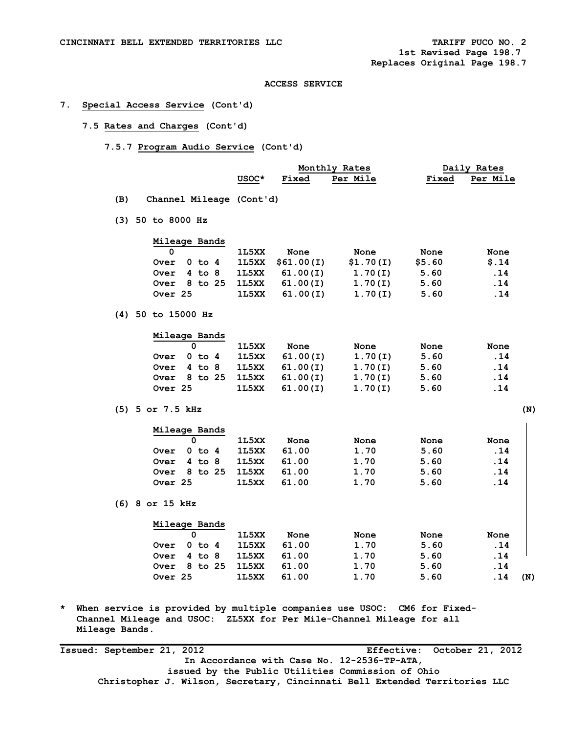CINCINNATI BELL EXTENDED TERRITORIES LLC TARIFF PUCO NO. 2
1st Revised Page 198.7
Replaces Original Page 198.7

ACCESS SERVICE

7. Special Access Service (Cont'd)

7.5 Rates and Charges (Cont'd)

7.5.7 Program Audio Service (Cont'd)

| | USOC* | Monthly Rates Fixed | Monthly Rates Per Mile | Daily Rates Fixed | Daily Rates Per Mile |
|---|---|---|---|---|---|
| **(B) Channel Mileage (Cont'd)** | | | | | |
| **(3) 50 to 8000 Hz** | | | | | |
| Mileage Bands | | | | | |
| 0 | 1L5XX | None | None | None | None |
| Over 0 to 4 | 1L5XX | $61.00(I) | $1.70(I) | $5.60 | $.14 |
| Over 4 to 8 | 1L5XX | 61.00(I) | 1.70(I) | 5.60 | .14 |
| Over 8 to 25 | 1L5XX | 61.00(I) | 1.70(I) | 5.60 | .14 |
| Over 25 | 1L5XX | 61.00(I) | 1.70(I) | 5.60 | .14 |
| **(4) 50 to 15000 Hz** | | | | | |
| Mileage Bands | | | | | |
| 0 | 1L5XX | None | None | None | None |
| Over 0 to 4 | 1L5XX | 61.00(I) | 1.70(I) | 5.60 | .14 |
| Over 4 to 8 | 1L5XX | 61.00(I) | 1.70(I) | 5.60 | .14 |
| Over 8 to 25 | 1L5XX | 61.00(I) | 1.70(I) | 5.60 | .14 |
| Over 25 | 1L5XX | 61.00(I) | 1.70(I) | 5.60 | .14 |
| **(5) 5 or 7.5 kHz** (N) | | | | | |
| Mileage Bands | | | | | |
| 0 | 1L5XX | None | None | None | None |
| Over 0 to 4 | 1L5XX | 61.00 | 1.70 | 5.60 | .14 |
| Over 4 to 8 | 1L5XX | 61.00 | 1.70 | 5.60 | .14 |
| Over 8 to 25 | 1L5XX | 61.00 | 1.70 | 5.60 | .14 |
| Over 25 | 1L5XX | 61.00 | 1.70 | 5.60 | .14 |
| **(6) 8 or 15 kHz** | | | | | |
| Mileage Bands | | | | | |
| 0 | 1L5XX | None | None | None | None |
| Over 0 to 4 | 1L5XX | 61.00 | 1.70 | 5.60 | .14 |
| Over 4 to 8 | 1L5XX | 61.00 | 1.70 | 5.60 | .14 |
| Over 8 to 25 | 1L5XX | 61.00 | 1.70 | 5.60 | .14 |
| Over 25 | 1L5XX | 61.00 | 1.70 | 5.60 | .14 (N) |

\* When service is provided by multiple companies use USOC: CM6 for Fixed-Channel Mileage and USOC: ZL5XX for Per Mile-Channel Mileage for all Mileage Bands.

Issued: September 21, 2012 Effective: October 21, 2012
In Accordance with Case No. 12-2536-TP-ATA,
issued by the Public Utilities Commission of Ohio
Christopher J. Wilson, Secretary, Cincinnati Bell Extended Territories LLC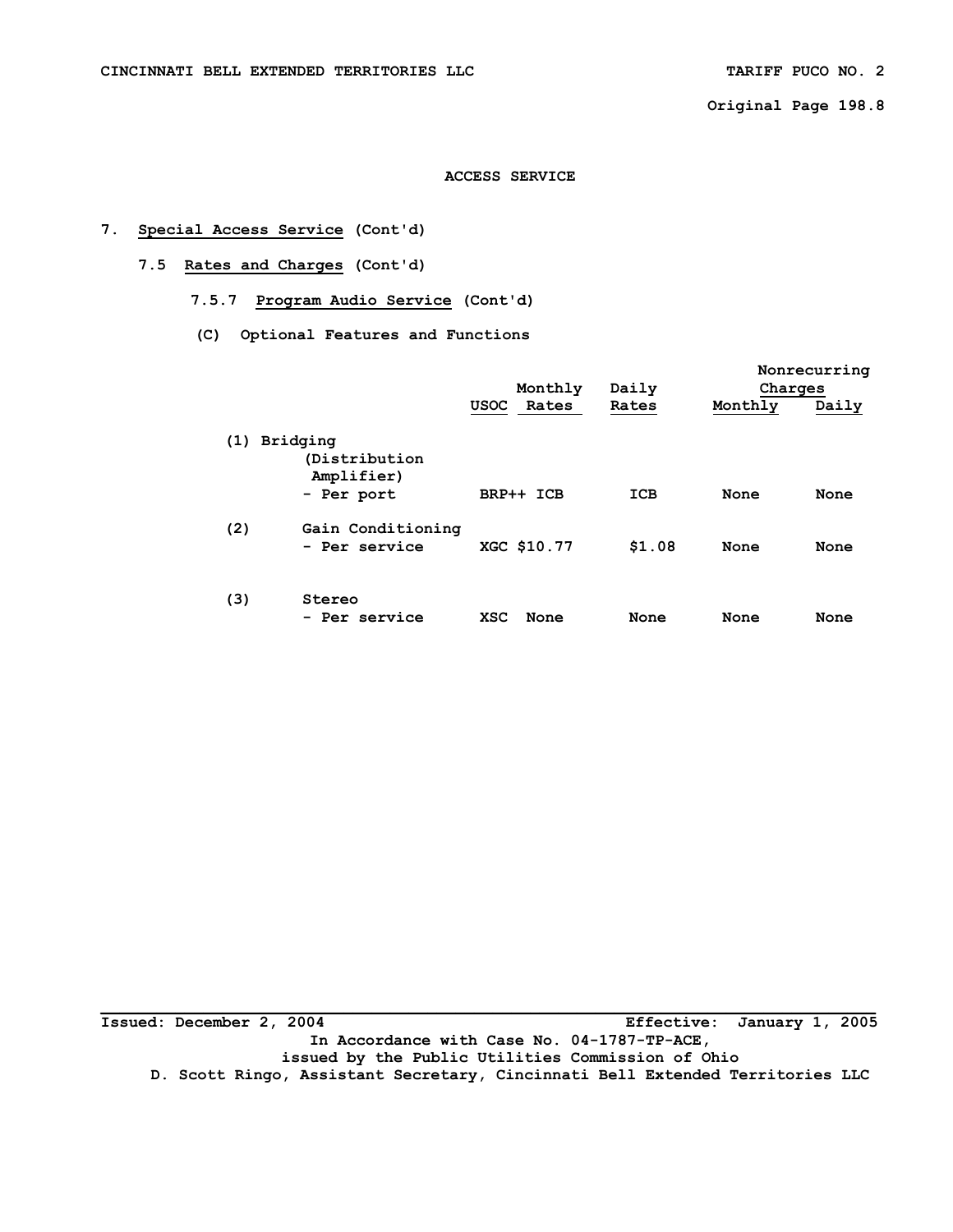ACCESS SERVICE

## 7. Special Access Service (Cont'd)

### 7.5 Rates and Charges (Cont'd)

#### 7.5.7 Program Audio Service (Cont'd)

##### (C) Optional Features and Functions

| | USOC | Monthly Rates | Daily Rates | Nonrecurring Charges Monthly | Nonrecurring Charges Daily |
|---|---|---|---|---|---|
| (1) Bridging (Distribution Amplifier) - Per port | BRP++ | ICB | ICB | None | None |
| (2) Gain Conditioning - Per service | XGC | $10.77 | $1.08 | None | None |
| (3) Stereo - Per service | XSC | None | None | None | None |

Issued: December 2, 2004 Effective: January 1, 2005

In Accordance with Case No. 04-1787-TP-ACE, issued by the Public Utilities Commission of Ohio

D. Scott Ringo, Assistant Secretary, Cincinnati Bell Extended Territories LLC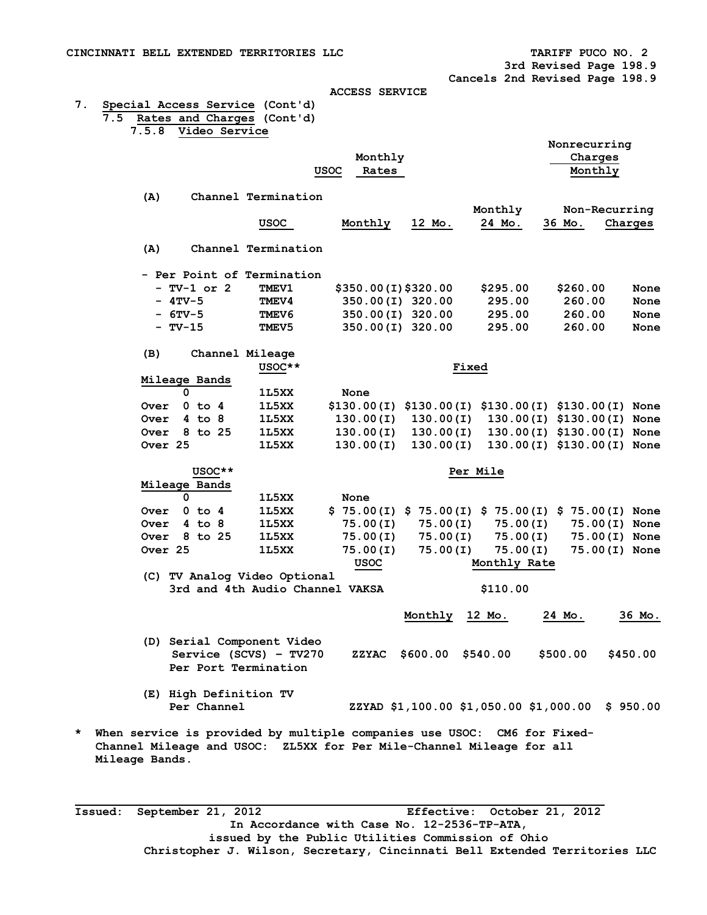CINCINNATI BELL EXTENDED TERRITORIES LLC

TARIFF PUCO NO. 2
3rd Revised Page 198.9
Cancels 2nd Revised Page 198.9

ACCESS SERVICE

7. Special Access Service (Cont'd)

7.5 Rates and Charges (Cont'd)

7.5.8 Video Service

| | USOC | Monthly Rates | Nonrecurring Charges Monthly |
|---|---|---|---|

(A) Channel Termination

| | USOC | Monthly | 12 Mo. | Monthly 24 Mo. | 36 Mo. | Non-Recurring Charges |
|---|---|---|---|---|---|---|
| **(A) Channel Termination** | | | | | | |
| - Per Point of Termination | | | | | | |
| - TV-1 or 2 | TMEV1 | $350.00(I) | $320.00 | $295.00 | $260.00 | None |
| - 4TV-5 | TMEV4 | 350.00(I) | 320.00 | 295.00 | 260.00 | None |
| - 6TV-5 | TMEV6 | 350.00(I) | 320.00 | 295.00 | 260.00 | None |
| - TV-15 | TMEV5 | 350.00(I) | 320.00 | 295.00 | 260.00 | None |

(B) Channel Mileage

Fixed

| Mileage Bands | USOC** | | | | | |
|---|---|---|---|---|---|---|
| 0 | 1L5XX | None | | | | |
| Over 0 to 4 | 1L5XX | $130.00(I) | $130.00(I) | $130.00(I) | $130.00(I) | None |
| Over 4 to 8 | 1L5XX | 130.00(I) | 130.00(I) | 130.00(I) | $130.00(I) | None |
| Over 8 to 25 | 1L5XX | 130.00(I) | 130.00(I) | 130.00(I) | $130.00(I) | None |
| Over 25 | 1L5XX | 130.00(I) | 130.00(I) | 130.00(I) | $130.00(I) | None |

Per Mile

| Mileage Bands | USOC** | | | | | |
|---|---|---|---|---|---|---|
| 0 | 1L5XX | None | | | | |
| Over 0 to 4 | 1L5XX | $ 75.00(I) | $ 75.00(I) | $ 75.00(I) | $ 75.00(I) | None |
| Over 4 to 8 | 1L5XX | 75.00(I) | 75.00(I) | 75.00(I) | 75.00(I) | None |
| Over 8 to 25 | 1L5XX | 75.00(I) | 75.00(I) | 75.00(I) | 75.00(I) | None |
| Over 25 | 1L5XX | 75.00(I) | 75.00(I) | 75.00(I) | 75.00(I) | None |

| | USOC | Monthly Rate |
|---|---|---|
| (C) TV Analog Video Optional 3rd and 4th Audio Channel | VAKSA | $110.00 |

| | USOC | Monthly | 12 Mo. | 24 Mo. | 36 Mo. |
|---|---|---|---|---|---|
| (D) Serial Component Video Service (SCVS) – TV270 Per Port Termination | ZZYAC | $600.00 | $540.00 | $500.00 | $450.00 |
| (E) High Definition TV Per Channel | ZZYAD | $1,100.00 | $1,050.00 | $1,000.00 | $ 950.00 |

\* When service is provided by multiple companies use USOC: CM6 for Fixed-Channel Mileage and USOC: ZL5XX for Per Mile-Channel Mileage for all Mileage Bands.

Issued: September 21, 2012 Effective: October 21, 2012

In Accordance with Case No. 12-2536-TP-ATA,
issued by the Public Utilities Commission of Ohio
Christopher J. Wilson, Secretary, Cincinnati Bell Extended Territories LLC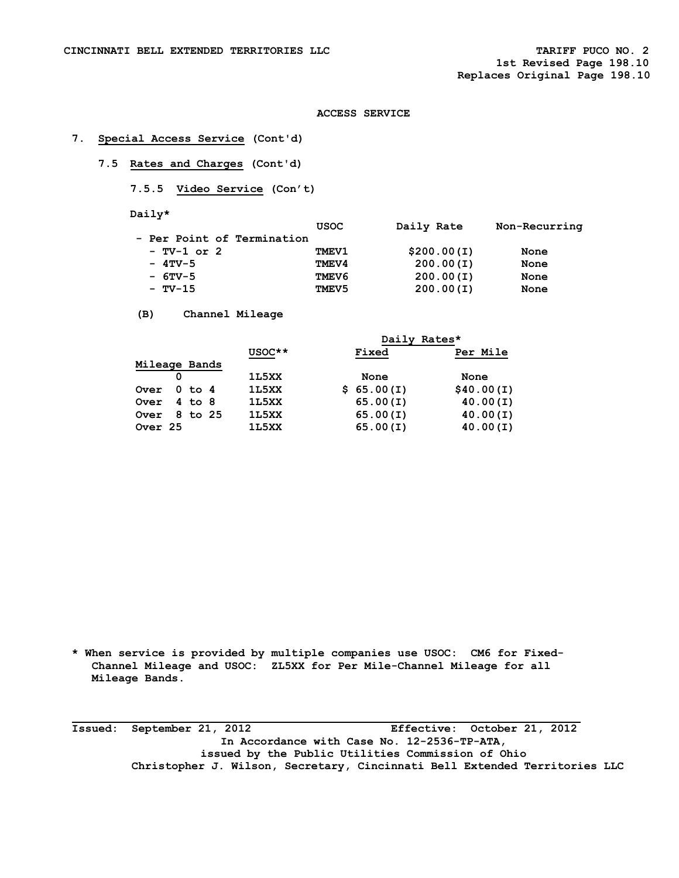ACCESS SERVICE

7. **Special Access Service** (Cont'd)

7.5 **Rates and Charges** (Cont'd)

7.5.5 **Video Service** (Con't)

Daily*

| | USOC | Daily Rate | Non-Recurring |
|---|---|---|---|
| - Per Point of Termination | | | |
| - TV-1 or 2 | TMEV1 | $200.00(I) | None |
| - 4TV-5 | TMEV4 | 200.00(I) | None |
| - 6TV-5 | TMEV6 | 200.00(I) | None |
| - TV-15 | TMEV5 | 200.00(I) | None |

(B) Channel Mileage

| | | Daily Rates* | |
|---|---|---|---|
| Mileage Bands | USOC** | Fixed | Per Mile |
| 0 | 1L5XX | None | None |
| Over 0 to 4 | 1L5XX | $ 65.00(I) | $40.00(I) |
| Over 4 to 8 | 1L5XX | 65.00(I) | 40.00(I) |
| Over 8 to 25 | 1L5XX | 65.00(I) | 40.00(I) |
| Over 25 | 1L5XX | 65.00(I) | 40.00(I) |

* When service is provided by multiple companies use USOC: CM6 for Fixed-Channel Mileage and USOC: ZL5XX for Per Mile-Channel Mileage for all Mileage Bands.

Issued: September 21, 2012 Effective: October 21, 2012

In Accordance with Case No. 12-2536-TP-ATA, issued by the Public Utilities Commission of Ohio

Christopher J. Wilson, Secretary, Cincinnati Bell Extended Territories LLC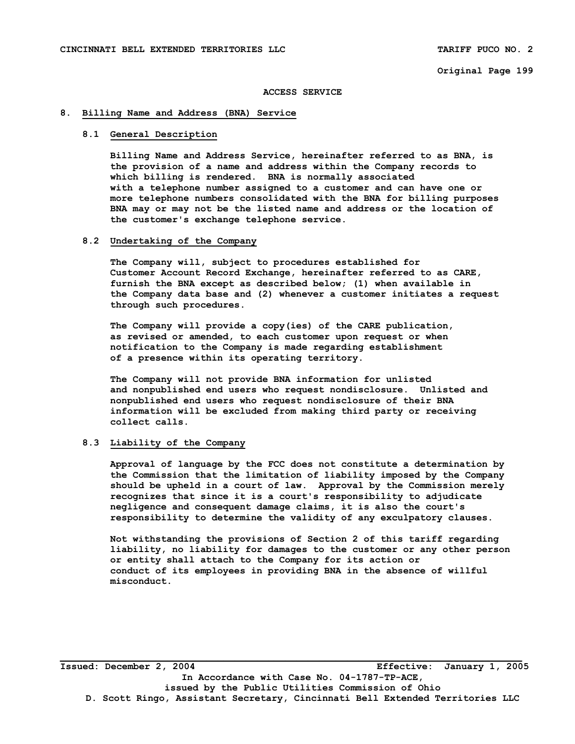ACCESS SERVICE

## 8. Billing Name and Address (BNA) Service

### 8.1 General Description

Billing Name and Address Service, hereinafter referred to as BNA, is the provision of a name and address within the Company records to which billing is rendered. BNA is normally associated with a telephone number assigned to a customer and can have one or more telephone numbers consolidated with the BNA for billing purposes BNA may or may not be the listed name and address or the location of the customer's exchange telephone service.

### 8.2 Undertaking of the Company

The Company will, subject to procedures established for Customer Account Record Exchange, hereinafter referred to as CARE, furnish the BNA except as described below; (1) when available in the Company data base and (2) whenever a customer initiates a request through such procedures.

The Company will provide a copy(ies) of the CARE publication, as revised or amended, to each customer upon request or when notification to the Company is made regarding establishment of a presence within its operating territory.

The Company will not provide BNA information for unlisted and nonpublished end users who request nondisclosure. Unlisted and nonpublished end users who request nondisclosure of their BNA information will be excluded from making third party or receiving collect calls.

### 8.3 Liability of the Company

Approval of language by the FCC does not constitute a determination by the Commission that the limitation of liability imposed by the Company should be upheld in a court of law. Approval by the Commission merely recognizes that since it is a court's responsibility to adjudicate negligence and consequent damage claims, it is also the court's responsibility to determine the validity of any exculpatory clauses.

Not withstanding the provisions of Section 2 of this tariff regarding liability, no liability for damages to the customer or any other person or entity shall attach to the Company for its action or conduct of its employees in providing BNA in the absence of willful misconduct.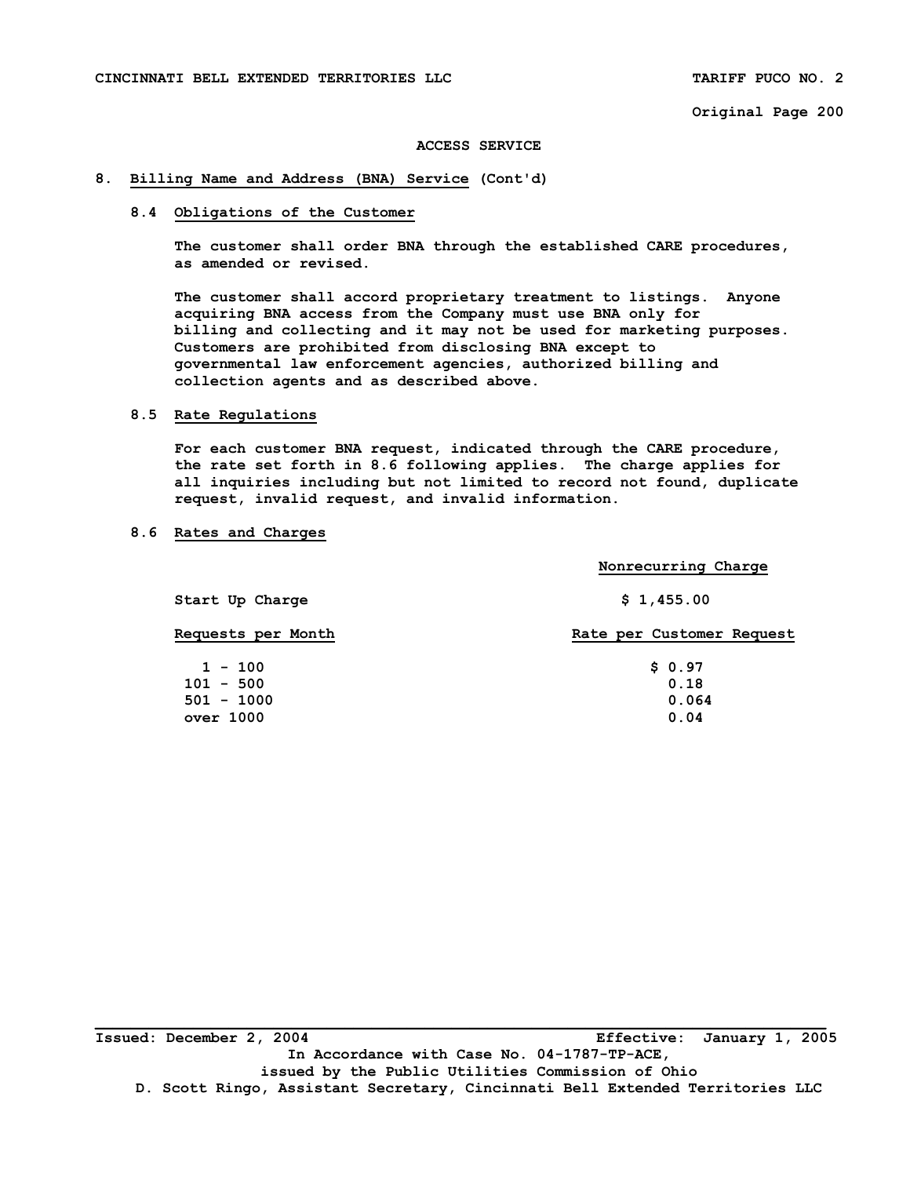ACCESS SERVICE

## 8. Billing Name and Address (BNA) Service (Cont'd)

### 8.4 Obligations of the Customer

The customer shall order BNA through the established CARE procedures, as amended or revised.

The customer shall accord proprietary treatment to listings. Anyone acquiring BNA access from the Company must use BNA only for billing and collecting and it may not be used for marketing purposes. Customers are prohibited from disclosing BNA except to governmental law enforcement agencies, authorized billing and collection agents and as described above.

### 8.5 Rate Regulations

For each customer BNA request, indicated through the CARE procedure, the rate set forth in 8.6 following applies. The charge applies for all inquiries including but not limited to record not found, duplicate request, invalid request, and invalid information.

### 8.6 Rates and Charges

| | Nonrecurring Charge |
|---|---|
| Start Up Charge | $ 1,455.00 |

| Requests per Month | Rate per Customer Request |
|---|---|
| 1 - 100 | $ 0.97 |
| 101 - 500 | 0.18 |
| 501 - 1000 | 0.064 |
| over 1000 | 0.04 |

Issued: December 2, 2004 Effective: January 1, 2005
In Accordance with Case No. 04-1787-TP-ACE,
issued by the Public Utilities Commission of Ohio
D. Scott Ringo, Assistant Secretary, Cincinnati Bell Extended Territories LLC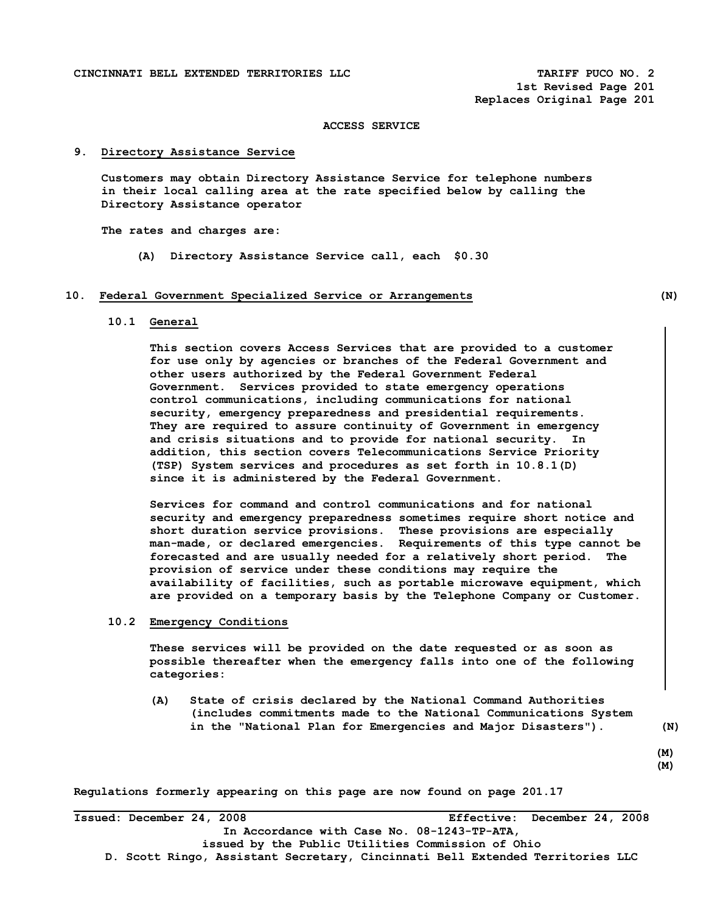CINCINNATI BELL EXTENDED TERRITORIES LLC TARIFF PUCO NO. 2
1st Revised Page 201
Replaces Original Page 201

ACCESS SERVICE

## 9. Directory Assistance Service

Customers may obtain Directory Assistance Service for telephone numbers in their local calling area at the rate specified below by calling the Directory Assistance operator

The rates and charges are:

(A) Directory Assistance Service call, each $0.30

## 10. Federal Government Specialized Service or Arrangements (N)

### 10.1 General

This section covers Access Services that are provided to a customer for use only by agencies or branches of the Federal Government and other users authorized by the Federal Government Federal Government. Services provided to state emergency operations control communications, including communications for national security, emergency preparedness and presidential requirements. They are required to assure continuity of Government in emergency and crisis situations and to provide for national security. In addition, this section covers Telecommunications Service Priority (TSP) System services and procedures as set forth in 10.8.1(D) since it is administered by the Federal Government.

Services for command and control communications and for national security and emergency preparedness sometimes require short notice and short duration service provisions. These provisions are especially man-made, or declared emergencies. Requirements of this type cannot be forecasted and are usually needed for a relatively short period. The provision of service under these conditions may require the availability of facilities, such as portable microwave equipment, which are provided on a temporary basis by the Telephone Company or Customer.

### 10.2 Emergency Conditions

These services will be provided on the date requested or as soon as possible thereafter when the emergency falls into one of the following categories:

(A) State of crisis declared by the National Command Authorities (includes commitments made to the National Communications System in the "National Plan for Emergencies and Major Disasters"). (N)

(M)
(M)

Regulations formerly appearing on this page are now found on page 201.17

Issued: December 24, 2008 Effective: December 24, 2008
In Accordance with Case No. 08-1243-TP-ATA,
issued by the Public Utilities Commission of Ohio
D. Scott Ringo, Assistant Secretary, Cincinnati Bell Extended Territories LLC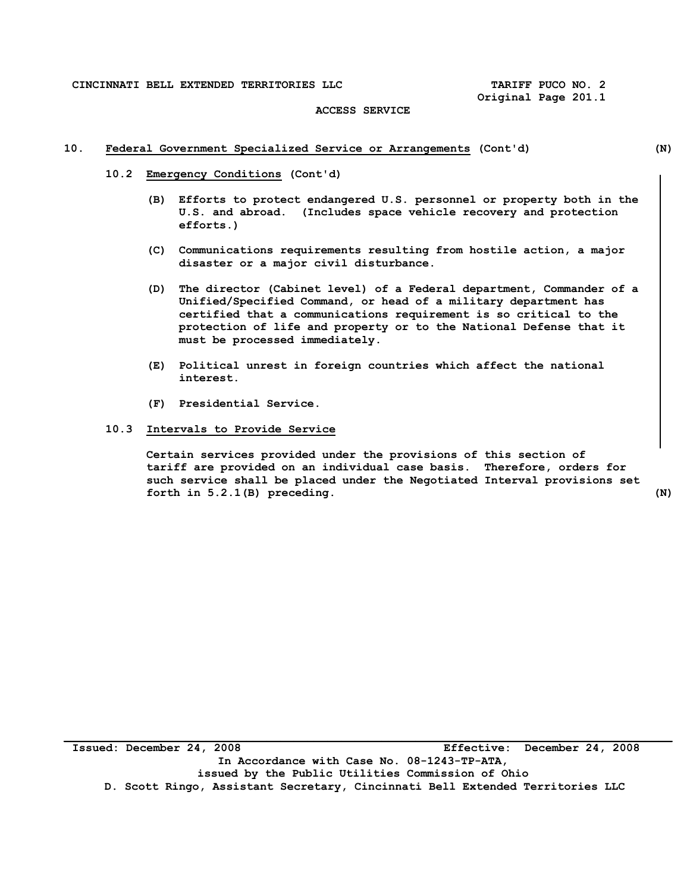ACCESS SERVICE

## 10. Federal Government Specialized Service or Arrangements (Cont'd) (N)

### 10.2 Emergency Conditions (Cont'd)

(B) Efforts to protect endangered U.S. personnel or property both in the U.S. and abroad. (Includes space vehicle recovery and protection efforts.)

(C) Communications requirements resulting from hostile action, a major disaster or a major civil disturbance.

(D) The director (Cabinet level) of a Federal department, Commander of a Unified/Specified Command, or head of a military department has certified that a communications requirement is so critical to the protection of life and property or to the National Defense that it must be processed immediately.

(E) Political unrest in foreign countries which affect the national interest.

(F) Presidential Service.

### 10.3 Intervals to Provide Service

Certain services provided under the provisions of this section of tariff are provided on an individual case basis. Therefore, orders for such service shall be placed under the Negotiated Interval provisions set forth in 5.2.1(B) preceding. (N)

Issued: December 24, 2008 Effective: December 24, 2008
In Accordance with Case No. 08-1243-TP-ATA, issued by the Public Utilities Commission of Ohio
D. Scott Ringo, Assistant Secretary, Cincinnati Bell Extended Territories LLC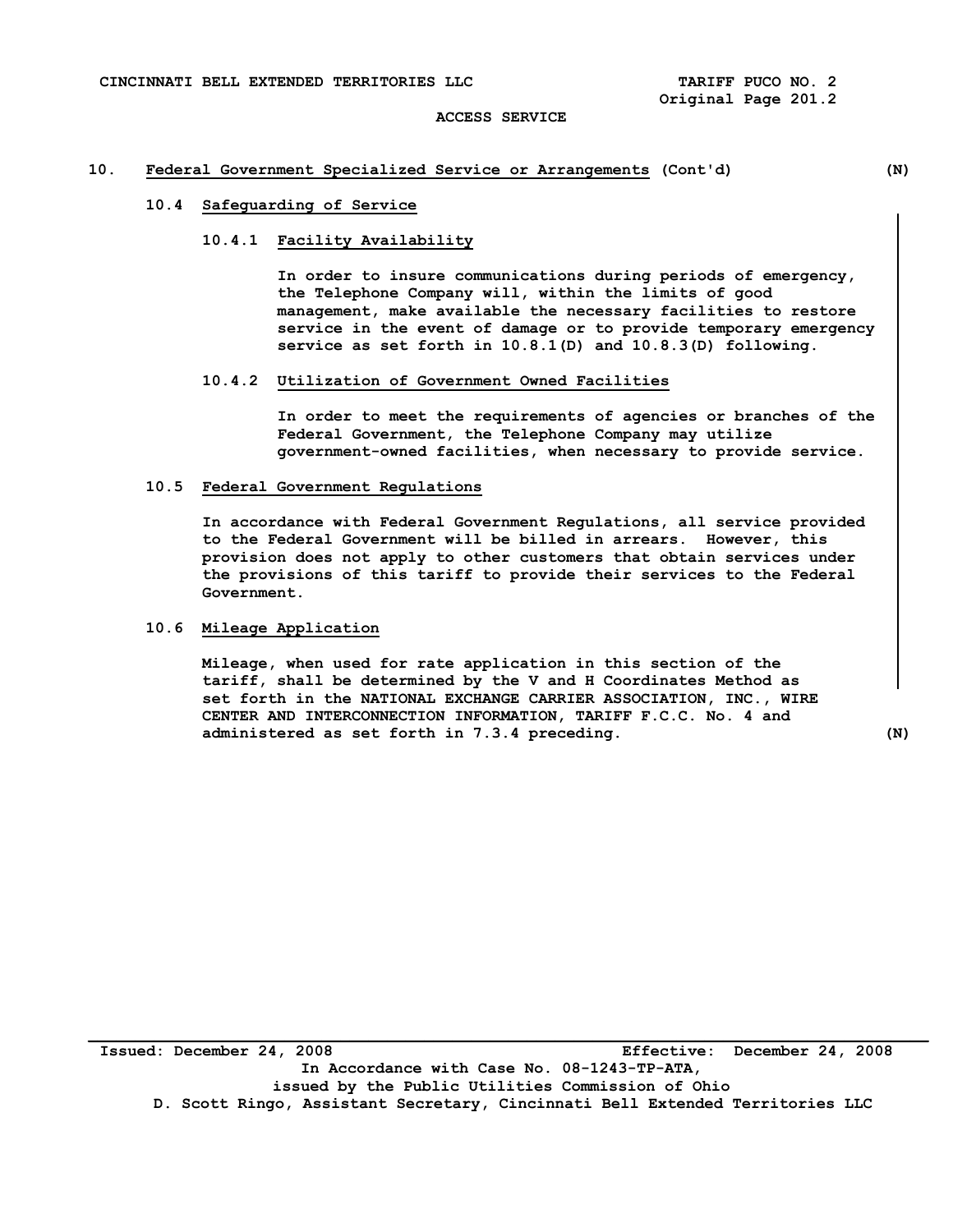## 10. Federal Government Specialized Service or Arrangements (Cont'd) (N)

### 10.4 Safeguarding of Service

#### 10.4.1 Facility Availability

In order to insure communications during periods of emergency, the Telephone Company will, within the limits of good management, make available the necessary facilities to restore service in the event of damage or to provide temporary emergency service as set forth in 10.8.1(D) and 10.8.3(D) following.

#### 10.4.2 Utilization of Government Owned Facilities

In order to meet the requirements of agencies or branches of the Federal Government, the Telephone Company may utilize government-owned facilities, when necessary to provide service.

### 10.5 Federal Government Regulations

In accordance with Federal Government Regulations, all service provided to the Federal Government will be billed in arrears. However, this provision does not apply to other customers that obtain services under the provisions of this tariff to provide their services to the Federal Government.

### 10.6 Mileage Application

Mileage, when used for rate application in this section of the tariff, shall be determined by the V and H Coordinates Method as set forth in the NATIONAL EXCHANGE CARRIER ASSOCIATION, INC., WIRE CENTER AND INTERCONNECTION INFORMATION, TARIFF F.C.C. No. 4 and administered as set forth in 7.3.4 preceding. (N)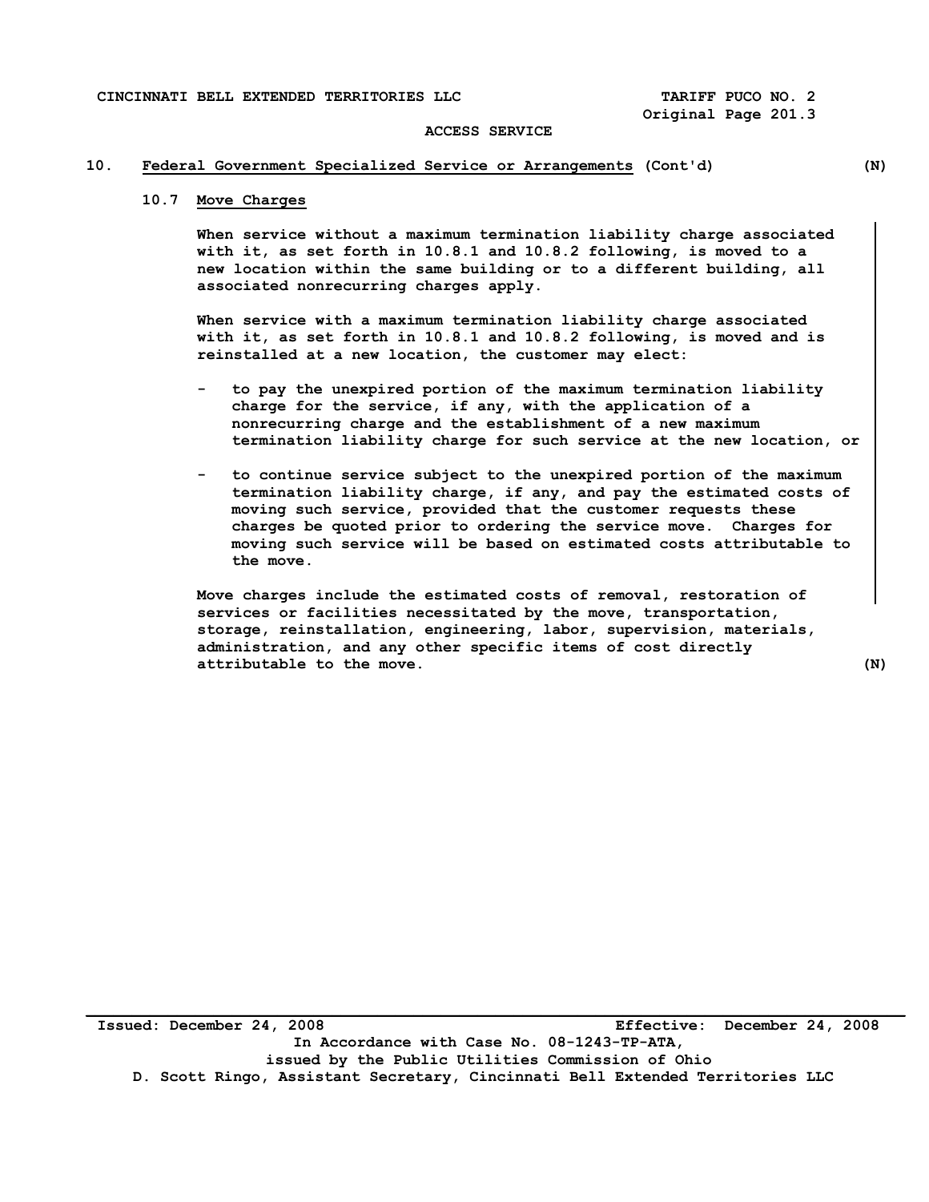ACCESS SERVICE

## 10. Federal Government Specialized Service or Arrangements (Cont'd) (N)

### 10.7 Move Charges

When service without a maximum termination liability charge associated with it, as set forth in 10.8.1 and 10.8.2 following, is moved to a new location within the same building or to a different building, all associated nonrecurring charges apply.

When service with a maximum termination liability charge associated with it, as set forth in 10.8.1 and 10.8.2 following, is moved and is reinstalled at a new location, the customer may elect:

- to pay the unexpired portion of the maximum termination liability charge for the service, if any, with the application of a nonrecurring charge and the establishment of a new maximum termination liability charge for such service at the new location, or

- to continue service subject to the unexpired portion of the maximum termination liability charge, if any, and pay the estimated costs of moving such service, provided that the customer requests these charges be quoted prior to ordering the service move. Charges for moving such service will be based on estimated costs attributable to the move.

Move charges include the estimated costs of removal, restoration of services or facilities necessitated by the move, transportation, storage, reinstallation, engineering, labor, supervision, materials, administration, and any other specific items of cost directly attributable to the move. (N)

Issued: December 24, 2008 Effective: December 24, 2008

In Accordance with Case No. 08-1243-TP-ATA, issued by the Public Utilities Commission of Ohio

D. Scott Ringo, Assistant Secretary, Cincinnati Bell Extended Territories LLC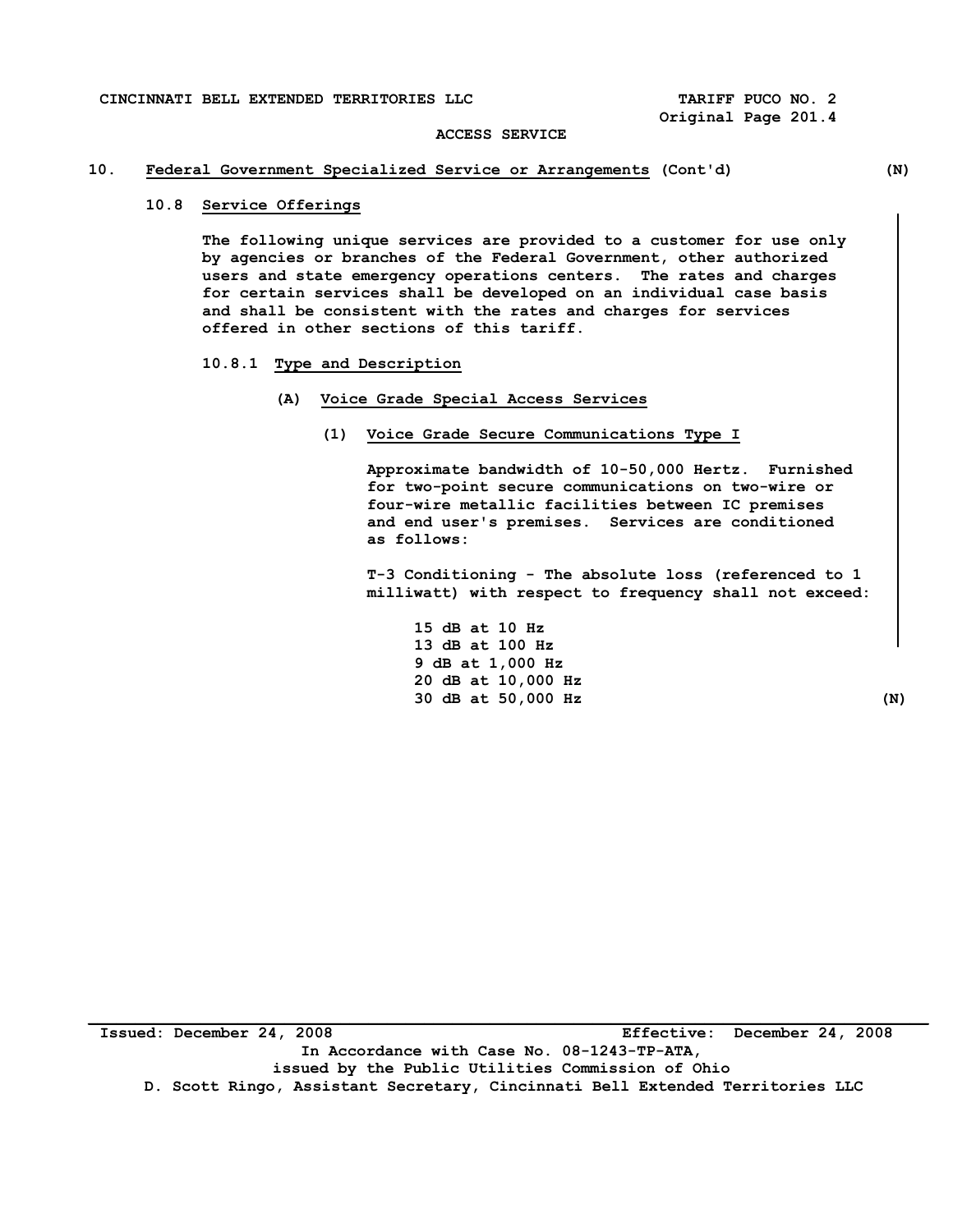**ACCESS SERVICE**

## 10. Federal Government Specialized Service or Arrangements (Cont'd) (N)

### 10.8 Service Offerings

The following unique services are provided to a customer for use only by agencies or branches of the Federal Government, other authorized users and state emergency operations centers. The rates and charges for certain services shall be developed on an individual case basis and shall be consistent with the rates and charges for services offered in other sections of this tariff.

#### 10.8.1 Type and Description

**(A) Voice Grade Special Access Services**

**(1) Voice Grade Secure Communications Type I**

Approximate bandwidth of 10-50,000 Hertz. Furnished for two-point secure communications on two-wire or four-wire metallic facilities between IC premises and end user's premises. Services are conditioned as follows:

T-3 Conditioning - The absolute loss (referenced to 1 milliwatt) with respect to frequency shall not exceed:

15 dB at 10 Hz
13 dB at 100 Hz
9 dB at 1,000 Hz
20 dB at 10,000 Hz
30 dB at 50,000 Hz (N)

Issued: December 24, 2008 Effective: December 24, 2008
In Accordance with Case No. 08-1243-TP-ATA,
issued by the Public Utilities Commission of Ohio
D. Scott Ringo, Assistant Secretary, Cincinnati Bell Extended Territories LLC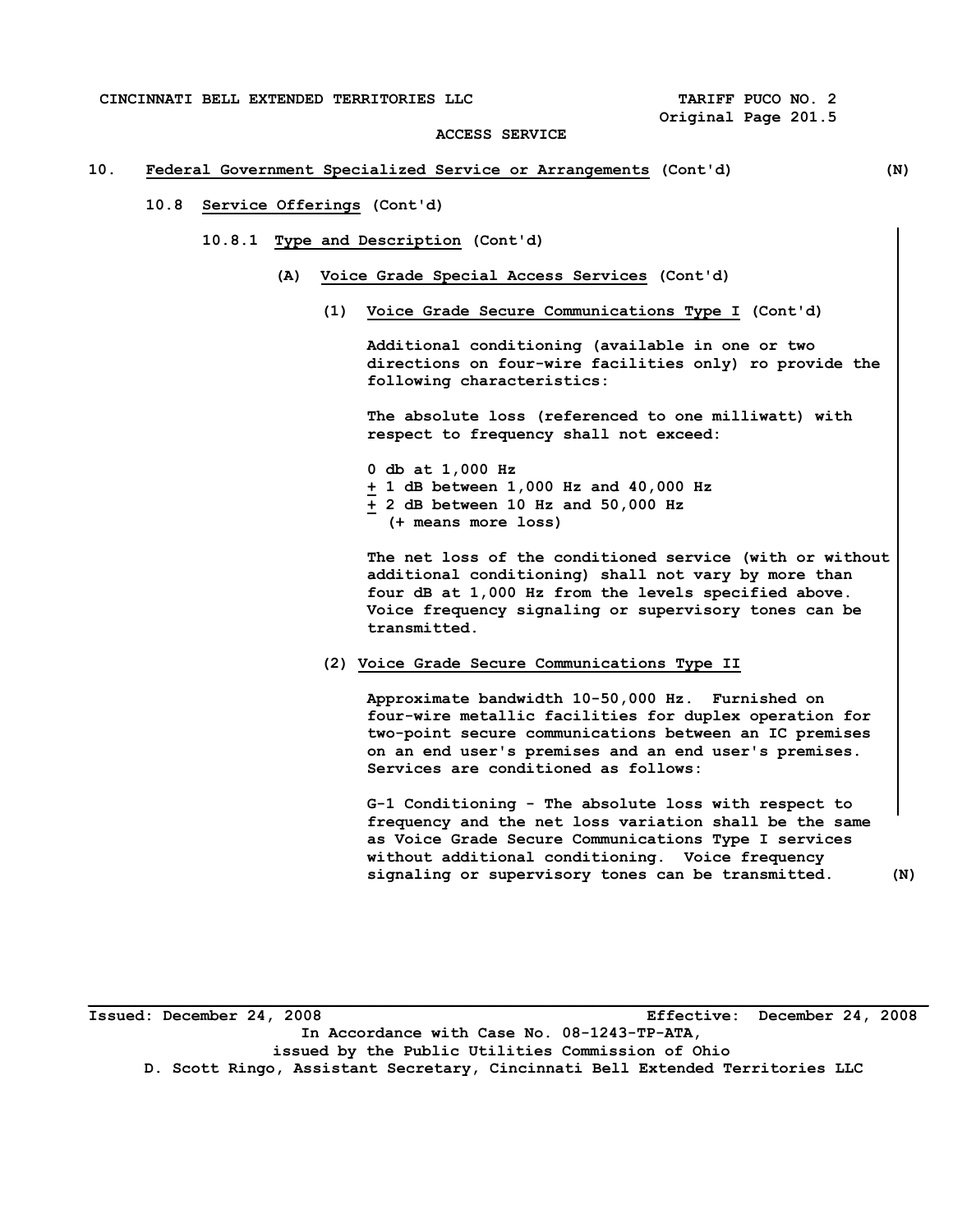ACCESS SERVICE

10. Federal Government Specialized Service or Arrangements (Cont'd) (N)

10.8 Service Offerings (Cont'd)

10.8.1 Type and Description (Cont'd)

(A) Voice Grade Special Access Services (Cont'd)

(1) Voice Grade Secure Communications Type I (Cont'd)

Additional conditioning (available in one or two directions on four-wire facilities only) ro provide the following characteristics:

The absolute loss (referenced to one milliwatt) with respect to frequency shall not exceed:

0 db at 1,000 Hz
± 1 dB between 1,000 Hz and 40,000 Hz
± 2 dB between 10 Hz and 50,000 Hz
(+ means more loss)

The net loss of the conditioned service (with or without additional conditioning) shall not vary by more than four dB at 1,000 Hz from the levels specified above. Voice frequency signaling or supervisory tones can be transmitted.

(2) Voice Grade Secure Communications Type II

Approximate bandwidth 10-50,000 Hz. Furnished on four-wire metallic facilities for duplex operation for two-point secure communications between an IC premises on an end user's premises and an end user's premises. Services are conditioned as follows:

G-1 Conditioning - The absolute loss with respect to frequency and the net loss variation shall be the same as Voice Grade Secure Communications Type I services without additional conditioning. Voice frequency signaling or supervisory tones can be transmitted. (N)

Issued: December 24, 2008 Effective: December 24, 2008
In Accordance with Case No. 08-1243-TP-ATA,
issued by the Public Utilities Commission of Ohio
D. Scott Ringo, Assistant Secretary, Cincinnati Bell Extended Territories LLC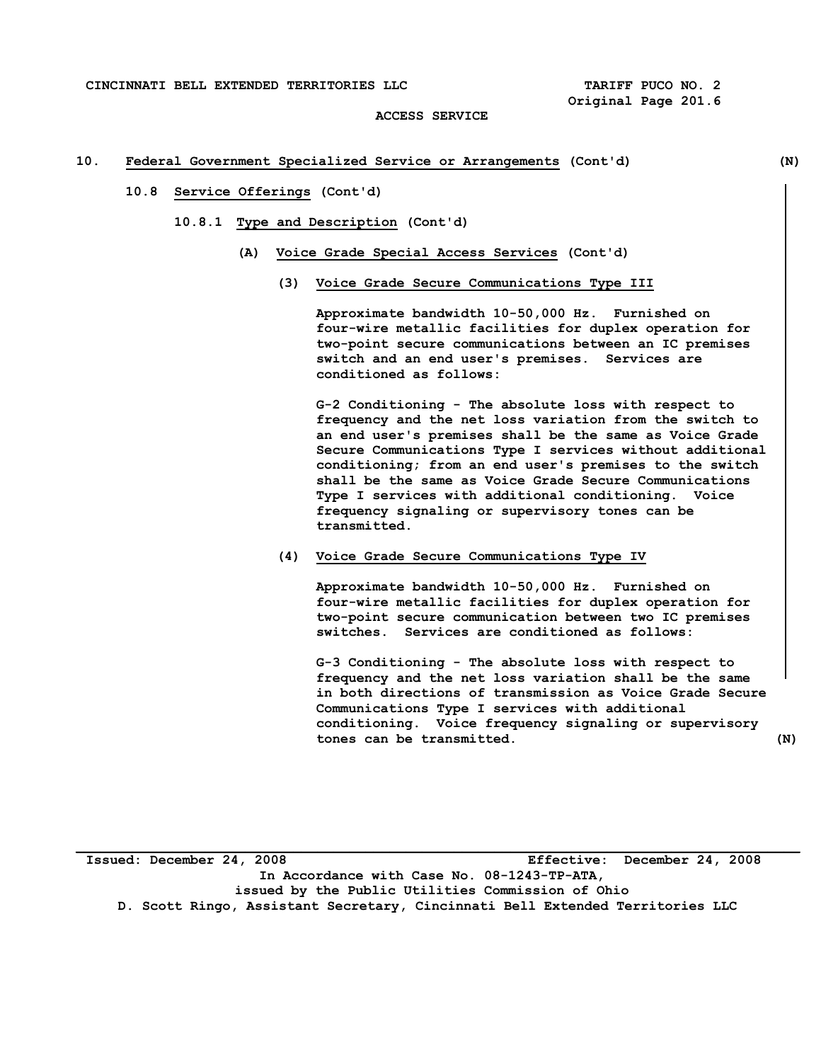## 10. Federal Government Specialized Service or Arrangements (Cont'd) (N)

### 10.8 Service Offerings (Cont'd)

#### 10.8.1 Type and Description (Cont'd)

**(A) Voice Grade Special Access Services (Cont'd)**

**(3) Voice Grade Secure Communications Type III**

Approximate bandwidth 10-50,000 Hz. Furnished on four-wire metallic facilities for duplex operation for two-point secure communications between an IC premises switch and an end user's premises. Services are conditioned as follows:

G-2 Conditioning - The absolute loss with respect to frequency and the net loss variation from the switch to an end user's premises shall be the same as Voice Grade Secure Communications Type I services without additional conditioning; from an end user's premises to the switch shall be the same as Voice Grade Secure Communications Type I services with additional conditioning. Voice frequency signaling or supervisory tones can be transmitted.

**(4) Voice Grade Secure Communications Type IV**

Approximate bandwidth 10-50,000 Hz. Furnished on four-wire metallic facilities for duplex operation for two-point secure communication between two IC premises switches. Services are conditioned as follows:

G-3 Conditioning - The absolute loss with respect to frequency and the net loss variation shall be the same in both directions of transmission as Voice Grade Secure Communications Type I services with additional conditioning. Voice frequency signaling or supervisory tones can be transmitted. (N)

Issued: December 24, 2008 Effective: December 24, 2008

In Accordance with Case No. 08-1243-TP-ATA, issued by the Public Utilities Commission of Ohio

D. Scott Ringo, Assistant Secretary, Cincinnati Bell Extended Territories LLC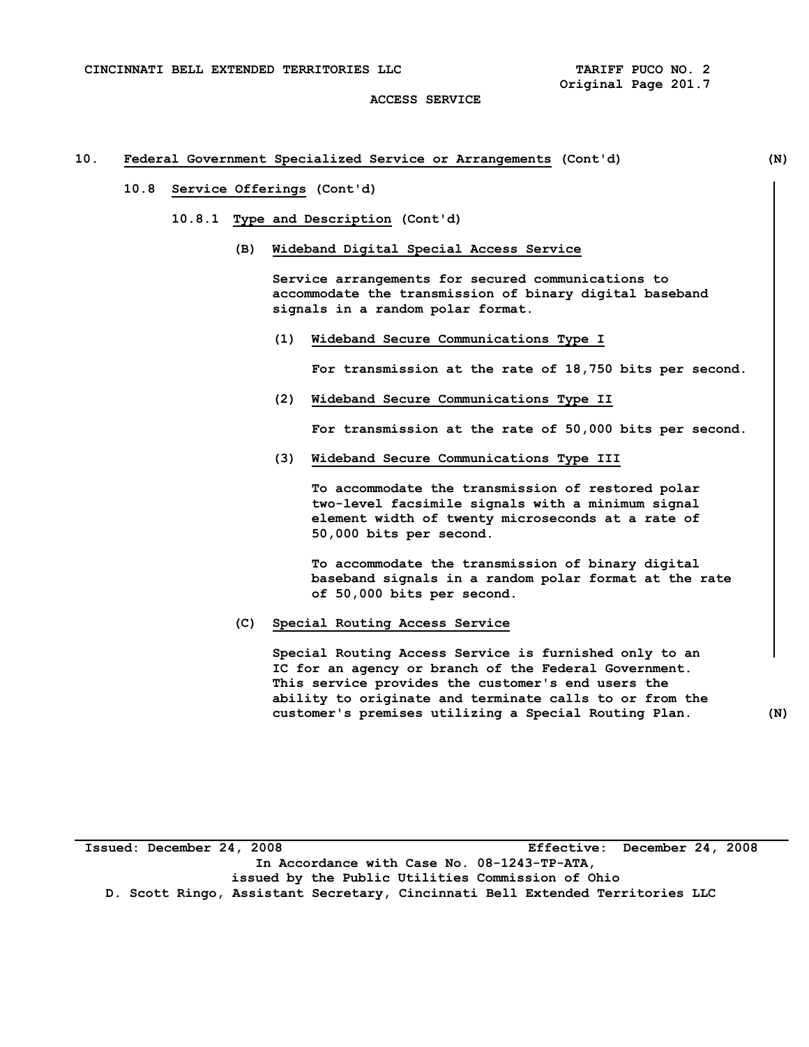## 10. Federal Government Specialized Service or Arrangements (Cont'd) (N)

### 10.8 Service Offerings (Cont'd)

#### 10.8.1 Type and Description (Cont'd)

**(B) Wideband Digital Special Access Service**

Service arrangements for secured communications to accommodate the transmission of binary digital baseband signals in a random polar format.

**(1) Wideband Secure Communications Type I**

For transmission at the rate of 18,750 bits per second.

**(2) Wideband Secure Communications Type II**

For transmission at the rate of 50,000 bits per second.

**(3) Wideband Secure Communications Type III**

To accommodate the transmission of restored polar two-level facsimile signals with a minimum signal element width of twenty microseconds at a rate of 50,000 bits per second.

To accommodate the transmission of binary digital baseband signals in a random polar format at the rate of 50,000 bits per second.

**(C) Special Routing Access Service**

Special Routing Access Service is furnished only to an IC for an agency or branch of the Federal Government. This service provides the customer's end users the ability to originate and terminate calls to or from the customer's premises utilizing a Special Routing Plan. (N)

Issued: December 24, 2008 Effective: December 24, 2008

In Accordance with Case No. 08-1243-TP-ATA, issued by the Public Utilities Commission of Ohio

D. Scott Ringo, Assistant Secretary, Cincinnati Bell Extended Territories LLC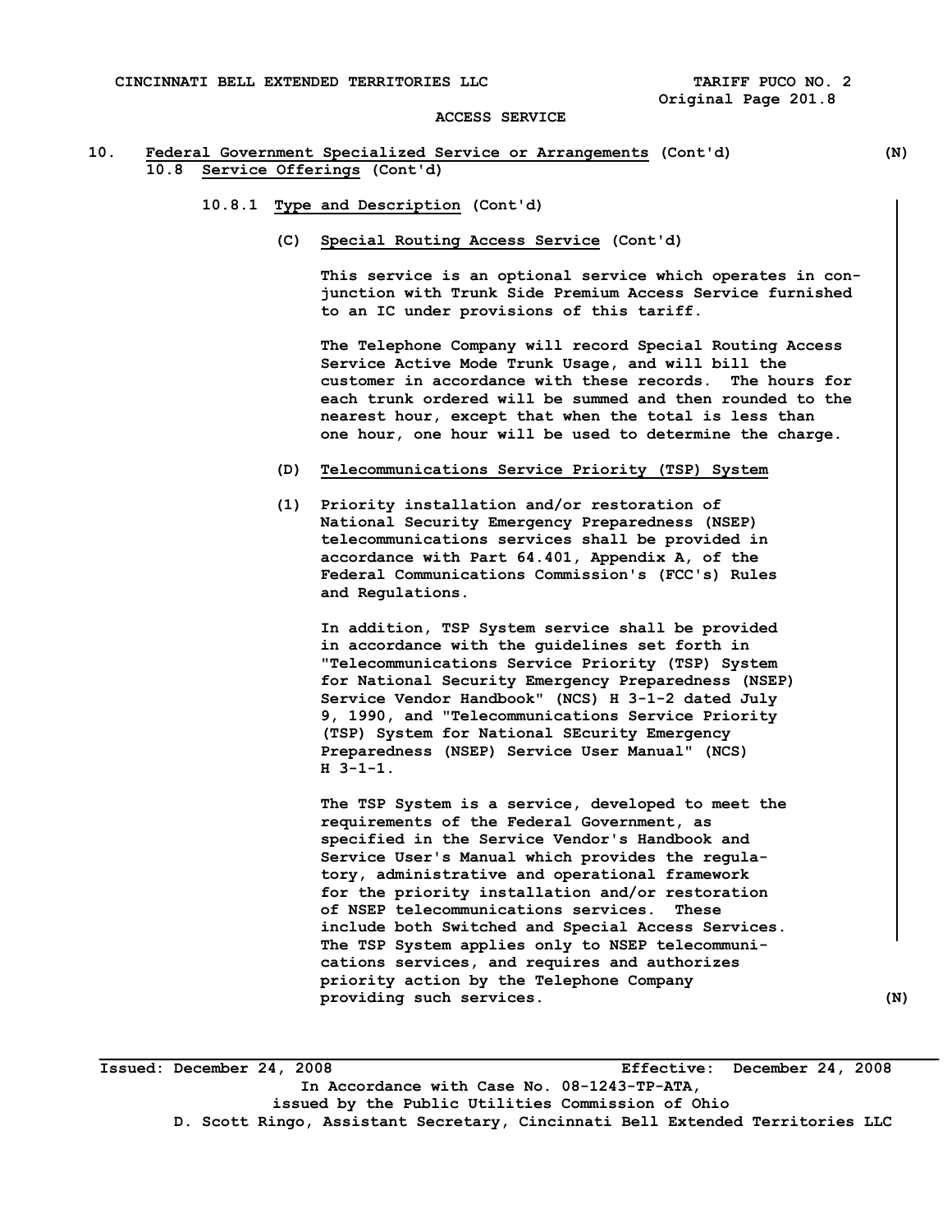ACCESS SERVICE

## 10. Federal Government Specialized Service or Arrangements (Cont'd) (N)

### 10.8 Service Offerings (Cont'd)

#### 10.8.1 Type and Description (Cont'd)

(C) Special Routing Access Service (Cont'd)

This service is an optional service which operates in conjunction with Trunk Side Premium Access Service furnished to an IC under provisions of this tariff.

The Telephone Company will record Special Routing Access Service Active Mode Trunk Usage, and will bill the customer in accordance with these records. The hours for each trunk ordered will be summed and then rounded to the nearest hour, except that when the total is less than one hour, one hour will be used to determine the charge.

(D) Telecommunications Service Priority (TSP) System

(1) Priority installation and/or restoration of National Security Emergency Preparedness (NSEP) telecommunications services shall be provided in accordance with Part 64.401, Appendix A, of the Federal Communications Commission's (FCC's) Rules and Regulations.

In addition, TSP System service shall be provided in accordance with the guidelines set forth in "Telecommunications Service Priority (TSP) System for National Security Emergency Preparedness (NSEP) Service Vendor Handbook" (NCS) H 3-1-2 dated July 9, 1990, and "Telecommunications Service Priority (TSP) System for National SEcurity Emergency Preparedness (NSEP) Service User Manual" (NCS) H 3-1-1.

The TSP System is a service, developed to meet the requirements of the Federal Government, as specified in the Service Vendor's Handbook and Service User's Manual which provides the regulatory, administrative and operational framework for the priority installation and/or restoration of NSEP telecommunications services. These include both Switched and Special Access Services. The TSP System applies only to NSEP telecommunications services, and requires and authorizes priority action by the Telephone Company providing such services. (N)

Issued: December 24, 2008 Effective: December 24, 2008

In Accordance with Case No. 08-1243-TP-ATA, issued by the Public Utilities Commission of Ohio

D. Scott Ringo, Assistant Secretary, Cincinnati Bell Extended Territories LLC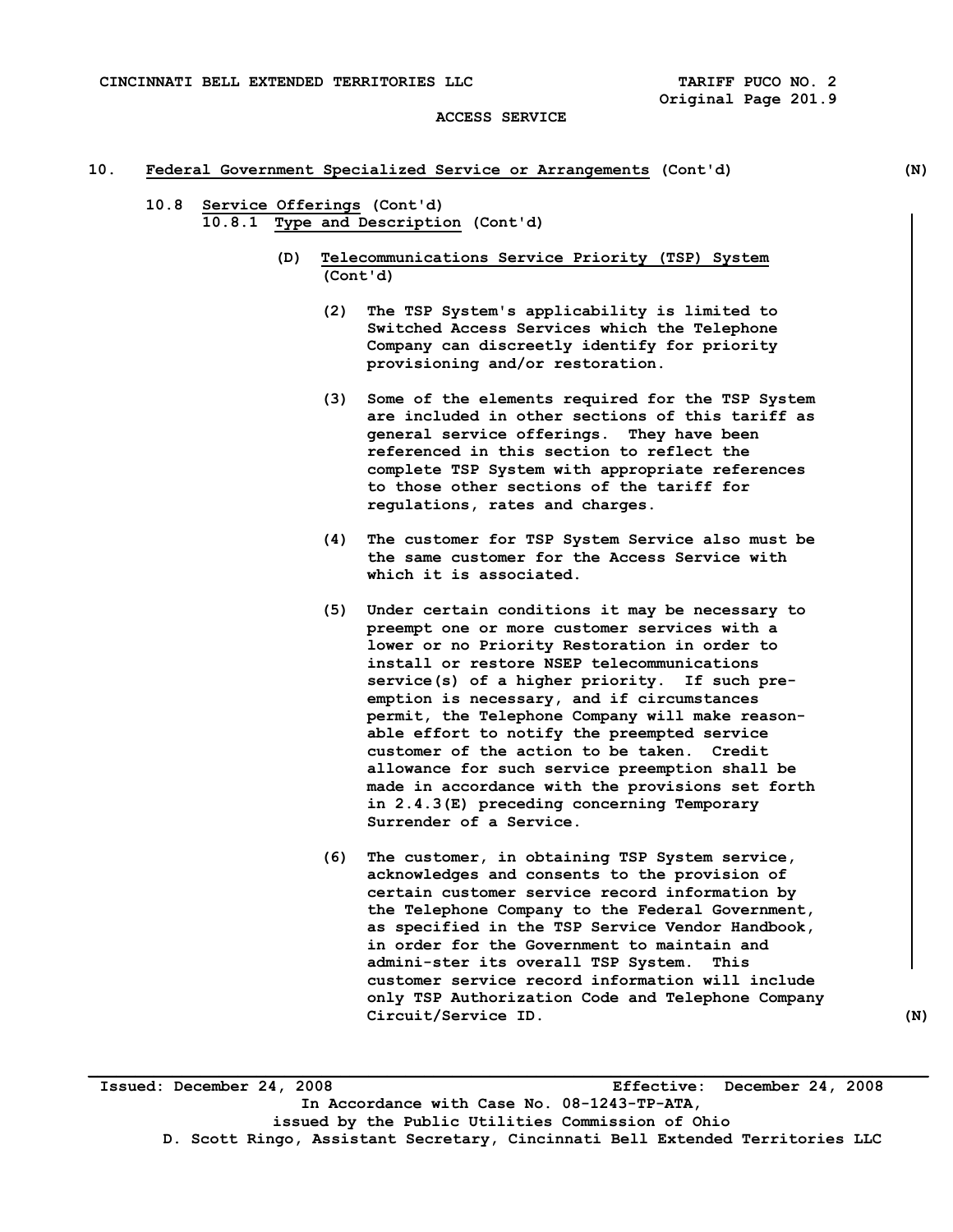## 10. Federal Government Specialized Service or Arrangements (Cont'd) (N)

### 10.8 Service Offerings (Cont'd)

#### 10.8.1 Type and Description (Cont'd)

(D) Telecommunications Service Priority (TSP) System (Cont'd)

(2) The TSP System's applicability is limited to Switched Access Services which the Telephone Company can discreetly identify for priority provisioning and/or restoration.

(3) Some of the elements required for the TSP System are included in other sections of this tariff as general service offerings. They have been referenced in this section to reflect the complete TSP System with appropriate references to those other sections of the tariff for regulations, rates and charges.

(4) The customer for TSP System Service also must be the same customer for the Access Service with which it is associated.

(5) Under certain conditions it may be necessary to preempt one or more customer services with a lower or no Priority Restoration in order to install or restore NSEP telecommunications service(s) of a higher priority. If such pre-emption is necessary, and if circumstances permit, the Telephone Company will make reason-able effort to notify the preempted service customer of the action to be taken. Credit allowance for such service preemption shall be made in accordance with the provisions set forth in 2.4.3(E) preceding concerning Temporary Surrender of a Service.

(6) The customer, in obtaining TSP System service, acknowledges and consents to the provision of certain customer service record information by the Telephone Company to the Federal Government, as specified in the TSP Service Vendor Handbook, in order for the Government to maintain and admini-ster its overall TSP System. This customer service record information will include only TSP Authorization Code and Telephone Company Circuit/Service ID. (N)

Issued: December 24, 2008 Effective: December 24, 2008
In Accordance with Case No. 08-1243-TP-ATA,
issued by the Public Utilities Commission of Ohio
D. Scott Ringo, Assistant Secretary, Cincinnati Bell Extended Territories LLC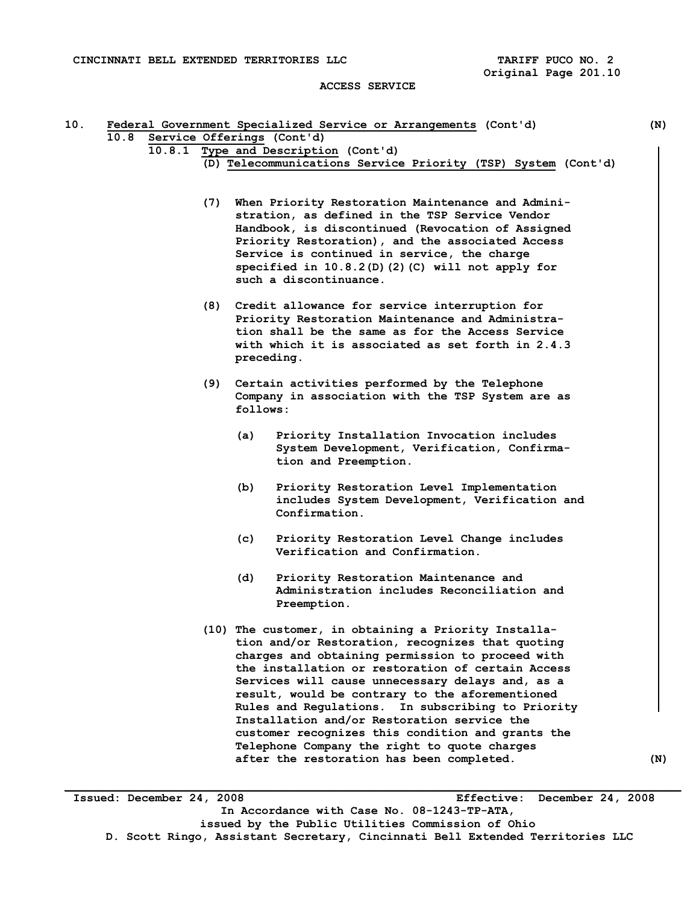# 10. Federal Government Specialized Service or Arrangements (Cont'd) (N)

## 10.8 Service Offerings (Cont'd)

### 10.8.1 Type and Description (Cont'd)

#### (D) Telecommunications Service Priority (TSP) System (Cont'd)

(7) When Priority Restoration Maintenance and Administration, as defined in the TSP Service Vendor Handbook, is discontinued (Revocation of Assigned Priority Restoration), and the associated Access Service is continued in service, the charge specified in 10.8.2(D)(2)(C) will not apply for such a discontinuance.

(8) Credit allowance for service interruption for Priority Restoration Maintenance and Administration shall be the same as for the Access Service with which it is associated as set forth in 2.4.3 preceding.

(9) Certain activities performed by the Telephone Company in association with the TSP System are as follows:

- (a) Priority Installation Invocation includes System Development, Verification, Confirmation and Preemption.
- (b) Priority Restoration Level Implementation includes System Development, Verification and Confirmation.
- (c) Priority Restoration Level Change includes Verification and Confirmation.
- (d) Priority Restoration Maintenance and Administration includes Reconciliation and Preemption.

(10) The customer, in obtaining a Priority Installation and/or Restoration, recognizes that quoting charges and obtaining permission to proceed with the installation or restoration of certain Access Services will cause unnecessary delays and, as a result, would be contrary to the aforementioned Rules and Regulations. In subscribing to Priority Installation and/or Restoration service the customer recognizes this condition and grants the Telephone Company the right to quote charges after the restoration has been completed. (N)

Issued: December 24, 2008 Effective: December 24, 2008
In Accordance with Case No. 08-1243-TP-ATA,
issued by the Public Utilities Commission of Ohio
D. Scott Ringo, Assistant Secretary, Cincinnati Bell Extended Territories LLC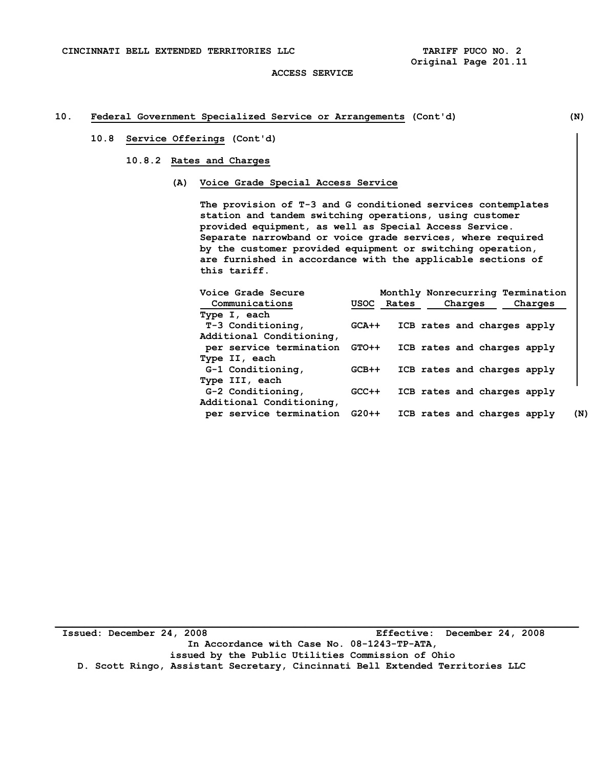## 10. Federal Government Specialized Service or Arrangements (Cont'd) (N)

### 10.8 Service Offerings (Cont'd)

#### 10.8.2 Rates and Charges

**(A) Voice Grade Special Access Service**

The provision of T-3 and G conditioned services contemplates station and tandem switching operations, using customer provided equipment, as well as Special Access Service. Separate narrowband or voice grade services, where required by the customer provided equipment or switching operation, are furnished in accordance with the applicable sections of this tariff.

| Voice Grade Secure Communications | USOC | Monthly Rates | Nonrecurring Charges | Termination Charges |
|---|---|---|---|---|
| Type I, each | | | | |
| T-3 Conditioning, | GCA++ | ICB rates and charges apply | | |
| Additional Conditioning, | | | | |
| per service termination | GTO++ | ICB rates and charges apply | | |
| Type II, each | | | | |
| G-1 Conditioning, | GCB++ | ICB rates and charges apply | | |
| Type III, each | | | | |
| G-2 Conditioning, | GCC++ | ICB rates and charges apply | | |
| Additional Conditioning, | | | | |
| per service termination | G20++ | ICB rates and charges apply | | |

(N)

Issued: December 24, 2008 Effective: December 24, 2008

In Accordance with Case No. 08-1243-TP-ATA, issued by the Public Utilities Commission of Ohio

D. Scott Ringo, Assistant Secretary, Cincinnati Bell Extended Territories LLC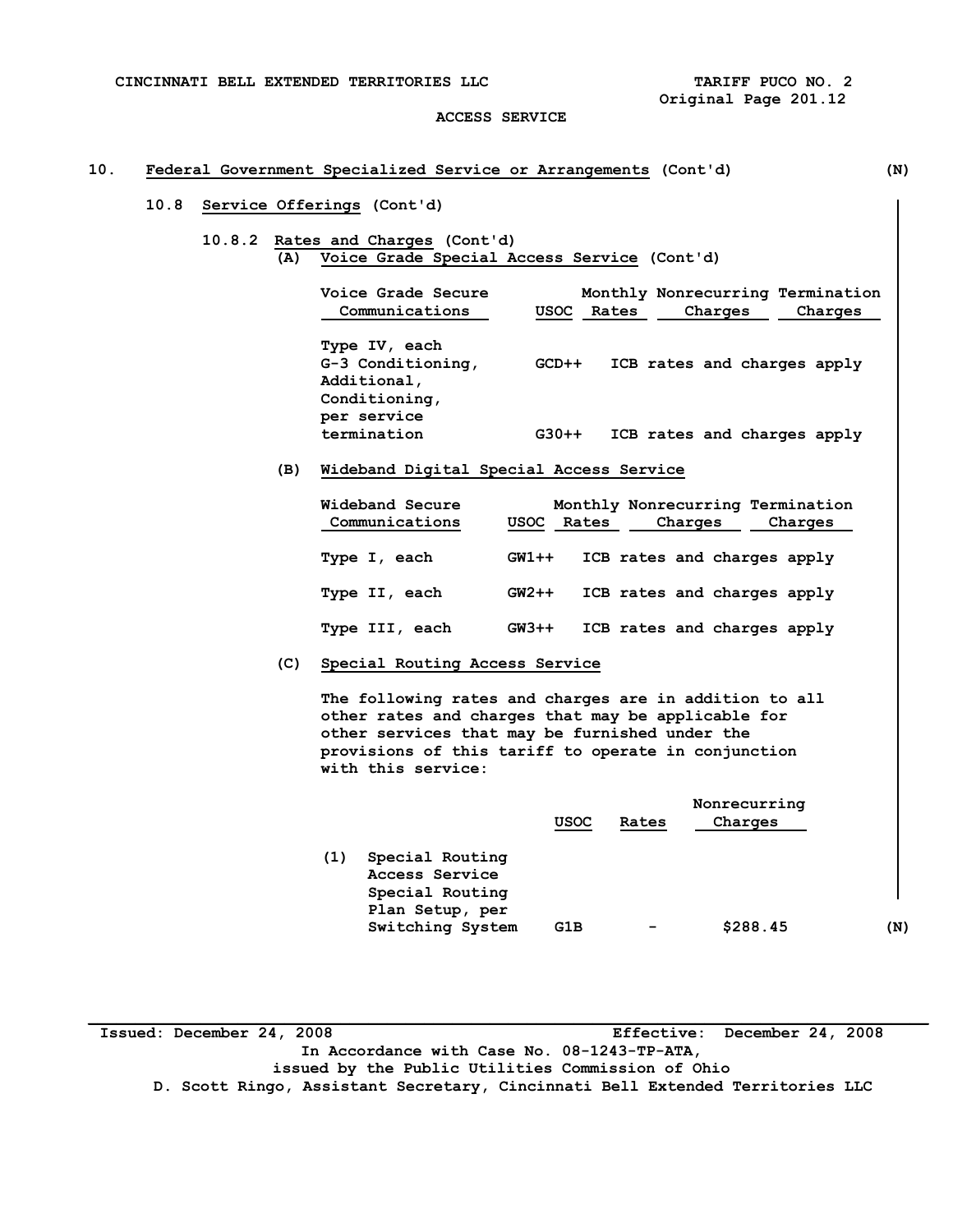**10. Federal Government Specialized Service or Arrangements (Cont'd)** (N)

**10.8 Service Offerings (Cont'd)**

**10.8.2 Rates and Charges (Cont'd)**

**(A) Voice Grade Special Access Service (Cont'd)**

| Voice Grade Secure Communications | USOC | Monthly Rates | Nonrecurring Charges | Termination Charges |
|---|---|---|---|---|
| Type IV, each G-3 Conditioning, | GCD++ | ICB rates and charges apply | | |
| Additional, Conditioning, per service termination | G30++ | ICB rates and charges apply | | |

**(B) Wideband Digital Special Access Service**

| Wideband Secure Communications | USOC | Monthly Rates | Nonrecurring Charges | Termination Charges |
|---|---|---|---|---|
| Type I, each | GW1++ | ICB rates and charges apply | | |
| Type II, each | GW2++ | ICB rates and charges apply | | |
| Type III, each | GW3++ | ICB rates and charges apply | | |

**(C) Special Routing Access Service**

The following rates and charges are in addition to all other rates and charges that may be applicable for other services that may be furnished under the provisions of this tariff to operate in conjunction with this service:

| | USOC | Rates | Nonrecurring Charges |
|---|---|---|---|
| (1) Special Routing Access Service Special Routing Plan Setup, per Switching System | G1B | - | $288.45 |

(N)

Issued: December 24, 2008 Effective: December 24, 2008
In Accordance with Case No. 08-1243-TP-ATA,
issued by the Public Utilities Commission of Ohio
D. Scott Ringo, Assistant Secretary, Cincinnati Bell Extended Territories LLC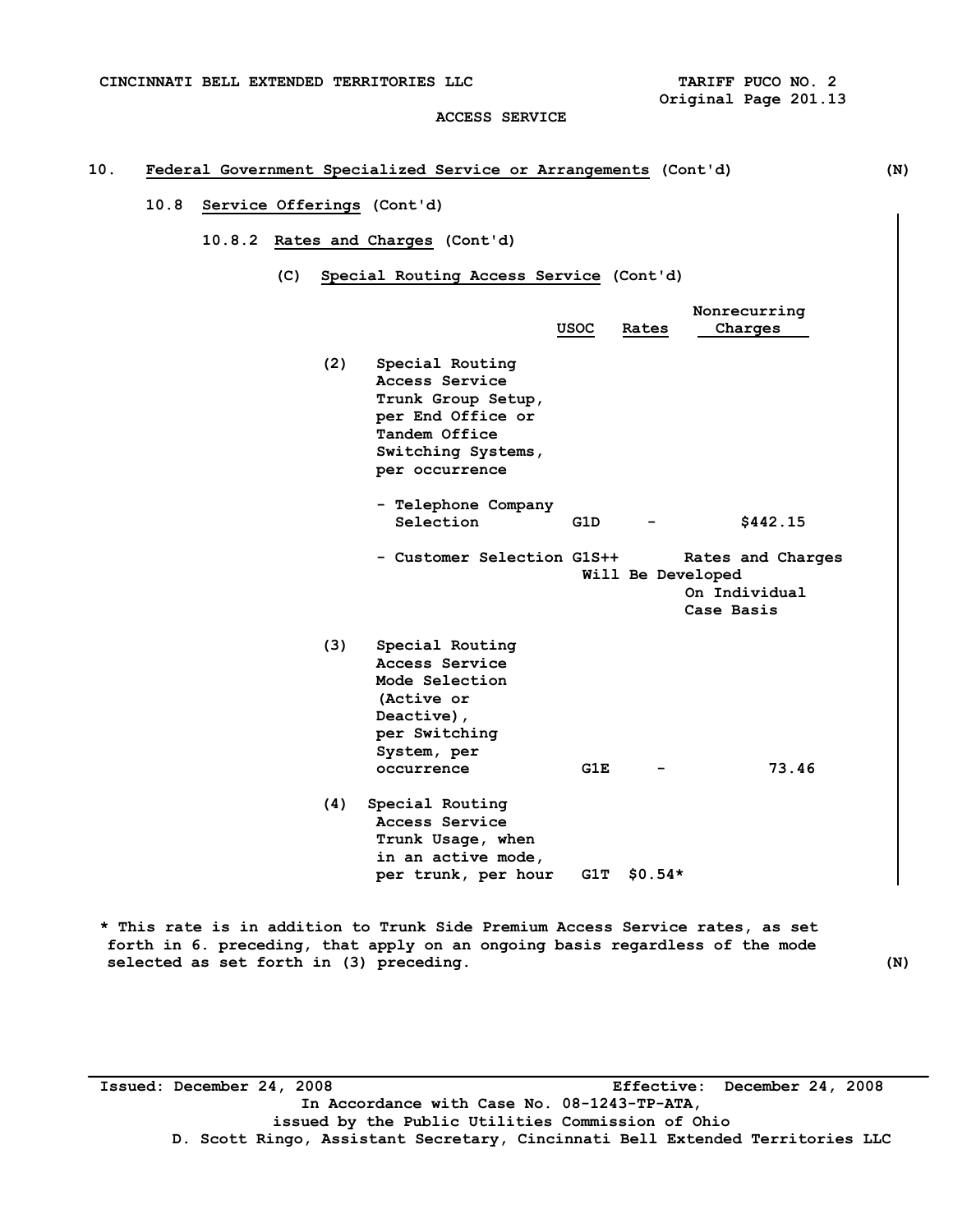CINCINNATI BELL EXTENDED TERRITORIES LLC TARIFF PUCO NO. 2
Original Page 201.13

ACCESS SERVICE

## 10. Federal Government Specialized Service or Arrangements (Cont'd) (N)

### 10.8 Service Offerings (Cont'd)

#### 10.8.2 Rates and Charges (Cont'd)

##### (C) Special Routing Access Service (Cont'd)

| | USOC | Rates | Nonrecurring Charges |
|---|---|---|---|
| (2) Special Routing Access Service Trunk Group Setup, per End Office or Tandem Office Switching Systems, per occurrence | | | |
| - Telephone Company Selection | G1D | - | $442.15 |
| - Customer Selection | G1S++ | Rates and Charges Will Be Developed On Individual Case Basis | |
| (3) Special Routing Access Service Mode Selection (Active or Deactive), per Switching System, per occurrence | G1E | - | 73.46 |
| (4) Special Routing Access Service Trunk Usage, when in an active mode, per trunk, per hour | G1T | $0.54* | |

\* This rate is in addition to Trunk Side Premium Access Service rates, as set forth in 6. preceding, that apply on an ongoing basis regardless of the mode selected as set forth in (3) preceding. (N)

Issued: December 24, 2008 Effective: December 24, 2008
In Accordance with Case No. 08-1243-TP-ATA,
issued by the Public Utilities Commission of Ohio
D. Scott Ringo, Assistant Secretary, Cincinnati Bell Extended Territories LLC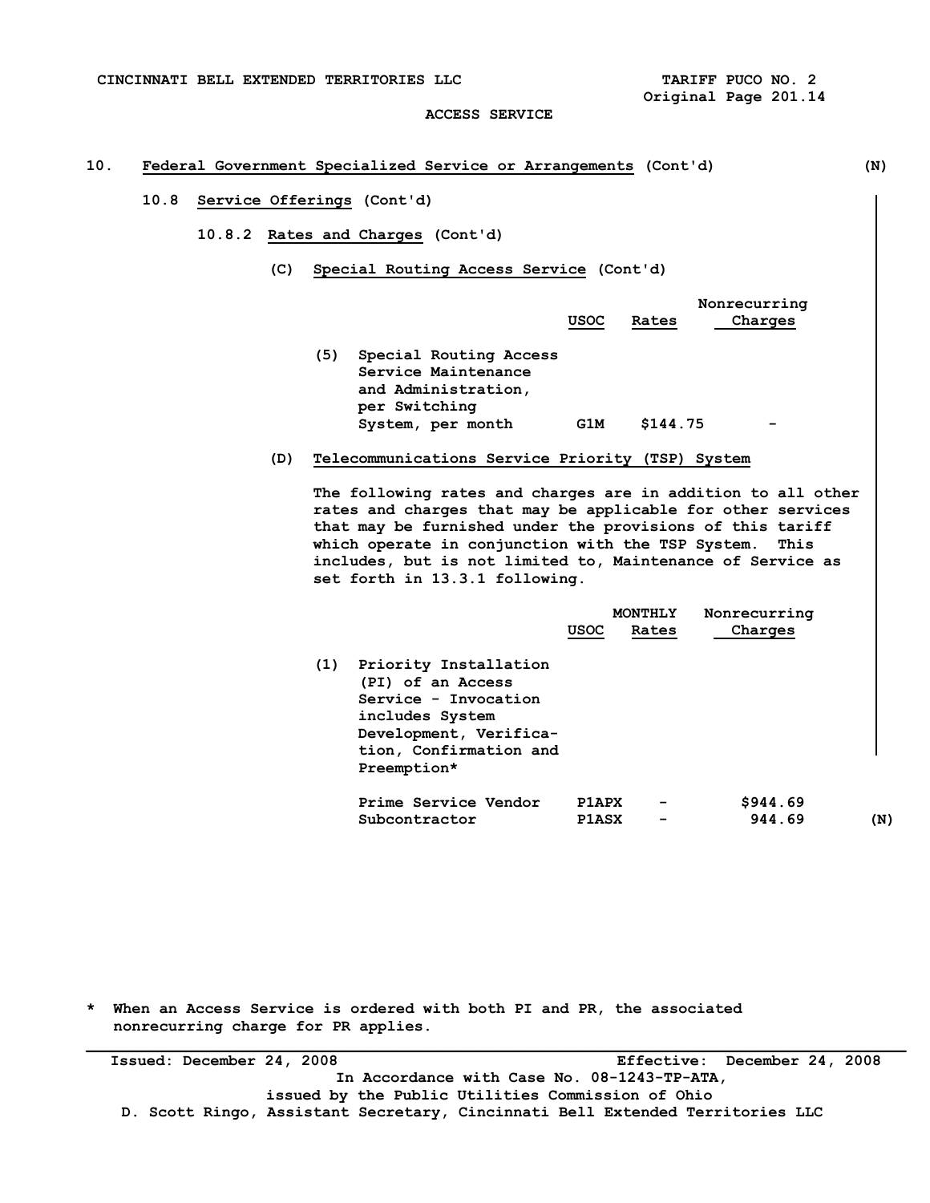10. Federal Government Specialized Service or Arrangements (Cont'd) (N)

10.8 Service Offerings (Cont'd)

10.8.2 Rates and Charges (Cont'd)

(C) Special Routing Access Service (Cont'd)

| | USOC | Rates | Nonrecurring Charges |
|---|---|---|---|
| (5) Special Routing Access Service Maintenance and Administration, per Switching System, per month | G1M | $144.75 | - |

(D) Telecommunications Service Priority (TSP) System

The following rates and charges are in addition to all other rates and charges that may be applicable for other services that may be furnished under the provisions of this tariff which operate in conjunction with the TSP System. This includes, but is not limited to, Maintenance of Service as set forth in 13.3.1 following.

| | USOC | MONTHLY Rates | Nonrecurring Charges |
|---|---|---|---|
| (1) Priority Installation (PI) of an Access Service - Invocation includes System Development, Verification, Confirmation and Preemption* | | | |
| Prime Service Vendor | P1APX | - | $944.69 |
| Subcontractor | P1ASX | - | 944.69 (N) |

\* When an Access Service is ordered with both PI and PR, the associated nonrecurring charge for PR applies.

Issued: December 24, 2008 Effective: December 24, 2008
In Accordance with Case No. 08-1243-TP-ATA,
issued by the Public Utilities Commission of Ohio
D. Scott Ringo, Assistant Secretary, Cincinnati Bell Extended Territories LLC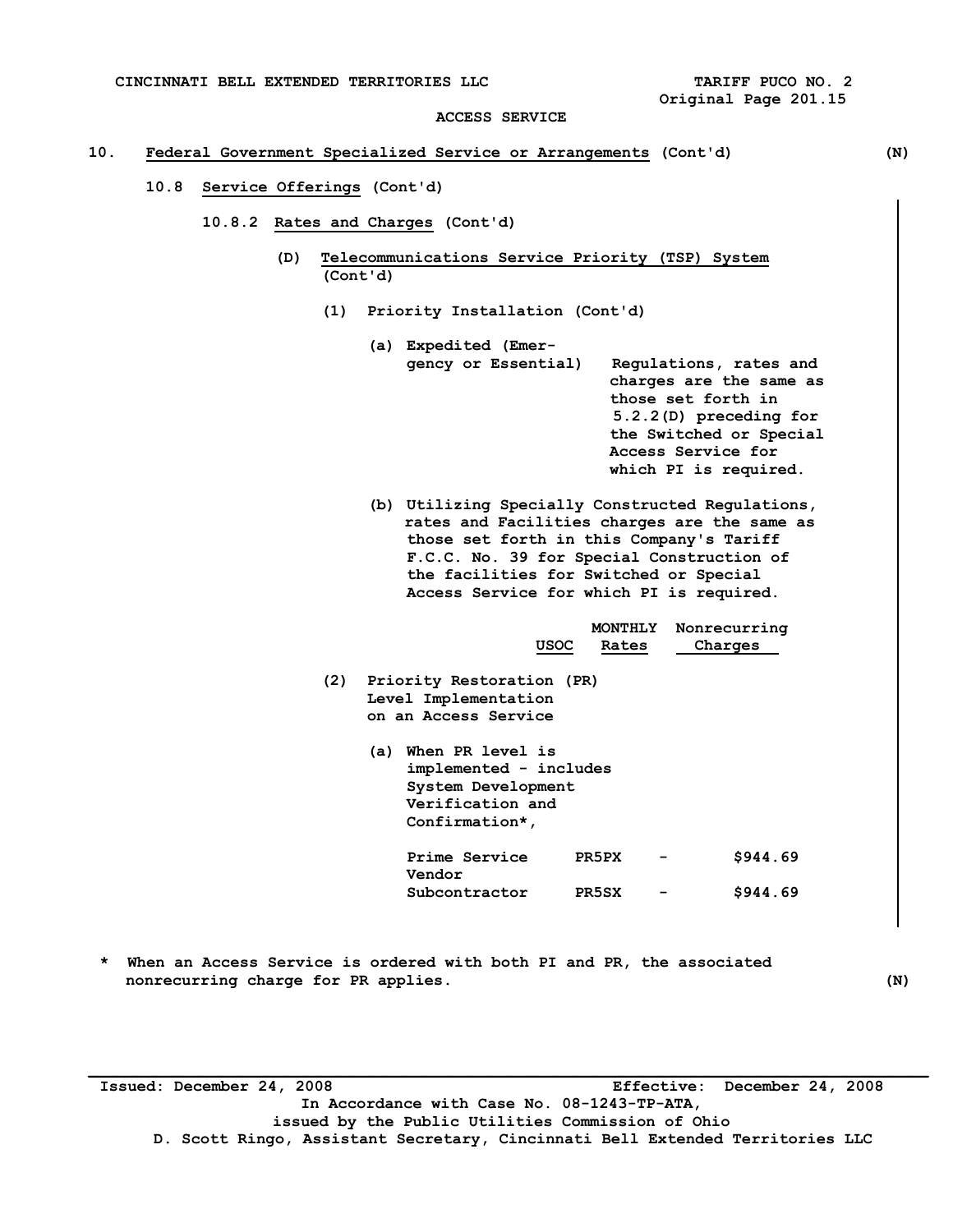ACCESS SERVICE

## 10. Federal Government Specialized Service or Arrangements (Cont'd) (N)

### 10.8 Service Offerings (Cont'd)

#### 10.8.2 Rates and Charges (Cont'd)

(D) **Telecommunications Service Priority (TSP) System** (Cont'd)

(1) Priority Installation (Cont'd)

(a) Expedited (Emergency or Essential) — Regulations, rates and charges are the same as those set forth in 5.2.2(D) preceding for the Switched or Special Access Service for which PI is required.

(b) Utilizing Specially Constructed Facilities — Regulations, rates and charges are the same as those set forth in this Company's Tariff F.C.C. No. 39 for Special Construction of the facilities for Switched or Special Access Service for which PI is required.

| | USOC | MONTHLY Rates | Nonrecurring Charges |
|---|---|---|---|
| (2) Priority Restoration (PR) Level Implementation on an Access Service | | | |
| (a) When PR level is implemented - includes System Development Verification and Confirmation*, | | | |
| Prime Service Vendor | PR5PX | - | $944.69 |
| Subcontractor | PR5SX | - | $944.69 |

\* When an Access Service is ordered with both PI and PR, the associated nonrecurring charge for PR applies. (N)

Issued: December 24, 2008 Effective: December 24, 2008

In Accordance with Case No. 08-1243-TP-ATA, issued by the Public Utilities Commission of Ohio

D. Scott Ringo, Assistant Secretary, Cincinnati Bell Extended Territories LLC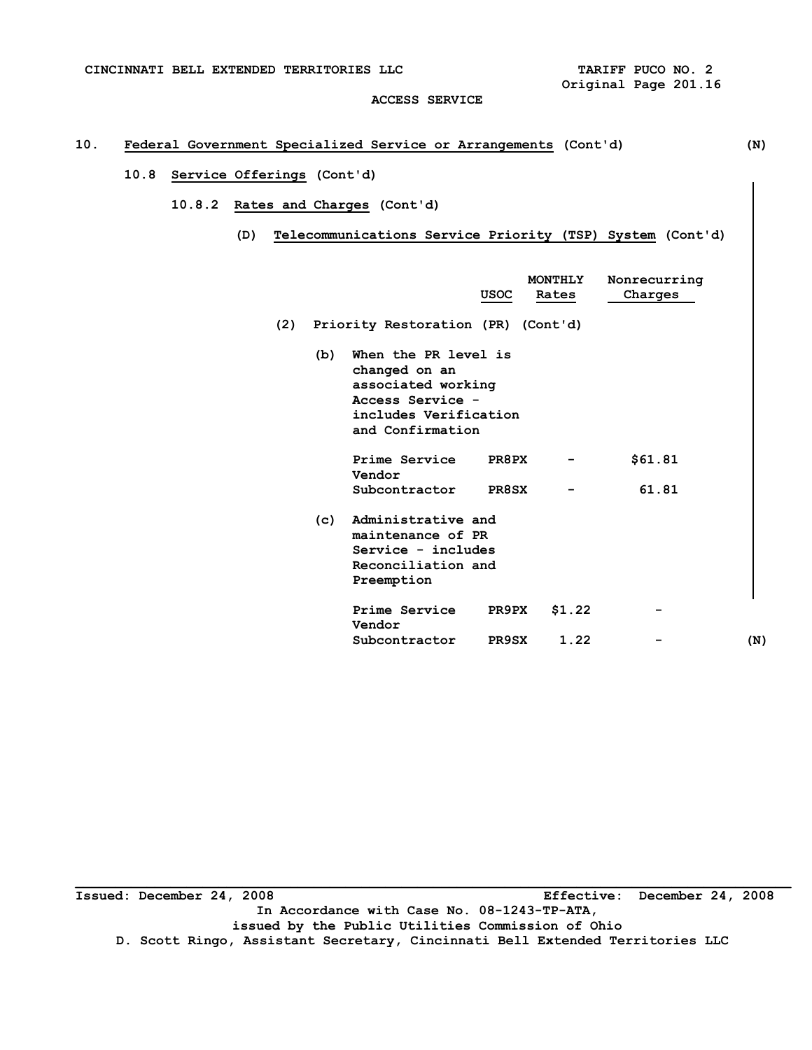CINCINNATI BELL EXTENDED TERRITORIES LLC — TARIFF PUCO NO. 2, Original Page 201.16

ACCESS SERVICE

## 10. Federal Government Specialized Service or Arrangements (Cont'd) (N)

### 10.8 Service Offerings (Cont'd)

#### 10.8.2 Rates and Charges (Cont'd)

##### (D) Telecommunications Service Priority (TSP) System (Cont'd)

(2) Priority Restoration (PR) (Cont'd)

| | USOC | MONTHLY Rates | Nonrecurring Charges |
|---|---|---|---|
| (b) When the PR level is changed on an associated working Access Service - includes Verification and Confirmation | | | |
| Prime Service Vendor | PR8PX | - | $61.81 |
| Subcontractor | PR8SX | - | 61.81 |
| (c) Administrative and maintenance of PR Service - includes Reconciliation and Preemption | | | |
| Prime Service Vendor | PR9PX | $1.22 | - |
| Subcontractor | PR9SX | 1.22 | - |

(N)

Issued: December 24, 2008 — Effective: December 24, 2008

In Accordance with Case No. 08-1243-TP-ATA, issued by the Public Utilities Commission of Ohio

D. Scott Ringo, Assistant Secretary, Cincinnati Bell Extended Territories LLC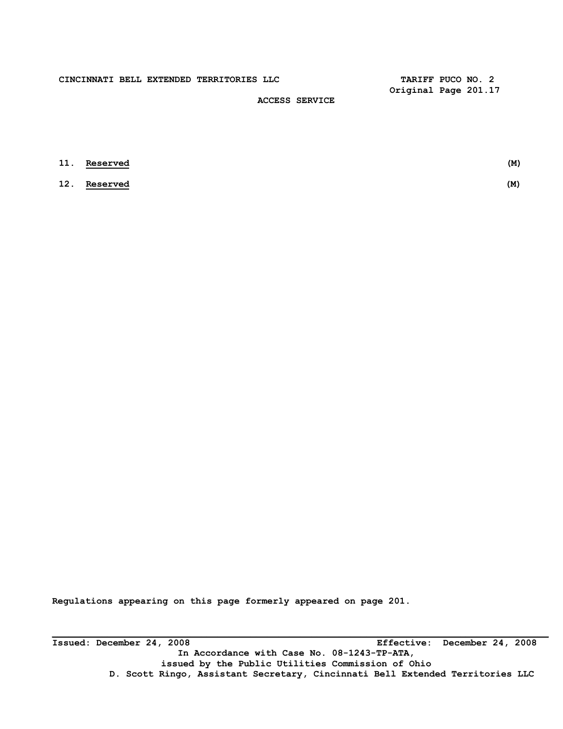11. **Reserved** (M)

12. **Reserved** (M)

Regulations appearing on this page formerly appeared on page 201.

Issued: December 24, 2008 Effective: December 24, 2008

In Accordance with Case No. 08-1243-TP-ATA,
issued by the Public Utilities Commission of Ohio

D. Scott Ringo, Assistant Secretary, Cincinnati Bell Extended Territories LLC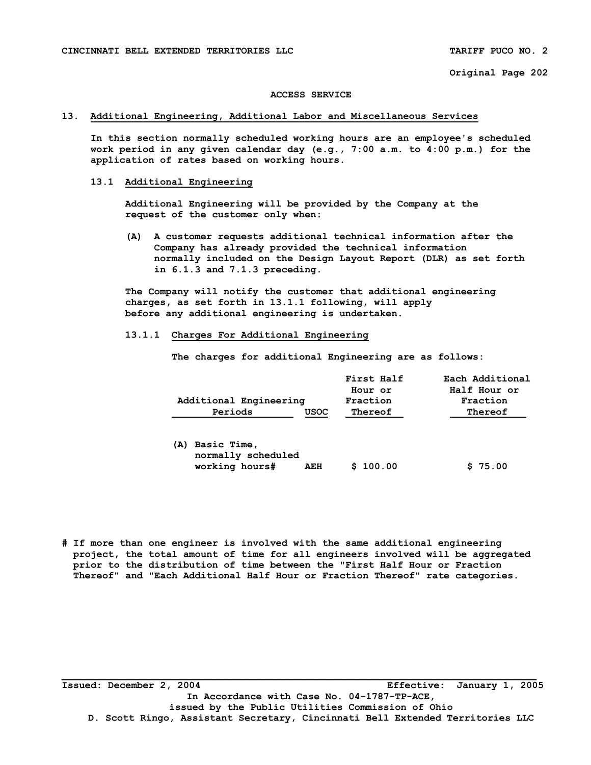ACCESS SERVICE

## 13. Additional Engineering, Additional Labor and Miscellaneous Services

In this section normally scheduled working hours are an employee's scheduled work period in any given calendar day (e.g., 7:00 a.m. to 4:00 p.m.) for the application of rates based on working hours.

### 13.1 Additional Engineering

Additional Engineering will be provided by the Company at the request of the customer only when:

(A) A customer requests additional technical information after the Company has already provided the technical information normally included on the Design Layout Report (DLR) as set forth in 6.1.3 and 7.1.3 preceding.

The Company will notify the customer that additional engineering charges, as set forth in 13.1.1 following, will apply before any additional engineering is undertaken.

#### 13.1.1 Charges For Additional Engineering

The charges for additional Engineering are as follows:

| Additional Engineering Periods | USOC | First Half Hour or Fraction Thereof | Each Additional Half Hour or Fraction Thereof |
|---|---|---|---|
| (A) Basic Time, normally scheduled working hours# | AEH | $ 100.00 | $ 75.00 |

# If more than one engineer is involved with the same additional engineering project, the total amount of time for all engineers involved will be aggregated prior to the distribution of time between the "First Half Hour or Fraction Thereof" and "Each Additional Half Hour or Fraction Thereof" rate categories.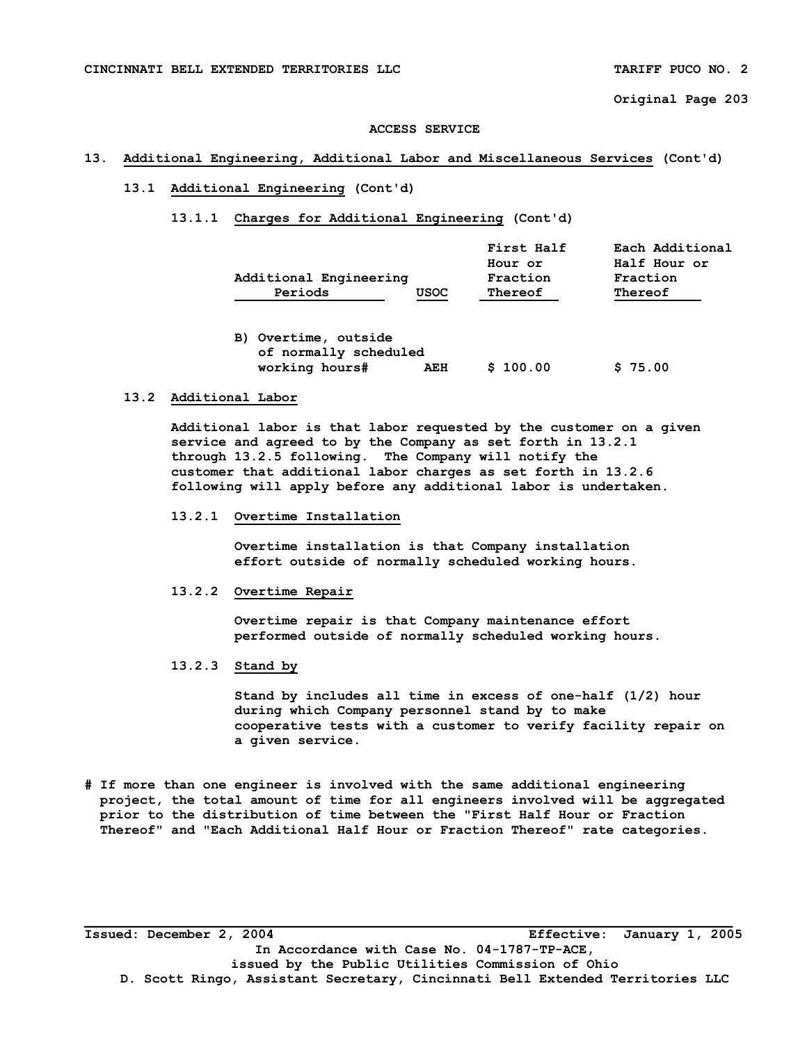ACCESS SERVICE

## 13. Additional Engineering, Additional Labor and Miscellaneous Services (Cont'd)

### 13.1 Additional Engineering (Cont'd)

#### 13.1.1 Charges for Additional Engineering (Cont'd)

| Additional Engineering Periods | USOC | First Half Hour or Fraction Thereof | Each Additional Half Hour or Fraction Thereof |
|---|---|---|---|
| B) Overtime, outside of normally scheduled working hours# | AEH | $ 100.00 | $ 75.00 |

### 13.2 Additional Labor

Additional labor is that labor requested by the customer on a given service and agreed to by the Company as set forth in 13.2.1 through 13.2.5 following. The Company will notify the customer that additional labor charges as set forth in 13.2.6 following will apply before any additional labor is undertaken.

#### 13.2.1 Overtime Installation

Overtime installation is that Company installation effort outside of normally scheduled working hours.

#### 13.2.2 Overtime Repair

Overtime repair is that Company maintenance effort performed outside of normally scheduled working hours.

#### 13.2.3 Stand by

Stand by includes all time in excess of one-half (1/2) hour during which Company personnel stand by to make cooperative tests with a customer to verify facility repair on a given service.

# If more than one engineer is involved with the same additional engineering project, the total amount of time for all engineers involved will be aggregated prior to the distribution of time between the "First Half Hour or Fraction Thereof" and "Each Additional Half Hour or Fraction Thereof" rate categories.

Issued: December 2, 2004 Effective: January 1, 2005

In Accordance with Case No. 04-1787-TP-ACE, issued by the Public Utilities Commission of Ohio

D. Scott Ringo, Assistant Secretary, Cincinnati Bell Extended Territories LLC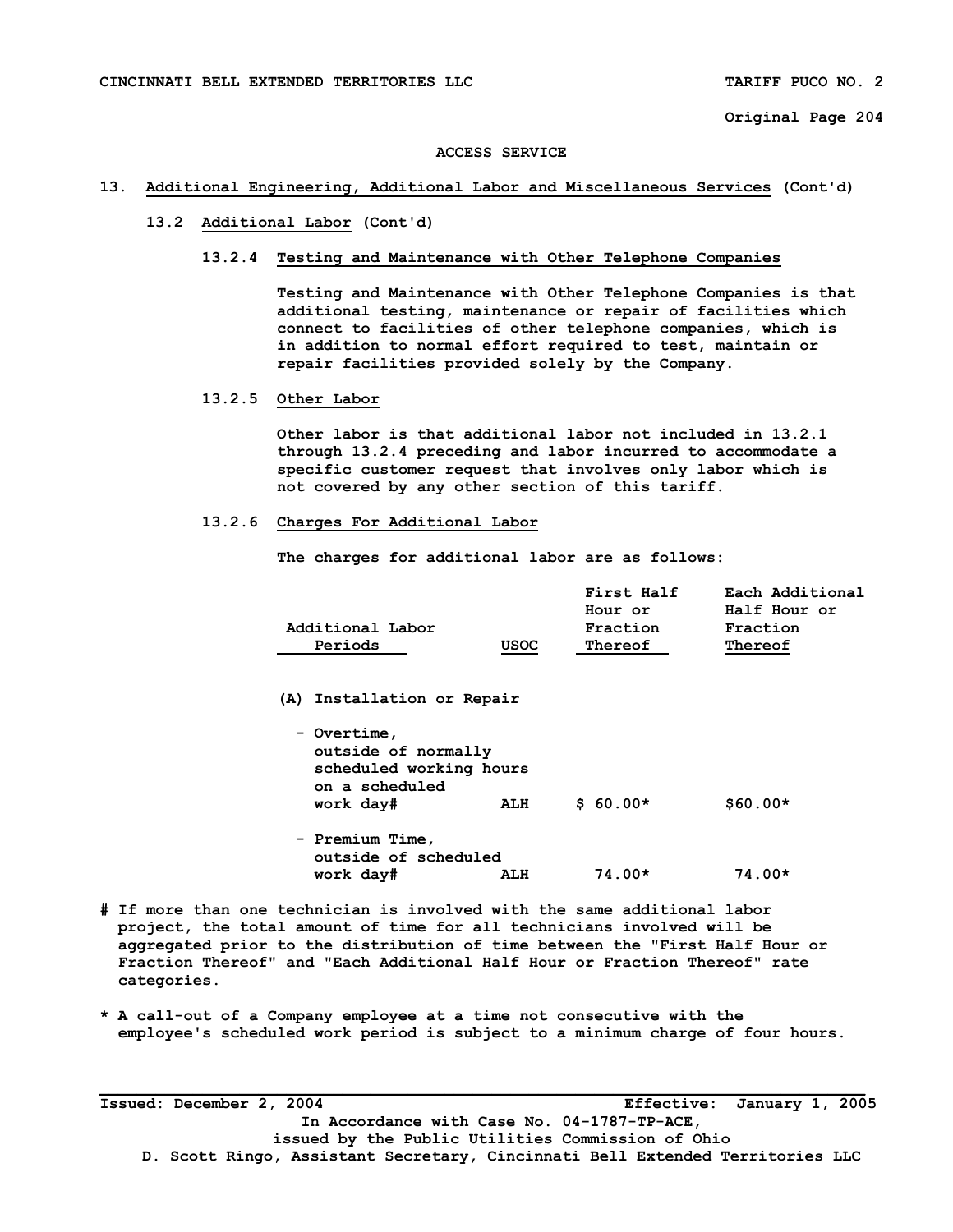ACCESS SERVICE

## 13. Additional Engineering, Additional Labor and Miscellaneous Services (Cont'd)

### 13.2 Additional Labor (Cont'd)

#### 13.2.4 Testing and Maintenance with Other Telephone Companies

Testing and Maintenance with Other Telephone Companies is that additional testing, maintenance or repair of facilities which connect to facilities of other telephone companies, which is in addition to normal effort required to test, maintain or repair facilities provided solely by the Company.

#### 13.2.5 Other Labor

Other labor is that additional labor not included in 13.2.1 through 13.2.4 preceding and labor incurred to accommodate a specific customer request that involves only labor which is not covered by any other section of this tariff.

#### 13.2.6 Charges For Additional Labor

The charges for additional labor are as follows:

| Additional Labor Periods | USOC | First Half Hour or Fraction Thereof | Each Additional Half Hour or Fraction Thereof |
|---|---|---|---|
| (A) Installation or Repair | | | |
| - Overtime, outside of normally scheduled working hours on a scheduled work day# | ALH | $ 60.00* | $60.00* |
| - Premium Time, outside of scheduled work day# | ALH | 74.00* | 74.00* |

# If more than one technician is involved with the same additional labor project, the total amount of time for all technicians involved will be aggregated prior to the distribution of time between the "First Half Hour or Fraction Thereof" and "Each Additional Half Hour or Fraction Thereof" rate categories.

* A call-out of a Company employee at a time not consecutive with the employee's scheduled work period is subject to a minimum charge of four hours.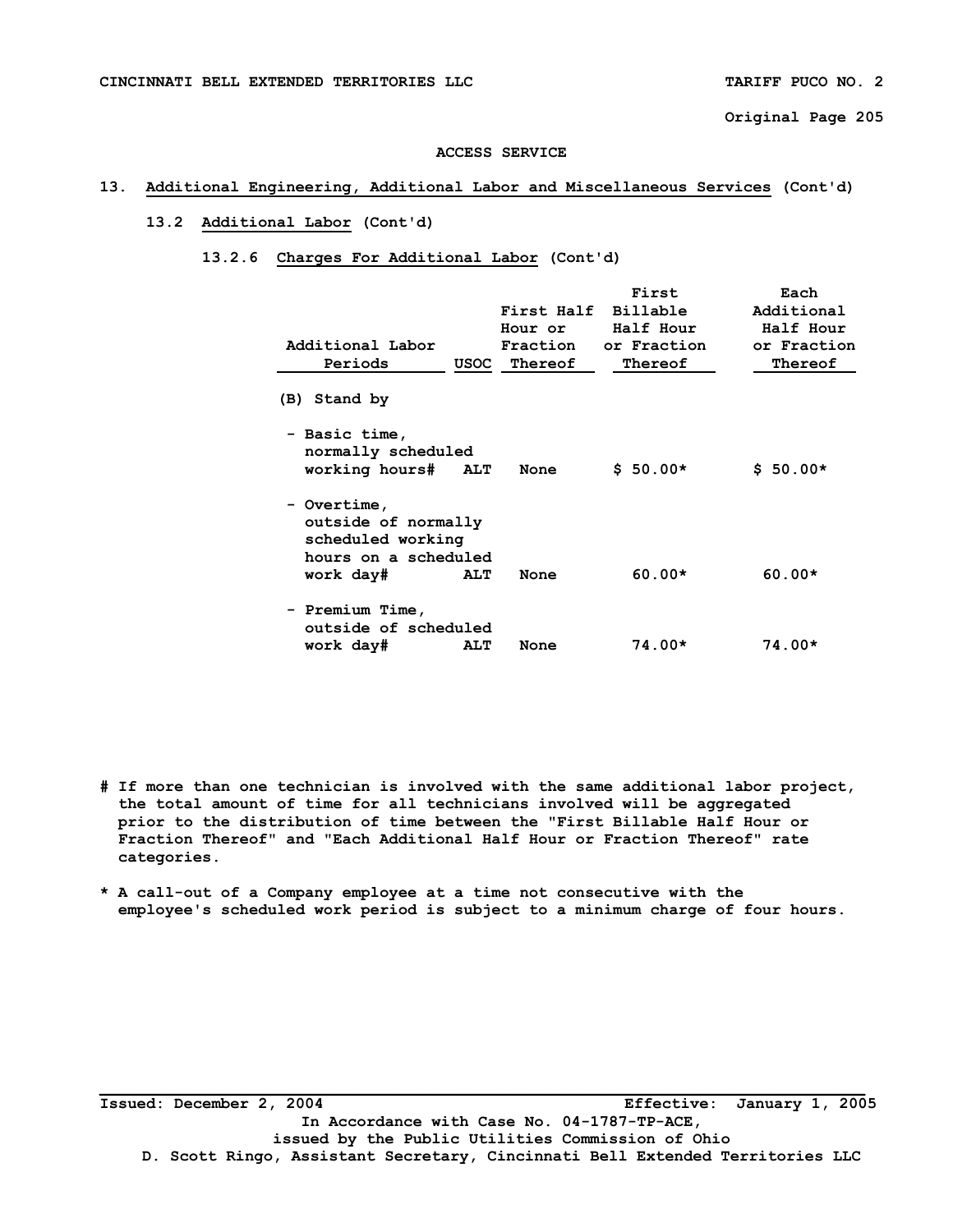ACCESS SERVICE

## 13. Additional Engineering, Additional Labor and Miscellaneous Services (Cont'd)

### 13.2 Additional Labor (Cont'd)

#### 13.2.6 Charges For Additional Labor (Cont'd)

| Additional Labor Periods | USOC | First Half Hour or Fraction Thereof | First Billable Half Hour or Fraction Thereof | Each Additional Half Hour or Fraction Thereof |
|---|---|---|---|---|
| (B) Stand by | | | | |
| - Basic time, normally scheduled working hours# | ALT | None | $ 50.00* | $ 50.00* |
| - Overtime, outside of normally scheduled working hours on a scheduled work day# | ALT | None | 60.00* | 60.00* |
| - Premium Time, outside of scheduled work day# | ALT | None | 74.00* | 74.00* |

# If more than one technician is involved with the same additional labor project, the total amount of time for all technicians involved will be aggregated prior to the distribution of time between the "First Billable Half Hour or Fraction Thereof" and "Each Additional Half Hour or Fraction Thereof" rate categories.

* A call-out of a Company employee at a time not consecutive with the employee's scheduled work period is subject to a minimum charge of four hours.

Issued: December 2, 2004 Effective: January 1, 2005

In Accordance with Case No. 04-1787-TP-ACE, issued by the Public Utilities Commission of Ohio

D. Scott Ringo, Assistant Secretary, Cincinnati Bell Extended Territories LLC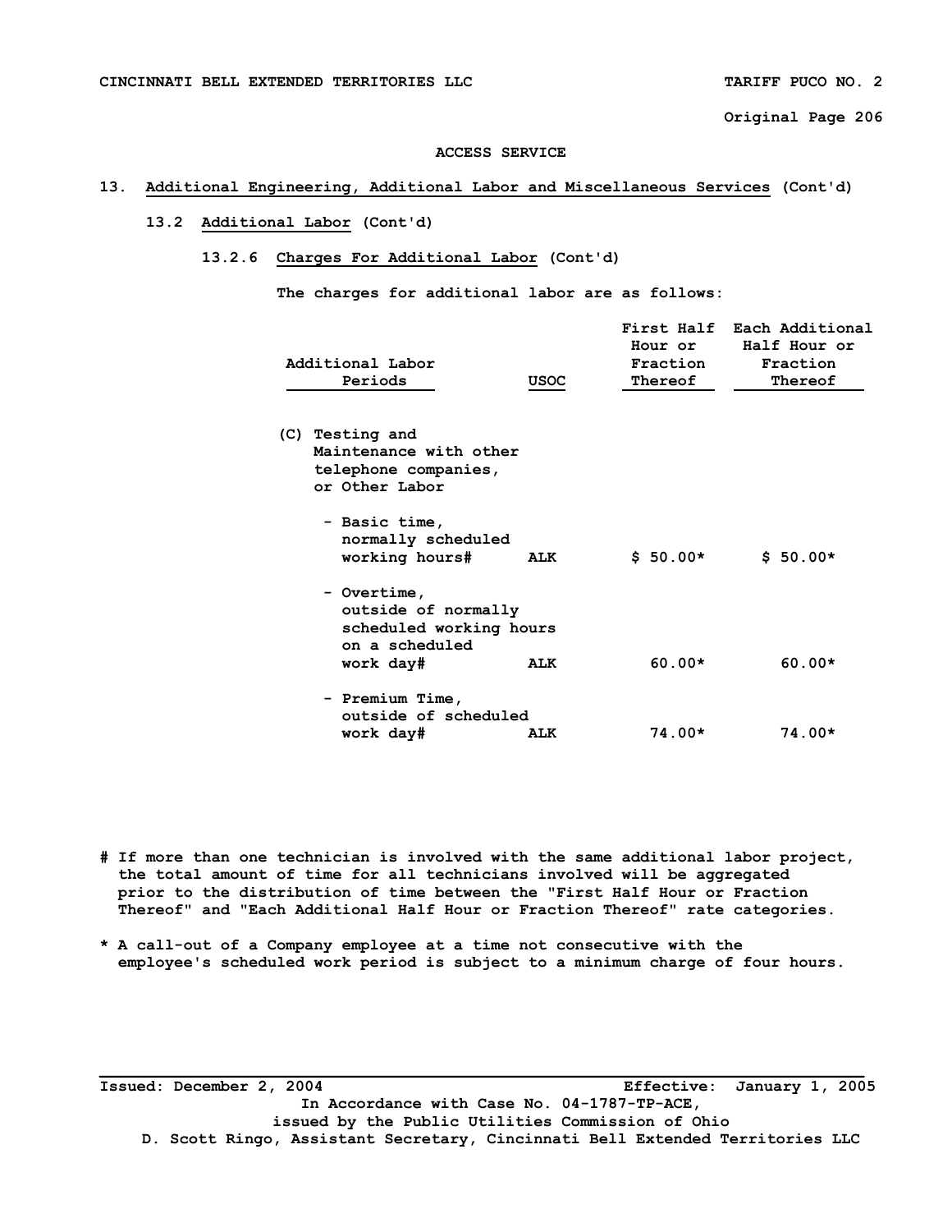ACCESS SERVICE

## 13. Additional Engineering, Additional Labor and Miscellaneous Services (Cont'd)

### 13.2 Additional Labor (Cont'd)

#### 13.2.6 Charges For Additional Labor (Cont'd)

The charges for additional labor are as follows:

| Additional Labor Periods | USOC | First Half Hour or Fraction Thereof | Each Additional Half Hour or Fraction Thereof |
|---|---|---|---|
| (C) Testing and Maintenance with other telephone companies, or Other Labor | | | |
| - Basic time, normally scheduled working hours# | ALK | $ 50.00* | $ 50.00* |
| - Overtime, outside of normally scheduled working hours on a scheduled work day# | ALK | 60.00* | 60.00* |
| - Premium Time, outside of scheduled work day# | ALK | 74.00* | 74.00* |

# If more than one technician is involved with the same additional labor project, the total amount of time for all technicians involved will be aggregated prior to the distribution of time between the "First Half Hour or Fraction Thereof" and "Each Additional Half Hour or Fraction Thereof" rate categories.

* A call-out of a Company employee at a time not consecutive with the employee's scheduled work period is subject to a minimum charge of four hours.

Issued: December 2, 2004 Effective: January 1, 2005
In Accordance with Case No. 04-1787-TP-ACE,
issued by the Public Utilities Commission of Ohio
D. Scott Ringo, Assistant Secretary, Cincinnati Bell Extended Territories LLC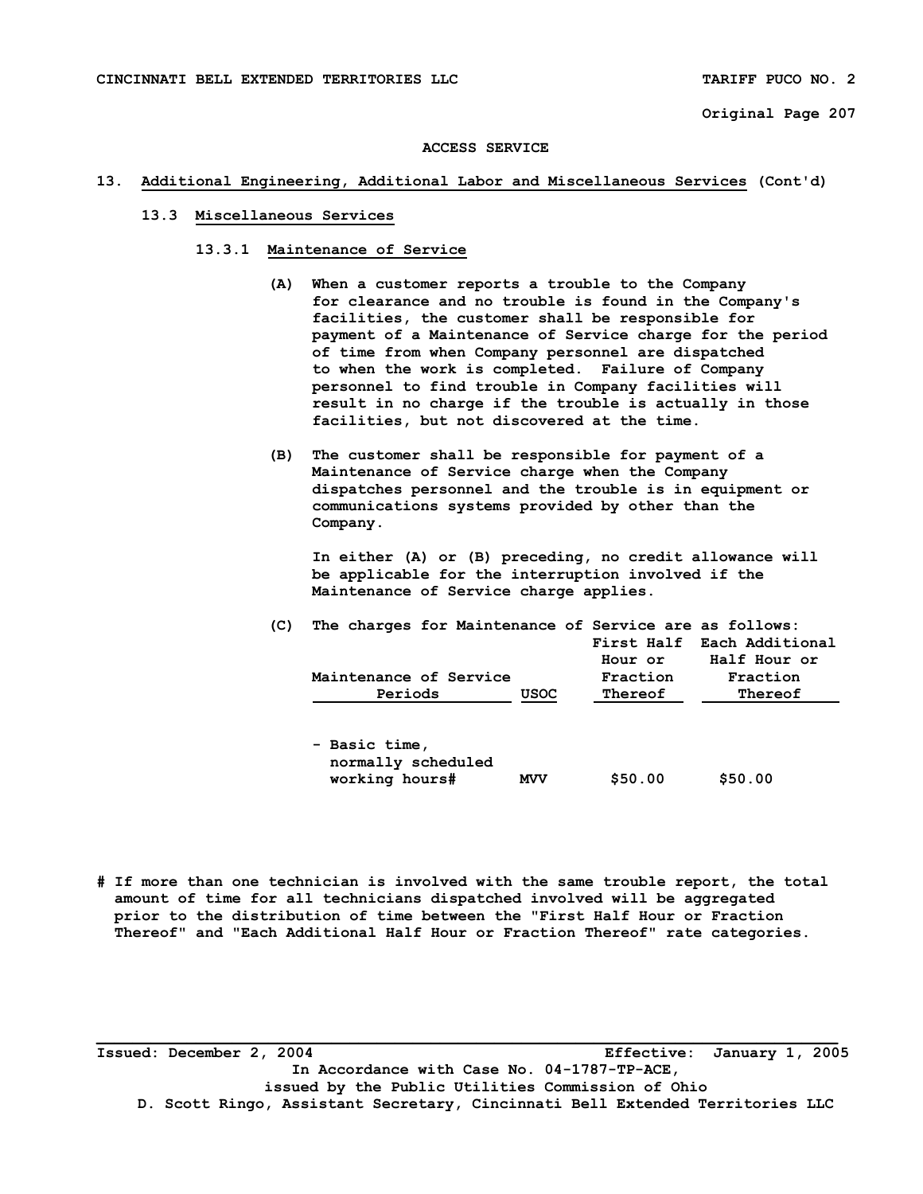# ACCESS SERVICE

## 13. Additional Engineering, Additional Labor and Miscellaneous Services (Cont'd)

### 13.3 Miscellaneous Services

#### 13.3.1 Maintenance of Service

(A) When a customer reports a trouble to the Company for clearance and no trouble is found in the Company's facilities, the customer shall be responsible for payment of a Maintenance of Service charge for the period of time from when Company personnel are dispatched to when the work is completed. Failure of Company personnel to find trouble in Company facilities will result in no charge if the trouble is actually in those facilities, but not discovered at the time.

(B) The customer shall be responsible for payment of a Maintenance of Service charge when the Company dispatches personnel and the trouble is in equipment or communications systems provided by other than the Company.

In either (A) or (B) preceding, no credit allowance will be applicable for the interruption involved if the Maintenance of Service charge applies.

(C) The charges for Maintenance of Service are as follows:

| Maintenance of Service Periods | USOC | First Half Hour or Fraction Thereof | Each Additional Half Hour or Fraction Thereof |
|---|---|---|---|
| - Basic time, normally scheduled working hours# | MVV | $50.00 | $50.00 |

# If more than one technician is involved with the same trouble report, the total amount of time for all technicians dispatched involved will be aggregated prior to the distribution of time between the "First Half Hour or Fraction Thereof" and "Each Additional Half Hour or Fraction Thereof" rate categories.

Issued: December 2, 2004 Effective: January 1, 2005

In Accordance with Case No. 04-1787-TP-ACE, issued by the Public Utilities Commission of Ohio

D. Scott Ringo, Assistant Secretary, Cincinnati Bell Extended Territories LLC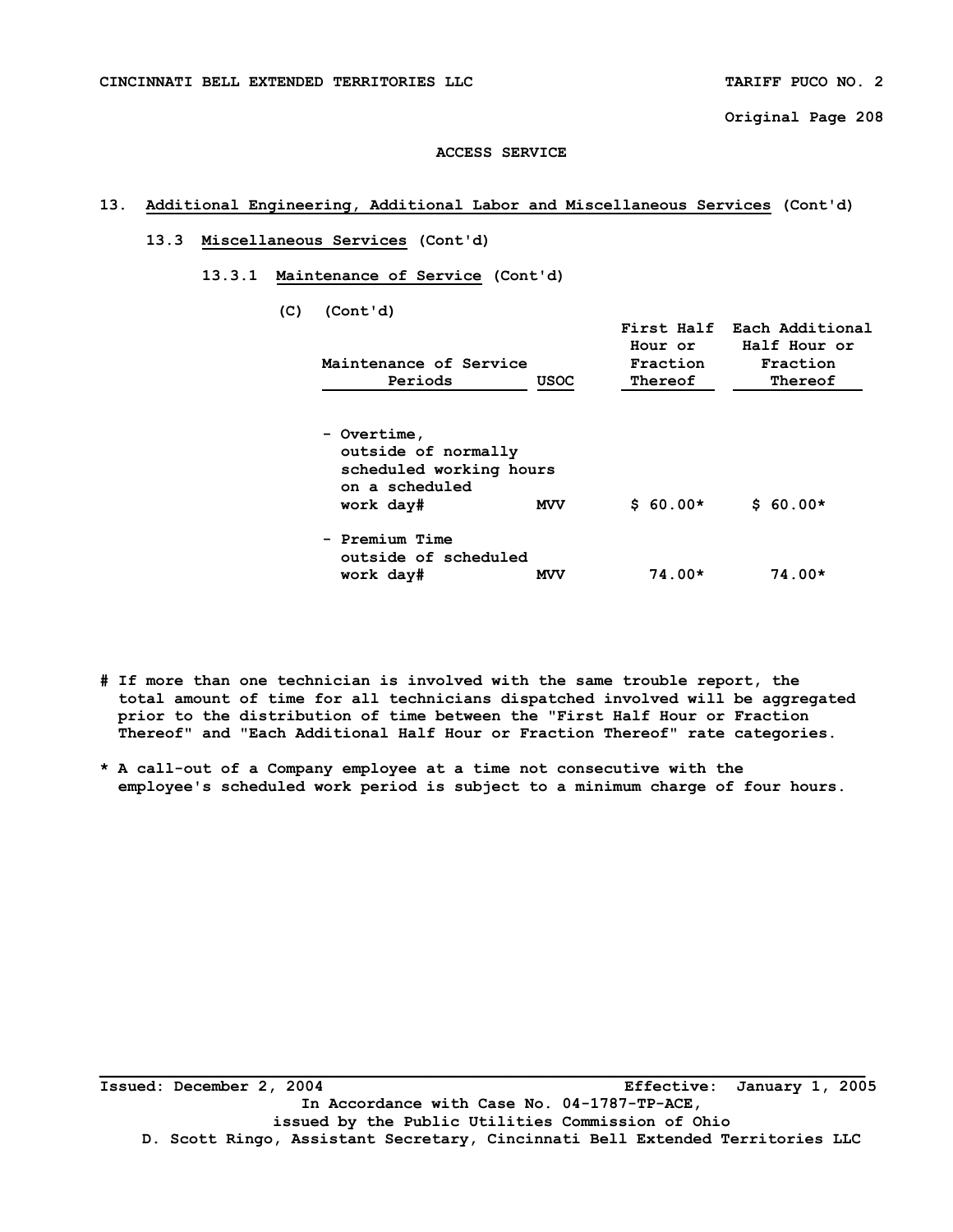ACCESS SERVICE

## 13. Additional Engineering, Additional Labor and Miscellaneous Services (Cont'd)

### 13.3 Miscellaneous Services (Cont'd)

#### 13.3.1 Maintenance of Service (Cont'd)

(C) (Cont'd)

| Maintenance of Service Periods | USOC | First Half Hour or Fraction Thereof | Each Additional Half Hour or Fraction Thereof |
|---|---|---|---|
| - Overtime, outside of normally scheduled working hours on a scheduled work day# | MVV | $ 60.00* | $ 60.00* |
| - Premium Time outside of scheduled work day# | MVV | 74.00* | 74.00* |

# If more than one technician is involved with the same trouble report, the total amount of time for all technicians dispatched involved will be aggregated prior to the distribution of time between the "First Half Hour or Fraction Thereof" and "Each Additional Half Hour or Fraction Thereof" rate categories.

* A call-out of a Company employee at a time not consecutive with the employee's scheduled work period is subject to a minimum charge of four hours.

Issued: December 2, 2004 Effective: January 1, 2005

In Accordance with Case No. 04-1787-TP-ACE, issued by the Public Utilities Commission of Ohio

D. Scott Ringo, Assistant Secretary, Cincinnati Bell Extended Territories LLC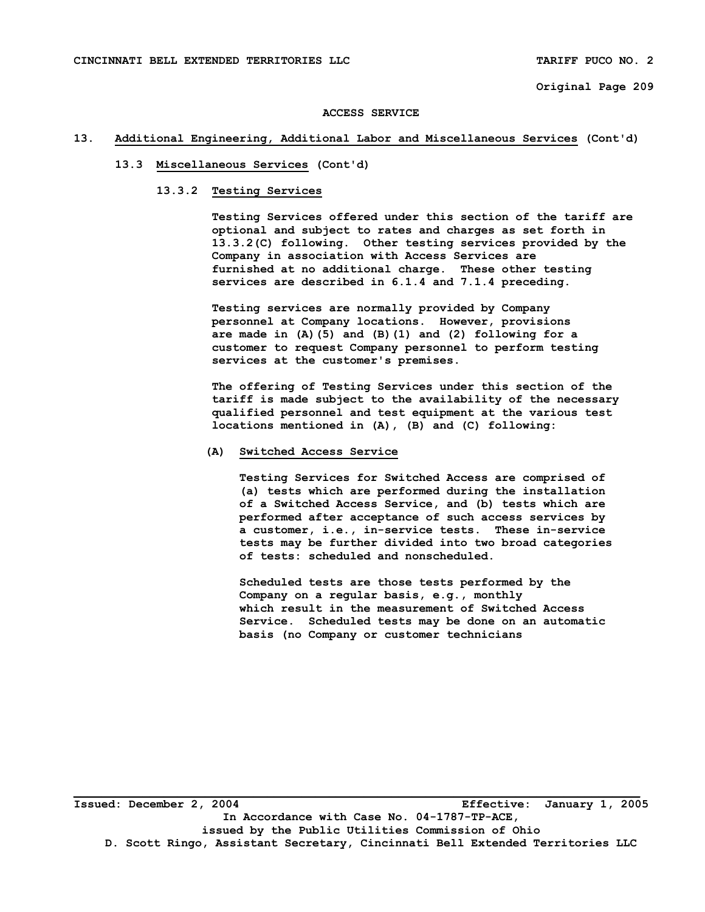## ACCESS SERVICE

## 13. Additional Engineering, Additional Labor and Miscellaneous Services (Cont'd)

### 13.3 Miscellaneous Services (Cont'd)

#### 13.3.2 Testing Services

Testing Services offered under this section of the tariff are optional and subject to rates and charges as set forth in 13.3.2(C) following. Other testing services provided by the Company in association with Access Services are furnished at no additional charge. These other testing services are described in 6.1.4 and 7.1.4 preceding.

Testing services are normally provided by Company personnel at Company locations. However, provisions are made in (A)(5) and (B)(1) and (2) following for a customer to request Company personnel to perform testing services at the customer's premises.

The offering of Testing Services under this section of the tariff is made subject to the availability of the necessary qualified personnel and test equipment at the various test locations mentioned in (A), (B) and (C) following:

**(A) Switched Access Service**

Testing Services for Switched Access are comprised of (a) tests which are performed during the installation of a Switched Access Service, and (b) tests which are performed after acceptance of such access services by a customer, i.e., in-service tests. These in-service tests may be further divided into two broad categories of tests: scheduled and nonscheduled.

Scheduled tests are those tests performed by the Company on a regular basis, e.g., monthly which result in the measurement of Switched Access Service. Scheduled tests may be done on an automatic basis (no Company or customer technicians

Issued: December 2, 2004 Effective: January 1, 2005

In Accordance with Case No. 04-1787-TP-ACE, issued by the Public Utilities Commission of Ohio

D. Scott Ringo, Assistant Secretary, Cincinnati Bell Extended Territories LLC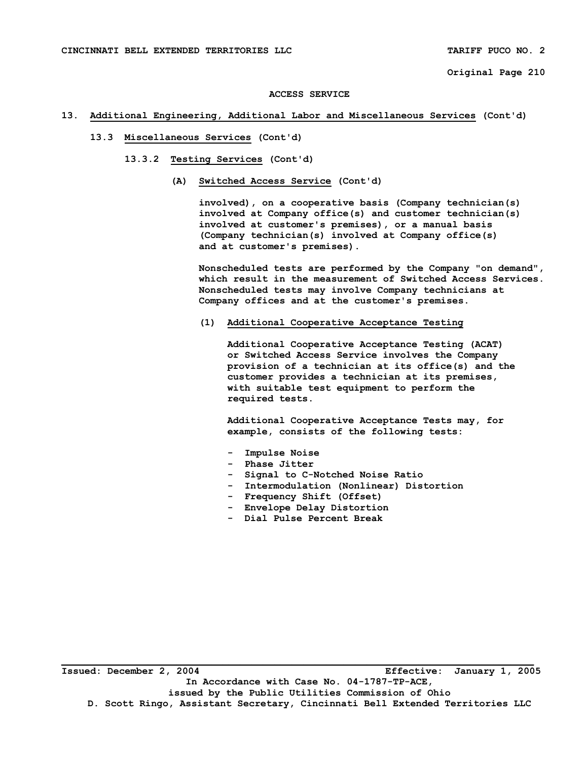# ACCESS SERVICE

## 13. Additional Engineering, Additional Labor and Miscellaneous Services (Cont'd)

### 13.3 Miscellaneous Services (Cont'd)

#### 13.3.2 Testing Services (Cont'd)

##### (A) Switched Access Service (Cont'd)

involved), on a cooperative basis (Company technician(s) involved at Company office(s) and customer technician(s) involved at customer's premises), or a manual basis (Company technician(s) involved at Company office(s) and at customer's premises).

Nonscheduled tests are performed by the Company "on demand", which result in the measurement of Switched Access Services. Nonscheduled tests may involve Company technicians at Company offices and at the customer's premises.

(1) Additional Cooperative Acceptance Testing

Additional Cooperative Acceptance Testing (ACAT) or Switched Access Service involves the Company provision of a technician at its office(s) and the customer provides a technician at its premises, with suitable test equipment to perform the required tests.

Additional Cooperative Acceptance Tests may, for example, consists of the following tests:

- Impulse Noise
- Phase Jitter
- Signal to C-Notched Noise Ratio
- Intermodulation (Nonlinear) Distortion
- Frequency Shift (Offset)
- Envelope Delay Distortion
- Dial Pulse Percent Break

Issued: December 2, 2004 Effective: January 1, 2005

In Accordance with Case No. 04-1787-TP-ACE, issued by the Public Utilities Commission of Ohio

D. Scott Ringo, Assistant Secretary, Cincinnati Bell Extended Territories LLC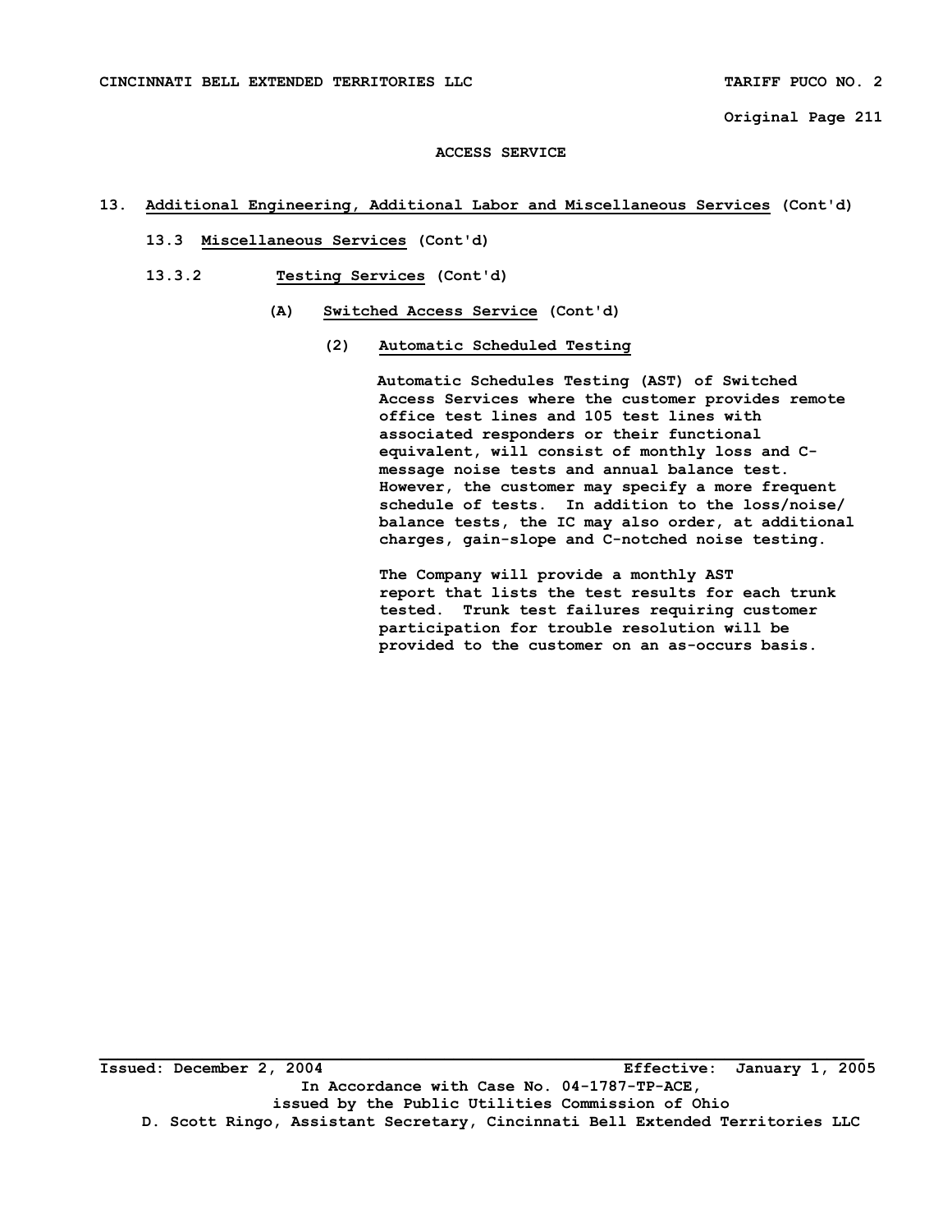ACCESS SERVICE

13. <u>Additional Engineering, Additional Labor and Miscellaneous Services</u> (Cont'd)

13.3 <u>Miscellaneous Services</u> (Cont'd)

13.3.2 <u>Testing Services</u> (Cont'd)

(A) <u>Switched Access Service</u> (Cont'd)

(2) <u>Automatic Scheduled Testing</u>

Automatic Schedules Testing (AST) of Switched Access Services where the customer provides remote office test lines and 105 test lines with associated responders or their functional equivalent, will consist of monthly loss and C-message noise tests and annual balance test. However, the customer may specify a more frequent schedule of tests. In addition to the loss/noise/ balance tests, the IC may also order, at additional charges, gain-slope and C-notched noise testing.

The Company will provide a monthly AST report that lists the test results for each trunk tested. Trunk test failures requiring customer participation for trouble resolution will be provided to the customer on an as-occurs basis.

Issued: December 2, 2004 Effective: January 1, 2005

In Accordance with Case No. 04-1787-TP-ACE, issued by the Public Utilities Commission of Ohio

D. Scott Ringo, Assistant Secretary, Cincinnati Bell Extended Territories LLC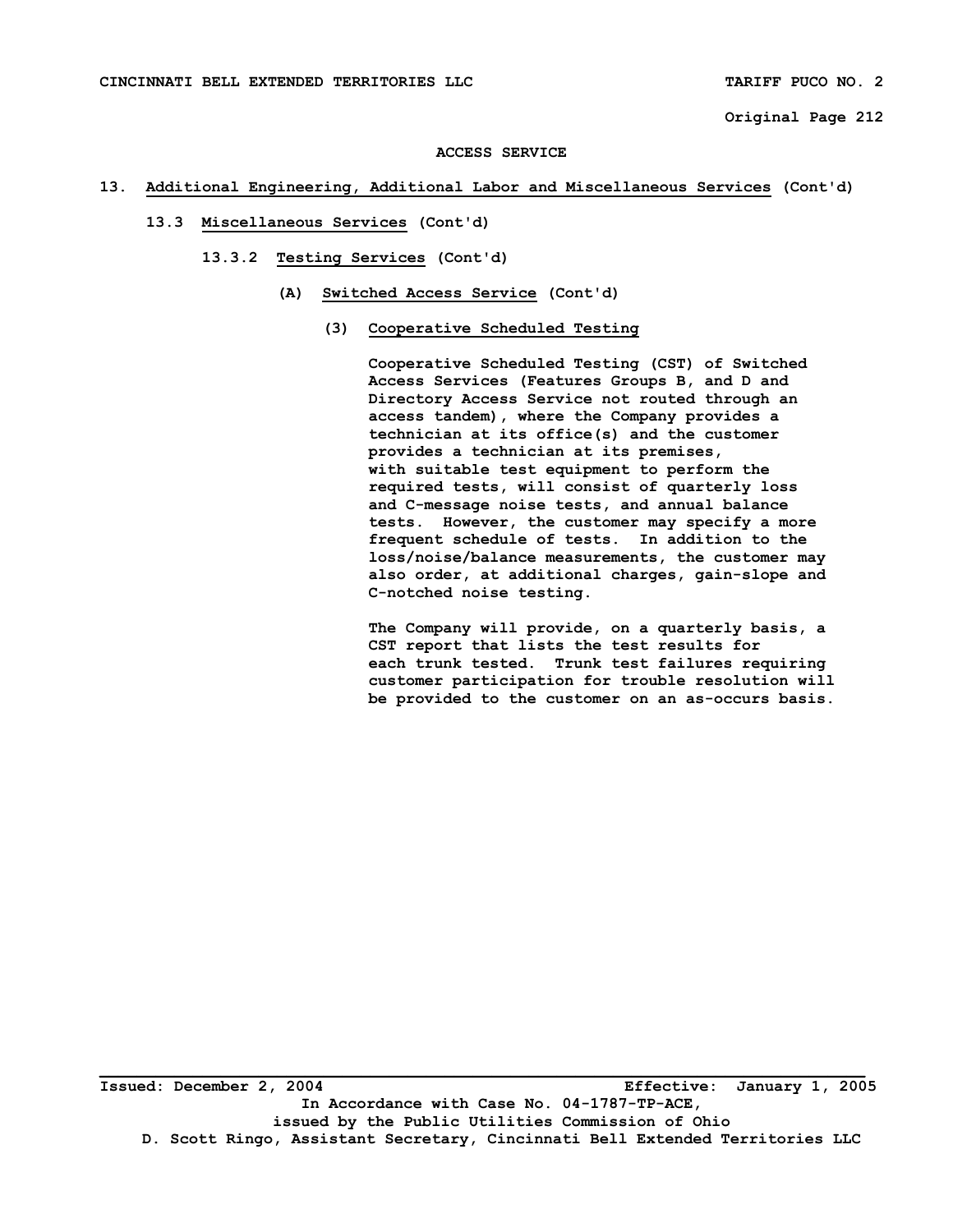## ACCESS SERVICE

### 13. Additional Engineering, Additional Labor and Miscellaneous Services (Cont'd)

#### 13.3 Miscellaneous Services (Cont'd)

##### 13.3.2 Testing Services (Cont'd)

**(A) Switched Access Service (Cont'd)**

**(3) Cooperative Scheduled Testing**

Cooperative Scheduled Testing (CST) of Switched Access Services (Features Groups B, and D and Directory Access Service not routed through an access tandem), where the Company provides a technician at its office(s) and the customer provides a technician at its premises, with suitable test equipment to perform the required tests, will consist of quarterly loss and C-message noise tests, and annual balance tests. However, the customer may specify a more frequent schedule of tests. In addition to the loss/noise/balance measurements, the customer may also order, at additional charges, gain-slope and C-notched noise testing.

The Company will provide, on a quarterly basis, a CST report that lists the test results for each trunk tested. Trunk test failures requiring customer participation for trouble resolution will be provided to the customer on an as-occurs basis.

Issued: December 2, 2004 Effective: January 1, 2005

In Accordance with Case No. 04-1787-TP-ACE, issued by the Public Utilities Commission of Ohio

D. Scott Ringo, Assistant Secretary, Cincinnati Bell Extended Territories LLC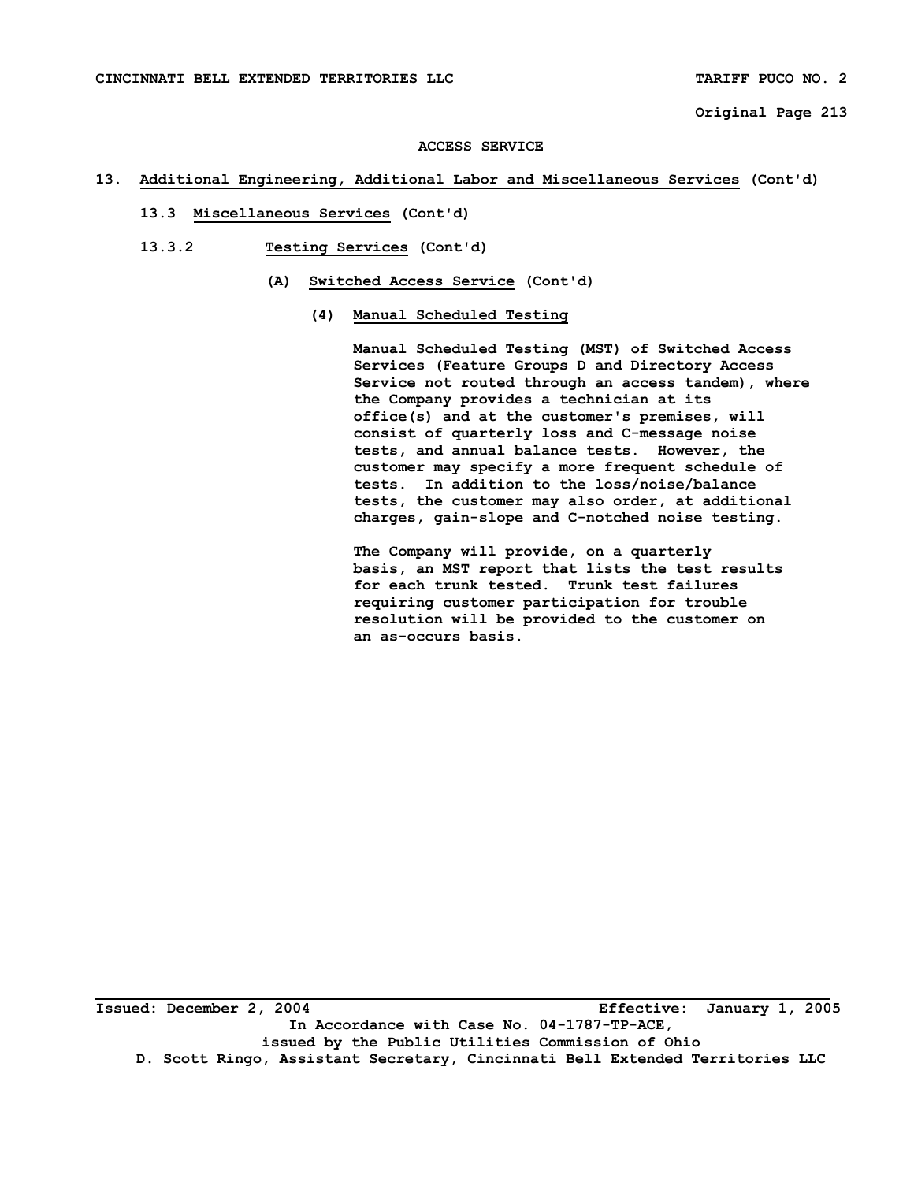ACCESS SERVICE

13. Additional Engineering, Additional Labor and Miscellaneous Services (Cont'd)

13.3 Miscellaneous Services (Cont'd)

13.3.2 Testing Services (Cont'd)

(A) Switched Access Service (Cont'd)

(4) Manual Scheduled Testing

Manual Scheduled Testing (MST) of Switched Access Services (Feature Groups D and Directory Access Service not routed through an access tandem), where the Company provides a technician at its office(s) and at the customer's premises, will consist of quarterly loss and C-message noise tests, and annual balance tests. However, the customer may specify a more frequent schedule of tests. In addition to the loss/noise/balance tests, the customer may also order, at additional charges, gain-slope and C-notched noise testing.

The Company will provide, on a quarterly basis, an MST report that lists the test results for each trunk tested. Trunk test failures requiring customer participation for trouble resolution will be provided to the customer on an as-occurs basis.

Issued: December 2, 2004 Effective: January 1, 2005

In Accordance with Case No. 04-1787-TP-ACE, issued by the Public Utilities Commission of Ohio

D. Scott Ringo, Assistant Secretary, Cincinnati Bell Extended Territories LLC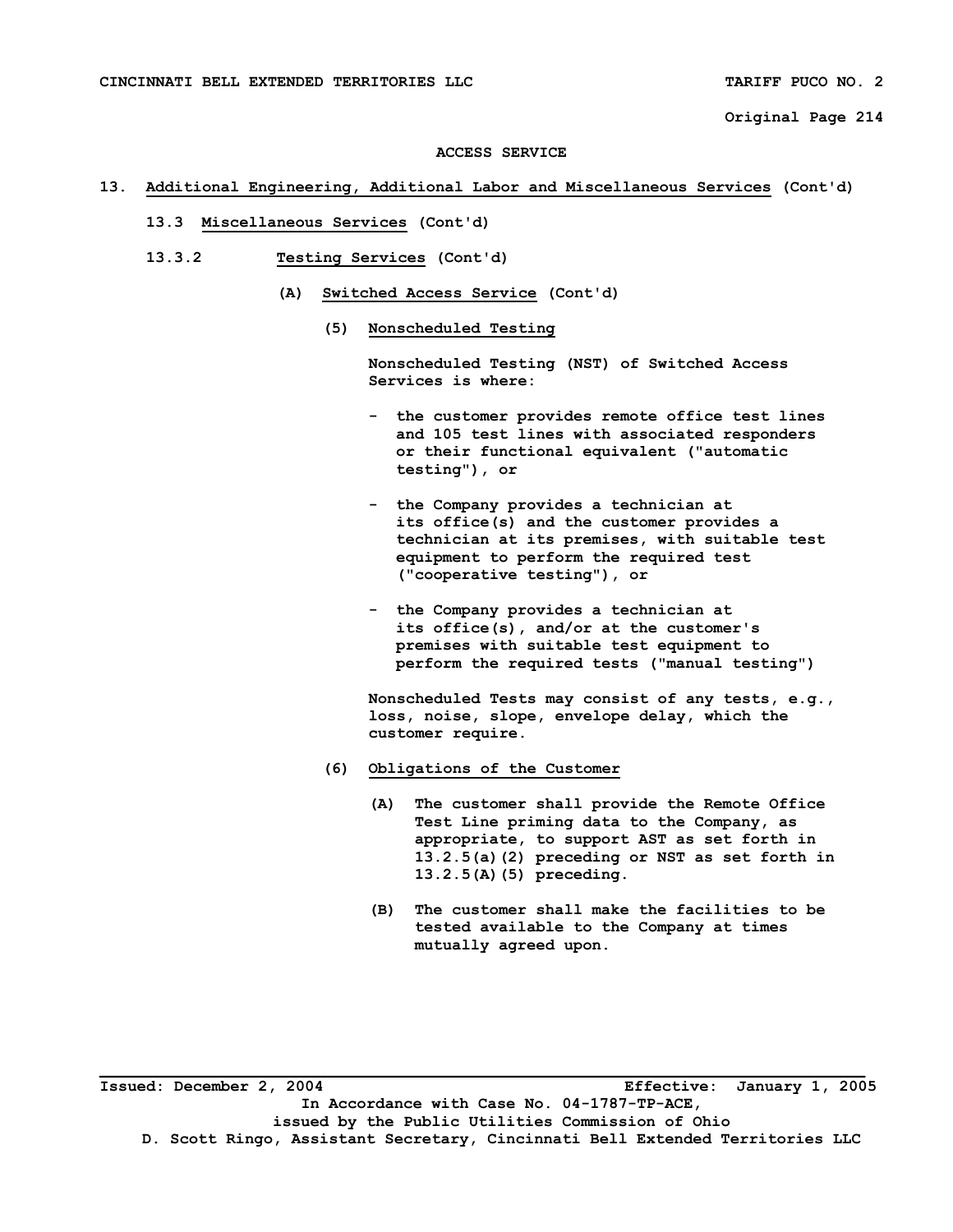ACCESS SERVICE

## 13. Additional Engineering, Additional Labor and Miscellaneous Services (Cont'd)

### 13.3 Miscellaneous Services (Cont'd)

#### 13.3.2 Testing Services (Cont'd)

##### (A) Switched Access Service (Cont'd)

**(5) Nonscheduled Testing**

Nonscheduled Testing (NST) of Switched Access Services is where:

- the customer provides remote office test lines and 105 test lines with associated responders or their functional equivalent ("automatic testing"), or

- the Company provides a technician at its office(s) and the customer provides a technician at its premises, with suitable test equipment to perform the required test ("cooperative testing"), or

- the Company provides a technician at its office(s), and/or at the customer's premises with suitable test equipment to perform the required tests ("manual testing")

Nonscheduled Tests may consist of any tests, e.g., loss, noise, slope, envelope delay, which the customer require.

**(6) Obligations of the Customer**

(A) The customer shall provide the Remote Office Test Line priming data to the Company, as appropriate, to support AST as set forth in 13.2.5(a)(2) preceding or NST as set forth in 13.2.5(A)(5) preceding.

(B) The customer shall make the facilities to be tested available to the Company at times mutually agreed upon.

Issued: December 2, 2004 Effective: January 1, 2005

In Accordance with Case No. 04-1787-TP-ACE,
issued by the Public Utilities Commission of Ohio
D. Scott Ringo, Assistant Secretary, Cincinnati Bell Extended Territories LLC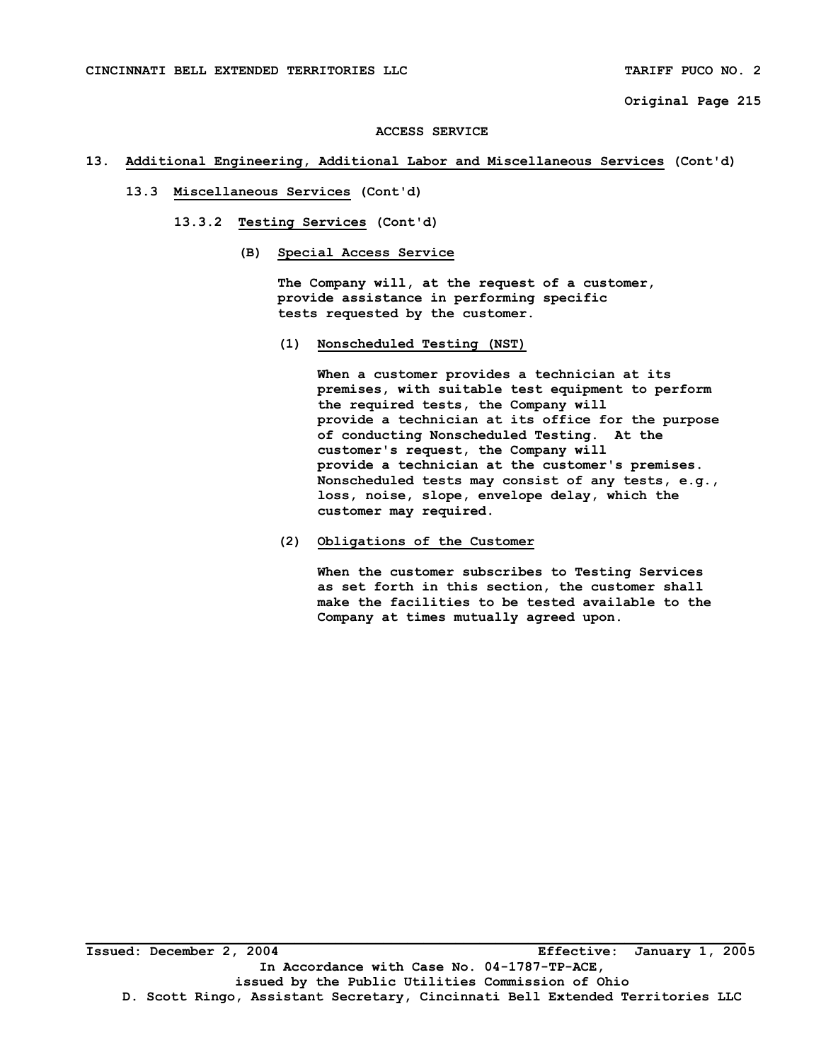**ACCESS SERVICE**

13. Additional Engineering, Additional Labor and Miscellaneous Services (Cont'd)

13.3 Miscellaneous Services (Cont'd)

13.3.2 Testing Services (Cont'd)

(B) Special Access Service

The Company will, at the request of a customer, provide assistance in performing specific tests requested by the customer.

(1) Nonscheduled Testing (NST)

When a customer provides a technician at its premises, with suitable test equipment to perform the required tests, the Company will provide a technician at its office for the purpose of conducting Nonscheduled Testing. At the customer's request, the Company will provide a technician at the customer's premises. Nonscheduled tests may consist of any tests, e.g., loss, noise, slope, envelope delay, which the customer may required.

(2) Obligations of the Customer

When the customer subscribes to Testing Services as set forth in this section, the customer shall make the facilities to be tested available to the Company at times mutually agreed upon.

Issued: December 2, 2004 Effective: January 1, 2005

In Accordance with Case No. 04-1787-TP-ACE, issued by the Public Utilities Commission of Ohio

D. Scott Ringo, Assistant Secretary, Cincinnati Bell Extended Territories LLC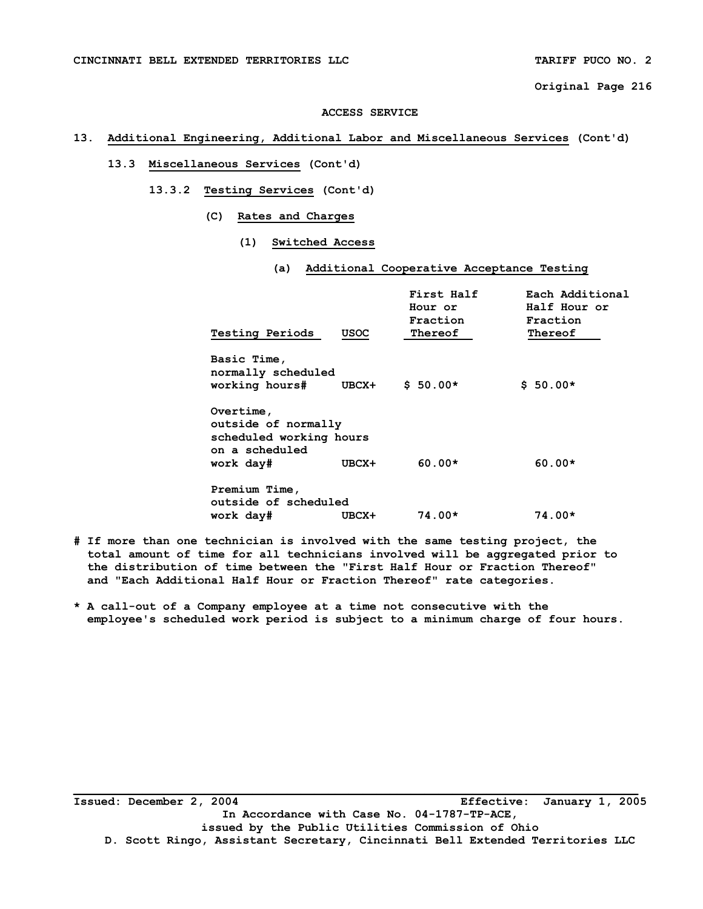ACCESS SERVICE

13. Additional Engineering, Additional Labor and Miscellaneous Services (Cont'd)

13.3 Miscellaneous Services (Cont'd)

13.3.2 Testing Services (Cont'd)

(C) Rates and Charges

(1) Switched Access

(a) Additional Cooperative Acceptance Testing

| Testing Periods | USOC | First Half Hour or Fraction Thereof | Each Additional Half Hour or Fraction Thereof |
|---|---|---|---|
| Basic Time, normally scheduled working hours# | UBCX+ | $ 50.00* | $ 50.00* |
| Overtime, outside of normally scheduled working hours on a scheduled work day# | UBCX+ | 60.00* | 60.00* |
| Premium Time, outside of scheduled work day# | UBCX+ | 74.00* | 74.00* |

\# If more than one technician is involved with the same testing project, the total amount of time for all technicians involved will be aggregated prior to the distribution of time between the "First Half Hour or Fraction Thereof" and "Each Additional Half Hour or Fraction Thereof" rate categories.

\* A call-out of a Company employee at a time not consecutive with the employee's scheduled work period is subject to a minimum charge of four hours.

Issued: December 2, 2004 Effective: January 1, 2005

In Accordance with Case No. 04-1787-TP-ACE,
issued by the Public Utilities Commission of Ohio

D. Scott Ringo, Assistant Secretary, Cincinnati Bell Extended Territories LLC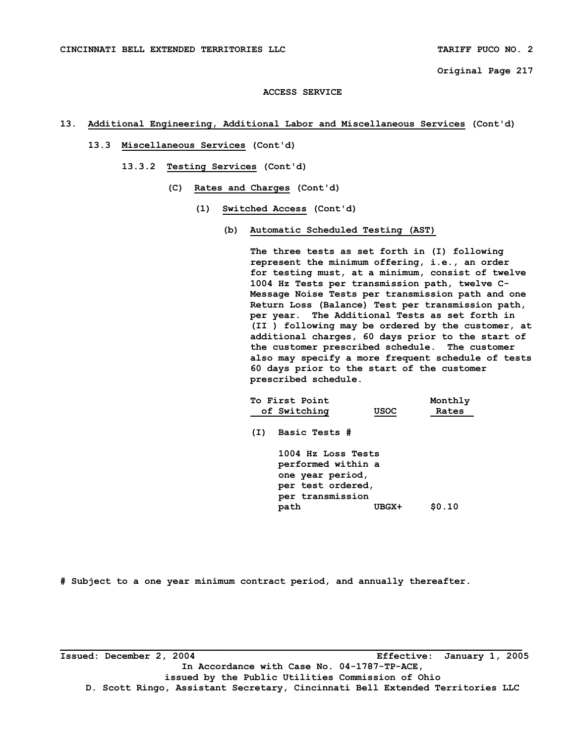CINCINNATI BELL EXTENDED TERRITORIES LLC TARIFF PUCO NO. 2

Original Page 217

ACCESS SERVICE

13. Additional Engineering, Additional Labor and Miscellaneous Services (Cont'd)

13.3 Miscellaneous Services (Cont'd)

13.3.2 Testing Services (Cont'd)

(C) Rates and Charges (Cont'd)

(1) Switched Access (Cont'd)

(b) Automatic Scheduled Testing (AST)

The three tests as set forth in (I) following represent the minimum offering, i.e., an order for testing must, at a minimum, consist of twelve 1004 Hz Tests per transmission path, twelve C-Message Noise Tests per transmission path and one Return Loss (Balance) Test per transmission path, per year. The Additional Tests as set forth in (II ) following may be ordered by the customer, at additional charges, 60 days prior to the start of the customer prescribed schedule. The customer also may specify a more frequent schedule of tests 60 days prior to the start of the customer prescribed schedule.

| To First Point of Switching | USOC | Monthly Rates |
|---|---|---|
| (I) Basic Tests # | | |
| 1004 Hz Loss Tests performed within a one year period, per test ordered, per transmission path | UBGX+ | $0.10 |

# Subject to a one year minimum contract period, and annually thereafter.

Issued: December 2, 2004 Effective: January 1, 2005

In Accordance with Case No. 04-1787-TP-ACE, issued by the Public Utilities Commission of Ohio

D. Scott Ringo, Assistant Secretary, Cincinnati Bell Extended Territories LLC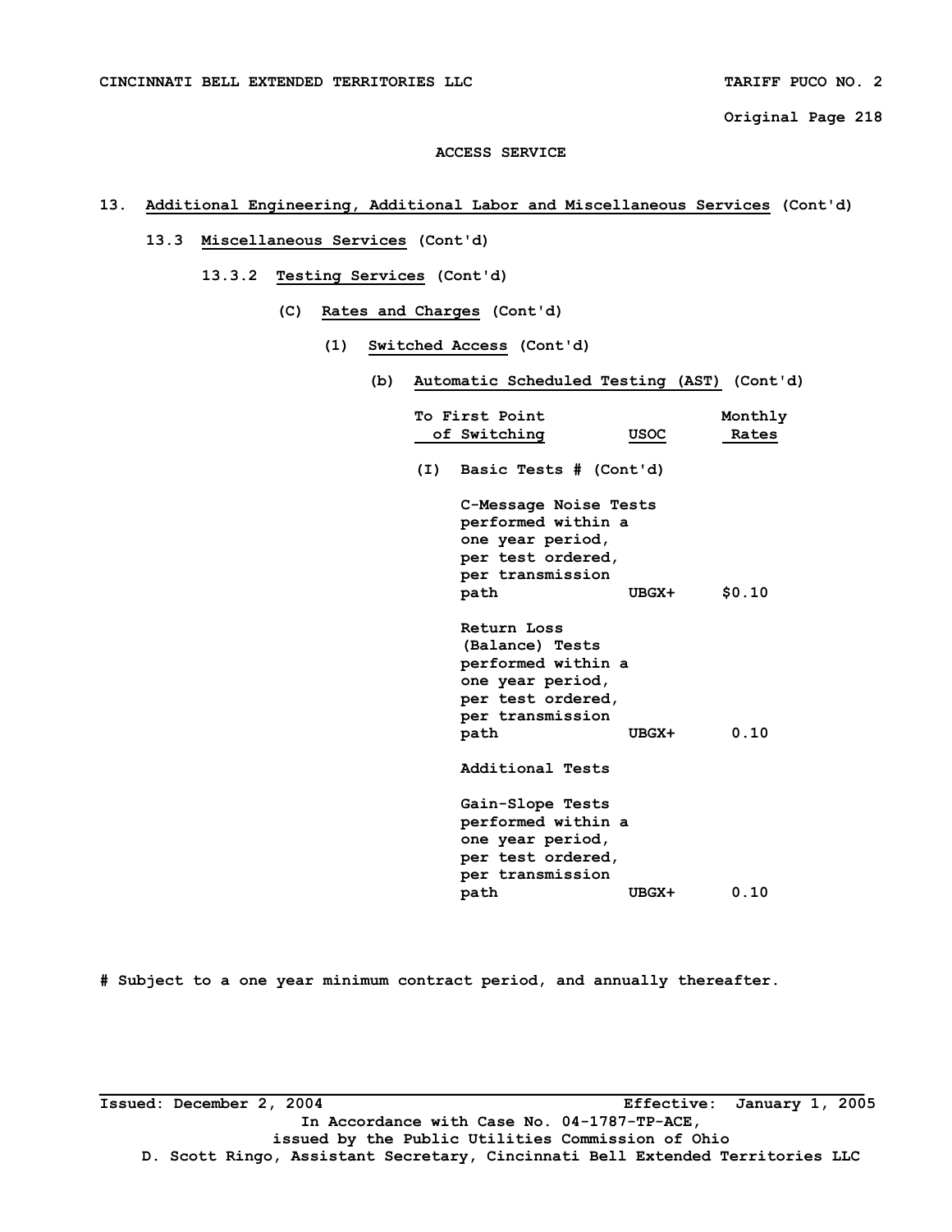ACCESS SERVICE

13. **Additional Engineering, Additional Labor and Miscellaneous Services** (Cont'd)

13.3 **Miscellaneous Services** (Cont'd)

13.3.2 **Testing Services** (Cont'd)

(C) **Rates and Charges** (Cont'd)

(1) **Switched Access** (Cont'd)

(b) **Automatic Scheduled Testing (AST)** (Cont'd)

| To First Point of Switching | USOC | Monthly Rates |
|---|---|---|
| (I) Basic Tests # (Cont'd) | | |
| C-Message Noise Tests performed within a one year period, per test ordered, per transmission path | UBGX+ | $0.10 |
| Return Loss (Balance) Tests performed within a one year period, per test ordered, per transmission path | UBGX+ | 0.10 |
| Additional Tests | | |
| Gain-Slope Tests performed within a one year period, per test ordered, per transmission path | UBGX+ | 0.10 |

# Subject to a one year minimum contract period, and annually thereafter.

Issued: December 2, 2004 Effective: January 1, 2005

In Accordance with Case No. 04-1787-TP-ACE, issued by the Public Utilities Commission of Ohio

D. Scott Ringo, Assistant Secretary, Cincinnati Bell Extended Territories LLC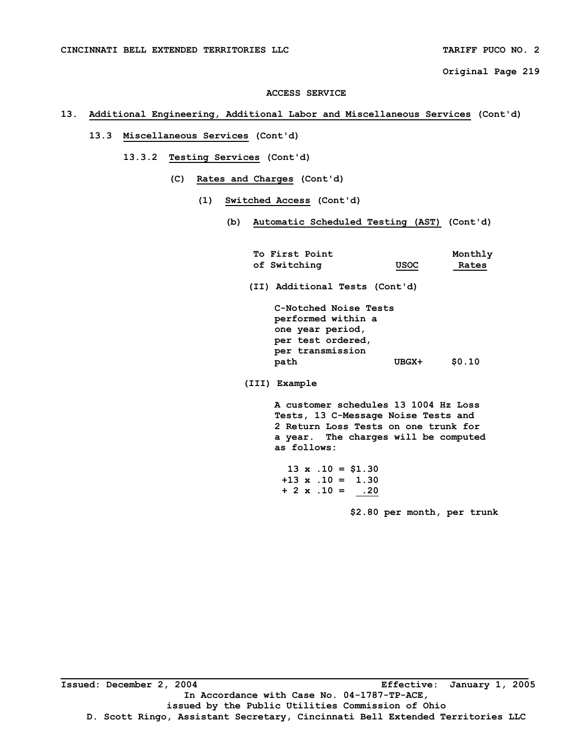**ACCESS SERVICE**

**13. Additional Engineering, Additional Labor and Miscellaneous Services (Cont'd)**

**13.3 Miscellaneous Services (Cont'd)**

**13.3.2 Testing Services (Cont'd)**

**(C) Rates and Charges (Cont'd)**

**(1) Switched Access (Cont'd)**

**(b) Automatic Scheduled Testing (AST) (Cont'd)**

| To First Point of Switching | USOC | Monthly Rates |
|---|---|---|
| **(II) Additional Tests (Cont'd)** | | |
| C-Notched Noise Tests performed within a one year period, per test ordered, per transmission path | UBGX+ | $0.10 |

**(III) Example**

A customer schedules 13 1004 Hz Loss Tests, 13 C-Message Noise Tests and 2 Return Loss Tests on one trunk for a year. The charges will be computed as follows:

```
  13 x .10 = $1.30
 +13 x .10 =  1.30
 + 2 x .10 =   .20
```

$2.80 per month, per trunk

Issued: December 2, 2004 — Effective: January 1, 2005

In Accordance with Case No. 04-1787-TP-ACE, issued by the Public Utilities Commission of Ohio

D. Scott Ringo, Assistant Secretary, Cincinnati Bell Extended Territories LLC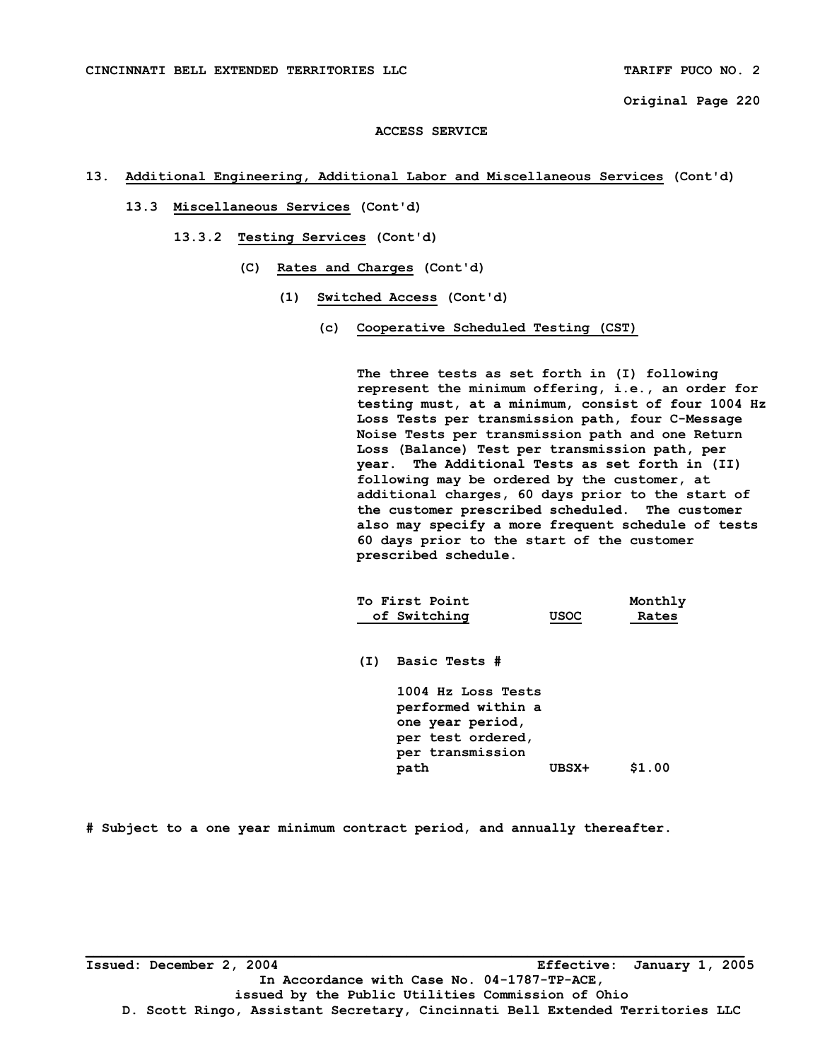ACCESS SERVICE

13. **Additional Engineering, Additional Labor and Miscellaneous Services** (Cont'd)

13.3 **Miscellaneous Services** (Cont'd)

13.3.2 **Testing Services** (Cont'd)

(C) **Rates and Charges** (Cont'd)

(1) **Switched Access** (Cont'd)

(c) **Cooperative Scheduled Testing (CST)**

The three tests as set forth in (I) following represent the minimum offering, i.e., an order for testing must, at a minimum, consist of four 1004 Hz Loss Tests per transmission path, four C-Message Noise Tests per transmission path and one Return Loss (Balance) Test per transmission path, per year. The Additional Tests as set forth in (II) following may be ordered by the customer, at additional charges, 60 days prior to the start of the customer prescribed scheduled. The customer also may specify a more frequent schedule of tests 60 days prior to the start of the customer prescribed schedule.

| To First Point of Switching | USOC | Monthly Rates |
|---|---|---|
| (I) Basic Tests # | | |
| 1004 Hz Loss Tests performed within a one year period, per test ordered, per transmission path | UBSX+ | $1.00 |

# Subject to a one year minimum contract period, and annually thereafter.

Issued: December 2, 2004 Effective: January 1, 2005
In Accordance with Case No. 04-1787-TP-ACE,
issued by the Public Utilities Commission of Ohio
D. Scott Ringo, Assistant Secretary, Cincinnati Bell Extended Territories LLC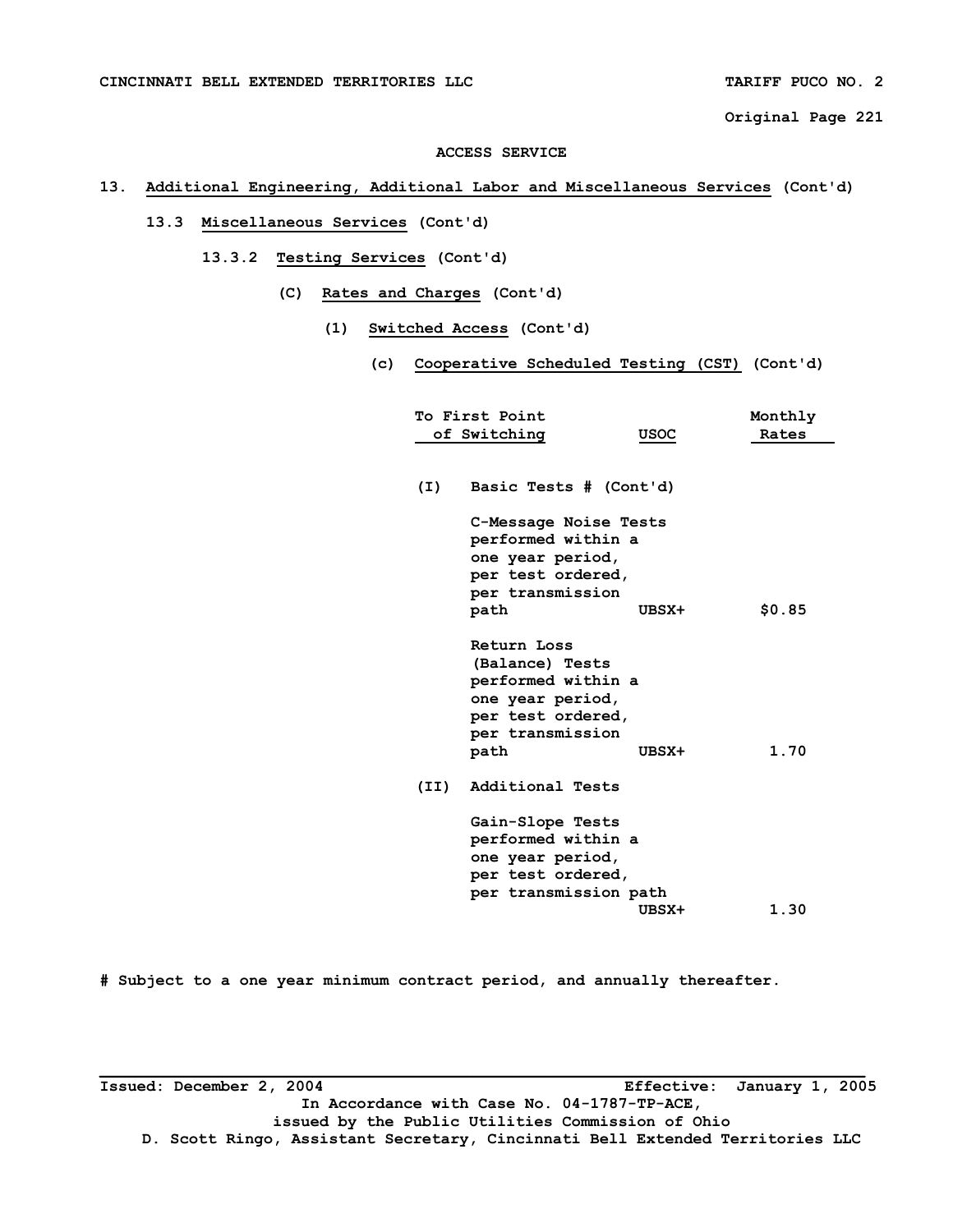ACCESS SERVICE

13. Additional Engineering, Additional Labor and Miscellaneous Services (Cont'd)

13.3 Miscellaneous Services (Cont'd)

13.3.2 Testing Services (Cont'd)

(C) Rates and Charges (Cont'd)

(1) Switched Access (Cont'd)

(c) Cooperative Scheduled Testing (CST) (Cont'd)

| To First Point of Switching | USOC | Monthly Rates |
|---|---|---|
| (I) Basic Tests # (Cont'd) | | |
| C-Message Noise Tests performed within a one year period, per test ordered, per transmission path | UBSX+ | $0.85 |
| Return Loss (Balance) Tests performed within a one year period, per test ordered, per transmission path | UBSX+ | 1.70 |
| (II) Additional Tests | | |
| Gain-Slope Tests performed within a one year period, per test ordered, per transmission path | UBSX+ | 1.30 |

# Subject to a one year minimum contract period, and annually thereafter.

Issued: December 2, 2004 Effective: January 1, 2005

In Accordance with Case No. 04-1787-TP-ACE, issued by the Public Utilities Commission of Ohio

D. Scott Ringo, Assistant Secretary, Cincinnati Bell Extended Territories LLC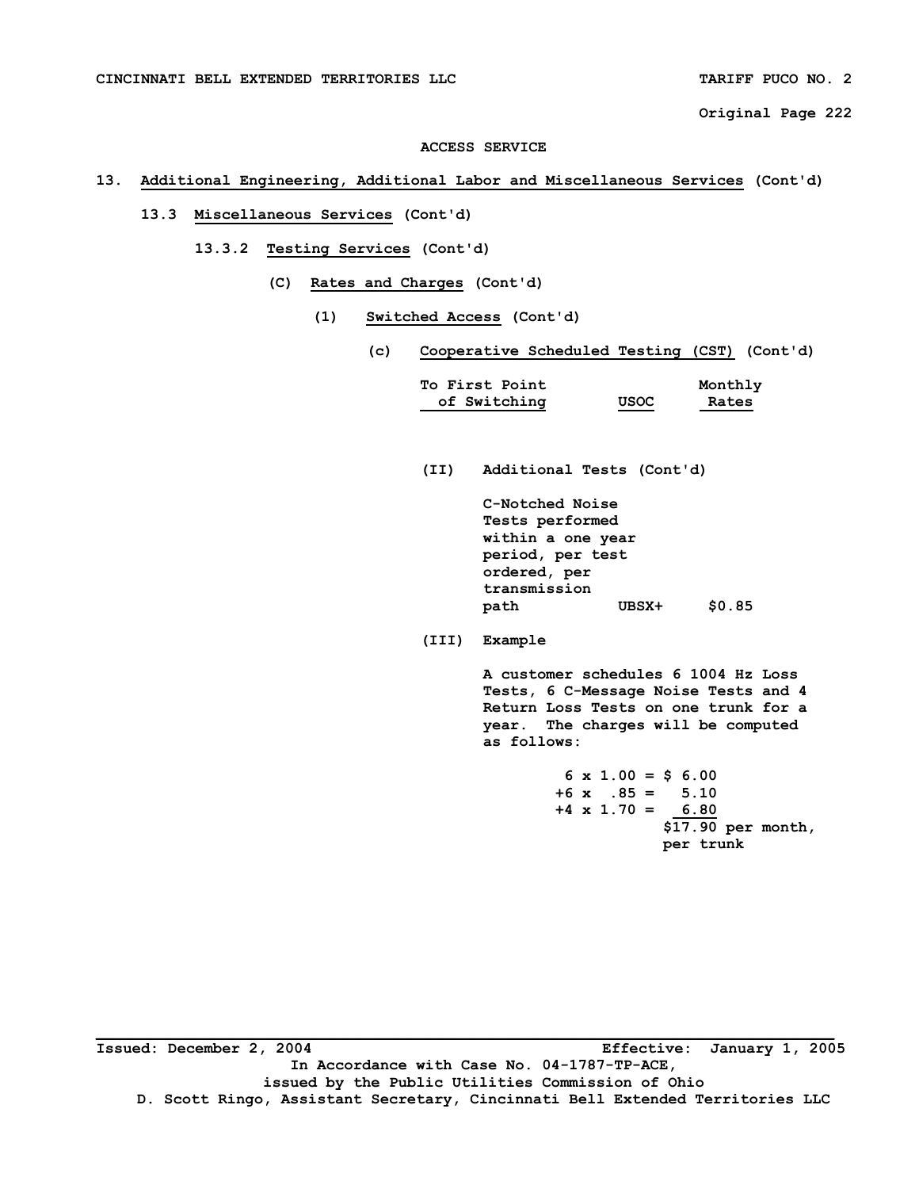CINCINNATI BELL EXTENDED TERRITORIES LLC — TARIFF PUCO NO. 2

Original Page 222

ACCESS SERVICE

13. Additional Engineering, Additional Labor and Miscellaneous Services (Cont'd)

13.3 Miscellaneous Services (Cont'd)

13.3.2 Testing Services (Cont'd)

(C) Rates and Charges (Cont'd)

(1) Switched Access (Cont'd)

(c) Cooperative Scheduled Testing (CST) (Cont'd)

| To First Point of Switching | USOC | Monthly Rates |
|---|---|---|
| **(II) Additional Tests (Cont'd)** | | |
| C-Notched Noise Tests performed within a one year period, per test ordered, per transmission path | UBSX+ | $0.85 |

(III) Example

A customer schedules 6 1004 Hz Loss Tests, 6 C-Message Noise Tests and 4 Return Loss Tests on one trunk for a year. The charges will be computed as follows:

```
 6 x 1.00 = $ 6.00
+6 x  .85 =   5.10
+4 x 1.70 =   6.80
            $17.90 per month,
            per trunk
```

Issued: December 2, 2004 — Effective: January 1, 2005

In Accordance with Case No. 04-1787-TP-ACE, issued by the Public Utilities Commission of Ohio

D. Scott Ringo, Assistant Secretary, Cincinnati Bell Extended Territories LLC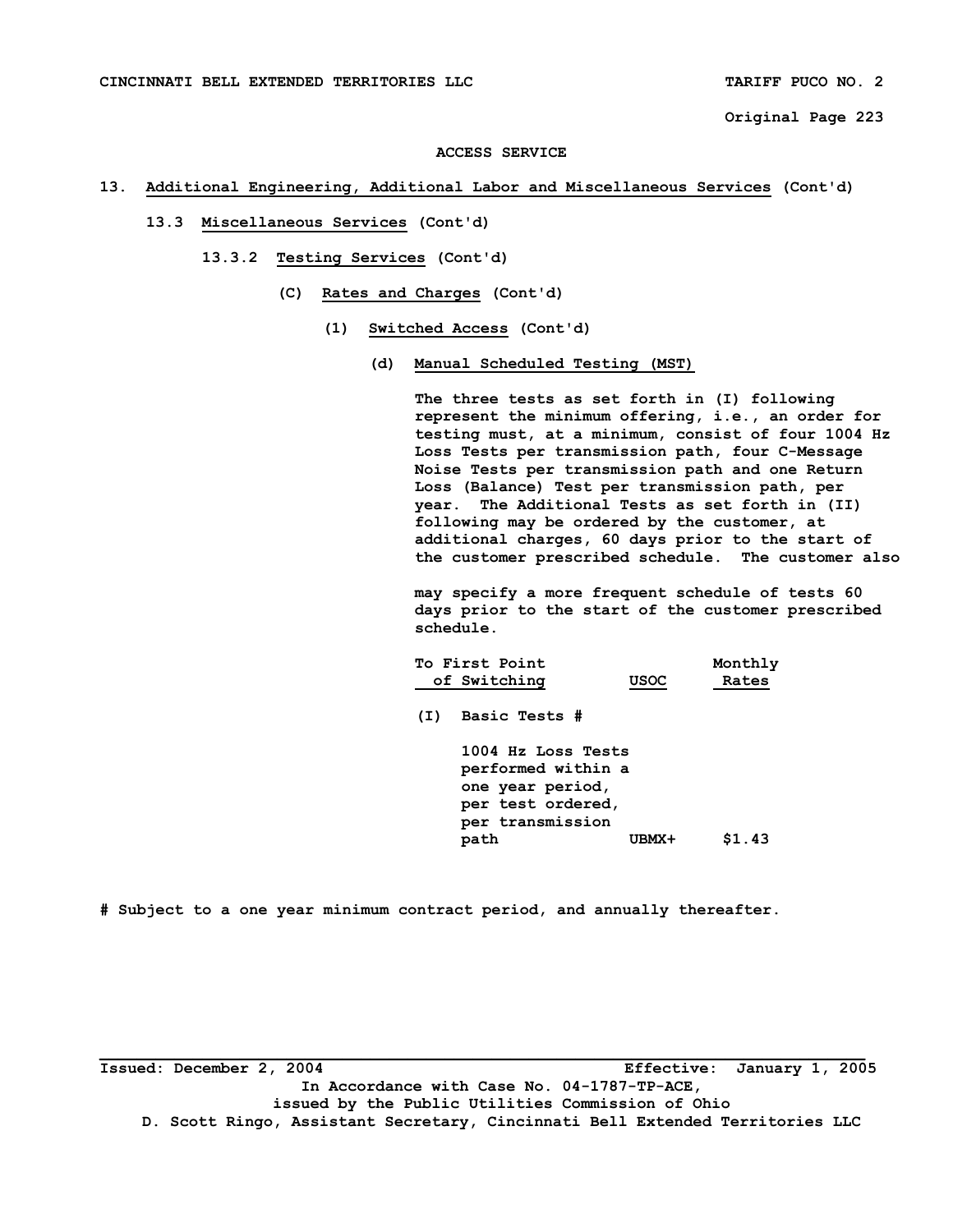CINCINNATI BELL EXTENDED TERRITORIES LLC — TARIFF PUCO NO. 2

Original Page 223

## ACCESS SERVICE

**13. Additional Engineering, Additional Labor and Miscellaneous Services (Cont'd)**

**13.3 Miscellaneous Services (Cont'd)**

**13.3.2 Testing Services (Cont'd)**

**(C) Rates and Charges (Cont'd)**

**(1) Switched Access (Cont'd)**

**(d) Manual Scheduled Testing (MST)**

The three tests as set forth in (I) following represent the minimum offering, i.e., an order for testing must, at a minimum, consist of four 1004 Hz Loss Tests per transmission path, four C-Message Noise Tests per transmission path and one Return Loss (Balance) Test per transmission path, per year. The Additional Tests as set forth in (II) following may be ordered by the customer, at additional charges, 60 days prior to the start of the customer prescribed schedule. The customer also may specify a more frequent schedule of tests 60 days prior to the start of the customer prescribed schedule.

| To First Point of Switching | USOC | Monthly Rates |
|---|---|---|
| (I) Basic Tests # | | |
| 1004 Hz Loss Tests performed within a one year period, per test ordered, per transmission path | UBMX+ | $1.43 |

# Subject to a one year minimum contract period, and annually thereafter.

Issued: December 2, 2004 — Effective: January 1, 2005

In Accordance with Case No. 04-1787-TP-ACE, issued by the Public Utilities Commission of Ohio

D. Scott Ringo, Assistant Secretary, Cincinnati Bell Extended Territories LLC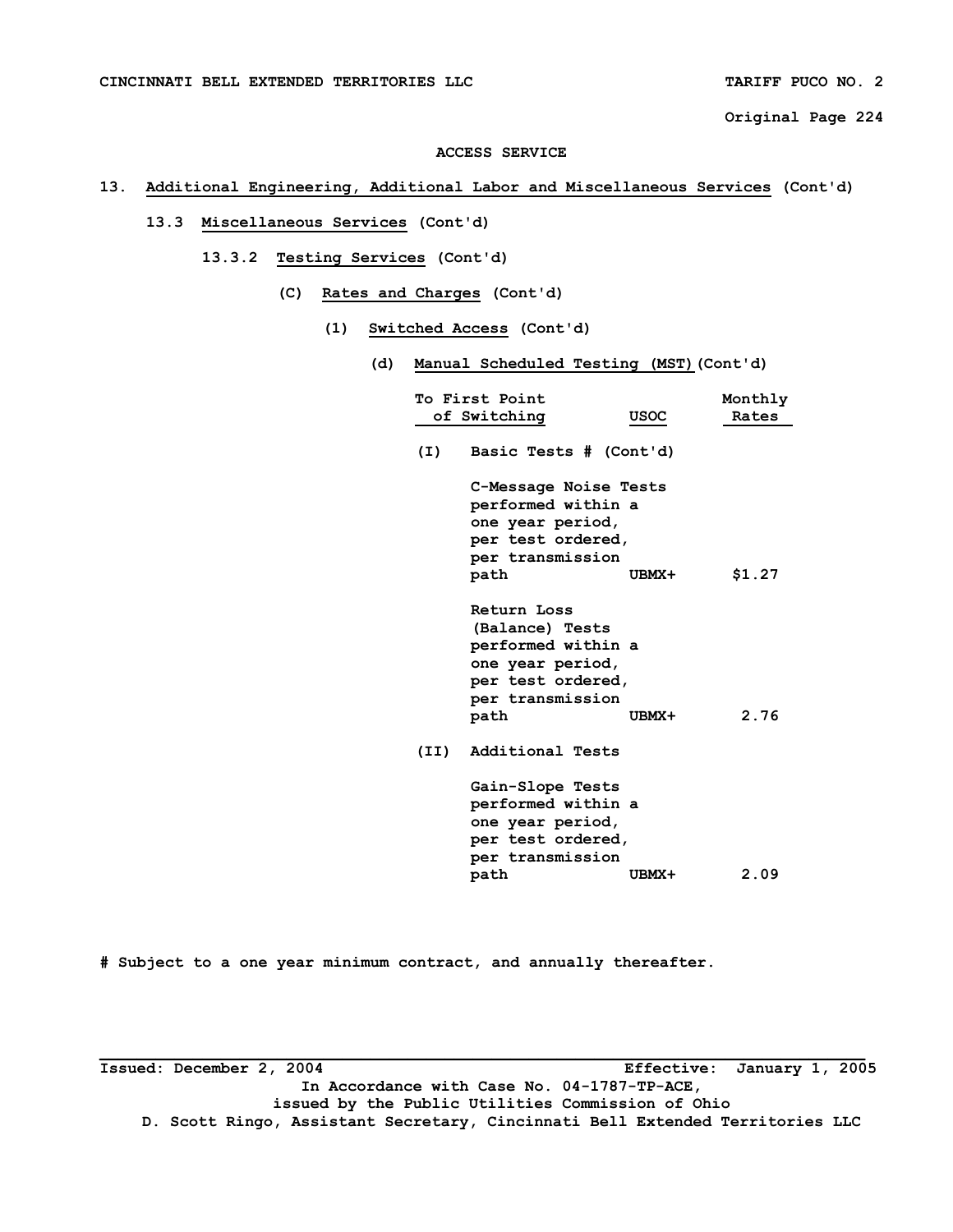ACCESS SERVICE

13. Additional Engineering, Additional Labor and Miscellaneous Services (Cont'd)

13.3 Miscellaneous Services (Cont'd)

13.3.2 Testing Services (Cont'd)

(C) Rates and Charges (Cont'd)

(1) Switched Access (Cont'd)

(d) Manual Scheduled Testing (MST) (Cont'd)

| To First Point of Switching | USOC | Monthly Rates |
|---|---|---|
| (I) Basic Tests # (Cont'd) | | |
| C-Message Noise Tests performed within a one year period, per test ordered, per transmission path | UBMX+ | $1.27 |
| Return Loss (Balance) Tests performed within a one year period, per test ordered, per transmission path | UBMX+ | 2.76 |
| (II) Additional Tests | | |
| Gain-Slope Tests performed within a one year period, per test ordered, per transmission path | UBMX+ | 2.09 |

# Subject to a one year minimum contract, and annually thereafter.

Issued: December 2, 2004 Effective: January 1, 2005

In Accordance with Case No. 04-1787-TP-ACE, issued by the Public Utilities Commission of Ohio

D. Scott Ringo, Assistant Secretary, Cincinnati Bell Extended Territories LLC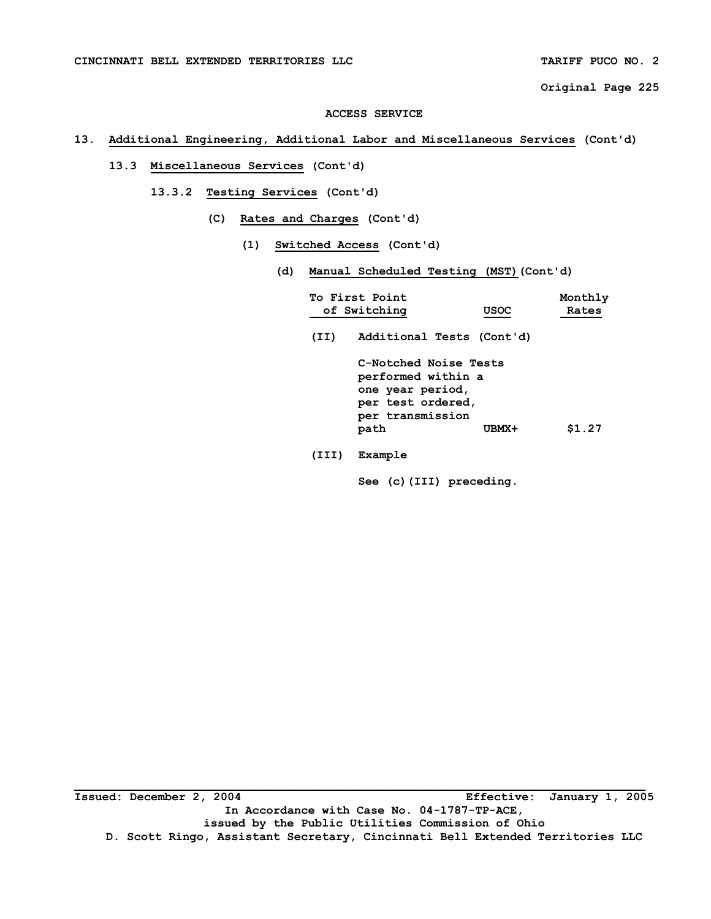# ACCESS SERVICE

## 13. Additional Engineering, Additional Labor and Miscellaneous Services (Cont'd)

### 13.3 Miscellaneous Services (Cont'd)

#### 13.3.2 Testing Services (Cont'd)

##### (C) Rates and Charges (Cont'd)

###### (1) Switched Access (Cont'd)

**(d) Manual Scheduled Testing (MST) (Cont'd)**

| To First Point of Switching | USOC | Monthly Rates |
|---|---|---|
| **(II) Additional Tests (Cont'd)** | | |
| C-Notched Noise Tests performed within a one year period, per test ordered, per transmission path | UBMX+ | $1.27 |

**(III) Example**

See (c)(III) preceding.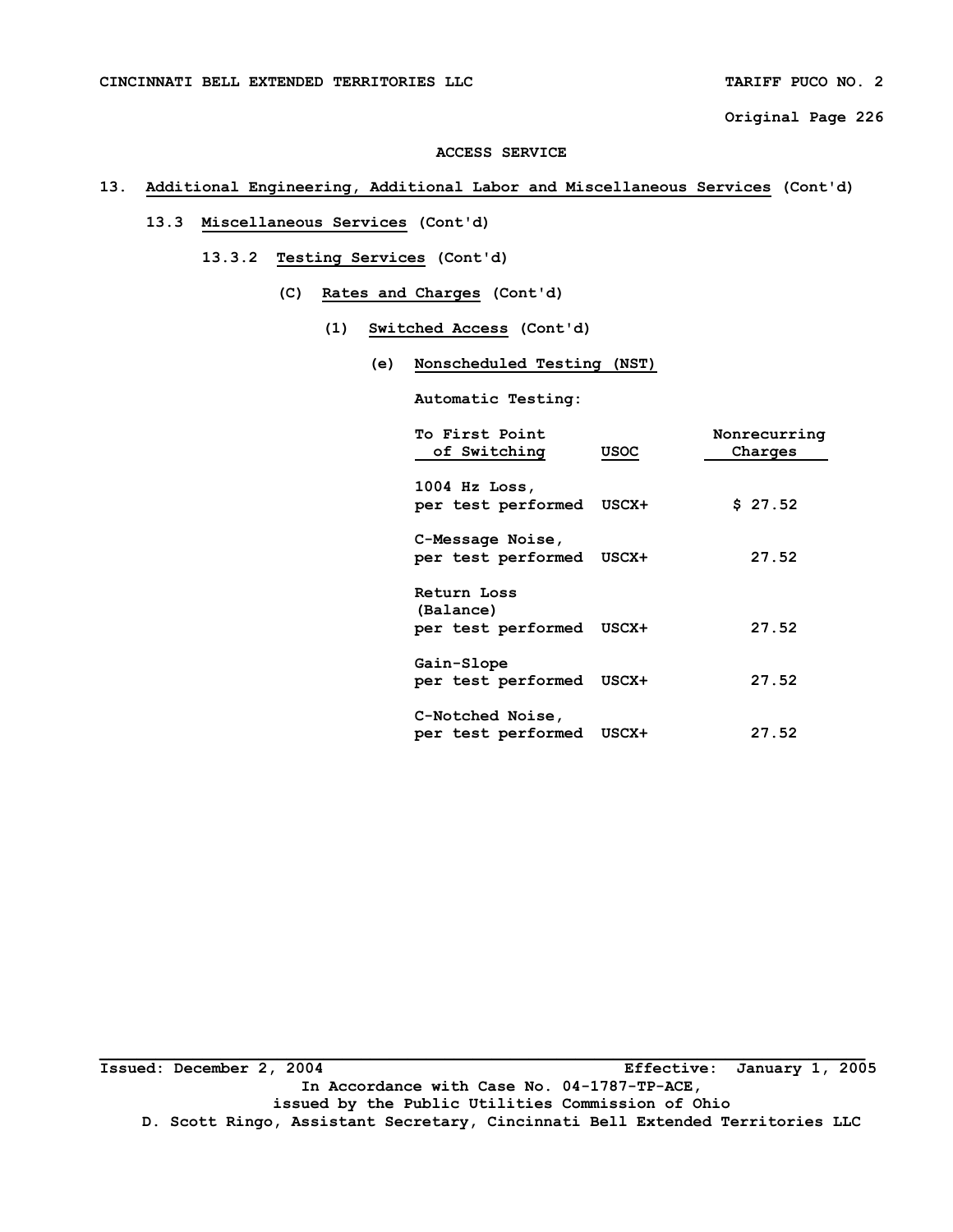ACCESS SERVICE

# 13. Additional Engineering, Additional Labor and Miscellaneous Services (Cont'd)

## 13.3 Miscellaneous Services (Cont'd)

### 13.3.2 Testing Services (Cont'd)

#### (C) Rates and Charges (Cont'd)

##### (1) Switched Access (Cont'd)

###### (e) Nonscheduled Testing (NST)

Automatic Testing:

| To First Point of Switching | USOC | Nonrecurring Charges |
|---|---|---|
| 1004 Hz Loss, per test performed | USCX+ | $ 27.52 |
| C-Message Noise, per test performed | USCX+ | 27.52 |
| Return Loss (Balance) per test performed | USCX+ | 27.52 |
| Gain-Slope per test performed | USCX+ | 27.52 |
| C-Notched Noise, per test performed | USCX+ | 27.52 |

Issued: December 2, 2004 Effective: January 1, 2005

In Accordance with Case No. 04-1787-TP-ACE, issued by the Public Utilities Commission of Ohio

D. Scott Ringo, Assistant Secretary, Cincinnati Bell Extended Territories LLC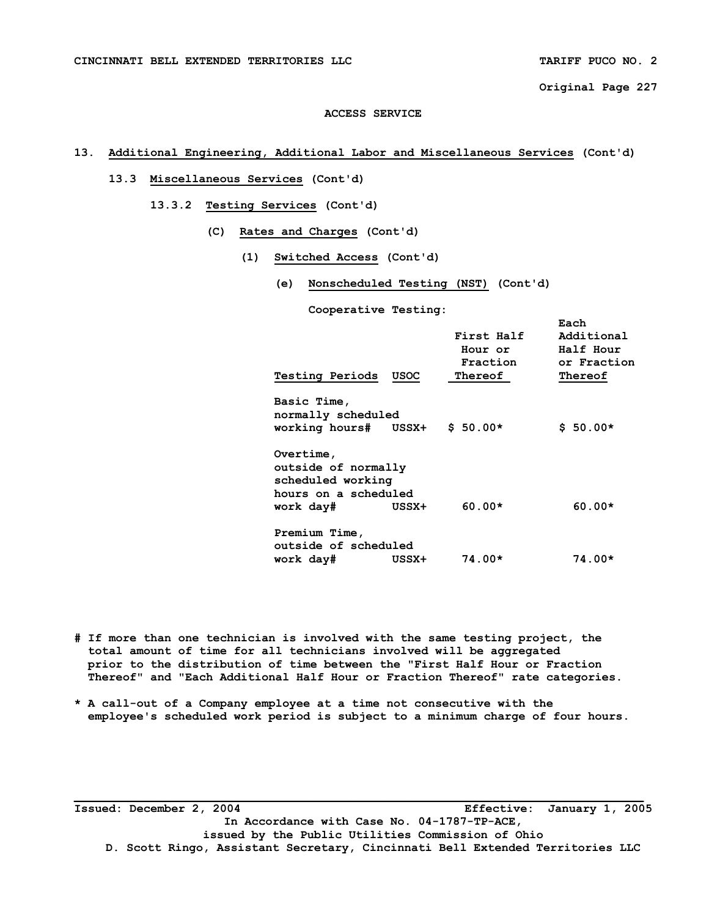ACCESS SERVICE

13. **Additional Engineering, Additional Labor and Miscellaneous Services** (Cont'd)

13.3 **Miscellaneous Services** (Cont'd)

13.3.2 **Testing Services** (Cont'd)

(C) **Rates and Charges** (Cont'd)

(1) **Switched Access** (Cont'd)

(e) **Nonscheduled Testing (NST)** (Cont'd)

Cooperative Testing:

| Testing Periods | USOC | First Half Hour or Fraction Thereof | Each Additional Half Hour or Fraction Thereof |
|---|---|---|---|
| Basic Time, normally scheduled working hours# | USSX+ | $ 50.00* | $ 50.00* |
| Overtime, outside of normally scheduled working hours on a scheduled work day# | USSX+ | 60.00* | 60.00* |
| Premium Time, outside of scheduled work day# | USSX+ | 74.00* | 74.00* |

# If more than one technician is involved with the same testing project, the total amount of time for all technicians involved will be aggregated prior to the distribution of time between the "First Half Hour or Fraction Thereof" and "Each Additional Half Hour or Fraction Thereof" rate categories.

* A call-out of a Company employee at a time not consecutive with the employee's scheduled work period is subject to a minimum charge of four hours.

Issued: December 2, 2004 Effective: January 1, 2005

In Accordance with Case No. 04-1787-TP-ACE, issued by the Public Utilities Commission of Ohio

D. Scott Ringo, Assistant Secretary, Cincinnati Bell Extended Territories LLC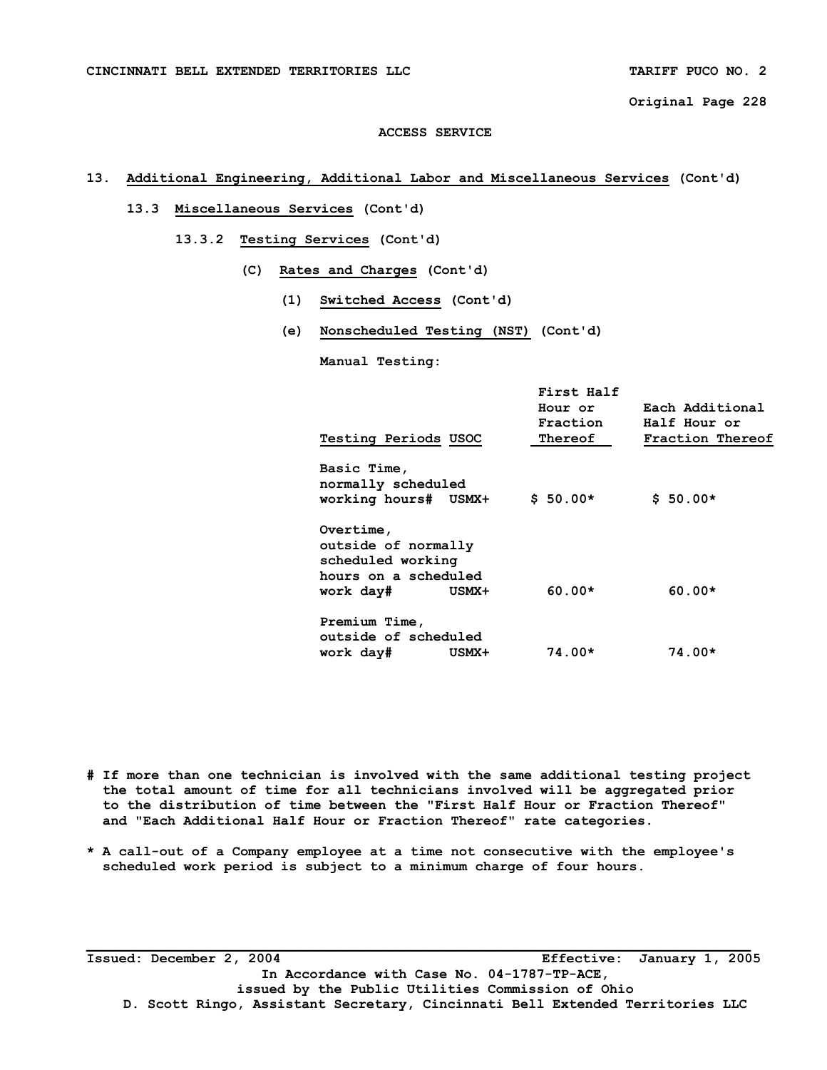ACCESS SERVICE

13. Additional Engineering, Additional Labor and Miscellaneous Services (Cont'd)

13.3 Miscellaneous Services (Cont'd)

13.3.2 Testing Services (Cont'd)

(C) Rates and Charges (Cont'd)

(1) Switched Access (Cont'd)

(e) Nonscheduled Testing (NST) (Cont'd)

Manual Testing:

| Testing Periods | USOC | First Half Hour or Fraction Thereof | Each Additional Half Hour or Fraction Thereof |
|---|---|---|---|
| Basic Time, normally scheduled working hours# | USMX+ | $ 50.00* | $ 50.00* |
| Overtime, outside of normally scheduled working hours on a scheduled work day# | USMX+ | 60.00* | 60.00* |
| Premium Time, outside of scheduled work day# | USMX+ | 74.00* | 74.00* |

# If more than one technician is involved with the same additional testing project the total amount of time for all technicians involved will be aggregated prior to the distribution of time between the "First Half Hour or Fraction Thereof" and "Each Additional Half Hour or Fraction Thereof" rate categories.

* A call-out of a Company employee at a time not consecutive with the employee's scheduled work period is subject to a minimum charge of four hours.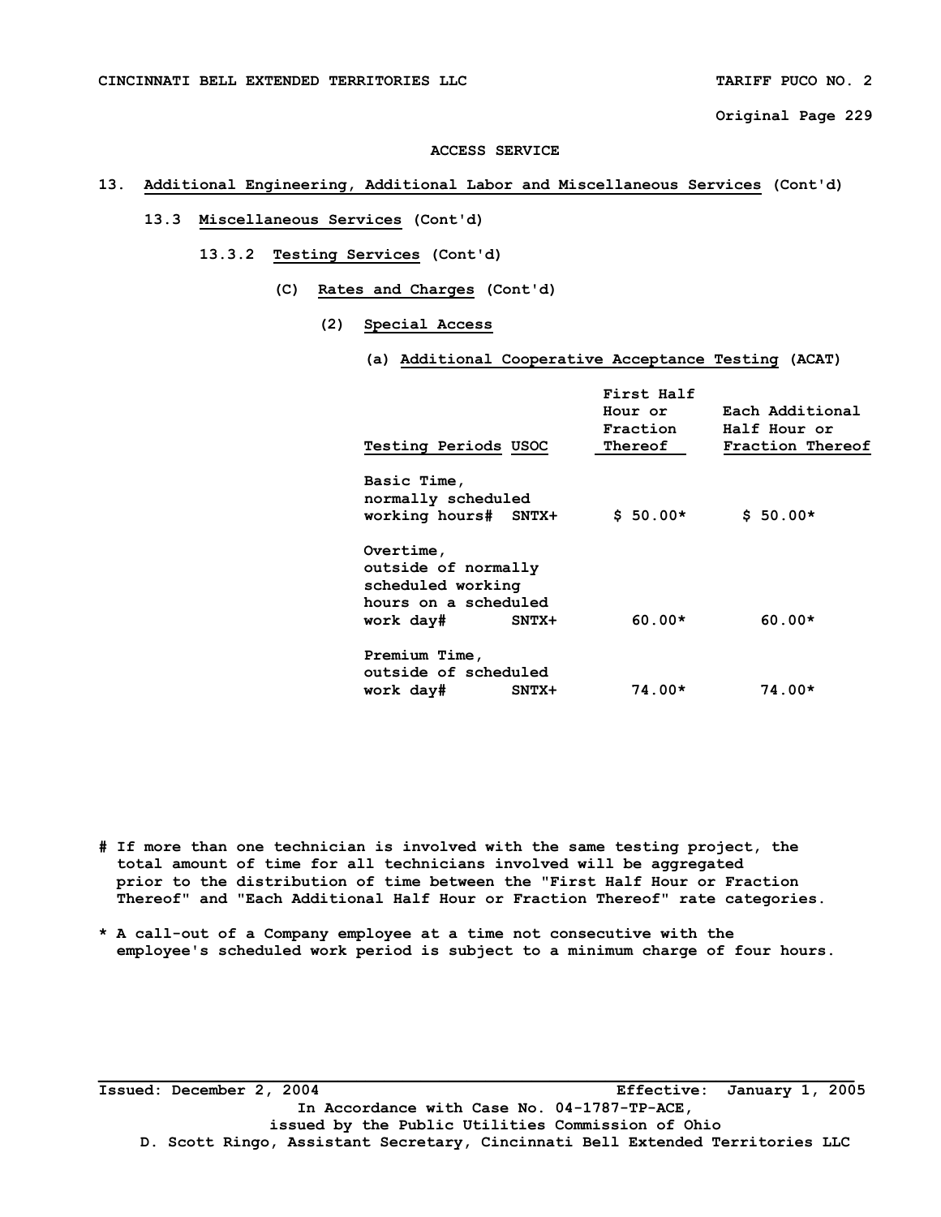ACCESS SERVICE

## 13. Additional Engineering, Additional Labor and Miscellaneous Services (Cont'd)

### 13.3 Miscellaneous Services (Cont'd)

#### 13.3.2 Testing Services (Cont'd)

(C) Rates and Charges (Cont'd)

(2) Special Access

(a) Additional Cooperative Acceptance Testing (ACAT)

| Testing Periods | USOC | First Half Hour or Fraction Thereof | Each Additional Half Hour or Fraction Thereof |
|---|---|---|---|
| Basic Time, normally scheduled working hours# | SNTX+ | $ 50.00* | $ 50.00* |
| Overtime, outside of normally scheduled working hours on a scheduled work day# | SNTX+ | 60.00* | 60.00* |
| Premium Time, outside of scheduled work day# | SNTX+ | 74.00* | 74.00* |

# If more than one technician is involved with the same testing project, the total amount of time for all technicians involved will be aggregated prior to the distribution of time between the "First Half Hour or Fraction Thereof" and "Each Additional Half Hour or Fraction Thereof" rate categories.

* A call-out of a Company employee at a time not consecutive with the employee's scheduled work period is subject to a minimum charge of four hours.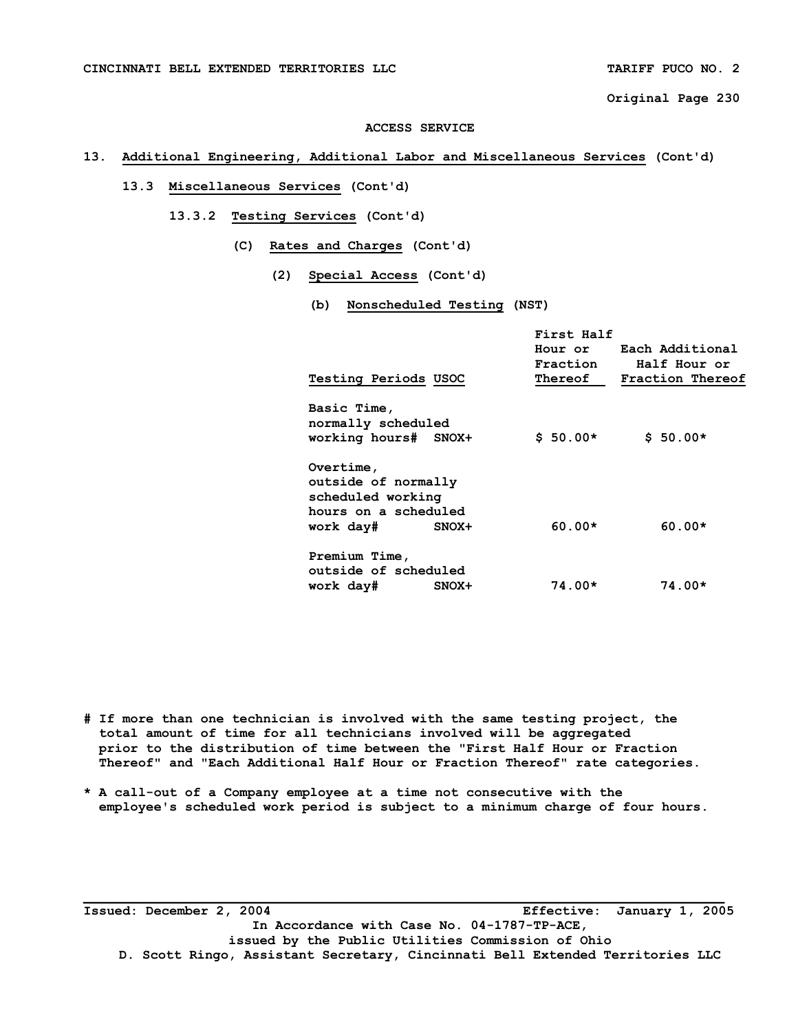ACCESS SERVICE

13. Additional Engineering, Additional Labor and Miscellaneous Services (Cont'd)

13.3 Miscellaneous Services (Cont'd)

13.3.2 Testing Services (Cont'd)

(C) Rates and Charges (Cont'd)

(2) Special Access (Cont'd)

(b) Nonscheduled Testing (NST)

| Testing Periods | USOC | First Half Hour or Fraction Thereof | Each Additional Half Hour or Fraction Thereof |
|---|---|---|---|
| Basic Time, normally scheduled working hours# | SNOX+ | $ 50.00* | $ 50.00* |
| Overtime, outside of normally scheduled working hours on a scheduled work day# | SNOX+ | 60.00* | 60.00* |
| Premium Time, outside of scheduled work day# | SNOX+ | 74.00* | 74.00* |

# If more than one technician is involved with the same testing project, the total amount of time for all technicians involved will be aggregated prior to the distribution of time between the "First Half Hour or Fraction Thereof" and "Each Additional Half Hour or Fraction Thereof" rate categories.

* A call-out of a Company employee at a time not consecutive with the employee's scheduled work period is subject to a minimum charge of four hours.

Issued: December 2, 2004 Effective: January 1, 2005

In Accordance with Case No. 04-1787-TP-ACE,
issued by the Public Utilities Commission of Ohio
D. Scott Ringo, Assistant Secretary, Cincinnati Bell Extended Territories LLC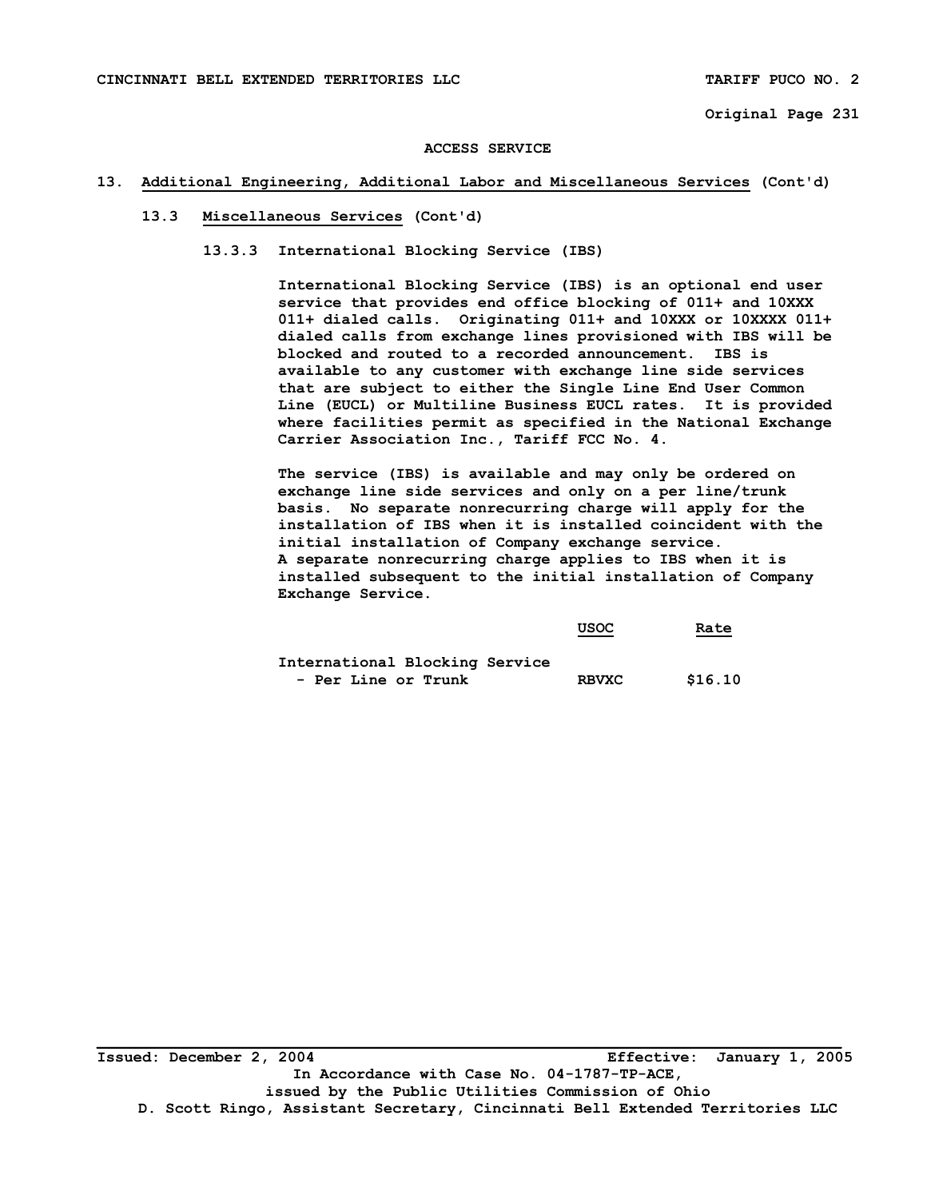## ACCESS SERVICE

## 13. Additional Engineering, Additional Labor and Miscellaneous Services (Cont'd)

### 13.3 Miscellaneous Services (Cont'd)

#### 13.3.3 International Blocking Service (IBS)

International Blocking Service (IBS) is an optional end user service that provides end office blocking of 011+ and 10XXX 011+ dialed calls. Originating 011+ and 10XXX or 10XXXX 011+ dialed calls from exchange lines provisioned with IBS will be blocked and routed to a recorded announcement. IBS is available to any customer with exchange line side services that are subject to either the Single Line End User Common Line (EUCL) or Multiline Business EUCL rates. It is provided where facilities permit as specified in the National Exchange Carrier Association Inc., Tariff FCC No. 4.

The service (IBS) is available and may only be ordered on exchange line side services and only on a per line/trunk basis. No separate nonrecurring charge will apply for the installation of IBS when it is installed coincident with the initial installation of Company exchange service. A separate nonrecurring charge applies to IBS when it is installed subsequent to the initial installation of Company Exchange Service.

| | USOC | Rate |
|---|---|---|
| International Blocking Service - Per Line or Trunk | RBVXC | $16.10 |

Issued: December 2, 2004 Effective: January 1, 2005

In Accordance with Case No. 04-1787-TP-ACE, issued by the Public Utilities Commission of Ohio

D. Scott Ringo, Assistant Secretary, Cincinnati Bell Extended Territories LLC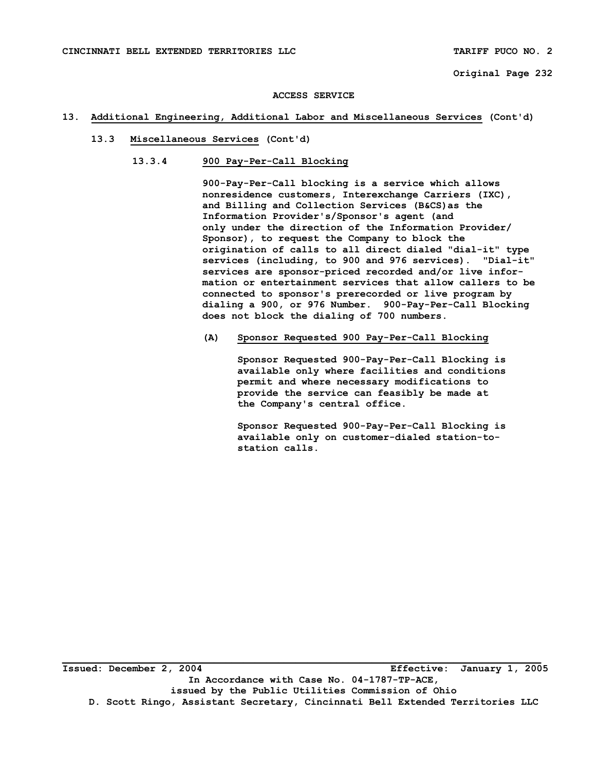ACCESS SERVICE

## 13. Additional Engineering, Additional Labor and Miscellaneous Services (Cont'd)

### 13.3 Miscellaneous Services (Cont'd)

#### 13.3.4 900 Pay-Per-Call Blocking

900-Pay-Per-Call blocking is a service which allows nonresidence customers, Interexchange Carriers (IXC), and Billing and Collection Services (B&CS)as the Information Provider's/Sponsor's agent (and only under the direction of the Information Provider/ Sponsor), to request the Company to block the origination of calls to all direct dialed "dial-it" type services (including, to 900 and 976 services). "Dial-it" services are sponsor-priced recorded and/or live information or entertainment services that allow callers to be connected to sponsor's prerecorded or live program by dialing a 900, or 976 Number. 900-Pay-Per-Call Blocking does not block the dialing of 700 numbers.

**(A) Sponsor Requested 900 Pay-Per-Call Blocking**

Sponsor Requested 900-Pay-Per-Call Blocking is available only where facilities and conditions permit and where necessary modifications to provide the service can feasibly be made at the Company's central office.

Sponsor Requested 900-Pay-Per-Call Blocking is available only on customer-dialed station-to-station calls.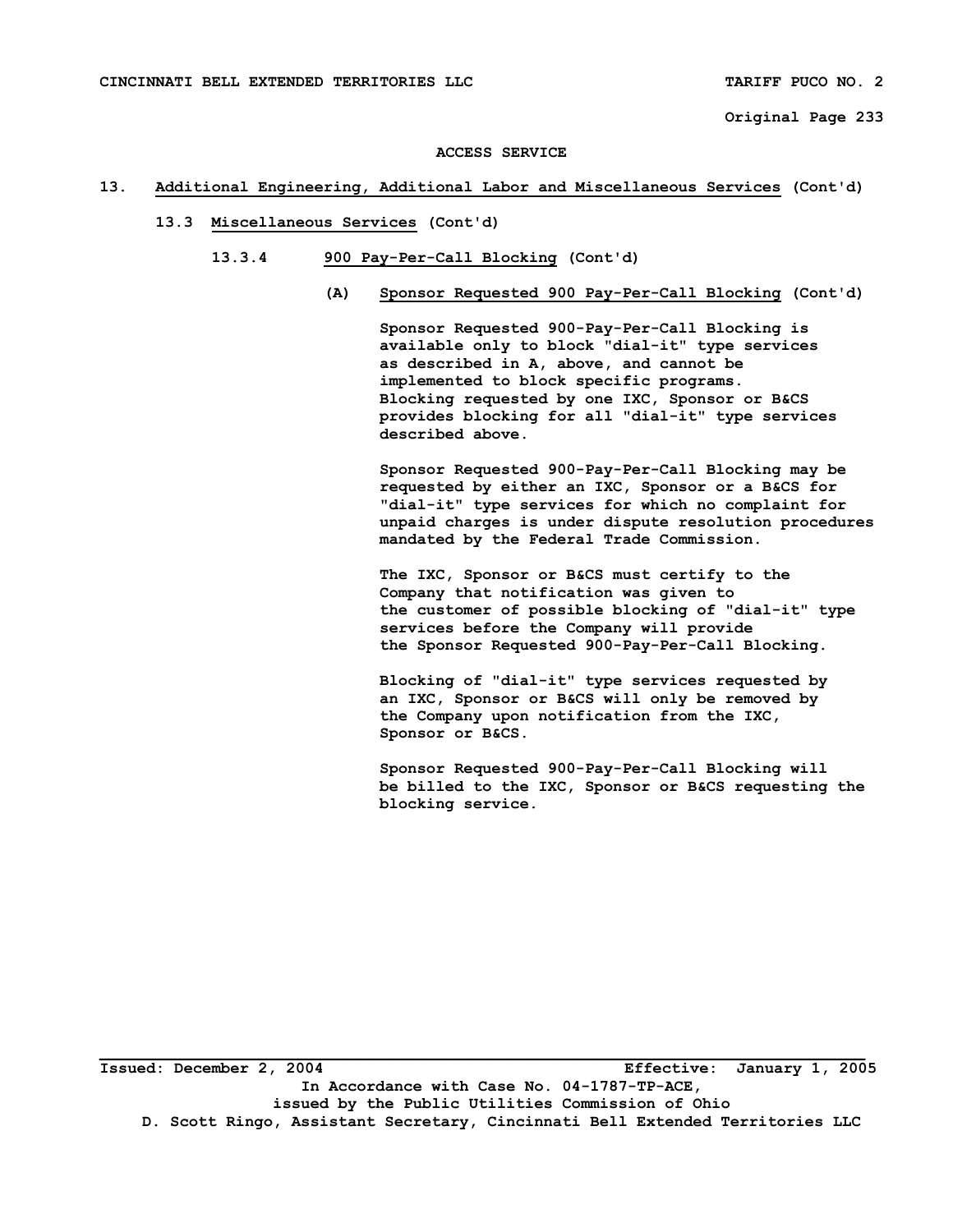## ACCESS SERVICE

### 13. Additional Engineering, Additional Labor and Miscellaneous Services (Cont'd)

#### 13.3 Miscellaneous Services (Cont'd)

##### 13.3.4 900 Pay-Per-Call Blocking (Cont'd)

**(A) Sponsor Requested 900 Pay-Per-Call Blocking (Cont'd)**

Sponsor Requested 900-Pay-Per-Call Blocking is available only to block "dial-it" type services as described in A, above, and cannot be implemented to block specific programs. Blocking requested by one IXC, Sponsor or B&CS provides blocking for all "dial-it" type services described above.

Sponsor Requested 900-Pay-Per-Call Blocking may be requested by either an IXC, Sponsor or a B&CS for "dial-it" type services for which no complaint for unpaid charges is under dispute resolution procedures mandated by the Federal Trade Commission.

The IXC, Sponsor or B&CS must certify to the Company that notification was given to the customer of possible blocking of "dial-it" type services before the Company will provide the Sponsor Requested 900-Pay-Per-Call Blocking.

Blocking of "dial-it" type services requested by an IXC, Sponsor or B&CS will only be removed by the Company upon notification from the IXC, Sponsor or B&CS.

Sponsor Requested 900-Pay-Per-Call Blocking will be billed to the IXC, Sponsor or B&CS requesting the blocking service.

Issued: December 2, 2004 Effective: January 1, 2005

In Accordance with Case No. 04-1787-TP-ACE, issued by the Public Utilities Commission of Ohio

D. Scott Ringo, Assistant Secretary, Cincinnati Bell Extended Territories LLC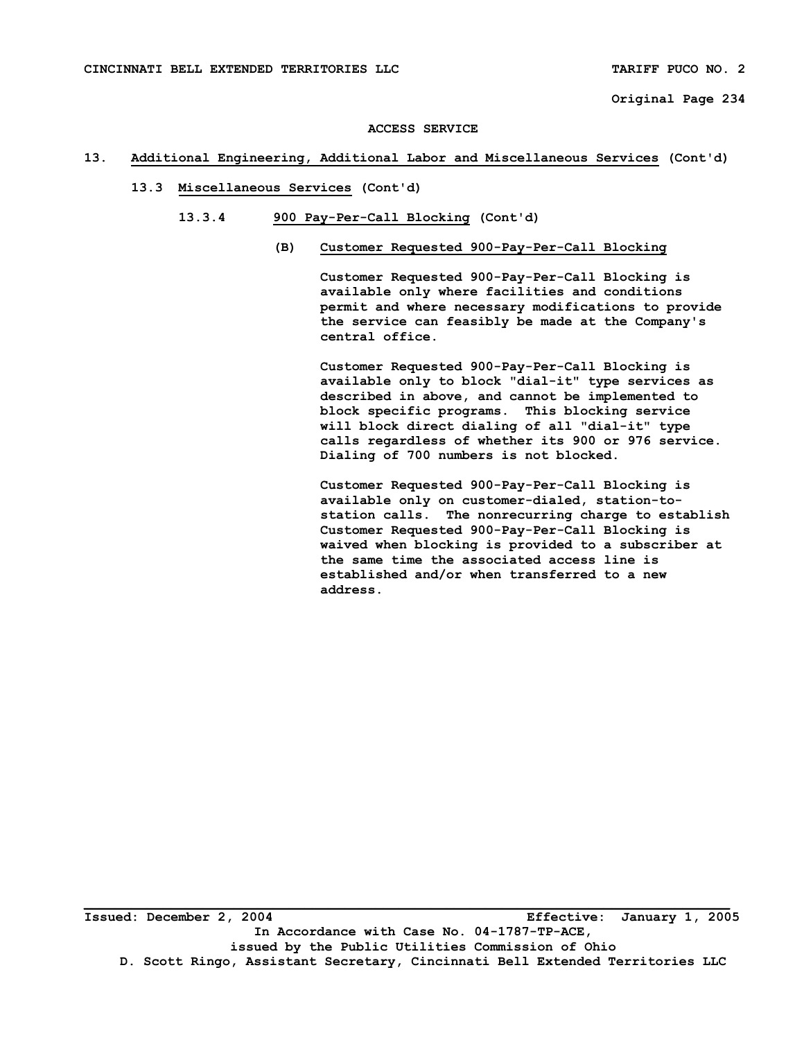ACCESS SERVICE

## 13. Additional Engineering, Additional Labor and Miscellaneous Services (Cont'd)

### 13.3 Miscellaneous Services (Cont'd)

#### 13.3.4 900 Pay-Per-Call Blocking (Cont'd)

**(B) Customer Requested 900-Pay-Per-Call Blocking**

Customer Requested 900-Pay-Per-Call Blocking is available only where facilities and conditions permit and where necessary modifications to provide the service can feasibly be made at the Company's central office.

Customer Requested 900-Pay-Per-Call Blocking is available only to block "dial-it" type services as described in above, and cannot be implemented to block specific programs. This blocking service will block direct dialing of all "dial-it" type calls regardless of whether its 900 or 976 service. Dialing of 700 numbers is not blocked.

Customer Requested 900-Pay-Per-Call Blocking is available only on customer-dialed, station-to-station calls. The nonrecurring charge to establish Customer Requested 900-Pay-Per-Call Blocking is waived when blocking is provided to a subscriber at the same time the associated access line is established and/or when transferred to a new address.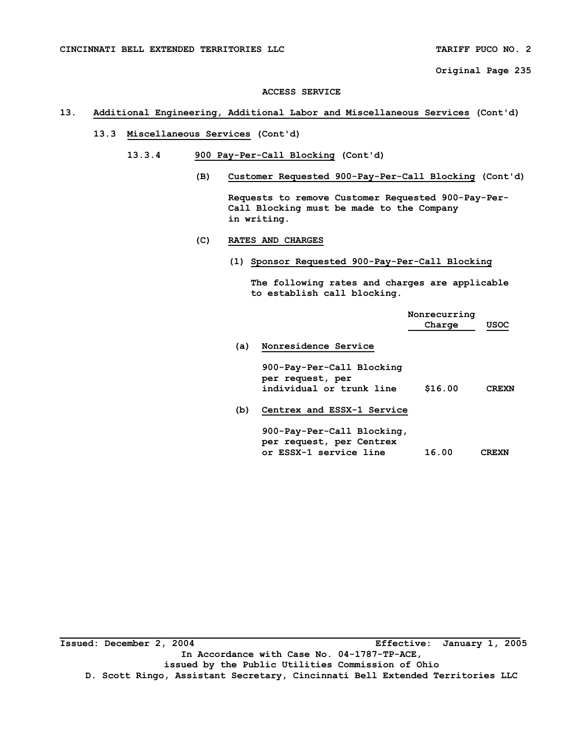**ACCESS SERVICE**

## 13. Additional Engineering, Additional Labor and Miscellaneous Services (Cont'd)

### 13.3 Miscellaneous Services (Cont'd)

#### 13.3.4 900 Pay-Per-Call Blocking (Cont'd)

**(B) Customer Requested 900-Pay-Per-Call Blocking (Cont'd)**

Requests to remove Customer Requested 900-Pay-Per-Call Blocking must be made to the Company in writing.

**(C) RATES AND CHARGES**

**(1) Sponsor Requested 900-Pay-Per-Call Blocking**

The following rates and charges are applicable to establish call blocking.

| | Nonrecurring Charge | USOC |
|---|---|---|
| **(a) Nonresidence Service** | | |
| 900-Pay-Per-Call Blocking per request, per individual or trunk line | $16.00 | CREXN |
| **(b) Centrex and ESSX-1 Service** | | |
| 900-Pay-Per-Call Blocking, per request, per Centrex or ESSX-1 service line | 16.00 | CREXN |

Issued: December 2, 2004 Effective: January 1, 2005

In Accordance with Case No. 04-1787-TP-ACE, issued by the Public Utilities Commission of Ohio

D. Scott Ringo, Assistant Secretary, Cincinnati Bell Extended Territories LLC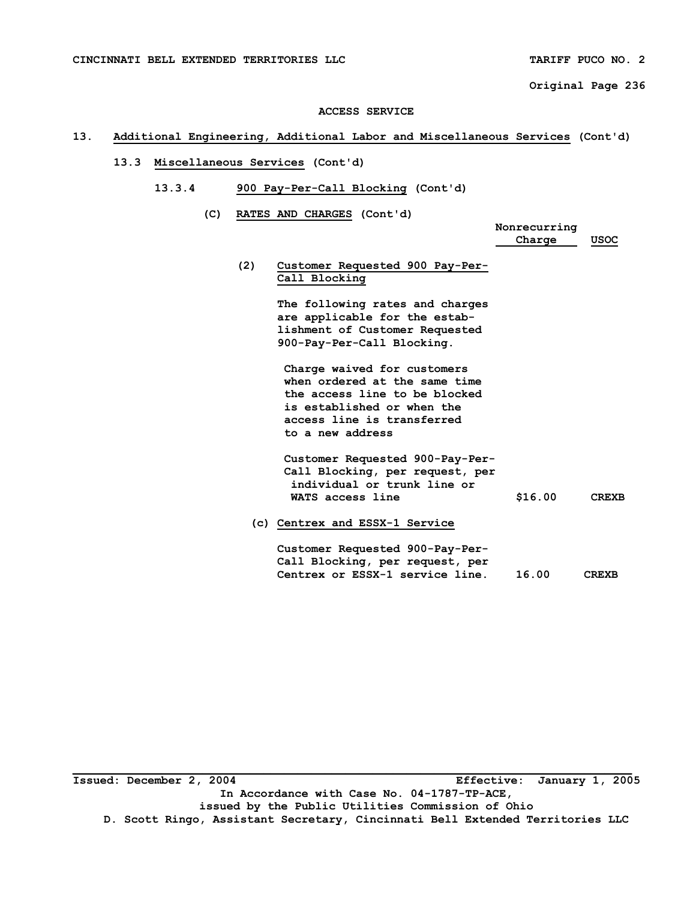CINCINNATI BELL EXTENDED TERRITORIES LLC TARIFF PUCO NO. 2

Original Page 236

ACCESS SERVICE

## 13. Additional Engineering, Additional Labor and Miscellaneous Services (Cont'd)

### 13.3 Miscellaneous Services (Cont'd)

#### 13.3.4 900 Pay-Per-Call Blocking (Cont'd)

##### (C) RATES AND CHARGES (Cont'd)

| | Nonrecurring Charge | USOC |
|---|---|---|
| **(2) Customer Requested 900 Pay-Per-Call Blocking** | | |
| The following rates and charges are applicable for the establishment of Customer Requested 900-Pay-Per-Call Blocking. | | |
| Charge waived for customers when ordered at the same time the access line to be blocked is established or when the access line is transferred to a new address | | |
| Customer Requested 900-Pay-Per-Call Blocking, per request, per individual or trunk line or WATS access line | $16.00 | CREXB |
| **(c) Centrex and ESSX-1 Service** | | |
| Customer Requested 900-Pay-Per-Call Blocking, per request, per Centrex or ESSX-1 service line. | 16.00 | CREXB |

Issued: December 2, 2004 Effective: January 1, 2005

In Accordance with Case No. 04-1787-TP-ACE,
issued by the Public Utilities Commission of Ohio
D. Scott Ringo, Assistant Secretary, Cincinnati Bell Extended Territories LLC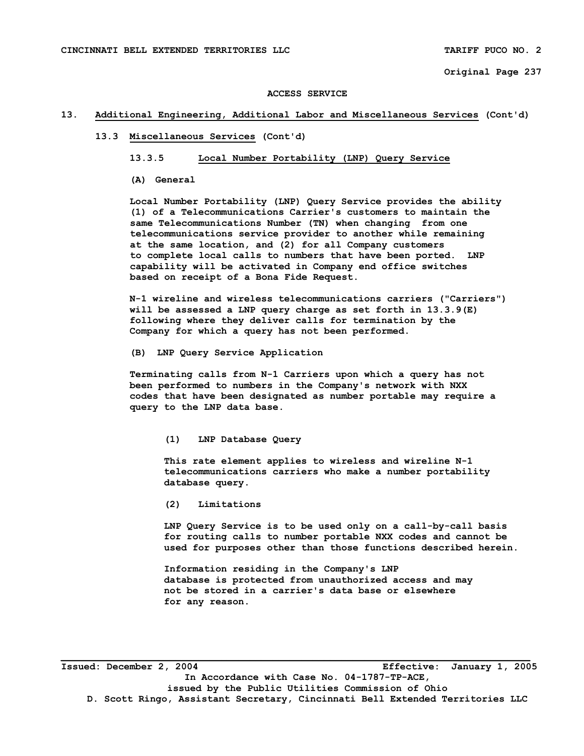# ACCESS SERVICE

## 13. Additional Engineering, Additional Labor and Miscellaneous Services (Cont'd)

### 13.3 Miscellaneous Services (Cont'd)

#### 13.3.5 Local Number Portability (LNP) Query Service

**(A) General**

Local Number Portability (LNP) Query Service provides the ability (1) of a Telecommunications Carrier's customers to maintain the same Telecommunications Number (TN) when changing from one telecommunications service provider to another while remaining at the same location, and (2) for all Company customers to complete local calls to numbers that have been ported. LNP capability will be activated in Company end office switches based on receipt of a Bona Fide Request.

N-1 wireline and wireless telecommunications carriers ("Carriers") will be assessed a LNP query charge as set forth in 13.3.9(E) following where they deliver calls for termination by the Company for which a query has not been performed.

**(B) LNP Query Service Application**

Terminating calls from N-1 Carriers upon which a query has not been performed to numbers in the Company's network with NXX codes that have been designated as number portable may require a query to the LNP data base.

**(1) LNP Database Query**

This rate element applies to wireless and wireline N-1 telecommunications carriers who make a number portability database query.

**(2) Limitations**

LNP Query Service is to be used only on a call-by-call basis for routing calls to number portable NXX codes and cannot be used for purposes other than those functions described herein.

Information residing in the Company's LNP database is protected from unauthorized access and may not be stored in a carrier's data base or elsewhere for any reason.

Issued: December 2, 2004 Effective: January 1, 2005

In Accordance with Case No. 04-1787-TP-ACE, issued by the Public Utilities Commission of Ohio

D. Scott Ringo, Assistant Secretary, Cincinnati Bell Extended Territories LLC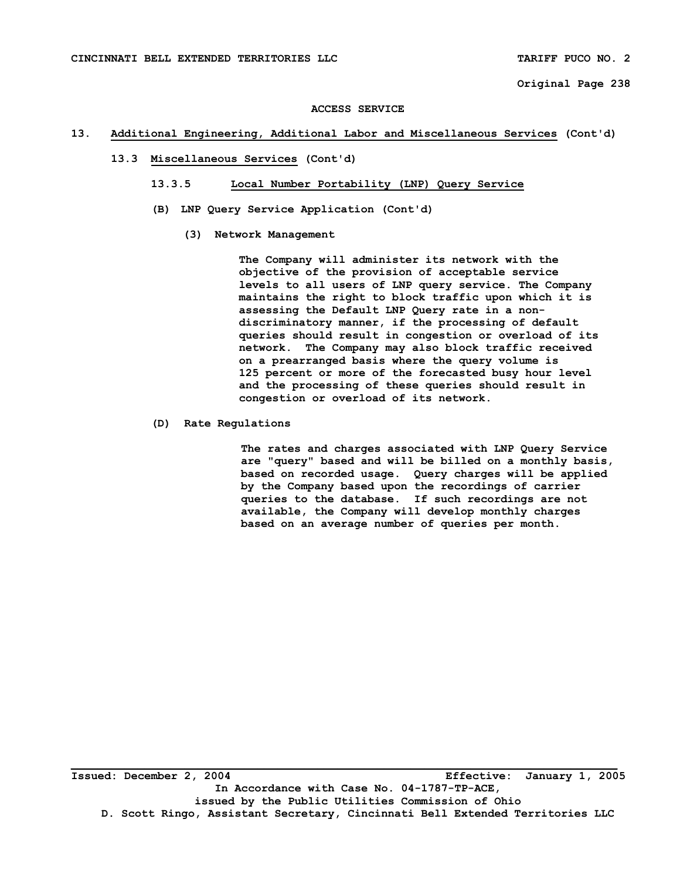# ACCESS SERVICE

## 13. Additional Engineering, Additional Labor and Miscellaneous Services (Cont'd)

### 13.3 Miscellaneous Services (Cont'd)

#### 13.3.5 Local Number Portability (LNP) Query Service

**(B) LNP Query Service Application (Cont'd)**

**(3) Network Management**

The Company will administer its network with the objective of the provision of acceptable service levels to all users of LNP query service. The Company maintains the right to block traffic upon which it is assessing the Default LNP Query rate in a non-discriminatory manner, if the processing of default queries should result in congestion or overload of its network. The Company may also block traffic received on a prearranged basis where the query volume is 125 percent or more of the forecasted busy hour level and the processing of these queries should result in congestion or overload of its network.

**(D) Rate Regulations**

The rates and charges associated with LNP Query Service are "query" based and will be billed on a monthly basis, based on recorded usage. Query charges will be applied by the Company based upon the recordings of carrier queries to the database. If such recordings are not available, the Company will develop monthly charges based on an average number of queries per month.

Issued: December 2, 2004 Effective: January 1, 2005

In Accordance with Case No. 04-1787-TP-ACE, issued by the Public Utilities Commission of Ohio

D. Scott Ringo, Assistant Secretary, Cincinnati Bell Extended Territories LLC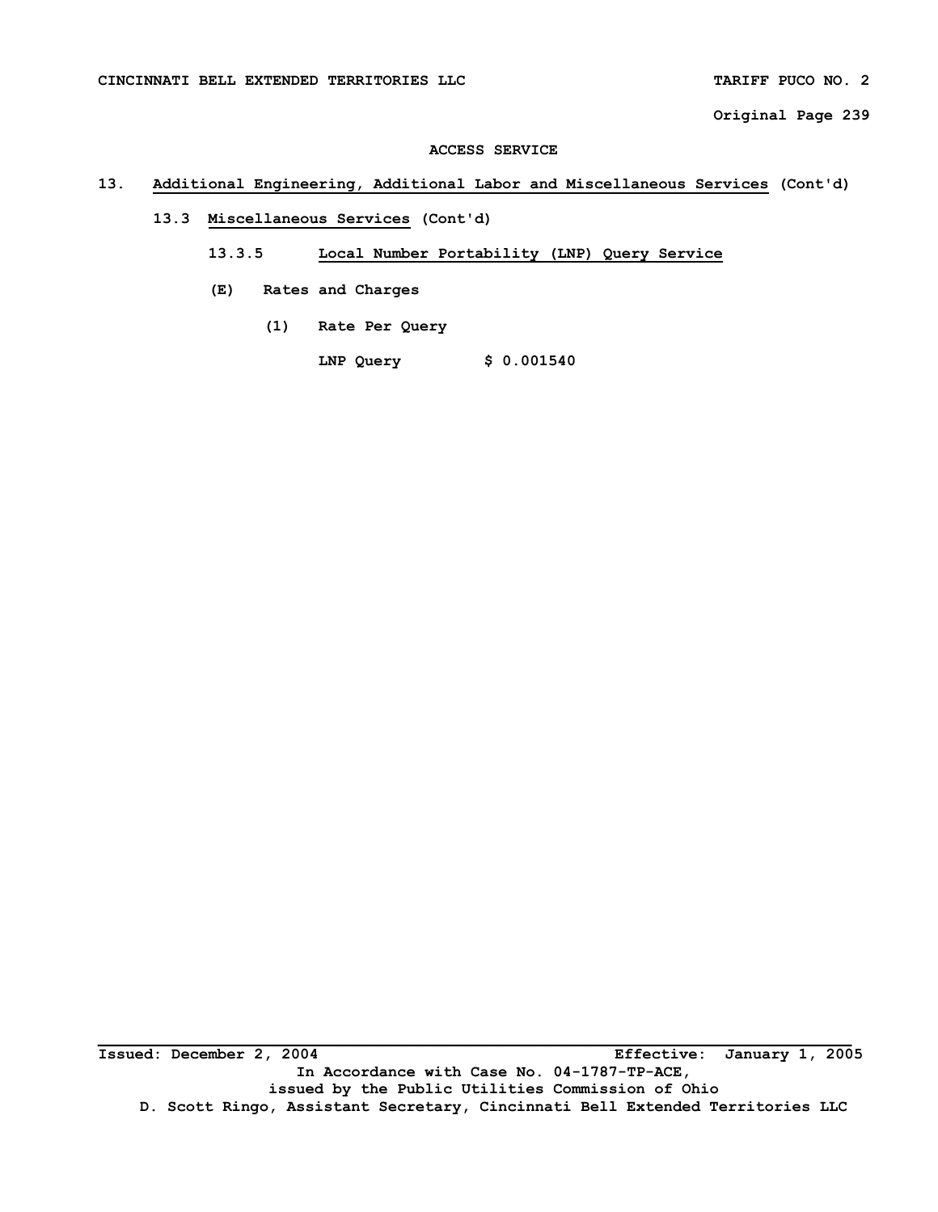## ACCESS SERVICE

## 13. Additional Engineering, Additional Labor and Miscellaneous Services (Cont'd)

### 13.3 Miscellaneous Services (Cont'd)

#### 13.3.5 Local Number Portability (LNP) Query Service

**(E) Rates and Charges**

**(1) Rate Per Query**

| | |
|---|---|
| LNP Query | $ 0.001540 |

Issued: December 2, 2004 Effective: January 1, 2005

In Accordance with Case No. 04-1787-TP-ACE,
issued by the Public Utilities Commission of Ohio
D. Scott Ringo, Assistant Secretary, Cincinnati Bell Extended Territories LLC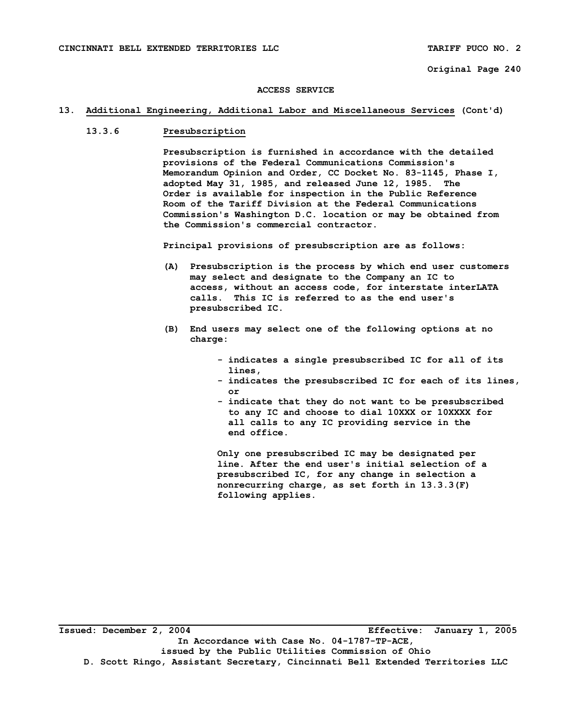## ACCESS SERVICE

### 13. Additional Engineering, Additional Labor and Miscellaneous Services (Cont'd)

#### 13.3.6 Presubscription

Presubscription is furnished in accordance with the detailed provisions of the Federal Communications Commission's Memorandum Opinion and Order, CC Docket No. 83-1145, Phase I, adopted May 31, 1985, and released June 12, 1985. The Order is available for inspection in the Public Reference Room of the Tariff Division at the Federal Communications Commission's Washington D.C. location or may be obtained from the Commission's commercial contractor.

Principal provisions of presubscription are as follows:

(A) Presubscription is the process by which end user customers may select and designate to the Company an IC to access, without an access code, for interstate interLATA calls. This IC is referred to as the end user's presubscribed IC.

(B) End users may select one of the following options at no charge:

- indicates a single presubscribed IC for all of its lines,
- indicates the presubscribed IC for each of its lines, or
- indicate that they do not want to be presubscribed to any IC and choose to dial 10XXX or 10XXXX for all calls to any IC providing service in the end office.

Only one presubscribed IC may be designated per line. After the end user's initial selection of a presubscribed IC, for any change in selection a nonrecurring charge, as set forth in 13.3.3(F) following applies.

Issued: December 2, 2004 — Effective: January 1, 2005

In Accordance with Case No. 04-1787-TP-ACE, issued by the Public Utilities Commission of Ohio

D. Scott Ringo, Assistant Secretary, Cincinnati Bell Extended Territories LLC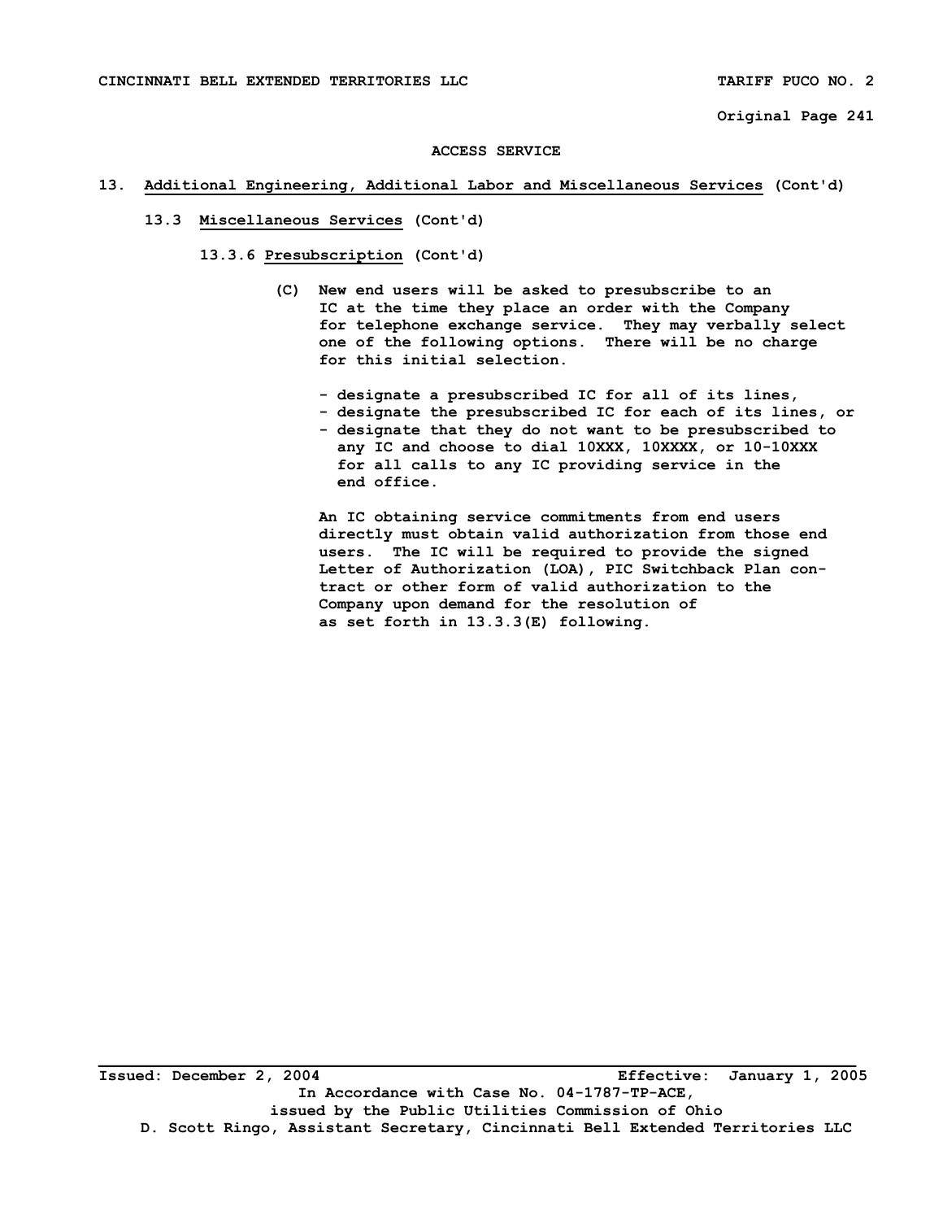**ACCESS SERVICE**

**13. Additional Engineering, Additional Labor and Miscellaneous Services (Cont'd)**

**13.3 Miscellaneous Services (Cont'd)**

**13.3.6 Presubscription (Cont'd)**

(C) New end users will be asked to presubscribe to an IC at the time they place an order with the Company for telephone exchange service. They may verbally select one of the following options. There will be no charge for this initial selection.

- designate a presubscribed IC for all of its lines,
- designate the presubscribed IC for each of its lines, or
- designate that they do not want to be presubscribed to any IC and choose to dial 10XXX, 10XXXX, or 10-10XXX for all calls to any IC providing service in the end office.

An IC obtaining service commitments from end users directly must obtain valid authorization from those end users. The IC will be required to provide the signed Letter of Authorization (LOA), PIC Switchback Plan contract or other form of valid authorization to the Company upon demand for the resolution of as set forth in 13.3.3(E) following.

Issued: December 2, 2004 Effective: January 1, 2005
In Accordance with Case No. 04-1787-TP-ACE,
issued by the Public Utilities Commission of Ohio
D. Scott Ringo, Assistant Secretary, Cincinnati Bell Extended Territories LLC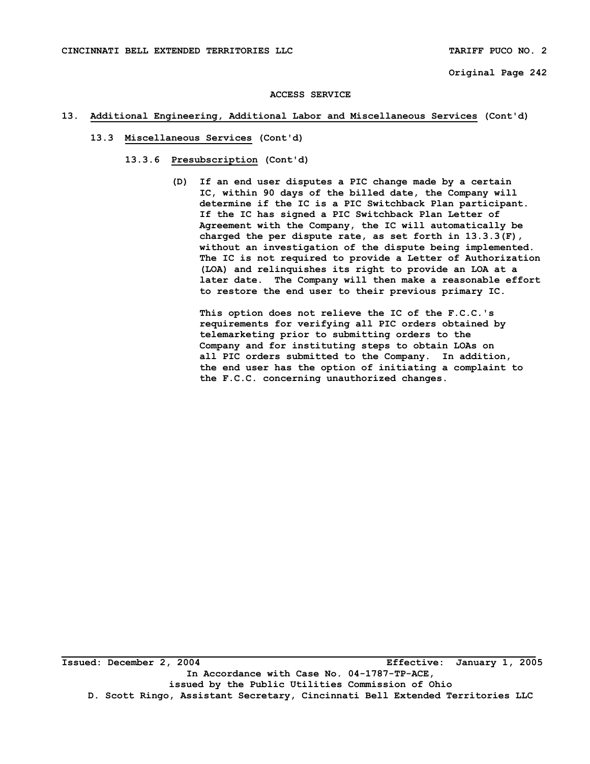ACCESS SERVICE

13. Additional Engineering, Additional Labor and Miscellaneous Services (Cont'd)

13.3 Miscellaneous Services (Cont'd)

13.3.6 Presubscription (Cont'd)

(D) If an end user disputes a PIC change made by a certain IC, within 90 days of the billed date, the Company will determine if the IC is a PIC Switchback Plan participant. If the IC has signed a PIC Switchback Plan Letter of Agreement with the Company, the IC will automatically be charged the per dispute rate, as set forth in 13.3.3(F), without an investigation of the dispute being implemented. The IC is not required to provide a Letter of Authorization (LOA) and relinquishes its right to provide an LOA at a later date. The Company will then make a reasonable effort to restore the end user to their previous primary IC.

This option does not relieve the IC of the F.C.C.'s requirements for verifying all PIC orders obtained by telemarketing prior to submitting orders to the Company and for instituting steps to obtain LOAs on all PIC orders submitted to the Company. In addition, the end user has the option of initiating a complaint to the F.C.C. concerning unauthorized changes.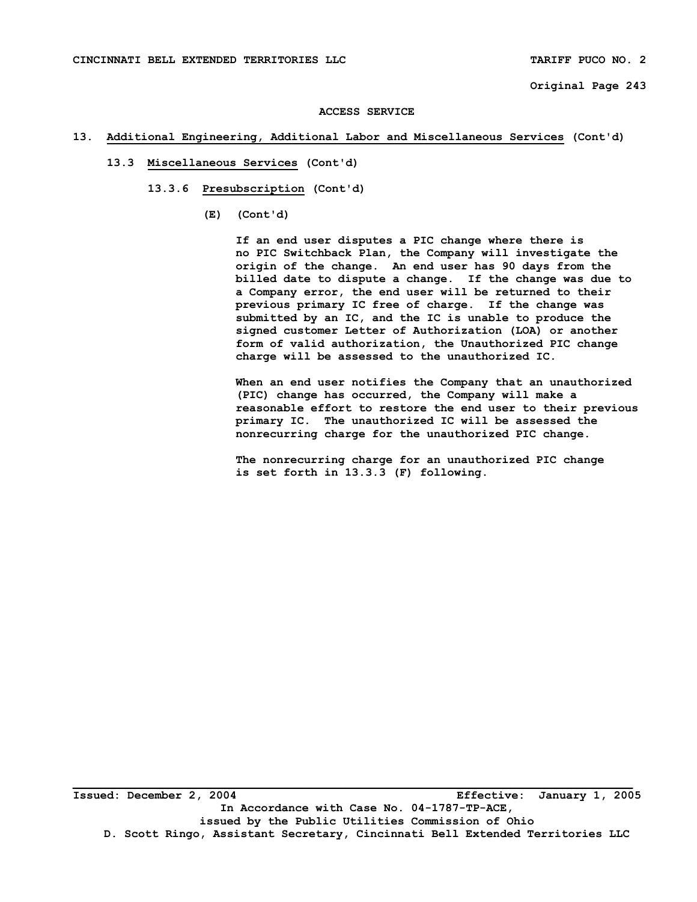# ACCESS SERVICE

## 13. Additional Engineering, Additional Labor and Miscellaneous Services (Cont'd)

### 13.3 Miscellaneous Services (Cont'd)

#### 13.3.6 Presubscription (Cont'd)

(E) (Cont'd)

If an end user disputes a PIC change where there is no PIC Switchback Plan, the Company will investigate the origin of the change. An end user has 90 days from the billed date to dispute a change. If the change was due to a Company error, the end user will be returned to their previous primary IC free of charge. If the change was submitted by an IC, and the IC is unable to produce the signed customer Letter of Authorization (LOA) or another form of valid authorization, the Unauthorized PIC change charge will be assessed to the unauthorized IC.

When an end user notifies the Company that an unauthorized (PIC) change has occurred, the Company will make a reasonable effort to restore the end user to their previous primary IC. The unauthorized IC will be assessed the nonrecurring charge for the unauthorized PIC change.

The nonrecurring charge for an unauthorized PIC change is set forth in 13.3.3 (F) following.

Issued: December 2, 2004 Effective: January 1, 2005

In Accordance with Case No. 04-1787-TP-ACE, issued by the Public Utilities Commission of Ohio

D. Scott Ringo, Assistant Secretary, Cincinnati Bell Extended Territories LLC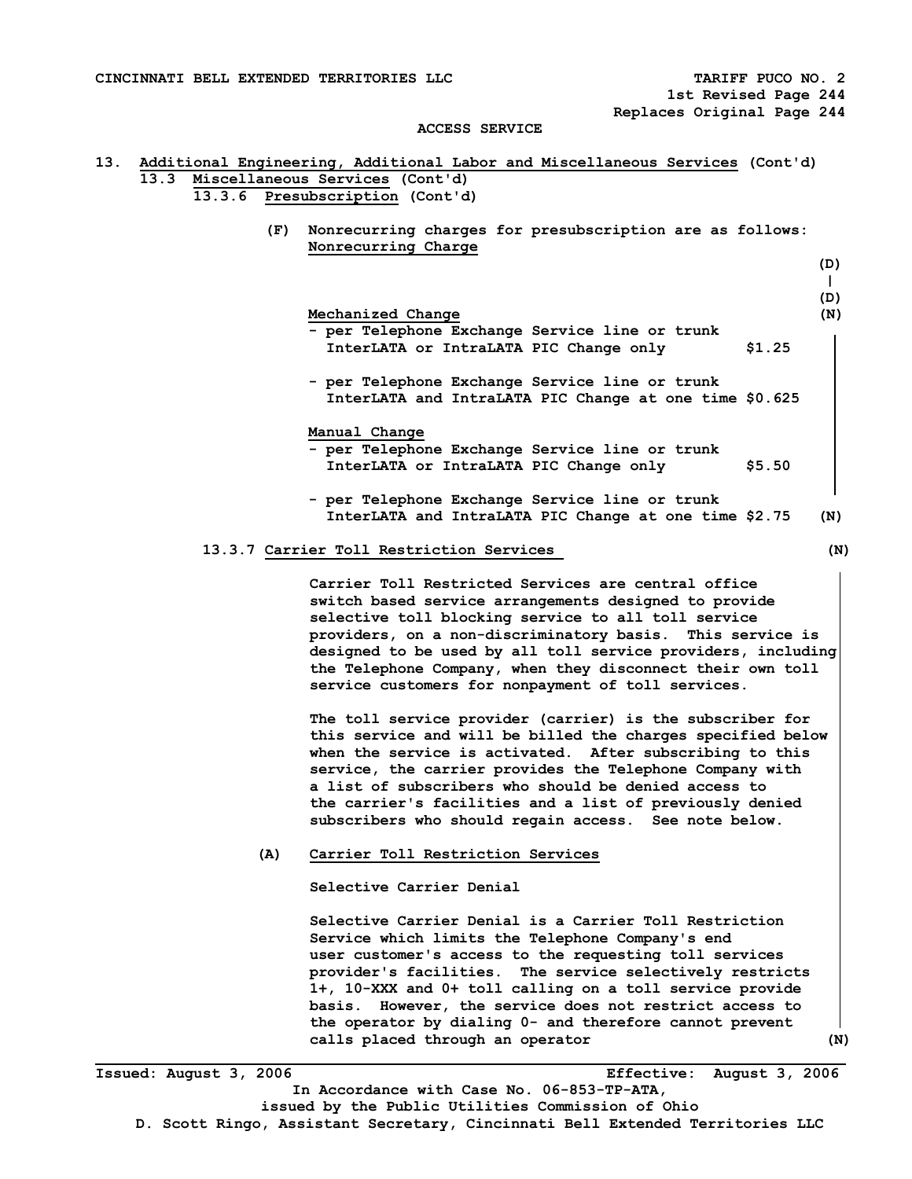CINCINNATI BELL EXTENDED TERRITORIES LLC TARIFF PUCO NO. 2
1st Revised Page 244
Replaces Original Page 244

ACCESS SERVICE

13. Additional Engineering, Additional Labor and Miscellaneous Services (Cont'd)

13.3 Miscellaneous Services (Cont'd)

13.3.6 Presubscription (Cont'd)

(F) Nonrecurring charges for presubscription are as follows:

Nonrecurring Charge (D) (D)

**Mechanized Change** (N)

- per Telephone Exchange Service line or trunk InterLATA or IntraLATA PIC Change only $1.25
- per Telephone Exchange Service line or trunk InterLATA and IntraLATA PIC Change at one time $0.625

**Manual Change**

- per Telephone Exchange Service line or trunk InterLATA or IntraLATA PIC Change only $5.50
- per Telephone Exchange Service line or trunk InterLATA and IntraLATA PIC Change at one time $2.75 (N)

13.3.7 Carrier Toll Restriction Services (N)

Carrier Toll Restricted Services are central office switch based service arrangements designed to provide selective toll blocking service to all toll service providers, on a non-discriminatory basis. This service is designed to be used by all toll service providers, including the Telephone Company, when they disconnect their own toll service customers for nonpayment of toll services.

The toll service provider (carrier) is the subscriber for this service and will be billed the charges specified below when the service is activated. After subscribing to this service, the carrier provides the Telephone Company with a list of subscribers who should be denied access to the carrier's facilities and a list of previously denied subscribers who should regain access. See note below.

(A) Carrier Toll Restriction Services

Selective Carrier Denial

Selective Carrier Denial is a Carrier Toll Restriction Service which limits the Telephone Company's end user customer's access to the requesting toll services provider's facilities. The service selectively restricts 1+, 10-XXX and 0+ toll calling on a toll service provide basis. However, the service does not restrict access to the operator by dialing 0- and therefore cannot prevent calls placed through an operator (N)

Issued: August 3, 2006 Effective: August 3, 2006
In Accordance with Case No. 06-853-TP-ATA,
issued by the Public Utilities Commission of Ohio
D. Scott Ringo, Assistant Secretary, Cincinnati Bell Extended Territories LLC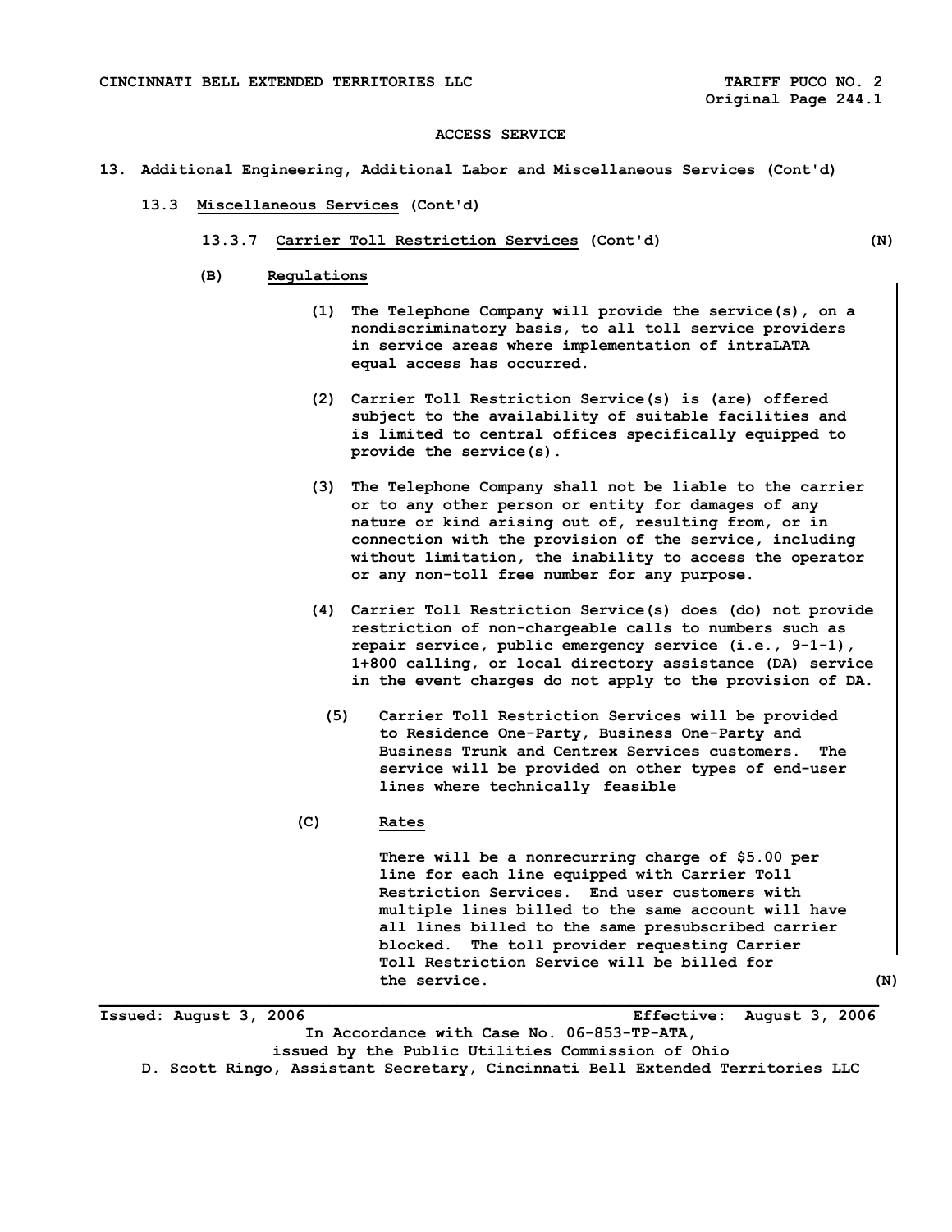ACCESS SERVICE

13. Additional Engineering, Additional Labor and Miscellaneous Services (Cont'd)

13.3 Miscellaneous Services (Cont'd)

13.3.7 Carrier Toll Restriction Services (Cont'd) (N)

(B) Regulations

(1) The Telephone Company will provide the service(s), on a nondiscriminatory basis, to all toll service providers in service areas where implementation of intraLATA equal access has occurred.

(2) Carrier Toll Restriction Service(s) is (are) offered subject to the availability of suitable facilities and is limited to central offices specifically equipped to provide the service(s).

(3) The Telephone Company shall not be liable to the carrier or to any other person or entity for damages of any nature or kind arising out of, resulting from, or in connection with the provision of the service, including without limitation, the inability to access the operator or any non-toll free number for any purpose.

(4) Carrier Toll Restriction Service(s) does (do) not provide restriction of non-chargeable calls to numbers such as repair service, public emergency service (i.e., 9-1-1), 1+800 calling, or local directory assistance (DA) service in the event charges do not apply to the provision of DA.

(5) Carrier Toll Restriction Services will be provided to Residence One-Party, Business One-Party and Business Trunk and Centrex Services customers. The service will be provided on other types of end-user lines where technically feasible

(C) Rates

There will be a nonrecurring charge of $5.00 per line for each line equipped with Carrier Toll Restriction Services. End user customers with multiple lines billed to the same account will have all lines billed to the same presubscribed carrier blocked. The toll provider requesting Carrier Toll Restriction Service will be billed for the service. (N)

Issued: August 3, 2006 Effective: August 3, 2006

In Accordance with Case No. 06-853-TP-ATA, issued by the Public Utilities Commission of Ohio

D. Scott Ringo, Assistant Secretary, Cincinnati Bell Extended Territories LLC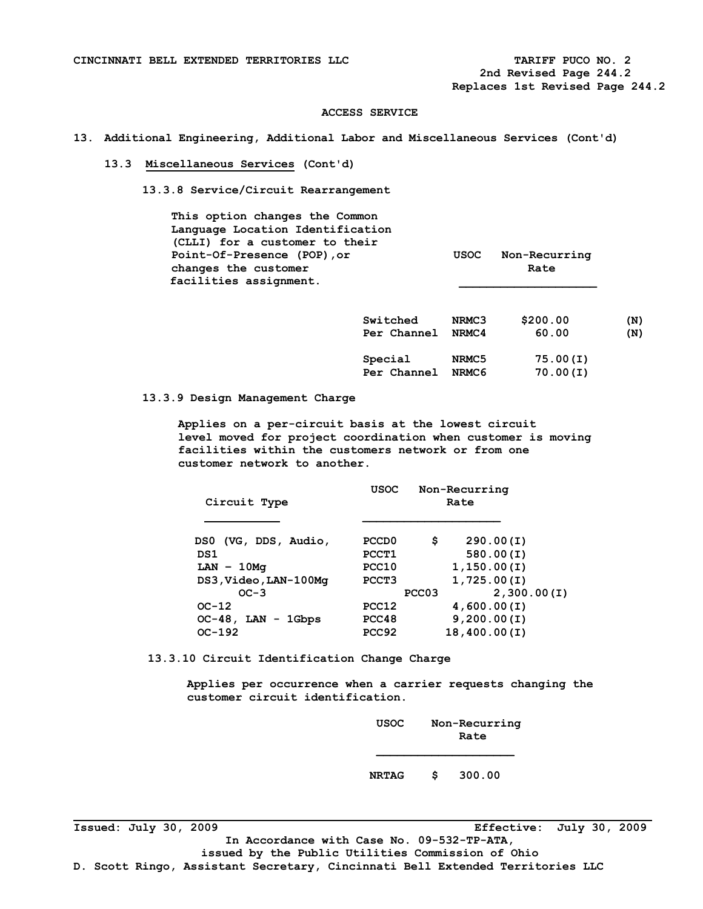CINCINNATI BELL EXTENDED TERRITORIES LLC — TARIFF PUCO NO. 2
2nd Revised Page 244.2
Replaces 1st Revised Page 244.2

ACCESS SERVICE

## 13. Additional Engineering, Additional Labor and Miscellaneous Services (Cont'd)

### 13.3 Miscellaneous Services (Cont'd)

#### 13.3.8 Service/Circuit Rearrangement

This option changes the Common Language Location Identification (CLLI) for a customer to their Point-Of-Presence (POP), or changes the customer facilities assignment.

| | USOC | Non-Recurring Rate | |
|---|---|---|---|
| Switched | NRMC3 | $200.00 | (N) |
| Per Channel | NRMC4 | 60.00 | (N) |
| Special | NRMC5 | 75.00(I) | |
| Per Channel | NRMC6 | 70.00(I) | |

#### 13.3.9 Design Management Charge

Applies on a per-circuit basis at the lowest circuit level moved for project coordination when customer is moving facilities within the customers network or from one customer network to another.

| Circuit Type | USOC | Non-Recurring Rate |
|---|---|---|
| DS0 (VG, DDS, Audio, | PCCD0 | $ 290.00(I) |
| DS1 | PCCT1 | 580.00(I) |
| LAN – 10Mg | PCC10 | 1,150.00(I) |
| DS3,Video,LAN-100Mg | PCCT3 | 1,725.00(I) |
| OC-3 | PCC03 | 2,300.00(I) |
| OC-12 | PCC12 | 4,600.00(I) |
| OC-48, LAN - 1Gbps | PCC48 | 9,200.00(I) |
| OC-192 | PCC92 | 18,400.00(I) |

#### 13.3.10 Circuit Identification Change Charge

Applies per occurrence when a carrier requests changing the customer circuit identification.

| USOC | Non-Recurring Rate |
|---|---|
| NRTAG | $ 300.00 |

Issued: July 30, 2009 — Effective: July 30, 2009
In Accordance with Case No. 09-532-TP-ATA, issued by the Public Utilities Commission of Ohio
D. Scott Ringo, Assistant Secretary, Cincinnati Bell Extended Territories LLC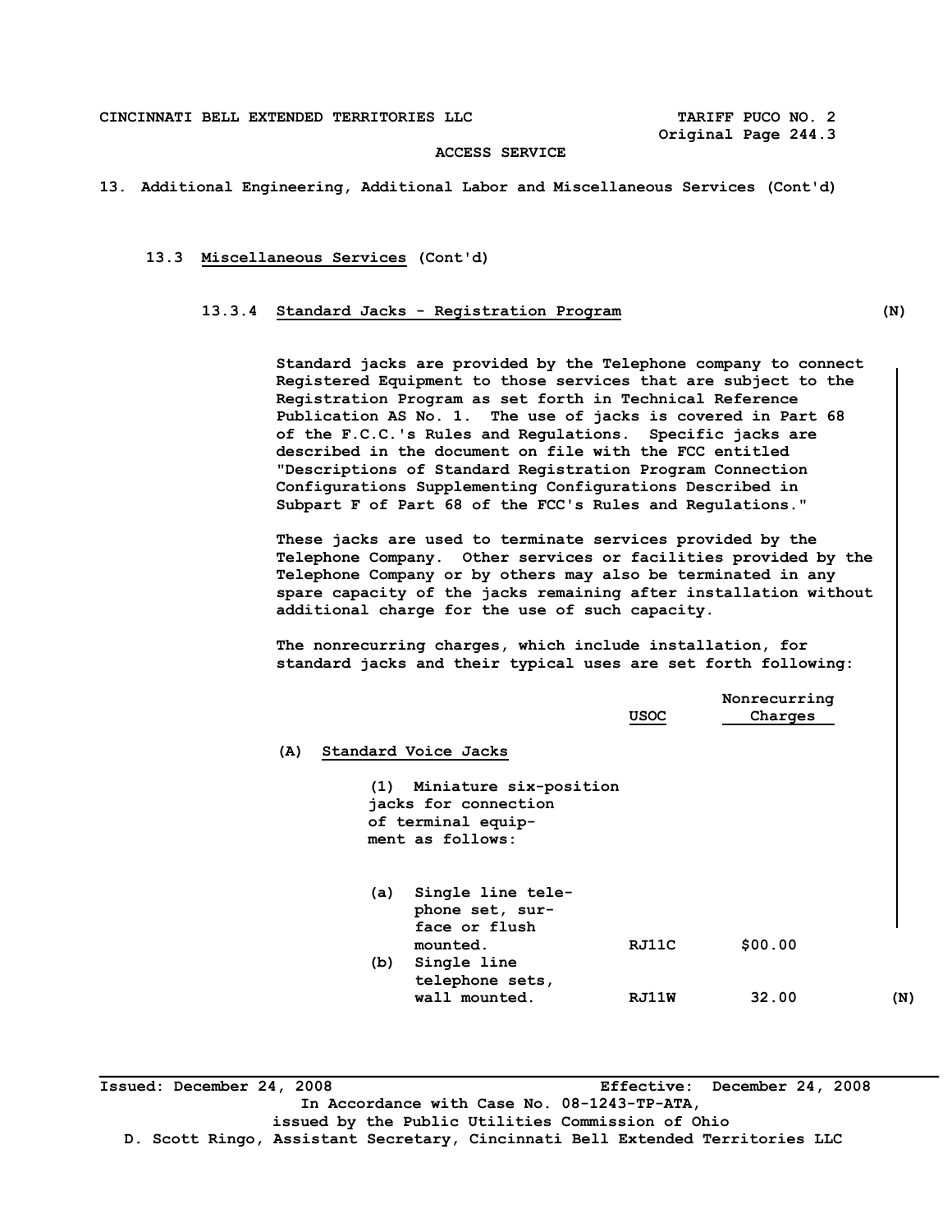CINCINNATI BELL EXTENDED TERRITORIES LLC — TARIFF PUCO NO. 2

Original Page 244.3

ACCESS SERVICE

13. Additional Engineering, Additional Labor and Miscellaneous Services (Cont'd)

13.3 Miscellaneous Services (Cont'd)

13.3.4 Standard Jacks - Registration Program (N)

Standard jacks are provided by the Telephone company to connect Registered Equipment to those services that are subject to the Registration Program as set forth in Technical Reference Publication AS No. 1. The use of jacks is covered in Part 68 of the F.C.C.'s Rules and Regulations. Specific jacks are described in the document on file with the FCC entitled "Descriptions of Standard Registration Program Connection Configurations Supplementing Configurations Described in Subpart F of Part 68 of the FCC's Rules and Regulations."

These jacks are used to terminate services provided by the Telephone Company. Other services or facilities provided by the Telephone Company or by others may also be terminated in any spare capacity of the jacks remaining after installation without additional charge for the use of such capacity.

The nonrecurring charges, which include installation, for standard jacks and their typical uses are set forth following:

| | USOC | Nonrecurring Charges |
|---|---|---|
| (A) Standard Voice Jacks | | |
| (1) Miniature six-position jacks for connection of terminal equipment as follows: | | |
| (a) Single line telephone set, surface or flush mounted. | RJ11C | $00.00 |
| (b) Single line telephone sets, wall mounted. | RJ11W | 32.00 (N) |

Issued: December 24, 2008 Effective: December 24, 2008

In Accordance with Case No. 08-1243-TP-ATA, issued by the Public Utilities Commission of Ohio

D. Scott Ringo, Assistant Secretary, Cincinnati Bell Extended Territories LLC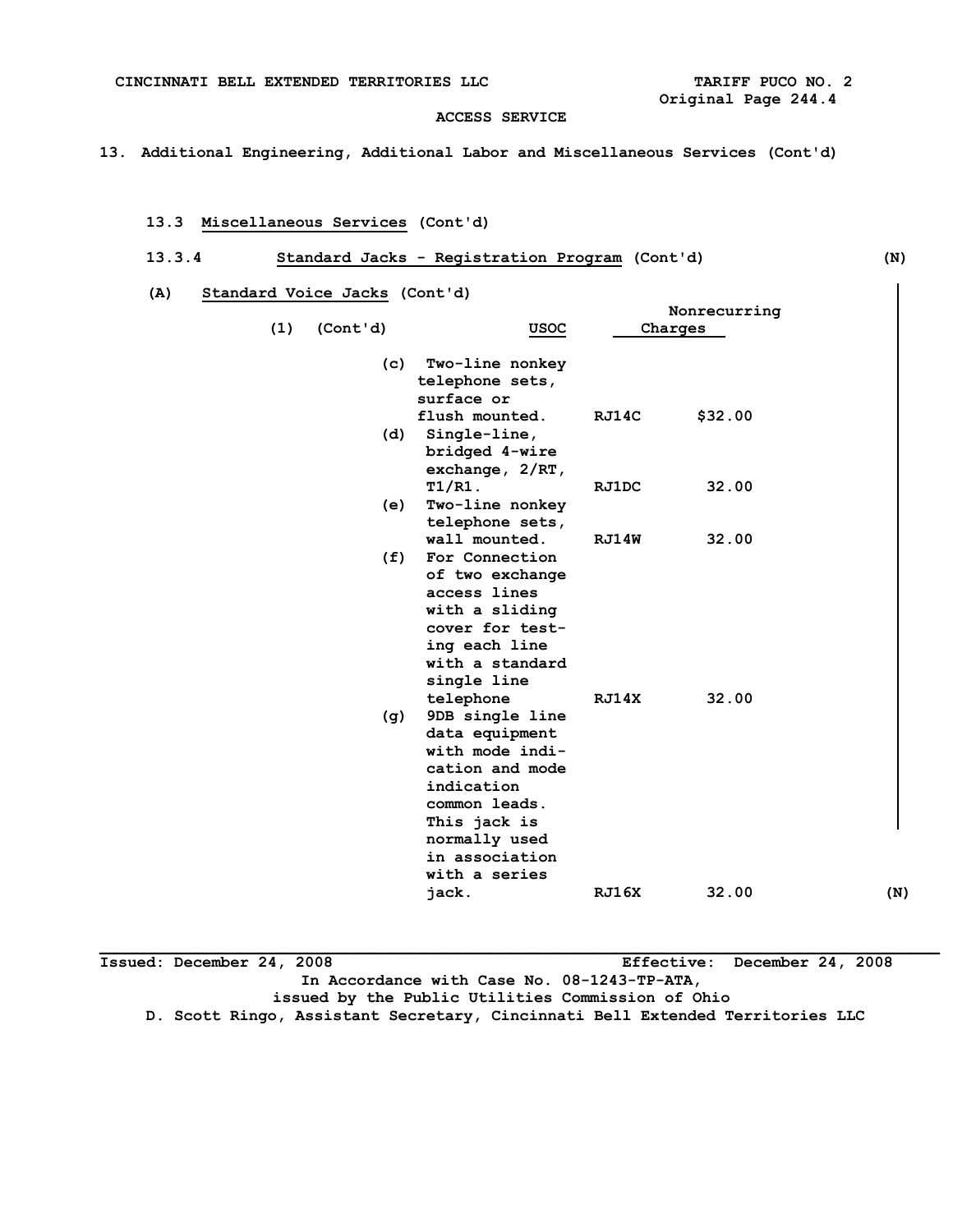## 13. Additional Engineering, Additional Labor and Miscellaneous Services (Cont'd)

### 13.3 Miscellaneous Services (Cont'd)

#### 13.3.4 Standard Jacks - Registration Program (Cont'd) (N)

**(A) Standard Voice Jacks (Cont'd)**

(1) (Cont'd)

| | USOC | Nonrecurring Charges |
|---|---|---|
| (c) Two-line nonkey telephone sets, surface or flush mounted. | RJ14C | $32.00 |
| (d) Single-line, bridged 4-wire exchange, 2/RT, T1/R1. | RJ1DC | 32.00 |
| (e) Two-line nonkey telephone sets, wall mounted. | RJ14W | 32.00 |
| (f) For Connection of two exchange access lines with a sliding cover for testing each line with a standard single line telephone | RJ14X | 32.00 |
| (g) 9DB single line data equipment with mode indication and mode indication common leads. This jack is normally used in association with a series jack. | RJ16X | 32.00 |

(N)

Issued: December 24, 2008 Effective: December 24, 2008

In Accordance with Case No. 08-1243-TP-ATA, issued by the Public Utilities Commission of Ohio

D. Scott Ringo, Assistant Secretary, Cincinnati Bell Extended Territories LLC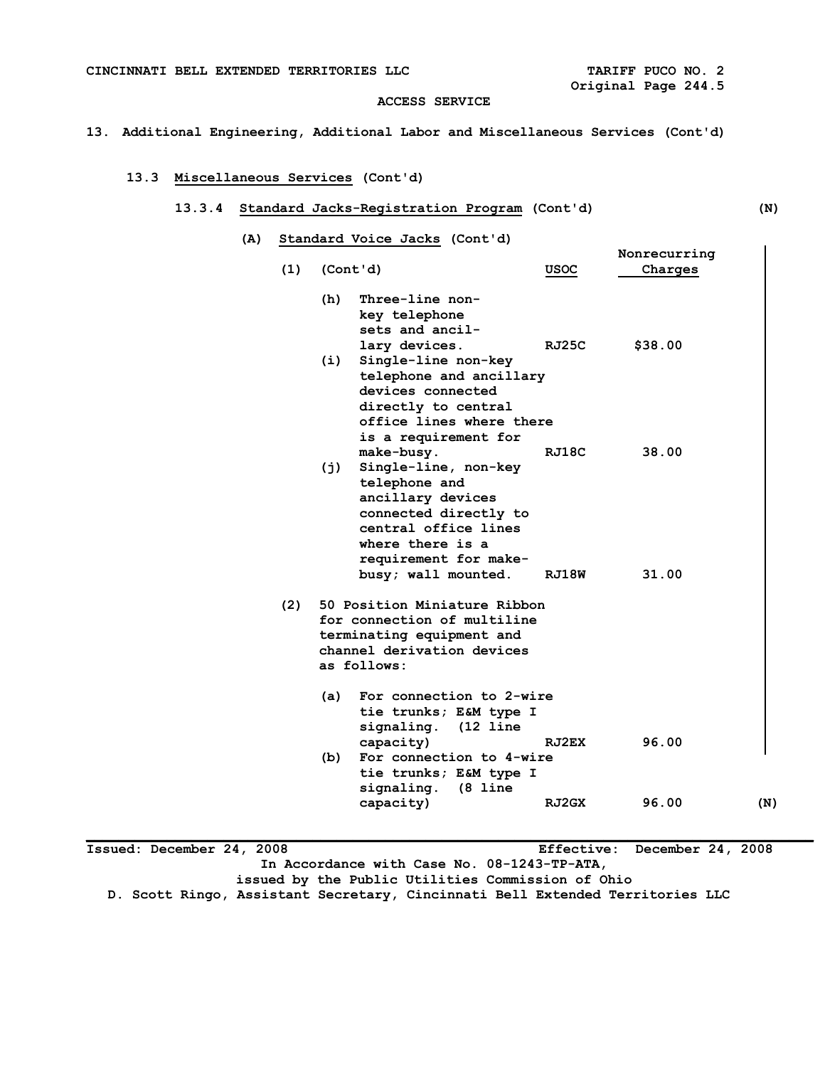ACCESS SERVICE

## 13. Additional Engineering, Additional Labor and Miscellaneous Services (Cont'd)

### 13.3 Miscellaneous Services (Cont'd)

#### 13.3.4 Standard Jacks-Registration Program (Cont'd) (N)

(A) Standard Voice Jacks (Cont'd)

| (1) (Cont'd) | USOC | Nonrecurring Charges |
|---|---|---|
| (h) Three-line non-key telephone sets and ancillary devices. | RJ25C | $38.00 |
| (i) Single-line non-key telephone and ancillary devices connected directly to central office lines where there is a requirement for make-busy. | RJ18C | 38.00 |
| (j) Single-line, non-key telephone and ancillary devices connected directly to central office lines where there is a requirement for make-busy; wall mounted. | RJ18W | 31.00 |
| (2) 50 Position Miniature Ribbon for connection of multiline terminating equipment and channel derivation devices as follows: | | |
| (a) For connection to 2-wire tie trunks; E&M type I signaling. (12 line capacity) | RJ2EX | 96.00 |
| (b) For connection to 4-wire tie trunks; E&M type I signaling. (8 line capacity) | RJ2GX | 96.00 |

(N)

Issued: December 24, 2008 Effective: December 24, 2008
In Accordance with Case No. 08-1243-TP-ATA,
issued by the Public Utilities Commission of Ohio
D. Scott Ringo, Assistant Secretary, Cincinnati Bell Extended Territories LLC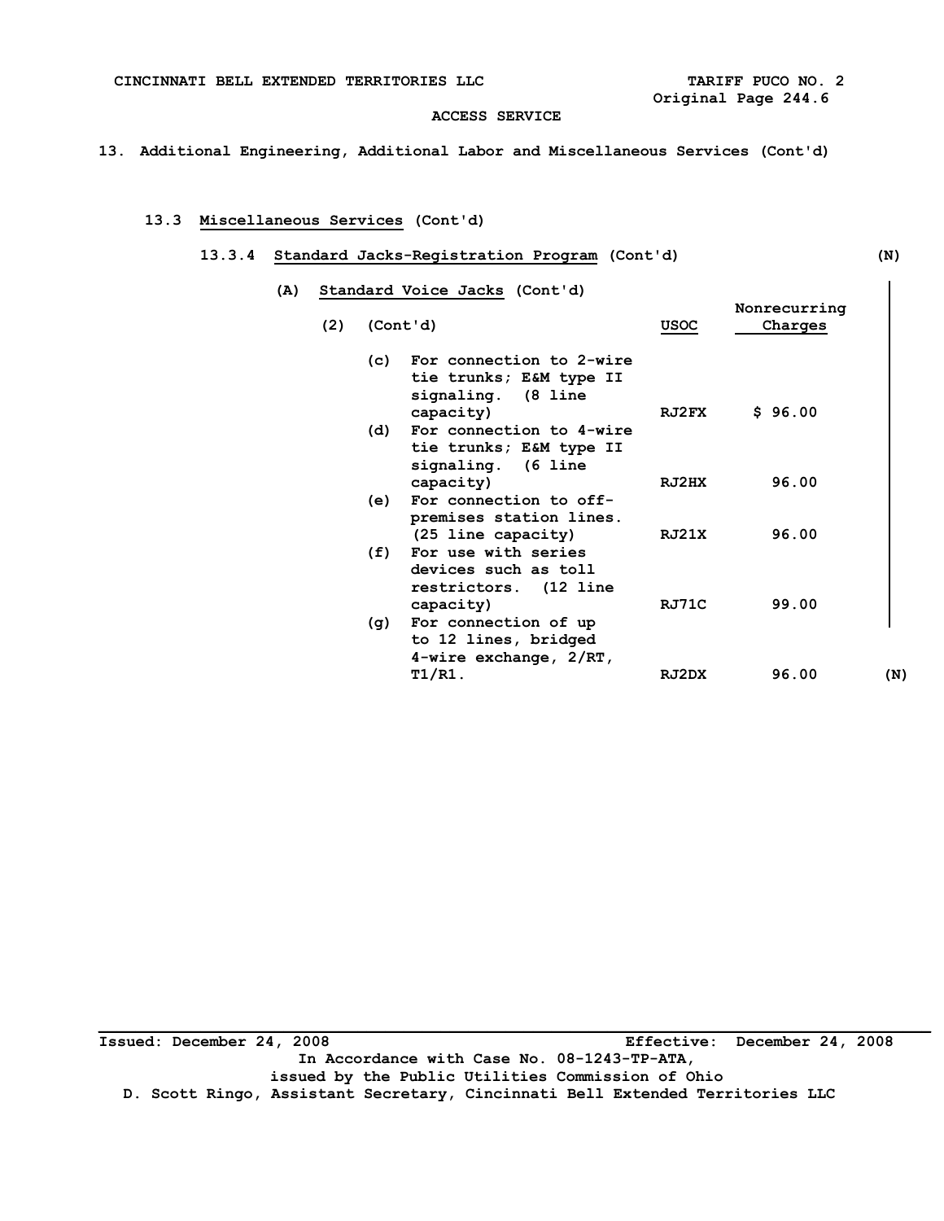CINCINNATI BELL EXTENDED TERRITORIES LLC TARIFF PUCO NO. 2
Original Page 244.6

ACCESS SERVICE

13. Additional Engineering, Additional Labor and Miscellaneous Services (Cont'd)

13.3 Miscellaneous Services (Cont'd)

13.3.4 Standard Jacks-Registration Program (Cont'd) (N)

(A) Standard Voice Jacks (Cont'd)

| (2) (Cont'd) | USOC | Nonrecurring Charges |
|---|---|---|
| (c) For connection to 2-wire tie trunks; E&M type II signaling. (8 line capacity) | RJ2FX | $ 96.00 |
| (d) For connection to 4-wire tie trunks; E&M type II signaling. (6 line capacity) | RJ2HX | 96.00 |
| (e) For connection to off-premises station lines. (25 line capacity) | RJ21X | 96.00 |
| (f) For use with series devices such as toll restrictors. (12 line capacity) | RJ71C | 99.00 |
| (g) For connection of up to 12 lines, bridged 4-wire exchange, 2/RT, T1/R1. | RJ2DX | 96.00 (N) |

Issued: December 24, 2008 Effective: December 24, 2008
In Accordance with Case No. 08-1243-TP-ATA,
issued by the Public Utilities Commission of Ohio
D. Scott Ringo, Assistant Secretary, Cincinnati Bell Extended Territories LLC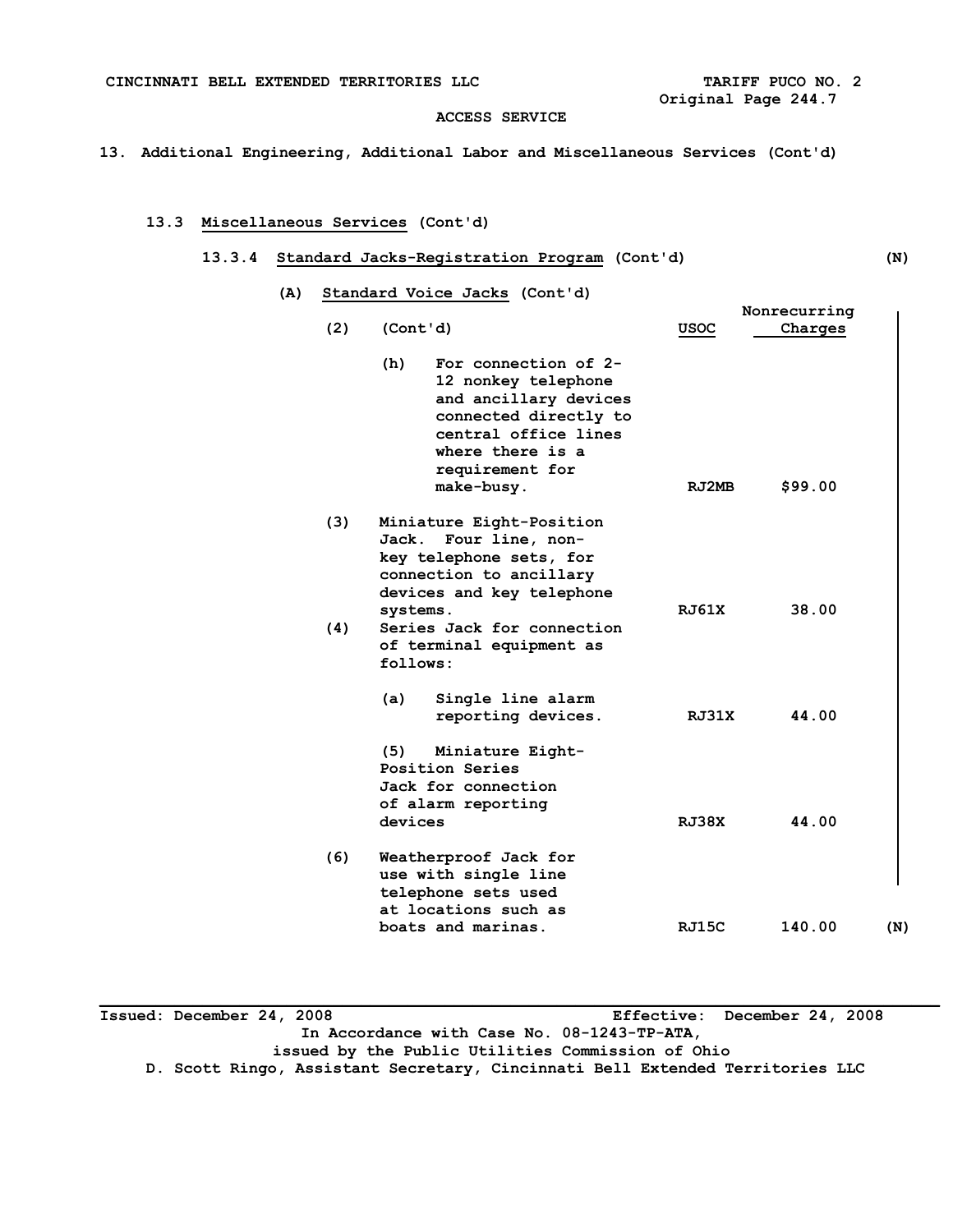# 13. Additional Engineering, Additional Labor and Miscellaneous Services (Cont'd)

## 13.3 Miscellaneous Services (Cont'd)

### 13.3.4 Standard Jacks-Registration Program (Cont'd) (N)

#### (A) Standard Voice Jacks (Cont'd)

| | | USOC | Nonrecurring Charges |
|---|---|---|---|
| (2) | (Cont'd) | | |
| | (h) For connection of 2-12 nonkey telephone and ancillary devices connected directly to central office lines where there is a requirement for make-busy. | RJ2MB | $99.00 |
| (3) | Miniature Eight-Position Jack. Four line, non-key telephone sets, for connection to ancillary devices and key telephone systems. | RJ61X | 38.00 |
| (4) | Series Jack for connection of terminal equipment as follows: | | |
| | (a) Single line alarm reporting devices. | RJ31X | 44.00 |
| | (5) Miniature Eight-Position Series Jack for connection of alarm reporting devices | RJ38X | 44.00 |
| (6) | Weatherproof Jack for use with single line telephone sets used at locations such as boats and marinas. | RJ15C | 140.00 (N) |

Issued: December 24, 2008 Effective: December 24, 2008

In Accordance with Case No. 08-1243-TP-ATA, issued by the Public Utilities Commission of Ohio

D. Scott Ringo, Assistant Secretary, Cincinnati Bell Extended Territories LLC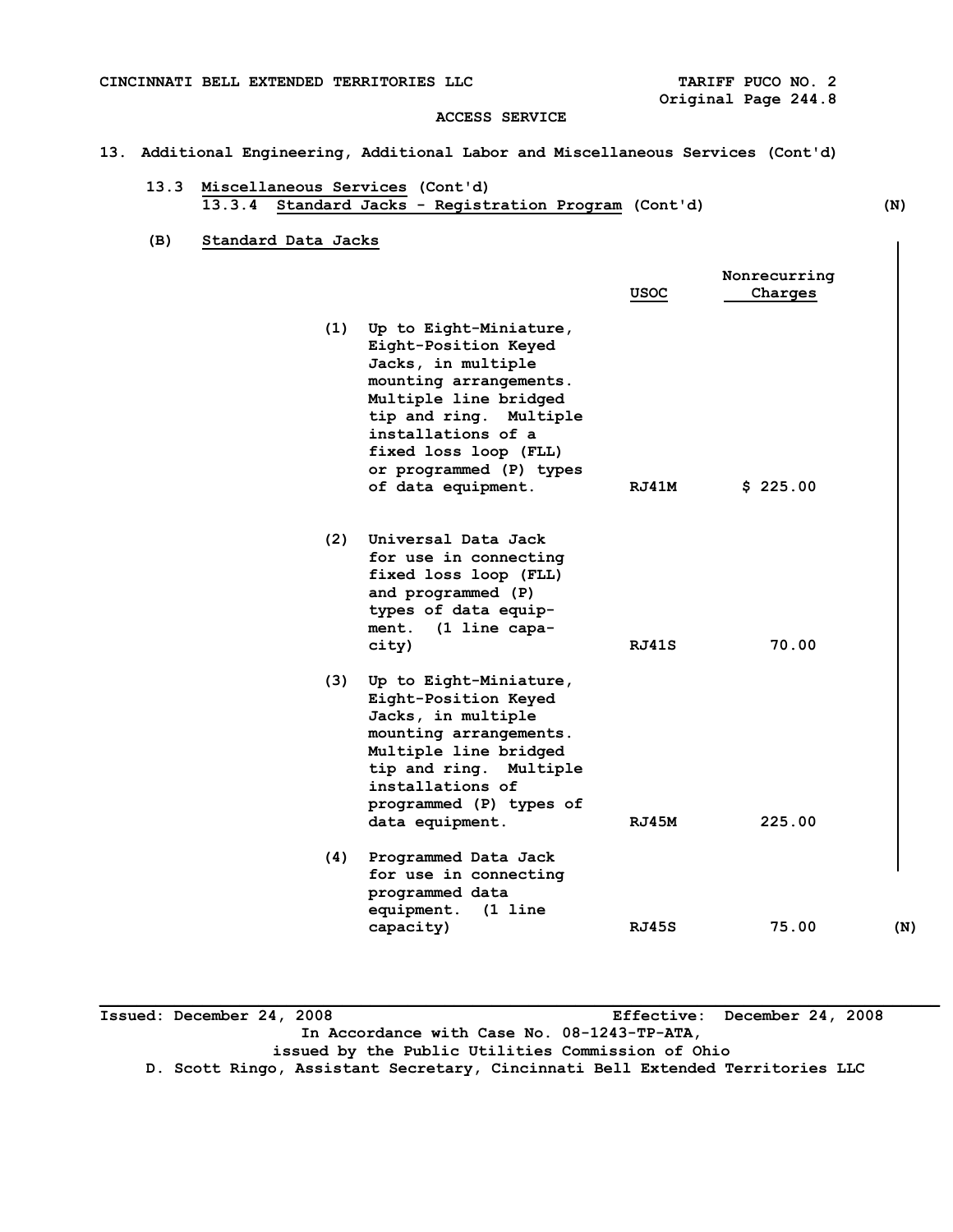CINCINNATI BELL EXTENDED TERRITORIES LLC — TARIFF PUCO NO. 2, Original Page 244.8

ACCESS SERVICE

## 13. Additional Engineering, Additional Labor and Miscellaneous Services (Cont'd)

### 13.3 Miscellaneous Services (Cont'd)

#### 13.3.4 Standard Jacks - Registration Program (Cont'd) (N)

**(B) Standard Data Jacks**

| | USOC | Nonrecurring Charges |
|---|---|---|
| (1) Up to Eight-Miniature, Eight-Position Keyed Jacks, in multiple mounting arrangements. Multiple line bridged tip and ring. Multiple installations of a fixed loss loop (FLL) or programmed (P) types of data equipment. | RJ41M | $ 225.00 |
| (2) Universal Data Jack for use in connecting fixed loss loop (FLL) and programmed (P) types of data equipment. (1 line capacity) | RJ41S | 70.00 |
| (3) Up to Eight-Miniature, Eight-Position Keyed Jacks, in multiple mounting arrangements. Multiple line bridged tip and ring. Multiple installations of programmed (P) types of data equipment. | RJ45M | 225.00 |
| (4) Programmed Data Jack for use in connecting programmed data equipment. (1 line capacity) | RJ45S | 75.00 (N) |

Issued: December 24, 2008 Effective: December 24, 2008

In Accordance with Case No. 08-1243-TP-ATA, issued by the Public Utilities Commission of Ohio

D. Scott Ringo, Assistant Secretary, Cincinnati Bell Extended Territories LLC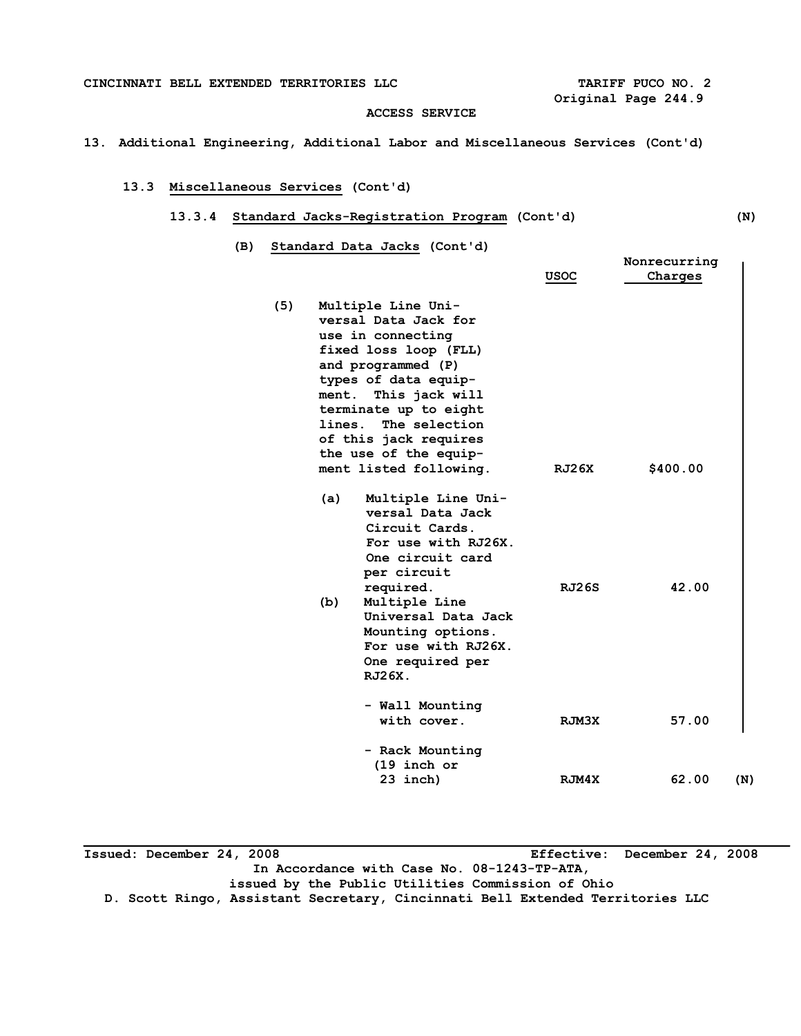CINCINNATI BELL EXTENDED TERRITORIES LLC — TARIFF PUCO NO. 2, Original Page 244.9

ACCESS SERVICE

## 13. Additional Engineering, Additional Labor and Miscellaneous Services (Cont'd)

### 13.3 Miscellaneous Services (Cont'd)

#### 13.3.4 Standard Jacks-Registration Program (Cont'd) (N)

**(B) Standard Data Jacks (Cont'd)**

| | USOC | Nonrecurring Charges |
|---|---|---|
| (5) Multiple Line Universal Data Jack for use in connecting fixed loss loop (FLL) and programmed (P) types of data equipment. This jack will terminate up to eight lines. The selection of this jack requires the use of the equipment listed following. | RJ26X | $400.00 |
| (a) Multiple Line Universal Data Jack Circuit Cards. For use with RJ26X. One circuit card per circuit required. | RJ26S | 42.00 |
| (b) Multiple Line Universal Data Jack Mounting options. For use with RJ26X. One required per RJ26X. | | |
| - Wall Mounting with cover. | RJM3X | 57.00 |
| - Rack Mounting (19 inch or 23 inch) | RJM4X | 62.00 (N) |

Issued: December 24, 2008 — Effective: December 24, 2008

In Accordance with Case No. 08-1243-TP-ATA, issued by the Public Utilities Commission of Ohio

D. Scott Ringo, Assistant Secretary, Cincinnati Bell Extended Territories LLC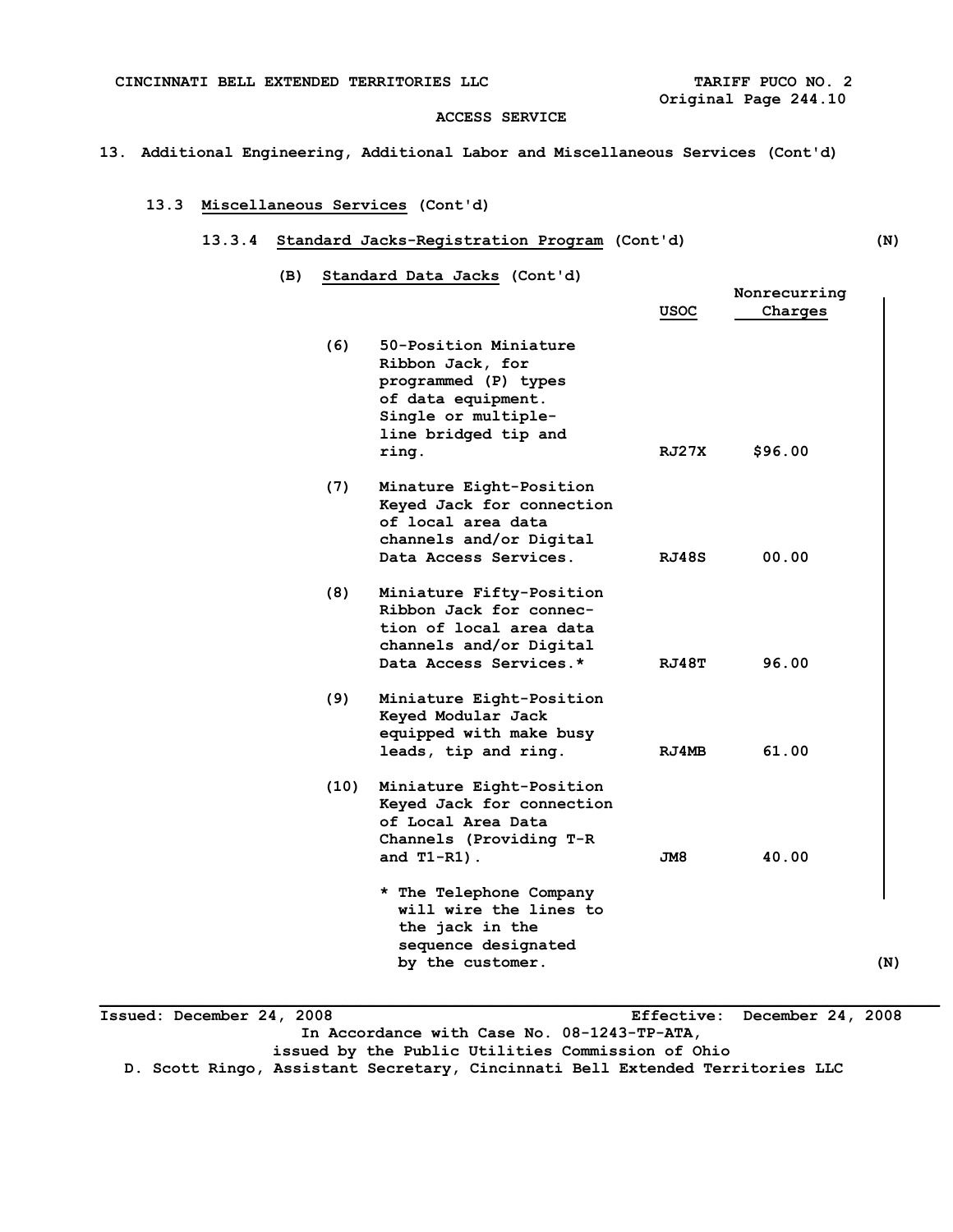CINCINNATI BELL EXTENDED TERRITORIES LLC

TARIFF PUCO NO. 2
Original Page 244.10

ACCESS SERVICE

## 13. Additional Engineering, Additional Labor and Miscellaneous Services (Cont'd)

### 13.3 Miscellaneous Services (Cont'd)

#### 13.3.4 Standard Jacks-Registration Program (Cont'd) (N)

**(B) Standard Data Jacks (Cont'd)**

| | | USOC | Nonrecurring Charges |
|---|---|---|---|
| (6) | 50-Position Miniature Ribbon Jack, for programmed (P) types of data equipment. Single or multiple-line bridged tip and ring. | RJ27X | $96.00 |
| (7) | Minature Eight-Position Keyed Jack for connection of local area data channels and/or Digital Data Access Services. | RJ48S | 00.00 |
| (8) | Miniature Fifty-Position Ribbon Jack for connection of local area data channels and/or Digital Data Access Services.* | RJ48T | 96.00 |
| (9) | Miniature Eight-Position Keyed Modular Jack equipped with make busy leads, tip and ring. | RJ4MB | 61.00 |
| (10) | Miniature Eight-Position Keyed Jack for connection of Local Area Data Channels (Providing T-R and T1-R1). | JM8 | 40.00 |

\* The Telephone Company will wire the lines to the jack in the sequence designated by the customer. (N)

Issued: December 24, 2008 Effective: December 24, 2008
In Accordance with Case No. 08-1243-TP-ATA,
issued by the Public Utilities Commission of Ohio
D. Scott Ringo, Assistant Secretary, Cincinnati Bell Extended Territories LLC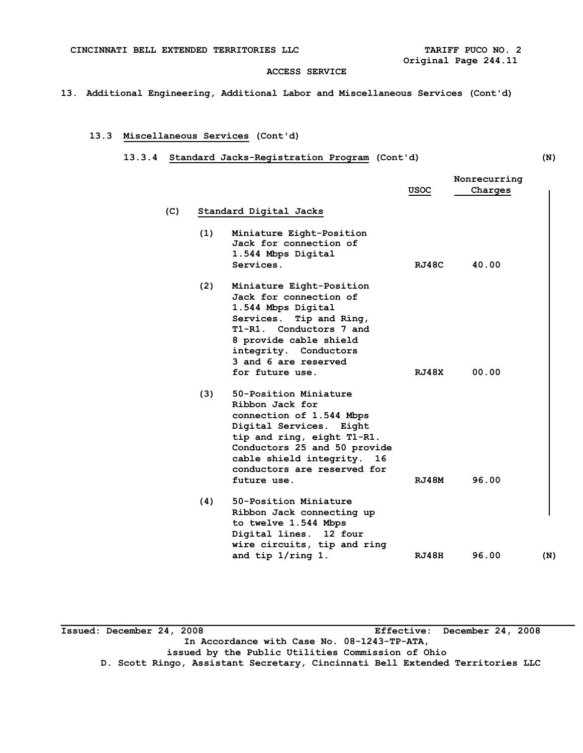CINCINNATI BELL EXTENDED TERRITORIES LLC — TARIFF PUCO NO. 2
Original Page 244.11

ACCESS SERVICE

13. Additional Engineering, Additional Labor and Miscellaneous Services (Cont'd)

13.3 Miscellaneous Services (Cont'd)

13.3.4 Standard Jacks-Registration Program (Cont'd) (N)

(C) Standard Digital Jacks

| | USOC | Nonrecurring Charges |
|---|---|---|
| (1) Miniature Eight-Position Jack for connection of 1.544 Mbps Digital Services. | RJ48C | 40.00 |
| (2) Miniature Eight-Position Jack for connection of 1.544 Mbps Digital Services. Tip and Ring, T1-R1. Conductors 7 and 8 provide cable shield integrity. Conductors 3 and 6 are reserved for future use. | RJ48X | 00.00 |
| (3) 50-Position Miniature Ribbon Jack for connection of 1.544 Mbps Digital Services. Eight tip and ring, eight T1-R1. Conductors 25 and 50 provide cable shield integrity. 16 conductors are reserved for future use. | RJ48M | 96.00 |
| (4) 50-Position Miniature Ribbon Jack connecting up to twelve 1.544 Mbps Digital lines. 12 four wire circuits, tip and ring and tip 1/ring 1. | RJ48H | 96.00 (N) |

Issued: December 24, 2008 — Effective: December 24, 2008

In Accordance with Case No. 08-1243-TP-ATA, issued by the Public Utilities Commission of Ohio

D. Scott Ringo, Assistant Secretary, Cincinnati Bell Extended Territories LLC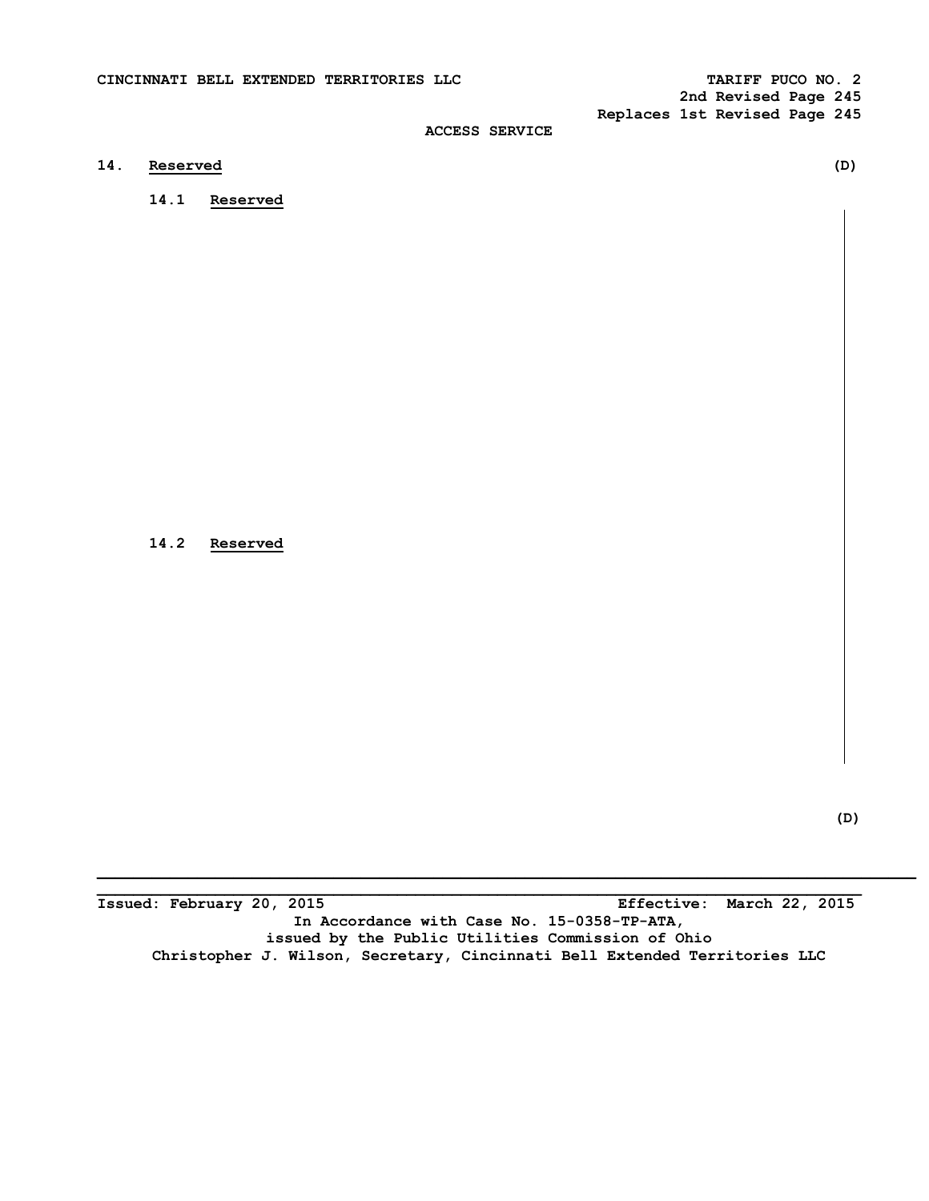## 14. Reserved (D)

### 14.1 Reserved

### 14.2 Reserved

(D)

Issued: February 20, 2015 Effective: March 22, 2015

In Accordance with Case No. 15-0358-TP-ATA,
issued by the Public Utilities Commission of Ohio
Christopher J. Wilson, Secretary, Cincinnati Bell Extended Territories LLC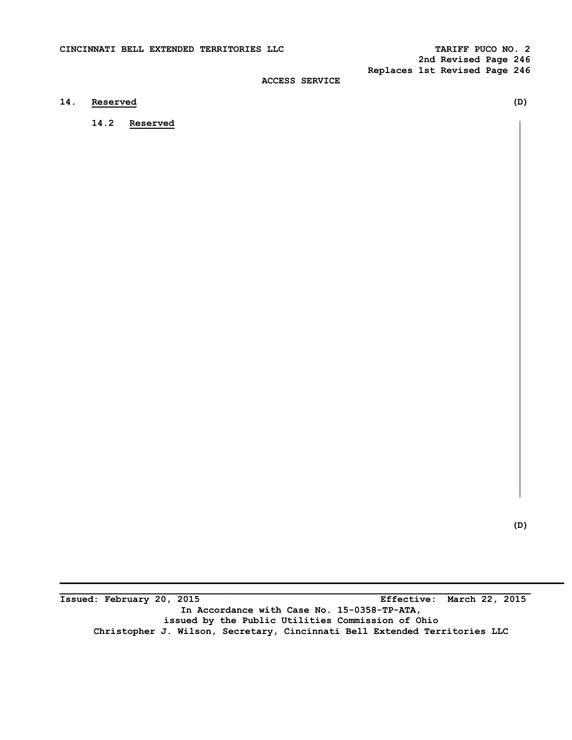ACCESS SERVICE

## 14. Reserved (D)

### 14.2 Reserved

(D)

Issued: February 20, 2015 Effective: March 22, 2015

In Accordance with Case No. 15-0358-TP-ATA,
issued by the Public Utilities Commission of Ohio
Christopher J. Wilson, Secretary, Cincinnati Bell Extended Territories LLC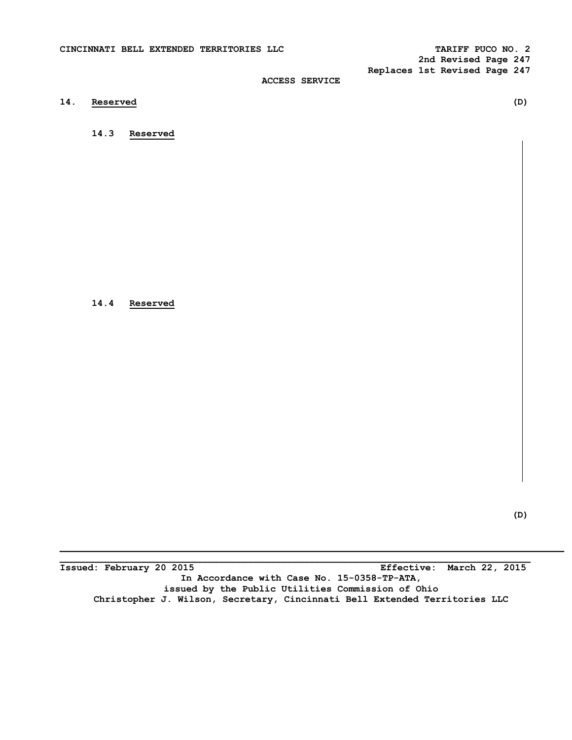# 14. Reserved (D)

## 14.3 Reserved

## 14.4 Reserved

(D)

Issued: February 20 2015 Effective: March 22, 2015

In Accordance with Case No. 15-0358-TP-ATA,
issued by the Public Utilities Commission of Ohio
Christopher J. Wilson, Secretary, Cincinnati Bell Extended Territories LLC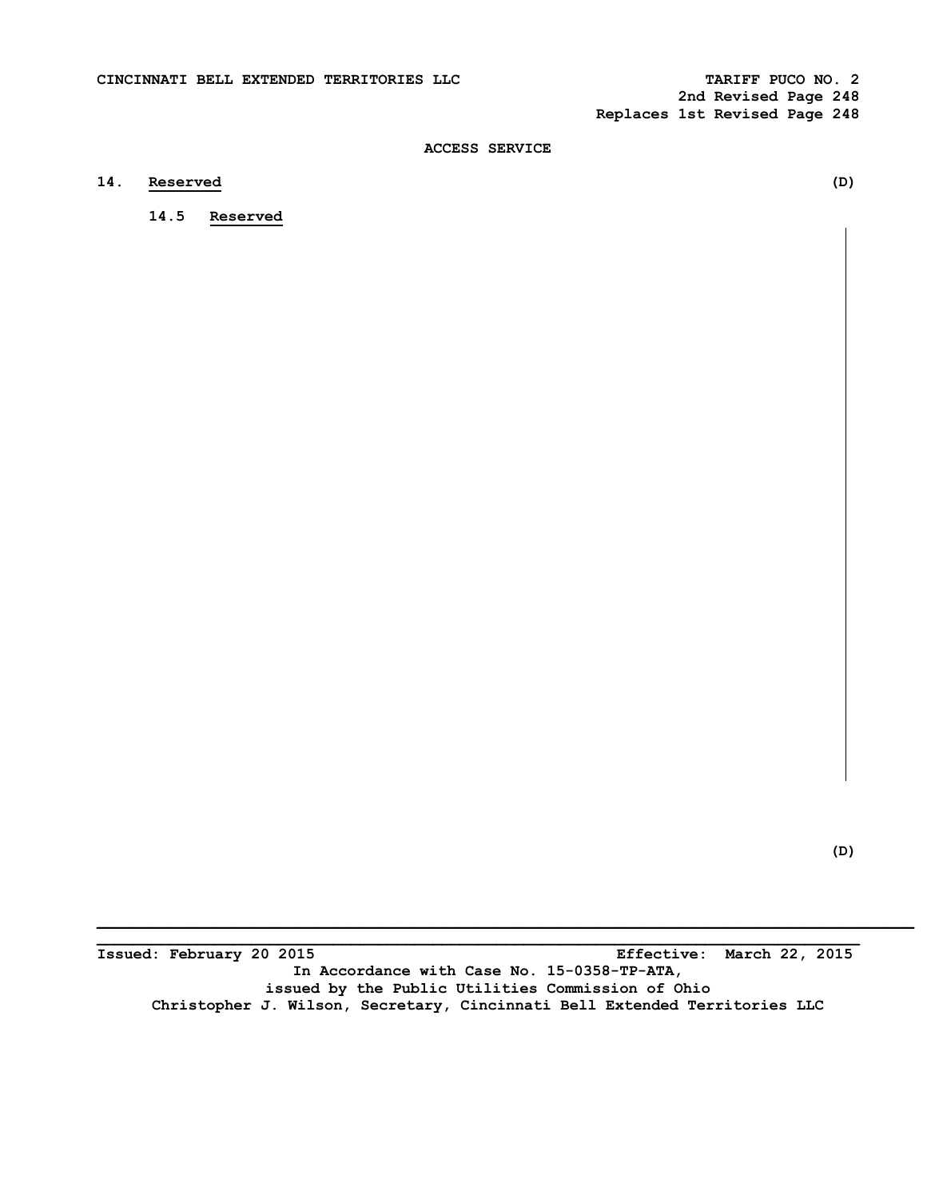ACCESS SERVICE

## 14. Reserved (D)

### 14.5 Reserved

(D)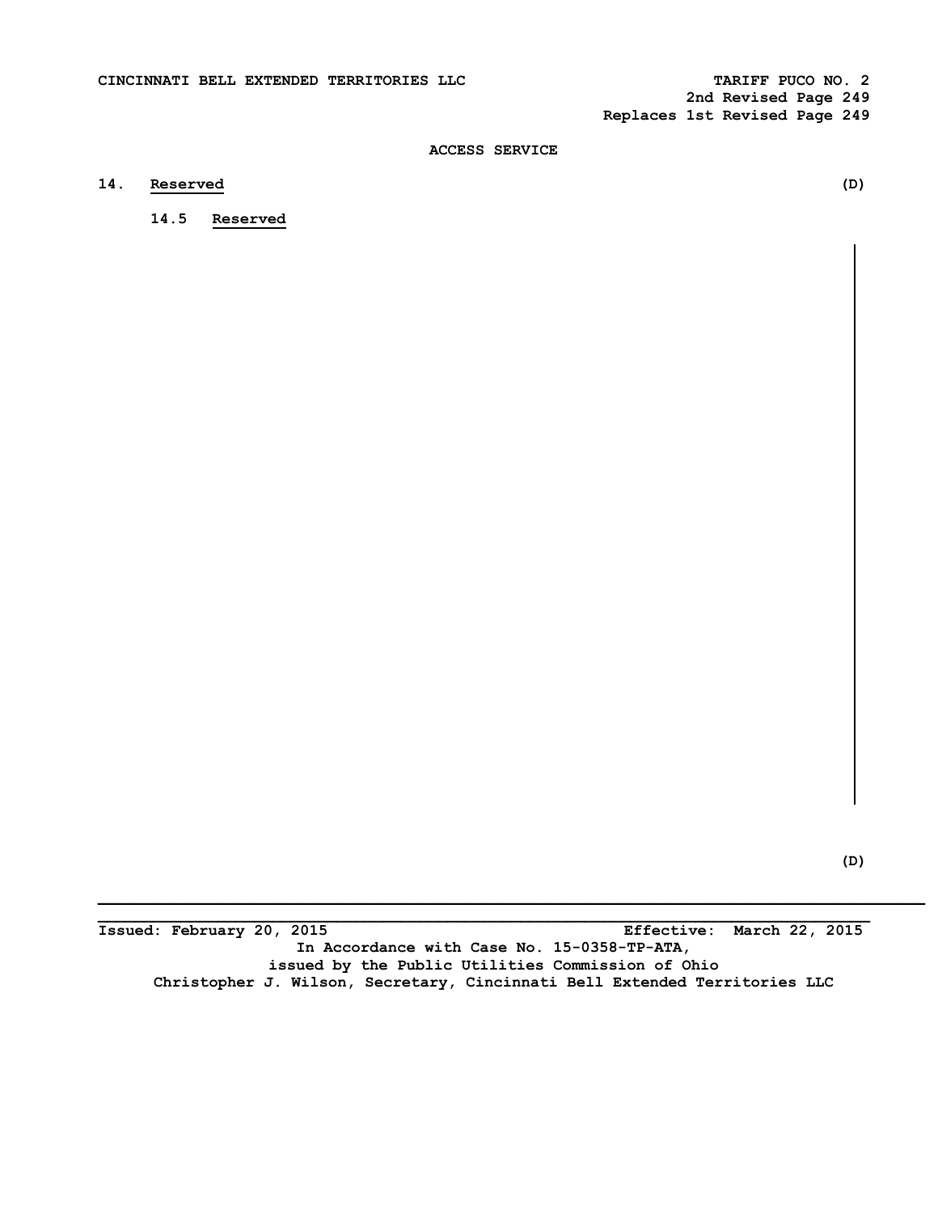## ACCESS SERVICE

### 14. Reserved (D)

#### 14.5 Reserved

(D)

Issued: February 20, 2015 Effective: March 22, 2015

In Accordance with Case No. 15-0358-TP-ATA,
issued by the Public Utilities Commission of Ohio
Christopher J. Wilson, Secretary, Cincinnati Bell Extended Territories LLC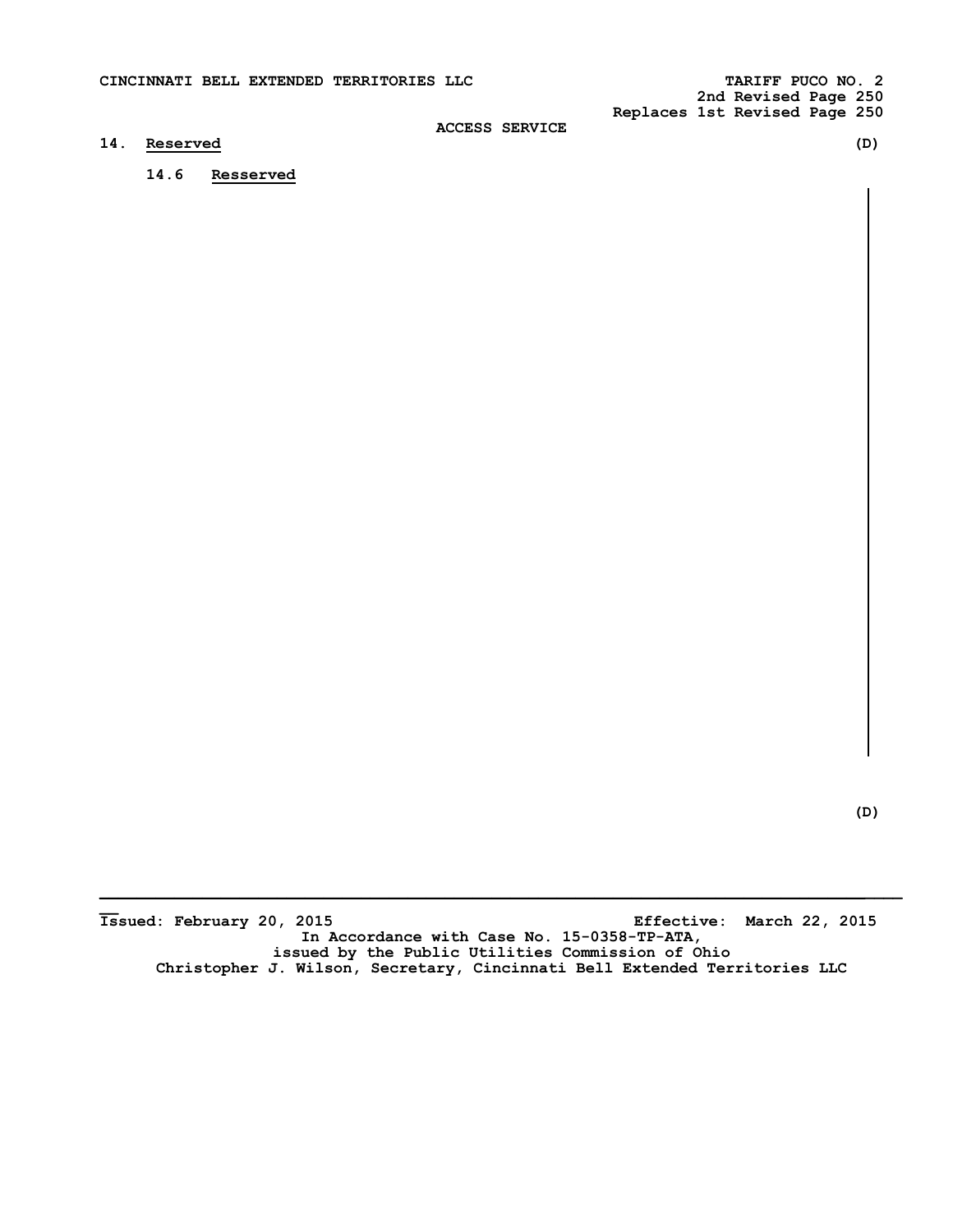CINCINNATI BELL EXTENDED TERRITORIES LLC

TARIFF PUCO NO. 2
2nd Revised Page 250
Replaces 1st Revised Page 250

ACCESS SERVICE

## 14. Reserved (D)

### 14.6 Resserved

(D)

Issued: February 20, 2015 Effective: March 22, 2015

In Accordance with Case No. 15-0358-TP-ATA,
issued by the Public Utilities Commission of Ohio
Christopher J. Wilson, Secretary, Cincinnati Bell Extended Territories LLC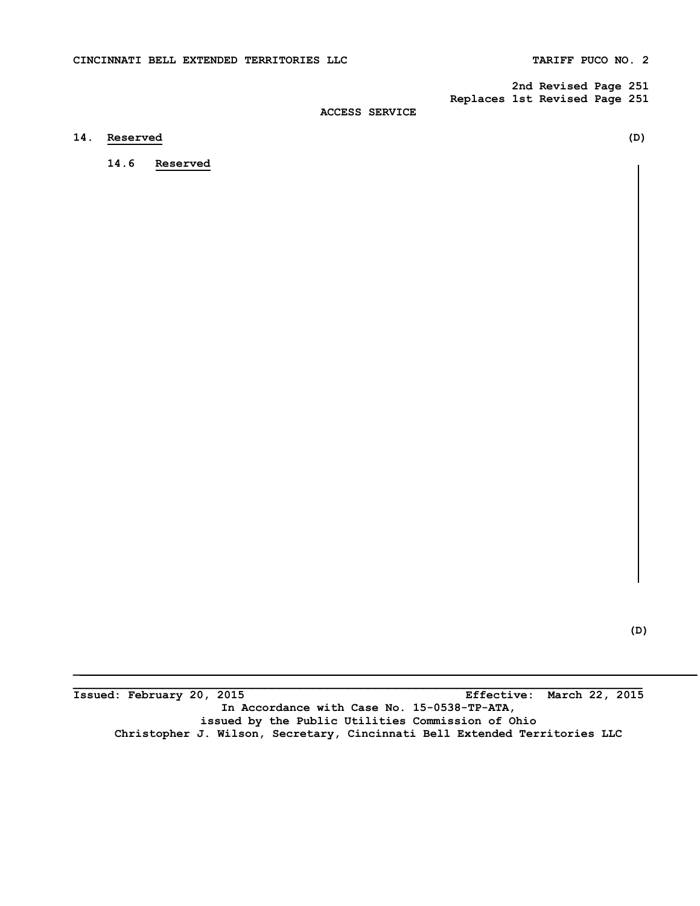ACCESS SERVICE

## 14. Reserved (D)

### 14.6 Reserved

(D)

Issued: February 20, 2015 Effective: March 22, 2015

In Accordance with Case No. 15-0538-TP-ATA,
issued by the Public Utilities Commission of Ohio
Christopher J. Wilson, Secretary, Cincinnati Bell Extended Territories LLC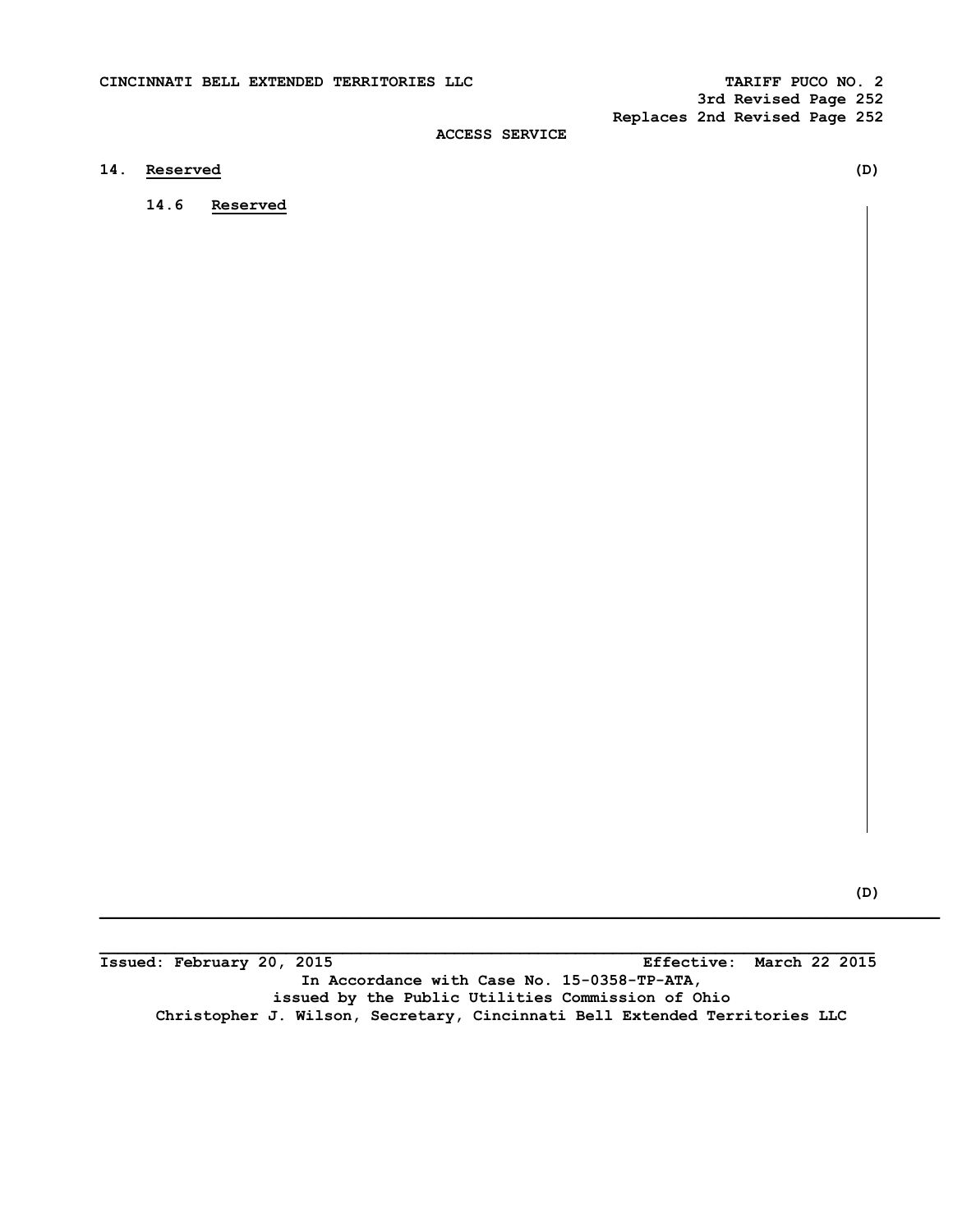ACCESS SERVICE

## 14. Reserved (D)

### 14.6 Reserved

(D)

Issued: February 20, 2015 Effective: March 22 2015

In Accordance with Case No. 15-0358-TP-ATA,
issued by the Public Utilities Commission of Ohio
Christopher J. Wilson, Secretary, Cincinnati Bell Extended Territories LLC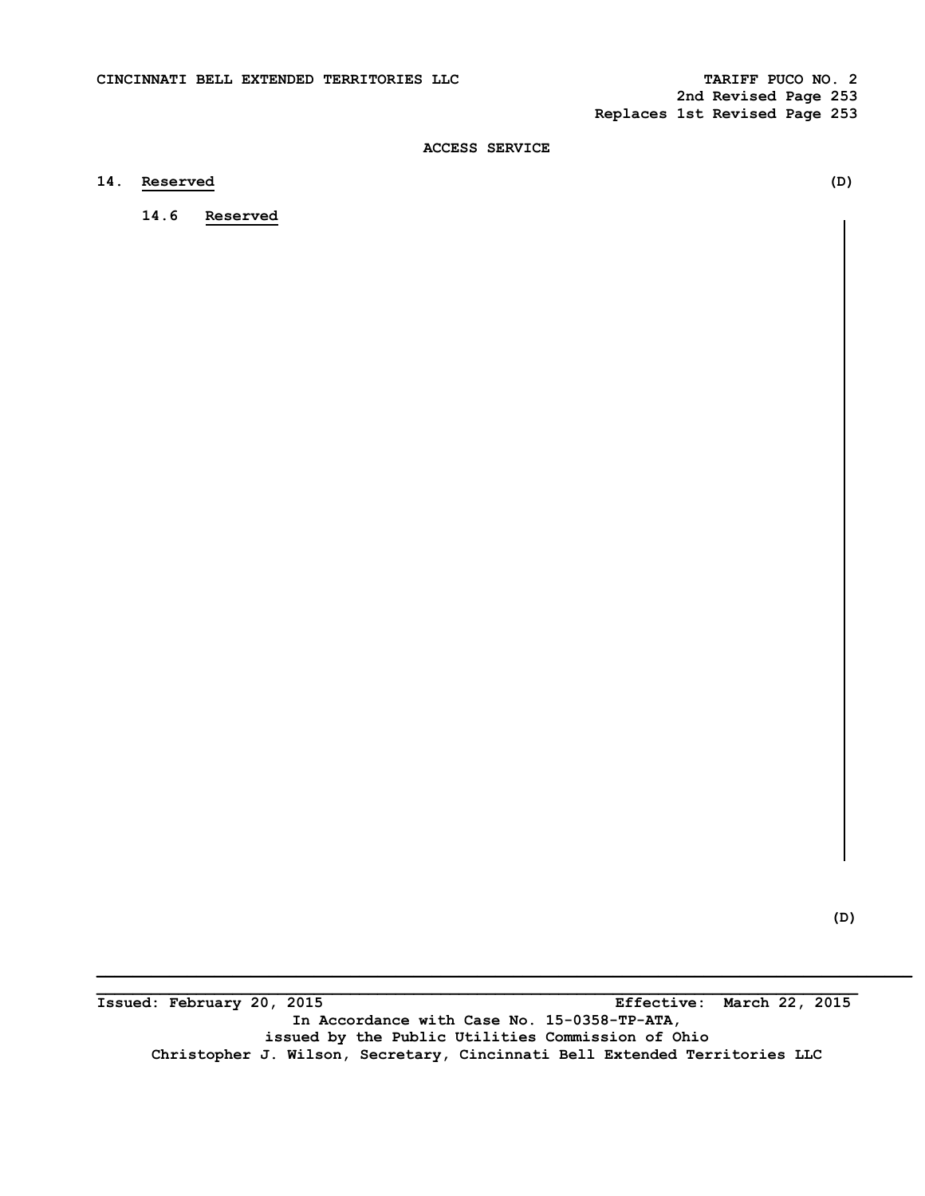ACCESS SERVICE

## 14. Reserved (D)

### 14.6 Reserved

(D)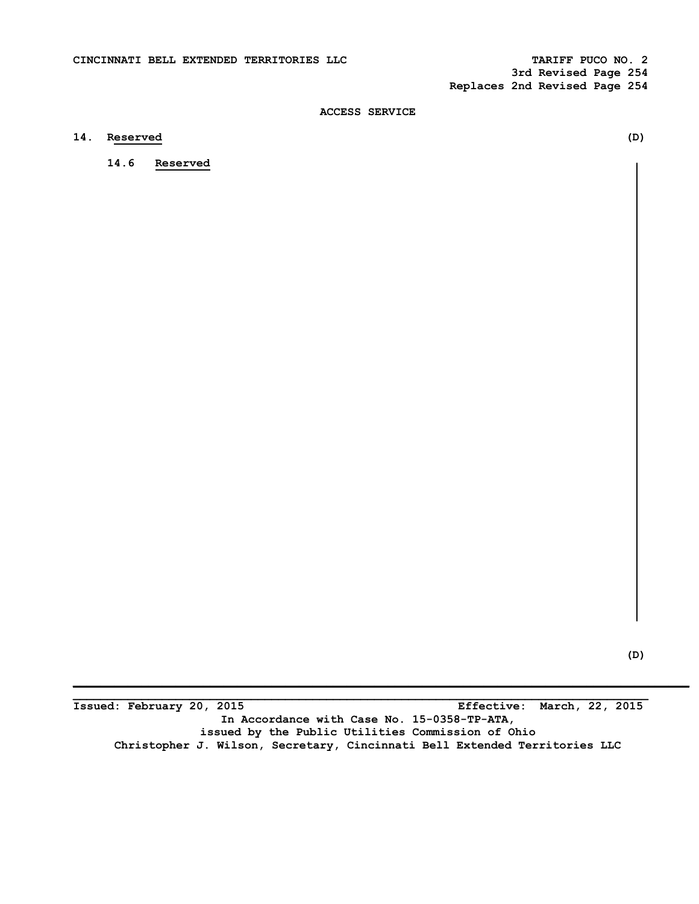ACCESS SERVICE

## 14. Reserved (D)

### 14.6 Reserved

(D)

Issued: February 20, 2015 Effective: March, 22, 2015

In Accordance with Case No. 15-0358-TP-ATA, issued by the Public Utilities Commission of Ohio

Christopher J. Wilson, Secretary, Cincinnati Bell Extended Territories LLC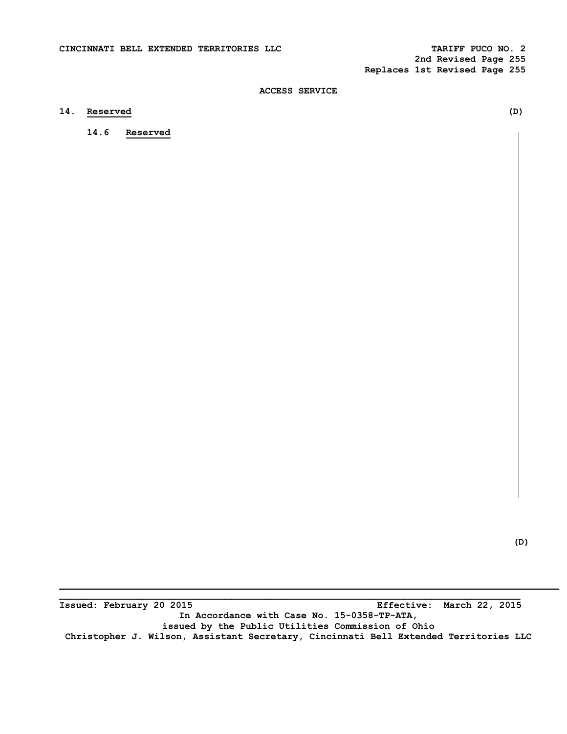ACCESS SERVICE

## 14. Reserved (D)

### 14.6 Reserved

(D)

Issued: February 20 2015 Effective: March 22, 2015

In Accordance with Case No. 15-0358-TP-ATA,
issued by the Public Utilities Commission of Ohio
Christopher J. Wilson, Assistant Secretary, Cincinnati Bell Extended Territories LLC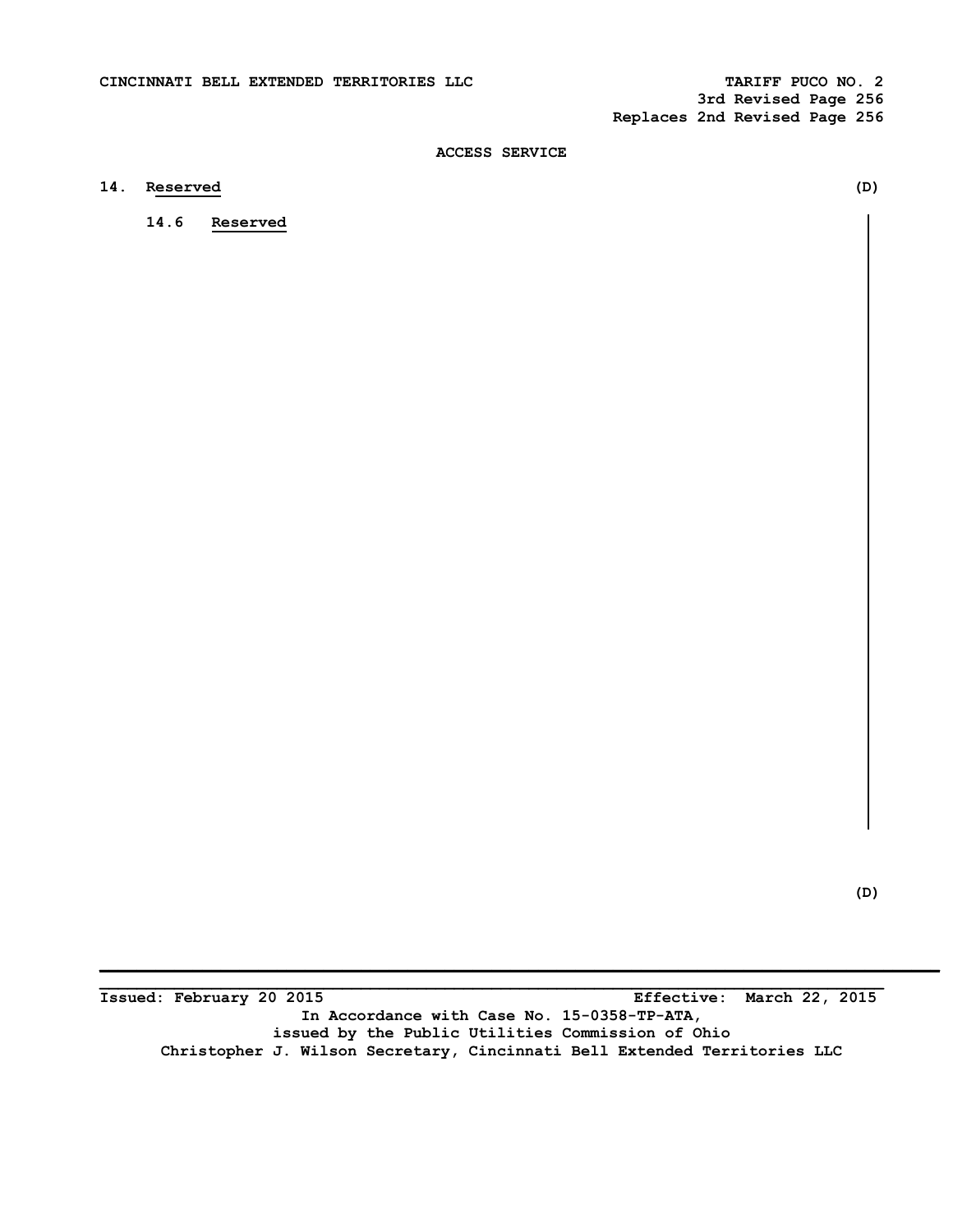ACCESS SERVICE

## 14. Reserved (D)

### 14.6 Reserved

(D)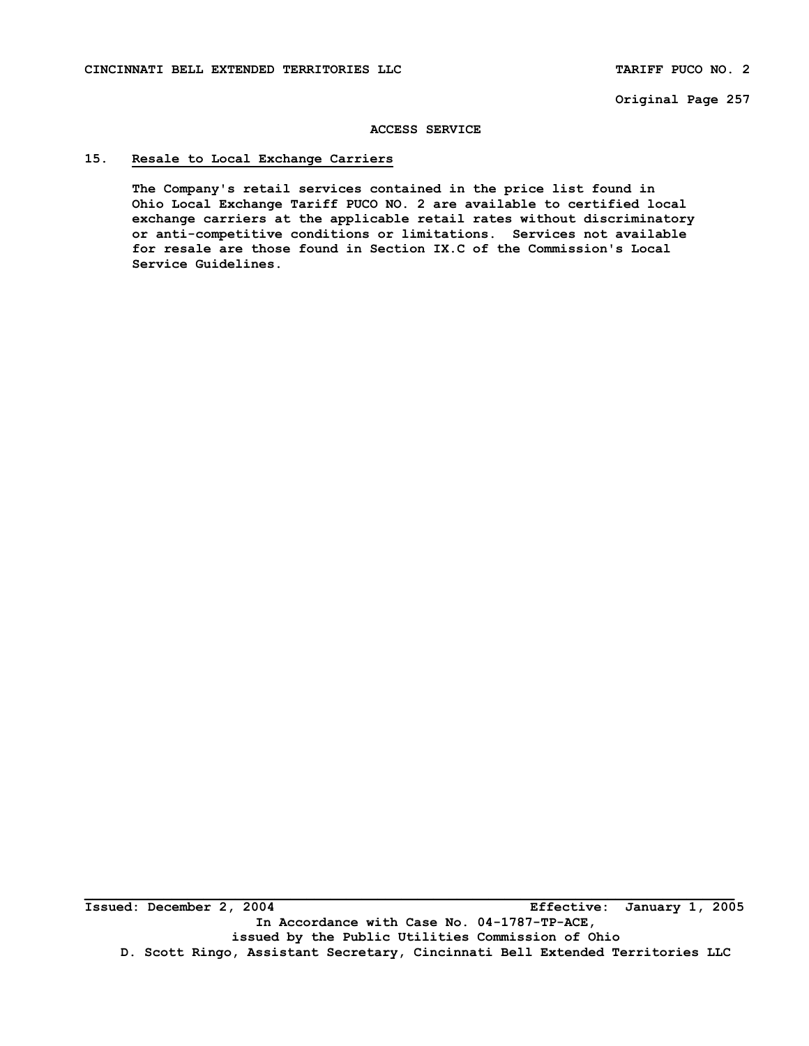## ACCESS SERVICE

### 15. Resale to Local Exchange Carriers

The Company's retail services contained in the price list found in Ohio Local Exchange Tariff PUCO NO. 2 are available to certified local exchange carriers at the applicable retail rates without discriminatory or anti-competitive conditions or limitations. Services not available for resale are those found in Section IX.C of the Commission's Local Service Guidelines.

Issued: December 2, 2004 Effective: January 1, 2005

In Accordance with Case No. 04-1787-TP-ACE,
issued by the Public Utilities Commission of Ohio

D. Scott Ringo, Assistant Secretary, Cincinnati Bell Extended Territories LLC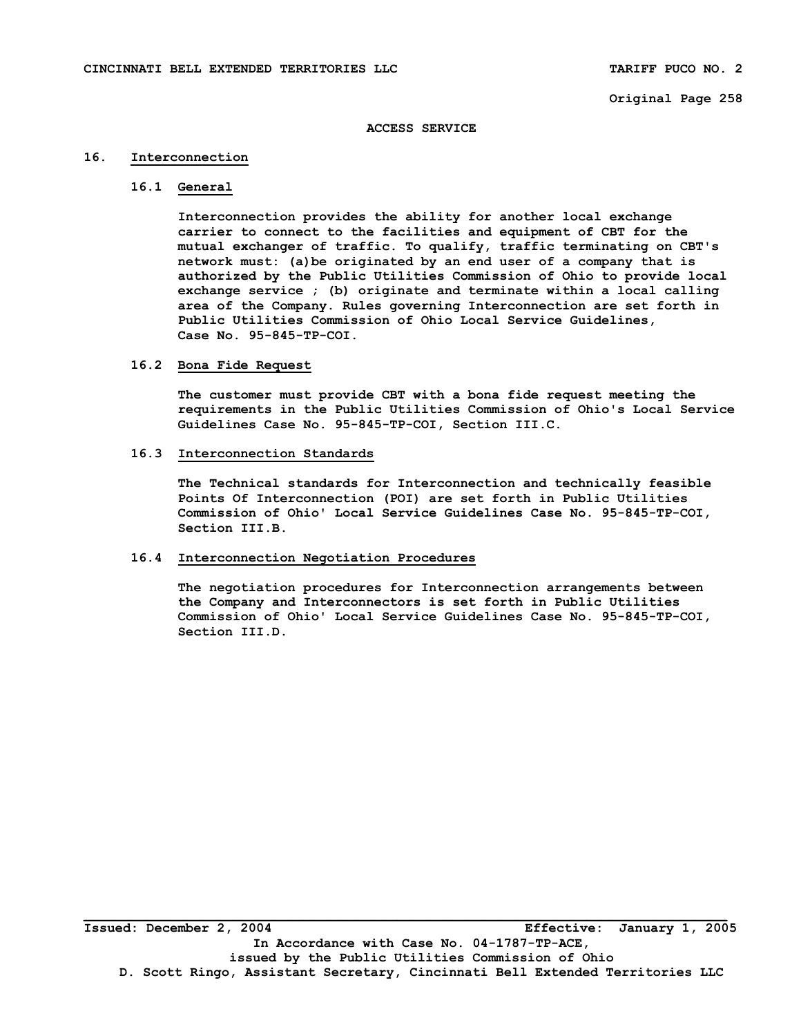# ACCESS SERVICE

## 16. Interconnection

### 16.1 General

Interconnection provides the ability for another local exchange carrier to connect to the facilities and equipment of CBT for the mutual exchanger of traffic. To qualify, traffic terminating on CBT's network must: (a)be originated by an end user of a company that is authorized by the Public Utilities Commission of Ohio to provide local exchange service ; (b) originate and terminate within a local calling area of the Company. Rules governing Interconnection are set forth in Public Utilities Commission of Ohio Local Service Guidelines, Case No. 95-845-TP-COI.

### 16.2 Bona Fide Request

The customer must provide CBT with a bona fide request meeting the requirements in the Public Utilities Commission of Ohio's Local Service Guidelines Case No. 95-845-TP-COI, Section III.C.

### 16.3 Interconnection Standards

The Technical standards for Interconnection and technically feasible Points Of Interconnection (POI) are set forth in Public Utilities Commission of Ohio' Local Service Guidelines Case No. 95-845-TP-COI, Section III.B.

### 16.4 Interconnection Negotiation Procedures

The negotiation procedures for Interconnection arrangements between the Company and Interconnectors is set forth in Public Utilities Commission of Ohio' Local Service Guidelines Case No. 95-845-TP-COI, Section III.D.

Issued: December 2, 2004 Effective: January 1, 2005
In Accordance with Case No. 04-1787-TP-ACE,
issued by the Public Utilities Commission of Ohio
D. Scott Ringo, Assistant Secretary, Cincinnati Bell Extended Territories LLC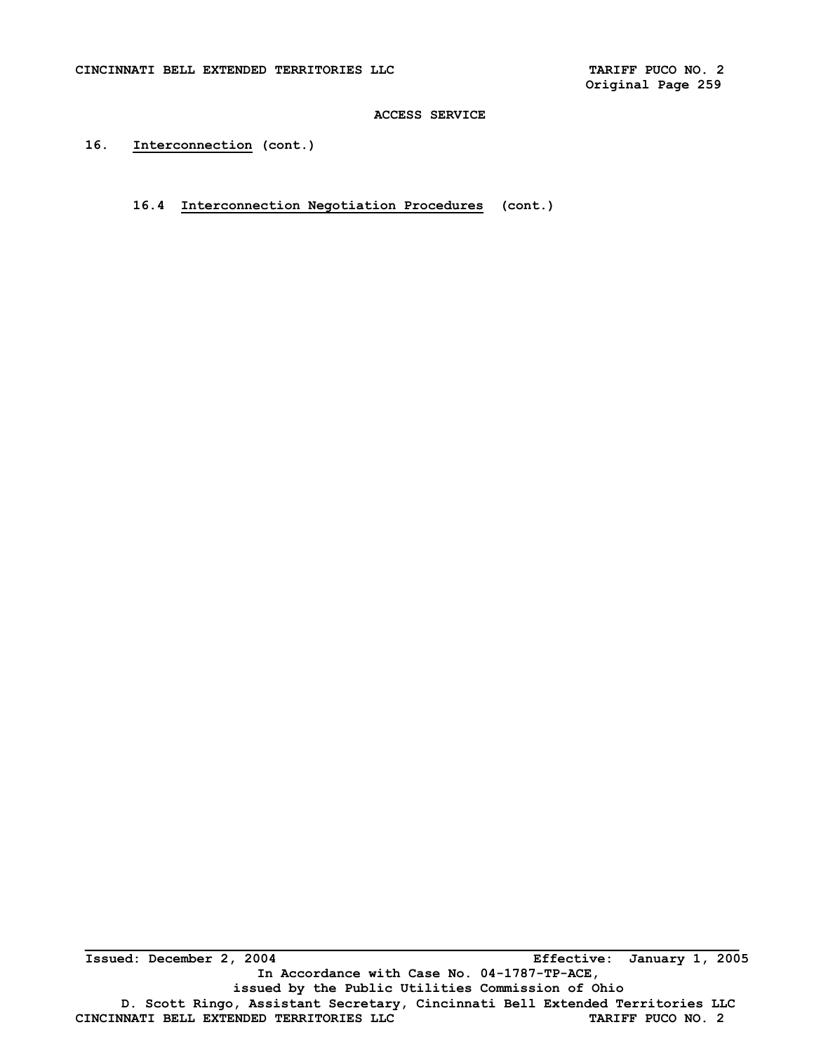## ACCESS SERVICE

### 16. Interconnection (cont.)

#### 16.4 Interconnection Negotiation Procedures (cont.)

Issued: December 2, 2004 — Effective: January 1, 2005

In Accordance with Case No. 04-1787-TP-ACE, issued by the Public Utilities Commission of Ohio

D. Scott Ringo, Assistant Secretary, Cincinnati Bell Extended Territories LLC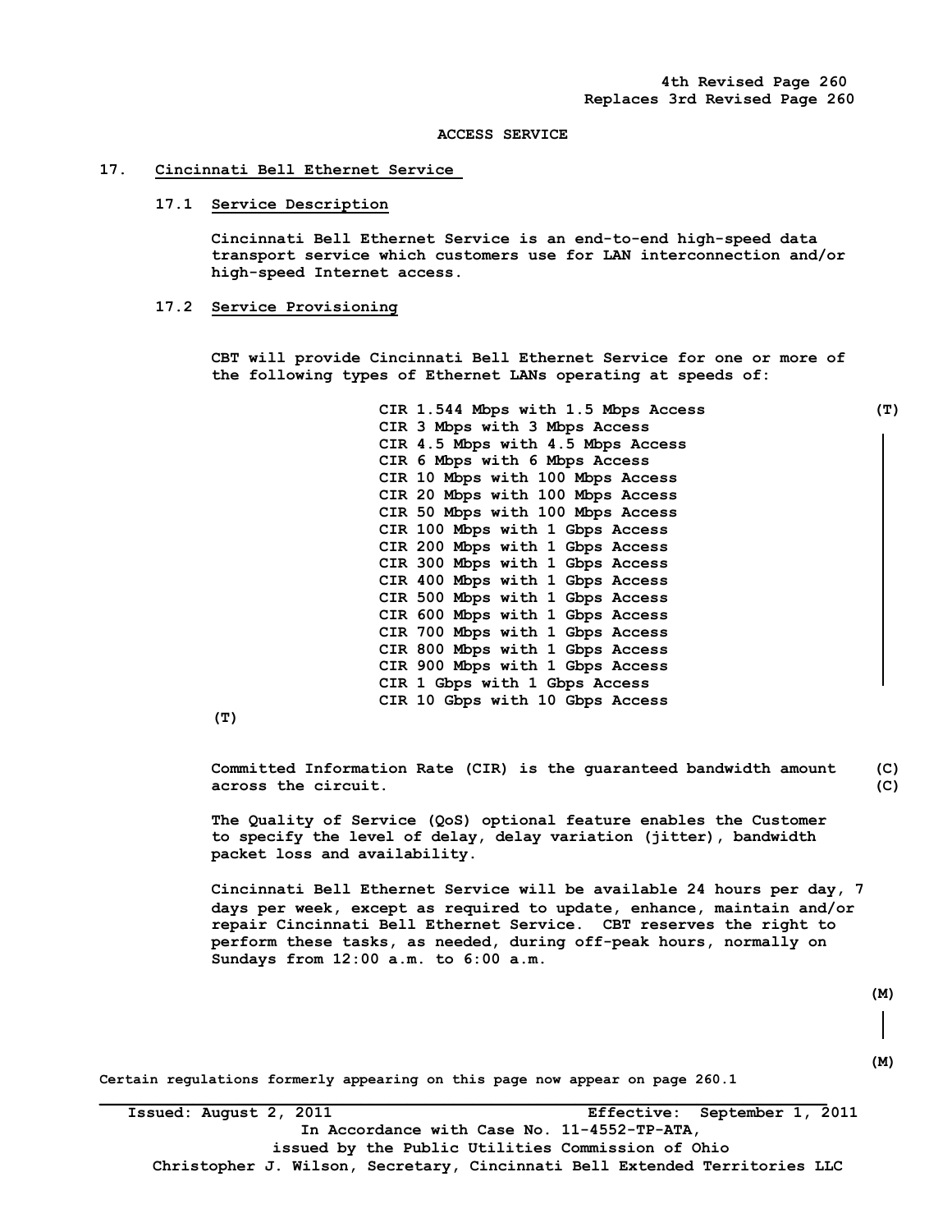4th Revised Page 260
Replaces 3rd Revised Page 260

ACCESS SERVICE

## 17. Cincinnati Bell Ethernet Service

### 17.1 Service Description

Cincinnati Bell Ethernet Service is an end-to-end high-speed data transport service which customers use for LAN interconnection and/or high-speed Internet access.

### 17.2 Service Provisioning

CBT will provide Cincinnati Bell Ethernet Service for one or more of the following types of Ethernet LANs operating at speeds of:

CIR 1.544 Mbps with 1.5 Mbps Access (T)
CIR 3 Mbps with 3 Mbps Access
CIR 4.5 Mbps with 4.5 Mbps Access
CIR 6 Mbps with 6 Mbps Access
CIR 10 Mbps with 100 Mbps Access
CIR 20 Mbps with 100 Mbps Access
CIR 50 Mbps with 100 Mbps Access
CIR 100 Mbps with 1 Gbps Access
CIR 200 Mbps with 1 Gbps Access
CIR 300 Mbps with 1 Gbps Access
CIR 400 Mbps with 1 Gbps Access
CIR 500 Mbps with 1 Gbps Access
CIR 600 Mbps with 1 Gbps Access
CIR 700 Mbps with 1 Gbps Access
CIR 800 Mbps with 1 Gbps Access
CIR 900 Mbps with 1 Gbps Access
CIR 1 Gbps with 1 Gbps Access
CIR 10 Gbps with 10 Gbps Access
(T)

Committed Information Rate (CIR) is the guaranteed bandwidth amount across the circuit. (C)

The Quality of Service (QoS) optional feature enables the Customer to specify the level of delay, delay variation (jitter), bandwidth packet loss and availability.

Cincinnati Bell Ethernet Service will be available 24 hours per day, 7 days per week, except as required to update, enhance, maintain and/or repair Cincinnati Bell Ethernet Service. CBT reserves the right to perform these tasks, as needed, during off-peak hours, normally on Sundays from 12:00 a.m. to 6:00 a.m.

(M)

(M)

Certain regulations formerly appearing on this page now appear on page 260.1

Issued: August 2, 2011 Effective: September 1, 2011
In Accordance with Case No. 11-4552-TP-ATA,
issued by the Public Utilities Commission of Ohio
Christopher J. Wilson, Secretary, Cincinnati Bell Extended Territories LLC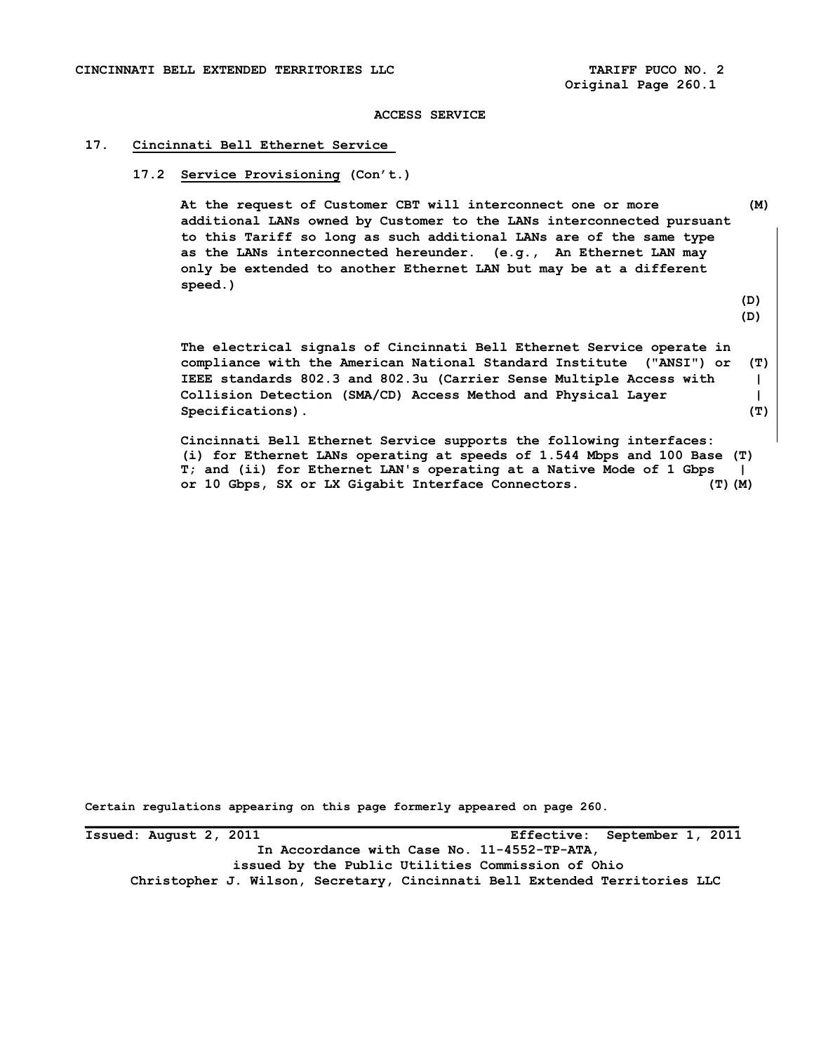ACCESS SERVICE

## 17. Cincinnati Bell Ethernet Service

### 17.2 Service Provisioning (Con't.)

At the request of Customer CBT will interconnect one or more additional LANs owned by Customer to the LANs interconnected pursuant to this Tariff so long as such additional LANs are of the same type as the LANs interconnected hereunder. (e.g., An Ethernet LAN may only be extended to another Ethernet LAN but may be at a different speed.) (M)

(D)
(D)

The electrical signals of Cincinnati Bell Ethernet Service operate in compliance with the American National Standard Institute ("ANSI") or IEEE standards 802.3 and 802.3u (Carrier Sense Multiple Access with Collision Detection (SMA/CD) Access Method and Physical Layer Specifications). (T)

Cincinnati Bell Ethernet Service supports the following interfaces: (i) for Ethernet LANs operating at speeds of 1.544 Mbps and 100 Base T; and (ii) for Ethernet LAN's operating at a Native Mode of 1 Gbps or 10 Gbps, SX or LX Gigabit Interface Connectors. (T)(M)

Certain regulations appearing on this page formerly appeared on page 260.

Issued: August 2, 2011 Effective: September 1, 2011
In Accordance with Case No. 11-4552-TP-ATA,
issued by the Public Utilities Commission of Ohio
Christopher J. Wilson, Secretary, Cincinnati Bell Extended Territories LLC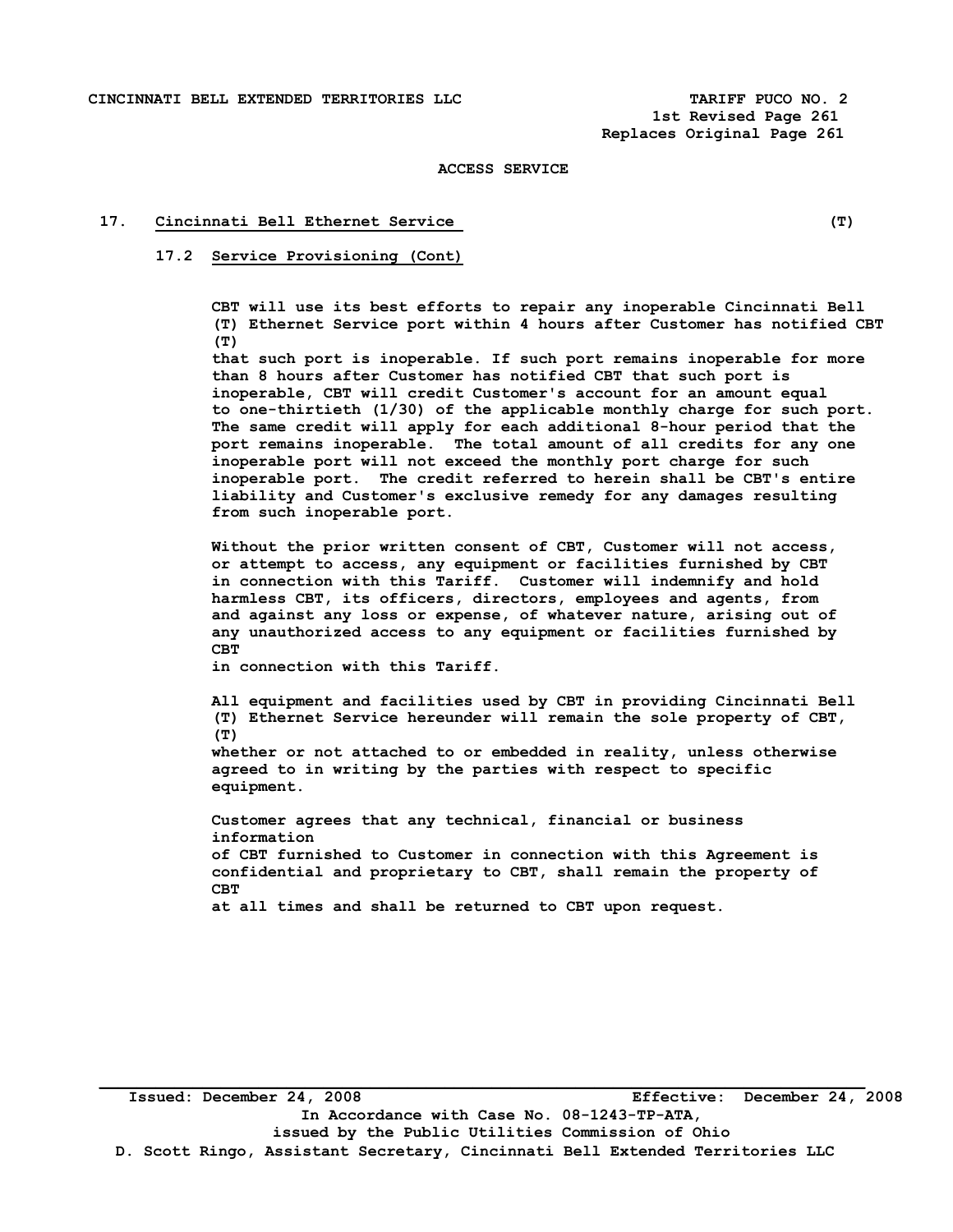CINCINNATI BELL EXTENDED TERRITORIES LLC TARIFF PUCO NO. 2
1st Revised Page 261
Replaces Original Page 261

ACCESS SERVICE

## 17. Cincinnati Bell Ethernet Service (T)

### 17.2 Service Provisioning (Cont)

CBT will use its best efforts to repair any inoperable Cincinnati Bell (T) Ethernet Service port within 4 hours after Customer has notified CBT (T) that such port is inoperable. If such port remains inoperable for more than 8 hours after Customer has notified CBT that such port is inoperable, CBT will credit Customer's account for an amount equal to one-thirtieth (1/30) of the applicable monthly charge for such port. The same credit will apply for each additional 8-hour period that the port remains inoperable. The total amount of all credits for any one inoperable port will not exceed the monthly port charge for such inoperable port. The credit referred to herein shall be CBT's entire liability and Customer's exclusive remedy for any damages resulting from such inoperable port.

Without the prior written consent of CBT, Customer will not access, or attempt to access, any equipment or facilities furnished by CBT in connection with this Tariff. Customer will indemnify and hold harmless CBT, its officers, directors, employees and agents, from and against any loss or expense, of whatever nature, arising out of any unauthorized access to any equipment or facilities furnished by CBT in connection with this Tariff.

All equipment and facilities used by CBT in providing Cincinnati Bell (T) Ethernet Service hereunder will remain the sole property of CBT, (T) whether or not attached to or embedded in reality, unless otherwise agreed to in writing by the parties with respect to specific equipment.

Customer agrees that any technical, financial or business information of CBT furnished to Customer in connection with this Agreement is confidential and proprietary to CBT, shall remain the property of CBT at all times and shall be returned to CBT upon request.

Issued: December 24, 2008 Effective: December 24, 2008
In Accordance with Case No. 08-1243-TP-ATA,
issued by the Public Utilities Commission of Ohio
D. Scott Ringo, Assistant Secretary, Cincinnati Bell Extended Territories LLC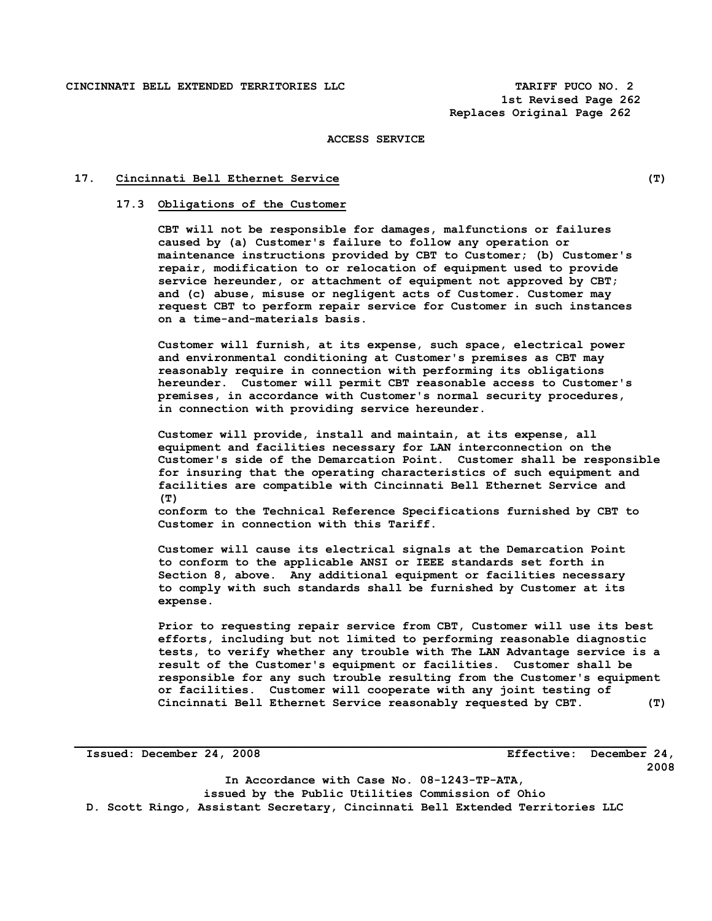ACCESS SERVICE

## 17. Cincinnati Bell Ethernet Service (T)

### 17.3 Obligations of the Customer

CBT will not be responsible for damages, malfunctions or failures caused by (a) Customer's failure to follow any operation or maintenance instructions provided by CBT to Customer; (b) Customer's repair, modification to or relocation of equipment used to provide service hereunder, or attachment of equipment not approved by CBT; and (c) abuse, misuse or negligent acts of Customer. Customer may request CBT to perform repair service for Customer in such instances on a time-and-materials basis.

Customer will furnish, at its expense, such space, electrical power and environmental conditioning at Customer's premises as CBT may reasonably require in connection with performing its obligations hereunder. Customer will permit CBT reasonable access to Customer's premises, in accordance with Customer's normal security procedures, in connection with providing service hereunder.

Customer will provide, install and maintain, at its expense, all equipment and facilities necessary for LAN interconnection on the Customer's side of the Demarcation Point. Customer shall be responsible for insuring that the operating characteristics of such equipment and facilities are compatible with Cincinnati Bell Ethernet Service and (T) conform to the Technical Reference Specifications furnished by CBT to Customer in connection with this Tariff.

Customer will cause its electrical signals at the Demarcation Point to conform to the applicable ANSI or IEEE standards set forth in Section 8, above. Any additional equipment or facilities necessary to comply with such standards shall be furnished by Customer at its expense.

Prior to requesting repair service from CBT, Customer will use its best efforts, including but not limited to performing reasonable diagnostic tests, to verify whether any trouble with The LAN Advantage service is a result of the Customer's equipment or facilities. Customer shall be responsible for any such trouble resulting from the Customer's equipment or facilities. Customer will cooperate with any joint testing of Cincinnati Bell Ethernet Service reasonably requested by CBT. (T)

Issued: December 24, 2008 Effective: December 24, 2008

In Accordance with Case No. 08-1243-TP-ATA, issued by the Public Utilities Commission of Ohio

D. Scott Ringo, Assistant Secretary, Cincinnati Bell Extended Territories LLC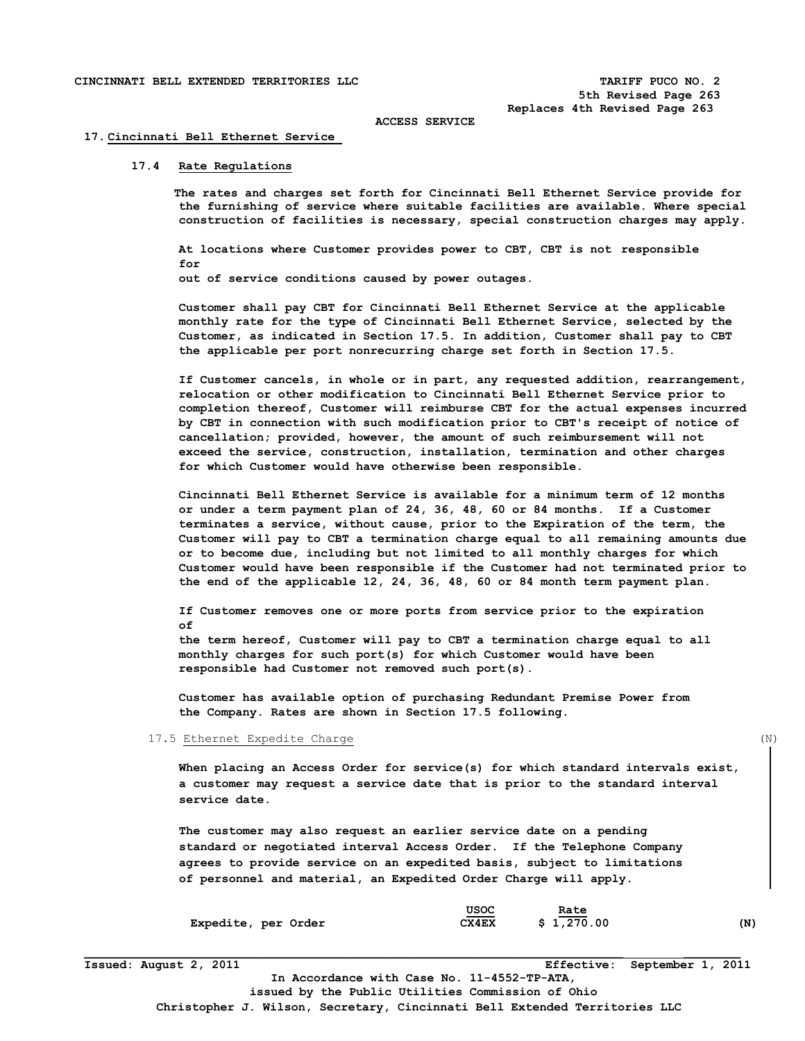ACCESS SERVICE

## 17. Cincinnati Bell Ethernet Service

### 17.4 Rate Regulations

The rates and charges set forth for Cincinnati Bell Ethernet Service provide for the furnishing of service where suitable facilities are available. Where special construction of facilities is necessary, special construction charges may apply.

At locations where Customer provides power to CBT, CBT is not responsible for out of service conditions caused by power outages.

Customer shall pay CBT for Cincinnati Bell Ethernet Service at the applicable monthly rate for the type of Cincinnati Bell Ethernet Service, selected by the Customer, as indicated in Section 17.5. In addition, Customer shall pay to CBT the applicable per port nonrecurring charge set forth in Section 17.5.

If Customer cancels, in whole or in part, any requested addition, rearrangement, relocation or other modification to Cincinnati Bell Ethernet Service prior to completion thereof, Customer will reimburse CBT for the actual expenses incurred by CBT in connection with such modification prior to CBT's receipt of notice of cancellation; provided, however, the amount of such reimbursement will not exceed the service, construction, installation, termination and other charges for which Customer would have otherwise been responsible.

Cincinnati Bell Ethernet Service is available for a minimum term of 12 months or under a term payment plan of 24, 36, 48, 60 or 84 months. If a Customer terminates a service, without cause, prior to the Expiration of the term, the Customer will pay to CBT a termination charge equal to all remaining amounts due or to become due, including but not limited to all monthly charges for which Customer would have been responsible if the Customer had not terminated prior to the end of the applicable 12, 24, 36, 48, 60 or 84 month term payment plan.

If Customer removes one or more ports from service prior to the expiration of the term hereof, Customer will pay to CBT a termination charge equal to all monthly charges for such port(s) for which Customer would have been responsible had Customer not removed such port(s).

Customer has available option of purchasing Redundant Premise Power from the Company. Rates are shown in Section 17.5 following.

### 17.5 Ethernet Expedite Charge (N)

When placing an Access Order for service(s) for which standard intervals exist, a customer may request a service date that is prior to the standard interval service date.

The customer may also request an earlier service date on a pending standard or negotiated interval Access Order. If the Telephone Company agrees to provide service on an expedited basis, subject to limitations of personnel and material, an Expedited Order Charge will apply.

| | USOC | Rate | |
|---|---|---|---|
| Expedite, per Order | CX4EX | $ 1,270.00 | (N) |

Issued: August 2, 2011 Effective: September 1, 2011

In Accordance with Case No. 11-4552-TP-ATA, issued by the Public Utilities Commission of Ohio

Christopher J. Wilson, Secretary, Cincinnati Bell Extended Territories LLC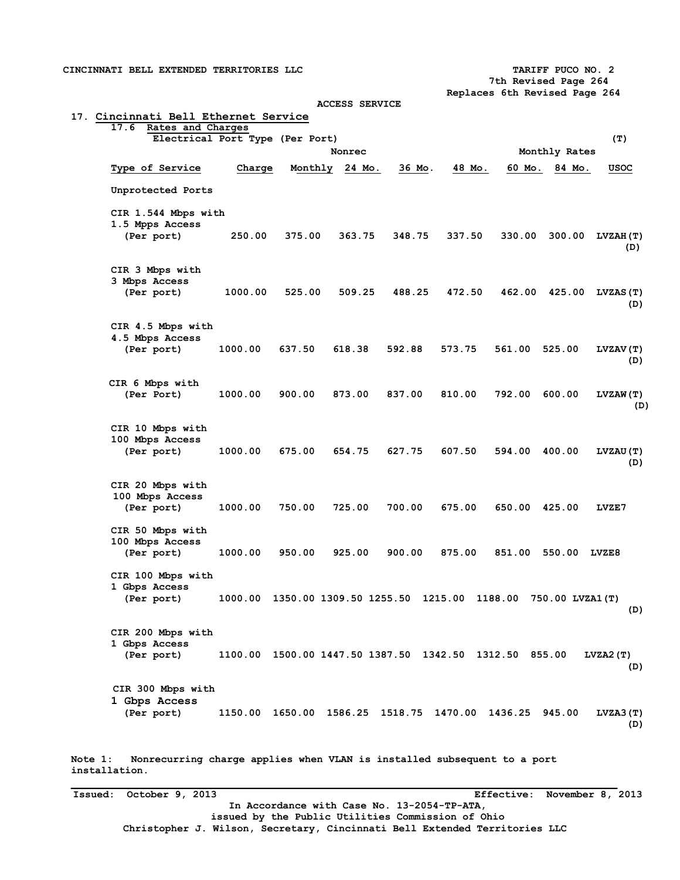CINCINNATI BELL EXTENDED TERRITORIES LLC

TARIFF PUCO NO. 2
7th Revised Page 264
Replaces 6th Revised Page 264

ACCESS SERVICE

# 17. Cincinnati Bell Ethernet Service

## 17.6 Rates and Charges

Electrical Port Type (Per Port) (T)

| Type of Service | Nonrec Charge | Monthly | 24 Mo. | 36 Mo. | 48 Mo. | 60 Mo. | 84 Mo. | USOC |
|---|---|---|---|---|---|---|---|---|
| Unprotected Ports | | | | | | | | |
| CIR 1.544 Mbps with 1.5 Mpps Access (Per port) | 250.00 | 375.00 | 363.75 | 348.75 | 337.50 | 330.00 | 300.00 | LVZAH(T) (D) |
| CIR 3 Mbps with 3 Mbps Access (Per port) | 1000.00 | 525.00 | 509.25 | 488.25 | 472.50 | 462.00 | 425.00 | LVZAS(T) (D) |
| CIR 4.5 Mbps with 4.5 Mbps Access (Per port) | 1000.00 | 637.50 | 618.38 | 592.88 | 573.75 | 561.00 | 525.00 | LVZAV(T) (D) |
| CIR 6 Mbps with (Per Port) | 1000.00 | 900.00 | 873.00 | 837.00 | 810.00 | 792.00 | 600.00 | LVZAW(T) (D) |
| CIR 10 Mbps with 100 Mbps Access (Per port) | 1000.00 | 675.00 | 654.75 | 627.75 | 607.50 | 594.00 | 400.00 | LVZAU(T) (D) |
| CIR 20 Mbps with 100 Mbps Access (Per port) | 1000.00 | 750.00 | 725.00 | 700.00 | 675.00 | 650.00 | 425.00 | LVZE7 |
| CIR 50 Mbps with 100 Mbps Access (Per port) | 1000.00 | 950.00 | 925.00 | 900.00 | 875.00 | 851.00 | 550.00 | LVZE8 |
| CIR 100 Mbps with 1 Gbps Access (Per port) | 1000.00 | 1350.00 | 1309.50 | 1255.50 | 1215.00 | 1188.00 | 750.00 | LVZA1(T) (D) |
| CIR 200 Mbps with 1 Gbps Access (Per port) | 1100.00 | 1500.00 | 1447.50 | 1387.50 | 1342.50 | 1312.50 | 855.00 | LVZA2(T) (D) |
| CIR 300 Mbps with 1 Gbps Access (Per port) | 1150.00 | 1650.00 | 1586.25 | 1518.75 | 1470.00 | 1436.25 | 945.00 | LVZA3(T) (D) |

Note 1: Nonrecurring charge applies when VLAN is installed subsequent to a port installation.

Issued: October 9, 2013 Effective: November 8, 2013

In Accordance with Case No. 13-2054-TP-ATA, issued by the Public Utilities Commission of Ohio

Christopher J. Wilson, Secretary, Cincinnati Bell Extended Territories LLC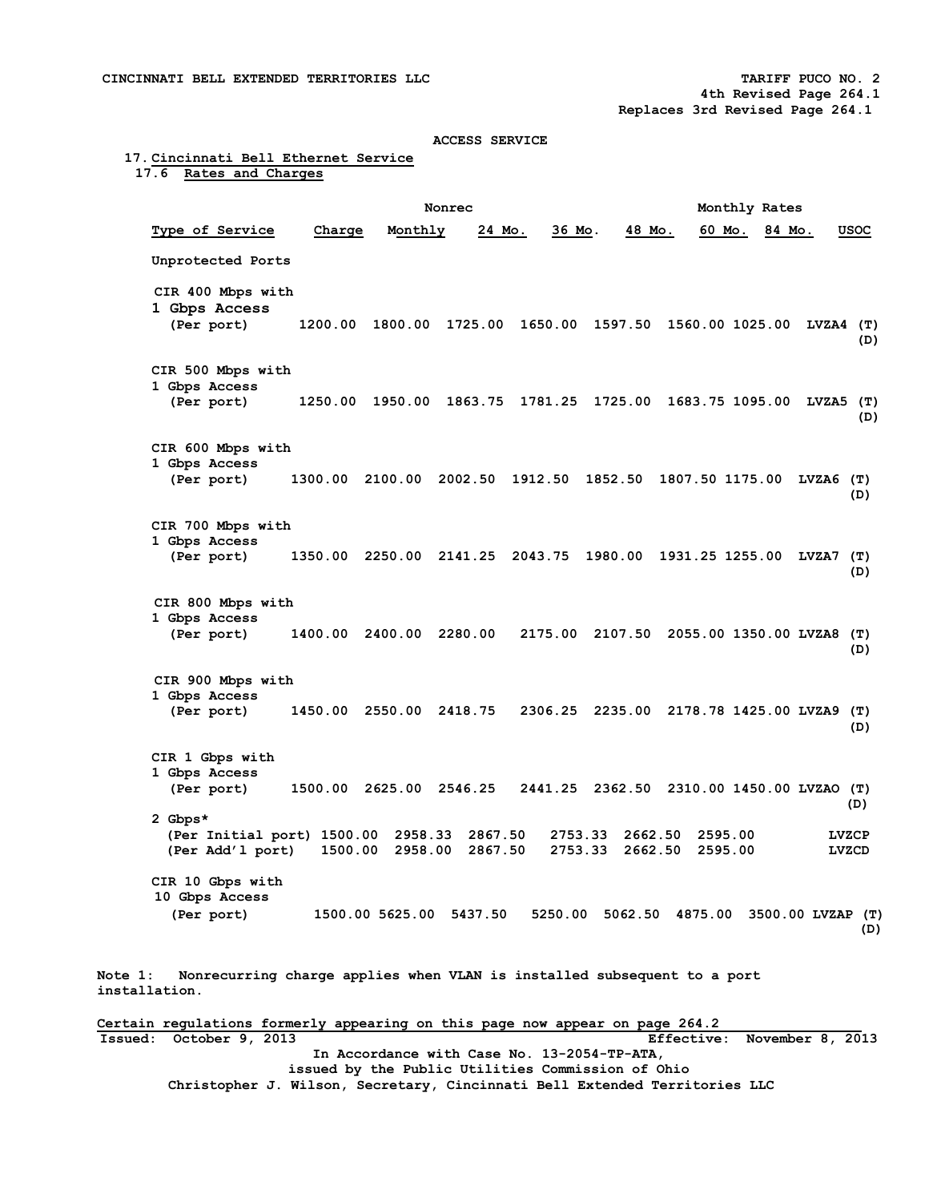CINCINNATI BELL EXTENDED TERRITORIES LLC TARIFF PUCO NO. 2

4th Revised Page 264.1

Replaces 3rd Revised Page 264.1

ACCESS SERVICE

17. Cincinnati Bell Ethernet Service

17.6 Rates and Charges

| Type of Service | Nonrec Charge | Monthly | 24 Mo. | 36 Mo. | 48 Mo. | 60 Mo. | 84 Mo. | USOC | |
|---|---|---|---|---|---|---|---|---|---|
| **Unprotected Ports** | | | | | | | | | |
| CIR 400 Mbps with 1 Gbps Access (Per port) | 1200.00 | 1800.00 | 1725.00 | 1650.00 | 1597.50 | 1560.00 | 1025.00 | LVZA4 | (T) (D) |
| CIR 500 Mbps with 1 Gbps Access (Per port) | 1250.00 | 1950.00 | 1863.75 | 1781.25 | 1725.00 | 1683.75 | 1095.00 | LVZA5 | (T) (D) |
| CIR 600 Mbps with 1 Gbps Access (Per port) | 1300.00 | 2100.00 | 2002.50 | 1912.50 | 1852.50 | 1807.50 | 1175.00 | LVZA6 | (T) (D) |
| CIR 700 Mbps with 1 Gbps Access (Per port) | 1350.00 | 2250.00 | 2141.25 | 2043.75 | 1980.00 | 1931.25 | 1255.00 | LVZA7 | (T) (D) |
| CIR 800 Mbps with 1 Gbps Access (Per port) | 1400.00 | 2400.00 | 2280.00 | 2175.00 | 2107.50 | 2055.00 | 1350.00 | LVZA8 | (T) (D) |
| CIR 900 Mbps with 1 Gbps Access (Per port) | 1450.00 | 2550.00 | 2418.75 | 2306.25 | 2235.00 | 2178.78 | 1425.00 | LVZA9 | (T) (D) |
| CIR 1 Gbps with 1 Gbps Access (Per port) | 1500.00 | 2625.00 | 2546.25 | 2441.25 | 2362.50 | 2310.00 | 1450.00 | LVZAO | (T) (D) |
| 2 Gbps* | | | | | | | | | |
| (Per Initial port) | 1500.00 | 2958.33 | 2867.50 | 2753.33 | 2662.50 | 2595.00 | | LVZCP | |
| (Per Add'l port) | 1500.00 | 2958.00 | 2867.50 | 2753.33 | 2662.50 | 2595.00 | | LVZCD | |
| CIR 10 Gbps with 10 Gbps Access (Per port) | 1500.00 | 5625.00 | 5437.50 | 5250.00 | 5062.50 | 4875.00 | 3500.00 | LVZAP | (T) (D) |

Note 1: Nonrecurring charge applies when VLAN is installed subsequent to a port installation.

Certain regulations formerly appearing on this page now appear on page 264.2

Issued: October 9, 2013 Effective: November 8, 2013

In Accordance with Case No. 13-2054-TP-ATA, issued by the Public Utilities Commission of Ohio

Christopher J. Wilson, Secretary, Cincinnati Bell Extended Territories LLC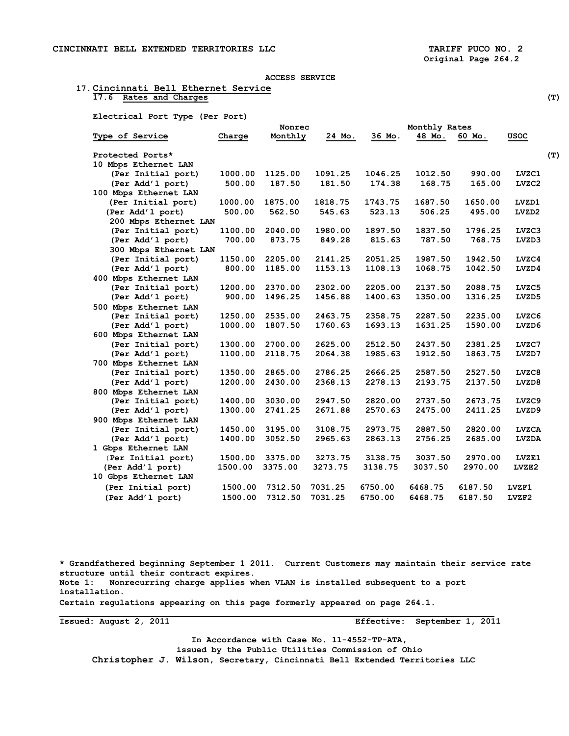CINCINNATI BELL EXTENDED TERRITORIES LLC

TARIFF PUCO NO. 2
Original Page 264.2

ACCESS SERVICE

17. **Cincinnati Bell Ethernet Service**

17.6 Rates and Charges (T)

Electrical Port Type (Per Port)

| Type of Service | Nonrec Charge | Monthly | Monthly Rates 24 Mo. | 36 Mo. | 48 Mo. | 60 Mo. | USOC |
|---|---|---|---|---|---|---|---|
| Protected Ports* (T) | | | | | | | |
| 10 Mbps Ethernet LAN | | | | | | | |
| (Per Initial port) | 1000.00 | 1125.00 | 1091.25 | 1046.25 | 1012.50 | 990.00 | LVZC1 |
| (Per Add'l port) | 500.00 | 187.50 | 181.50 | 174.38 | 168.75 | 165.00 | LVZC2 |
| 100 Mbps Ethernet LAN | | | | | | | |
| (Per Initial port) | 1000.00 | 1875.00 | 1818.75 | 1743.75 | 1687.50 | 1650.00 | LVZD1 |
| (Per Add'l port) | 500.00 | 562.50 | 545.63 | 523.13 | 506.25 | 495.00 | LVZD2 |
| 200 Mbps Ethernet LAN | | | | | | | |
| (Per Initial port) | 1100.00 | 2040.00 | 1980.00 | 1897.50 | 1837.50 | 1796.25 | LVZC3 |
| (Per Add'l port) | 700.00 | 873.75 | 849.28 | 815.63 | 787.50 | 768.75 | LVZD3 |
| 300 Mbps Ethernet LAN | | | | | | | |
| (Per Initial port) | 1150.00 | 2205.00 | 2141.25 | 2051.25 | 1987.50 | 1942.50 | LVZC4 |
| (Per Add'l port) | 800.00 | 1185.00 | 1153.13 | 1108.13 | 1068.75 | 1042.50 | LVZD4 |
| 400 Mbps Ethernet LAN | | | | | | | |
| (Per Initial port) | 1200.00 | 2370.00 | 2302.00 | 2205.00 | 2137.50 | 2088.75 | LVZC5 |
| (Per Add'l port) | 900.00 | 1496.25 | 1456.88 | 1400.63 | 1350.00 | 1316.25 | LVZD5 |
| 500 Mbps Ethernet LAN | | | | | | | |
| (Per Initial port) | 1250.00 | 2535.00 | 2463.75 | 2358.75 | 2287.50 | 2235.00 | LVZC6 |
| (Per Add'l port) | 1000.00 | 1807.50 | 1760.63 | 1693.13 | 1631.25 | 1590.00 | LVZD6 |
| 600 Mbps Ethernet LAN | | | | | | | |
| (Per Initial port) | 1300.00 | 2700.00 | 2625.00 | 2512.50 | 2437.50 | 2381.25 | LVZC7 |
| (Per Add'l port) | 1100.00 | 2118.75 | 2064.38 | 1985.63 | 1912.50 | 1863.75 | LVZD7 |
| 700 Mbps Ethernet LAN | | | | | | | |
| (Per Initial port) | 1350.00 | 2865.00 | 2786.25 | 2666.25 | 2587.50 | 2527.50 | LVZC8 |
| (Per Add'l port) | 1200.00 | 2430.00 | 2368.13 | 2278.13 | 2193.75 | 2137.50 | LVZD8 |
| 800 Mbps Ethernet LAN | | | | | | | |
| (Per Initial port) | 1400.00 | 3030.00 | 2947.50 | 2820.00 | 2737.50 | 2673.75 | LVZC9 |
| (Per Add'l port) | 1300.00 | 2741.25 | 2671.88 | 2570.63 | 2475.00 | 2411.25 | LVZD9 |
| 900 Mbps Ethernet LAN | | | | | | | |
| (Per Initial port) | 1450.00 | 3195.00 | 3108.75 | 2973.75 | 2887.50 | 2820.00 | LVZCA |
| (Per Add'l port) | 1400.00 | 3052.50 | 2965.63 | 2863.13 | 2756.25 | 2685.00 | LVZDA |
| 1 Gbps Ethernet LAN | | | | | | | |
| (Per Initial port) | 1500.00 | 3375.00 | 3273.75 | 3138.75 | 3037.50 | 2970.00 | LVZE1 |
| (Per Add'l port) | 1500.00 | 3375.00 | 3273.75 | 3138.75 | 3037.50 | 2970.00 | LVZE2 |
| 10 Gbps Ethernet LAN | | | | | | | |
| (Per Initial port) | 1500.00 | 7312.50 | 7031.25 | 6750.00 | 6468.75 | 6187.50 | LVZF1 |
| (Per Add'l port) | 1500.00 | 7312.50 | 7031.25 | 6750.00 | 6468.75 | 6187.50 | LVZF2 |

* Grandfathered beginning September 1 2011. Current Customers may maintain their service rate structure until their contract expires.

Note 1: Nonrecurring charge applies when VLAN is installed subsequent to a port installation.

Certain regulations appearing on this page formerly appeared on page 264.1.

Issued: August 2, 2011 Effective: September 1, 2011

In Accordance with Case No. 11-4552-TP-ATA,
issued by the Public Utilities Commission of Ohio
Christopher J. Wilson, Secretary, Cincinnati Bell Extended Territories LLC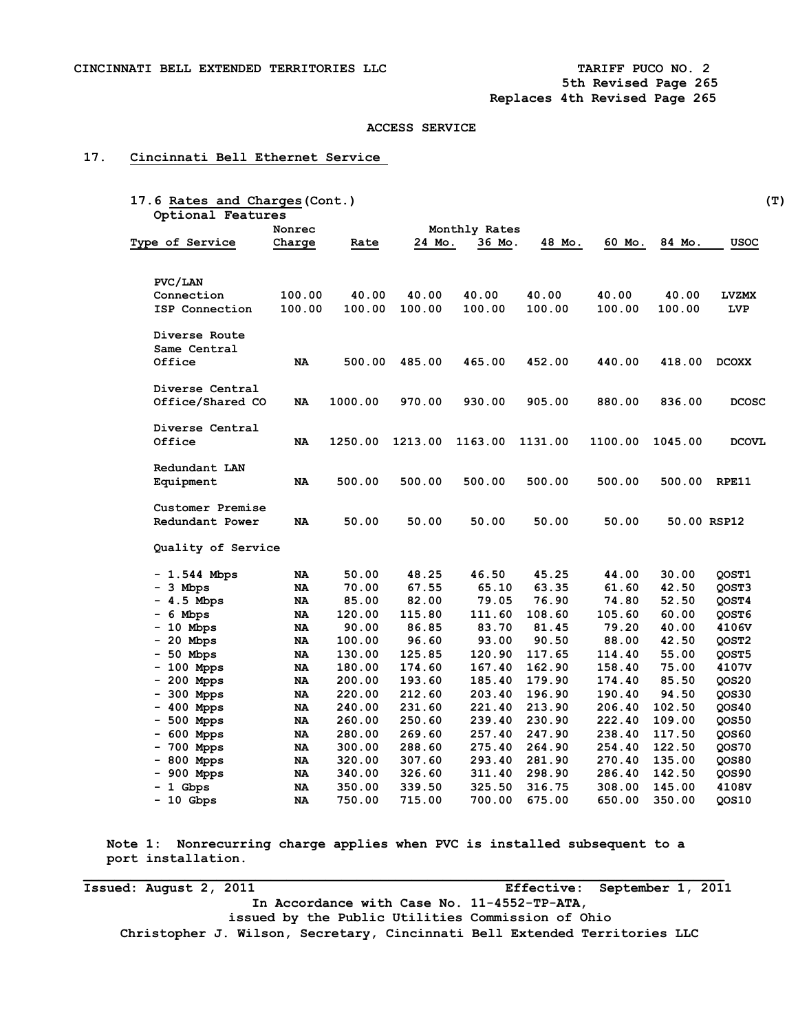CINCINNATI BELL EXTENDED TERRITORIES LLC

TARIFF PUCO NO. 2
5th Revised Page 265
Replaces 4th Revised Page 265

ACCESS SERVICE

## 17. Cincinnati Bell Ethernet Service

### 17.6 Rates and Charges (Cont.) (T)

Optional Features

| Type of Service | Nonrec Charge | Rate | Monthly Rates 24 Mo. | 36 Mo. | 48 Mo. | 60 Mo. | 84 Mo. | USOC |
|---|---|---|---|---|---|---|---|---|
| **PVC/LAN** | | | | | | | | |
| Connection | 100.00 | 40.00 | 40.00 | 40.00 | 40.00 | 40.00 | 40.00 | LVZMX |
| ISP Connection | 100.00 | 100.00 | 100.00 | 100.00 | 100.00 | 100.00 | 100.00 | LVP |
| Diverse Route Same Central Office | NA | 500.00 | 485.00 | 465.00 | 452.00 | 440.00 | 418.00 | DCOXX |
| Diverse Central Office/Shared CO | NA | 1000.00 | 970.00 | 930.00 | 905.00 | 880.00 | 836.00 | DCOSC |
| Diverse Central Office | NA | 1250.00 | 1213.00 | 1163.00 | 1131.00 | 1100.00 | 1045.00 | DCOVL |
| Redundant LAN Equipment | NA | 500.00 | 500.00 | 500.00 | 500.00 | 500.00 | 500.00 | RPE11 |
| Customer Premise Redundant Power | NA | 50.00 | 50.00 | 50.00 | 50.00 | 50.00 | 50.00 | RSP12 |
| Quality of Service | | | | | | | | |
| - 1.544 Mbps | NA | 50.00 | 48.25 | 46.50 | 45.25 | 44.00 | 30.00 | QOST1 |
| - 3 Mbps | NA | 70.00 | 67.55 | 65.10 | 63.35 | 61.60 | 42.50 | QOST3 |
| - 4.5 Mbps | NA | 85.00 | 82.00 | 79.05 | 76.90 | 74.80 | 52.50 | QOST4 |
| - 6 Mbps | NA | 120.00 | 115.80 | 111.60 | 108.60 | 105.60 | 60.00 | QOST6 |
| - 10 Mbps | NA | 90.00 | 86.85 | 83.70 | 81.45 | 79.20 | 40.00 | 4106V |
| - 20 Mbps | NA | 100.00 | 96.60 | 93.00 | 90.50 | 88.00 | 42.50 | QOST2 |
| - 50 Mbps | NA | 130.00 | 125.85 | 120.90 | 117.65 | 114.40 | 55.00 | QOST5 |
| - 100 Mpps | NA | 180.00 | 174.60 | 167.40 | 162.90 | 158.40 | 75.00 | 4107V |
| - 200 Mpps | NA | 200.00 | 193.60 | 185.40 | 179.90 | 174.40 | 85.50 | QOS20 |
| - 300 Mpps | NA | 220.00 | 212.60 | 203.40 | 196.90 | 190.40 | 94.50 | QOS30 |
| - 400 Mpps | NA | 240.00 | 231.60 | 221.40 | 213.90 | 206.40 | 102.50 | QOS40 |
| - 500 Mpps | NA | 260.00 | 250.60 | 239.40 | 230.90 | 222.40 | 109.00 | QOS50 |
| - 600 Mpps | NA | 280.00 | 269.60 | 257.40 | 247.90 | 238.40 | 117.50 | QOS60 |
| - 700 Mpps | NA | 300.00 | 288.60 | 275.40 | 264.90 | 254.40 | 122.50 | QOS70 |
| - 800 Mpps | NA | 320.00 | 307.60 | 293.40 | 281.90 | 270.40 | 135.00 | QOS80 |
| - 900 Mpps | NA | 340.00 | 326.60 | 311.40 | 298.90 | 286.40 | 142.50 | QOS90 |
| - 1 Gbps | NA | 350.00 | 339.50 | 325.50 | 316.75 | 308.00 | 145.00 | 4108V |
| - 10 Gbps | NA | 750.00 | 715.00 | 700.00 | 675.00 | 650.00 | 350.00 | QOS10 |

Note 1: Nonrecurring charge applies when PVC is installed subsequent to a port installation.

Issued: August 2, 2011 Effective: September 1, 2011

In Accordance with Case No. 11-4552-TP-ATA,
issued by the Public Utilities Commission of Ohio
Christopher J. Wilson, Secretary, Cincinnati Bell Extended Territories LLC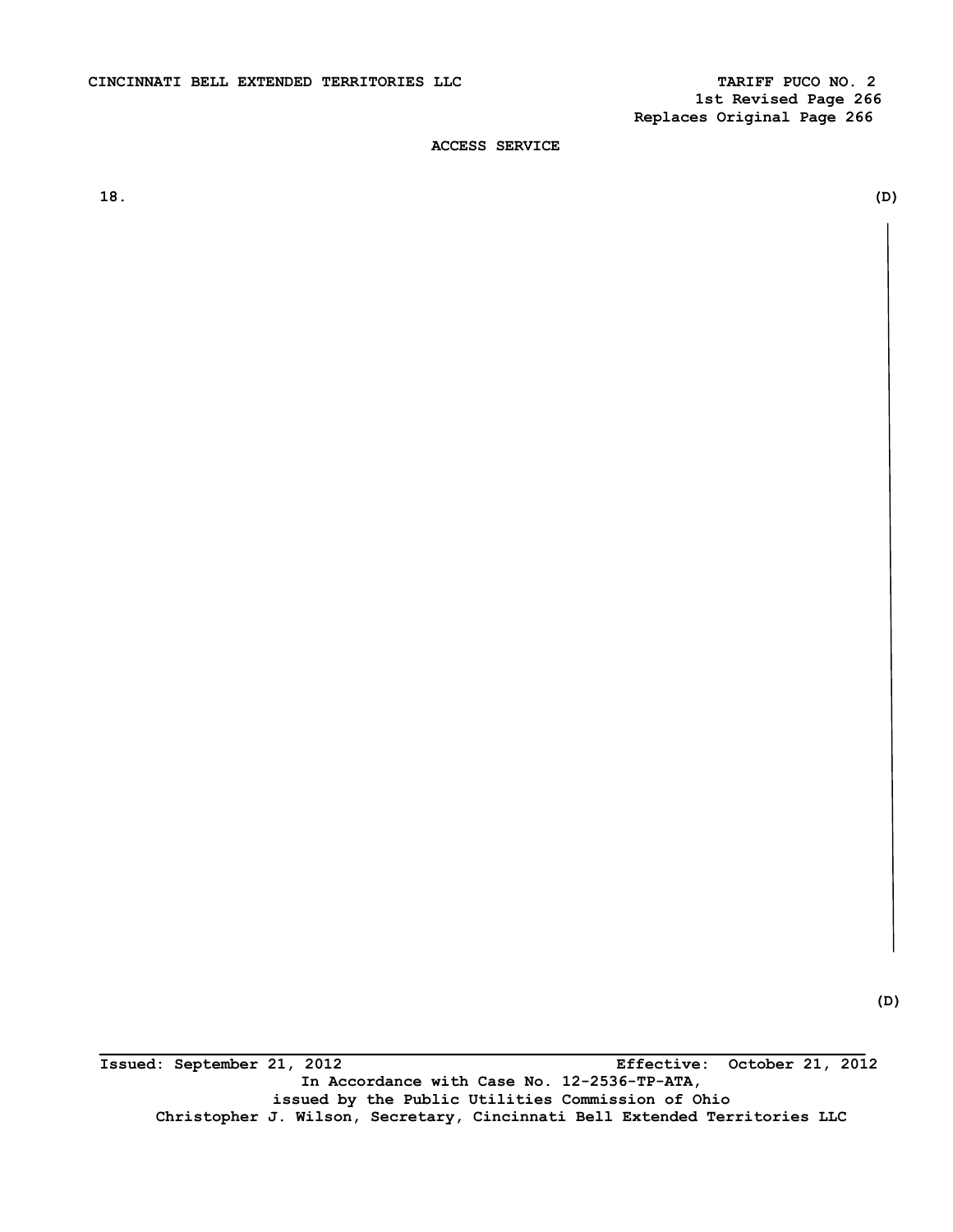18. (D)

(D)

Issued: September 21, 2012 Effective: October 21, 2012

In Accordance with Case No. 12-2536-TP-ATA,
issued by the Public Utilities Commission of Ohio
Christopher J. Wilson, Secretary, Cincinnati Bell Extended Territories LLC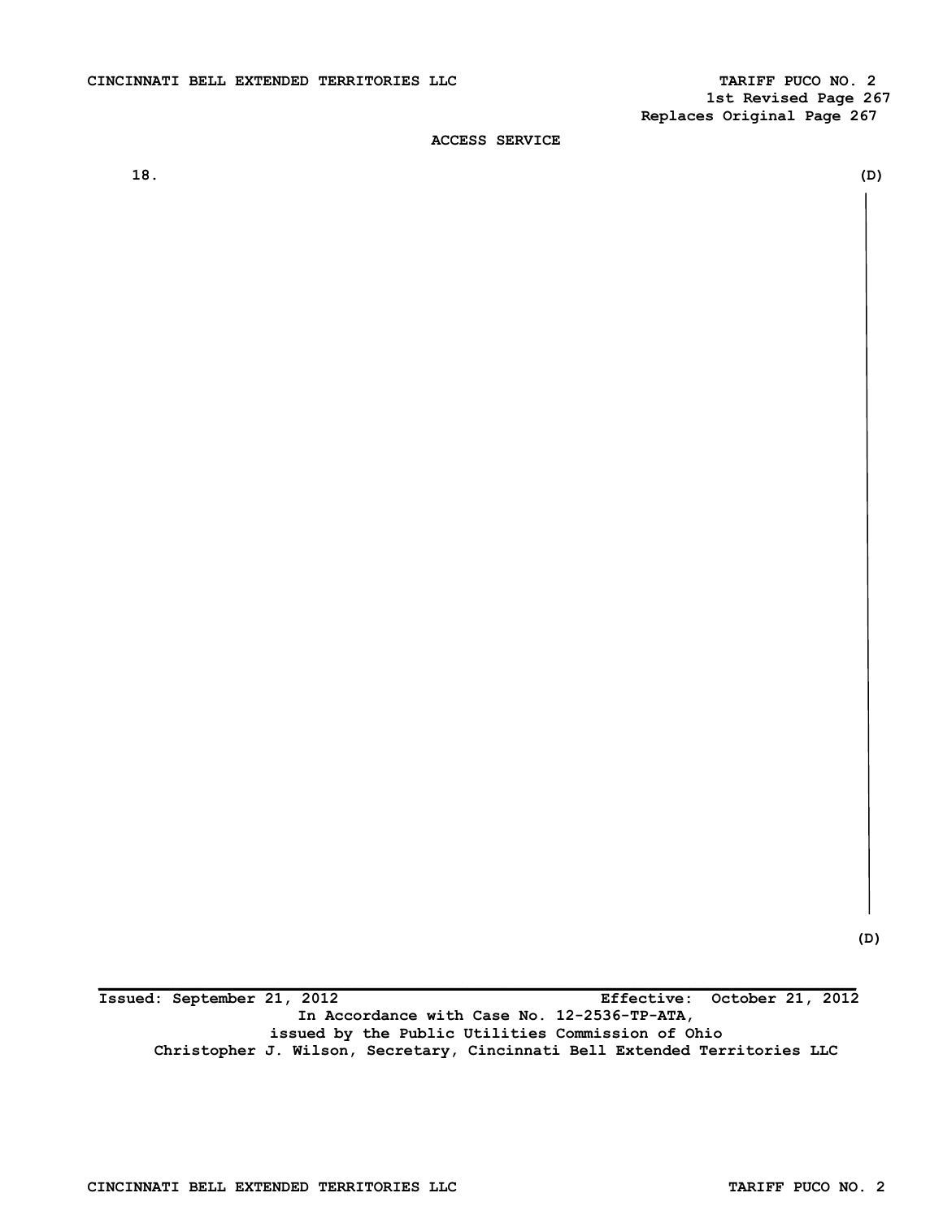CINCINNATI BELL EXTENDED TERRITORIES LLC TARIFF PUCO NO. 2
1st Revised Page 267
Replaces Original Page 267

ACCESS SERVICE

18. (D)

(D)

Issued: September 21, 2012 Effective: October 21, 2012
In Accordance with Case No. 12-2536-TP-ATA,
issued by the Public Utilities Commission of Ohio
Christopher J. Wilson, Secretary, Cincinnati Bell Extended Territories LLC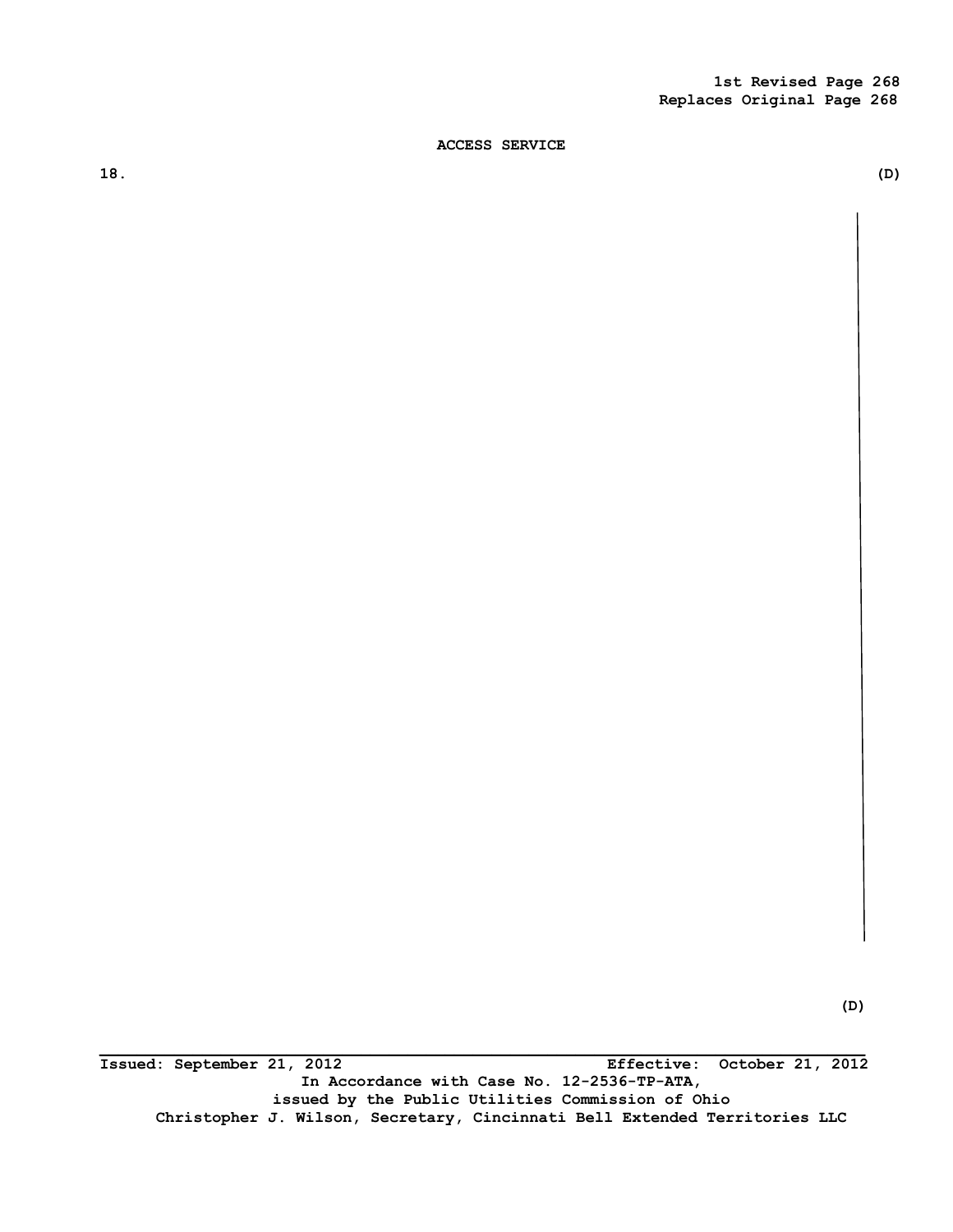1st Revised Page 268
Replaces Original Page 268

ACCESS SERVICE

18. (D)

(D)

Issued: September 21, 2012 Effective: October 21, 2012
In Accordance with Case No. 12-2536-TP-ATA,
issued by the Public Utilities Commission of Ohio
Christopher J. Wilson, Secretary, Cincinnati Bell Extended Territories LLC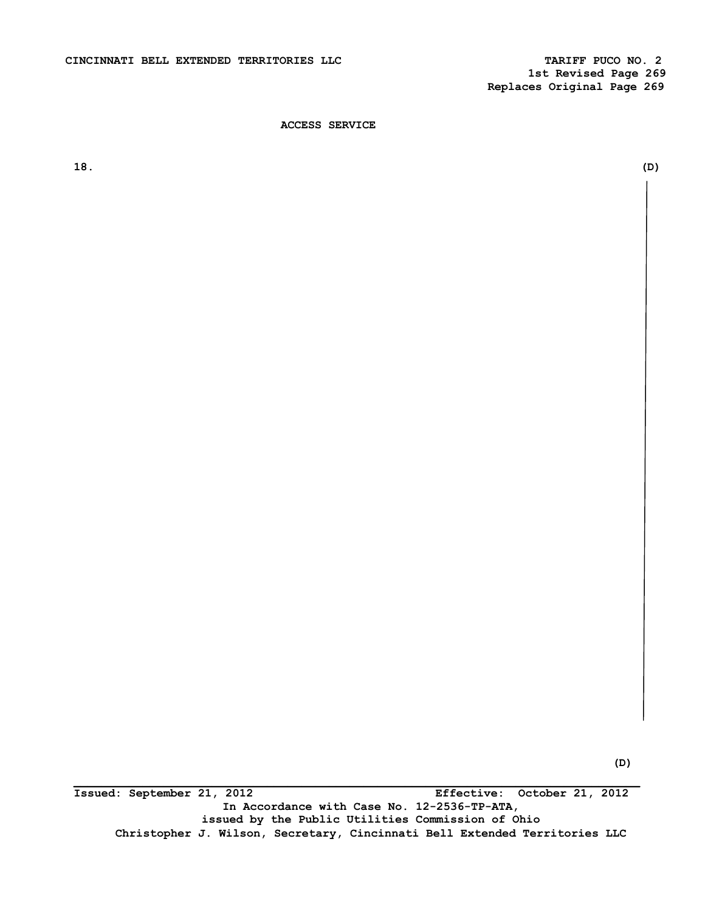## ACCESS SERVICE

18. (D)

(D)

Issued: September 21, 2012 Effective: October 21, 2012

In Accordance with Case No. 12-2536-TP-ATA,
issued by the Public Utilities Commission of Ohio
Christopher J. Wilson, Secretary, Cincinnati Bell Extended Territories LLC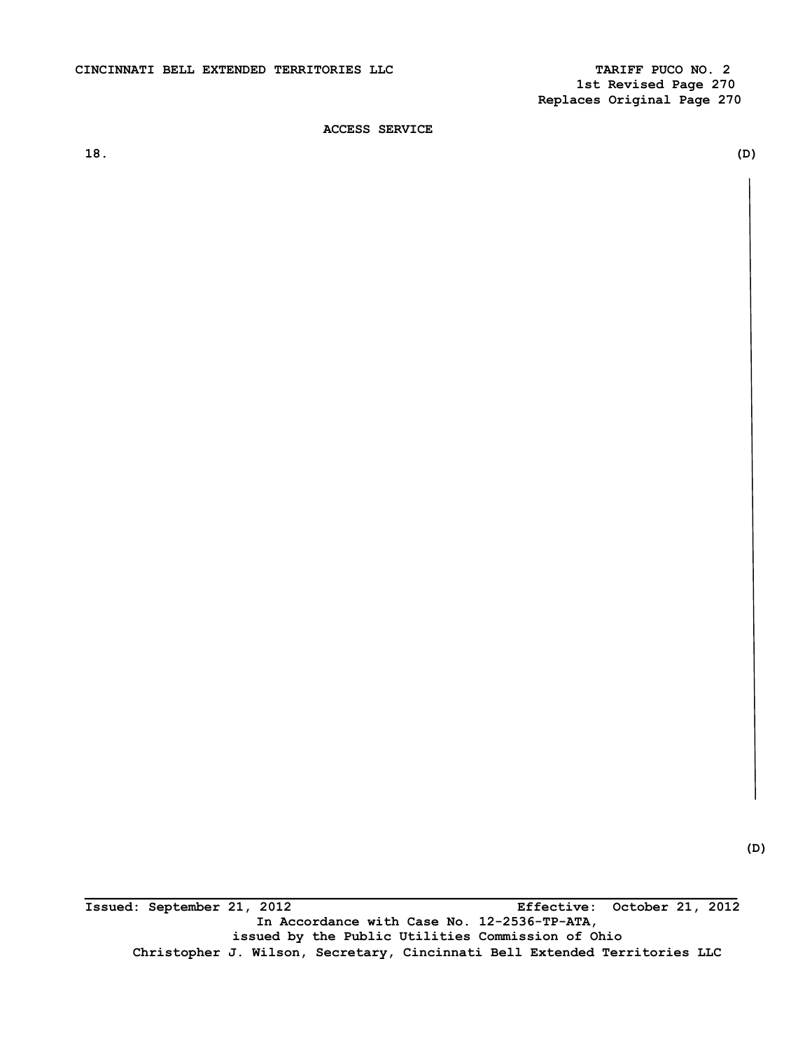CINCINNATI BELL EXTENDED TERRITORIES LLC

TARIFF PUCO NO. 2
1st Revised Page 270
Replaces Original Page 270

ACCESS SERVICE

18. (D)

(D)

Issued: September 21, 2012 Effective: October 21, 2012

In Accordance with Case No. 12-2536-TP-ATA,
issued by the Public Utilities Commission of Ohio
Christopher J. Wilson, Secretary, Cincinnati Bell Extended Territories LLC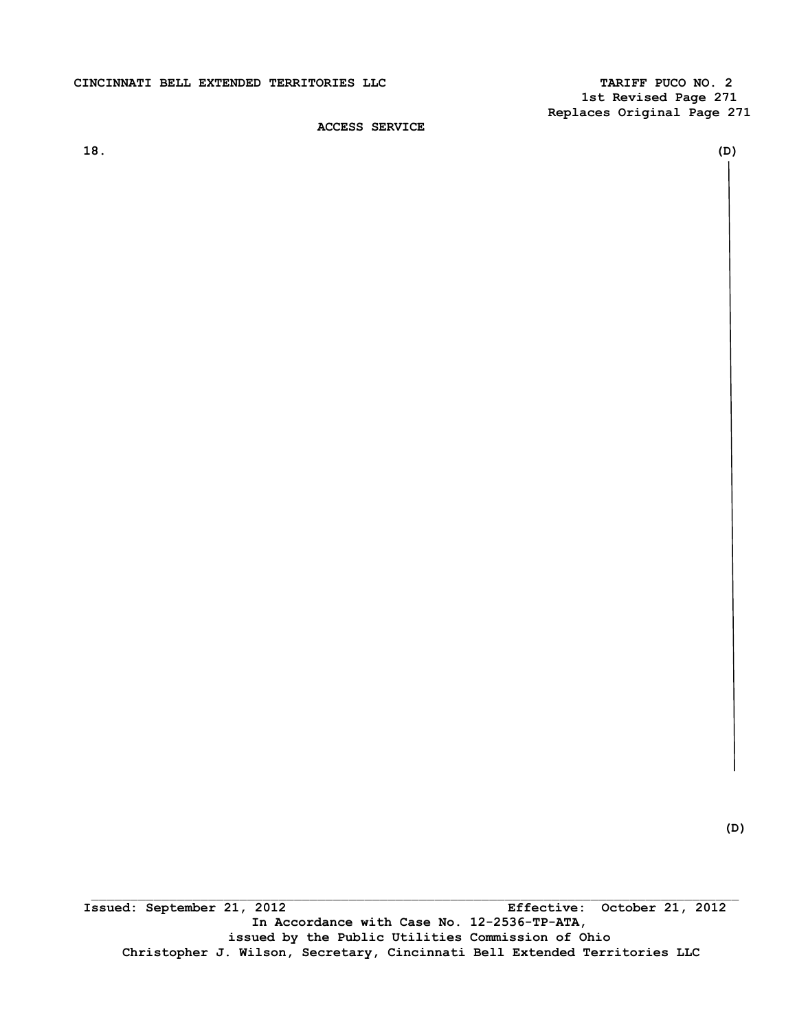ACCESS SERVICE

18. (D)

(D)

Issued: September 21, 2012 Effective: October 21, 2012

In Accordance with Case No. 12-2536-TP-ATA,
issued by the Public Utilities Commission of Ohio

Christopher J. Wilson, Secretary, Cincinnati Bell Extended Territories LLC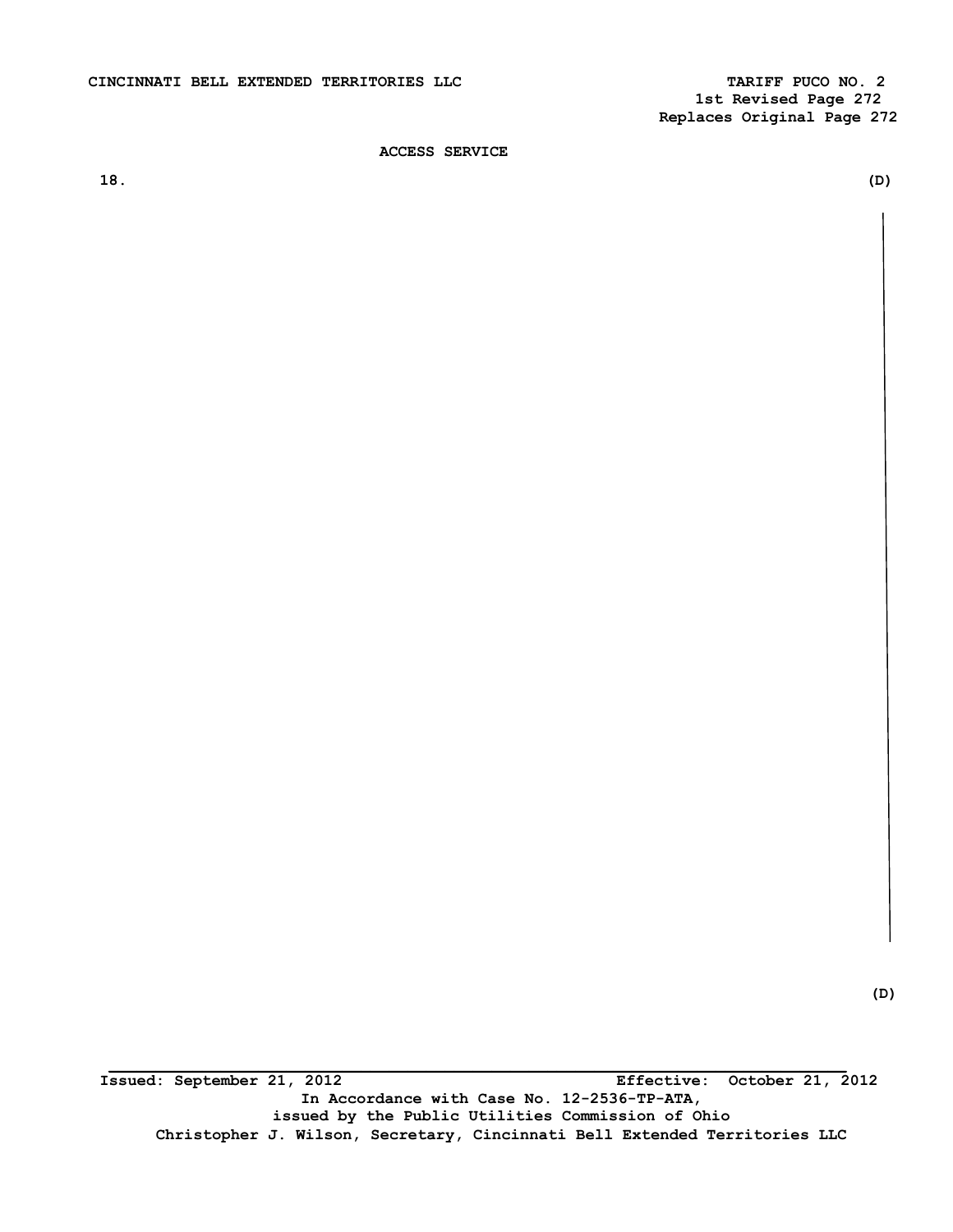CINCINNATI BELL EXTENDED TERRITORIES LLC

TARIFF PUCO NO. 2
1st Revised Page 272
Replaces Original Page 272

ACCESS SERVICE

18. (D)

(D)

Issued: September 21, 2012 Effective: October 21, 2012

In Accordance with Case No. 12-2536-TP-ATA,
issued by the Public Utilities Commission of Ohio
Christopher J. Wilson, Secretary, Cincinnati Bell Extended Territories LLC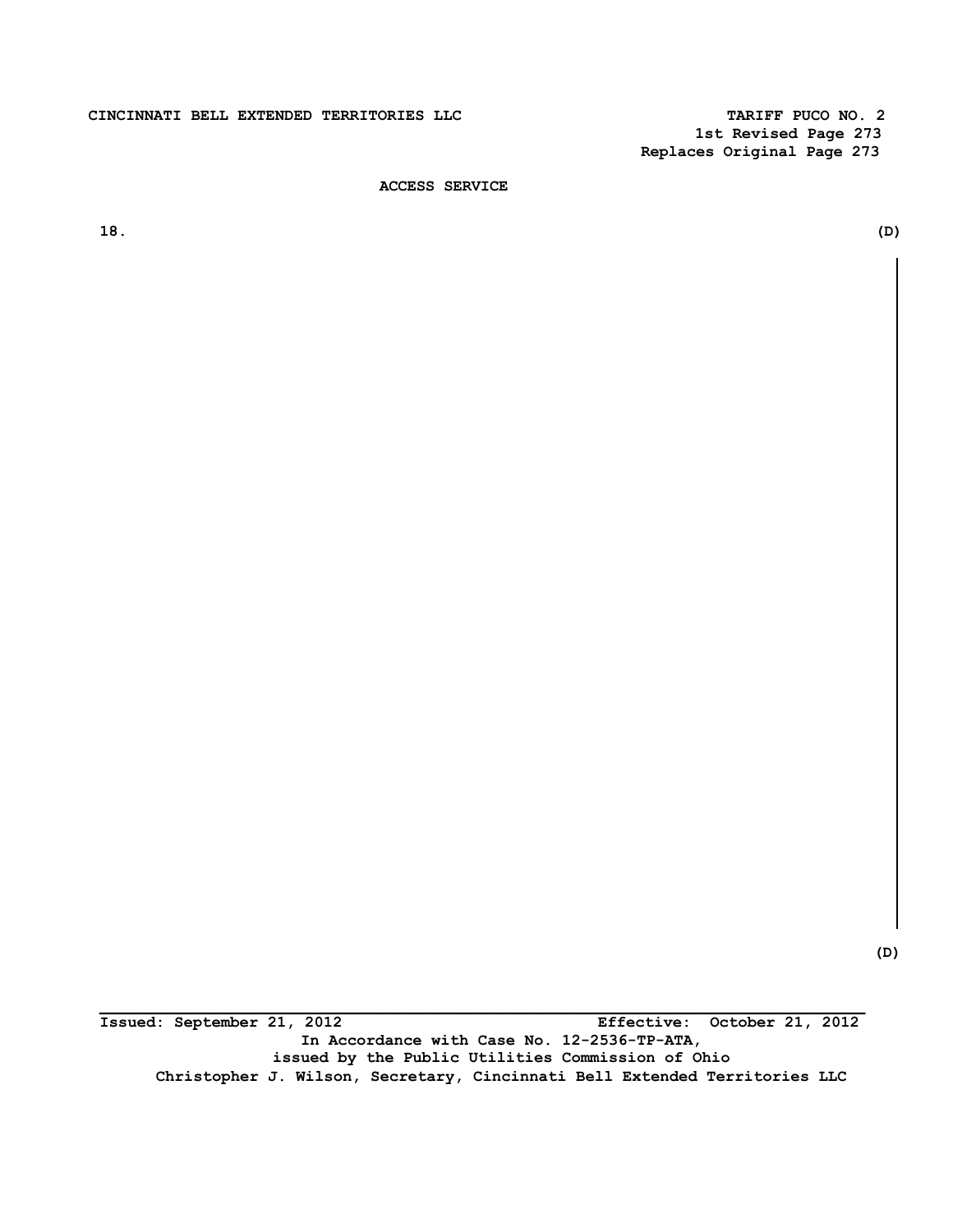ACCESS SERVICE

18. (D)

(D)

Issued: September 21, 2012 Effective: October 21, 2012

In Accordance with Case No. 12-2536-TP-ATA,
issued by the Public Utilities Commission of Ohio
Christopher J. Wilson, Secretary, Cincinnati Bell Extended Territories LLC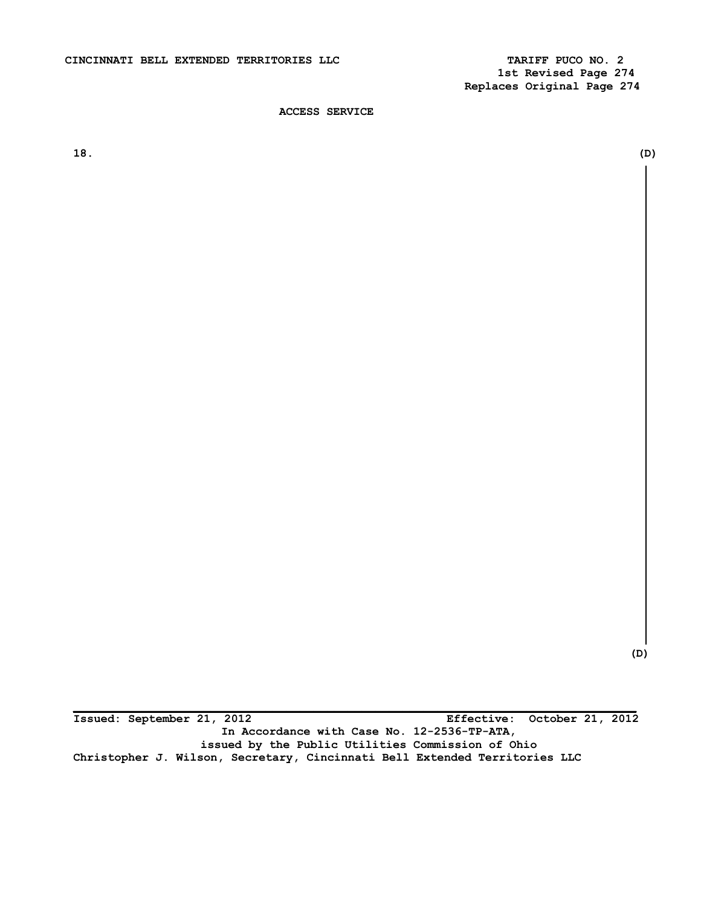ACCESS SERVICE

18. (D)

(D)

Issued: September 21, 2012 Effective: October 21, 2012

In Accordance with Case No. 12-2536-TP-ATA,
issued by the Public Utilities Commission of Ohio

Christopher J. Wilson, Secretary, Cincinnati Bell Extended Territories LLC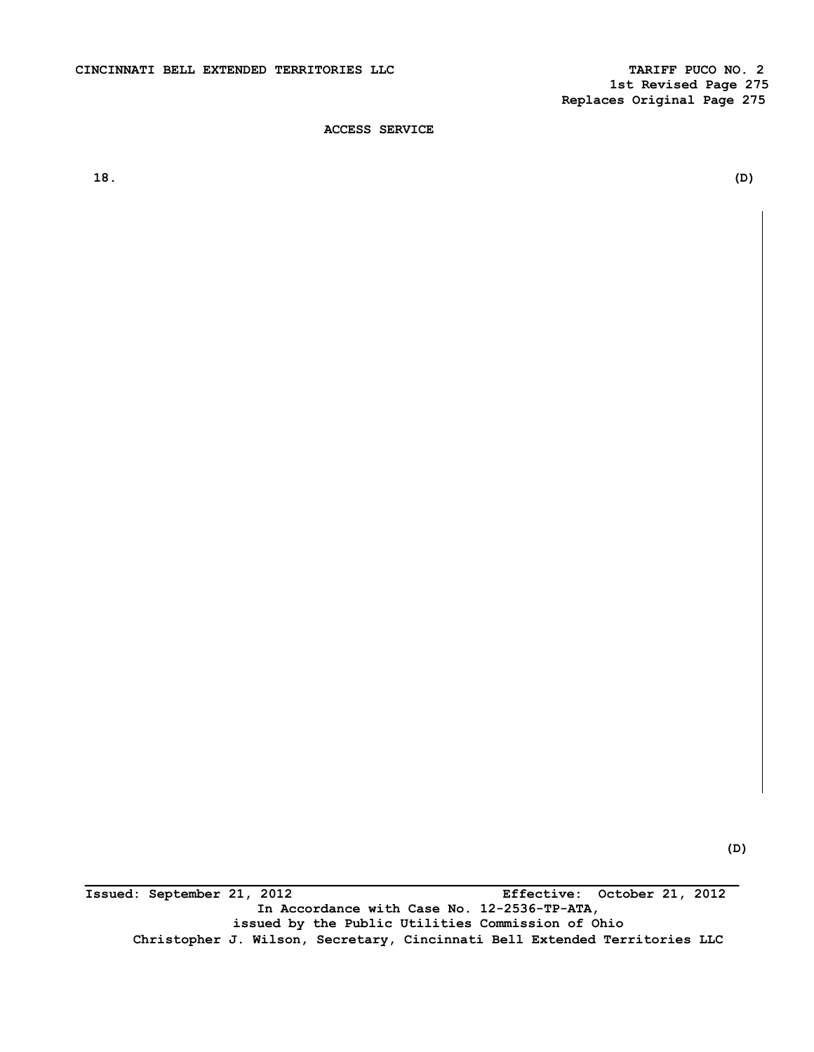ACCESS SERVICE

18. (D)

(D)

Issued: September 21, 2012 Effective: October 21, 2012

In Accordance with Case No. 12-2536-TP-ATA,
issued by the Public Utilities Commission of Ohio
Christopher J. Wilson, Secretary, Cincinnati Bell Extended Territories LLC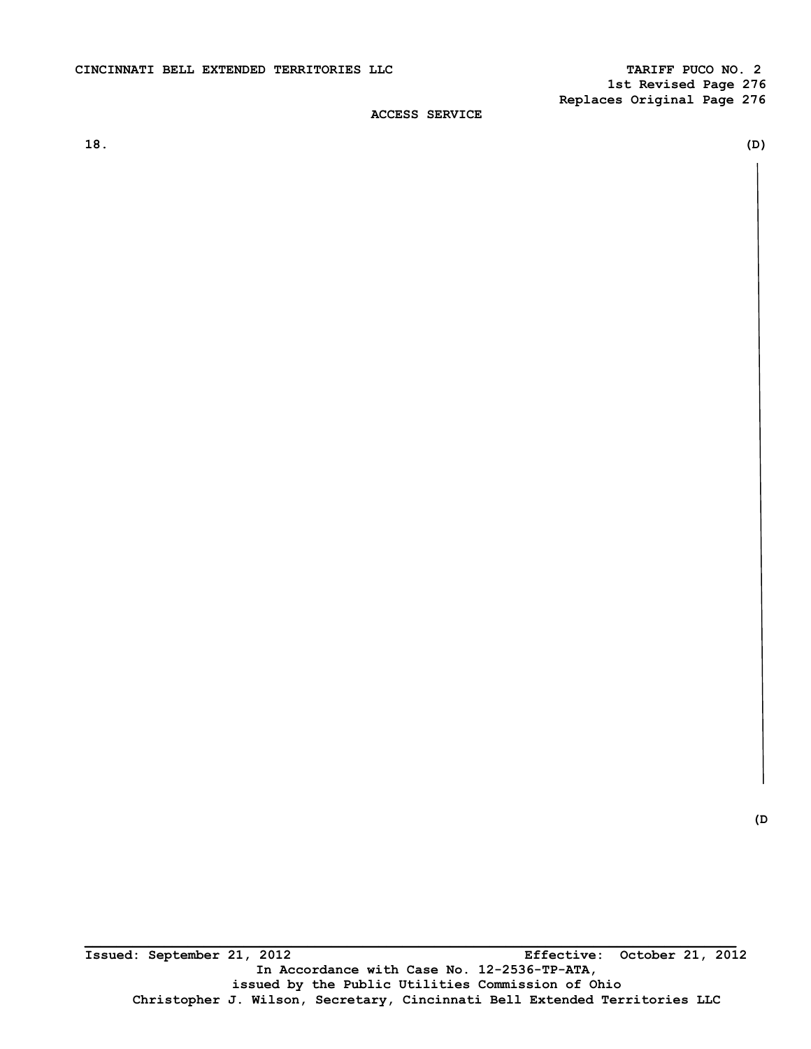ACCESS SERVICE

18. (D)

(D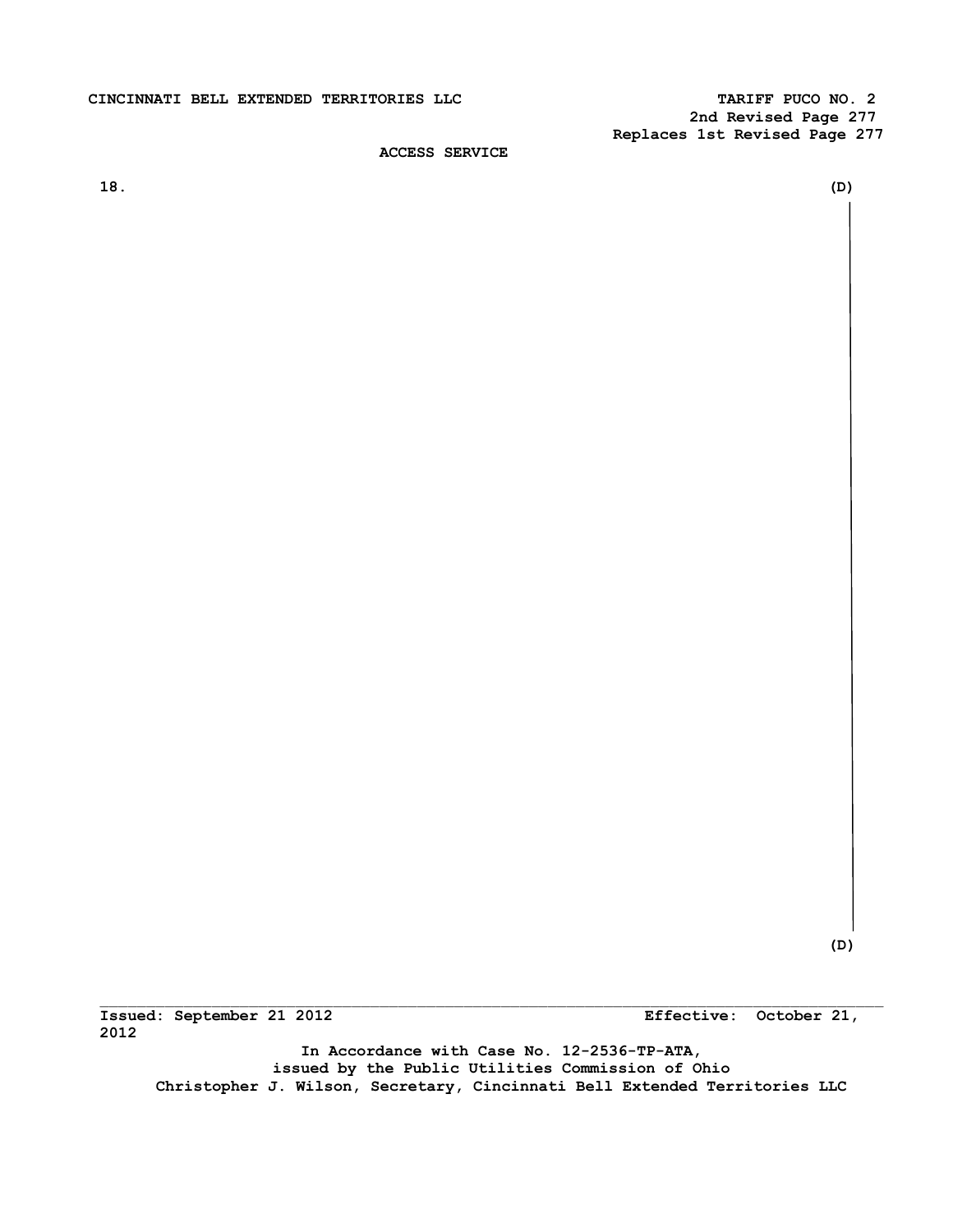ACCESS SERVICE

18. (D)

(D)

Issued: September 21 2012 Effective: October 21, 2012

In Accordance with Case No. 12-2536-TP-ATA,
issued by the Public Utilities Commission of Ohio
Christopher J. Wilson, Secretary, Cincinnati Bell Extended Territories LLC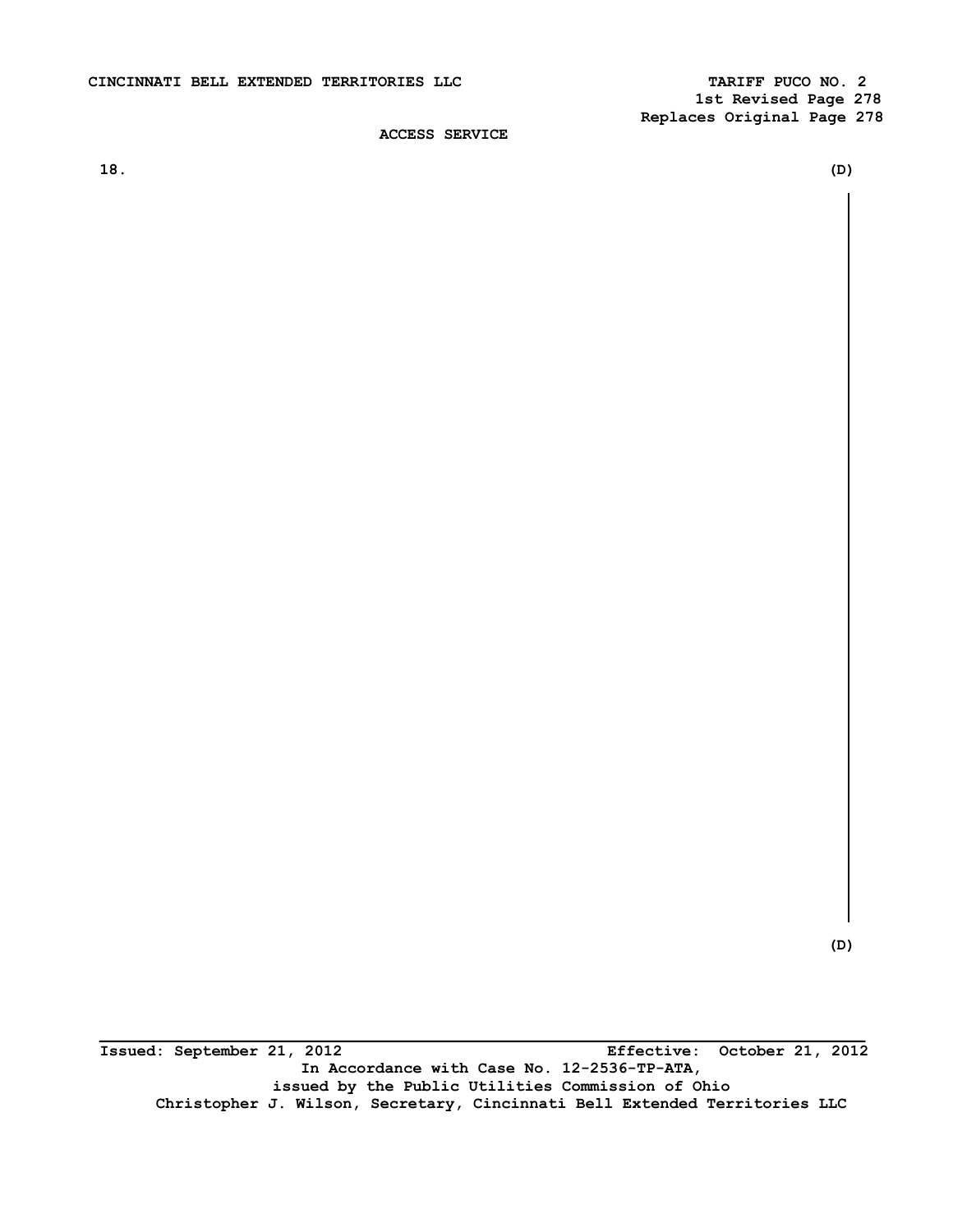ACCESS SERVICE

18. (D)

(D)

Issued: September 21, 2012 Effective: October 21, 2012

In Accordance with Case No. 12-2536-TP-ATA,
issued by the Public Utilities Commission of Ohio

Christopher J. Wilson, Secretary, Cincinnati Bell Extended Territories LLC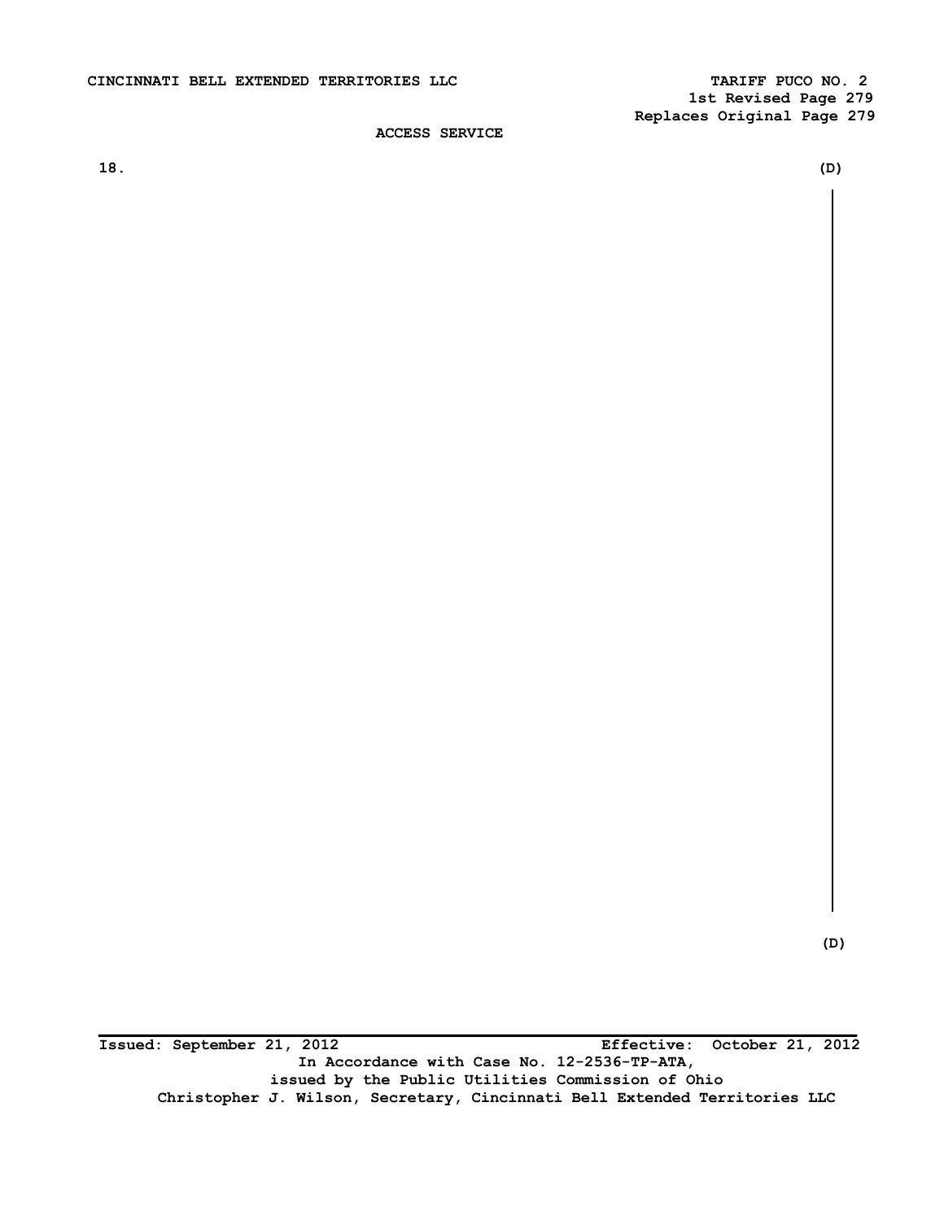18. (D)

(D)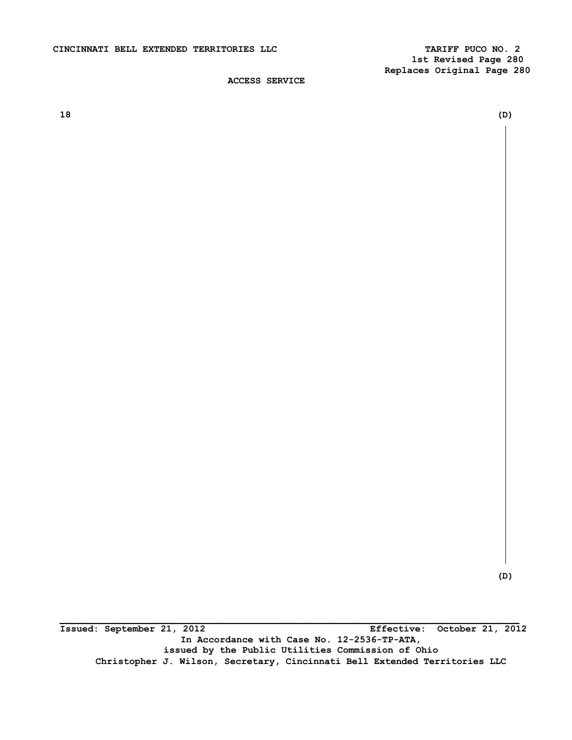18 (D)

(D)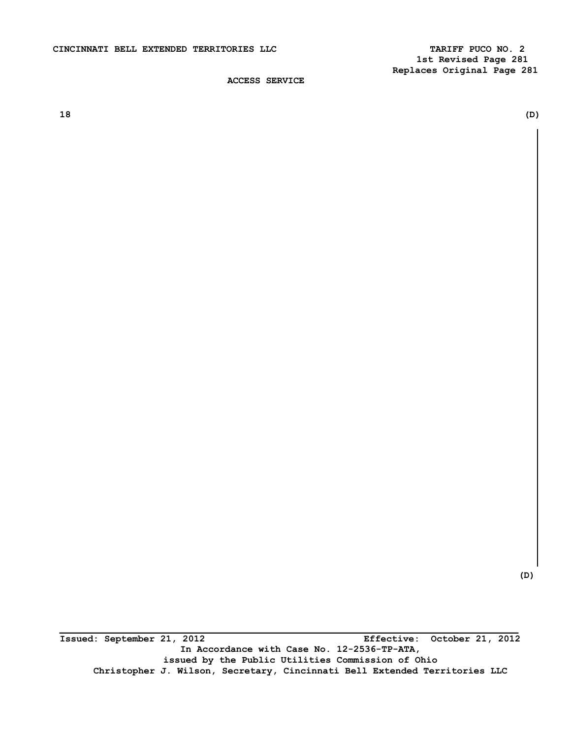18 (D)

(D)

Issued: September 21, 2012 Effective: October 21, 2012

In Accordance with Case No. 12-2536-TP-ATA,
issued by the Public Utilities Commission of Ohio
Christopher J. Wilson, Secretary, Cincinnati Bell Extended Territories LLC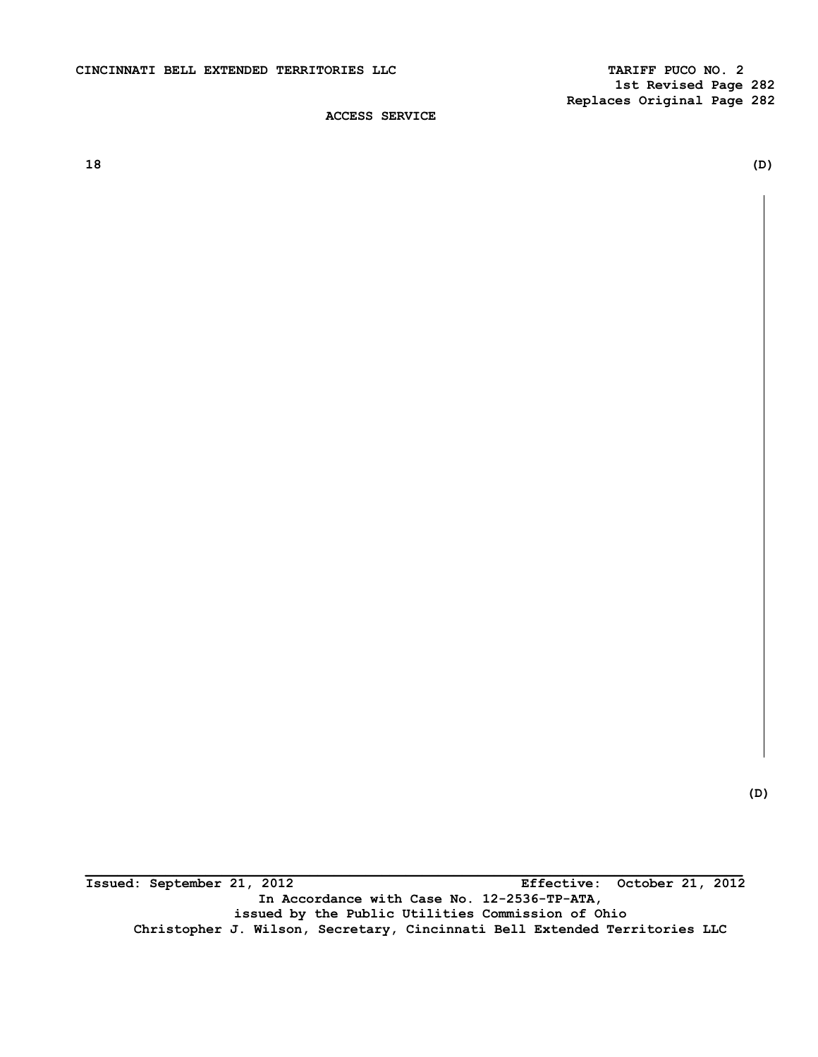18 (D)

(D)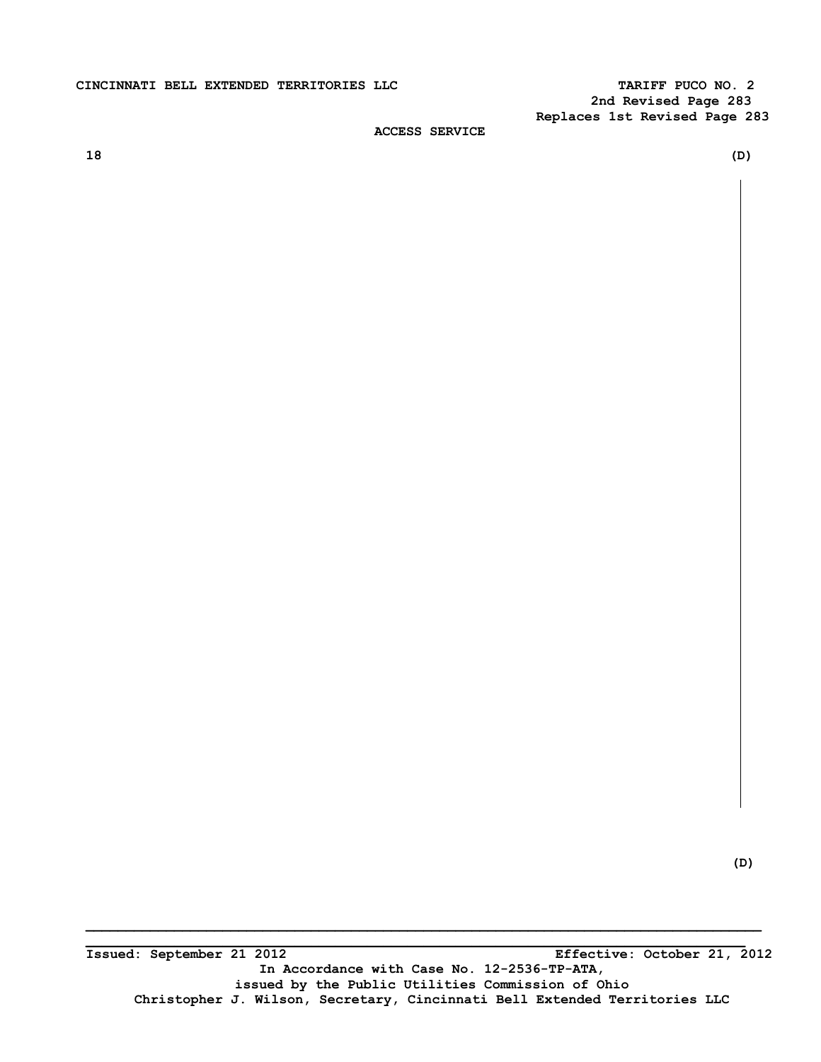ACCESS SERVICE

18 (D)

(D)

Issued: September 21 2012 Effective: October 21, 2012

In Accordance with Case No. 12-2536-TP-ATA,
issued by the Public Utilities Commission of Ohio
Christopher J. Wilson, Secretary, Cincinnati Bell Extended Territories LLC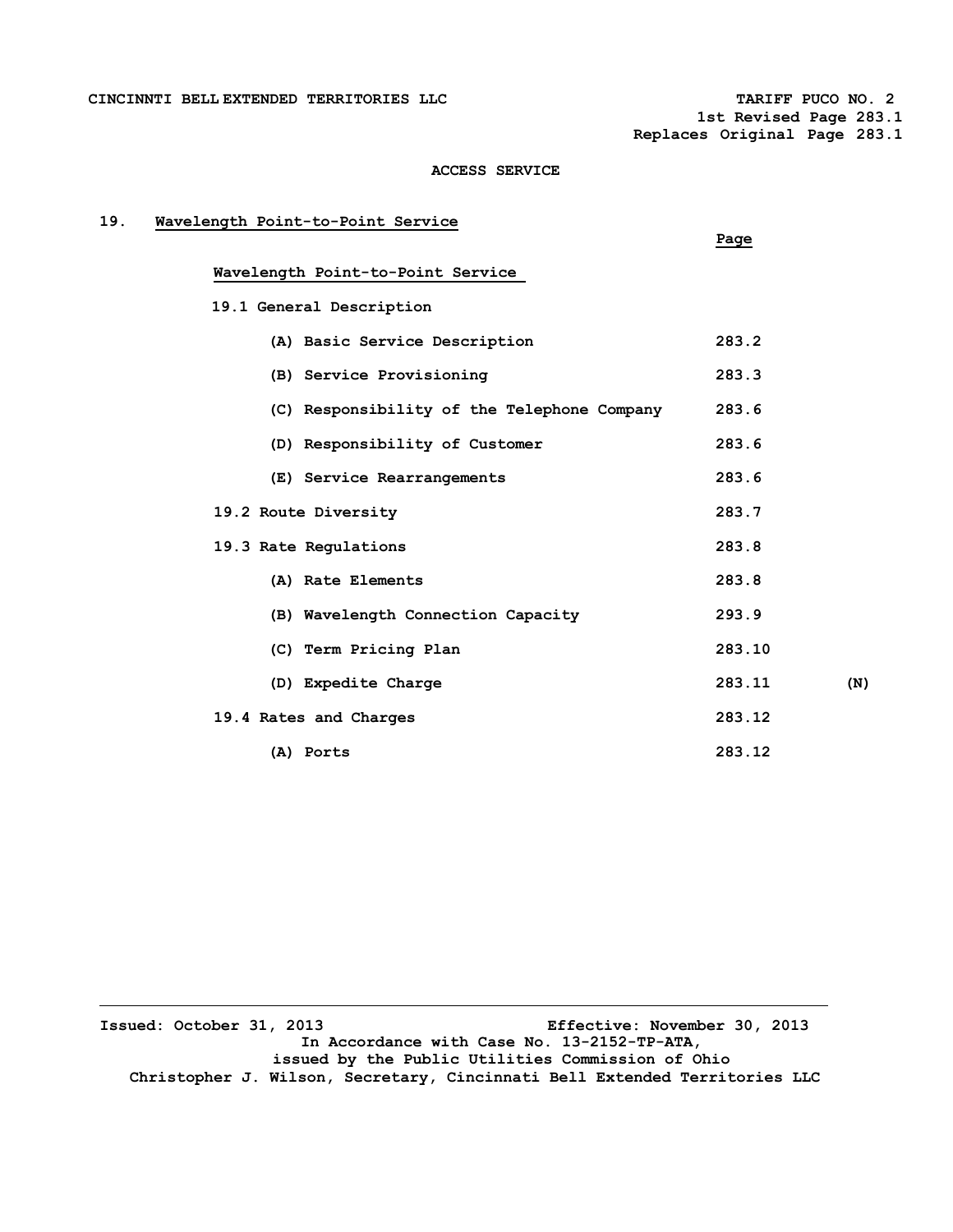CINCINNTI BELL EXTENDED TERRITORIES LLC

TARIFF PUCO NO. 2
1st Revised Page 283.1
Replaces Original Page 283.1

ACCESS SERVICE

## 19. Wavelength Point-to-Point Service

| | Page | |
|---|---|---|
| **Wavelength Point-to-Point Service** | | |
| 19.1 General Description | | |
| (A) Basic Service Description | 283.2 | |
| (B) Service Provisioning | 283.3 | |
| (C) Responsibility of the Telephone Company | 283.6 | |
| (D) Responsibility of Customer | 283.6 | |
| (E) Service Rearrangements | 283.6 | |
| 19.2 Route Diversity | 283.7 | |
| 19.3 Rate Regulations | 283.8 | |
| (A) Rate Elements | 283.8 | |
| (B) Wavelength Connection Capacity | 293.9 | |
| (C) Term Pricing Plan | 283.10 | |
| (D) Expedite Charge | 283.11 | (N) |
| 19.4 Rates and Charges | 283.12 | |
| (A) Ports | 283.12 | |

Issued: October 31, 2013 Effective: November 30, 2013
In Accordance with Case No. 13-2152-TP-ATA,
issued by the Public Utilities Commission of Ohio
Christopher J. Wilson, Secretary, Cincinnati Bell Extended Territories LLC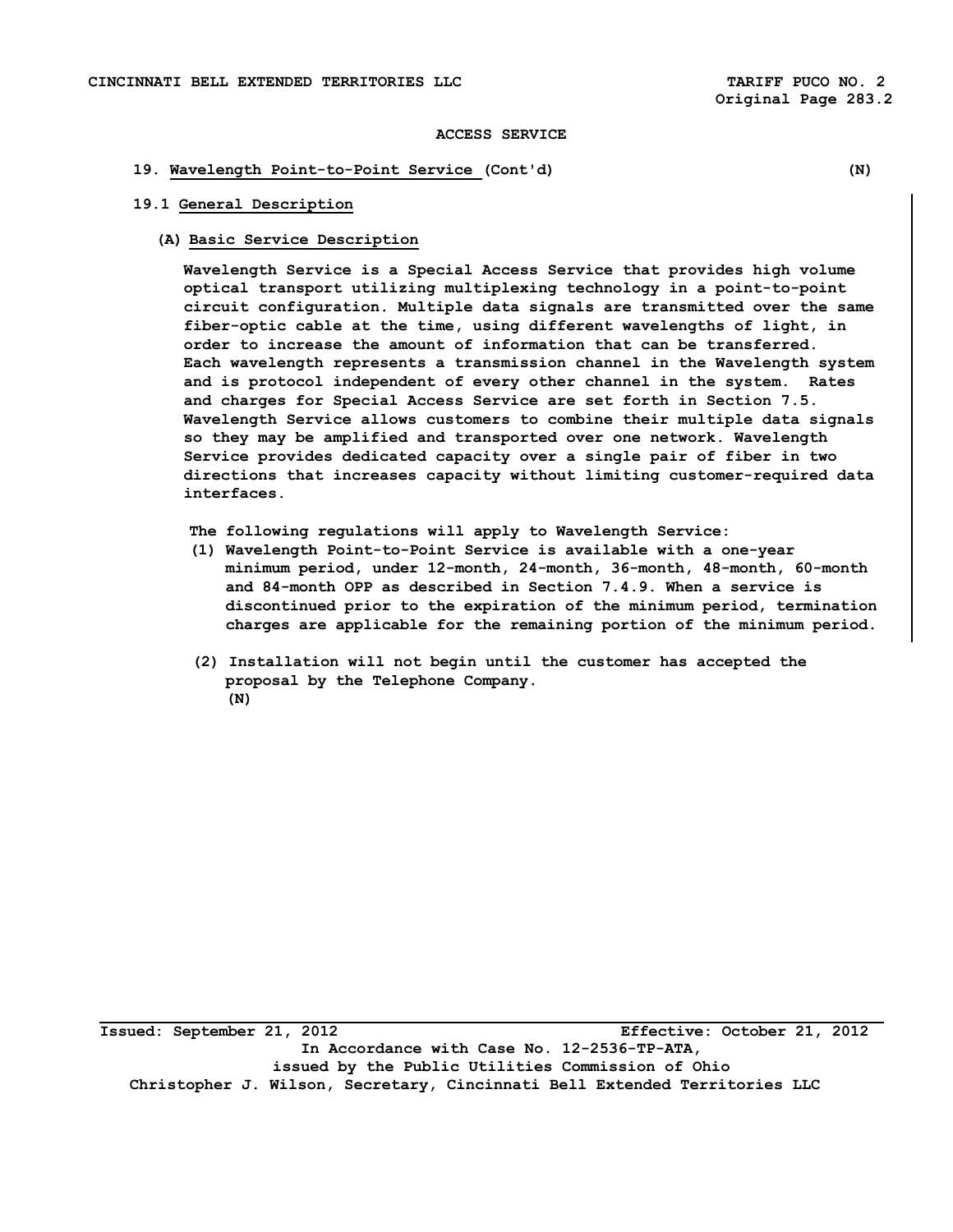ACCESS SERVICE

## 19. Wavelength Point-to-Point Service (Cont'd) (N)

### 19.1 General Description

#### (A) Basic Service Description

Wavelength Service is a Special Access Service that provides high volume optical transport utilizing multiplexing technology in a point-to-point circuit configuration. Multiple data signals are transmitted over the same fiber-optic cable at the time, using different wavelengths of light, in order to increase the amount of information that can be transferred. Each wavelength represents a transmission channel in the Wavelength system and is protocol independent of every other channel in the system. Rates and charges for Special Access Service are set forth in Section 7.5. Wavelength Service allows customers to combine their multiple data signals so they may be amplified and transported over one network. Wavelength Service provides dedicated capacity over a single pair of fiber in two directions that increases capacity without limiting customer-required data interfaces.

The following regulations will apply to Wavelength Service:

(1) Wavelength Point-to-Point Service is available with a one-year minimum period, under 12-month, 24-month, 36-month, 48-month, 60-month and 84-month OPP as described in Section 7.4.9. When a service is discontinued prior to the expiration of the minimum period, termination charges are applicable for the remaining portion of the minimum period.

(2) Installation will not begin until the customer has accepted the proposal by the Telephone Company.
(N)

Issued: September 21, 2012 Effective: October 21, 2012
In Accordance with Case No. 12-2536-TP-ATA,
issued by the Public Utilities Commission of Ohio
Christopher J. Wilson, Secretary, Cincinnati Bell Extended Territories LLC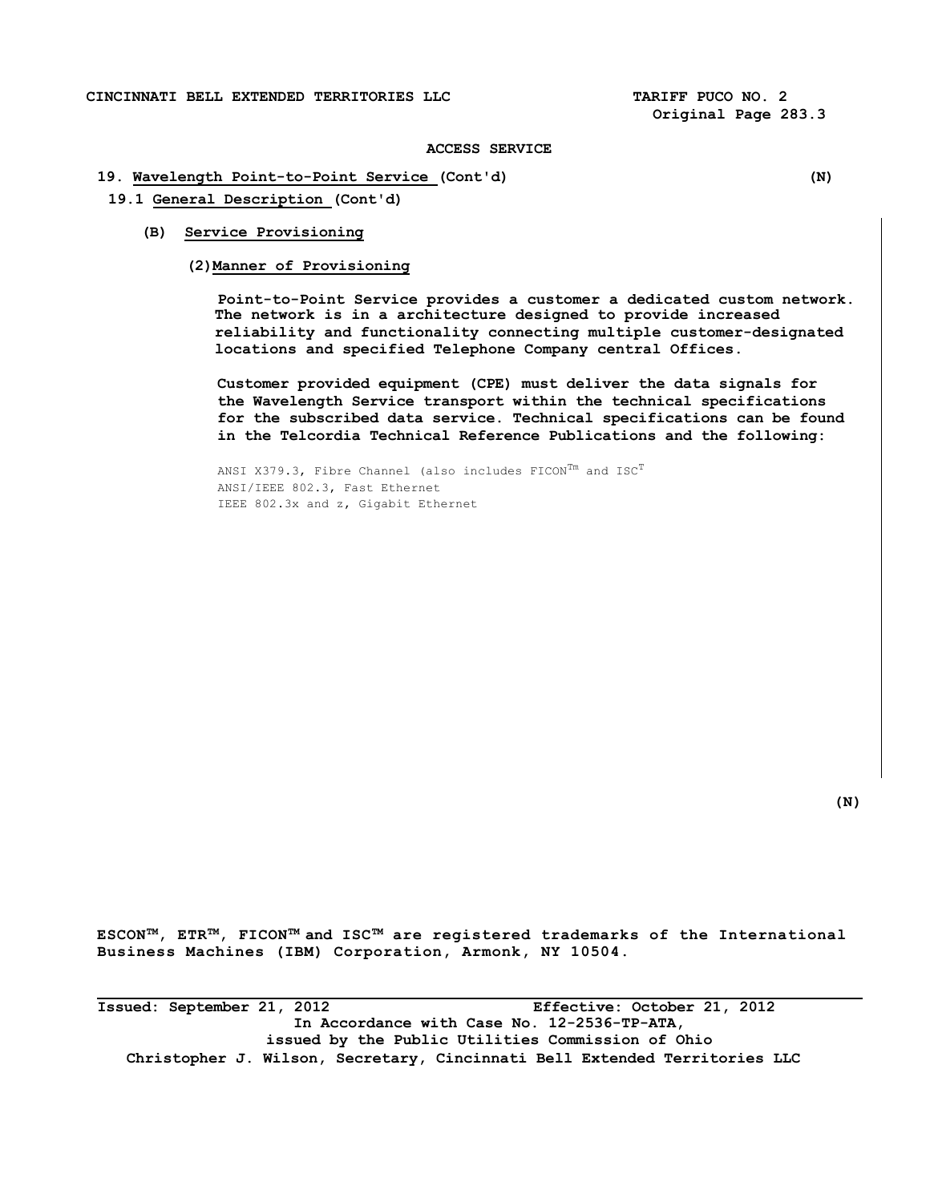ACCESS SERVICE

**19. Wavelength Point-to-Point Service (Cont'd)** **(N)**

**19.1 General Description (Cont'd)**

**(B) Service Provisioning**

**(2) Manner of Provisioning**

**Point-to-Point Service provides a customer a dedicated custom network. The network is in a architecture designed to provide increased reliability and functionality connecting multiple customer-designated locations and specified Telephone Company central Offices.**

**Customer provided equipment (CPE) must deliver the data signals for the Wavelength Service transport within the technical specifications for the subscribed data service. Technical specifications can be found in the Telcordia Technical Reference Publications and the following:**

ANSI X379.3, Fibre Channel (also includes FICON™ and ISC™
ANSI/IEEE 802.3, Fast Ethernet
IEEE 802.3x and z, Gigabit Ethernet

**(N)**

**ESCON™, ETR™, FICON™ and ISC™ are registered trademarks of the International Business Machines (IBM) Corporation, Armonk, NY 10504.**

**Issued: September 21, 2012 Effective: October 21, 2012**
**In Accordance with Case No. 12-2536-TP-ATA, issued by the Public Utilities Commission of Ohio**
**Christopher J. Wilson, Secretary, Cincinnati Bell Extended Territories LLC**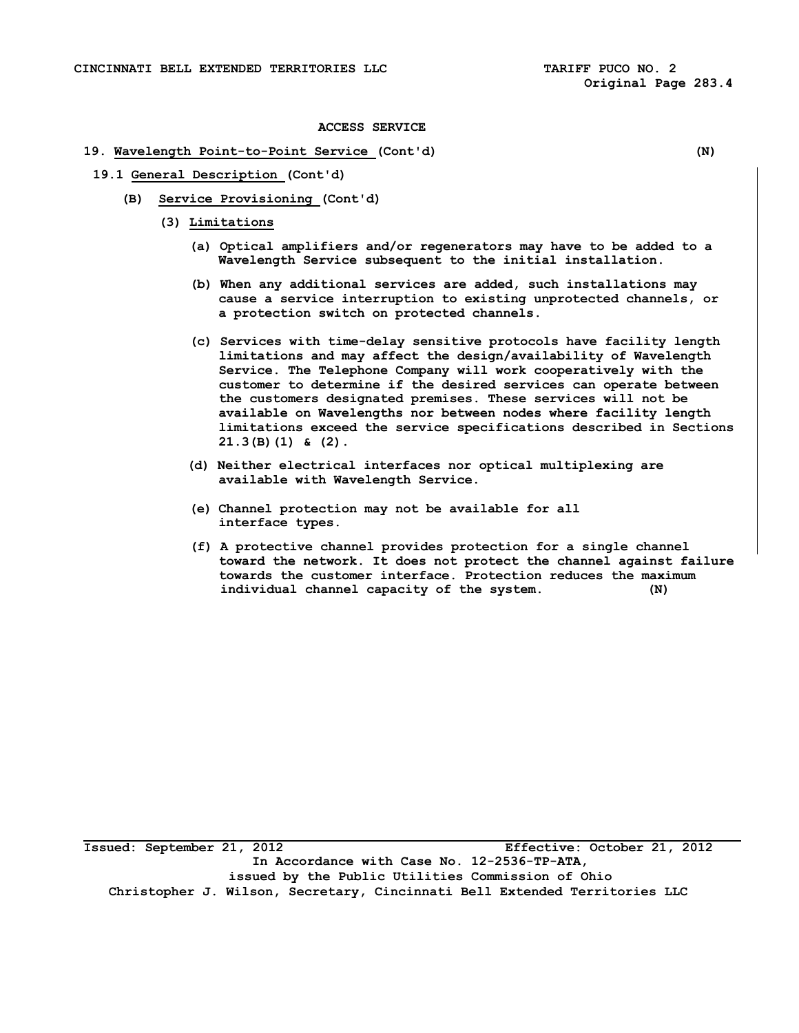ACCESS SERVICE

## 19. Wavelength Point-to-Point Service (Cont'd) (N)

### 19.1 General Description (Cont'd)

#### (B) Service Provisioning (Cont'd)

##### (3) Limitations

(a) Optical amplifiers and/or regenerators may have to be added to a Wavelength Service subsequent to the initial installation.

(b) When any additional services are added, such installations may cause a service interruption to existing unprotected channels, or a protection switch on protected channels.

(c) Services with time-delay sensitive protocols have facility length limitations and may affect the design/availability of Wavelength Service. The Telephone Company will work cooperatively with the customer to determine if the desired services can operate between the customers designated premises. These services will not be available on Wavelengths nor between nodes where facility length limitations exceed the service specifications described in Sections 21.3(B)(1) & (2).

(d) Neither electrical interfaces nor optical multiplexing are available with Wavelength Service.

(e) Channel protection may not be available for all interface types.

(f) A protective channel provides protection for a single channel toward the network. It does not protect the channel against failure towards the customer interface. Protection reduces the maximum individual channel capacity of the system. (N)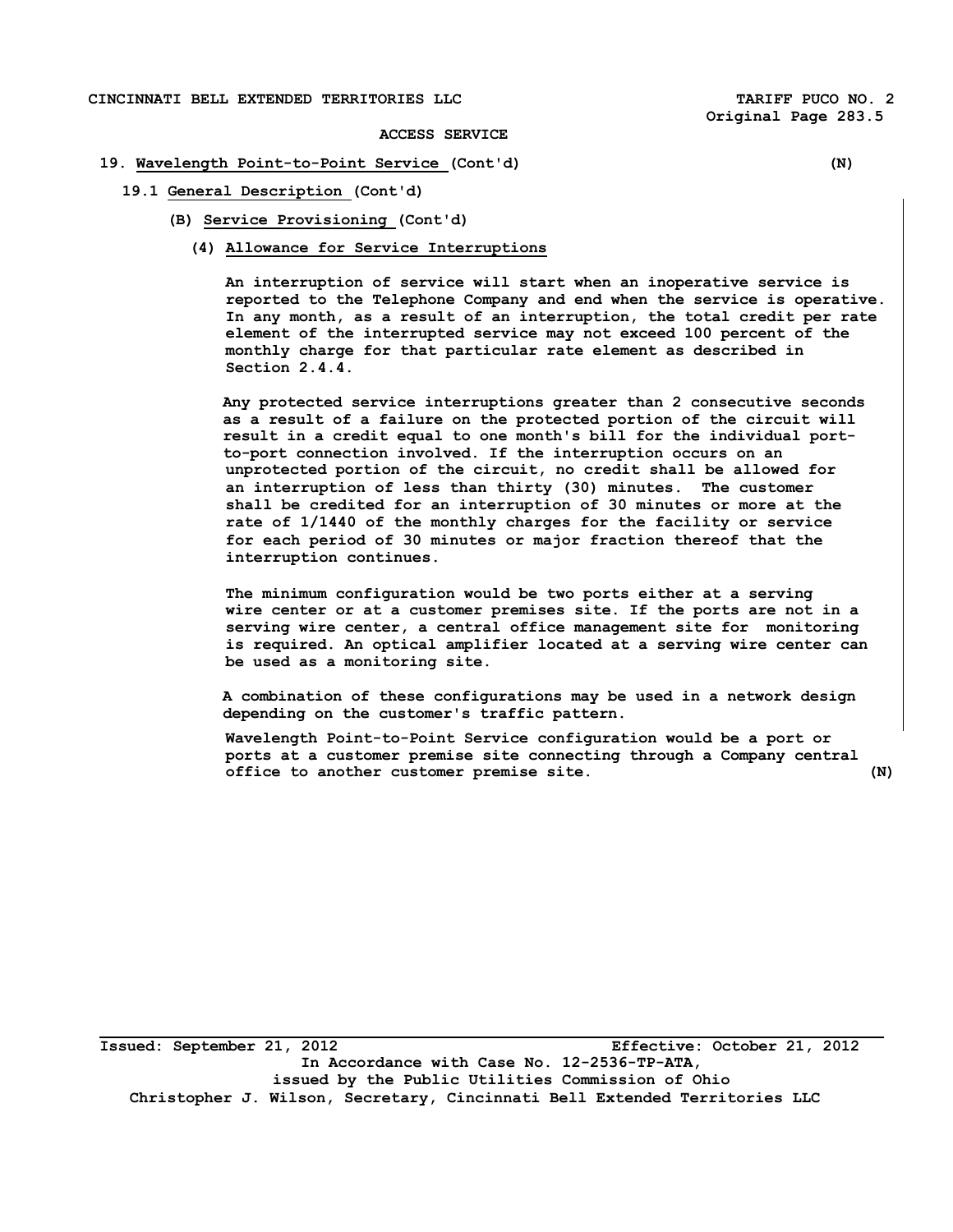ACCESS SERVICE

## 19. Wavelength Point-to-Point Service (Cont'd) (N)

### 19.1 General Description (Cont'd)

#### (B) Service Provisioning (Cont'd)

##### (4) Allowance for Service Interruptions

An interruption of service will start when an inoperative service is reported to the Telephone Company and end when the service is operative. In any month, as a result of an interruption, the total credit per rate element of the interrupted service may not exceed 100 percent of the monthly charge for that particular rate element as described in Section 2.4.4.

Any protected service interruptions greater than 2 consecutive seconds as a result of a failure on the protected portion of the circuit will result in a credit equal to one month's bill for the individual port-to-port connection involved. If the interruption occurs on an unprotected portion of the circuit, no credit shall be allowed for an interruption of less than thirty (30) minutes. The customer shall be credited for an interruption of 30 minutes or more at the rate of 1/1440 of the monthly charges for the facility or service for each period of 30 minutes or major fraction thereof that the interruption continues.

The minimum configuration would be two ports either at a serving wire center or at a customer premises site. If the ports are not in a serving wire center, a central office management site for monitoring is required. An optical amplifier located at a serving wire center can be used as a monitoring site.

A combination of these configurations may be used in a network design depending on the customer's traffic pattern.

Wavelength Point-to-Point Service configuration would be a port or ports at a customer premise site connecting through a Company central office to another customer premise site. (N)

Issued: September 21, 2012 Effective: October 21, 2012

In Accordance with Case No. 12-2536-TP-ATA, issued by the Public Utilities Commission of Ohio

Christopher J. Wilson, Secretary, Cincinnati Bell Extended Territories LLC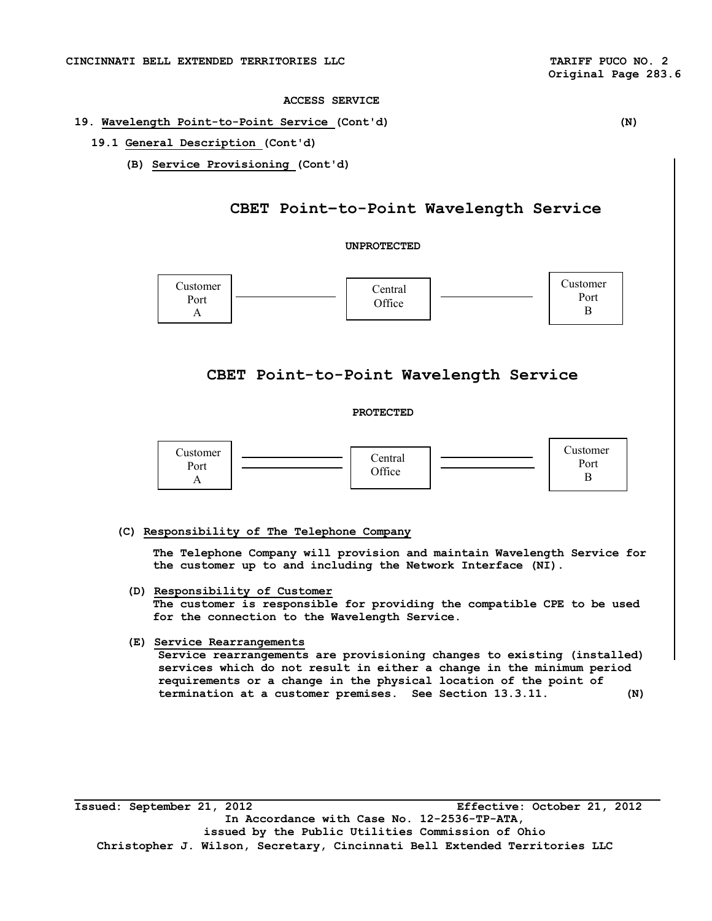ACCESS SERVICE

**19. Wavelength Point-to-Point Service (Cont'd)** (N)

**19.1 General Description (Cont'd)**

**(B) Service Provisioning (Cont'd)**

## CBET Point–to-Point Wavelength Service

**UNPROTECTED**

Customer Port A ——— Central Office ——— Customer Port B

## CBET Point-to-Point Wavelength Service

**PROTECTED**

Customer Port A ═══ Central Office ═══ Customer Port B

**(C) Responsibility of The Telephone Company**

The Telephone Company will provision and maintain Wavelength Service for the customer up to and including the Network Interface (NI).

**(D) Responsibility of Customer**

The customer is responsible for providing the compatible CPE to be used for the connection to the Wavelength Service.

**(E) Service Rearrangements**

Service rearrangements are provisioning changes to existing (installed) services which do not result in either a change in the minimum period requirements or a change in the physical location of the point of termination at a customer premises. See Section 13.3.11. (N)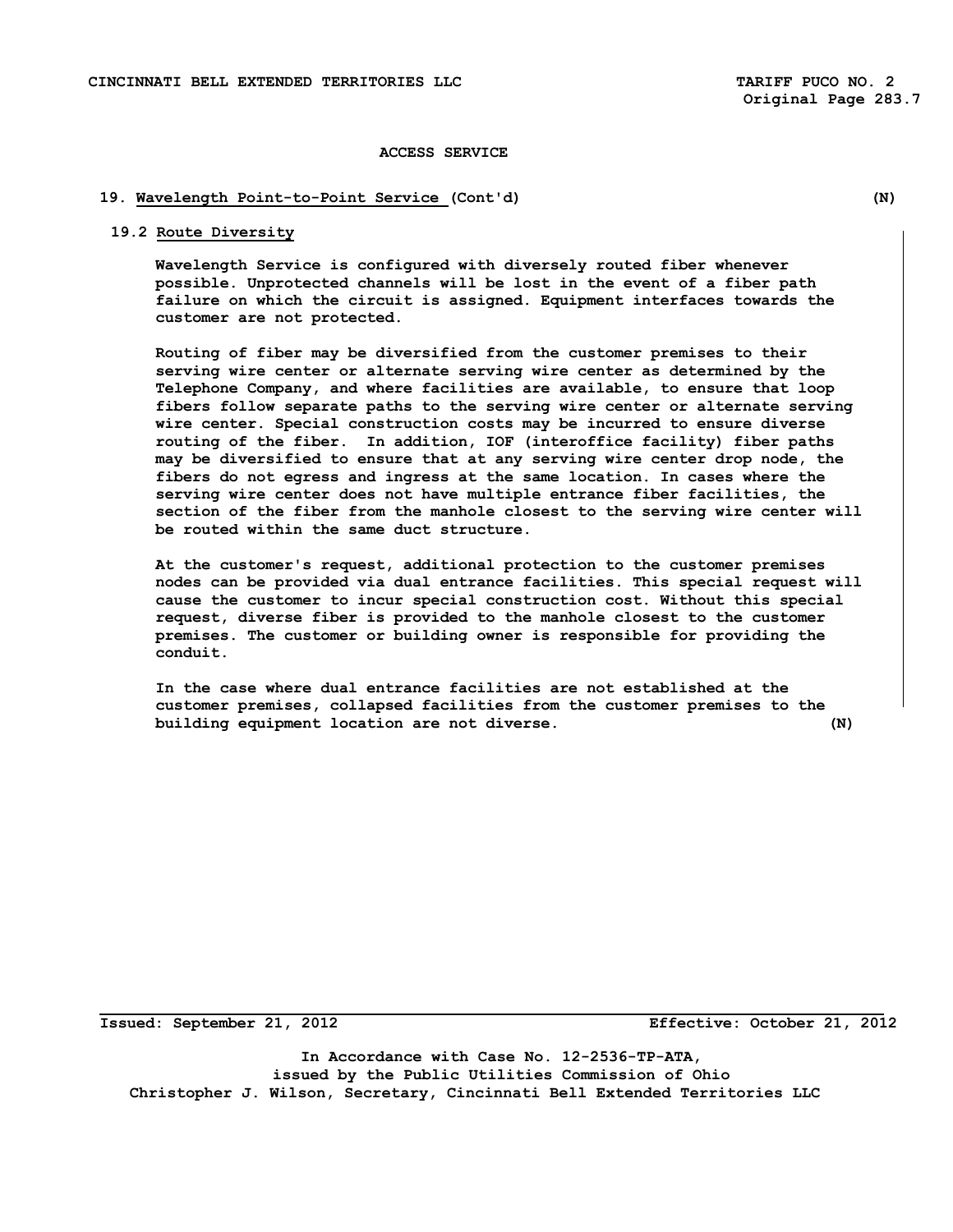# ACCESS SERVICE

## 19. Wavelength Point-to-Point Service (Cont'd) (N)

### 19.2 Route Diversity

Wavelength Service is configured with diversely routed fiber whenever possible. Unprotected channels will be lost in the event of a fiber path failure on which the circuit is assigned. Equipment interfaces towards the customer are not protected.

Routing of fiber may be diversified from the customer premises to their serving wire center or alternate serving wire center as determined by the Telephone Company, and where facilities are available, to ensure that loop fibers follow separate paths to the serving wire center or alternate serving wire center. Special construction costs may be incurred to ensure diverse routing of the fiber. In addition, IOF (interoffice facility) fiber paths may be diversified to ensure that at any serving wire center drop node, the fibers do not egress and ingress at the same location. In cases where the serving wire center does not have multiple entrance fiber facilities, the section of the fiber from the manhole closest to the serving wire center will be routed within the same duct structure.

At the customer's request, additional protection to the customer premises nodes can be provided via dual entrance facilities. This special request will cause the customer to incur special construction cost. Without this special request, diverse fiber is provided to the manhole closest to the customer premises. The customer or building owner is responsible for providing the conduit.

In the case where dual entrance facilities are not established at the customer premises, collapsed facilities from the customer premises to the building equipment location are not diverse. (N)

Issued: September 21, 2012 Effective: October 21, 2012

In Accordance with Case No. 12-2536-TP-ATA,
issued by the Public Utilities Commission of Ohio
Christopher J. Wilson, Secretary, Cincinnati Bell Extended Territories LLC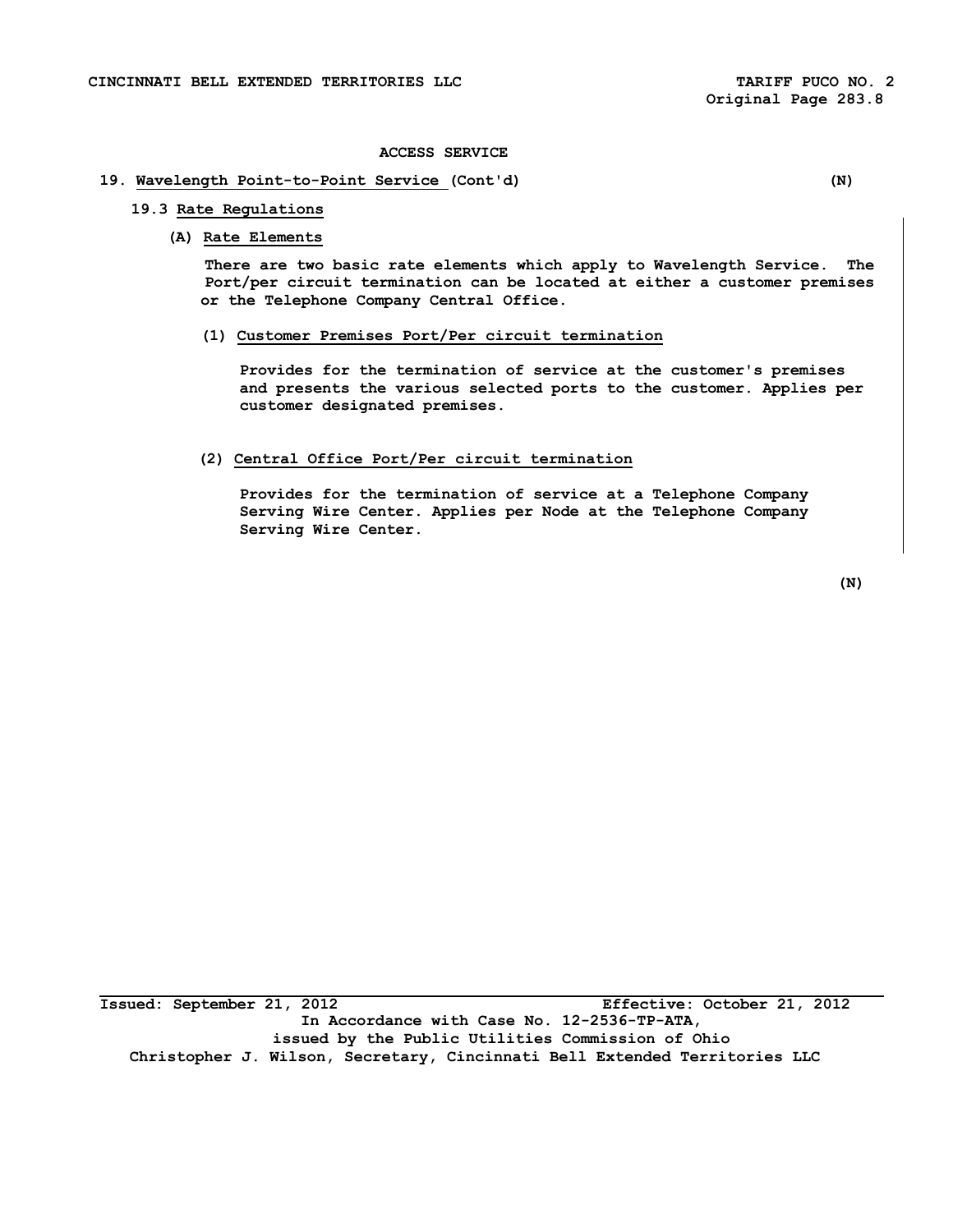ACCESS SERVICE

## 19. Wavelength Point-to-Point Service (Cont'd) (N)

### 19.3 Rate Regulations

#### (A) Rate Elements

There are two basic rate elements which apply to Wavelength Service. The Port/per circuit termination can be located at either a customer premises or the Telephone Company Central Office.

(1) Customer Premises Port/Per circuit termination

Provides for the termination of service at the customer's premises and presents the various selected ports to the customer. Applies per customer designated premises.

(2) Central Office Port/Per circuit termination

Provides for the termination of service at a Telephone Company Serving Wire Center. Applies per Node at the Telephone Company Serving Wire Center.

(N)

Issued: September 21, 2012 Effective: October 21, 2012
In Accordance with Case No. 12-2536-TP-ATA,
issued by the Public Utilities Commission of Ohio
Christopher J. Wilson, Secretary, Cincinnati Bell Extended Territories LLC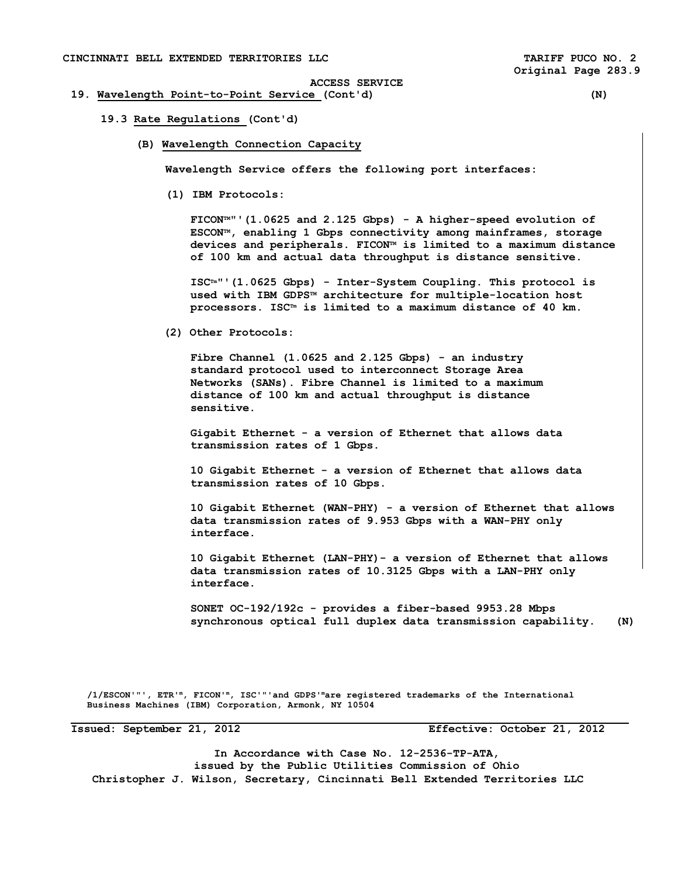ACCESS SERVICE

19. Wavelength Point-to-Point Service (Cont'd) (N)

19.3 Rate Regulations (Cont'd)

(B) Wavelength Connection Capacity

Wavelength Service offers the following port interfaces:

(1) IBM Protocols:

FICON™"'(1.0625 and 2.125 Gbps) - A higher-speed evolution of ESCON™, enabling 1 Gbps connectivity among mainframes, storage devices and peripherals. FICON™ is limited to a maximum distance of 100 km and actual data throughput is distance sensitive.

ISC™"'(1.0625 Gbps) - Inter-System Coupling. This protocol is used with IBM GDPS™ architecture for multiple-location host processors. ISC™ is limited to a maximum distance of 40 km.

(2) Other Protocols:

Fibre Channel (1.0625 and 2.125 Gbps) - an industry standard protocol used to interconnect Storage Area Networks (SANs). Fibre Channel is limited to a maximum distance of 100 km and actual throughput is distance sensitive.

Gigabit Ethernet - a version of Ethernet that allows data transmission rates of 1 Gbps.

10 Gigabit Ethernet - a version of Ethernet that allows data transmission rates of 10 Gbps.

10 Gigabit Ethernet (WAN-PHY) - a version of Ethernet that allows data transmission rates of 9.953 Gbps with a WAN-PHY only interface.

10 Gigabit Ethernet (LAN-PHY)- a version of Ethernet that allows data transmission rates of 10.3125 Gbps with a LAN-PHY only interface.

SONET OC-192/192c - provides a fiber-based 9953.28 Mbps synchronous optical full duplex data transmission capability. (N)

/1/ESCON'"', ETR'm, FICON'm, ISC'"'and GDPS'mare registered trademarks of the International Business Machines (IBM) Corporation, Armonk, NY 10504

Issued: September 21, 2012 Effective: October 21, 2012

In Accordance with Case No. 12-2536-TP-ATA, issued by the Public Utilities Commission of Ohio

Christopher J. Wilson, Secretary, Cincinnati Bell Extended Territories LLC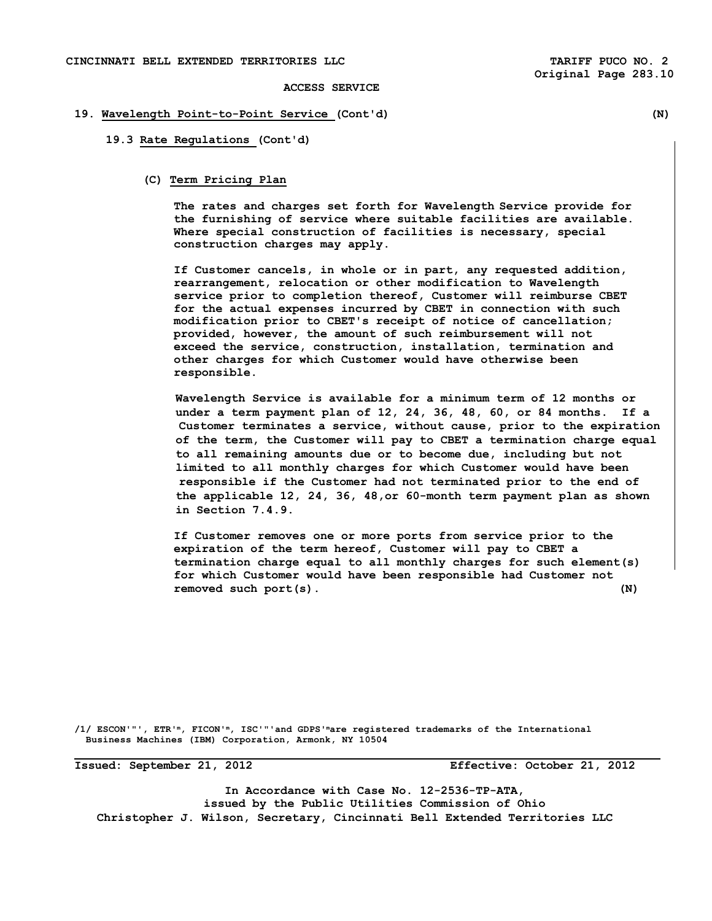ACCESS SERVICE

## 19. Wavelength Point-to-Point Service (Cont'd) (N)

### 19.3 Rate Regulations (Cont'd)

#### (C) Term Pricing Plan

The rates and charges set forth for Wavelength Service provide for the furnishing of service where suitable facilities are available. Where special construction of facilities is necessary, special construction charges may apply.

If Customer cancels, in whole or in part, any requested addition, rearrangement, relocation or other modification to Wavelength service prior to completion thereof, Customer will reimburse CBET for the actual expenses incurred by CBET in connection with such modification prior to CBET's receipt of notice of cancellation; provided, however, the amount of such reimbursement will not exceed the service, construction, installation, termination and other charges for which Customer would have otherwise been responsible.

Wavelength Service is available for a minimum term of 12 months or under a term payment plan of 12, 24, 36, 48, 60, or 84 months. If a Customer terminates a service, without cause, prior to the expiration of the term, the Customer will pay to CBET a termination charge equal to all remaining amounts due or to become due, including but not limited to all monthly charges for which Customer would have been responsible if the Customer had not terminated prior to the end of the applicable 12, 24, 36, 48,or 60-month term payment plan as shown in Section 7.4.9.

If Customer removes one or more ports from service prior to the expiration of the term hereof, Customer will pay to CBET a termination charge equal to all monthly charges for such element(s) for which Customer would have been responsible had Customer not removed such port(s). (N)

/1/ ESCON'"', ETR'ᵐ, FICON'ᵐ, ISC'"'and GDPS'ᵐare registered trademarks of the International Business Machines (IBM) Corporation, Armonk, NY 10504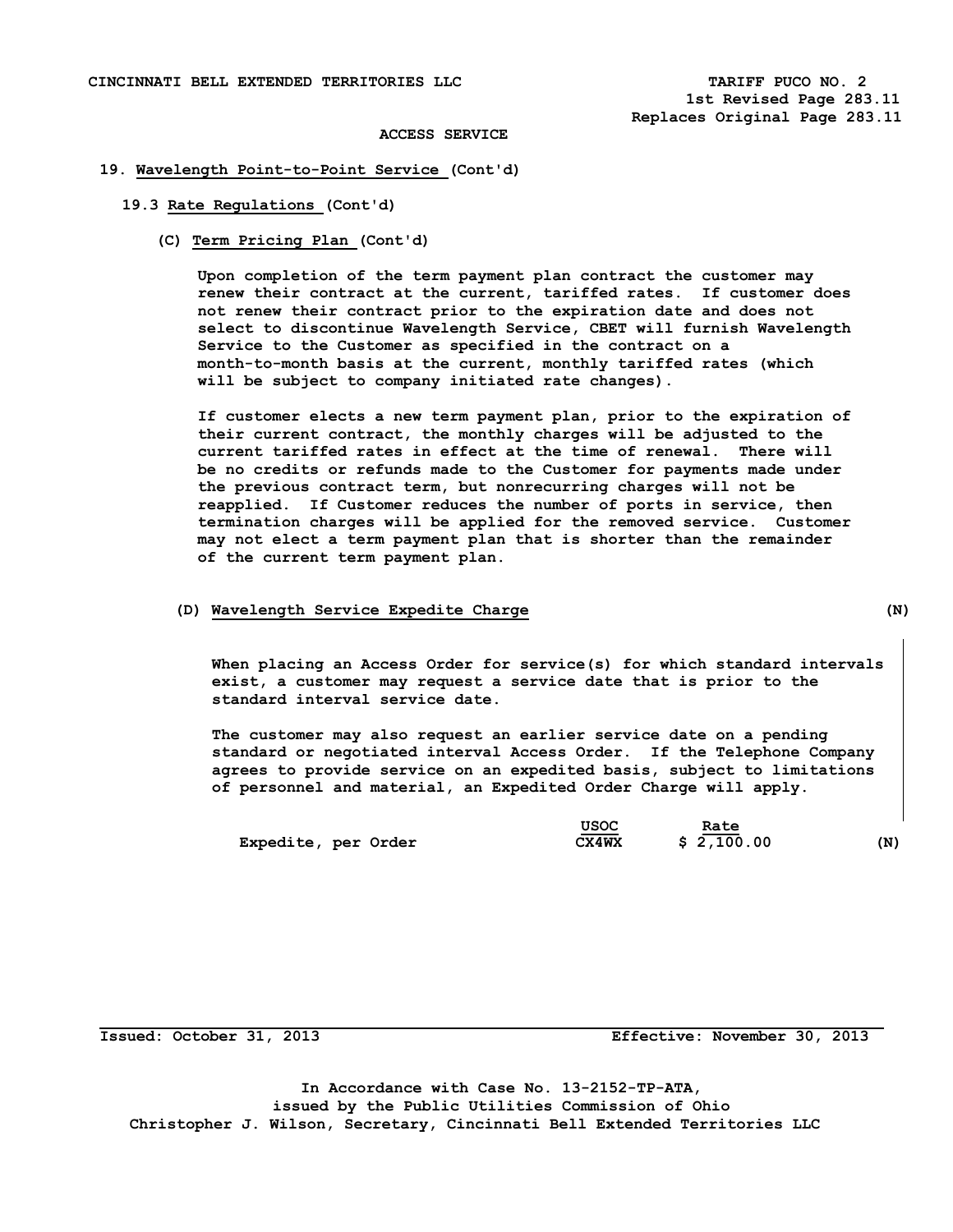ACCESS SERVICE

## 19. Wavelength Point-to-Point Service (Cont'd)

### 19.3 Rate Regulations (Cont'd)

#### (C) Term Pricing Plan (Cont'd)

Upon completion of the term payment plan contract the customer may renew their contract at the current, tariffed rates. If customer does not renew their contract prior to the expiration date and does not select to discontinue Wavelength Service, CBET will furnish Wavelength Service to the Customer as specified in the contract on a month-to-month basis at the current, monthly tariffed rates (which will be subject to company initiated rate changes).

If customer elects a new term payment plan, prior to the expiration of their current contract, the monthly charges will be adjusted to the current tariffed rates in effect at the time of renewal. There will be no credits or refunds made to the Customer for payments made under the previous contract term, but nonrecurring charges will not be reapplied. If Customer reduces the number of ports in service, then termination charges will be applied for the removed service. Customer may not elect a term payment plan that is shorter than the remainder of the current term payment plan.

#### (D) Wavelength Service Expedite Charge (N)

When placing an Access Order for service(s) for which standard intervals exist, a customer may request a service date that is prior to the standard interval service date.

The customer may also request an earlier service date on a pending standard or negotiated interval Access Order. If the Telephone Company agrees to provide service on an expedited basis, subject to limitations of personnel and material, an Expedited Order Charge will apply.

| | USOC | Rate | |
|---|---|---|---|
| Expedite, per Order | CX4WX | $ 2,100.00 | (N) |

Issued: October 31, 2013 Effective: November 30, 2013

In Accordance with Case No. 13-2152-TP-ATA, issued by the Public Utilities Commission of Ohio
Christopher J. Wilson, Secretary, Cincinnati Bell Extended Territories LLC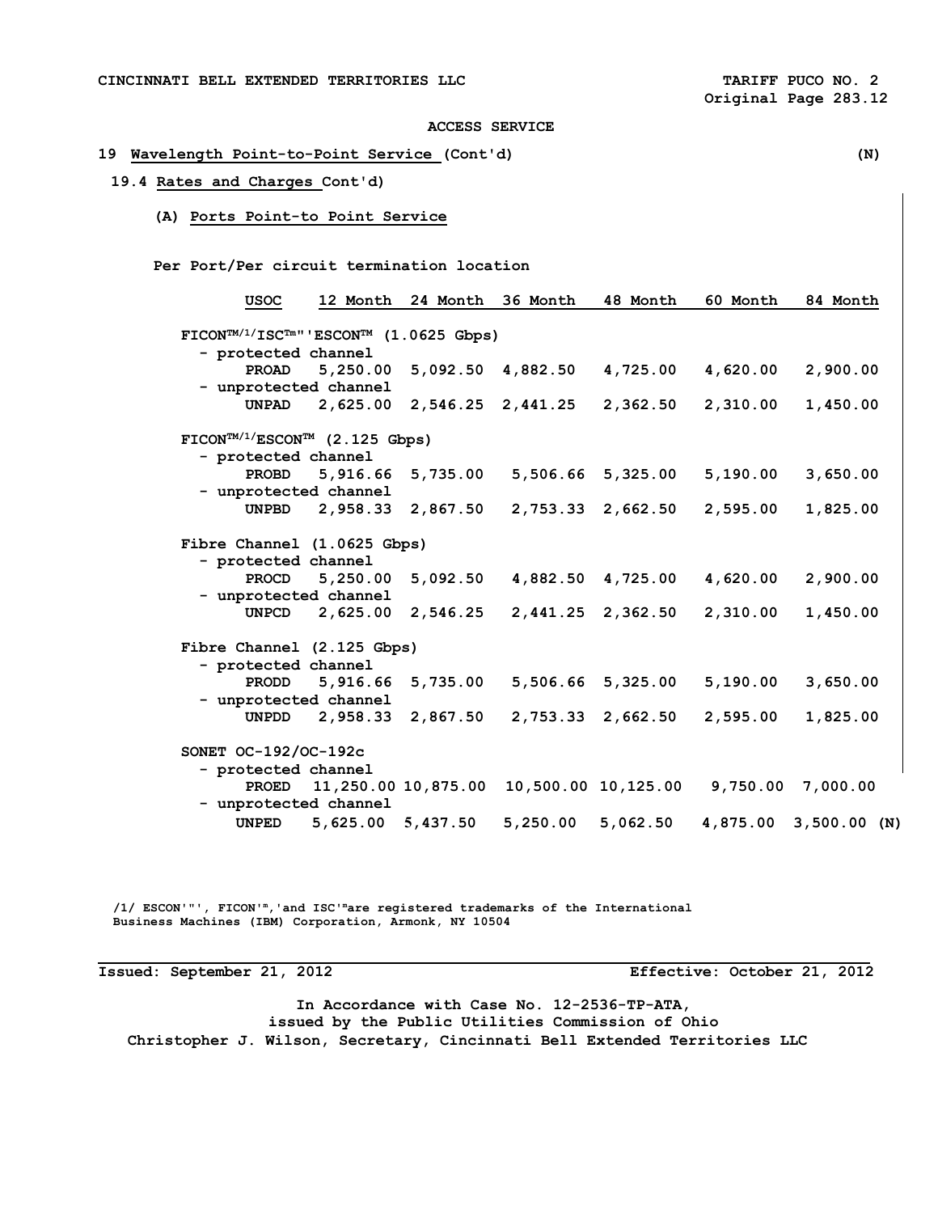ACCESS SERVICE

## 19 Wavelength Point-to-Point Service (Cont'd) (N)

### 19.4 Rates and Charges Cont'd)

#### (A) Ports Point-to Point Service

Per Port/Per circuit termination location

| | USOC | 12 Month | 24 Month | 36 Month | 48 Month | 60 Month | 84 Month |
|---|---|---|---|---|---|---|---|
| FICON™/1/ISC™'ESCON™ (1.0625 Gbps) | | | | | | | |
| - protected channel | PROAD | 5,250.00 | 5,092.50 | 4,882.50 | 4,725.00 | 4,620.00 | 2,900.00 |
| - unprotected channel | UNPAD | 2,625.00 | 2,546.25 | 2,441.25 | 2,362.50 | 2,310.00 | 1,450.00 |
| FICON™/1/ESCON™ (2.125 Gbps) | | | | | | | |
| - protected channel | PROBD | 5,916.66 | 5,735.00 | 5,506.66 | 5,325.00 | 5,190.00 | 3,650.00 |
| - unprotected channel | UNPBD | 2,958.33 | 2,867.50 | 2,753.33 | 2,662.50 | 2,595.00 | 1,825.00 |
| Fibre Channel (1.0625 Gbps) | | | | | | | |
| - protected channel | PROCD | 5,250.00 | 5,092.50 | 4,882.50 | 4,725.00 | 4,620.00 | 2,900.00 |
| - unprotected channel | UNPCD | 2,625.00 | 2,546.25 | 2,441.25 | 2,362.50 | 2,310.00 | 1,450.00 |
| Fibre Channel (2.125 Gbps) | | | | | | | |
| - protected channel | PRODD | 5,916.66 | 5,735.00 | 5,506.66 | 5,325.00 | 5,190.00 | 3,650.00 |
| - unprotected channel | UNPDD | 2,958.33 | 2,867.50 | 2,753.33 | 2,662.50 | 2,595.00 | 1,825.00 |
| SONET OC-192/OC-192c | | | | | | | |
| - protected channel | PROED | 11,250.00 | 10,875.00 | 10,500.00 | 10,125.00 | 9,750.00 | 7,000.00 |
| - unprotected channel | UNPED | 5,625.00 | 5,437.50 | 5,250.00 | 5,062.50 | 4,875.00 | 3,500.00 (N) |

/1/ ESCON'"', FICON'",'and ISC'"are registered trademarks of the International Business Machines (IBM) Corporation, Armonk, NY 10504

Issued: September 21, 2012 Effective: October 21, 2012

In Accordance with Case No. 12-2536-TP-ATA,
issued by the Public Utilities Commission of Ohio
Christopher J. Wilson, Secretary, Cincinnati Bell Extended Territories LLC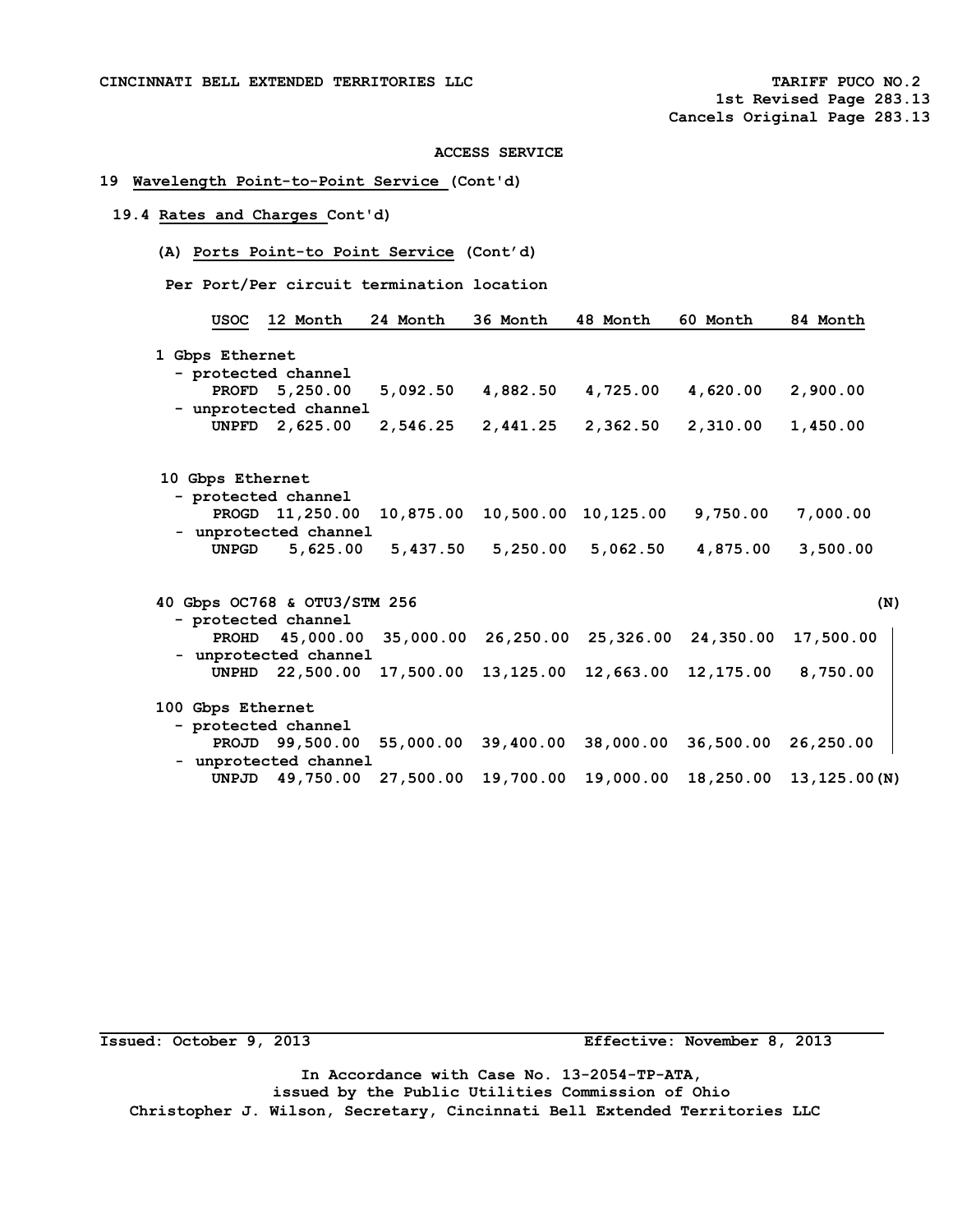CINCINNATI BELL EXTENDED TERRITORIES LLC TARIFF PUCO NO.2
1st Revised Page 283.13
Cancels Original Page 283.13

ACCESS SERVICE

## 19 Wavelength Point-to-Point Service (Cont'd)

### 19.4 Rates and Charges Cont'd)

#### (A) Ports Point-to Point Service (Cont'd)

Per Port/Per circuit termination location

| | USOC | 12 Month | 24 Month | 36 Month | 48 Month | 60 Month | 84 Month | |
|---|---|---|---|---|---|---|---|---|
| **1 Gbps Ethernet** | | | | | | | | |
| - protected channel | PROFD | 5,250.00 | 5,092.50 | 4,882.50 | 4,725.00 | 4,620.00 | 2,900.00 | |
| - unprotected channel | UNPFD | 2,625.00 | 2,546.25 | 2,441.25 | 2,362.50 | 2,310.00 | 1,450.00 | |
| **10 Gbps Ethernet** | | | | | | | | |
| - protected channel | PROGD | 11,250.00 | 10,875.00 | 10,500.00 | 10,125.00 | 9,750.00 | 7,000.00 | |
| - unprotected channel | UNPGD | 5,625.00 | 5,437.50 | 5,250.00 | 5,062.50 | 4,875.00 | 3,500.00 | |
| **40 Gbps OC768 & OTU3/STM 256** | | | | | | | | (N) |
| - protected channel | PROHD | 45,000.00 | 35,000.00 | 26,250.00 | 25,326.00 | 24,350.00 | 17,500.00 | \| |
| - unprotected channel | UNPHD | 22,500.00 | 17,500.00 | 13,125.00 | 12,663.00 | 12,175.00 | 8,750.00 | \| |
| **100 Gbps Ethernet** | | | | | | | | \| |
| - protected channel | PROJD | 99,500.00 | 55,000.00 | 39,400.00 | 38,000.00 | 36,500.00 | 26,250.00 | \| |
| - unprotected channel | UNPJD | 49,750.00 | 27,500.00 | 19,700.00 | 19,000.00 | 18,250.00 | 13,125.00 | (N) |

Issued: October 9, 2013 Effective: November 8, 2013

In Accordance with Case No. 13-2054-TP-ATA,
issued by the Public Utilities Commission of Ohio
Christopher J. Wilson, Secretary, Cincinnati Bell Extended Territories LLC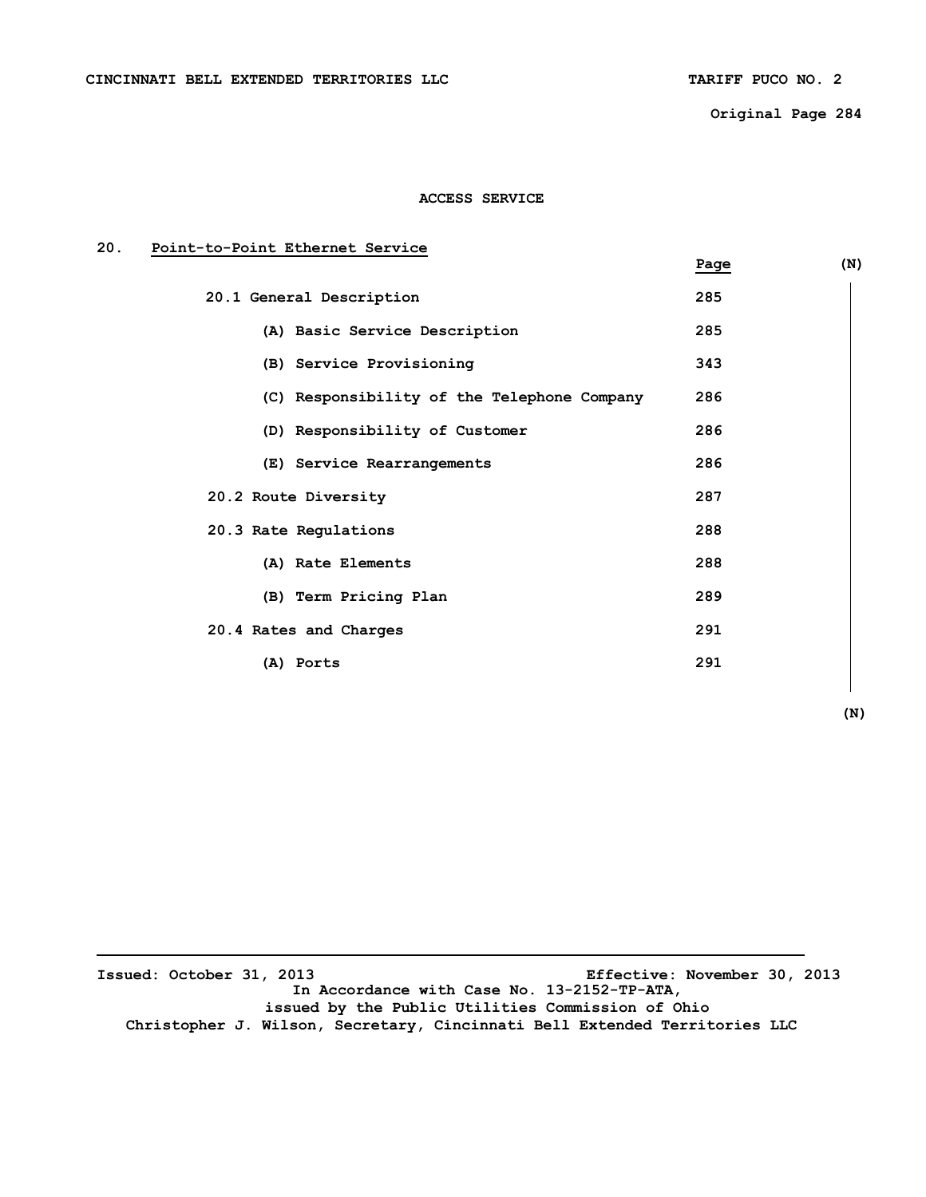ACCESS SERVICE

## 20. Point-to-Point Ethernet Service

| | Page | (N) |
|---|---|---|
| 20.1 General Description | 285 | |
| (A) Basic Service Description | 285 | |
| (B) Service Provisioning | 343 | |
| (C) Responsibility of the Telephone Company | 286 | |
| (D) Responsibility of Customer | 286 | |
| (E) Service Rearrangements | 286 | |
| 20.2 Route Diversity | 287 | |
| 20.3 Rate Regulations | 288 | |
| (A) Rate Elements | 288 | |
| (B) Term Pricing Plan | 289 | |
| 20.4 Rates and Charges | 291 | |
| (A) Ports | 291 | |
| | | (N) |

Issued: October 31, 2013 Effective: November 30, 2013
In Accordance with Case No. 13-2152-TP-ATA,
issued by the Public Utilities Commission of Ohio
Christopher J. Wilson, Secretary, Cincinnati Bell Extended Territories LLC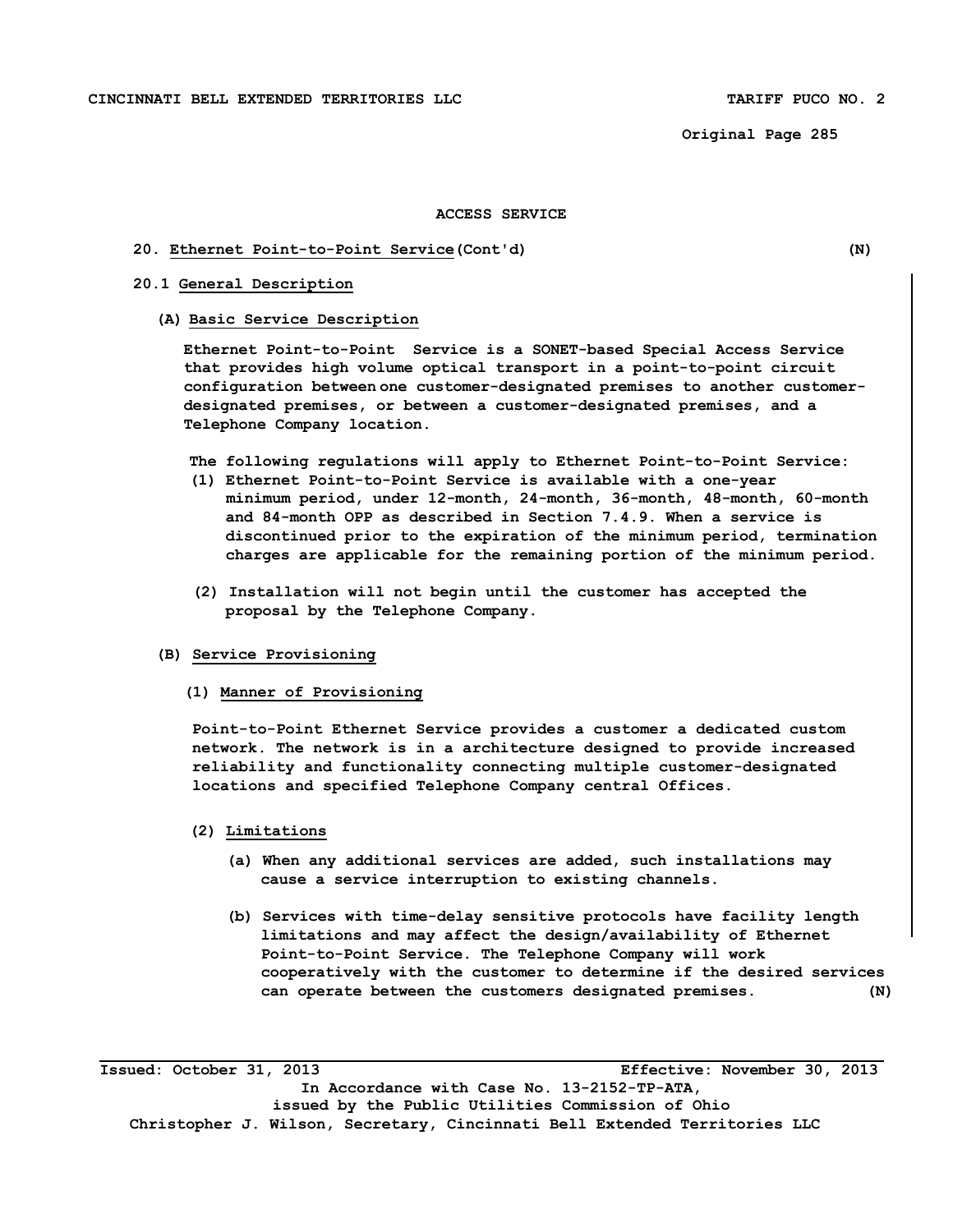ACCESS SERVICE

20. Ethernet Point-to-Point Service (Cont'd) (N)

20.1 General Description

(A) Basic Service Description

Ethernet Point-to-Point Service is a SONET-based Special Access Service that provides high volume optical transport in a point-to-point circuit configuration between one customer-designated premises to another customer-designated premises, or between a customer-designated premises, and a Telephone Company location.

The following regulations will apply to Ethernet Point-to-Point Service:

(1) Ethernet Point-to-Point Service is available with a one-year minimum period, under 12-month, 24-month, 36-month, 48-month, 60-month and 84-month OPP as described in Section 7.4.9. When a service is discontinued prior to the expiration of the minimum period, termination charges are applicable for the remaining portion of the minimum period.

(2) Installation will not begin until the customer has accepted the proposal by the Telephone Company.

(B) Service Provisioning

(1) Manner of Provisioning

Point-to-Point Ethernet Service provides a customer a dedicated custom network. The network is in a architecture designed to provide increased reliability and functionality connecting multiple customer-designated locations and specified Telephone Company central Offices.

(2) Limitations

(a) When any additional services are added, such installations may cause a service interruption to existing channels.

(b) Services with time-delay sensitive protocols have facility length limitations and may affect the design/availability of Ethernet Point-to-Point Service. The Telephone Company will work cooperatively with the customer to determine if the desired services can operate between the customers designated premises. (N)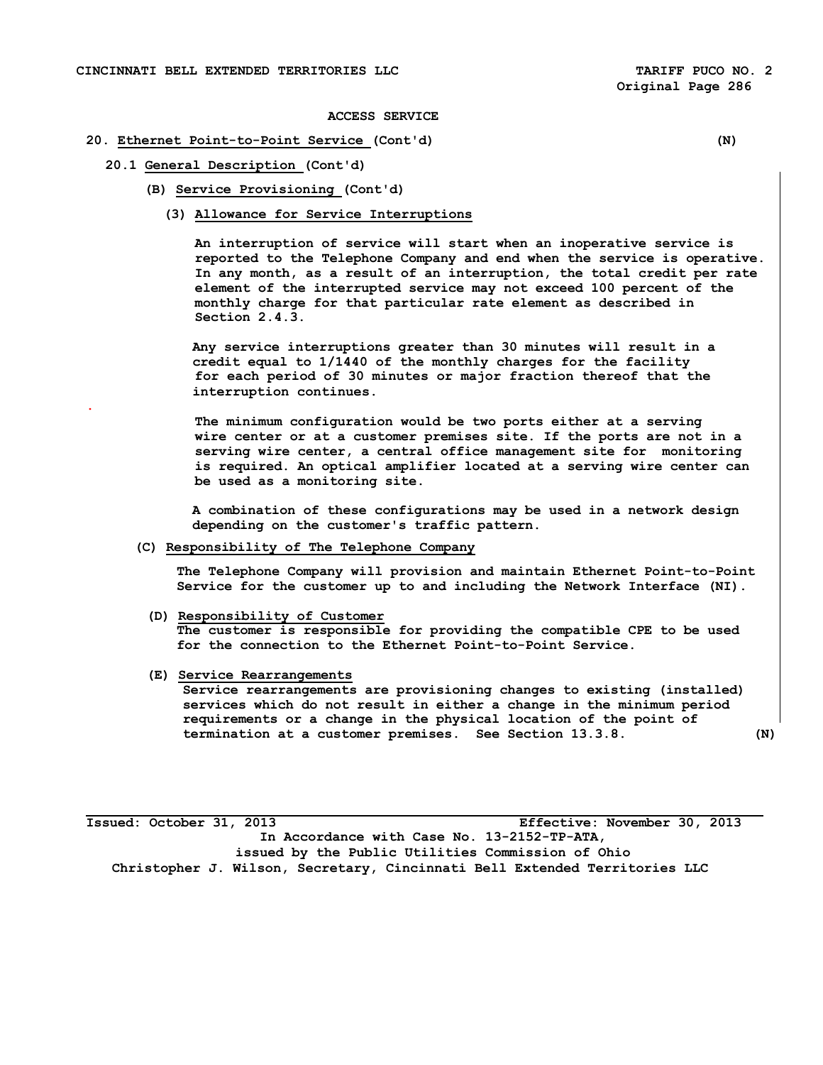ACCESS SERVICE

## 20. Ethernet Point-to-Point Service (Cont'd) (N)

### 20.1 General Description (Cont'd)

**(B) Service Provisioning (Cont'd)**

**(3) Allowance for Service Interruptions**

An interruption of service will start when an inoperative service is reported to the Telephone Company and end when the service is operative. In any month, as a result of an interruption, the total credit per rate element of the interrupted service may not exceed 100 percent of the monthly charge for that particular rate element as described in Section 2.4.3.

Any service interruptions greater than 30 minutes will result in a credit equal to 1/1440 of the monthly charges for the facility for each period of 30 minutes or major fraction thereof that the interruption continues.

The minimum configuration would be two ports either at a serving wire center or at a customer premises site. If the ports are not in a serving wire center, a central office management site for monitoring is required. An optical amplifier located at a serving wire center can be used as a monitoring site.

A combination of these configurations may be used in a network design depending on the customer's traffic pattern.

**(C) Responsibility of The Telephone Company**

The Telephone Company will provision and maintain Ethernet Point-to-Point Service for the customer up to and including the Network Interface (NI).

**(D) Responsibility of Customer**

The customer is responsible for providing the compatible CPE to be used for the connection to the Ethernet Point-to-Point Service.

**(E) Service Rearrangements**

Service rearrangements are provisioning changes to existing (installed) services which do not result in either a change in the minimum period requirements or a change in the physical location of the point of termination at a customer premises. See Section 13.3.8. (N)

Issued: October 31, 2013 Effective: November 30, 2013

In Accordance with Case No. 13-2152-TP-ATA, issued by the Public Utilities Commission of Ohio

Christopher J. Wilson, Secretary, Cincinnati Bell Extended Territories LLC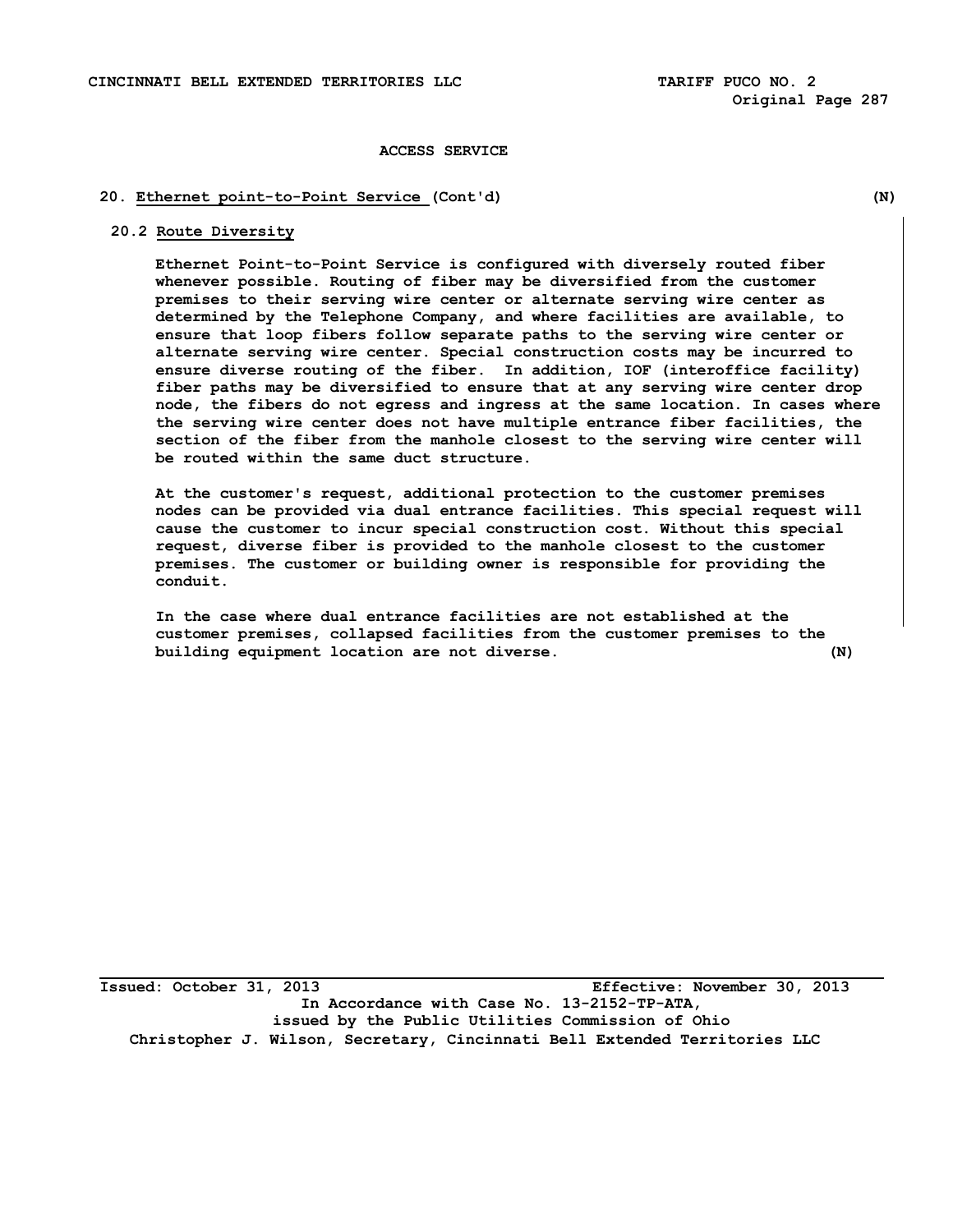ACCESS SERVICE

## 20. Ethernet point-to-Point Service (Cont'd) (N)

### 20.2 Route Diversity

Ethernet Point-to-Point Service is configured with diversely routed fiber whenever possible. Routing of fiber may be diversified from the customer premises to their serving wire center or alternate serving wire center as determined by the Telephone Company, and where facilities are available, to ensure that loop fibers follow separate paths to the serving wire center or alternate serving wire center. Special construction costs may be incurred to ensure diverse routing of the fiber. In addition, IOF (interoffice facility) fiber paths may be diversified to ensure that at any serving wire center drop node, the fibers do not egress and ingress at the same location. In cases where the serving wire center does not have multiple entrance fiber facilities, the section of the fiber from the manhole closest to the serving wire center will be routed within the same duct structure.

At the customer's request, additional protection to the customer premises nodes can be provided via dual entrance facilities. This special request will cause the customer to incur special construction cost. Without this special request, diverse fiber is provided to the manhole closest to the customer premises. The customer or building owner is responsible for providing the conduit.

In the case where dual entrance facilities are not established at the customer premises, collapsed facilities from the customer premises to the building equipment location are not diverse. (N)

Issued: October 31, 2013 Effective: November 30, 2013

In Accordance with Case No. 13-2152-TP-ATA, issued by the Public Utilities Commission of Ohio

Christopher J. Wilson, Secretary, Cincinnati Bell Extended Territories LLC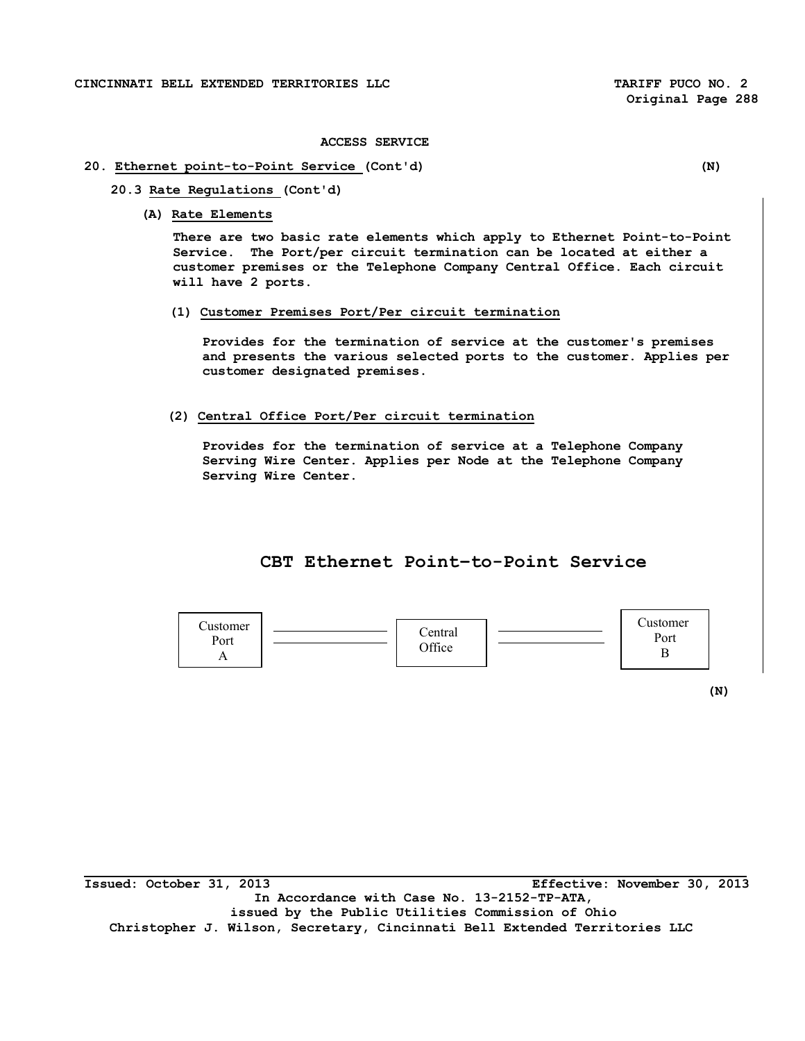ACCESS SERVICE

20. Ethernet point-to-Point Service (Cont'd) (N)

20.3 Rate Regulations (Cont'd)

(A) Rate Elements

There are two basic rate elements which apply to Ethernet Point-to-Point Service. The Port/per circuit termination can be located at either a customer premises or the Telephone Company Central Office. Each circuit will have 2 ports.

(1) Customer Premises Port/Per circuit termination

Provides for the termination of service at the customer's premises and presents the various selected ports to the customer. Applies per customer designated premises.

(2) Central Office Port/Per circuit termination

Provides for the termination of service at a Telephone Company Serving Wire Center. Applies per Node at the Telephone Company Serving Wire Center.

**CBT Ethernet Point–to-Point Service**

Customer Port A ——— Central Office ——— Customer Port B

(N)

Issued: October 31, 2013 Effective: November 30, 2013

In Accordance with Case No. 13-2152-TP-ATA,
issued by the Public Utilities Commission of Ohio
Christopher J. Wilson, Secretary, Cincinnati Bell Extended Territories LLC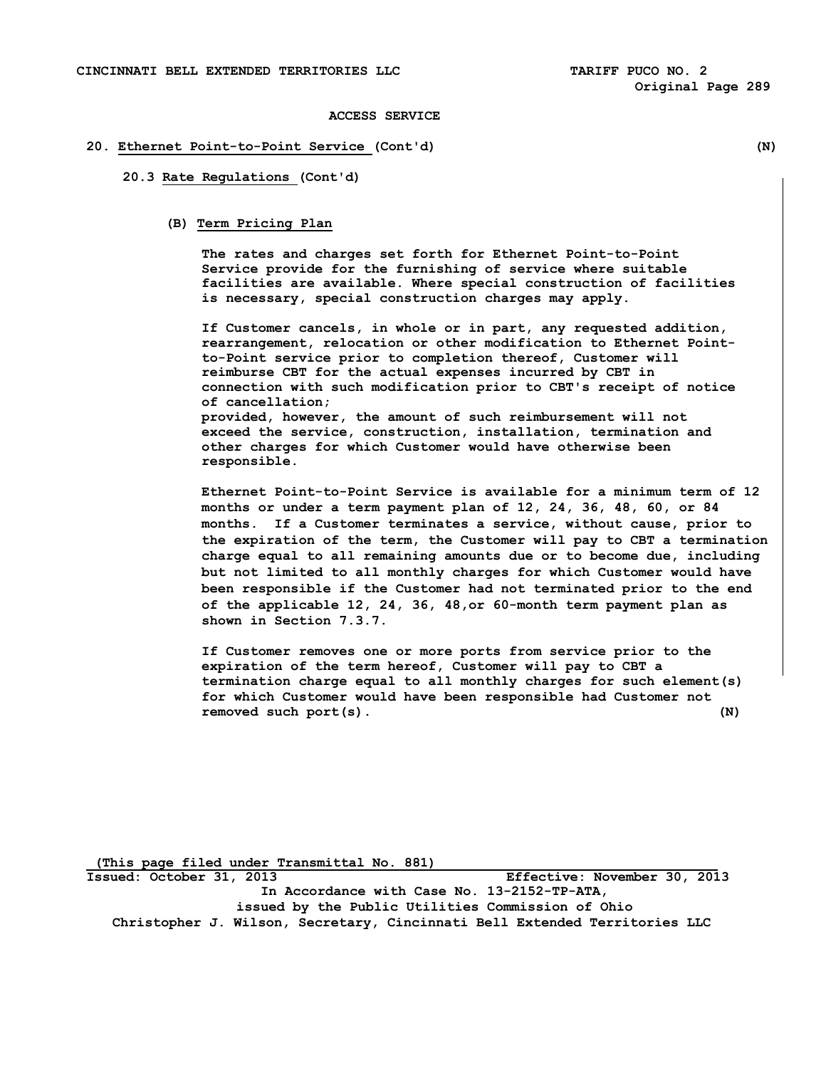ACCESS SERVICE

**20. Ethernet Point-to-Point Service (Cont'd)** (N)

**20.3 Rate Regulations (Cont'd)**

**(B) Term Pricing Plan**

The rates and charges set forth for Ethernet Point-to-Point Service provide for the furnishing of service where suitable facilities are available. Where special construction of facilities is necessary, special construction charges may apply.

If Customer cancels, in whole or in part, any requested addition, rearrangement, relocation or other modification to Ethernet Point-to-Point service prior to completion thereof, Customer will reimburse CBT for the actual expenses incurred by CBT in connection with such modification prior to CBT's receipt of notice of cancellation;
provided, however, the amount of such reimbursement will not exceed the service, construction, installation, termination and other charges for which Customer would have otherwise been responsible.

Ethernet Point-to-Point Service is available for a minimum term of 12 months or under a term payment plan of 12, 24, 36, 48, 60, or 84 months. If a Customer terminates a service, without cause, prior to the expiration of the term, the Customer will pay to CBT a termination charge equal to all remaining amounts due or to become due, including but not limited to all monthly charges for which Customer would have been responsible if the Customer had not terminated prior to the end of the applicable 12, 24, 36, 48,or 60-month term payment plan as shown in Section 7.3.7.

If Customer removes one or more ports from service prior to the expiration of the term hereof, Customer will pay to CBT a termination charge equal to all monthly charges for such element(s) for which Customer would have been responsible had Customer not removed such port(s). (N)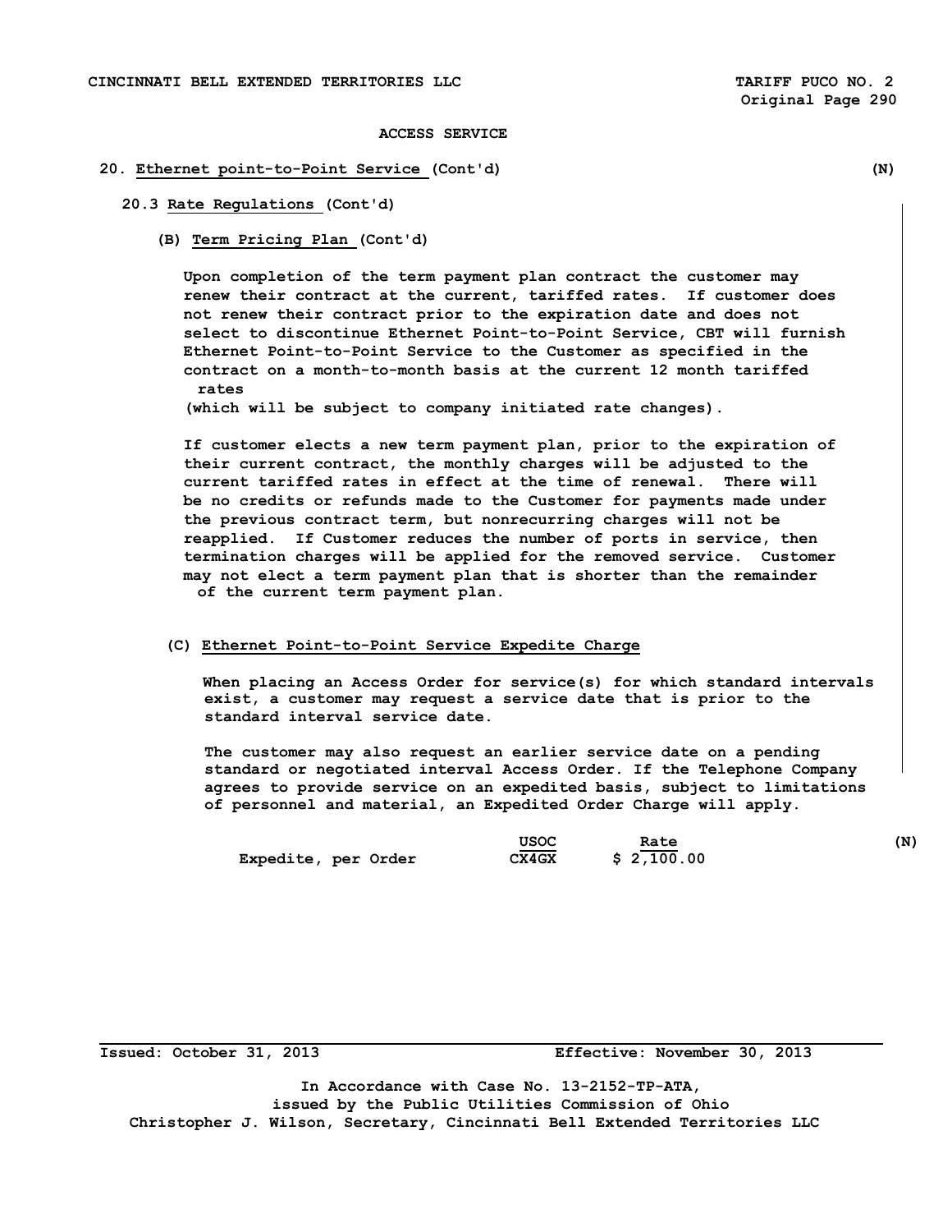ACCESS SERVICE

## 20. Ethernet point-to-Point Service (Cont'd) (N)

### 20.3 Rate Regulations (Cont'd)

#### (B) Term Pricing Plan (Cont'd)

Upon completion of the term payment plan contract the customer may renew their contract at the current, tariffed rates. If customer does not renew their contract prior to the expiration date and does not select to discontinue Ethernet Point-to-Point Service, CBT will furnish Ethernet Point-to-Point Service to the Customer as specified in the contract on a month-to-month basis at the current 12 month tariffed rates (which will be subject to company initiated rate changes).

If customer elects a new term payment plan, prior to the expiration of their current contract, the monthly charges will be adjusted to the current tariffed rates in effect at the time of renewal. There will be no credits or refunds made to the Customer for payments made under the previous contract term, but nonrecurring charges will not be reapplied. If Customer reduces the number of ports in service, then termination charges will be applied for the removed service. Customer may not elect a term payment plan that is shorter than the remainder of the current term payment plan.

#### (C) Ethernet Point-to-Point Service Expedite Charge

When placing an Access Order for service(s) for which standard intervals exist, a customer may request a service date that is prior to the standard interval service date.

The customer may also request an earlier service date on a pending standard or negotiated interval Access Order. If the Telephone Company agrees to provide service on an expedited basis, subject to limitations of personnel and material, an Expedited Order Charge will apply.

| | USOC | Rate |
|---|---|---|
| Expedite, per Order | CX4GX | $ 2,100.00 |

(N)

Issued: October 31, 2013 Effective: November 30, 2013

In Accordance with Case No. 13-2152-TP-ATA, issued by the Public Utilities Commission of Ohio
Christopher J. Wilson, Secretary, Cincinnati Bell Extended Territories LLC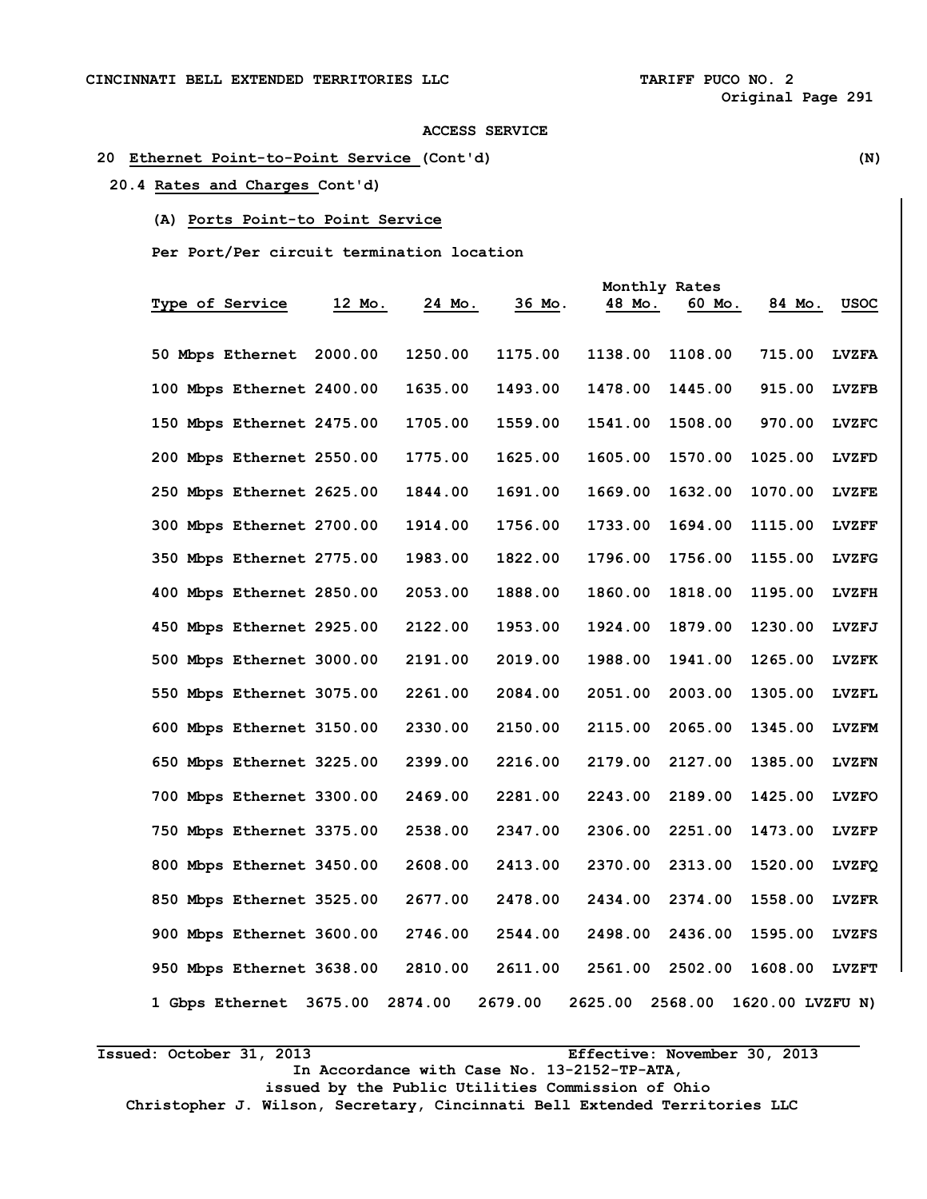CINCINNATI BELL EXTENDED TERRITORIES LLC TARIFF PUCO NO. 2

Original Page 291

ACCESS SERVICE

20 Ethernet Point-to-Point Service (Cont'd) (N)

20.4 Rates and Charges Cont'd)

(A) Ports Point-to Point Service

Per Port/Per circuit termination location

| | Monthly Rates | | | | | | |
|---|---|---|---|---|---|---|---|
| Type of Service | 12 Mo. | 24 Mo. | 36 Mo. | 48 Mo. | 60 Mo. | 84 Mo. | USOC |
| 50 Mbps Ethernet | 2000.00 | 1250.00 | 1175.00 | 1138.00 | 1108.00 | 715.00 | LVZFA |
| 100 Mbps Ethernet | 2400.00 | 1635.00 | 1493.00 | 1478.00 | 1445.00 | 915.00 | LVZFB |
| 150 Mbps Ethernet | 2475.00 | 1705.00 | 1559.00 | 1541.00 | 1508.00 | 970.00 | LVZFC |
| 200 Mbps Ethernet | 2550.00 | 1775.00 | 1625.00 | 1605.00 | 1570.00 | 1025.00 | LVZFD |
| 250 Mbps Ethernet | 2625.00 | 1844.00 | 1691.00 | 1669.00 | 1632.00 | 1070.00 | LVZFE |
| 300 Mbps Ethernet | 2700.00 | 1914.00 | 1756.00 | 1733.00 | 1694.00 | 1115.00 | LVZFF |
| 350 Mbps Ethernet | 2775.00 | 1983.00 | 1822.00 | 1796.00 | 1756.00 | 1155.00 | LVZFG |
| 400 Mbps Ethernet | 2850.00 | 2053.00 | 1888.00 | 1860.00 | 1818.00 | 1195.00 | LVZFH |
| 450 Mbps Ethernet | 2925.00 | 2122.00 | 1953.00 | 1924.00 | 1879.00 | 1230.00 | LVZFJ |
| 500 Mbps Ethernet | 3000.00 | 2191.00 | 2019.00 | 1988.00 | 1941.00 | 1265.00 | LVZFK |
| 550 Mbps Ethernet | 3075.00 | 2261.00 | 2084.00 | 2051.00 | 2003.00 | 1305.00 | LVZFL |
| 600 Mbps Ethernet | 3150.00 | 2330.00 | 2150.00 | 2115.00 | 2065.00 | 1345.00 | LVZFM |
| 650 Mbps Ethernet | 3225.00 | 2399.00 | 2216.00 | 2179.00 | 2127.00 | 1385.00 | LVZFN |
| 700 Mbps Ethernet | 3300.00 | 2469.00 | 2281.00 | 2243.00 | 2189.00 | 1425.00 | LVZFO |
| 750 Mbps Ethernet | 3375.00 | 2538.00 | 2347.00 | 2306.00 | 2251.00 | 1473.00 | LVZFP |
| 800 Mbps Ethernet | 3450.00 | 2608.00 | 2413.00 | 2370.00 | 2313.00 | 1520.00 | LVZFQ |
| 850 Mbps Ethernet | 3525.00 | 2677.00 | 2478.00 | 2434.00 | 2374.00 | 1558.00 | LVZFR |
| 900 Mbps Ethernet | 3600.00 | 2746.00 | 2544.00 | 2498.00 | 2436.00 | 1595.00 | LVZFS |
| 950 Mbps Ethernet | 3638.00 | 2810.00 | 2611.00 | 2561.00 | 2502.00 | 1608.00 | LVZFT |
| 1 Gbps Ethernet | 3675.00 | 2874.00 | 2679.00 | 2625.00 | 2568.00 | 1620.00 | LVZFU N) |

Issued: October 31, 2013 Effective: November 30, 2013

In Accordance with Case No. 13-2152-TP-ATA,
issued by the Public Utilities Commission of Ohio
Christopher J. Wilson, Secretary, Cincinnati Bell Extended Territories LLC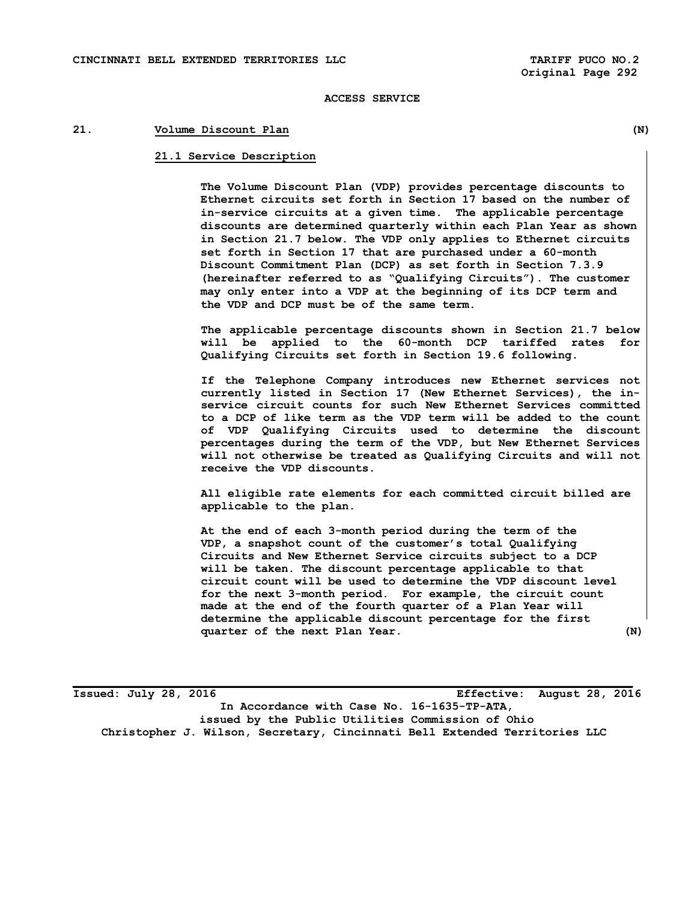ACCESS SERVICE

## 21. Volume Discount Plan (N)

### 21.1 Service Description

The Volume Discount Plan (VDP) provides percentage discounts to Ethernet circuits set forth in Section 17 based on the number of in-service circuits at a given time. The applicable percentage discounts are determined quarterly within each Plan Year as shown in Section 21.7 below. The VDP only applies to Ethernet circuits set forth in Section 17 that are purchased under a 60-month Discount Commitment Plan (DCP) as set forth in Section 7.3.9 (hereinafter referred to as "Qualifying Circuits"). The customer may only enter into a VDP at the beginning of its DCP term and the VDP and DCP must be of the same term.

The applicable percentage discounts shown in Section 21.7 below will be applied to the 60-month DCP tariffed rates for Qualifying Circuits set forth in Section 19.6 following.

If the Telephone Company introduces new Ethernet services not currently listed in Section 17 (New Ethernet Services), the in-service circuit counts for such New Ethernet Services committed to a DCP of like term as the VDP term will be added to the count of VDP Qualifying Circuits used to determine the discount percentages during the term of the VDP, but New Ethernet Services will not otherwise be treated as Qualifying Circuits and will not receive the VDP discounts.

All eligible rate elements for each committed circuit billed are applicable to the plan.

At the end of each 3-month period during the term of the VDP, a snapshot count of the customer's total Qualifying Circuits and New Ethernet Service circuits subject to a DCP will be taken. The discount percentage applicable to that circuit count will be used to determine the VDP discount level for the next 3-month period. For example, the circuit count made at the end of the fourth quarter of a Plan Year will determine the applicable discount percentage for the first quarter of the next Plan Year. (N)

Issued: July 28, 2016 Effective: August 28, 2016

In Accordance with Case No. 16-1635-TP-ATA, issued by the Public Utilities Commission of Ohio

Christopher J. Wilson, Secretary, Cincinnati Bell Extended Territories LLC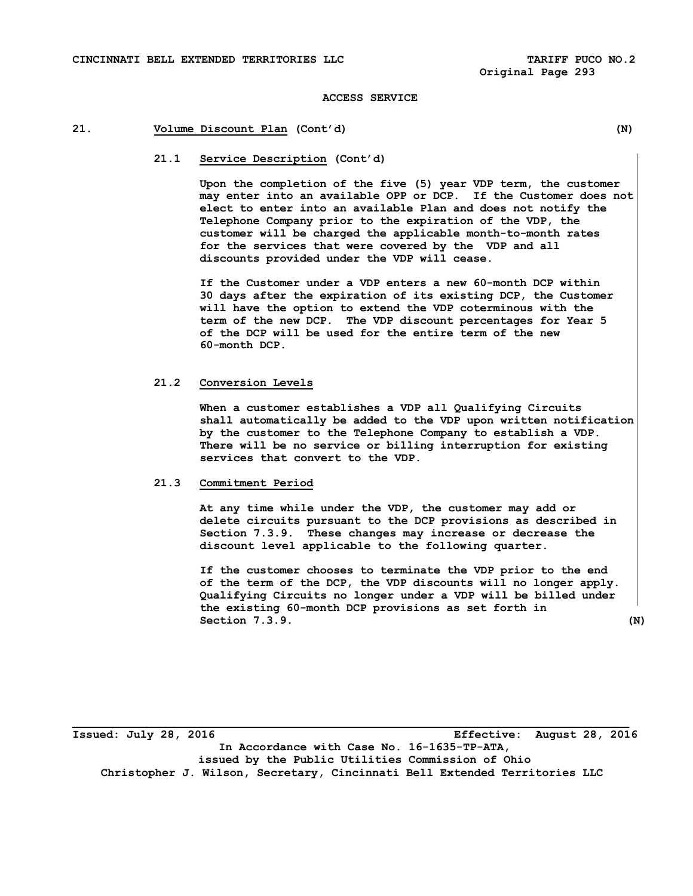ACCESS SERVICE

## 21. Volume Discount Plan (Cont'd) (N)

### 21.1 Service Description (Cont'd)

Upon the completion of the five (5) year VDP term, the customer may enter into an available OPP or DCP. If the Customer does not elect to enter into an available Plan and does not notify the Telephone Company prior to the expiration of the VDP, the customer will be charged the applicable month-to-month rates for the services that were covered by the VDP and all discounts provided under the VDP will cease.

If the Customer under a VDP enters a new 60-month DCP within 30 days after the expiration of its existing DCP, the Customer will have the option to extend the VDP coterminous with the term of the new DCP. The VDP discount percentages for Year 5 of the DCP will be used for the entire term of the new 60-month DCP.

### 21.2 Conversion Levels

When a customer establishes a VDP all Qualifying Circuits shall automatically be added to the VDP upon written notification by the customer to the Telephone Company to establish a VDP. There will be no service or billing interruption for existing services that convert to the VDP.

### 21.3 Commitment Period

At any time while under the VDP, the customer may add or delete circuits pursuant to the DCP provisions as described in Section 7.3.9. These changes may increase or decrease the discount level applicable to the following quarter.

If the customer chooses to terminate the VDP prior to the end of the term of the DCP, the VDP discounts will no longer apply. Qualifying Circuits no longer under a VDP will be billed under the existing 60-month DCP provisions as set forth in Section 7.3.9. (N)

Issued: July 28, 2016 Effective: August 28, 2016

In Accordance with Case No. 16-1635-TP-ATA, issued by the Public Utilities Commission of Ohio

Christopher J. Wilson, Secretary, Cincinnati Bell Extended Territories LLC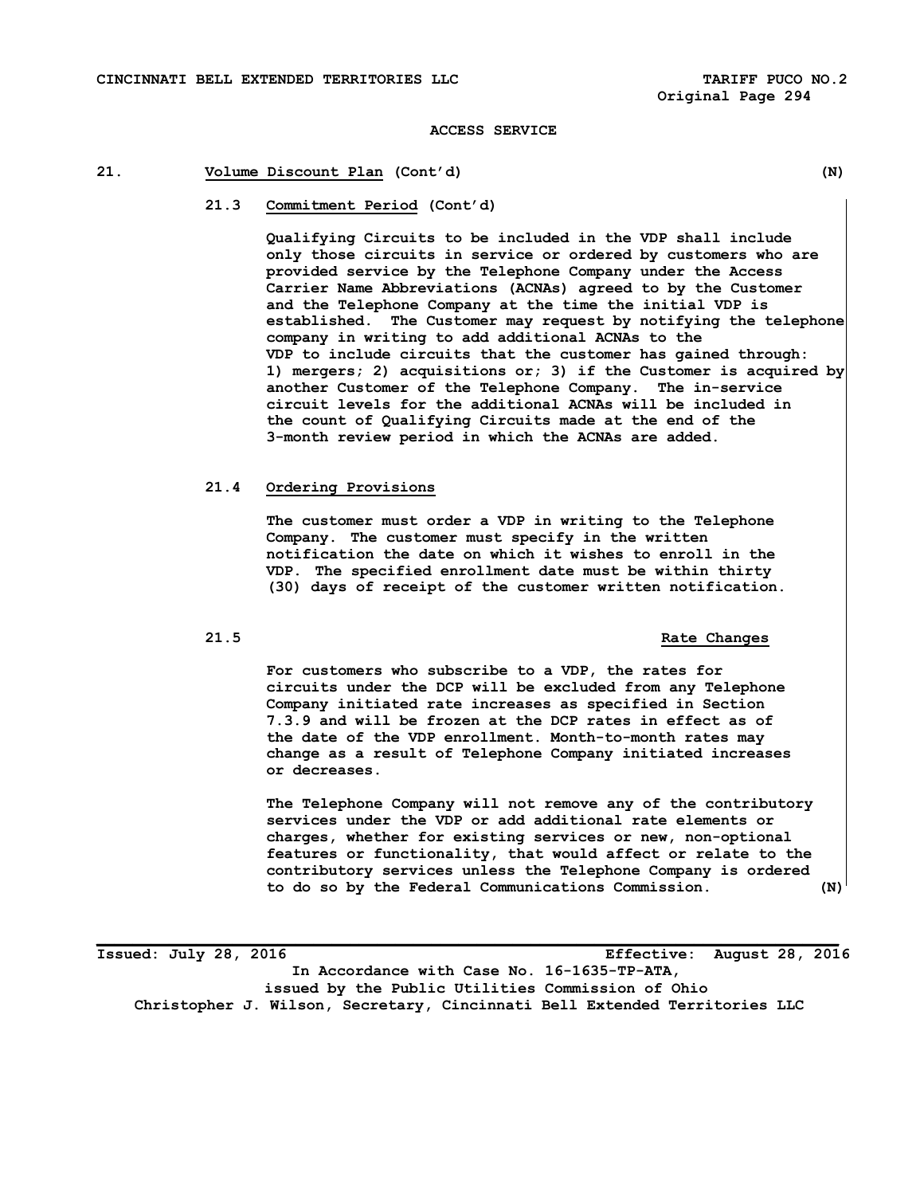ACCESS SERVICE

## 21. Volume Discount Plan (Cont'd) (N)

### 21.3 Commitment Period (Cont'd)

Qualifying Circuits to be included in the VDP shall include only those circuits in service or ordered by customers who are provided service by the Telephone Company under the Access Carrier Name Abbreviations (ACNAs) agreed to by the Customer and the Telephone Company at the time the initial VDP is established. The Customer may request by notifying the telephone company in writing to add additional ACNAs to the VDP to include circuits that the customer has gained through: 1) mergers; 2) acquisitions or; 3) if the Customer is acquired by another Customer of the Telephone Company. The in-service circuit levels for the additional ACNAs will be included in the count of Qualifying Circuits made at the end of the 3-month review period in which the ACNAs are added.

### 21.4 Ordering Provisions

The customer must order a VDP in writing to the Telephone Company. The customer must specify in the written notification the date on which it wishes to enroll in the VDP. The specified enrollment date must be within thirty (30) days of receipt of the customer written notification.

### 21.5 Rate Changes

For customers who subscribe to a VDP, the rates for circuits under the DCP will be excluded from any Telephone Company initiated rate increases as specified in Section 7.3.9 and will be frozen at the DCP rates in effect as of the date of the VDP enrollment. Month-to-month rates may change as a result of Telephone Company initiated increases or decreases.

The Telephone Company will not remove any of the contributory services under the VDP or add additional rate elements or charges, whether for existing services or new, non-optional features or functionality, that would affect or relate to the contributory services unless the Telephone Company is ordered to do so by the Federal Communications Commission. (N)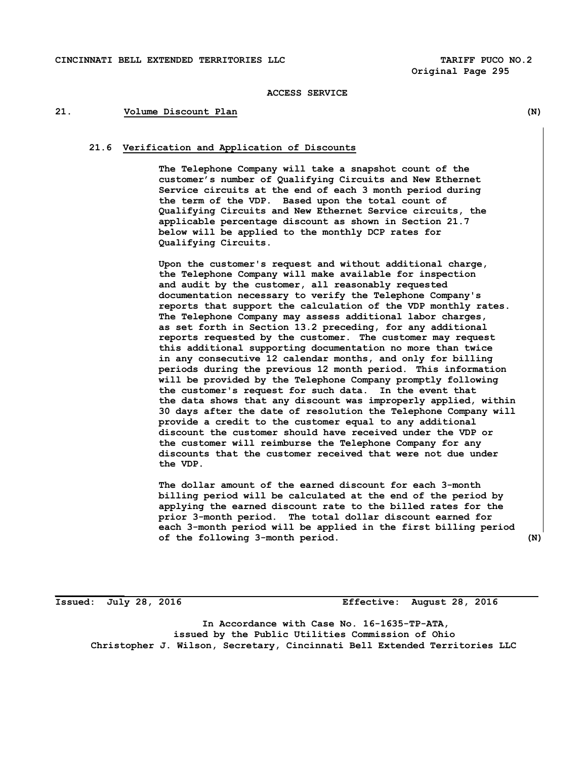ACCESS SERVICE

## 21. Volume Discount Plan (N)

### 21.6 Verification and Application of Discounts

The Telephone Company will take a snapshot count of the customer's number of Qualifying Circuits and New Ethernet Service circuits at the end of each 3 month period during the term of the VDP. Based upon the total count of Qualifying Circuits and New Ethernet Service circuits, the applicable percentage discount as shown in Section 21.7 below will be applied to the monthly DCP rates for Qualifying Circuits.

Upon the customer's request and without additional charge, the Telephone Company will make available for inspection and audit by the customer, all reasonably requested documentation necessary to verify the Telephone Company's reports that support the calculation of the VDP monthly rates. The Telephone Company may assess additional labor charges, as set forth in Section 13.2 preceding, for any additional reports requested by the customer. The customer may request this additional supporting documentation no more than twice in any consecutive 12 calendar months, and only for billing periods during the previous 12 month period. This information will be provided by the Telephone Company promptly following the customer's request for such data. In the event that the data shows that any discount was improperly applied, within 30 days after the date of resolution the Telephone Company will provide a credit to the customer equal to any additional discount the customer should have received under the VDP or the customer will reimburse the Telephone Company for any discounts that the customer received that were not due under the VDP.

The dollar amount of the earned discount for each 3-month billing period will be calculated at the end of the period by applying the earned discount rate to the billed rates for the prior 3-month period. The total dollar discount earned for each 3-month period will be applied in the first billing period of the following 3-month period. (N)

Issued: July 28, 2016 Effective: August 28, 2016

In Accordance with Case No. 16-1635-TP-ATA,
issued by the Public Utilities Commission of Ohio
Christopher J. Wilson, Secretary, Cincinnati Bell Extended Territories LLC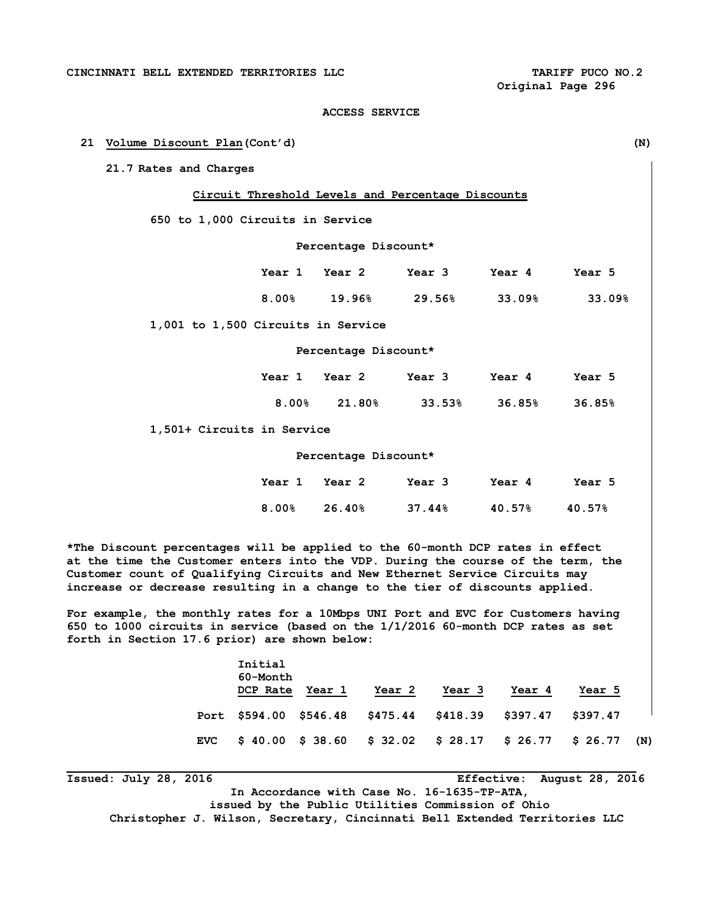ACCESS SERVICE

## 21 Volume Discount Plan (Cont'd) (N)

### 21.7 Rates and Charges

**Circuit Threshold Levels and Percentage Discounts**

**650 to 1,000 Circuits in Service**

Percentage Discount*

| Year 1 | Year 2 | Year 3 | Year 4 | Year 5 |
|---|---|---|---|---|
| 8.00% | 19.96% | 29.56% | 33.09% | 33.09% |

**1,001 to 1,500 Circuits in Service**

Percentage Discount*

| Year 1 | Year 2 | Year 3 | Year 4 | Year 5 |
|---|---|---|---|---|
| 8.00% | 21.80% | 33.53% | 36.85% | 36.85% |

**1,501+ Circuits in Service**

Percentage Discount*

| Year 1 | Year 2 | Year 3 | Year 4 | Year 5 |
|---|---|---|---|---|
| 8.00% | 26.40% | 37.44% | 40.57% | 40.57% |

*The Discount percentages will be applied to the 60-month DCP rates in effect at the time the Customer enters into the VDP. During the course of the term, the Customer count of Qualifying Circuits and New Ethernet Service Circuits may increase or decrease resulting in a change to the tier of discounts applied.

For example, the monthly rates for a 10Mbps UNI Port and EVC for Customers having 650 to 1000 circuits in service (based on the 1/1/2016 60-month DCP rates as set forth in Section 17.6 prior) are shown below:

| | Initial 60-Month DCP Rate | Year 1 | Year 2 | Year 3 | Year 4 | Year 5 |
|---|---|---|---|---|---|---|
| Port | $594.00 | $546.48 | $475.44 | $418.39 | $397.47 | $397.47 |
| EVC | $ 40.00 | $ 38.60 | $ 32.02 | $ 28.17 | $ 26.77 | $ 26.77 |

(N)

Issued: July 28, 2016 Effective: August 28, 2016

In Accordance with Case No. 16-1635-TP-ATA, issued by the Public Utilities Commission of Ohio

Christopher J. Wilson, Secretary, Cincinnati Bell Extended Territories LLC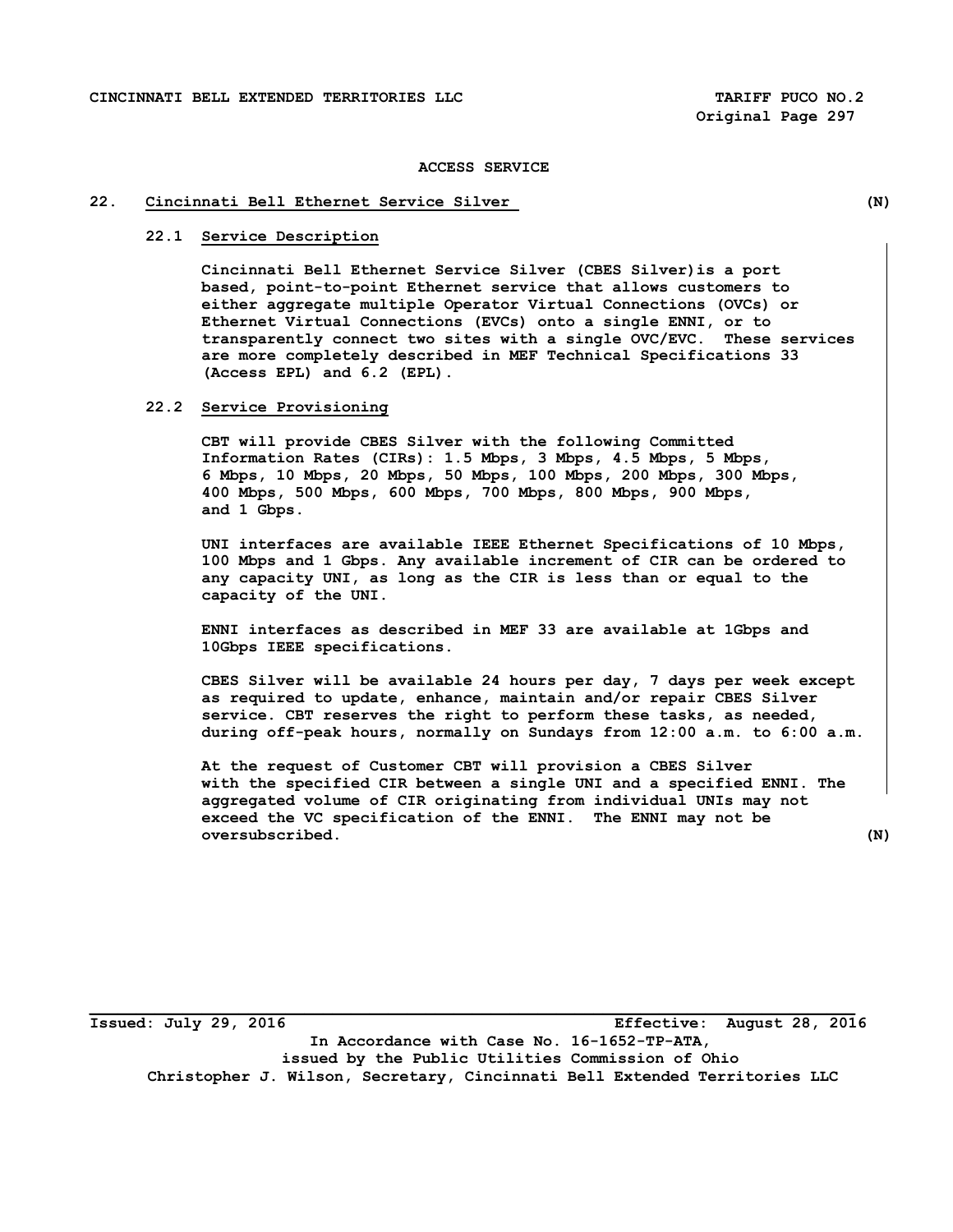## ACCESS SERVICE

### 22. Cincinnati Bell Ethernet Service Silver (N)

#### 22.1 Service Description

Cincinnati Bell Ethernet Service Silver (CBES Silver)is a port based, point-to-point Ethernet service that allows customers to either aggregate multiple Operator Virtual Connections (OVCs) or Ethernet Virtual Connections (EVCs) onto a single ENNI, or to transparently connect two sites with a single OVC/EVC. These services are more completely described in MEF Technical Specifications 33 (Access EPL) and 6.2 (EPL).

#### 22.2 Service Provisioning

CBT will provide CBES Silver with the following Committed Information Rates (CIRs): 1.5 Mbps, 3 Mbps, 4.5 Mbps, 5 Mbps, 6 Mbps, 10 Mbps, 20 Mbps, 50 Mbps, 100 Mbps, 200 Mbps, 300 Mbps, 400 Mbps, 500 Mbps, 600 Mbps, 700 Mbps, 800 Mbps, 900 Mbps, and 1 Gbps.

UNI interfaces are available IEEE Ethernet Specifications of 10 Mbps, 100 Mbps and 1 Gbps. Any available increment of CIR can be ordered to any capacity UNI, as long as the CIR is less than or equal to the capacity of the UNI.

ENNI interfaces as described in MEF 33 are available at 1Gbps and 10Gbps IEEE specifications.

CBES Silver will be available 24 hours per day, 7 days per week except as required to update, enhance, maintain and/or repair CBES Silver service. CBT reserves the right to perform these tasks, as needed, during off-peak hours, normally on Sundays from 12:00 a.m. to 6:00 a.m.

At the request of Customer CBT will provision a CBES Silver with the specified CIR between a single UNI and a specified ENNI. The aggregated volume of CIR originating from individual UNIs may not exceed the VC specification of the ENNI. The ENNI may not be oversubscribed. (N)

Issued: July 29, 2016 Effective: August 28, 2016

In Accordance with Case No. 16-1652-TP-ATA, issued by the Public Utilities Commission of Ohio

Christopher J. Wilson, Secretary, Cincinnati Bell Extended Territories LLC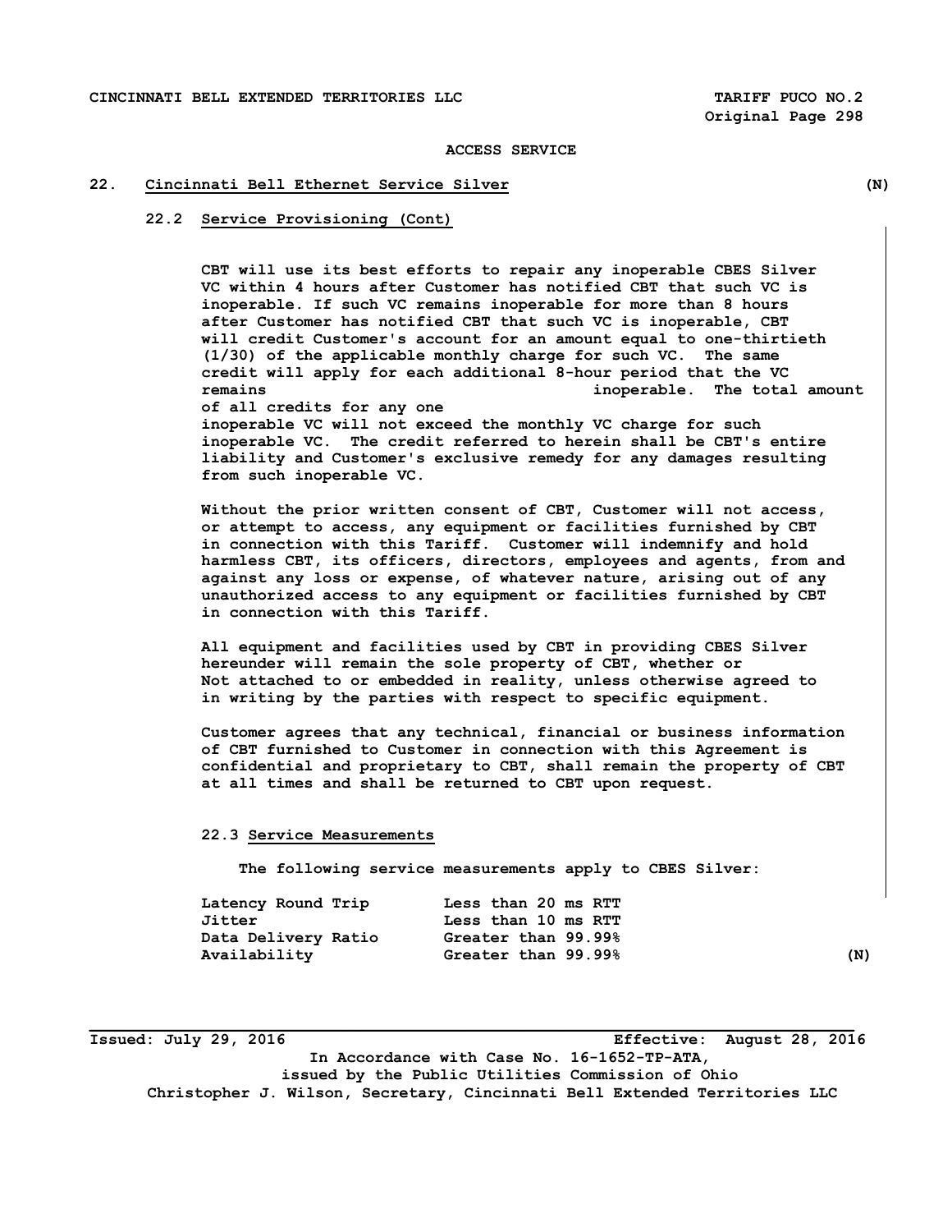**ACCESS SERVICE**

## 22. Cincinnati Bell Ethernet Service Silver (N)

### 22.2 Service Provisioning (Cont)

CBT will use its best efforts to repair any inoperable CBES Silver VC within 4 hours after Customer has notified CBT that such VC is inoperable. If such VC remains inoperable for more than 8 hours after Customer has notified CBT that such VC is inoperable, CBT will credit Customer's account for an amount equal to one-thirtieth (1/30) of the applicable monthly charge for such VC. The same credit will apply for each additional 8-hour period that the VC remains inoperable. The total amount of all credits for any one inoperable VC will not exceed the monthly VC charge for such inoperable VC. The credit referred to herein shall be CBT's entire liability and Customer's exclusive remedy for any damages resulting from such inoperable VC.

Without the prior written consent of CBT, Customer will not access, or attempt to access, any equipment or facilities furnished by CBT in connection with this Tariff. Customer will indemnify and hold harmless CBT, its officers, directors, employees and agents, from and against any loss or expense, of whatever nature, arising out of any unauthorized access to any equipment or facilities furnished by CBT in connection with this Tariff.

All equipment and facilities used by CBT in providing CBES Silver hereunder will remain the sole property of CBT, whether or Not attached to or embedded in reality, unless otherwise agreed to in writing by the parties with respect to specific equipment.

Customer agrees that any technical, financial or business information of CBT furnished to Customer in connection with this Agreement is confidential and proprietary to CBT, shall remain the property of CBT at all times and shall be returned to CBT upon request.

### 22.3 Service Measurements

The following service measurements apply to CBES Silver:

| | |
|---|---|
| Latency Round Trip | Less than 20 ms RTT |
| Jitter | Less than 10 ms RTT |
| Data Delivery Ratio | Greater than 99.99% |
| Availability | Greater than 99.99% |

(N)

Issued: July 29, 2016 Effective: August 28, 2016

In Accordance with Case No. 16-1652-TP-ATA,
issued by the Public Utilities Commission of Ohio
Christopher J. Wilson, Secretary, Cincinnati Bell Extended Territories LLC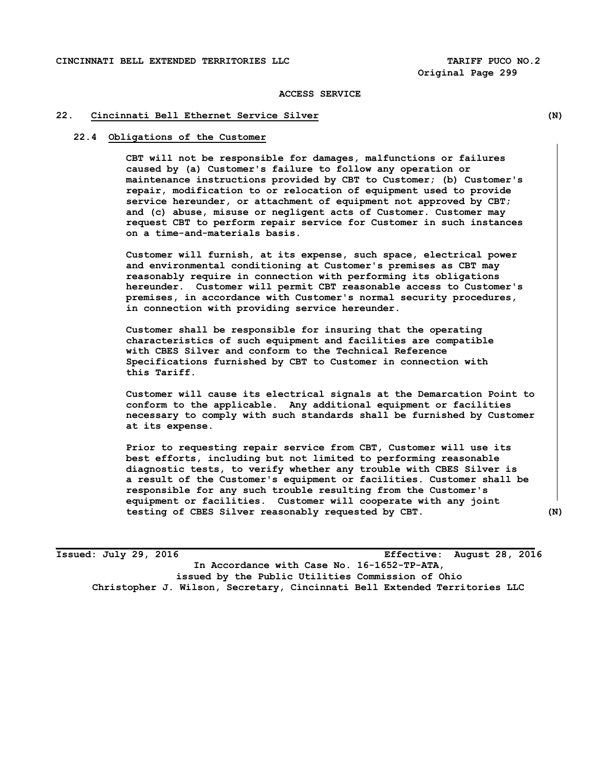ACCESS SERVICE

## 22. Cincinnati Bell Ethernet Service Silver (N)

### 22.4 Obligations of the Customer

CBT will not be responsible for damages, malfunctions or failures caused by (a) Customer's failure to follow any operation or maintenance instructions provided by CBT to Customer; (b) Customer's repair, modification to or relocation of equipment used to provide service hereunder, or attachment of equipment not approved by CBT; and (c) abuse, misuse or negligent acts of Customer. Customer may request CBT to perform repair service for Customer in such instances on a time-and-materials basis.

Customer will furnish, at its expense, such space, electrical power and environmental conditioning at Customer's premises as CBT may reasonably require in connection with performing its obligations hereunder. Customer will permit CBT reasonable access to Customer's premises, in accordance with Customer's normal security procedures, in connection with providing service hereunder.

Customer shall be responsible for insuring that the operating characteristics of such equipment and facilities are compatible with CBES Silver and conform to the Technical Reference Specifications furnished by CBT to Customer in connection with this Tariff.

Customer will cause its electrical signals at the Demarcation Point to conform to the applicable. Any additional equipment or facilities necessary to comply with such standards shall be furnished by Customer at its expense.

Prior to requesting repair service from CBT, Customer will use its best efforts, including but not limited to performing reasonable diagnostic tests, to verify whether any trouble with CBES Silver is a result of the Customer's equipment or facilities. Customer shall be responsible for any such trouble resulting from the Customer's equipment or facilities. Customer will cooperate with any joint testing of CBES Silver reasonably requested by CBT. (N)

Issued: July 29, 2016 Effective: August 28, 2016

In Accordance with Case No. 16-1652-TP-ATA, issued by the Public Utilities Commission of Ohio

Christopher J. Wilson, Secretary, Cincinnati Bell Extended Territories LLC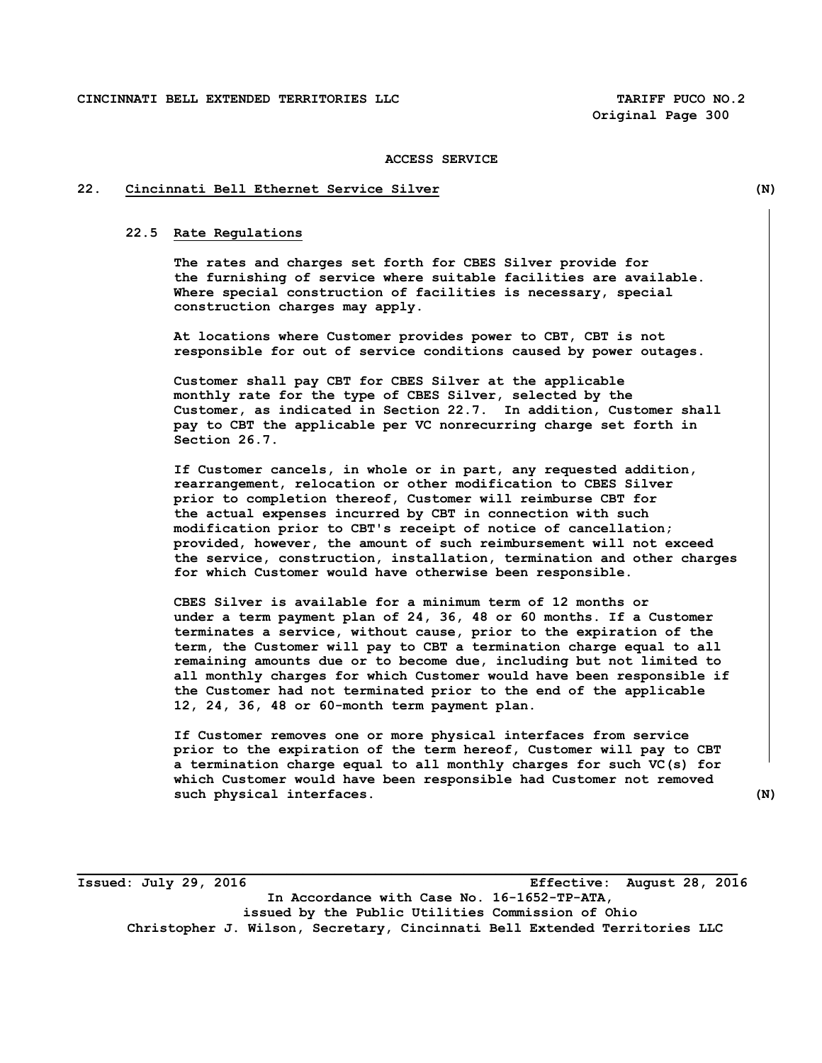# ACCESS SERVICE

## 22. Cincinnati Bell Ethernet Service Silver (N)

### 22.5 Rate Regulations

The rates and charges set forth for CBES Silver provide for the furnishing of service where suitable facilities are available. Where special construction of facilities is necessary, special construction charges may apply.

At locations where Customer provides power to CBT, CBT is not responsible for out of service conditions caused by power outages.

Customer shall pay CBT for CBES Silver at the applicable monthly rate for the type of CBES Silver, selected by the Customer, as indicated in Section 22.7. In addition, Customer shall pay to CBT the applicable per VC nonrecurring charge set forth in Section 26.7.

If Customer cancels, in whole or in part, any requested addition, rearrangement, relocation or other modification to CBES Silver prior to completion thereof, Customer will reimburse CBT for the actual expenses incurred by CBT in connection with such modification prior to CBT's receipt of notice of cancellation; provided, however, the amount of such reimbursement will not exceed the service, construction, installation, termination and other charges for which Customer would have otherwise been responsible.

CBES Silver is available for a minimum term of 12 months or under a term payment plan of 24, 36, 48 or 60 months. If a Customer terminates a service, without cause, prior to the expiration of the term, the Customer will pay to CBT a termination charge equal to all remaining amounts due or to become due, including but not limited to all monthly charges for which Customer would have been responsible if the Customer had not terminated prior to the end of the applicable 12, 24, 36, 48 or 60-month term payment plan.

If Customer removes one or more physical interfaces from service prior to the expiration of the term hereof, Customer will pay to CBT a termination charge equal to all monthly charges for such VC(s) for which Customer would have been responsible had Customer not removed such physical interfaces. (N)

Issued: July 29, 2016 Effective: August 28, 2016

In Accordance with Case No. 16-1652-TP-ATA, issued by the Public Utilities Commission of Ohio

Christopher J. Wilson, Secretary, Cincinnati Bell Extended Territories LLC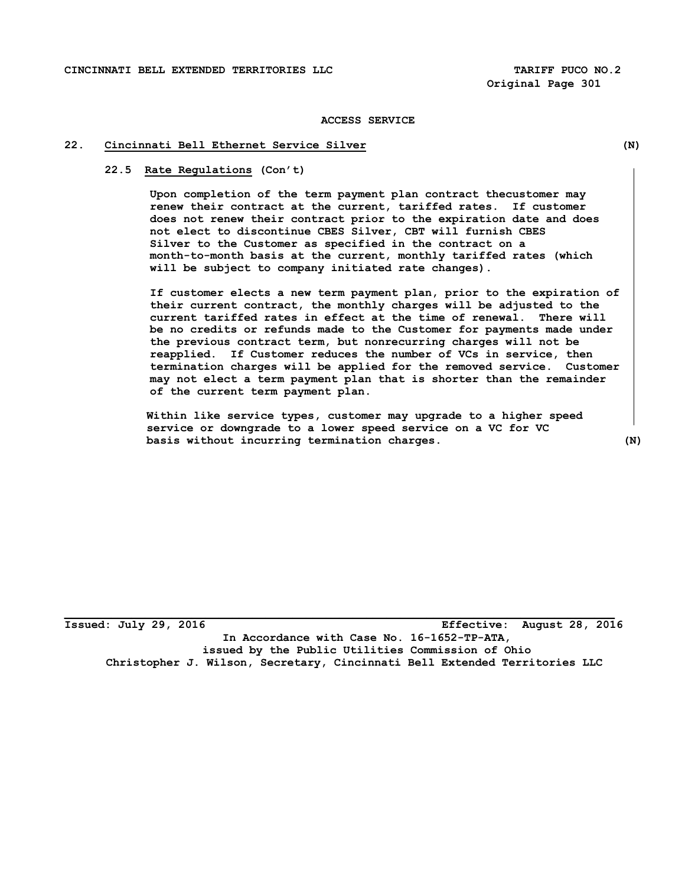ACCESS SERVICE

## 22. Cincinnati Bell Ethernet Service Silver (N)

### 22.5 Rate Regulations (Con't)

Upon completion of the term payment plan contract thecustomer may renew their contract at the current, tariffed rates. If customer does not renew their contract prior to the expiration date and does not elect to discontinue CBES Silver, CBT will furnish CBES Silver to the Customer as specified in the contract on a month-to-month basis at the current, monthly tariffed rates (which will be subject to company initiated rate changes).

If customer elects a new term payment plan, prior to the expiration of their current contract, the monthly charges will be adjusted to the current tariffed rates in effect at the time of renewal. There will be no credits or refunds made to the Customer for payments made under the previous contract term, but nonrecurring charges will not be reapplied. If Customer reduces the number of VCs in service, then termination charges will be applied for the removed service. Customer may not elect a term payment plan that is shorter than the remainder of the current term payment plan.

Within like service types, customer may upgrade to a higher speed service or downgrade to a lower speed service on a VC for VC basis without incurring termination charges. (N)

Issued: July 29, 2016 Effective: August 28, 2016

In Accordance with Case No. 16-1652-TP-ATA, issued by the Public Utilities Commission of Ohio

Christopher J. Wilson, Secretary, Cincinnati Bell Extended Territories LLC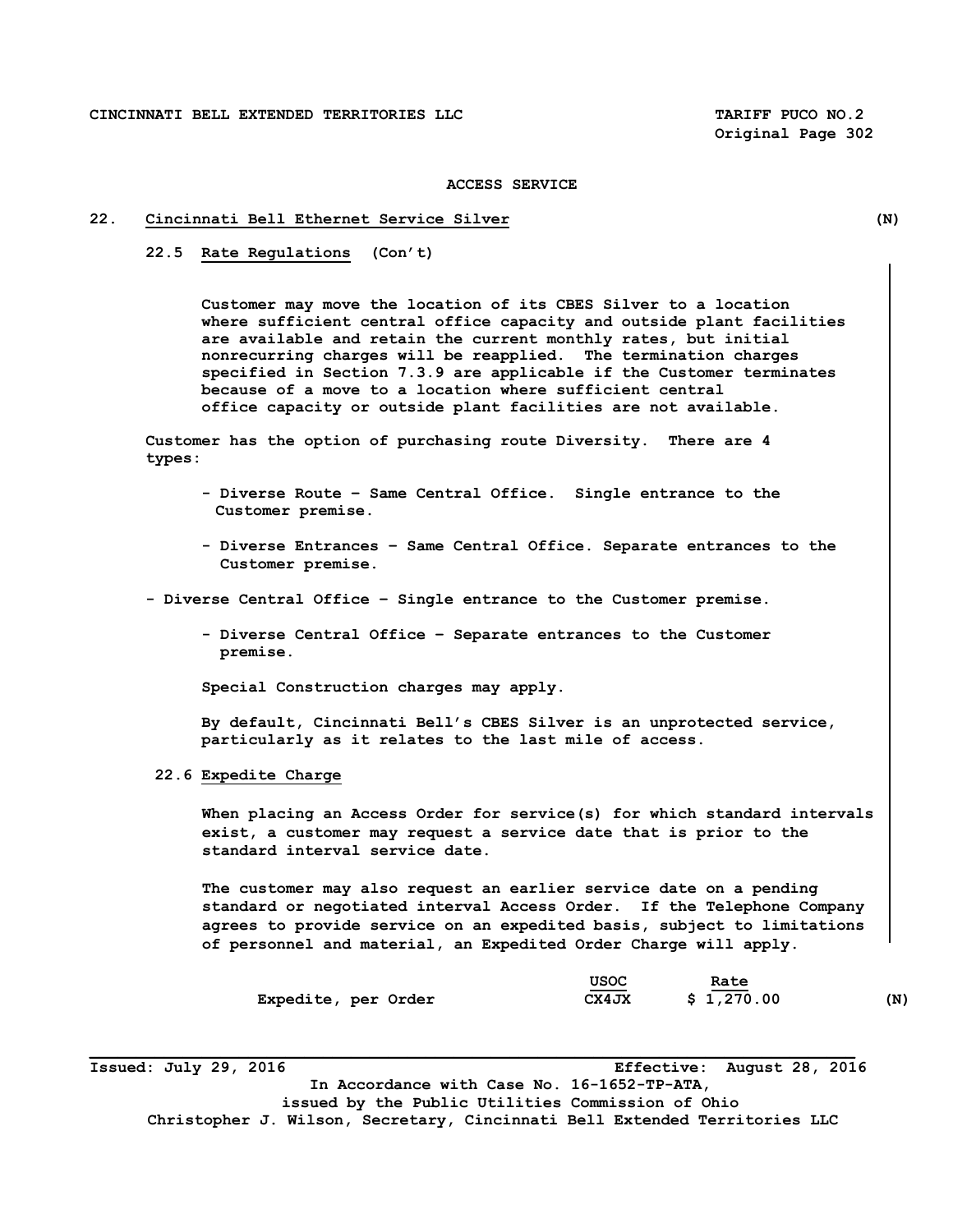ACCESS SERVICE

## 22. Cincinnati Bell Ethernet Service Silver (N)

### 22.5 Rate Regulations (Con't)

Customer may move the location of its CBES Silver to a location where sufficient central office capacity and outside plant facilities are available and retain the current monthly rates, but initial nonrecurring charges will be reapplied. The termination charges specified in Section 7.3.9 are applicable if the Customer terminates because of a move to a location where sufficient central office capacity or outside plant facilities are not available.

Customer has the option of purchasing route Diversity. There are 4 types:

- Diverse Route – Same Central Office. Single entrance to the Customer premise.
- Diverse Entrances – Same Central Office. Separate entrances to the Customer premise.
- Diverse Central Office – Single entrance to the Customer premise.
- Diverse Central Office – Separate entrances to the Customer premise.

Special Construction charges may apply.

By default, Cincinnati Bell's CBES Silver is an unprotected service, particularly as it relates to the last mile of access.

### 22.6 Expedite Charge

When placing an Access Order for service(s) for which standard intervals exist, a customer may request a service date that is prior to the standard interval service date.

The customer may also request an earlier service date on a pending standard or negotiated interval Access Order. If the Telephone Company agrees to provide service on an expedited basis, subject to limitations of personnel and material, an Expedited Order Charge will apply.

| | USOC | Rate | |
|---|---|---|---|
| Expedite, per Order | CX4JX | $ 1,270.00 | (N) |

Issued: July 29, 2016 — Effective: August 28, 2016

In Accordance with Case No. 16-1652-TP-ATA, issued by the Public Utilities Commission of Ohio

Christopher J. Wilson, Secretary, Cincinnati Bell Extended Territories LLC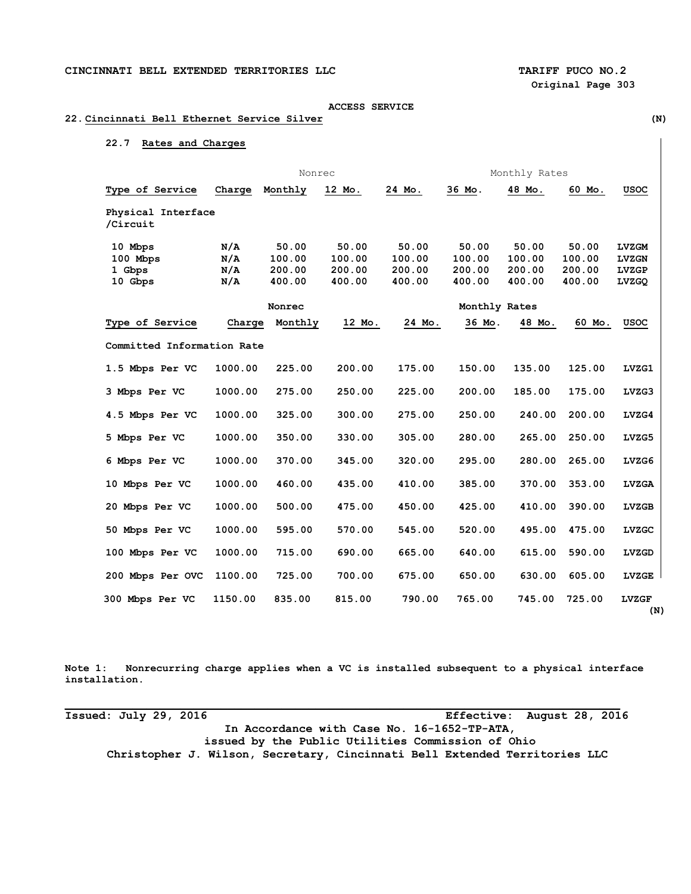ACCESS SERVICE

## 22. Cincinnati Bell Ethernet Service Silver (N)

### 22.7 Rates and Charges

| | Nonrec | | Monthly Rates | | | | | |
|---|---|---|---|---|---|---|---|---|
| Type of Service | Charge | Monthly | 12 Mo. | 24 Mo. | 36 Mo. | 48 Mo. | 60 Mo. | USOC |
| Physical Interface /Circuit | | | | | | | | |
| 10 Mbps | N/A | 50.00 | 50.00 | 50.00 | 50.00 | 50.00 | 50.00 | LVZGM |
| 100 Mbps | N/A | 100.00 | 100.00 | 100.00 | 100.00 | 100.00 | 100.00 | LVZGN |
| 1 Gbps | N/A | 200.00 | 200.00 | 200.00 | 200.00 | 200.00 | 200.00 | LVZGP |
| 10 Gbps | N/A | 400.00 | 400.00 | 400.00 | 400.00 | 400.00 | 400.00 | LVZGQ |

| | Nonrec | | Monthly Rates | | | | | |
|---|---|---|---|---|---|---|---|---|
| Type of Service | Charge | Monthly | 12 Mo. | 24 Mo. | 36 Mo. | 48 Mo. | 60 Mo. | USOC |
| Committed Information Rate | | | | | | | | |
| 1.5 Mbps Per VC | 1000.00 | 225.00 | 200.00 | 175.00 | 150.00 | 135.00 | 125.00 | LVZG1 |
| 3 Mbps Per VC | 1000.00 | 275.00 | 250.00 | 225.00 | 200.00 | 185.00 | 175.00 | LVZG3 |
| 4.5 Mbps Per VC | 1000.00 | 325.00 | 300.00 | 275.00 | 250.00 | 240.00 | 200.00 | LVZG4 |
| 5 Mbps Per VC | 1000.00 | 350.00 | 330.00 | 305.00 | 280.00 | 265.00 | 250.00 | LVZG5 |
| 6 Mbps Per VC | 1000.00 | 370.00 | 345.00 | 320.00 | 295.00 | 280.00 | 265.00 | LVZG6 |
| 10 Mbps Per VC | 1000.00 | 460.00 | 435.00 | 410.00 | 385.00 | 370.00 | 353.00 | LVZGA |
| 20 Mbps Per VC | 1000.00 | 500.00 | 475.00 | 450.00 | 425.00 | 410.00 | 390.00 | LVZGB |
| 50 Mbps Per VC | 1000.00 | 595.00 | 570.00 | 545.00 | 520.00 | 495.00 | 475.00 | LVZGC |
| 100 Mbps Per VC | 1000.00 | 715.00 | 690.00 | 665.00 | 640.00 | 615.00 | 590.00 | LVZGD |
| 200 Mbps Per OVC | 1100.00 | 725.00 | 700.00 | 675.00 | 650.00 | 630.00 | 605.00 | LVZGE |
| 300 Mbps Per VC | 1150.00 | 835.00 | 815.00 | 790.00 | 765.00 | 745.00 | 725.00 | LVZGF |

(N)

Note 1: Nonrecurring charge applies when a VC is installed subsequent to a physical interface installation.

Issued: July 29, 2016 Effective: August 28, 2016

In Accordance with Case No. 16-1652-TP-ATA, issued by the Public Utilities Commission of Ohio

Christopher J. Wilson, Secretary, Cincinnati Bell Extended Territories LLC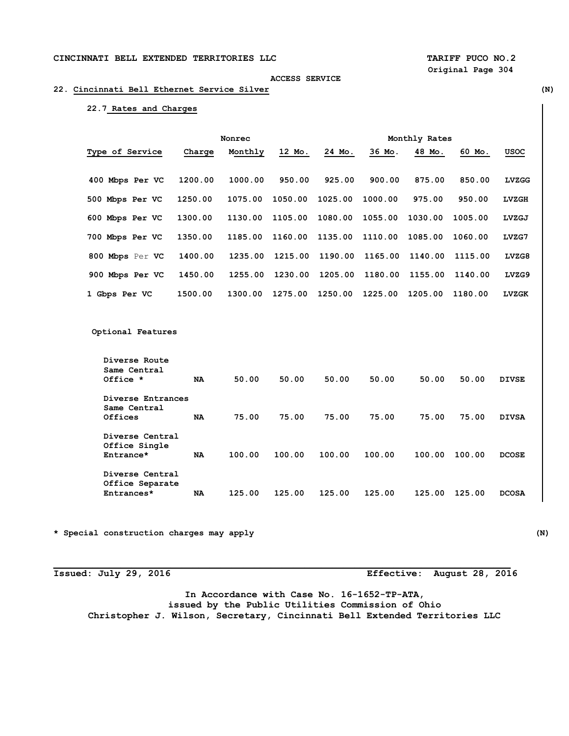ACCESS SERVICE

## 22. Cincinnati Bell Ethernet Service Silver (N)

### 22.7 Rates and Charges

| Type of Service | Nonrec Charge | Monthly Rates Monthly | 12 Mo. | 24 Mo. | 36 Mo. | 48 Mo. | 60 Mo. | USOC |
|---|---|---|---|---|---|---|---|---|
| 400 Mbps Per VC | 1200.00 | 1000.00 | 950.00 | 925.00 | 900.00 | 875.00 | 850.00 | LVZGG |
| 500 Mbps Per VC | 1250.00 | 1075.00 | 1050.00 | 1025.00 | 1000.00 | 975.00 | 950.00 | LVZGH |
| 600 Mbps Per VC | 1300.00 | 1130.00 | 1105.00 | 1080.00 | 1055.00 | 1030.00 | 1005.00 | LVZGJ |
| 700 Mbps Per VC | 1350.00 | 1185.00 | 1160.00 | 1135.00 | 1110.00 | 1085.00 | 1060.00 | LVZG7 |
| 800 Mbps Per VC | 1400.00 | 1235.00 | 1215.00 | 1190.00 | 1165.00 | 1140.00 | 1115.00 | LVZG8 |
| 900 Mbps Per VC | 1450.00 | 1255.00 | 1230.00 | 1205.00 | 1180.00 | 1155.00 | 1140.00 | LVZG9 |
| 1 Gbps Per VC | 1500.00 | 1300.00 | 1275.00 | 1250.00 | 1225.00 | 1205.00 | 1180.00 | LVZGK |
| **Optional Features** | | | | | | | | |
| Diverse Route Same Central Office * | NA | 50.00 | 50.00 | 50.00 | 50.00 | 50.00 | 50.00 | DIVSE |
| Diverse Entrances Same Central Offices | NA | 75.00 | 75.00 | 75.00 | 75.00 | 75.00 | 75.00 | DIVSA |
| Diverse Central Office Single Entrance* | NA | 100.00 | 100.00 | 100.00 | 100.00 | 100.00 | 100.00 | DCOSE |
| Diverse Central Office Separate Entrances* | NA | 125.00 | 125.00 | 125.00 | 125.00 | 125.00 | 125.00 | DCOSA |

* Special construction charges may apply (N)

Issued: July 29, 2016 Effective: August 28, 2016

In Accordance with Case No. 16-1652-TP-ATA,
issued by the Public Utilities Commission of Ohio
Christopher J. Wilson, Secretary, Cincinnati Bell Extended Territories LLC